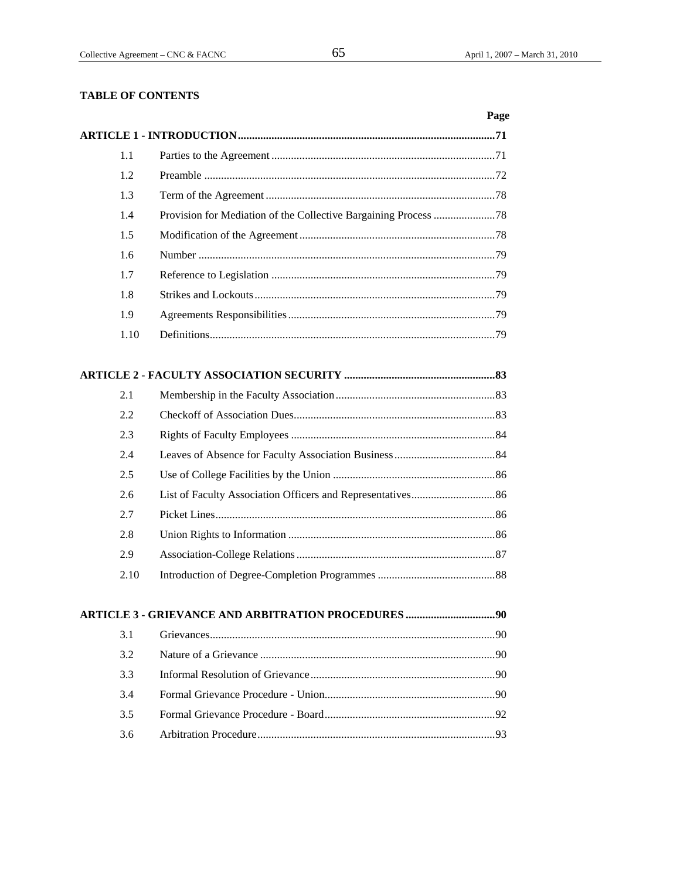## TABLE OF CONTENTS

| | | Page |
|---|---|---|
| **ARTICLE 1 - INTRODUCTION** | | **71** |
| 1.1 | Parties to the Agreement | 71 |
| 1.2 | Preamble | 72 |
| 1.3 | Term of the Agreement | 78 |
| 1.4 | Provision for Mediation of the Collective Bargaining Process | 78 |
| 1.5 | Modification of the Agreement | 78 |
| 1.6 | Number | 79 |
| 1.7 | Reference to Legislation | 79 |
| 1.8 | Strikes and Lockouts | 79 |
| 1.9 | Agreements Responsibilities | 79 |
| 1.10 | Definitions | 79 |
| **ARTICLE 2 - FACULTY ASSOCIATION SECURITY** | | **83** |
| 2.1 | Membership in the Faculty Association | 83 |
| 2.2 | Checkoff of Association Dues | 83 |
| 2.3 | Rights of Faculty Employees | 84 |
| 2.4 | Leaves of Absence for Faculty Association Business | 84 |
| 2.5 | Use of College Facilities by the Union | 86 |
| 2.6 | List of Faculty Association Officers and Representatives | 86 |
| 2.7 | Picket Lines | 86 |
| 2.8 | Union Rights to Information | 86 |
| 2.9 | Association-College Relations | 87 |
| 2.10 | Introduction of Degree-Completion Programmes | 88 |
| **ARTICLE 3 - GRIEVANCE AND ARBITRATION PROCEDURES** | | **90** |
| 3.1 | Grievances | 90 |
| 3.2 | Nature of a Grievance | 90 |
| 3.3 | Informal Resolution of Grievance | 90 |
| 3.4 | Formal Grievance Procedure - Union | 90 |
| 3.5 | Formal Grievance Procedure - Board | 92 |
| 3.6 | Arbitration Procedure | 93 |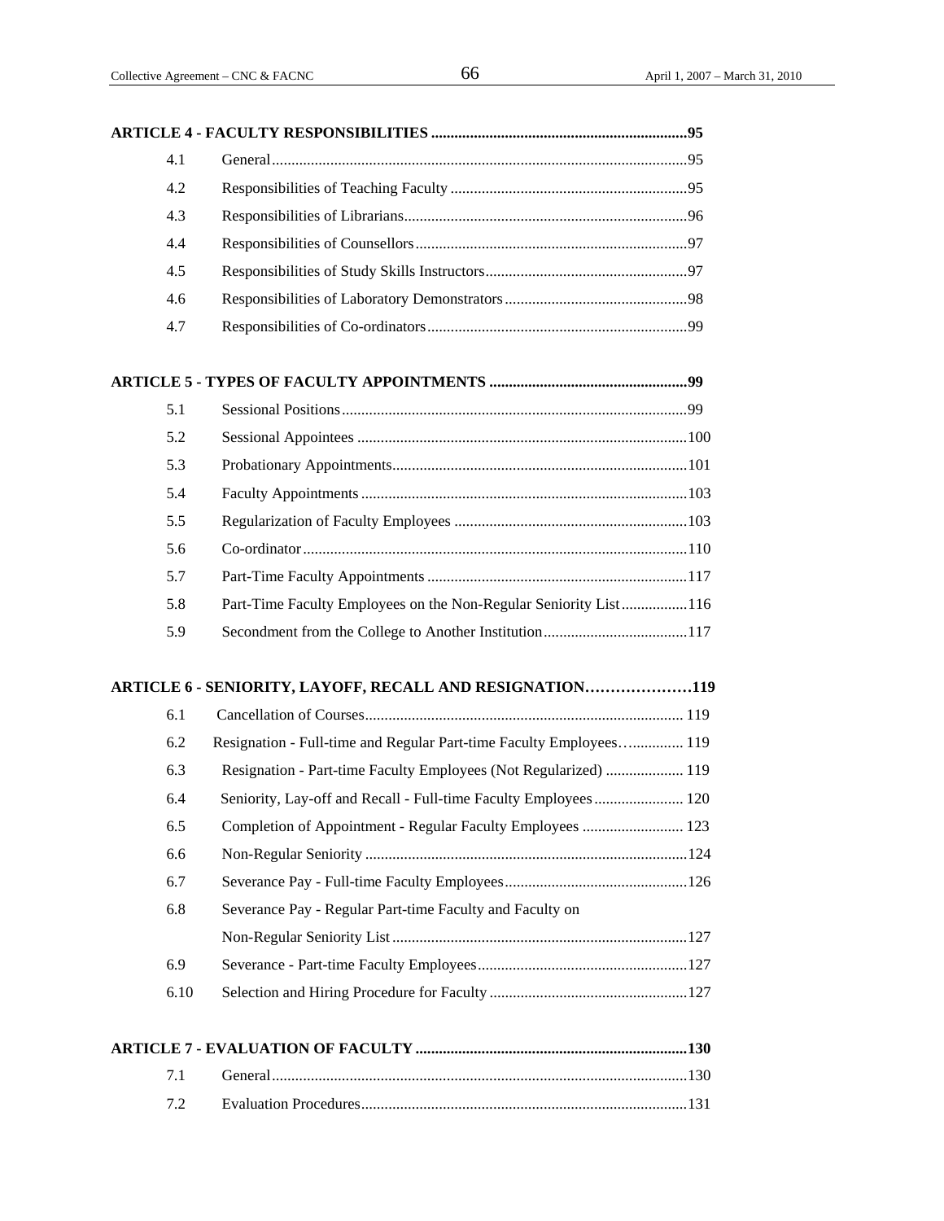**ARTICLE 4 - FACULTY RESPONSIBILITIES ....................................................................95**

| | | |
|---|---|---|
| 4.1 | General | 95 |
| 4.2 | Responsibilities of Teaching Faculty | 95 |
| 4.3 | Responsibilities of Librarians | 96 |
| 4.4 | Responsibilities of Counsellors | 97 |
| 4.5 | Responsibilities of Study Skills Instructors | 97 |
| 4.6 | Responsibilities of Laboratory Demonstrators | 98 |
| 4.7 | Responsibilities of Co-ordinators | 99 |

**ARTICLE 5 - TYPES OF FACULTY APPOINTMENTS ....................................................99**

| | | |
|---|---|---|
| 5.1 | Sessional Positions | 99 |
| 5.2 | Sessional Appointees | 100 |
| 5.3 | Probationary Appointments | 101 |
| 5.4 | Faculty Appointments | 103 |
| 5.5 | Regularization of Faculty Employees | 103 |
| 5.6 | Co-ordinator | 110 |
| 5.7 | Part-Time Faculty Appointments | 117 |
| 5.8 | Part-Time Faculty Employees on the Non-Regular Seniority List | 116 |
| 5.9 | Secondment from the College to Another Institution | 117 |

**ARTICLE 6 - SENIORITY, LAYOFF, RECALL AND RESIGNATION…………………119**

| | | |
|---|---|---|
| 6.1 | Cancellation of Courses | 119 |
| 6.2 | Resignation - Full-time and Regular Part-time Faculty Employees | 119 |
| 6.3 | Resignation - Part-time Faculty Employees (Not Regularized) | 119 |
| 6.4 | Seniority, Lay-off and Recall - Full-time Faculty Employees | 120 |
| 6.5 | Completion of Appointment - Regular Faculty Employees | 123 |
| 6.6 | Non-Regular Seniority | 124 |
| 6.7 | Severance Pay - Full-time Faculty Employees | 126 |
| 6.8 | Severance Pay - Regular Part-time Faculty and Faculty on Non-Regular Seniority List | 127 |
| 6.9 | Severance - Part-time Faculty Employees | 127 |
| 6.10 | Selection and Hiring Procedure for Faculty | 127 |

**ARTICLE 7 - EVALUATION OF FACULTY .....................................................................130**

| | | |
|---|---|---|
| 7.1 | General | 130 |
| 7.2 | Evaluation Procedures | 131 |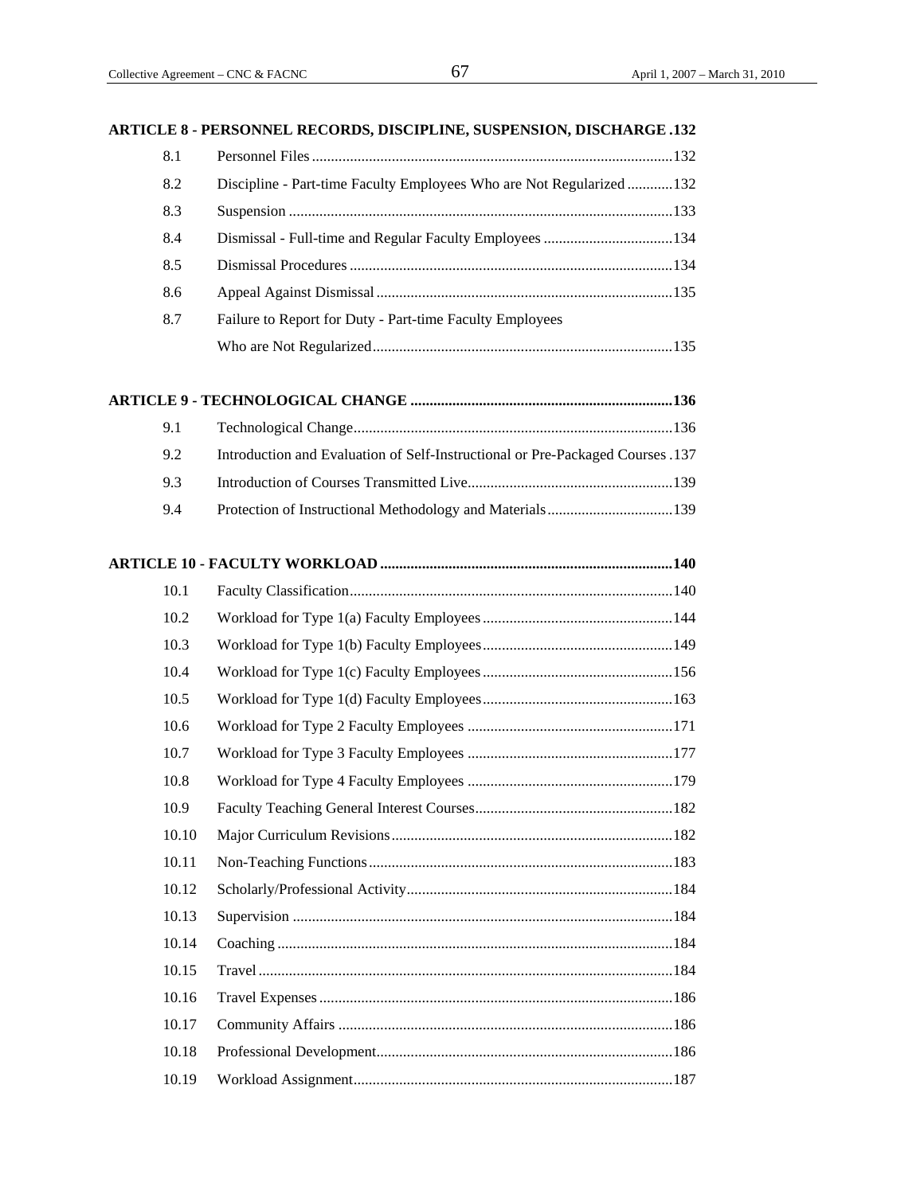**ARTICLE 8 - PERSONNEL RECORDS, DISCIPLINE, SUSPENSION, DISCHARGE .132**

| | | |
|---|---|---|
| 8.1 | Personnel Files | 132 |
| 8.2 | Discipline - Part-time Faculty Employees Who are Not Regularized | 132 |
| 8.3 | Suspension | 133 |
| 8.4 | Dismissal - Full-time and Regular Faculty Employees | 134 |
| 8.5 | Dismissal Procedures | 134 |
| 8.6 | Appeal Against Dismissal | 135 |
| 8.7 | Failure to Report for Duty - Part-time Faculty Employees Who are Not Regularized | 135 |

**ARTICLE 9 - TECHNOLOGICAL CHANGE .....136**

| | | |
|---|---|---|
| 9.1 | Technological Change | 136 |
| 9.2 | Introduction and Evaluation of Self-Instructional or Pre-Packaged Courses | 137 |
| 9.3 | Introduction of Courses Transmitted Live | 139 |
| 9.4 | Protection of Instructional Methodology and Materials | 139 |

**ARTICLE 10 - FACULTY WORKLOAD .....140**

| | | |
|---|---|---|
| 10.1 | Faculty Classification | 140 |
| 10.2 | Workload for Type 1(a) Faculty Employees | 144 |
| 10.3 | Workload for Type 1(b) Faculty Employees | 149 |
| 10.4 | Workload for Type 1(c) Faculty Employees | 156 |
| 10.5 | Workload for Type 1(d) Faculty Employees | 163 |
| 10.6 | Workload for Type 2 Faculty Employees | 171 |
| 10.7 | Workload for Type 3 Faculty Employees | 177 |
| 10.8 | Workload for Type 4 Faculty Employees | 179 |
| 10.9 | Faculty Teaching General Interest Courses | 182 |
| 10.10 | Major Curriculum Revisions | 182 |
| 10.11 | Non-Teaching Functions | 183 |
| 10.12 | Scholarly/Professional Activity | 184 |
| 10.13 | Supervision | 184 |
| 10.14 | Coaching | 184 |
| 10.15 | Travel | 184 |
| 10.16 | Travel Expenses | 186 |
| 10.17 | Community Affairs | 186 |
| 10.18 | Professional Development | 186 |
| 10.19 | Workload Assignment | 187 |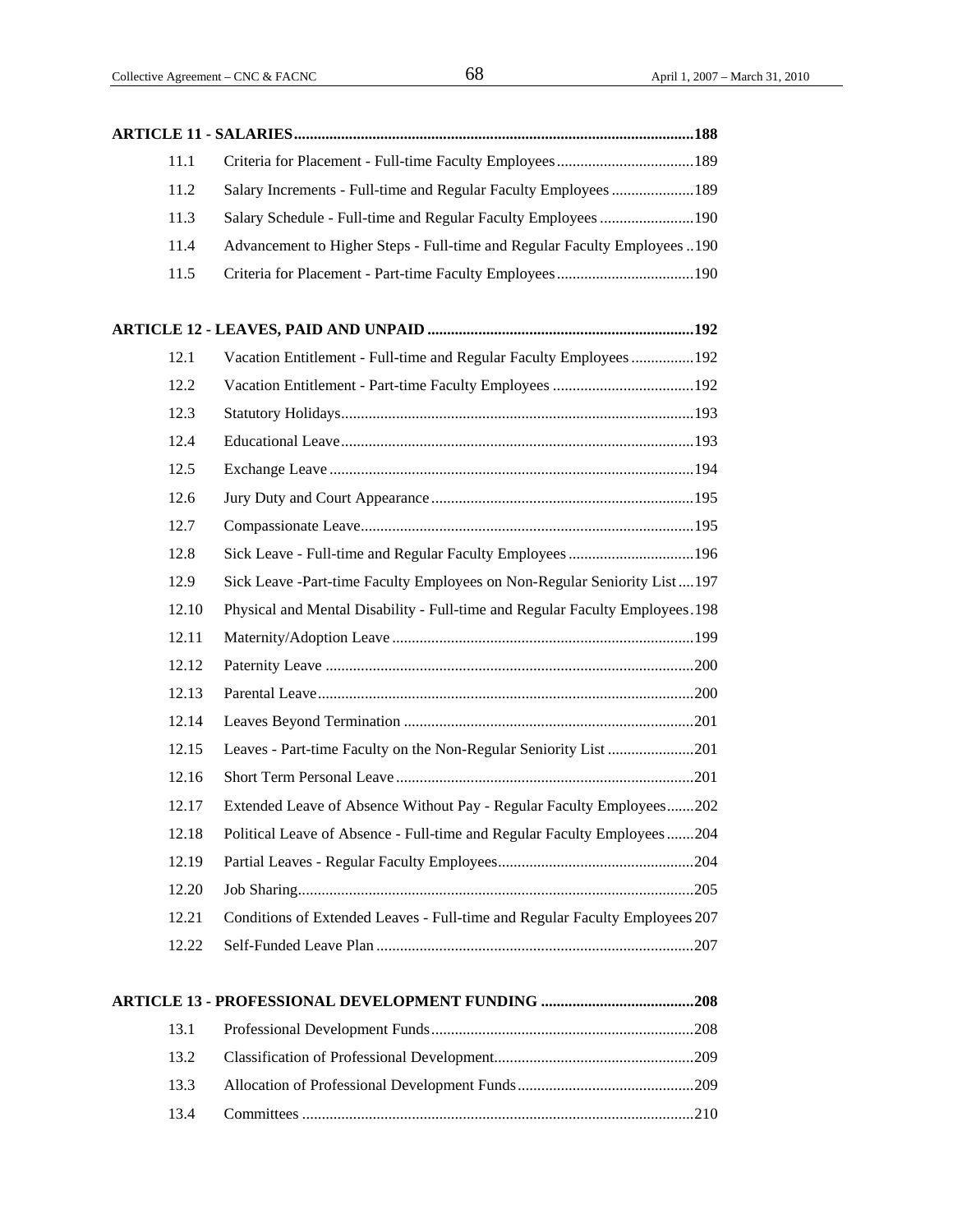**ARTICLE 11 - SALARIES ..................................................................................................... 188**

| | | |
|---|---|---|
| 11.1 | Criteria for Placement - Full-time Faculty Employees | 189 |
| 11.2 | Salary Increments - Full-time and Regular Faculty Employees | 189 |
| 11.3 | Salary Schedule - Full-time and Regular Faculty Employees | 190 |
| 11.4 | Advancement to Higher Steps - Full-time and Regular Faculty Employees | 190 |
| 11.5 | Criteria for Placement - Part-time Faculty Employees | 190 |

**ARTICLE 12 - LEAVES, PAID AND UNPAID ..................................................................... 192**

| | | |
|---|---|---|
| 12.1 | Vacation Entitlement - Full-time and Regular Faculty Employees | 192 |
| 12.2 | Vacation Entitlement - Part-time Faculty Employees | 192 |
| 12.3 | Statutory Holidays | 193 |
| 12.4 | Educational Leave | 193 |
| 12.5 | Exchange Leave | 194 |
| 12.6 | Jury Duty and Court Appearance | 195 |
| 12.7 | Compassionate Leave | 195 |
| 12.8 | Sick Leave - Full-time and Regular Faculty Employees | 196 |
| 12.9 | Sick Leave -Part-time Faculty Employees on Non-Regular Seniority List | 197 |
| 12.10 | Physical and Mental Disability - Full-time and Regular Faculty Employees | 198 |
| 12.11 | Maternity/Adoption Leave | 199 |
| 12.12 | Paternity Leave | 200 |
| 12.13 | Parental Leave | 200 |
| 12.14 | Leaves Beyond Termination | 201 |
| 12.15 | Leaves - Part-time Faculty on the Non-Regular Seniority List | 201 |
| 12.16 | Short Term Personal Leave | 201 |
| 12.17 | Extended Leave of Absence Without Pay - Regular Faculty Employees | 202 |
| 12.18 | Political Leave of Absence - Full-time and Regular Faculty Employees | 204 |
| 12.19 | Partial Leaves - Regular Faculty Employees | 204 |
| 12.20 | Job Sharing | 205 |
| 12.21 | Conditions of Extended Leaves - Full-time and Regular Faculty Employees | 207 |
| 12.22 | Self-Funded Leave Plan | 207 |

**ARTICLE 13 - PROFESSIONAL DEVELOPMENT FUNDING ........................................ 208**

| | | |
|---|---|---|
| 13.1 | Professional Development Funds | 208 |
| 13.2 | Classification of Professional Development | 209 |
| 13.3 | Allocation of Professional Development Funds | 209 |
| 13.4 | Committees | 210 |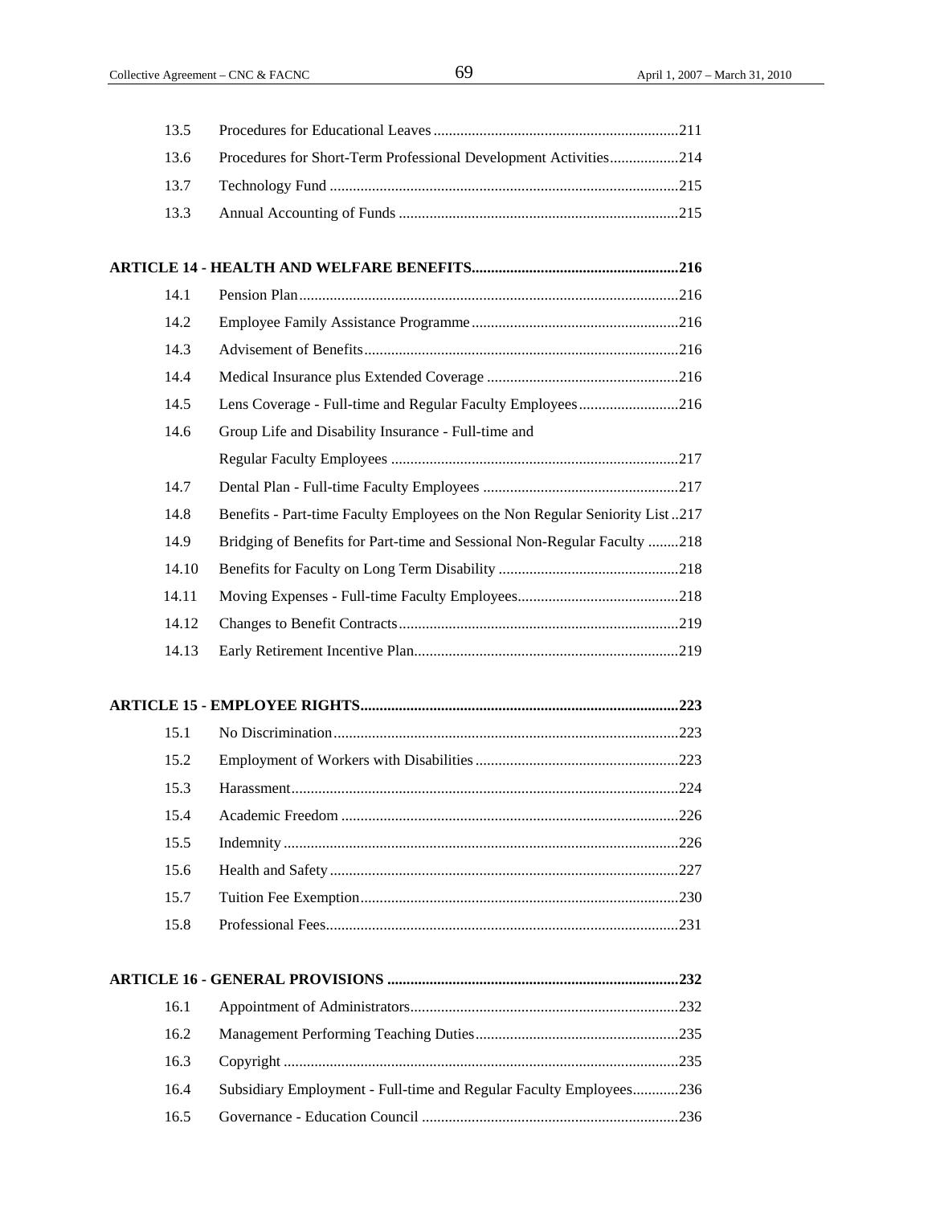| | | |
|---|---|---|
| 13.5 | Procedures for Educational Leaves | 211 |
| 13.6 | Procedures for Short-Term Professional Development Activities | 214 |
| 13.7 | Technology Fund | 215 |
| 13.3 | Annual Accounting of Funds | 215 |

**ARTICLE 14 - HEALTH AND WELFARE BENEFITS .......... 216**

| | | |
|---|---|---|
| 14.1 | Pension Plan | 216 |
| 14.2 | Employee Family Assistance Programme | 216 |
| 14.3 | Advisement of Benefits | 216 |
| 14.4 | Medical Insurance plus Extended Coverage | 216 |
| 14.5 | Lens Coverage - Full-time and Regular Faculty Employees | 216 |
| 14.6 | Group Life and Disability Insurance - Full-time and Regular Faculty Employees | 217 |
| 14.7 | Dental Plan - Full-time Faculty Employees | 217 |
| 14.8 | Benefits - Part-time Faculty Employees on the Non Regular Seniority List | 217 |
| 14.9 | Bridging of Benefits for Part-time and Sessional Non-Regular Faculty | 218 |
| 14.10 | Benefits for Faculty on Long Term Disability | 218 |
| 14.11 | Moving Expenses - Full-time Faculty Employees | 218 |
| 14.12 | Changes to Benefit Contracts | 219 |
| 14.13 | Early Retirement Incentive Plan | 219 |

**ARTICLE 15 - EMPLOYEE RIGHTS .......... 223**

| | | |
|---|---|---|
| 15.1 | No Discrimination | 223 |
| 15.2 | Employment of Workers with Disabilities | 223 |
| 15.3 | Harassment | 224 |
| 15.4 | Academic Freedom | 226 |
| 15.5 | Indemnity | 226 |
| 15.6 | Health and Safety | 227 |
| 15.7 | Tuition Fee Exemption | 230 |
| 15.8 | Professional Fees | 231 |

**ARTICLE 16 - GENERAL PROVISIONS .......... 232**

| | | |
|---|---|---|
| 16.1 | Appointment of Administrators | 232 |
| 16.2 | Management Performing Teaching Duties | 235 |
| 16.3 | Copyright | 235 |
| 16.4 | Subsidiary Employment - Full-time and Regular Faculty Employees | 236 |
| 16.5 | Governance - Education Council | 236 |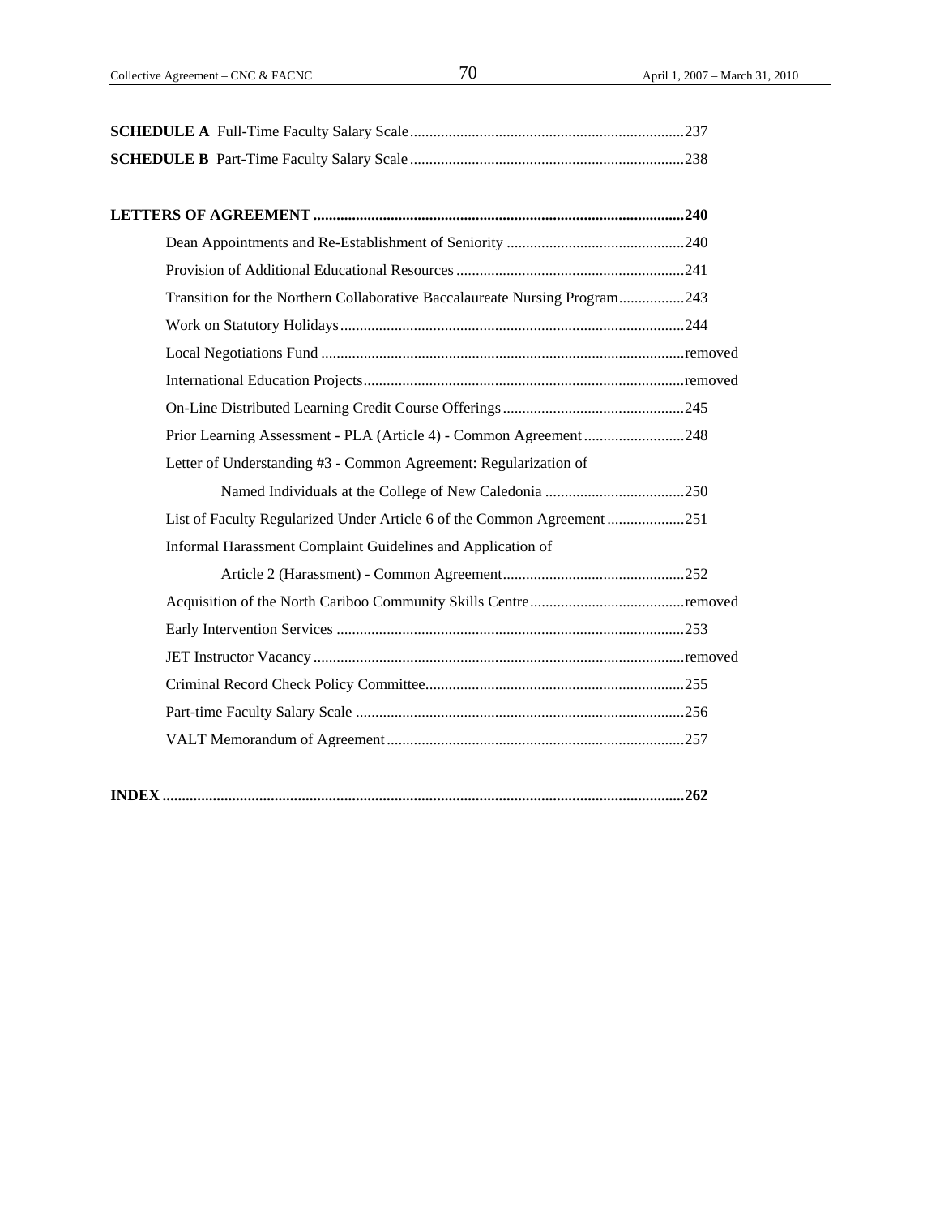**SCHEDULE A** Full-Time Faculty Salary Scale.......................................................................237

**SCHEDULE B** Part-Time Faculty Salary Scale.......................................................................238

**LETTERS OF AGREEMENT ...............................................................................................240**

- Dean Appointments and Re-Establishment of Seniority ..............................................240
- Provision of Additional Educational Resources...........................................................241
- Transition for the Northern Collaborative Baccalaureate Nursing Program.................243
- Work on Statutory Holidays........................................................................................244
- Local Negotiations Fund ..............................................................................................removed
- International Education Projects..................................................................................removed
- On-Line Distributed Learning Credit Course Offerings...............................................245
- Prior Learning Assessment - PLA (Article 4) - Common Agreement..........................248
- Letter of Understanding #3 - Common Agreement: Regularization of Named Individuals at the College of New Caledonia ....................................250
- List of Faculty Regularized Under Article 6 of the Common Agreement....................251
- Informal Harassment Complaint Guidelines and Application of Article 2 (Harassment) - Common Agreement...............................................252
- Acquisition of the North Cariboo Community Skills Centre........................................removed
- Early Intervention Services ..........................................................................................253
- JET Instructor Vacancy................................................................................................removed
- Criminal Record Check Policy Committee...................................................................255
- Part-time Faculty Salary Scale .....................................................................................256
- VALT Memorandum of Agreement.............................................................................257

**INDEX .....................................................................................................................................262**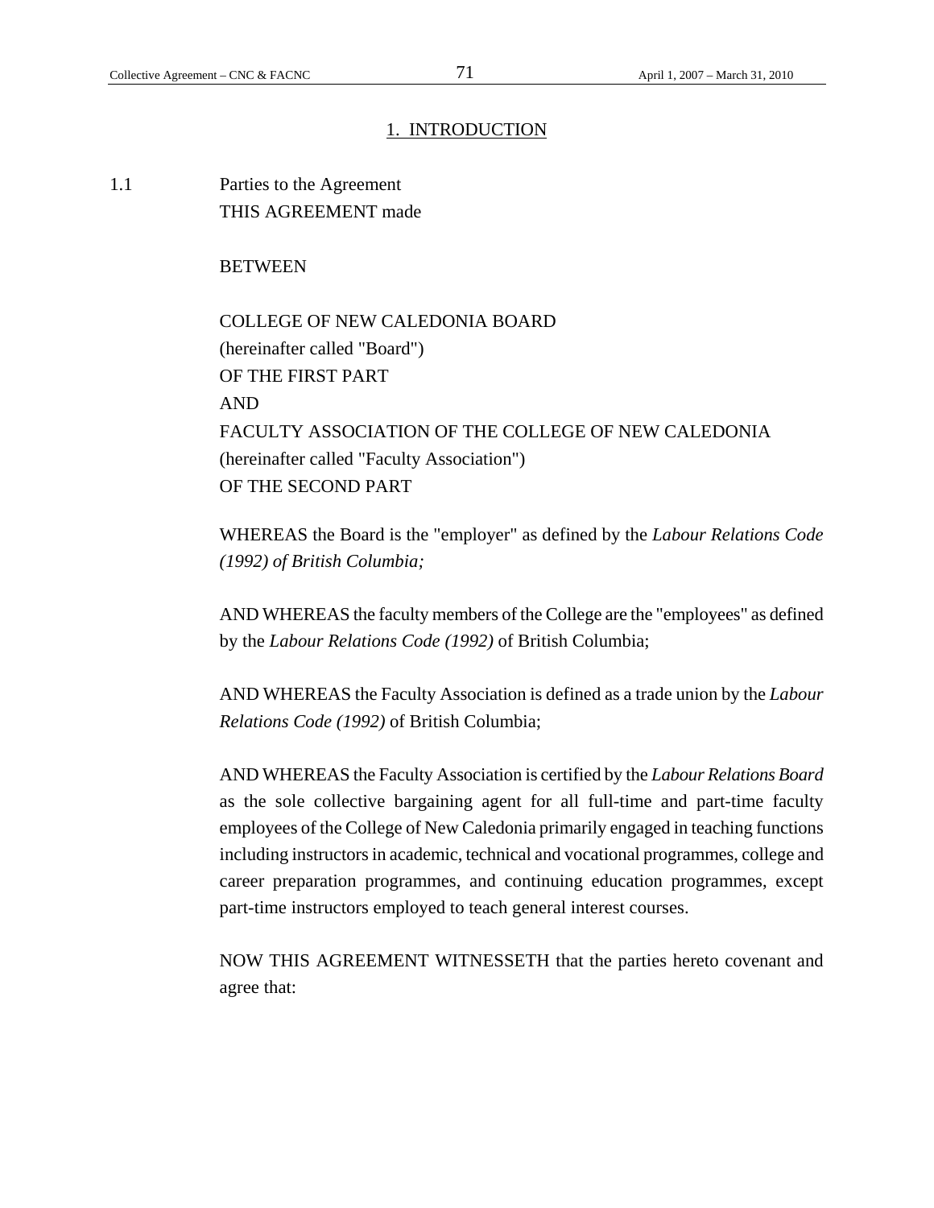# 1. INTRODUCTION

1.1 Parties to the Agreement

THIS AGREEMENT made

BETWEEN

COLLEGE OF NEW CALEDONIA BOARD
(hereinafter called "Board")
OF THE FIRST PART
AND
FACULTY ASSOCIATION OF THE COLLEGE OF NEW CALEDONIA
(hereinafter called "Faculty Association")
OF THE SECOND PART

WHEREAS the Board is the "employer" as defined by the *Labour Relations Code (1992) of British Columbia;*

AND WHEREAS the faculty members of the College are the "employees" as defined by the *Labour Relations Code (1992)* of British Columbia;

AND WHEREAS the Faculty Association is defined as a trade union by the *Labour Relations Code (1992)* of British Columbia;

AND WHEREAS the Faculty Association is certified by the *Labour Relations Board* as the sole collective bargaining agent for all full-time and part-time faculty employees of the College of New Caledonia primarily engaged in teaching functions including instructors in academic, technical and vocational programmes, college and career preparation programmes, and continuing education programmes, except part-time instructors employed to teach general interest courses.

NOW THIS AGREEMENT WITNESSETH that the parties hereto covenant and agree that: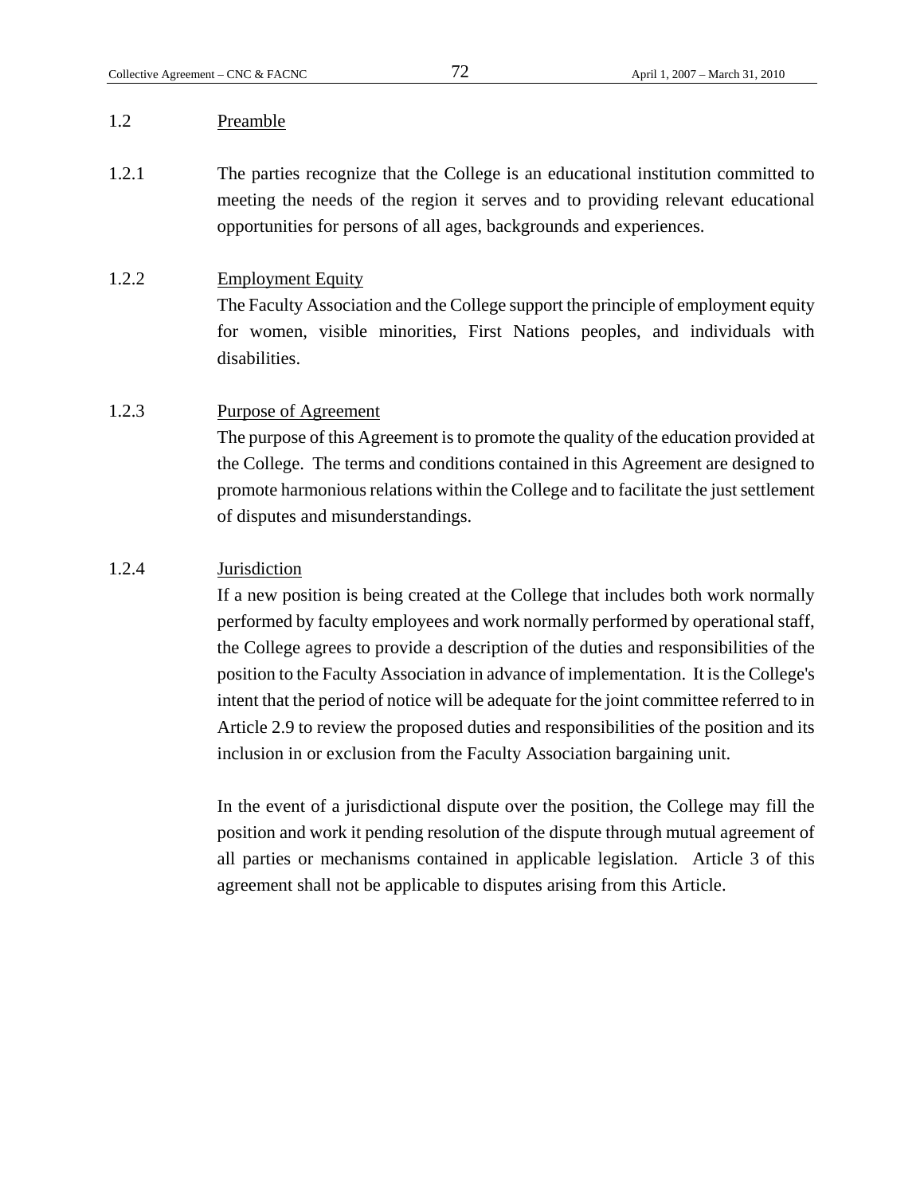## 1.2 Preamble

1.2.1 The parties recognize that the College is an educational institution committed to meeting the needs of the region it serves and to providing relevant educational opportunities for persons of all ages, backgrounds and experiences.

### 1.2.2 Employment Equity

The Faculty Association and the College support the principle of employment equity for women, visible minorities, First Nations peoples, and individuals with disabilities.

### 1.2.3 Purpose of Agreement

The purpose of this Agreement is to promote the quality of the education provided at the College. The terms and conditions contained in this Agreement are designed to promote harmonious relations within the College and to facilitate the just settlement of disputes and misunderstandings.

### 1.2.4 Jurisdiction

If a new position is being created at the College that includes both work normally performed by faculty employees and work normally performed by operational staff, the College agrees to provide a description of the duties and responsibilities of the position to the Faculty Association in advance of implementation. It is the College's intent that the period of notice will be adequate for the joint committee referred to in Article 2.9 to review the proposed duties and responsibilities of the position and its inclusion in or exclusion from the Faculty Association bargaining unit.

In the event of a jurisdictional dispute over the position, the College may fill the position and work it pending resolution of the dispute through mutual agreement of all parties or mechanisms contained in applicable legislation. Article 3 of this agreement shall not be applicable to disputes arising from this Article.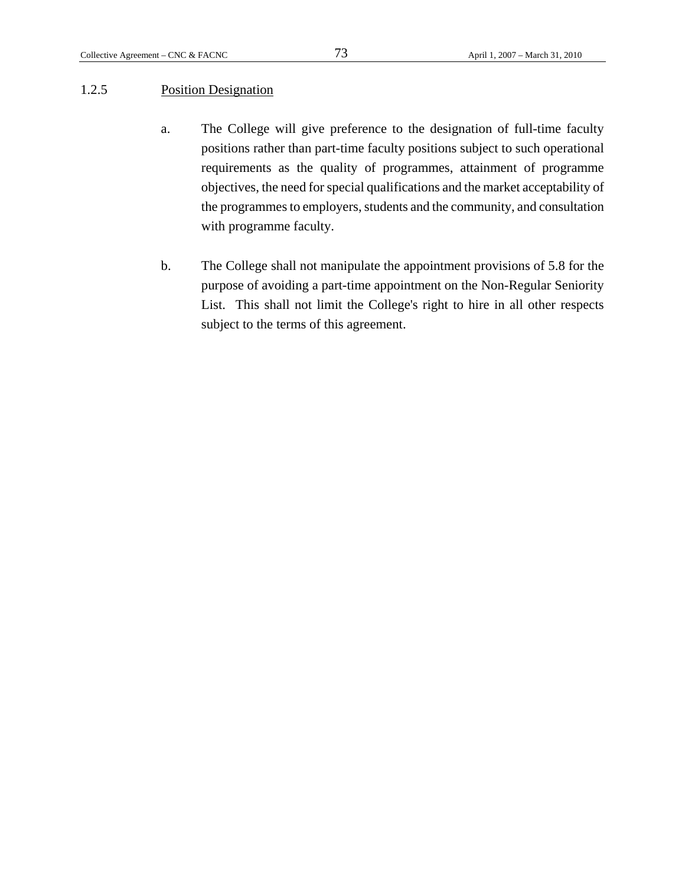### 1.2.5 Position Designation

a. The College will give preference to the designation of full-time faculty positions rather than part-time faculty positions subject to such operational requirements as the quality of programmes, attainment of programme objectives, the need for special qualifications and the market acceptability of the programmes to employers, students and the community, and consultation with programme faculty.

b. The College shall not manipulate the appointment provisions of 5.8 for the purpose of avoiding a part-time appointment on the Non-Regular Seniority List. This shall not limit the College's right to hire in all other respects subject to the terms of this agreement.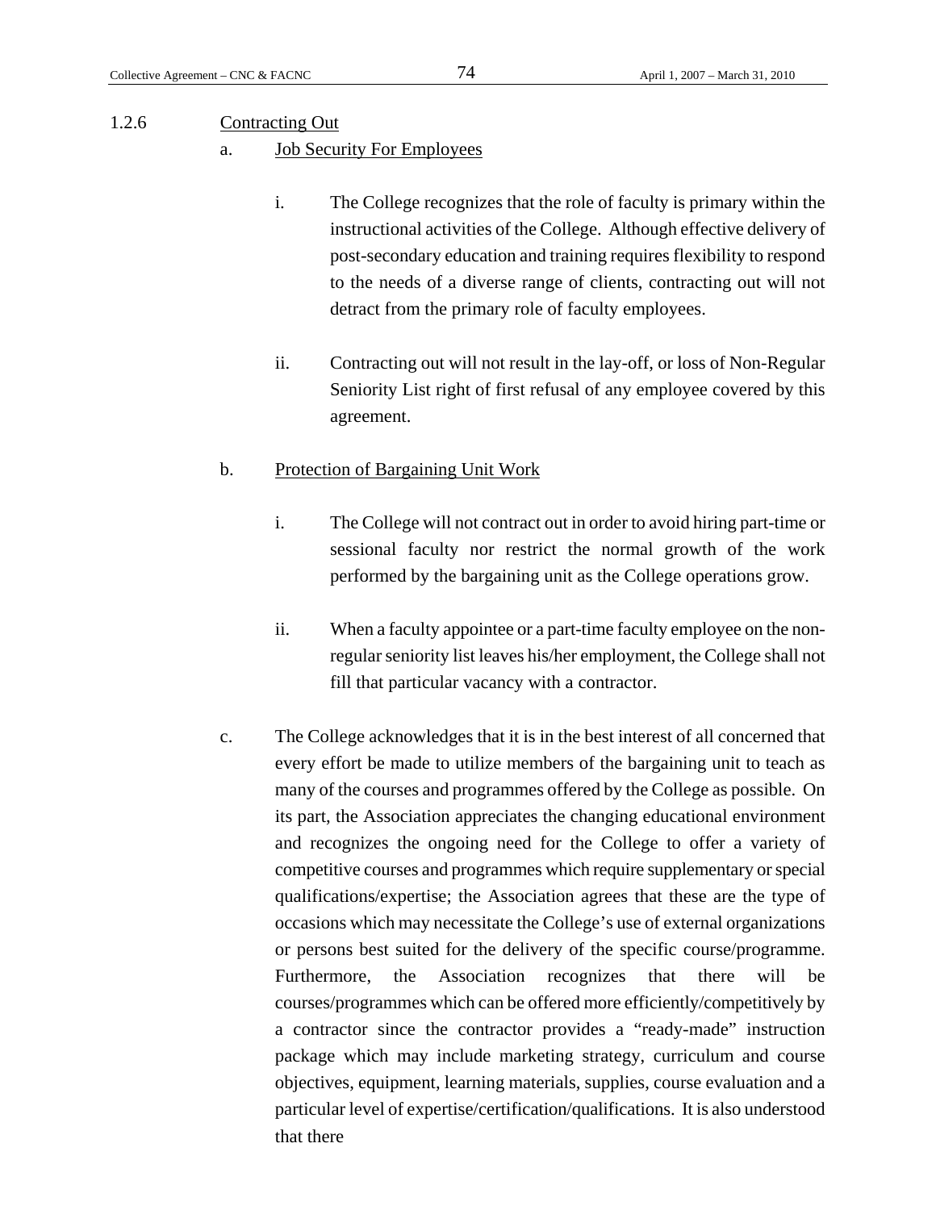1.2.6 Contracting Out

a. Job Security For Employees

i. The College recognizes that the role of faculty is primary within the instructional activities of the College. Although effective delivery of post-secondary education and training requires flexibility to respond to the needs of a diverse range of clients, contracting out will not detract from the primary role of faculty employees.

ii. Contracting out will not result in the lay-off, or loss of Non-Regular Seniority List right of first refusal of any employee covered by this agreement.

b. Protection of Bargaining Unit Work

i. The College will not contract out in order to avoid hiring part-time or sessional faculty nor restrict the normal growth of the work performed by the bargaining unit as the College operations grow.

ii. When a faculty appointee or a part-time faculty employee on the non-regular seniority list leaves his/her employment, the College shall not fill that particular vacancy with a contractor.

c. The College acknowledges that it is in the best interest of all concerned that every effort be made to utilize members of the bargaining unit to teach as many of the courses and programmes offered by the College as possible. On its part, the Association appreciates the changing educational environment and recognizes the ongoing need for the College to offer a variety of competitive courses and programmes which require supplementary or special qualifications/expertise; the Association agrees that these are the type of occasions which may necessitate the College's use of external organizations or persons best suited for the delivery of the specific course/programme. Furthermore, the Association recognizes that there will be courses/programmes which can be offered more efficiently/competitively by a contractor since the contractor provides a "ready-made" instruction package which may include marketing strategy, curriculum and course objectives, equipment, learning materials, supplies, course evaluation and a particular level of expertise/certification/qualifications. It is also understood that there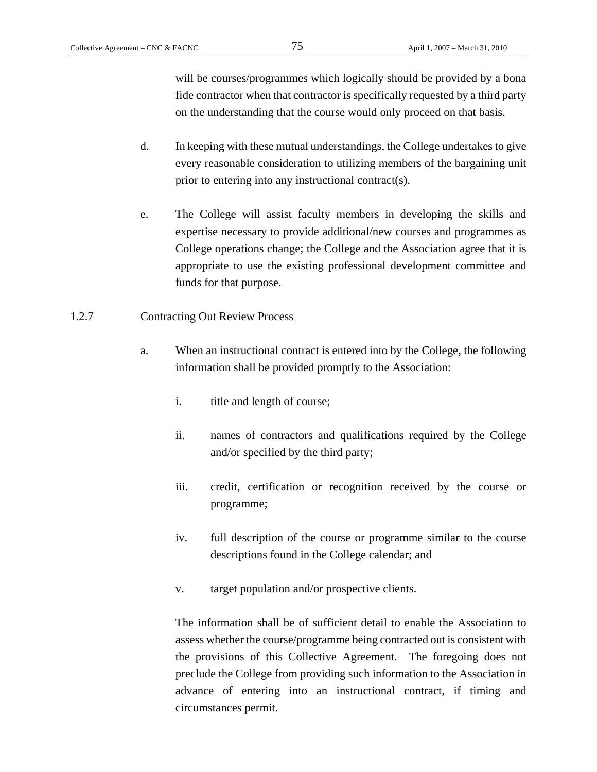will be courses/programmes which logically should be provided by a bona fide contractor when that contractor is specifically requested by a third party on the understanding that the course would only proceed on that basis.

d. In keeping with these mutual understandings, the College undertakes to give every reasonable consideration to utilizing members of the bargaining unit prior to entering into any instructional contract(s).

e. The College will assist faculty members in developing the skills and expertise necessary to provide additional/new courses and programmes as College operations change; the College and the Association agree that it is appropriate to use the existing professional development committee and funds for that purpose.

1.2.7 Contracting Out Review Process

a. When an instructional contract is entered into by the College, the following information shall be provided promptly to the Association:

   i. title and length of course;

   ii. names of contractors and qualifications required by the College and/or specified by the third party;

   iii. credit, certification or recognition received by the course or programme;

   iv. full description of the course or programme similar to the course descriptions found in the College calendar; and

   v. target population and/or prospective clients.

The information shall be of sufficient detail to enable the Association to assess whether the course/programme being contracted out is consistent with the provisions of this Collective Agreement. The foregoing does not preclude the College from providing such information to the Association in advance of entering into an instructional contract, if timing and circumstances permit.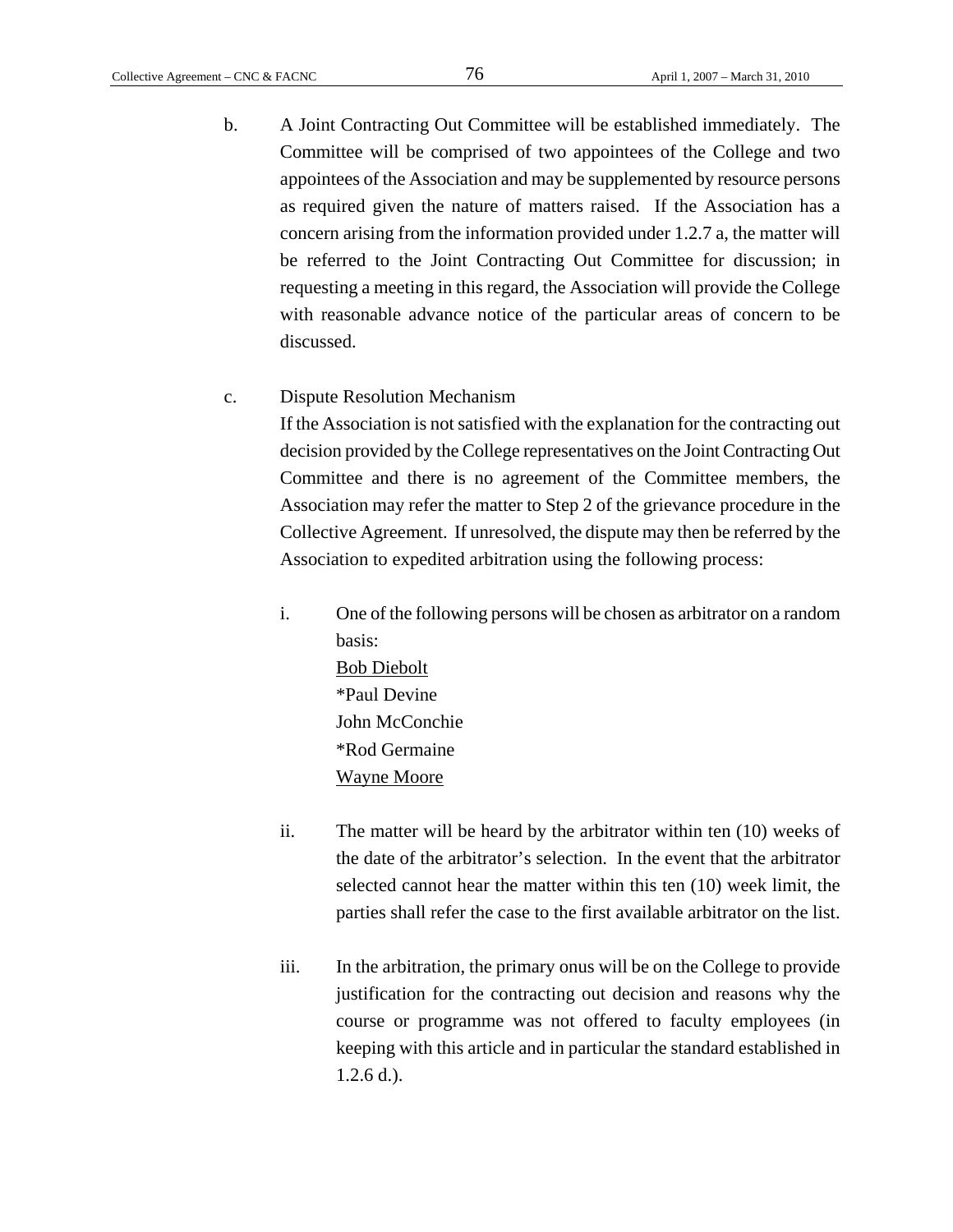b. A Joint Contracting Out Committee will be established immediately. The Committee will be comprised of two appointees of the College and two appointees of the Association and may be supplemented by resource persons as required given the nature of matters raised. If the Association has a concern arising from the information provided under 1.2.7 a, the matter will be referred to the Joint Contracting Out Committee for discussion; in requesting a meeting in this regard, the Association will provide the College with reasonable advance notice of the particular areas of concern to be discussed.

c. Dispute Resolution Mechanism

If the Association is not satisfied with the explanation for the contracting out decision provided by the College representatives on the Joint Contracting Out Committee and there is no agreement of the Committee members, the Association may refer the matter to Step 2 of the grievance procedure in the Collective Agreement. If unresolved, the dispute may then be referred by the Association to expedited arbitration using the following process:

i. One of the following persons will be chosen as arbitrator on a random basis:

<u>Bob Diebolt</u>
*Paul Devine
John McConchie
*Rod Germaine
<u>Wayne Moore</u>

ii. The matter will be heard by the arbitrator within ten (10) weeks of the date of the arbitrator's selection. In the event that the arbitrator selected cannot hear the matter within this ten (10) week limit, the parties shall refer the case to the first available arbitrator on the list.

iii. In the arbitration, the primary onus will be on the College to provide justification for the contracting out decision and reasons why the course or programme was not offered to faculty employees (in keeping with this article and in particular the standard established in 1.2.6 d.).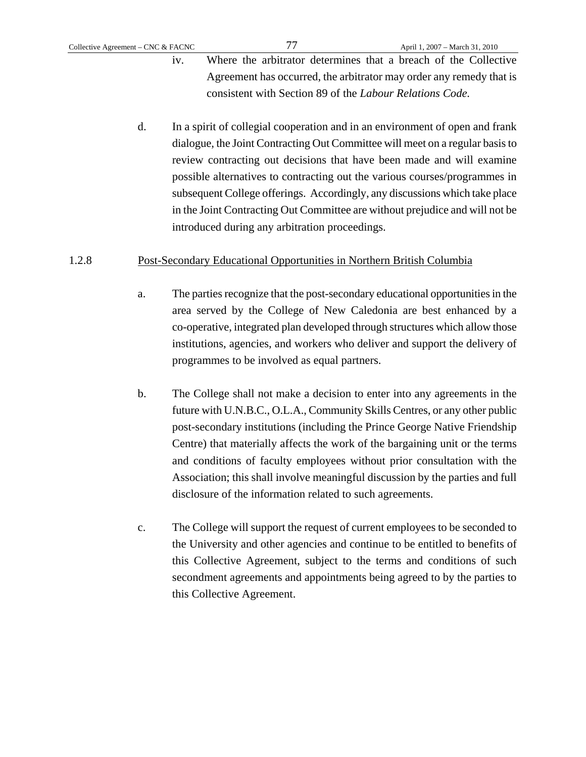iv. Where the arbitrator determines that a breach of the Collective Agreement has occurred, the arbitrator may order any remedy that is consistent with Section 89 of the *Labour Relations Code.*

d. In a spirit of collegial cooperation and in an environment of open and frank dialogue, the Joint Contracting Out Committee will meet on a regular basis to review contracting out decisions that have been made and will examine possible alternatives to contracting out the various courses/programmes in subsequent College offerings. Accordingly, any discussions which take place in the Joint Contracting Out Committee are without prejudice and will not be introduced during any arbitration proceedings.

1.2.8 Post-Secondary Educational Opportunities in Northern British Columbia

a. The parties recognize that the post-secondary educational opportunities in the area served by the College of New Caledonia are best enhanced by a co-operative, integrated plan developed through structures which allow those institutions, agencies, and workers who deliver and support the delivery of programmes to be involved as equal partners.

b. The College shall not make a decision to enter into any agreements in the future with U.N.B.C., O.L.A., Community Skills Centres, or any other public post-secondary institutions (including the Prince George Native Friendship Centre) that materially affects the work of the bargaining unit or the terms and conditions of faculty employees without prior consultation with the Association; this shall involve meaningful discussion by the parties and full disclosure of the information related to such agreements.

c. The College will support the request of current employees to be seconded to the University and other agencies and continue to be entitled to benefits of this Collective Agreement, subject to the terms and conditions of such secondment agreements and appointments being agreed to by the parties to this Collective Agreement.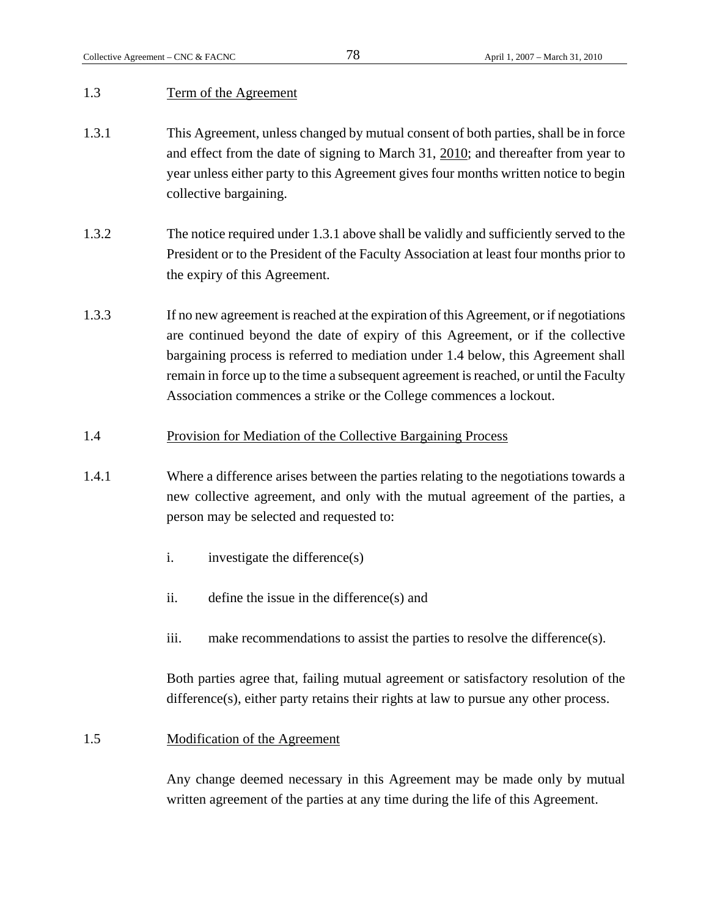## 1.3 Term of the Agreement

1.3.1 This Agreement, unless changed by mutual consent of both parties, shall be in force and effect from the date of signing to March 31, 2010; and thereafter from year to year unless either party to this Agreement gives four months written notice to begin collective bargaining.

1.3.2 The notice required under 1.3.1 above shall be validly and sufficiently served to the President or to the President of the Faculty Association at least four months prior to the expiry of this Agreement.

1.3.3 If no new agreement is reached at the expiration of this Agreement, or if negotiations are continued beyond the date of expiry of this Agreement, or if the collective bargaining process is referred to mediation under 1.4 below, this Agreement shall remain in force up to the time a subsequent agreement is reached, or until the Faculty Association commences a strike or the College commences a lockout.

## 1.4 Provision for Mediation of the Collective Bargaining Process

1.4.1 Where a difference arises between the parties relating to the negotiations towards a new collective agreement, and only with the mutual agreement of the parties, a person may be selected and requested to:

i. investigate the difference(s)

ii. define the issue in the difference(s) and

iii. make recommendations to assist the parties to resolve the difference(s).

Both parties agree that, failing mutual agreement or satisfactory resolution of the difference(s), either party retains their rights at law to pursue any other process.

## 1.5 Modification of the Agreement

Any change deemed necessary in this Agreement may be made only by mutual written agreement of the parties at any time during the life of this Agreement.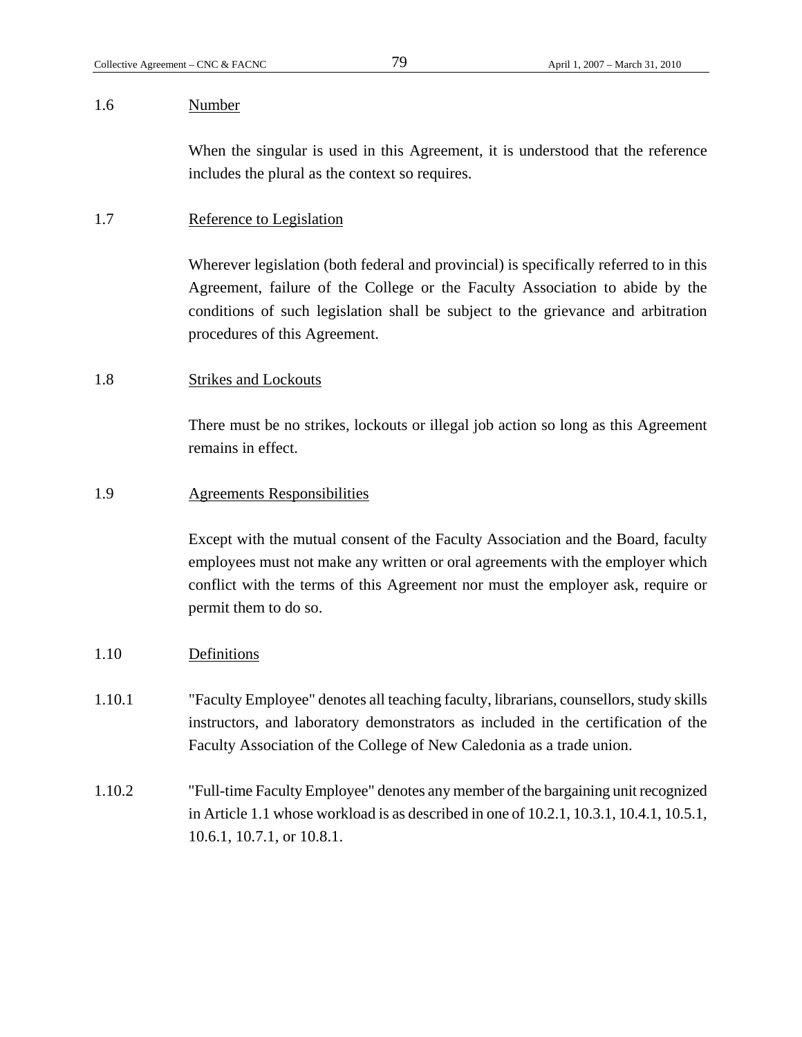1.6 Number

When the singular is used in this Agreement, it is understood that the reference includes the plural as the context so requires.

1.7 Reference to Legislation

Wherever legislation (both federal and provincial) is specifically referred to in this Agreement, failure of the College or the Faculty Association to abide by the conditions of such legislation shall be subject to the grievance and arbitration procedures of this Agreement.

1.8 Strikes and Lockouts

There must be no strikes, lockouts or illegal job action so long as this Agreement remains in effect.

1.9 Agreements Responsibilities

Except with the mutual consent of the Faculty Association and the Board, faculty employees must not make any written or oral agreements with the employer which conflict with the terms of this Agreement nor must the employer ask, require or permit them to do so.

1.10 Definitions

1.10.1 "Faculty Employee" denotes all teaching faculty, librarians, counsellors, study skills instructors, and laboratory demonstrators as included in the certification of the Faculty Association of the College of New Caledonia as a trade union.

1.10.2 "Full-time Faculty Employee" denotes any member of the bargaining unit recognized in Article 1.1 whose workload is as described in one of 10.2.1, 10.3.1, 10.4.1, 10.5.1, 10.6.1, 10.7.1, or 10.8.1.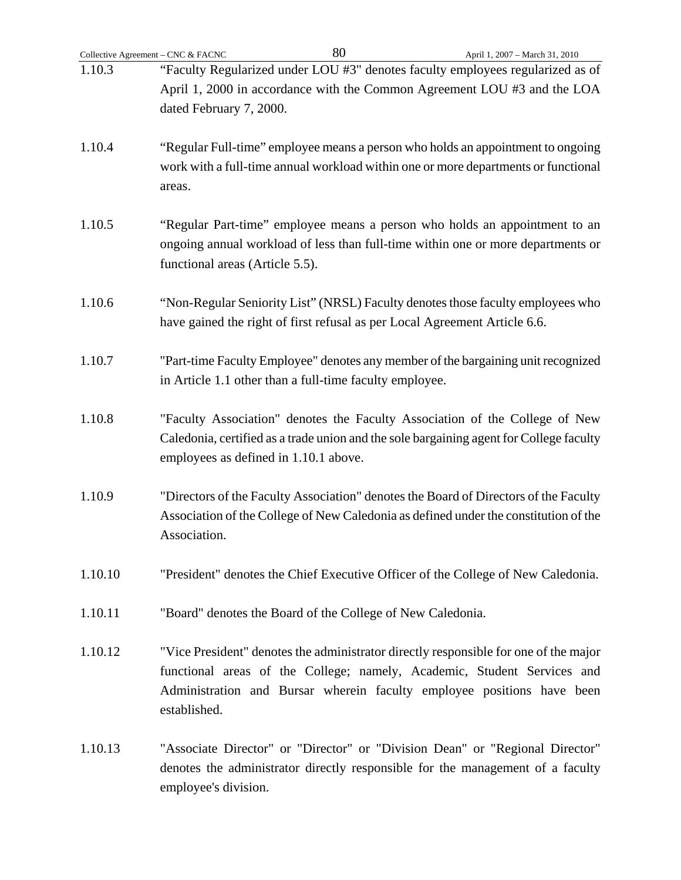1.10.3 "Faculty Regularized under LOU #3" denotes faculty employees regularized as of April 1, 2000 in accordance with the Common Agreement LOU #3 and the LOA dated February 7, 2000.

1.10.4 "Regular Full-time" employee means a person who holds an appointment to ongoing work with a full-time annual workload within one or more departments or functional areas.

1.10.5 "Regular Part-time" employee means a person who holds an appointment to an ongoing annual workload of less than full-time within one or more departments or functional areas (Article 5.5).

1.10.6 "Non-Regular Seniority List" (NRSL) Faculty denotes those faculty employees who have gained the right of first refusal as per Local Agreement Article 6.6.

1.10.7 "Part-time Faculty Employee" denotes any member of the bargaining unit recognized in Article 1.1 other than a full-time faculty employee.

1.10.8 "Faculty Association" denotes the Faculty Association of the College of New Caledonia, certified as a trade union and the sole bargaining agent for College faculty employees as defined in 1.10.1 above.

1.10.9 "Directors of the Faculty Association" denotes the Board of Directors of the Faculty Association of the College of New Caledonia as defined under the constitution of the Association.

1.10.10 "President" denotes the Chief Executive Officer of the College of New Caledonia.

1.10.11 "Board" denotes the Board of the College of New Caledonia.

1.10.12 "Vice President" denotes the administrator directly responsible for one of the major functional areas of the College; namely, Academic, Student Services and Administration and Bursar wherein faculty employee positions have been established.

1.10.13 "Associate Director" or "Director" or "Division Dean" or "Regional Director" denotes the administrator directly responsible for the management of a faculty employee's division.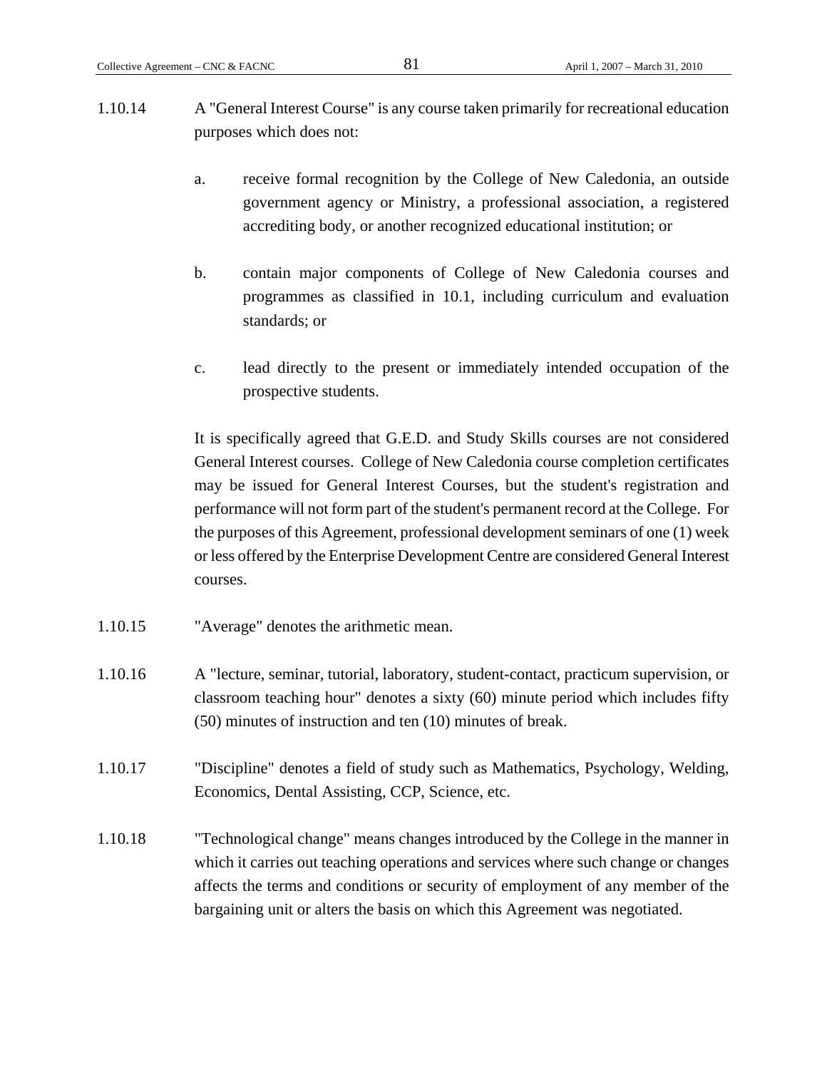1.10.14 A "General Interest Course" is any course taken primarily for recreational education purposes which does not:

a. receive formal recognition by the College of New Caledonia, an outside government agency or Ministry, a professional association, a registered accrediting body, or another recognized educational institution; or

b. contain major components of College of New Caledonia courses and programmes as classified in 10.1, including curriculum and evaluation standards; or

c. lead directly to the present or immediately intended occupation of the prospective students.

It is specifically agreed that G.E.D. and Study Skills courses are not considered General Interest courses. College of New Caledonia course completion certificates may be issued for General Interest Courses, but the student's registration and performance will not form part of the student's permanent record at the College. For the purposes of this Agreement, professional development seminars of one (1) week or less offered by the Enterprise Development Centre are considered General Interest courses.

1.10.15 "Average" denotes the arithmetic mean.

1.10.16 A "lecture, seminar, tutorial, laboratory, student-contact, practicum supervision, or classroom teaching hour" denotes a sixty (60) minute period which includes fifty (50) minutes of instruction and ten (10) minutes of break.

1.10.17 "Discipline" denotes a field of study such as Mathematics, Psychology, Welding, Economics, Dental Assisting, CCP, Science, etc.

1.10.18 "Technological change" means changes introduced by the College in the manner in which it carries out teaching operations and services where such change or changes affects the terms and conditions or security of employment of any member of the bargaining unit or alters the basis on which this Agreement was negotiated.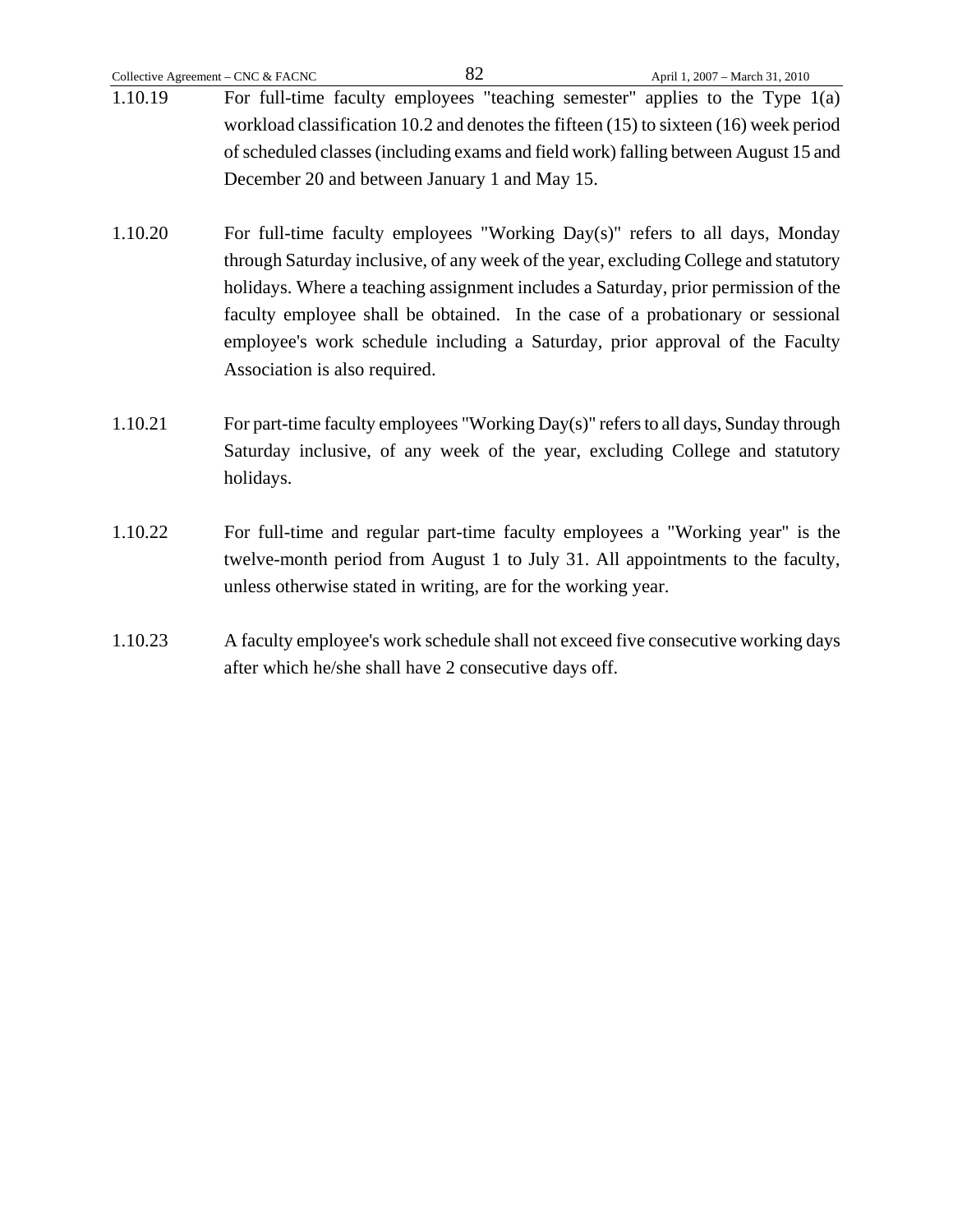1.10.19 For full-time faculty employees "teaching semester" applies to the Type 1(a) workload classification 10.2 and denotes the fifteen (15) to sixteen (16) week period of scheduled classes (including exams and field work) falling between August 15 and December 20 and between January 1 and May 15.

1.10.20 For full-time faculty employees "Working Day(s)" refers to all days, Monday through Saturday inclusive, of any week of the year, excluding College and statutory holidays. Where a teaching assignment includes a Saturday, prior permission of the faculty employee shall be obtained. In the case of a probationary or sessional employee's work schedule including a Saturday, prior approval of the Faculty Association is also required.

1.10.21 For part-time faculty employees "Working Day(s)" refers to all days, Sunday through Saturday inclusive, of any week of the year, excluding College and statutory holidays.

1.10.22 For full-time and regular part-time faculty employees a "Working year" is the twelve-month period from August 1 to July 31. All appointments to the faculty, unless otherwise stated in writing, are for the working year.

1.10.23 A faculty employee's work schedule shall not exceed five consecutive working days after which he/she shall have 2 consecutive days off.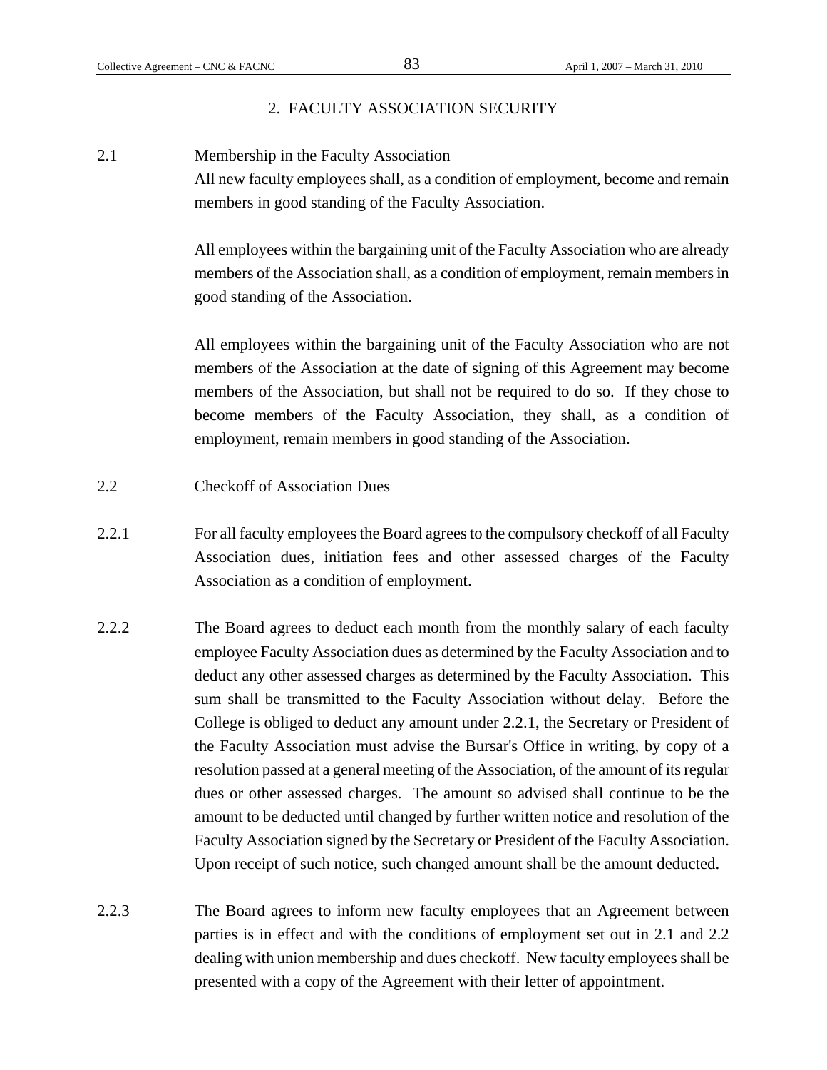## 2. FACULTY ASSOCIATION SECURITY

2.1 Membership in the Faculty Association

All new faculty employees shall, as a condition of employment, become and remain members in good standing of the Faculty Association.

All employees within the bargaining unit of the Faculty Association who are already members of the Association shall, as a condition of employment, remain members in good standing of the Association.

All employees within the bargaining unit of the Faculty Association who are not members of the Association at the date of signing of this Agreement may become members of the Association, but shall not be required to do so. If they chose to become members of the Faculty Association, they shall, as a condition of employment, remain members in good standing of the Association.

2.2 Checkoff of Association Dues

2.2.1 For all faculty employees the Board agrees to the compulsory checkoff of all Faculty Association dues, initiation fees and other assessed charges of the Faculty Association as a condition of employment.

2.2.2 The Board agrees to deduct each month from the monthly salary of each faculty employee Faculty Association dues as determined by the Faculty Association and to deduct any other assessed charges as determined by the Faculty Association. This sum shall be transmitted to the Faculty Association without delay. Before the College is obliged to deduct any amount under 2.2.1, the Secretary or President of the Faculty Association must advise the Bursar's Office in writing, by copy of a resolution passed at a general meeting of the Association, of the amount of its regular dues or other assessed charges. The amount so advised shall continue to be the amount to be deducted until changed by further written notice and resolution of the Faculty Association signed by the Secretary or President of the Faculty Association. Upon receipt of such notice, such changed amount shall be the amount deducted.

2.2.3 The Board agrees to inform new faculty employees that an Agreement between parties is in effect and with the conditions of employment set out in 2.1 and 2.2 dealing with union membership and dues checkoff. New faculty employees shall be presented with a copy of the Agreement with their letter of appointment.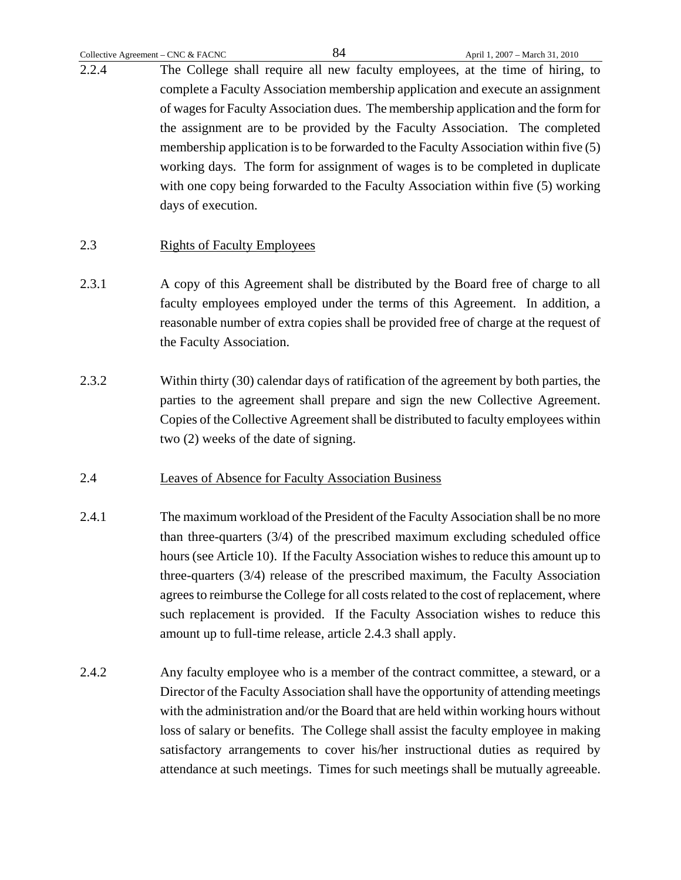2.2.4 The College shall require all new faculty employees, at the time of hiring, to complete a Faculty Association membership application and execute an assignment of wages for Faculty Association dues. The membership application and the form for the assignment are to be provided by the Faculty Association. The completed membership application is to be forwarded to the Faculty Association within five (5) working days. The form for assignment of wages is to be completed in duplicate with one copy being forwarded to the Faculty Association within five (5) working days of execution.

2.3 Rights of Faculty Employees

2.3.1 A copy of this Agreement shall be distributed by the Board free of charge to all faculty employees employed under the terms of this Agreement. In addition, a reasonable number of extra copies shall be provided free of charge at the request of the Faculty Association.

2.3.2 Within thirty (30) calendar days of ratification of the agreement by both parties, the parties to the agreement shall prepare and sign the new Collective Agreement. Copies of the Collective Agreement shall be distributed to faculty employees within two (2) weeks of the date of signing.

2.4 Leaves of Absence for Faculty Association Business

2.4.1 The maximum workload of the President of the Faculty Association shall be no more than three-quarters (3/4) of the prescribed maximum excluding scheduled office hours (see Article 10). If the Faculty Association wishes to reduce this amount up to three-quarters (3/4) release of the prescribed maximum, the Faculty Association agrees to reimburse the College for all costs related to the cost of replacement, where such replacement is provided. If the Faculty Association wishes to reduce this amount up to full-time release, article 2.4.3 shall apply.

2.4.2 Any faculty employee who is a member of the contract committee, a steward, or a Director of the Faculty Association shall have the opportunity of attending meetings with the administration and/or the Board that are held within working hours without loss of salary or benefits. The College shall assist the faculty employee in making satisfactory arrangements to cover his/her instructional duties as required by attendance at such meetings. Times for such meetings shall be mutually agreeable.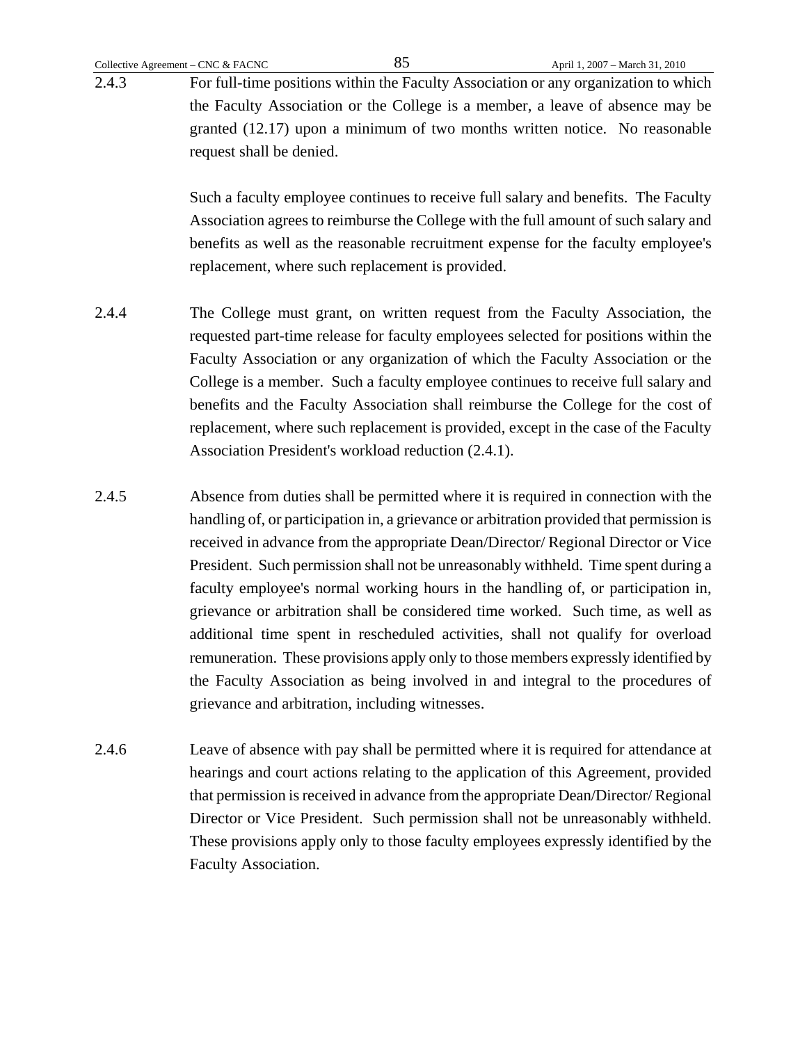2.4.3 For full-time positions within the Faculty Association or any organization to which the Faculty Association or the College is a member, a leave of absence may be granted (12.17) upon a minimum of two months written notice. No reasonable request shall be denied.

Such a faculty employee continues to receive full salary and benefits. The Faculty Association agrees to reimburse the College with the full amount of such salary and benefits as well as the reasonable recruitment expense for the faculty employee's replacement, where such replacement is provided.

2.4.4 The College must grant, on written request from the Faculty Association, the requested part-time release for faculty employees selected for positions within the Faculty Association or any organization of which the Faculty Association or the College is a member. Such a faculty employee continues to receive full salary and benefits and the Faculty Association shall reimburse the College for the cost of replacement, where such replacement is provided, except in the case of the Faculty Association President's workload reduction (2.4.1).

2.4.5 Absence from duties shall be permitted where it is required in connection with the handling of, or participation in, a grievance or arbitration provided that permission is received in advance from the appropriate Dean/Director/ Regional Director or Vice President. Such permission shall not be unreasonably withheld. Time spent during a faculty employee's normal working hours in the handling of, or participation in, grievance or arbitration shall be considered time worked. Such time, as well as additional time spent in rescheduled activities, shall not qualify for overload remuneration. These provisions apply only to those members expressly identified by the Faculty Association as being involved in and integral to the procedures of grievance and arbitration, including witnesses.

2.4.6 Leave of absence with pay shall be permitted where it is required for attendance at hearings and court actions relating to the application of this Agreement, provided that permission is received in advance from the appropriate Dean/Director/ Regional Director or Vice President. Such permission shall not be unreasonably withheld. These provisions apply only to those faculty employees expressly identified by the Faculty Association.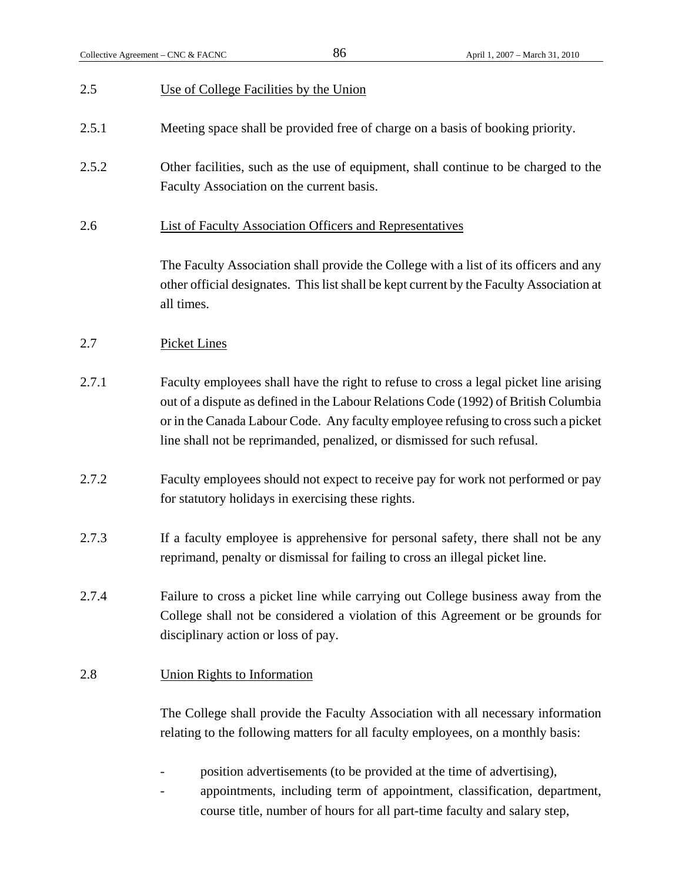2.5 Use of College Facilities by the Union

2.5.1 Meeting space shall be provided free of charge on a basis of booking priority.

2.5.2 Other facilities, such as the use of equipment, shall continue to be charged to the Faculty Association on the current basis.

2.6 List of Faculty Association Officers and Representatives

The Faculty Association shall provide the College with a list of its officers and any other official designates. This list shall be kept current by the Faculty Association at all times.

2.7 Picket Lines

2.7.1 Faculty employees shall have the right to refuse to cross a legal picket line arising out of a dispute as defined in the Labour Relations Code (1992) of British Columbia or in the Canada Labour Code. Any faculty employee refusing to cross such a picket line shall not be reprimanded, penalized, or dismissed for such refusal.

2.7.2 Faculty employees should not expect to receive pay for work not performed or pay for statutory holidays in exercising these rights.

2.7.3 If a faculty employee is apprehensive for personal safety, there shall not be any reprimand, penalty or dismissal for failing to cross an illegal picket line.

2.7.4 Failure to cross a picket line while carrying out College business away from the College shall not be considered a violation of this Agreement or be grounds for disciplinary action or loss of pay.

2.8 Union Rights to Information

The College shall provide the Faculty Association with all necessary information relating to the following matters for all faculty employees, on a monthly basis:

- position advertisements (to be provided at the time of advertising),
- appointments, including term of appointment, classification, department, course title, number of hours for all part-time faculty and salary step,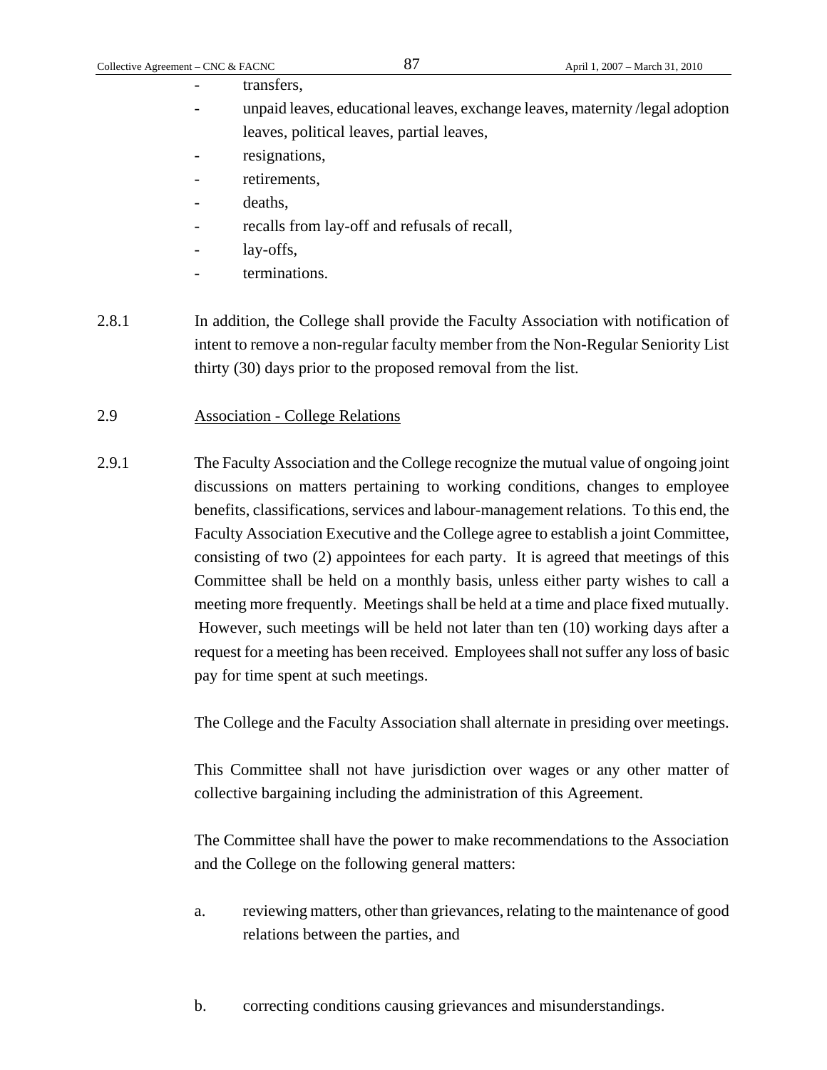- transfers,
- unpaid leaves, educational leaves, exchange leaves, maternity /legal adoption leaves, political leaves, partial leaves,
- resignations,
- retirements,
- deaths,
- recalls from lay-off and refusals of recall,
- lay-offs,
- terminations.

2.8.1 In addition, the College shall provide the Faculty Association with notification of intent to remove a non-regular faculty member from the Non-Regular Seniority List thirty (30) days prior to the proposed removal from the list.

2.9 Association - College Relations

2.9.1 The Faculty Association and the College recognize the mutual value of ongoing joint discussions on matters pertaining to working conditions, changes to employee benefits, classifications, services and labour-management relations. To this end, the Faculty Association Executive and the College agree to establish a joint Committee, consisting of two (2) appointees for each party. It is agreed that meetings of this Committee shall be held on a monthly basis, unless either party wishes to call a meeting more frequently. Meetings shall be held at a time and place fixed mutually. However, such meetings will be held not later than ten (10) working days after a request for a meeting has been received. Employees shall not suffer any loss of basic pay for time spent at such meetings.

The College and the Faculty Association shall alternate in presiding over meetings.

This Committee shall not have jurisdiction over wages or any other matter of collective bargaining including the administration of this Agreement.

The Committee shall have the power to make recommendations to the Association and the College on the following general matters:

a. reviewing matters, other than grievances, relating to the maintenance of good relations between the parties, and

b. correcting conditions causing grievances and misunderstandings.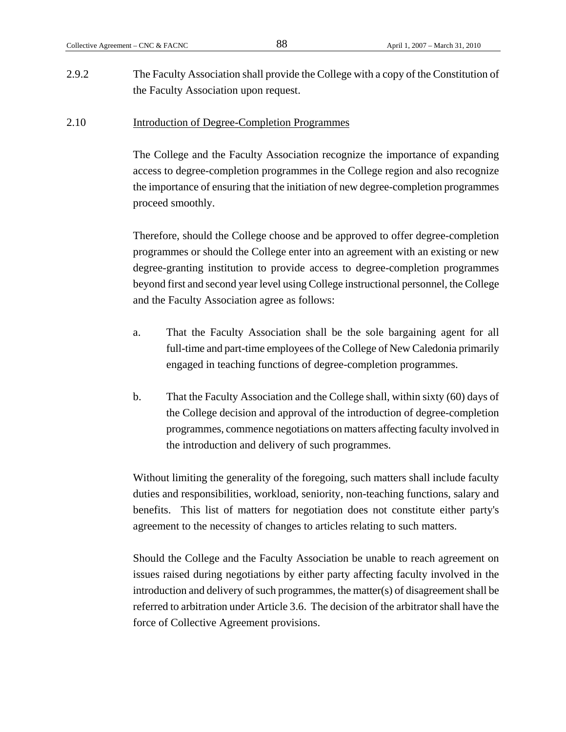2.9.2 The Faculty Association shall provide the College with a copy of the Constitution of the Faculty Association upon request.

2.10 Introduction of Degree-Completion Programmes

The College and the Faculty Association recognize the importance of expanding access to degree-completion programmes in the College region and also recognize the importance of ensuring that the initiation of new degree-completion programmes proceed smoothly.

Therefore, should the College choose and be approved to offer degree-completion programmes or should the College enter into an agreement with an existing or new degree-granting institution to provide access to degree-completion programmes beyond first and second year level using College instructional personnel, the College and the Faculty Association agree as follows:

a. That the Faculty Association shall be the sole bargaining agent for all full-time and part-time employees of the College of New Caledonia primarily engaged in teaching functions of degree-completion programmes.

b. That the Faculty Association and the College shall, within sixty (60) days of the College decision and approval of the introduction of degree-completion programmes, commence negotiations on matters affecting faculty involved in the introduction and delivery of such programmes.

Without limiting the generality of the foregoing, such matters shall include faculty duties and responsibilities, workload, seniority, non-teaching functions, salary and benefits. This list of matters for negotiation does not constitute either party's agreement to the necessity of changes to articles relating to such matters.

Should the College and the Faculty Association be unable to reach agreement on issues raised during negotiations by either party affecting faculty involved in the introduction and delivery of such programmes, the matter(s) of disagreement shall be referred to arbitration under Article 3.6. The decision of the arbitrator shall have the force of Collective Agreement provisions.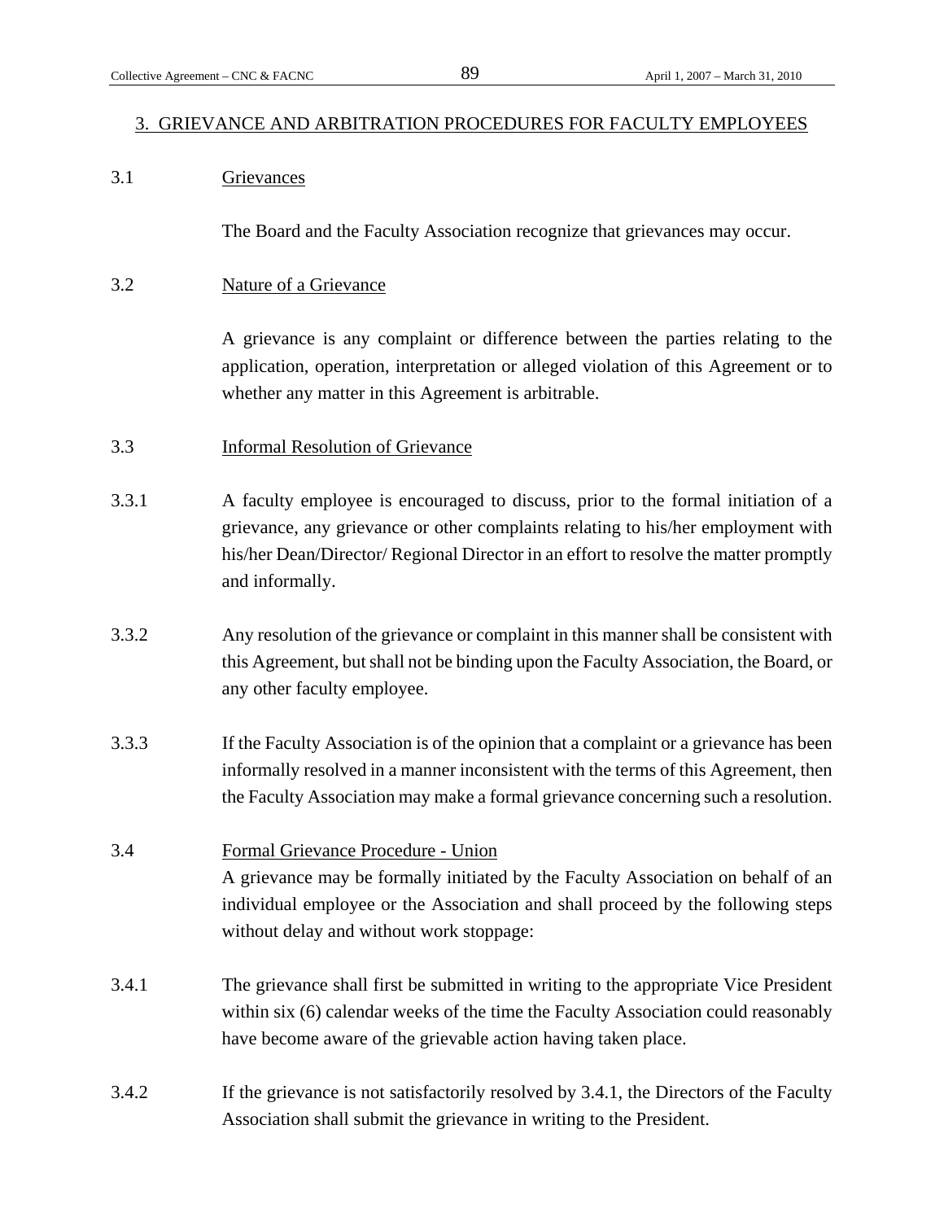## 3. GRIEVANCE AND ARBITRATION PROCEDURES FOR FACULTY EMPLOYEES

3.1 Grievances

The Board and the Faculty Association recognize that grievances may occur.

3.2 Nature of a Grievance

A grievance is any complaint or difference between the parties relating to the application, operation, interpretation or alleged violation of this Agreement or to whether any matter in this Agreement is arbitrable.

3.3 Informal Resolution of Grievance

3.3.1 A faculty employee is encouraged to discuss, prior to the formal initiation of a grievance, any grievance or other complaints relating to his/her employment with his/her Dean/Director/ Regional Director in an effort to resolve the matter promptly and informally.

3.3.2 Any resolution of the grievance or complaint in this manner shall be consistent with this Agreement, but shall not be binding upon the Faculty Association, the Board, or any other faculty employee.

3.3.3 If the Faculty Association is of the opinion that a complaint or a grievance has been informally resolved in a manner inconsistent with the terms of this Agreement, then the Faculty Association may make a formal grievance concerning such a resolution.

3.4 Formal Grievance Procedure - Union

A grievance may be formally initiated by the Faculty Association on behalf of an individual employee or the Association and shall proceed by the following steps without delay and without work stoppage:

3.4.1 The grievance shall first be submitted in writing to the appropriate Vice President within six (6) calendar weeks of the time the Faculty Association could reasonably have become aware of the grievable action having taken place.

3.4.2 If the grievance is not satisfactorily resolved by 3.4.1, the Directors of the Faculty Association shall submit the grievance in writing to the President.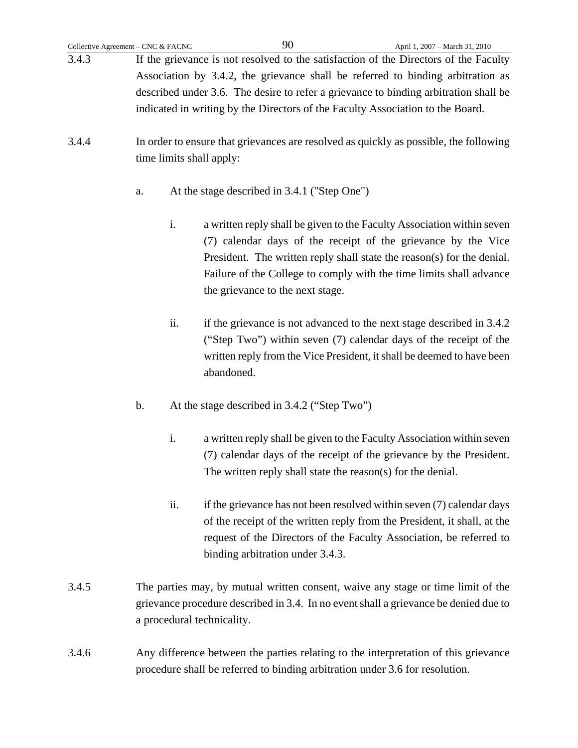3.4.3 If the grievance is not resolved to the satisfaction of the Directors of the Faculty Association by 3.4.2, the grievance shall be referred to binding arbitration as described under 3.6. The desire to refer a grievance to binding arbitration shall be indicated in writing by the Directors of the Faculty Association to the Board.

3.4.4 In order to ensure that grievances are resolved as quickly as possible, the following time limits shall apply:

a. At the stage described in 3.4.1 ("Step One")

i. a written reply shall be given to the Faculty Association within seven (7) calendar days of the receipt of the grievance by the Vice President. The written reply shall state the reason(s) for the denial. Failure of the College to comply with the time limits shall advance the grievance to the next stage.

ii. if the grievance is not advanced to the next stage described in 3.4.2 ("Step Two") within seven (7) calendar days of the receipt of the written reply from the Vice President, it shall be deemed to have been abandoned.

b. At the stage described in 3.4.2 ("Step Two")

i. a written reply shall be given to the Faculty Association within seven (7) calendar days of the receipt of the grievance by the President. The written reply shall state the reason(s) for the denial.

ii. if the grievance has not been resolved within seven (7) calendar days of the receipt of the written reply from the President, it shall, at the request of the Directors of the Faculty Association, be referred to binding arbitration under 3.4.3.

3.4.5 The parties may, by mutual written consent, waive any stage or time limit of the grievance procedure described in 3.4. In no event shall a grievance be denied due to a procedural technicality.

3.4.6 Any difference between the parties relating to the interpretation of this grievance procedure shall be referred to binding arbitration under 3.6 for resolution.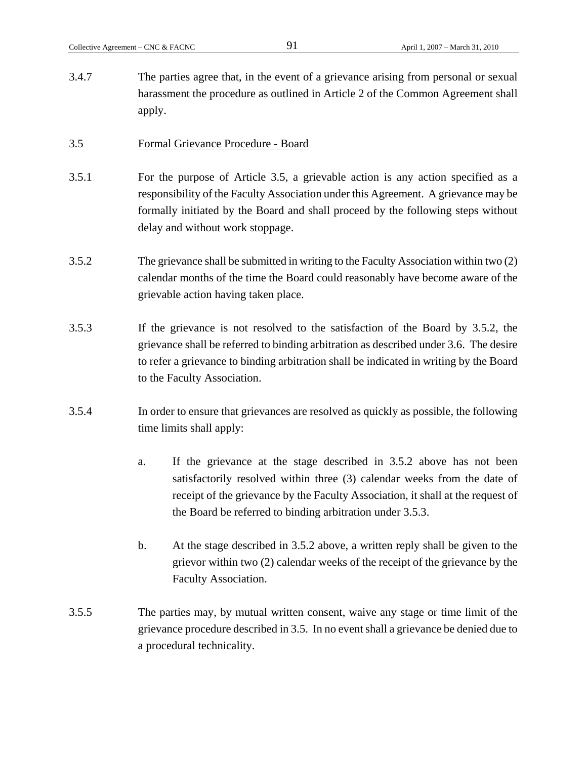3.4.7 The parties agree that, in the event of a grievance arising from personal or sexual harassment the procedure as outlined in Article 2 of the Common Agreement shall apply.

3.5 Formal Grievance Procedure - Board

3.5.1 For the purpose of Article 3.5, a grievable action is any action specified as a responsibility of the Faculty Association under this Agreement. A grievance may be formally initiated by the Board and shall proceed by the following steps without delay and without work stoppage.

3.5.2 The grievance shall be submitted in writing to the Faculty Association within two (2) calendar months of the time the Board could reasonably have become aware of the grievable action having taken place.

3.5.3 If the grievance is not resolved to the satisfaction of the Board by 3.5.2, the grievance shall be referred to binding arbitration as described under 3.6. The desire to refer a grievance to binding arbitration shall be indicated in writing by the Board to the Faculty Association.

3.5.4 In order to ensure that grievances are resolved as quickly as possible, the following time limits shall apply:

a. If the grievance at the stage described in 3.5.2 above has not been satisfactorily resolved within three (3) calendar weeks from the date of receipt of the grievance by the Faculty Association, it shall at the request of the Board be referred to binding arbitration under 3.5.3.

b. At the stage described in 3.5.2 above, a written reply shall be given to the grievor within two (2) calendar weeks of the receipt of the grievance by the Faculty Association.

3.5.5 The parties may, by mutual written consent, waive any stage or time limit of the grievance procedure described in 3.5. In no event shall a grievance be denied due to a procedural technicality.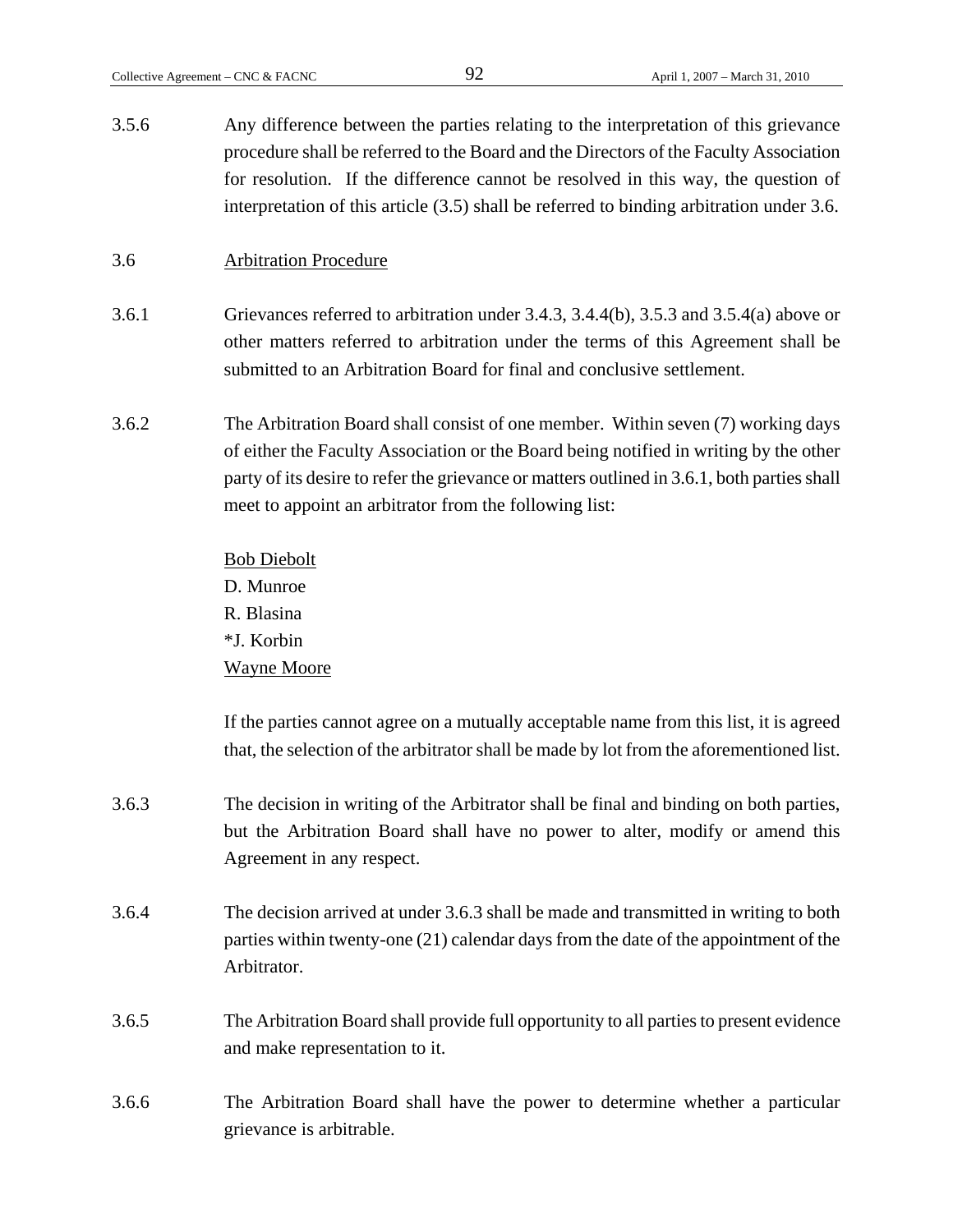3.5.6 Any difference between the parties relating to the interpretation of this grievance procedure shall be referred to the Board and the Directors of the Faculty Association for resolution. If the difference cannot be resolved in this way, the question of interpretation of this article (3.5) shall be referred to binding arbitration under 3.6.

3.6 <u>Arbitration Procedure</u>

3.6.1 Grievances referred to arbitration under 3.4.3, 3.4.4(b), 3.5.3 and 3.5.4(a) above or other matters referred to arbitration under the terms of this Agreement shall be submitted to an Arbitration Board for final and conclusive settlement.

3.6.2 The Arbitration Board shall consist of one member. Within seven (7) working days of either the Faculty Association or the Board being notified in writing by the other party of its desire to refer the grievance or matters outlined in 3.6.1, both parties shall meet to appoint an arbitrator from the following list:

<u>Bob Diebolt</u>
D. Munroe
R. Blasina
*J. Korbin
<u>Wayne Moore</u>

If the parties cannot agree on a mutually acceptable name from this list, it is agreed that, the selection of the arbitrator shall be made by lot from the aforementioned list.

3.6.3 The decision in writing of the Arbitrator shall be final and binding on both parties, but the Arbitration Board shall have no power to alter, modify or amend this Agreement in any respect.

3.6.4 The decision arrived at under 3.6.3 shall be made and transmitted in writing to both parties within twenty-one (21) calendar days from the date of the appointment of the Arbitrator.

3.6.5 The Arbitration Board shall provide full opportunity to all parties to present evidence and make representation to it.

3.6.6 The Arbitration Board shall have the power to determine whether a particular grievance is arbitrable.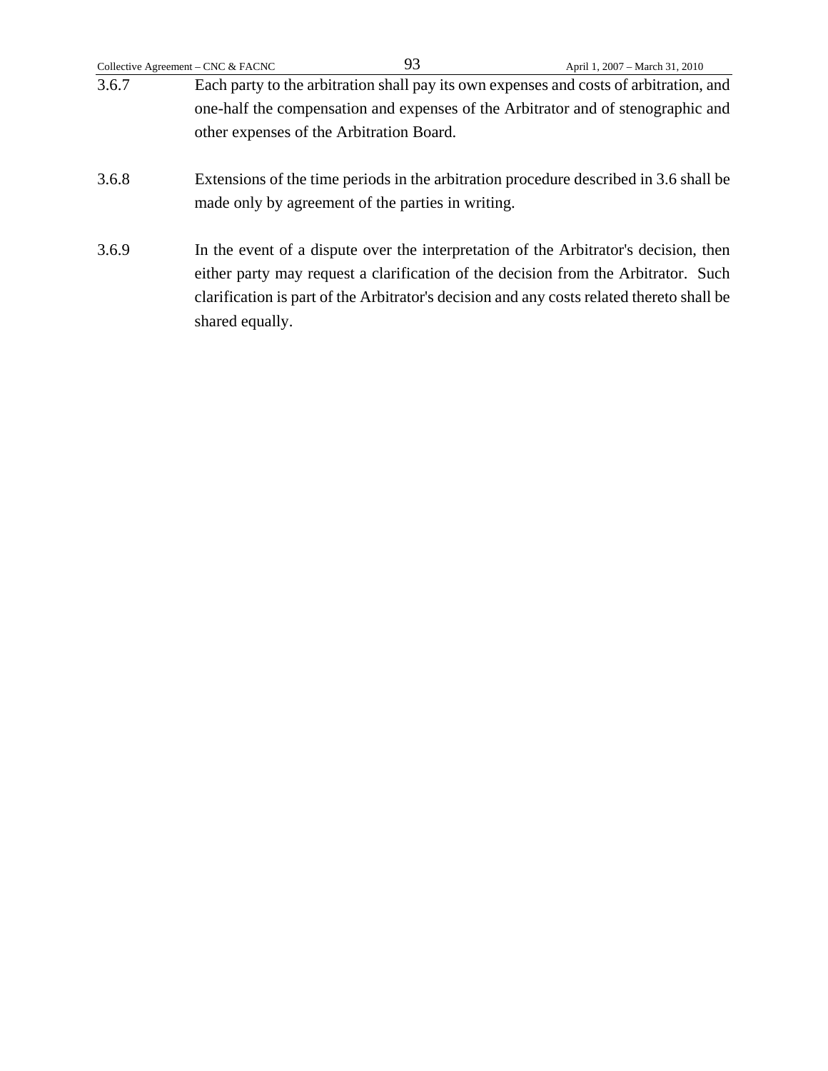3.6.7 Each party to the arbitration shall pay its own expenses and costs of arbitration, and one-half the compensation and expenses of the Arbitrator and of stenographic and other expenses of the Arbitration Board.

3.6.8 Extensions of the time periods in the arbitration procedure described in 3.6 shall be made only by agreement of the parties in writing.

3.6.9 In the event of a dispute over the interpretation of the Arbitrator's decision, then either party may request a clarification of the decision from the Arbitrator. Such clarification is part of the Arbitrator's decision and any costs related thereto shall be shared equally.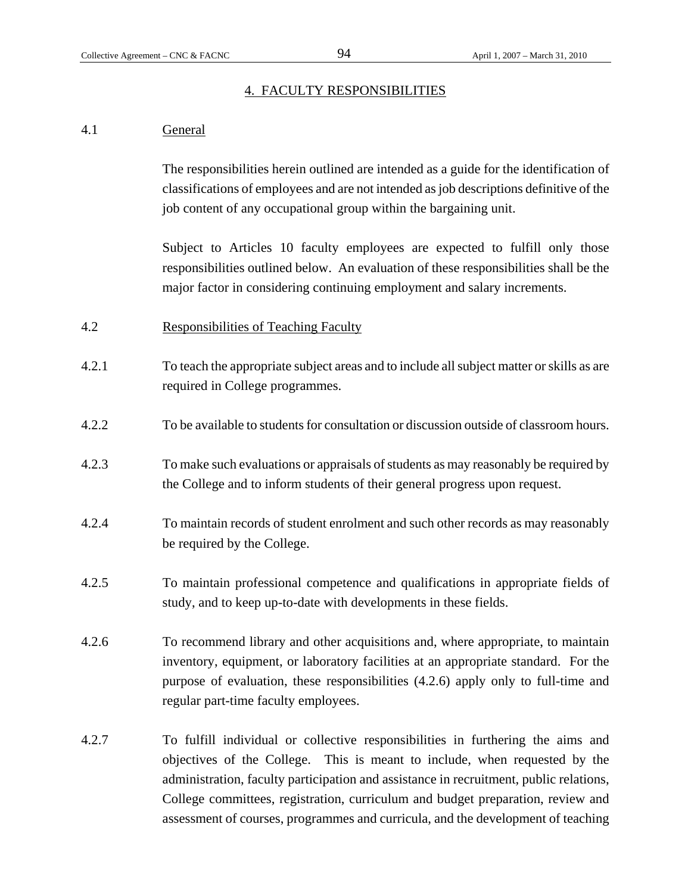## 4. FACULTY RESPONSIBILITIES

### 4.1 General

The responsibilities herein outlined are intended as a guide for the identification of classifications of employees and are not intended as job descriptions definitive of the job content of any occupational group within the bargaining unit.

Subject to Articles 10 faculty employees are expected to fulfill only those responsibilities outlined below. An evaluation of these responsibilities shall be the major factor in considering continuing employment and salary increments.

### 4.2 Responsibilities of Teaching Faculty

4.2.1 To teach the appropriate subject areas and to include all subject matter or skills as are required in College programmes.

4.2.2 To be available to students for consultation or discussion outside of classroom hours.

4.2.3 To make such evaluations or appraisals of students as may reasonably be required by the College and to inform students of their general progress upon request.

4.2.4 To maintain records of student enrolment and such other records as may reasonably be required by the College.

4.2.5 To maintain professional competence and qualifications in appropriate fields of study, and to keep up-to-date with developments in these fields.

4.2.6 To recommend library and other acquisitions and, where appropriate, to maintain inventory, equipment, or laboratory facilities at an appropriate standard. For the purpose of evaluation, these responsibilities (4.2.6) apply only to full-time and regular part-time faculty employees.

4.2.7 To fulfill individual or collective responsibilities in furthering the aims and objectives of the College. This is meant to include, when requested by the administration, faculty participation and assistance in recruitment, public relations, College committees, registration, curriculum and budget preparation, review and assessment of courses, programmes and curricula, and the development of teaching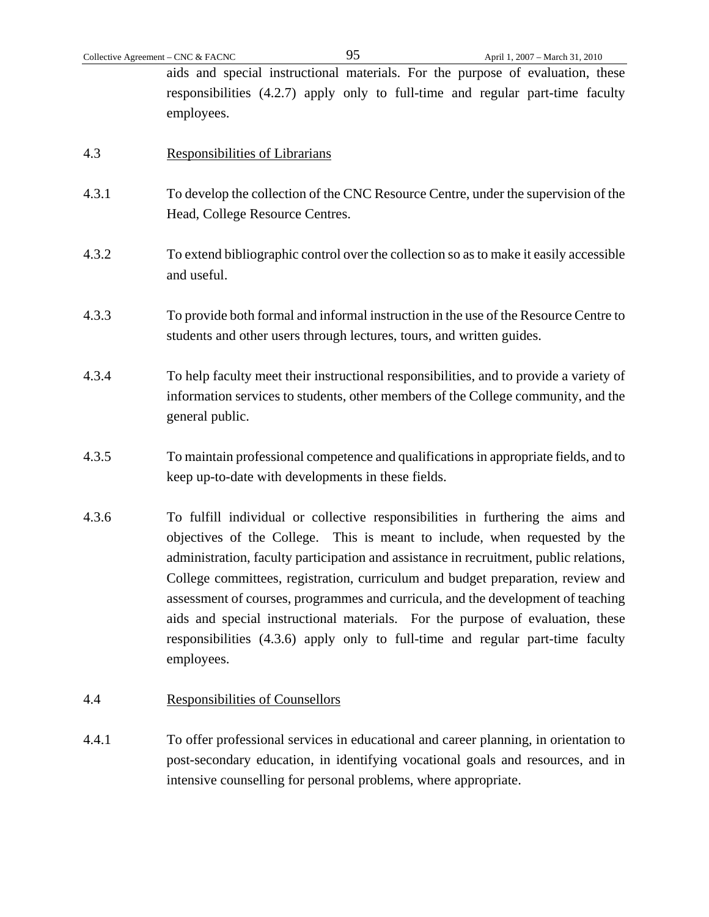aids and special instructional materials. For the purpose of evaluation, these responsibilities (4.2.7) apply only to full-time and regular part-time faculty employees.

4.3 Responsibilities of Librarians

4.3.1 To develop the collection of the CNC Resource Centre, under the supervision of the Head, College Resource Centres.

4.3.2 To extend bibliographic control over the collection so as to make it easily accessible and useful.

4.3.3 To provide both formal and informal instruction in the use of the Resource Centre to students and other users through lectures, tours, and written guides.

4.3.4 To help faculty meet their instructional responsibilities, and to provide a variety of information services to students, other members of the College community, and the general public.

4.3.5 To maintain professional competence and qualifications in appropriate fields, and to keep up-to-date with developments in these fields.

4.3.6 To fulfill individual or collective responsibilities in furthering the aims and objectives of the College. This is meant to include, when requested by the administration, faculty participation and assistance in recruitment, public relations, College committees, registration, curriculum and budget preparation, review and assessment of courses, programmes and curricula, and the development of teaching aids and special instructional materials. For the purpose of evaluation, these responsibilities (4.3.6) apply only to full-time and regular part-time faculty employees.

4.4 Responsibilities of Counsellors

4.4.1 To offer professional services in educational and career planning, in orientation to post-secondary education, in identifying vocational goals and resources, and in intensive counselling for personal problems, where appropriate.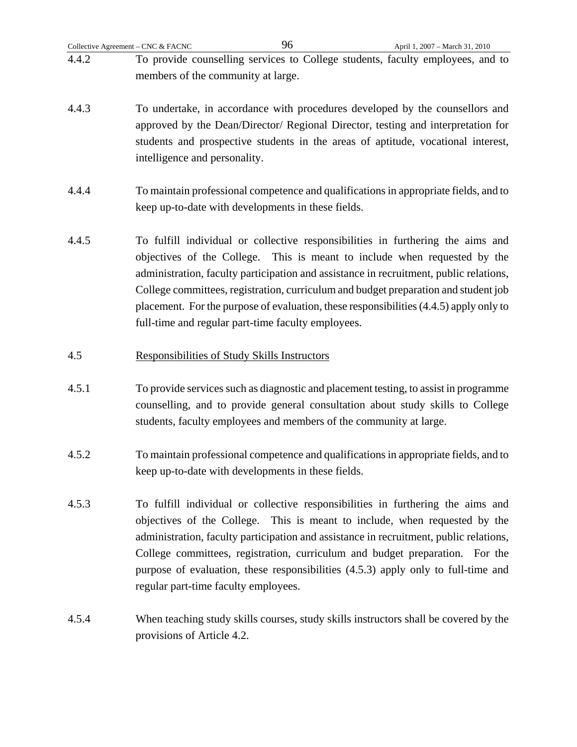4.4.2 To provide counselling services to College students, faculty employees, and to members of the community at large.

4.4.3 To undertake, in accordance with procedures developed by the counsellors and approved by the Dean/Director/ Regional Director, testing and interpretation for students and prospective students in the areas of aptitude, vocational interest, intelligence and personality.

4.4.4 To maintain professional competence and qualifications in appropriate fields, and to keep up-to-date with developments in these fields.

4.4.5 To fulfill individual or collective responsibilities in furthering the aims and objectives of the College. This is meant to include when requested by the administration, faculty participation and assistance in recruitment, public relations, College committees, registration, curriculum and budget preparation and student job placement. For the purpose of evaluation, these responsibilities (4.4.5) apply only to full-time and regular part-time faculty employees.

4.5 Responsibilities of Study Skills Instructors

4.5.1 To provide services such as diagnostic and placement testing, to assist in programme counselling, and to provide general consultation about study skills to College students, faculty employees and members of the community at large.

4.5.2 To maintain professional competence and qualifications in appropriate fields, and to keep up-to-date with developments in these fields.

4.5.3 To fulfill individual or collective responsibilities in furthering the aims and objectives of the College. This is meant to include, when requested by the administration, faculty participation and assistance in recruitment, public relations, College committees, registration, curriculum and budget preparation. For the purpose of evaluation, these responsibilities (4.5.3) apply only to full-time and regular part-time faculty employees.

4.5.4 When teaching study skills courses, study skills instructors shall be covered by the provisions of Article 4.2.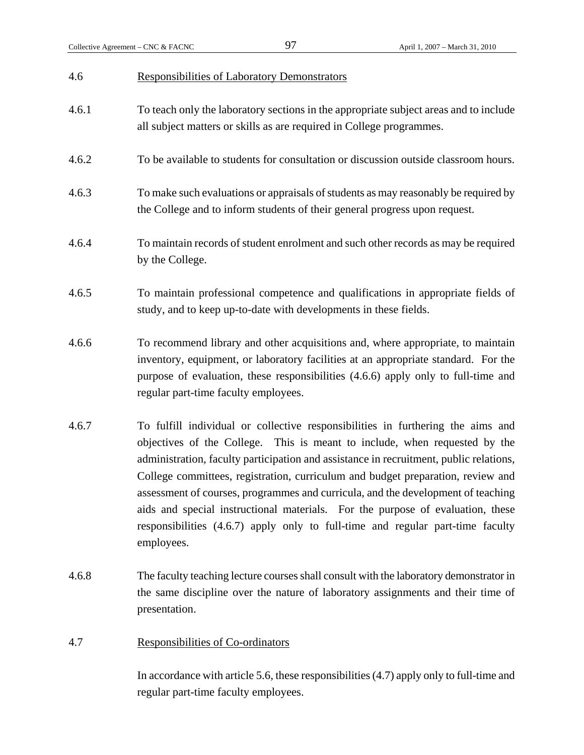## 4.6 Responsibilities of Laboratory Demonstrators

4.6.1 To teach only the laboratory sections in the appropriate subject areas and to include all subject matters or skills as are required in College programmes.

4.6.2 To be available to students for consultation or discussion outside classroom hours.

4.6.3 To make such evaluations or appraisals of students as may reasonably be required by the College and to inform students of their general progress upon request.

4.6.4 To maintain records of student enrolment and such other records as may be required by the College.

4.6.5 To maintain professional competence and qualifications in appropriate fields of study, and to keep up-to-date with developments in these fields.

4.6.6 To recommend library and other acquisitions and, where appropriate, to maintain inventory, equipment, or laboratory facilities at an appropriate standard. For the purpose of evaluation, these responsibilities (4.6.6) apply only to full-time and regular part-time faculty employees.

4.6.7 To fulfill individual or collective responsibilities in furthering the aims and objectives of the College. This is meant to include, when requested by the administration, faculty participation and assistance in recruitment, public relations, College committees, registration, curriculum and budget preparation, review and assessment of courses, programmes and curricula, and the development of teaching aids and special instructional materials. For the purpose of evaluation, these responsibilities (4.6.7) apply only to full-time and regular part-time faculty employees.

4.6.8 The faculty teaching lecture courses shall consult with the laboratory demonstrator in the same discipline over the nature of laboratory assignments and their time of presentation.

## 4.7 Responsibilities of Co-ordinators

In accordance with article 5.6, these responsibilities (4.7) apply only to full-time and regular part-time faculty employees.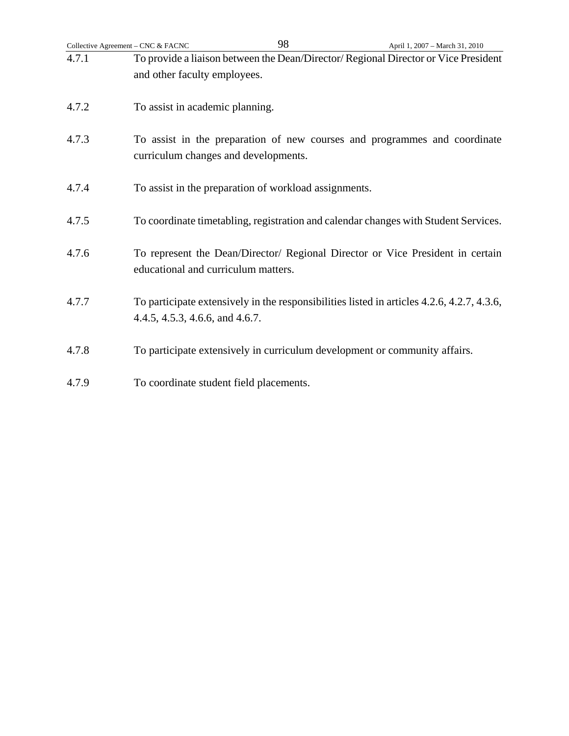4.7.1 To provide a liaison between the Dean/Director/ Regional Director or Vice President and other faculty employees.

4.7.2 To assist in academic planning.

4.7.3 To assist in the preparation of new courses and programmes and coordinate curriculum changes and developments.

4.7.4 To assist in the preparation of workload assignments.

4.7.5 To coordinate timetabling, registration and calendar changes with Student Services.

4.7.6 To represent the Dean/Director/ Regional Director or Vice President in certain educational and curriculum matters.

4.7.7 To participate extensively in the responsibilities listed in articles 4.2.6, 4.2.7, 4.3.6, 4.4.5, 4.5.3, 4.6.6, and 4.6.7.

4.7.8 To participate extensively in curriculum development or community affairs.

4.7.9 To coordinate student field placements.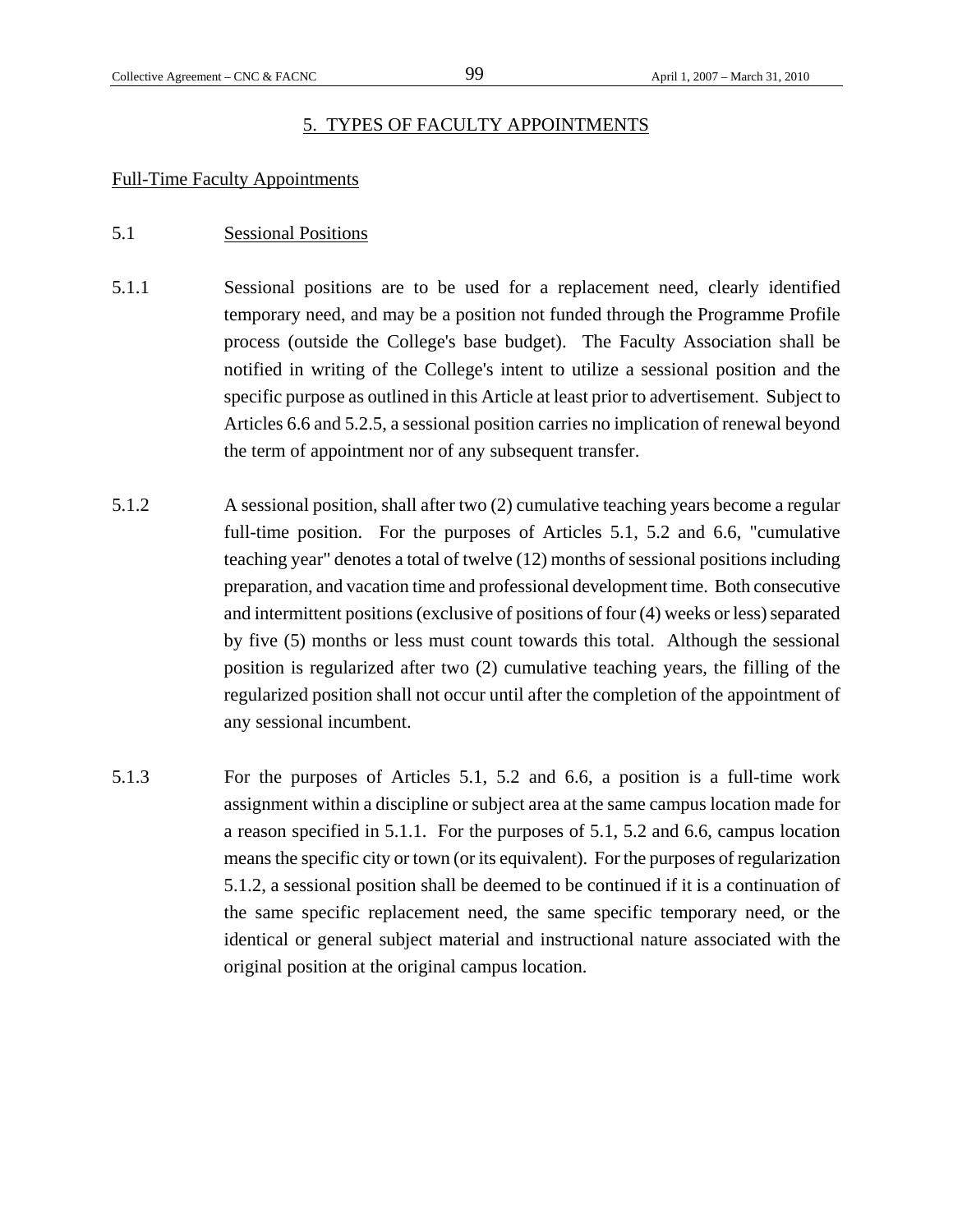# 5. TYPES OF FACULTY APPOINTMENTS

## Full-Time Faculty Appointments

### 5.1 Sessional Positions

5.1.1 Sessional positions are to be used for a replacement need, clearly identified temporary need, and may be a position not funded through the Programme Profile process (outside the College's base budget). The Faculty Association shall be notified in writing of the College's intent to utilize a sessional position and the specific purpose as outlined in this Article at least prior to advertisement. Subject to Articles 6.6 and 5.2.5, a sessional position carries no implication of renewal beyond the term of appointment nor of any subsequent transfer.

5.1.2 A sessional position, shall after two (2) cumulative teaching years become a regular full-time position. For the purposes of Articles 5.1, 5.2 and 6.6, "cumulative teaching year" denotes a total of twelve (12) months of sessional positions including preparation, and vacation time and professional development time. Both consecutive and intermittent positions (exclusive of positions of four (4) weeks or less) separated by five (5) months or less must count towards this total. Although the sessional position is regularized after two (2) cumulative teaching years, the filling of the regularized position shall not occur until after the completion of the appointment of any sessional incumbent.

5.1.3 For the purposes of Articles 5.1, 5.2 and 6.6, a position is a full-time work assignment within a discipline or subject area at the same campus location made for a reason specified in 5.1.1. For the purposes of 5.1, 5.2 and 6.6, campus location means the specific city or town (or its equivalent). For the purposes of regularization 5.1.2, a sessional position shall be deemed to be continued if it is a continuation of the same specific replacement need, the same specific temporary need, or the identical or general subject material and instructional nature associated with the original position at the original campus location.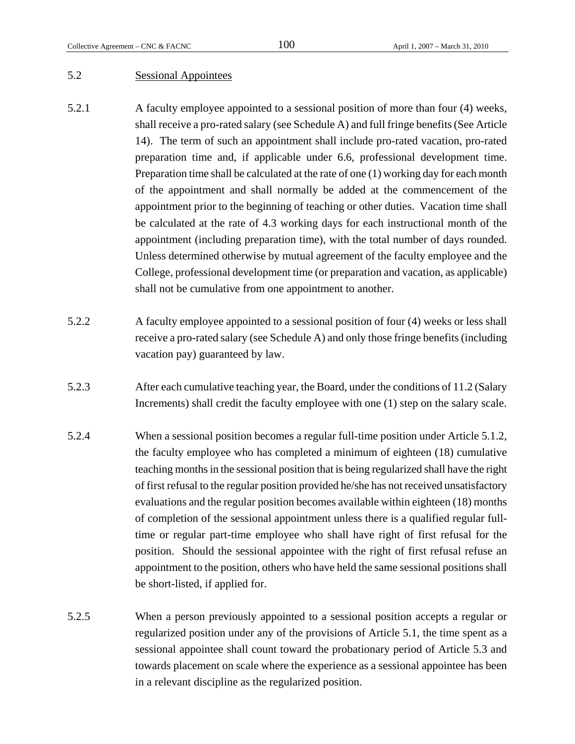## 5.2 Sessional Appointees

5.2.1 A faculty employee appointed to a sessional position of more than four (4) weeks, shall receive a pro-rated salary (see Schedule A) and full fringe benefits (See Article 14). The term of such an appointment shall include pro-rated vacation, pro-rated preparation time and, if applicable under 6.6, professional development time. Preparation time shall be calculated at the rate of one (1) working day for each month of the appointment and shall normally be added at the commencement of the appointment prior to the beginning of teaching or other duties. Vacation time shall be calculated at the rate of 4.3 working days for each instructional month of the appointment (including preparation time), with the total number of days rounded. Unless determined otherwise by mutual agreement of the faculty employee and the College, professional development time (or preparation and vacation, as applicable) shall not be cumulative from one appointment to another.

5.2.2 A faculty employee appointed to a sessional position of four (4) weeks or less shall receive a pro-rated salary (see Schedule A) and only those fringe benefits (including vacation pay) guaranteed by law.

5.2.3 After each cumulative teaching year, the Board, under the conditions of 11.2 (Salary Increments) shall credit the faculty employee with one (1) step on the salary scale.

5.2.4 When a sessional position becomes a regular full-time position under Article 5.1.2, the faculty employee who has completed a minimum of eighteen (18) cumulative teaching months in the sessional position that is being regularized shall have the right of first refusal to the regular position provided he/she has not received unsatisfactory evaluations and the regular position becomes available within eighteen (18) months of completion of the sessional appointment unless there is a qualified regular full-time or regular part-time employee who shall have right of first refusal for the position. Should the sessional appointee with the right of first refusal refuse an appointment to the position, others who have held the same sessional positions shall be short-listed, if applied for.

5.2.5 When a person previously appointed to a sessional position accepts a regular or regularized position under any of the provisions of Article 5.1, the time spent as a sessional appointee shall count toward the probationary period of Article 5.3 and towards placement on scale where the experience as a sessional appointee has been in a relevant discipline as the regularized position.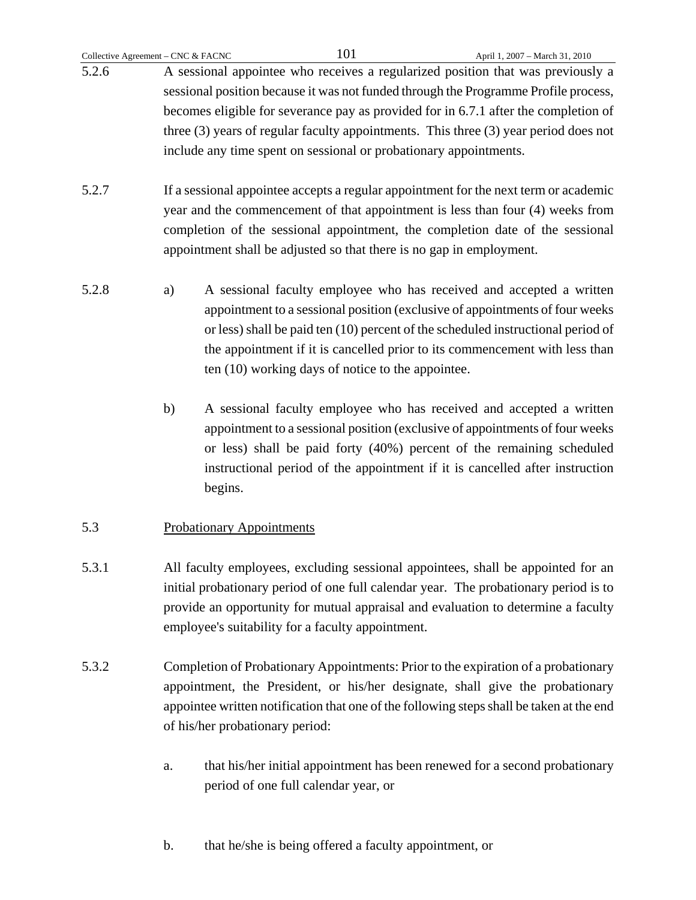5.2.6 A sessional appointee who receives a regularized position that was previously a sessional position because it was not funded through the Programme Profile process, becomes eligible for severance pay as provided for in 6.7.1 after the completion of three (3) years of regular faculty appointments. This three (3) year period does not include any time spent on sessional or probationary appointments.

5.2.7 If a sessional appointee accepts a regular appointment for the next term or academic year and the commencement of that appointment is less than four (4) weeks from completion of the sessional appointment, the completion date of the sessional appointment shall be adjusted so that there is no gap in employment.

5.2.8

a) A sessional faculty employee who has received and accepted a written appointment to a sessional position (exclusive of appointments of four weeks or less) shall be paid ten (10) percent of the scheduled instructional period of the appointment if it is cancelled prior to its commencement with less than ten (10) working days of notice to the appointee.

b) A sessional faculty employee who has received and accepted a written appointment to a sessional position (exclusive of appointments of four weeks or less) shall be paid forty (40%) percent of the remaining scheduled instructional period of the appointment if it is cancelled after instruction begins.

## 5.3 Probationary Appointments

5.3.1 All faculty employees, excluding sessional appointees, shall be appointed for an initial probationary period of one full calendar year. The probationary period is to provide an opportunity for mutual appraisal and evaluation to determine a faculty employee's suitability for a faculty appointment.

5.3.2 Completion of Probationary Appointments: Prior to the expiration of a probationary appointment, the President, or his/her designate, shall give the probationary appointee written notification that one of the following steps shall be taken at the end of his/her probationary period:

a. that his/her initial appointment has been renewed for a second probationary period of one full calendar year, or

b. that he/she is being offered a faculty appointment, or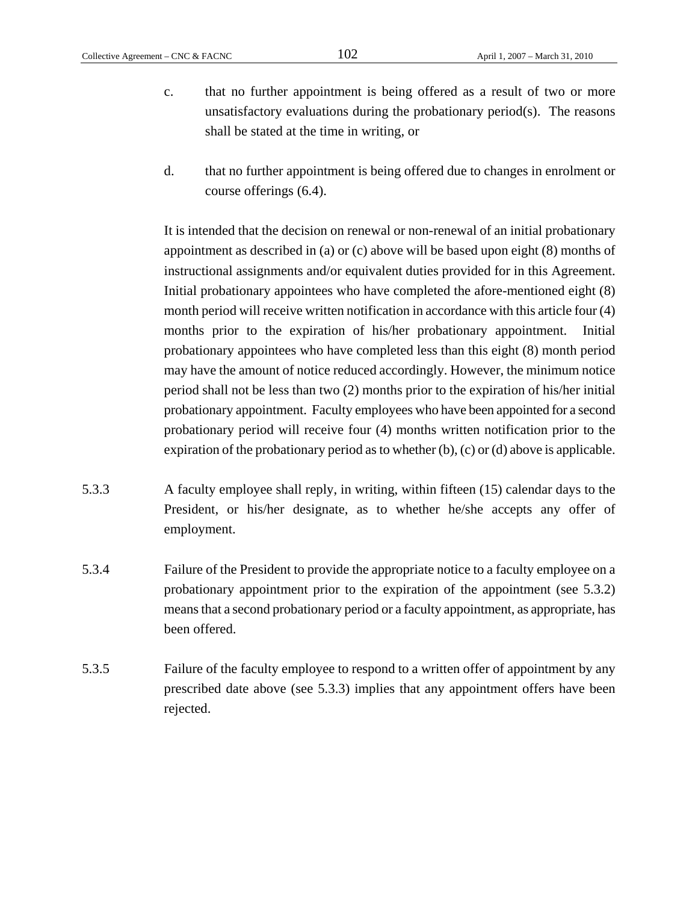c. that no further appointment is being offered as a result of two or more unsatisfactory evaluations during the probationary period(s). The reasons shall be stated at the time in writing, or

d. that no further appointment is being offered due to changes in enrolment or course offerings (6.4).

It is intended that the decision on renewal or non-renewal of an initial probationary appointment as described in (a) or (c) above will be based upon eight (8) months of instructional assignments and/or equivalent duties provided for in this Agreement. Initial probationary appointees who have completed the afore-mentioned eight (8) month period will receive written notification in accordance with this article four (4) months prior to the expiration of his/her probationary appointment. Initial probationary appointees who have completed less than this eight (8) month period may have the amount of notice reduced accordingly. However, the minimum notice period shall not be less than two (2) months prior to the expiration of his/her initial probationary appointment. Faculty employees who have been appointed for a second probationary period will receive four (4) months written notification prior to the expiration of the probationary period as to whether (b), (c) or (d) above is applicable.

5.3.3 A faculty employee shall reply, in writing, within fifteen (15) calendar days to the President, or his/her designate, as to whether he/she accepts any offer of employment.

5.3.4 Failure of the President to provide the appropriate notice to a faculty employee on a probationary appointment prior to the expiration of the appointment (see 5.3.2) means that a second probationary period or a faculty appointment, as appropriate, has been offered.

5.3.5 Failure of the faculty employee to respond to a written offer of appointment by any prescribed date above (see 5.3.3) implies that any appointment offers have been rejected.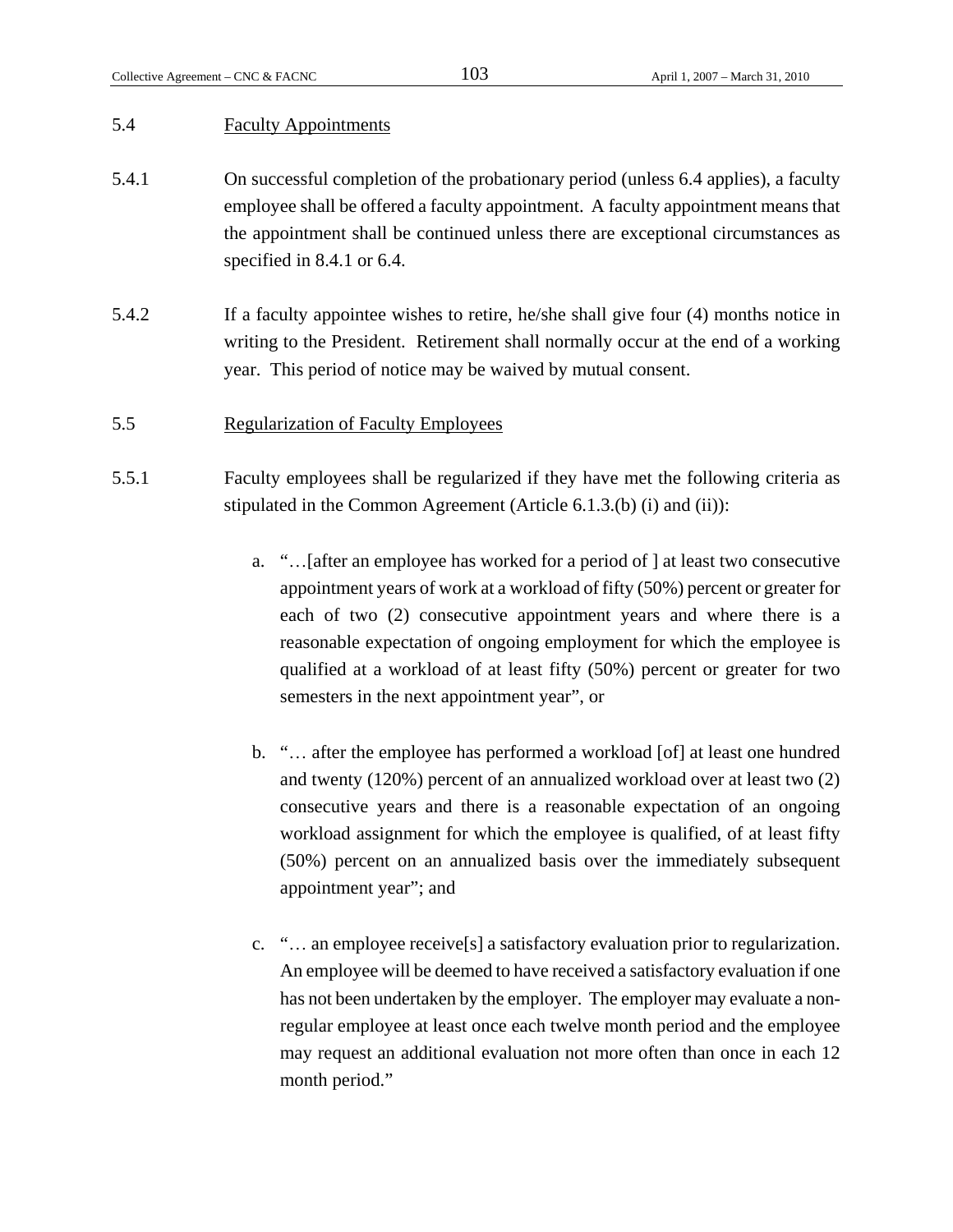## 5.4 Faculty Appointments

5.4.1 On successful completion of the probationary period (unless 6.4 applies), a faculty employee shall be offered a faculty appointment. A faculty appointment means that the appointment shall be continued unless there are exceptional circumstances as specified in 8.4.1 or 6.4.

5.4.2 If a faculty appointee wishes to retire, he/she shall give four (4) months notice in writing to the President. Retirement shall normally occur at the end of a working year. This period of notice may be waived by mutual consent.

## 5.5 Regularization of Faculty Employees

5.5.1 Faculty employees shall be regularized if they have met the following criteria as stipulated in the Common Agreement (Article 6.1.3.(b) (i) and (ii)):

a. "…[after an employee has worked for a period of ] at least two consecutive appointment years of work at a workload of fifty (50%) percent or greater for each of two (2) consecutive appointment years and where there is a reasonable expectation of ongoing employment for which the employee is qualified at a workload of at least fifty (50%) percent or greater for two semesters in the next appointment year", or

b. "… after the employee has performed a workload [of] at least one hundred and twenty (120%) percent of an annualized workload over at least two (2) consecutive years and there is a reasonable expectation of an ongoing workload assignment for which the employee is qualified, of at least fifty (50%) percent on an annualized basis over the immediately subsequent appointment year"; and

c. "… an employee receive[s] a satisfactory evaluation prior to regularization. An employee will be deemed to have received a satisfactory evaluation if one has not been undertaken by the employer. The employer may evaluate a non-regular employee at least once each twelve month period and the employee may request an additional evaluation not more often than once in each 12 month period."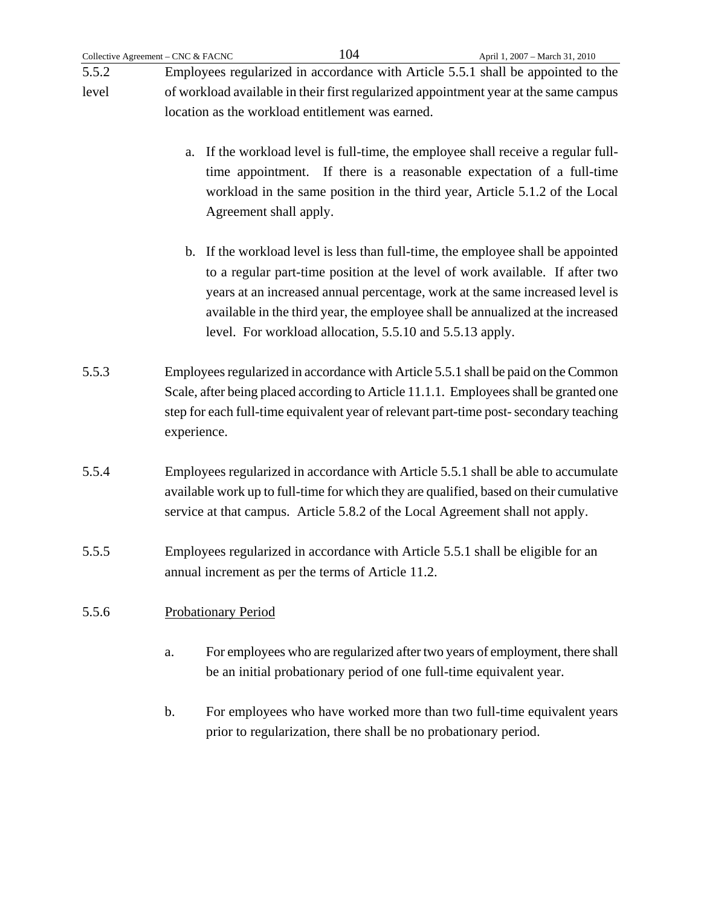5.5.2 Employees regularized in accordance with Article 5.5.1 shall be appointed to the level of workload available in their first regularized appointment year at the same campus location as the workload entitlement was earned.

a. If the workload level is full-time, the employee shall receive a regular full-time appointment. If there is a reasonable expectation of a full-time workload in the same position in the third year, Article 5.1.2 of the Local Agreement shall apply.

b. If the workload level is less than full-time, the employee shall be appointed to a regular part-time position at the level of work available. If after two years at an increased annual percentage, work at the same increased level is available in the third year, the employee shall be annualized at the increased level. For workload allocation, 5.5.10 and 5.5.13 apply.

5.5.3 Employees regularized in accordance with Article 5.5.1 shall be paid on the Common Scale, after being placed according to Article 11.1.1. Employees shall be granted one step for each full-time equivalent year of relevant part-time post- secondary teaching experience.

5.5.4 Employees regularized in accordance with Article 5.5.1 shall be able to accumulate available work up to full-time for which they are qualified, based on their cumulative service at that campus. Article 5.8.2 of the Local Agreement shall not apply.

5.5.5 Employees regularized in accordance with Article 5.5.1 shall be eligible for an annual increment as per the terms of Article 11.2.

5.5.6 Probationary Period

a. For employees who are regularized after two years of employment, there shall be an initial probationary period of one full-time equivalent year.

b. For employees who have worked more than two full-time equivalent years prior to regularization, there shall be no probationary period.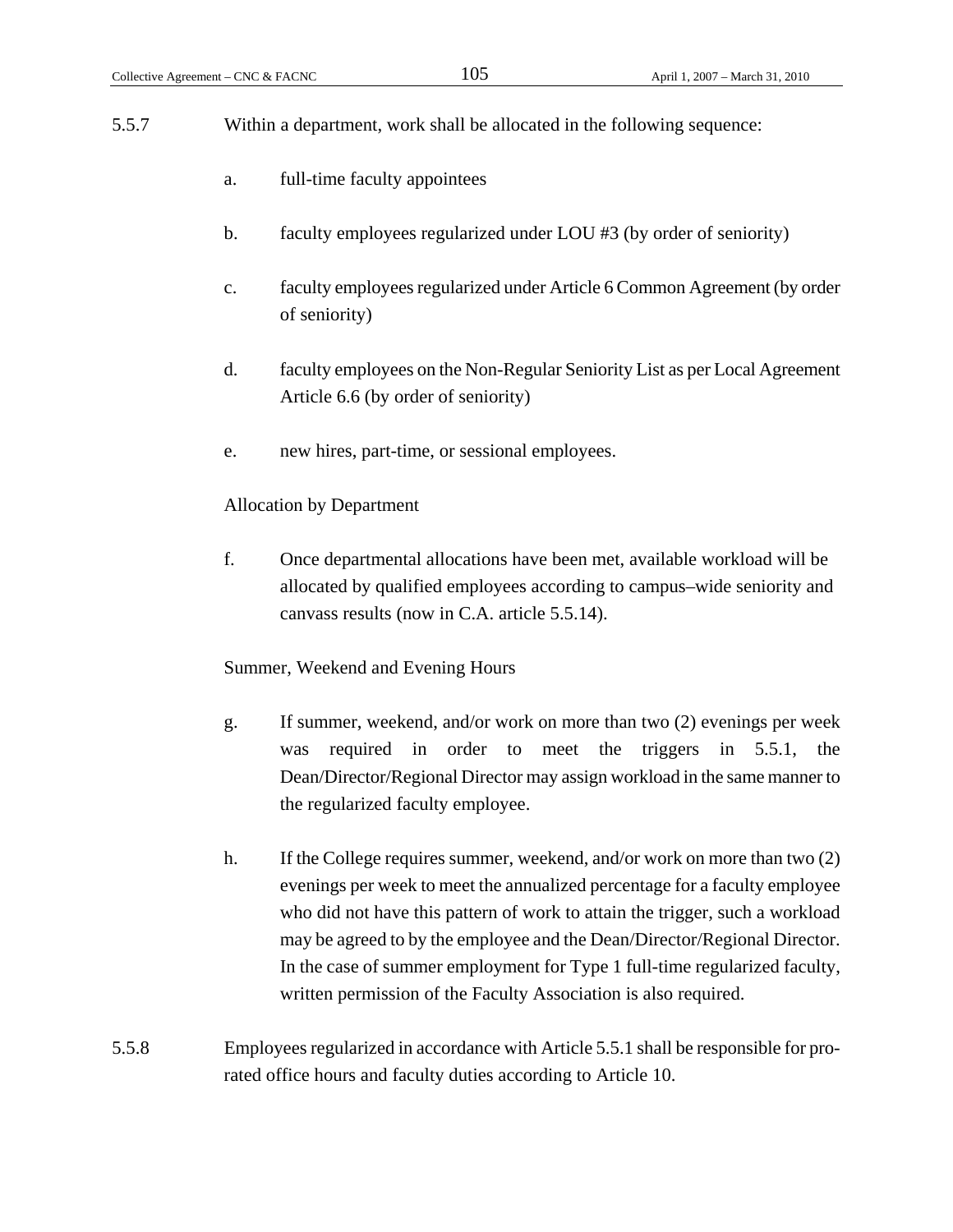5.5.7 Within a department, work shall be allocated in the following sequence:

a. full-time faculty appointees

b. faculty employees regularized under LOU #3 (by order of seniority)

c. faculty employees regularized under Article 6 Common Agreement (by order of seniority)

d. faculty employees on the Non-Regular Seniority List as per Local Agreement Article 6.6 (by order of seniority)

e. new hires, part-time, or sessional employees.

Allocation by Department

f. Once departmental allocations have been met, available workload will be allocated by qualified employees according to campus–wide seniority and canvass results (now in C.A. article 5.5.14).

Summer, Weekend and Evening Hours

g. If summer, weekend, and/or work on more than two (2) evenings per week was required in order to meet the triggers in 5.5.1, the Dean/Director/Regional Director may assign workload in the same manner to the regularized faculty employee.

h. If the College requires summer, weekend, and/or work on more than two (2) evenings per week to meet the annualized percentage for a faculty employee who did not have this pattern of work to attain the trigger, such a workload may be agreed to by the employee and the Dean/Director/Regional Director. In the case of summer employment for Type 1 full-time regularized faculty, written permission of the Faculty Association is also required.

5.5.8 Employees regularized in accordance with Article 5.5.1 shall be responsible for pro-rated office hours and faculty duties according to Article 10.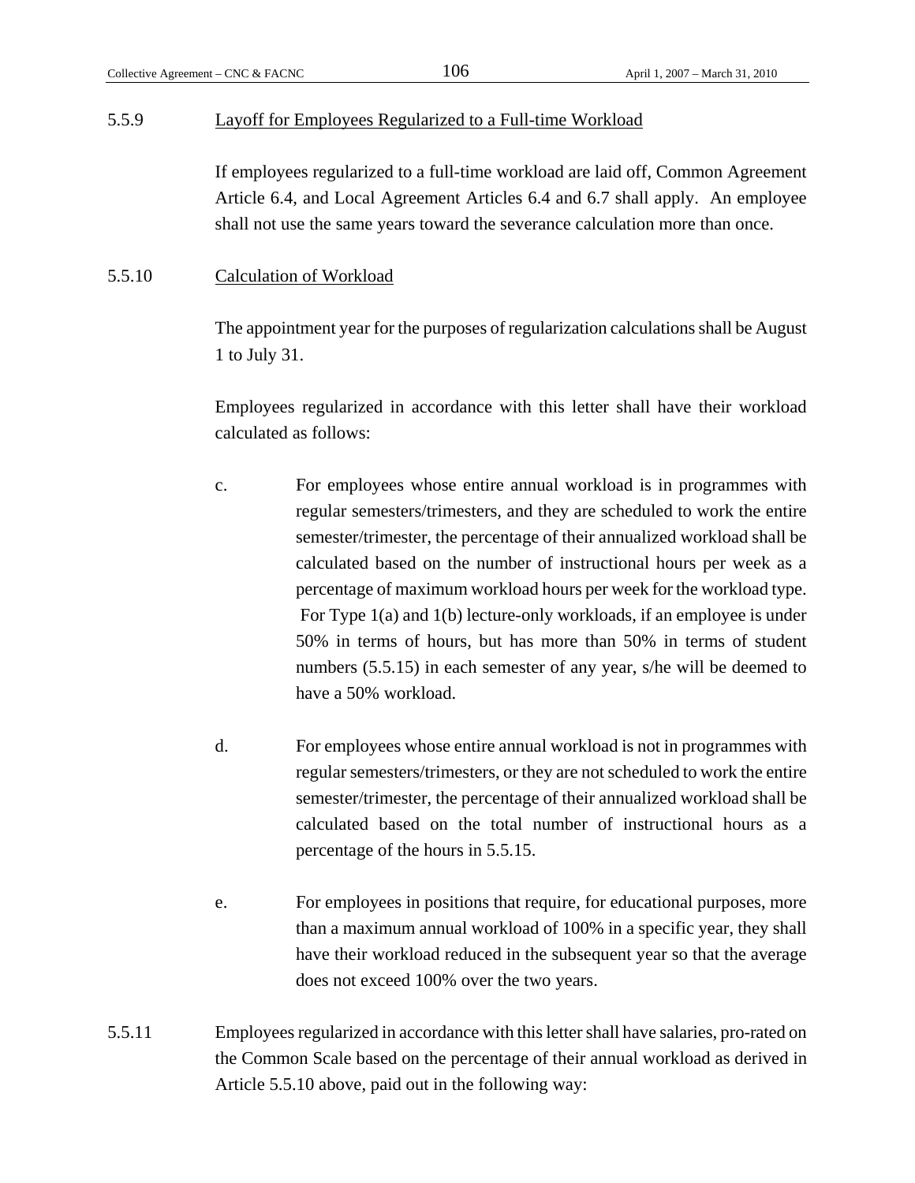5.5.9 Layoff for Employees Regularized to a Full-time Workload

If employees regularized to a full-time workload are laid off, Common Agreement Article 6.4, and Local Agreement Articles 6.4 and 6.7 shall apply. An employee shall not use the same years toward the severance calculation more than once.

5.5.10 Calculation of Workload

The appointment year for the purposes of regularization calculations shall be August 1 to July 31.

Employees regularized in accordance with this letter shall have their workload calculated as follows:

c. For employees whose entire annual workload is in programmes with regular semesters/trimesters, and they are scheduled to work the entire semester/trimester, the percentage of their annualized workload shall be calculated based on the number of instructional hours per week as a percentage of maximum workload hours per week for the workload type. For Type 1(a) and 1(b) lecture-only workloads, if an employee is under 50% in terms of hours, but has more than 50% in terms of student numbers (5.5.15) in each semester of any year, s/he will be deemed to have a 50% workload.

d. For employees whose entire annual workload is not in programmes with regular semesters/trimesters, or they are not scheduled to work the entire semester/trimester, the percentage of their annualized workload shall be calculated based on the total number of instructional hours as a percentage of the hours in 5.5.15.

e. For employees in positions that require, for educational purposes, more than a maximum annual workload of 100% in a specific year, they shall have their workload reduced in the subsequent year so that the average does not exceed 100% over the two years.

5.5.11 Employees regularized in accordance with this letter shall have salaries, pro-rated on the Common Scale based on the percentage of their annual workload as derived in Article 5.5.10 above, paid out in the following way: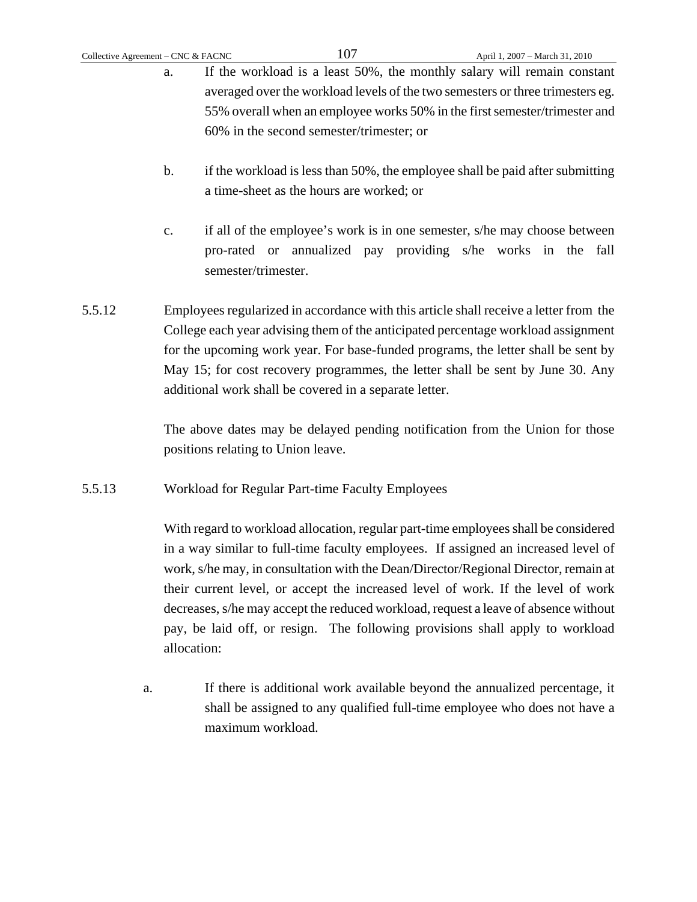a. If the workload is a least 50%, the monthly salary will remain constant averaged over the workload levels of the two semesters or three trimesters eg. 55% overall when an employee works 50% in the first semester/trimester and 60% in the second semester/trimester; or

b. if the workload is less than 50%, the employee shall be paid after submitting a time-sheet as the hours are worked; or

c. if all of the employee's work is in one semester, s/he may choose between pro-rated or annualized pay providing s/he works in the fall semester/trimester.

5.5.12 Employees regularized in accordance with this article shall receive a letter from the College each year advising them of the anticipated percentage workload assignment for the upcoming work year. For base-funded programs, the letter shall be sent by May 15; for cost recovery programmes, the letter shall be sent by June 30. Any additional work shall be covered in a separate letter.

The above dates may be delayed pending notification from the Union for those positions relating to Union leave.

5.5.13 Workload for Regular Part-time Faculty Employees

With regard to workload allocation, regular part-time employees shall be considered in a way similar to full-time faculty employees. If assigned an increased level of work, s/he may, in consultation with the Dean/Director/Regional Director, remain at their current level, or accept the increased level of work. If the level of work decreases, s/he may accept the reduced workload, request a leave of absence without pay, be laid off, or resign. The following provisions shall apply to workload allocation:

a. If there is additional work available beyond the annualized percentage, it shall be assigned to any qualified full-time employee who does not have a maximum workload.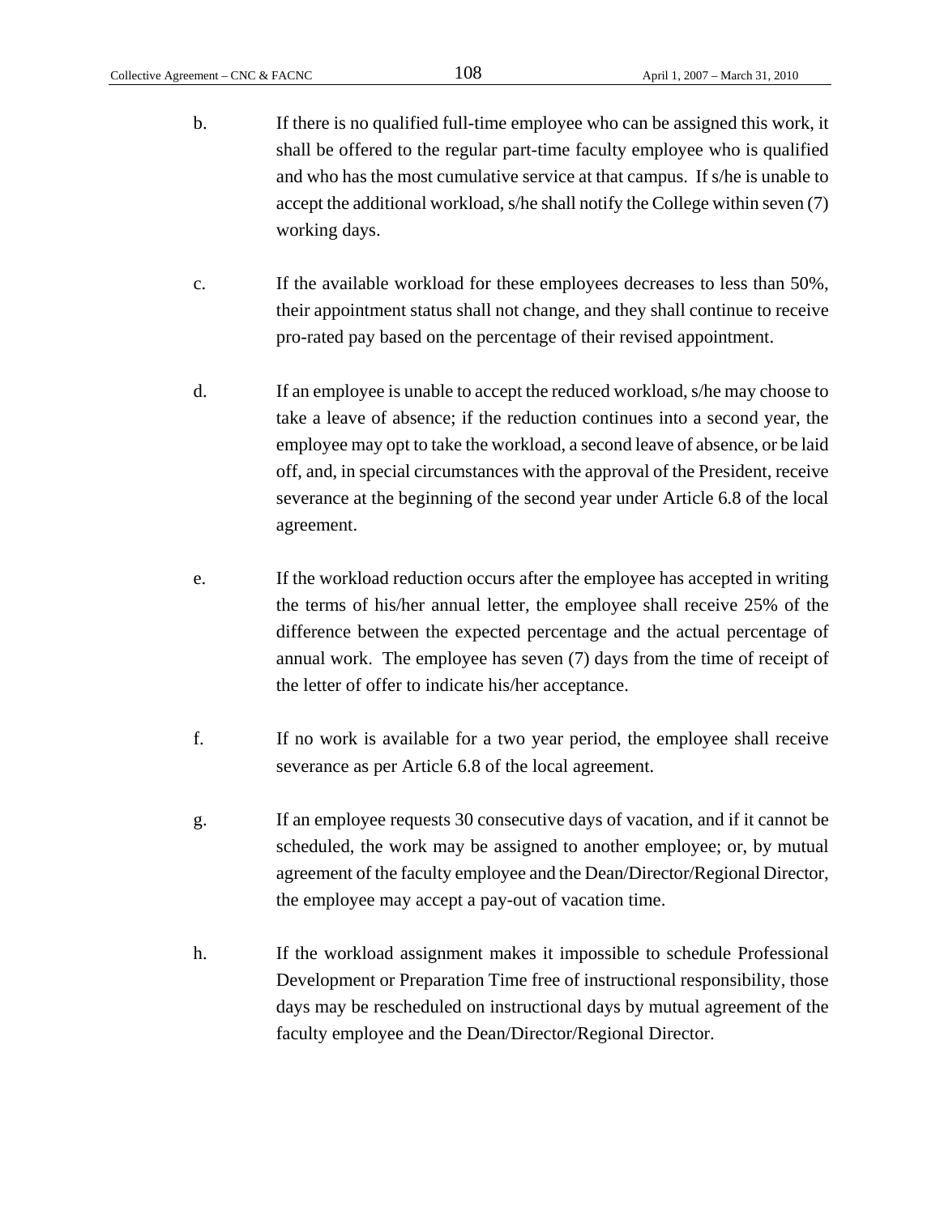b. If there is no qualified full-time employee who can be assigned this work, it shall be offered to the regular part-time faculty employee who is qualified and who has the most cumulative service at that campus. If s/he is unable to accept the additional workload, s/he shall notify the College within seven (7) working days.

c. If the available workload for these employees decreases to less than 50%, their appointment status shall not change, and they shall continue to receive pro-rated pay based on the percentage of their revised appointment.

d. If an employee is unable to accept the reduced workload, s/he may choose to take a leave of absence; if the reduction continues into a second year, the employee may opt to take the workload, a second leave of absence, or be laid off, and, in special circumstances with the approval of the President, receive severance at the beginning of the second year under Article 6.8 of the local agreement.

e. If the workload reduction occurs after the employee has accepted in writing the terms of his/her annual letter, the employee shall receive 25% of the difference between the expected percentage and the actual percentage of annual work. The employee has seven (7) days from the time of receipt of the letter of offer to indicate his/her acceptance.

f. If no work is available for a two year period, the employee shall receive severance as per Article 6.8 of the local agreement.

g. If an employee requests 30 consecutive days of vacation, and if it cannot be scheduled, the work may be assigned to another employee; or, by mutual agreement of the faculty employee and the Dean/Director/Regional Director, the employee may accept a pay-out of vacation time.

h. If the workload assignment makes it impossible to schedule Professional Development or Preparation Time free of instructional responsibility, those days may be rescheduled on instructional days by mutual agreement of the faculty employee and the Dean/Director/Regional Director.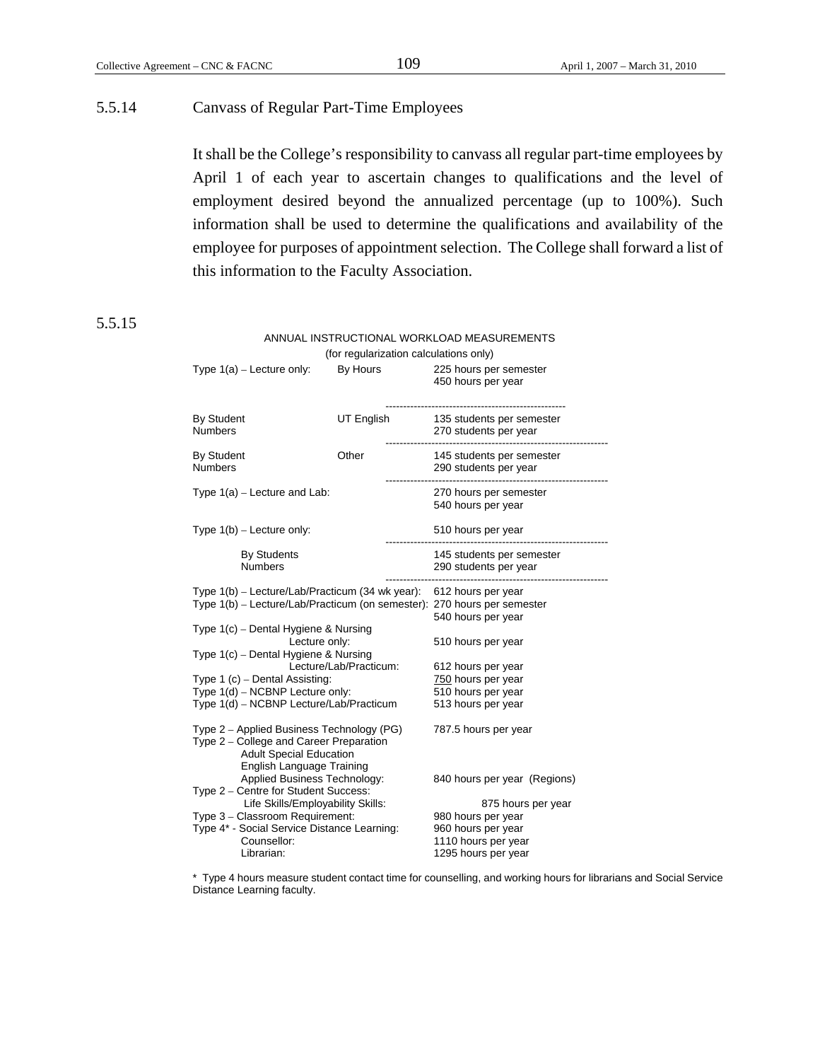## 5.5.14 Canvass of Regular Part-Time Employees

It shall be the College's responsibility to canvass all regular part-time employees by April 1 of each year to ascertain changes to qualifications and the level of employment desired beyond the annualized percentage (up to 100%). Such information shall be used to determine the qualifications and availability of the employee for purposes of appointment selection. The College shall forward a list of this information to the Faculty Association.

## 5.5.15

ANNUAL INSTRUCTIONAL WORKLOAD MEASUREMENTS
(for regularization calculations only)

| Type | | Measurement |
|---|---|---|
| Type 1(a) – Lecture only: | By Hours | 225 hours per semester<br>450 hours per year |
| By Student Numbers | UT English | 135 students per semester<br>270 students per year |
| By Student Numbers | Other | 145 students per semester<br>290 students per year |
| Type 1(a) – Lecture and Lab: | | 270 hours per semester<br>540 hours per year |
| Type 1(b) – Lecture only: | | 510 hours per year |
| By Students Numbers | | 145 students per semester<br>290 students per year |
| Type 1(b) – Lecture/Lab/Practicum (34 wk year): | | 612 hours per year |
| Type 1(b) – Lecture/Lab/Practicum (on semester): | | 270 hours per semester<br>540 hours per year |
| Type 1(c) – Dental Hygiene & Nursing Lecture only: | | 510 hours per year |
| Type 1(c) – Dental Hygiene & Nursing Lecture/Lab/Practicum: | | 612 hours per year |
| Type 1 (c) – Dental Assisting: | | 750 hours per year |
| Type 1(d) – NCBNP Lecture only: | | 510 hours per year |
| Type 1(d) – NCBNP Lecture/Lab/Practicum | | 513 hours per year |
| Type 2 – Applied Business Technology (PG) | | 787.5 hours per year |
| Type 2 – College and Career Preparation<br>Adult Special Education<br>English Language Training<br>Applied Business Technology: | | 840 hours per year (Regions) |
| Type 2 – Centre for Student Success:<br>Life Skills/Employability Skills: | | 875 hours per year |
| Type 3 – Classroom Requirement: | | 980 hours per year |
| Type 4* - Social Service Distance Learning: | | 960 hours per year |
| Counsellor: | | 1110 hours per year |
| Librarian: | | 1295 hours per year |

\* Type 4 hours measure student contact time for counselling, and working hours for librarians and Social Service Distance Learning faculty.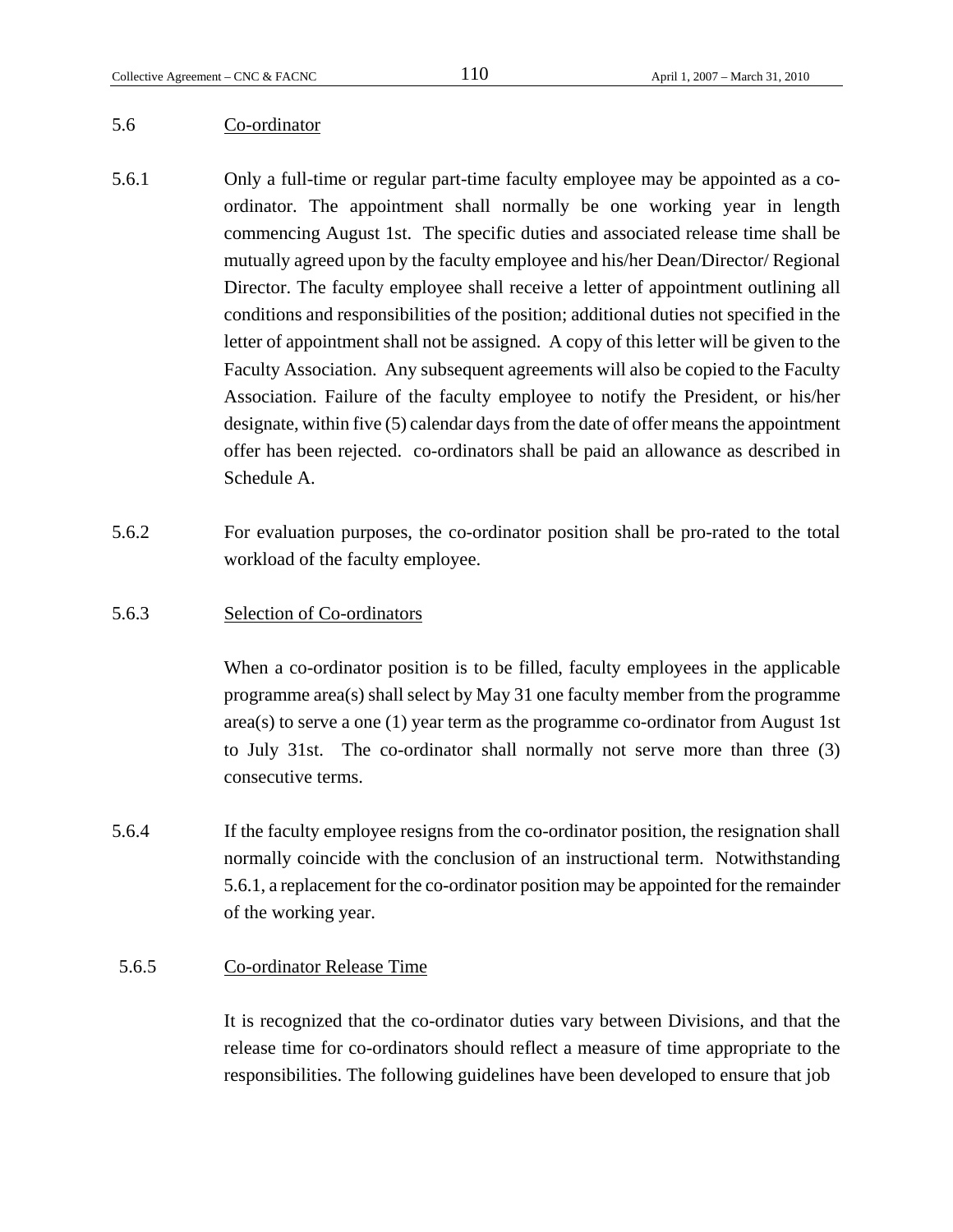## 5.6 Co-ordinator

5.6.1 Only a full-time or regular part-time faculty employee may be appointed as a co-ordinator. The appointment shall normally be one working year in length commencing August 1st. The specific duties and associated release time shall be mutually agreed upon by the faculty employee and his/her Dean/Director/ Regional Director. The faculty employee shall receive a letter of appointment outlining all conditions and responsibilities of the position; additional duties not specified in the letter of appointment shall not be assigned. A copy of this letter will be given to the Faculty Association. Any subsequent agreements will also be copied to the Faculty Association. Failure of the faculty employee to notify the President, or his/her designate, within five (5) calendar days from the date of offer means the appointment offer has been rejected. co-ordinators shall be paid an allowance as described in Schedule A.

5.6.2 For evaluation purposes, the co-ordinator position shall be pro-rated to the total workload of the faculty employee.

### 5.6.3 Selection of Co-ordinators

When a co-ordinator position is to be filled, faculty employees in the applicable programme area(s) shall select by May 31 one faculty member from the programme area(s) to serve a one (1) year term as the programme co-ordinator from August 1st to July 31st. The co-ordinator shall normally not serve more than three (3) consecutive terms.

5.6.4 If the faculty employee resigns from the co-ordinator position, the resignation shall normally coincide with the conclusion of an instructional term. Notwithstanding 5.6.1, a replacement for the co-ordinator position may be appointed for the remainder of the working year.

### 5.6.5 Co-ordinator Release Time

It is recognized that the co-ordinator duties vary between Divisions, and that the release time for co-ordinators should reflect a measure of time appropriate to the responsibilities. The following guidelines have been developed to ensure that job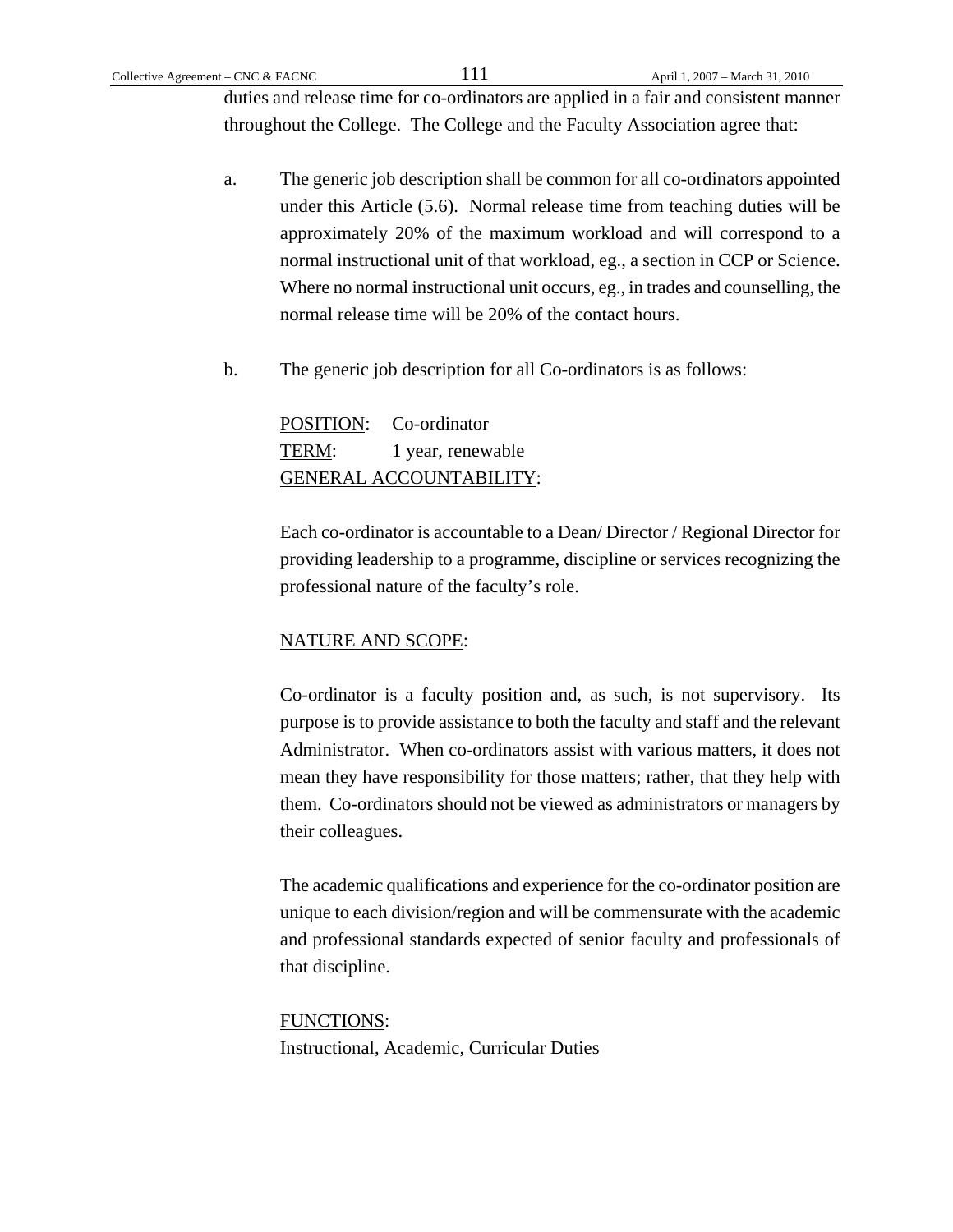duties and release time for co-ordinators are applied in a fair and consistent manner throughout the College. The College and the Faculty Association agree that:

a. The generic job description shall be common for all co-ordinators appointed under this Article (5.6). Normal release time from teaching duties will be approximately 20% of the maximum workload and will correspond to a normal instructional unit of that workload, eg., a section in CCP or Science. Where no normal instructional unit occurs, eg., in trades and counselling, the normal release time will be 20% of the contact hours.

b. The generic job description for all Co-ordinators is as follows:

POSITION: Co-ordinator
TERM: 1 year, renewable
GENERAL ACCOUNTABILITY:

Each co-ordinator is accountable to a Dean/ Director / Regional Director for providing leadership to a programme, discipline or services recognizing the professional nature of the faculty's role.

NATURE AND SCOPE:

Co-ordinator is a faculty position and, as such, is not supervisory. Its purpose is to provide assistance to both the faculty and staff and the relevant Administrator. When co-ordinators assist with various matters, it does not mean they have responsibility for those matters; rather, that they help with them. Co-ordinators should not be viewed as administrators or managers by their colleagues.

The academic qualifications and experience for the co-ordinator position are unique to each division/region and will be commensurate with the academic and professional standards expected of senior faculty and professionals of that discipline.

FUNCTIONS:
Instructional, Academic, Curricular Duties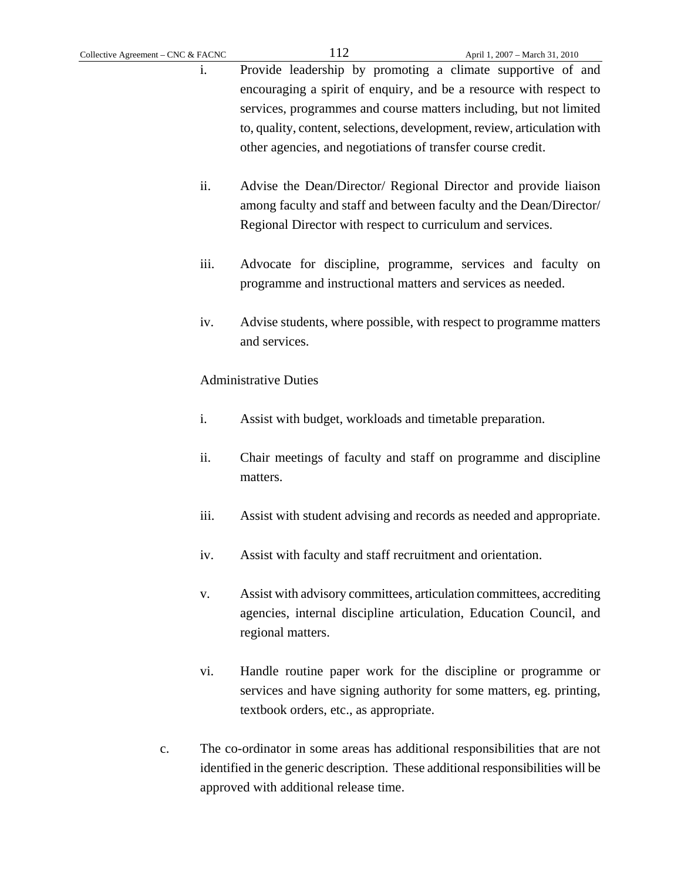i. Provide leadership by promoting a climate supportive of and encouraging a spirit of enquiry, and be a resource with respect to services, programmes and course matters including, but not limited to, quality, content, selections, development, review, articulation with other agencies, and negotiations of transfer course credit.

ii. Advise the Dean/Director/ Regional Director and provide liaison among faculty and staff and between faculty and the Dean/Director/ Regional Director with respect to curriculum and services.

iii. Advocate for discipline, programme, services and faculty on programme and instructional matters and services as needed.

iv. Advise students, where possible, with respect to programme matters and services.

Administrative Duties

i. Assist with budget, workloads and timetable preparation.

ii. Chair meetings of faculty and staff on programme and discipline matters.

iii. Assist with student advising and records as needed and appropriate.

iv. Assist with faculty and staff recruitment and orientation.

v. Assist with advisory committees, articulation committees, accrediting agencies, internal discipline articulation, Education Council, and regional matters.

vi. Handle routine paper work for the discipline or programme or services and have signing authority for some matters, eg. printing, textbook orders, etc., as appropriate.

c. The co-ordinator in some areas has additional responsibilities that are not identified in the generic description. These additional responsibilities will be approved with additional release time.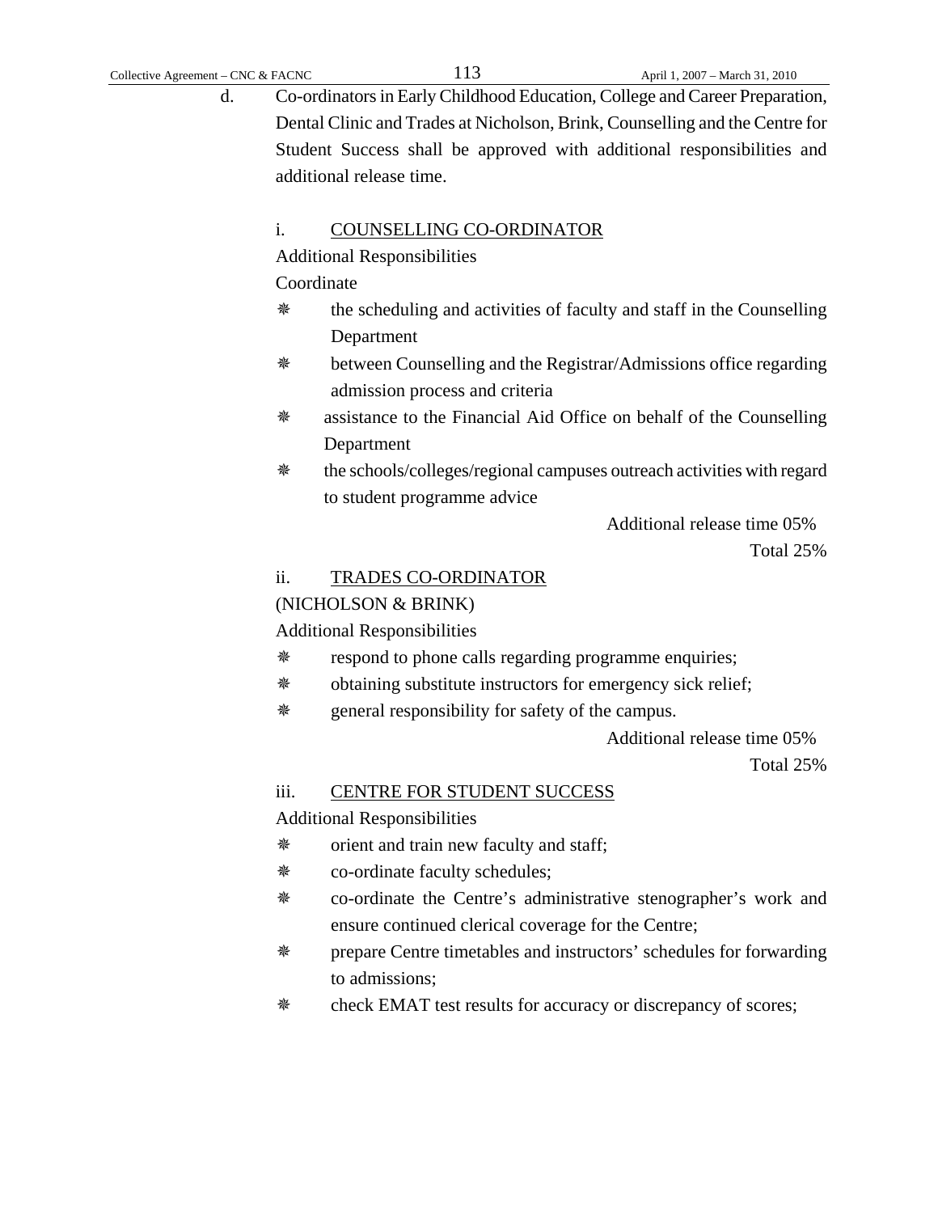d. Co-ordinators in Early Childhood Education, College and Career Preparation, Dental Clinic and Trades at Nicholson, Brink, Counselling and the Centre for Student Success shall be approved with additional responsibilities and additional release time.

i. <u>COUNSELLING CO-ORDINATOR</u>

Additional Responsibilities

Coordinate

- the scheduling and activities of faculty and staff in the Counselling Department
- between Counselling and the Registrar/Admissions office regarding admission process and criteria
- assistance to the Financial Aid Office on behalf of the Counselling Department
- the schools/colleges/regional campuses outreach activities with regard to student programme advice

Additional release time 05%

Total 25%

ii. <u>TRADES CO-ORDINATOR</u>

(NICHOLSON & BRINK)

Additional Responsibilities

- respond to phone calls regarding programme enquiries;
- obtaining substitute instructors for emergency sick relief;
- general responsibility for safety of the campus.

Additional release time 05%

Total 25%

iii. <u>CENTRE FOR STUDENT SUCCESS</u>

Additional Responsibilities

- orient and train new faculty and staff;
- co-ordinate faculty schedules;
- co-ordinate the Centre's administrative stenographer's work and ensure continued clerical coverage for the Centre;
- prepare Centre timetables and instructors' schedules for forwarding to admissions;
- check EMAT test results for accuracy or discrepancy of scores;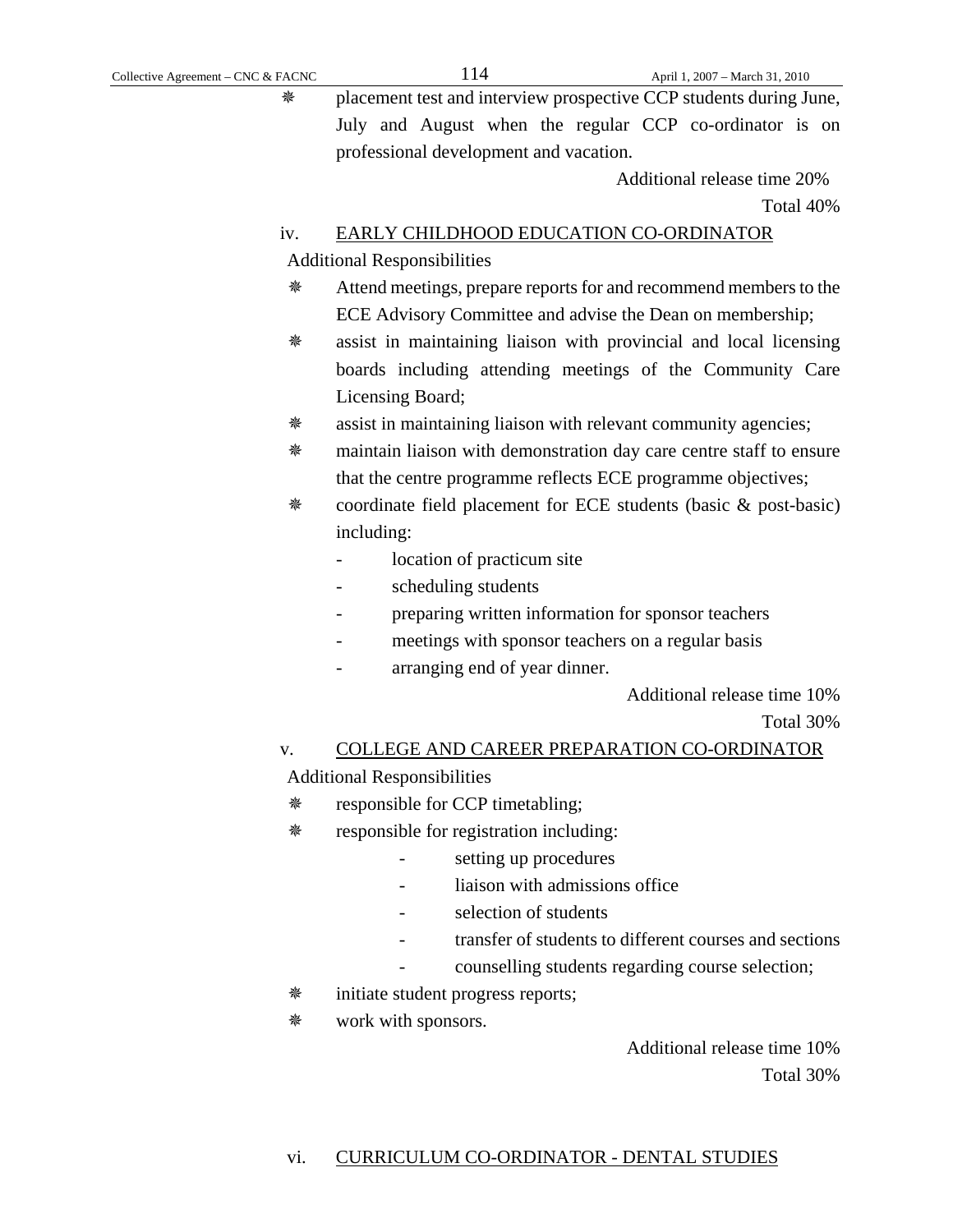- placement test and interview prospective CCP students during June, July and August when the regular CCP co-ordinator is on professional development and vacation.

Additional release time 20%
Total 40%

iv. EARLY CHILDHOOD EDUCATION CO-ORDINATOR

Additional Responsibilities

- Attend meetings, prepare reports for and recommend members to the ECE Advisory Committee and advise the Dean on membership;
- assist in maintaining liaison with provincial and local licensing boards including attending meetings of the Community Care Licensing Board;
- assist in maintaining liaison with relevant community agencies;
- maintain liaison with demonstration day care centre staff to ensure that the centre programme reflects ECE programme objectives;
- coordinate field placement for ECE students (basic & post-basic) including:
  - location of practicum site
  - scheduling students
  - preparing written information for sponsor teachers
  - meetings with sponsor teachers on a regular basis
  - arranging end of year dinner.

Additional release time 10%
Total 30%

v. COLLEGE AND CAREER PREPARATION CO-ORDINATOR

Additional Responsibilities

- responsible for CCP timetabling;
- responsible for registration including:
  - setting up procedures
  - liaison with admissions office
  - selection of students
  - transfer of students to different courses and sections
  - counselling students regarding course selection;
- initiate student progress reports;
- work with sponsors.

Additional release time 10%
Total 30%

vi. CURRICULUM CO-ORDINATOR - DENTAL STUDIES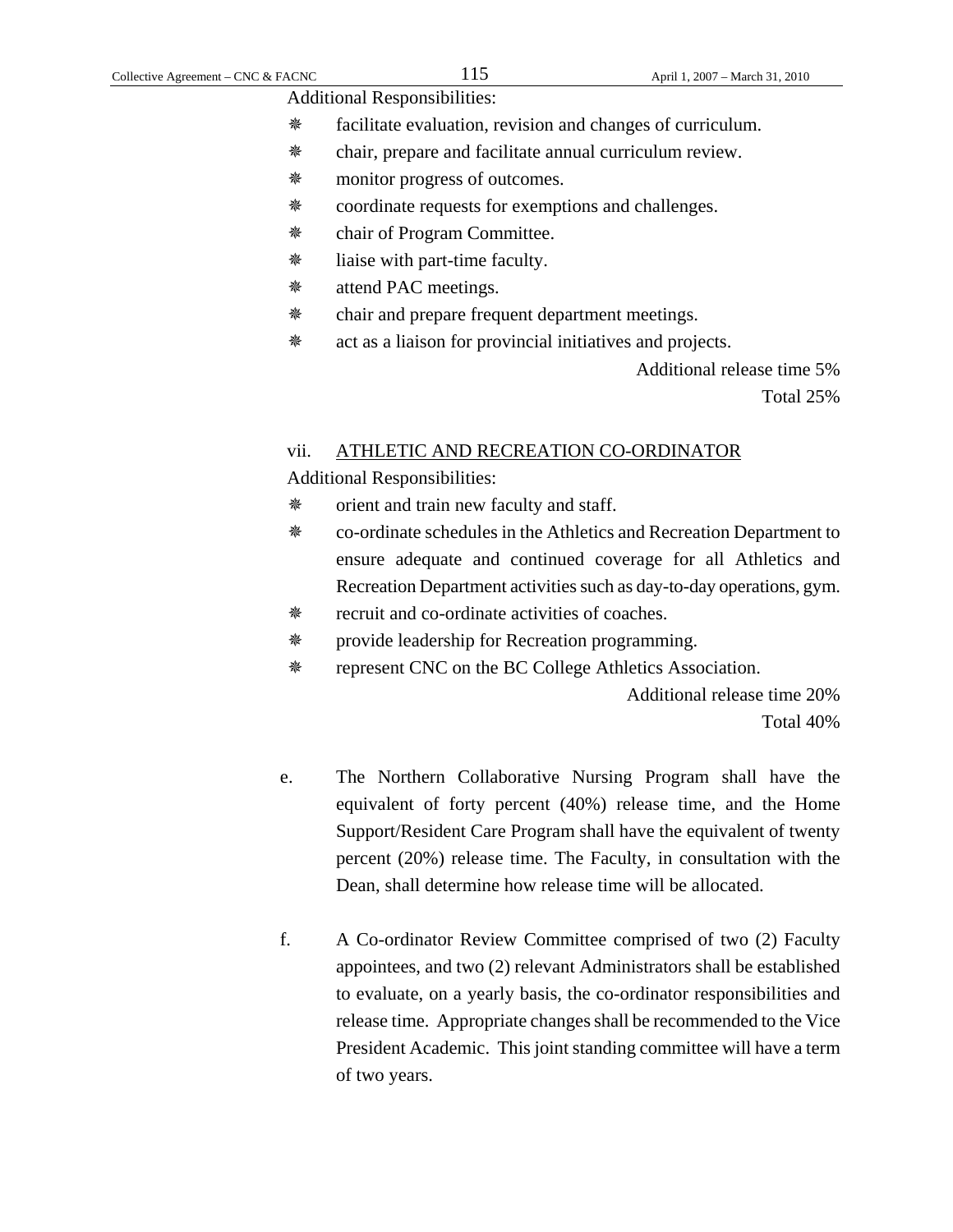Additional Responsibilities:

- facilitate evaluation, revision and changes of curriculum.
- chair, prepare and facilitate annual curriculum review.
- monitor progress of outcomes.
- coordinate requests for exemptions and challenges.
- chair of Program Committee.
- liaise with part-time faculty.
- attend PAC meetings.
- chair and prepare frequent department meetings.
- act as a liaison for provincial initiatives and projects.

Additional release time 5%

Total 25%

vii. <u>ATHLETIC AND RECREATION CO-ORDINATOR</u>

Additional Responsibilities:

- orient and train new faculty and staff.
- co-ordinate schedules in the Athletics and Recreation Department to ensure adequate and continued coverage for all Athletics and Recreation Department activities such as day-to-day operations, gym.
- recruit and co-ordinate activities of coaches.
- provide leadership for Recreation programming.
- represent CNC on the BC College Athletics Association.

Additional release time 20%

Total 40%

e. The Northern Collaborative Nursing Program shall have the equivalent of forty percent (40%) release time, and the Home Support/Resident Care Program shall have the equivalent of twenty percent (20%) release time. The Faculty, in consultation with the Dean, shall determine how release time will be allocated.

f. A Co-ordinator Review Committee comprised of two (2) Faculty appointees, and two (2) relevant Administrators shall be established to evaluate, on a yearly basis, the co-ordinator responsibilities and release time. Appropriate changes shall be recommended to the Vice President Academic. This joint standing committee will have a term of two years.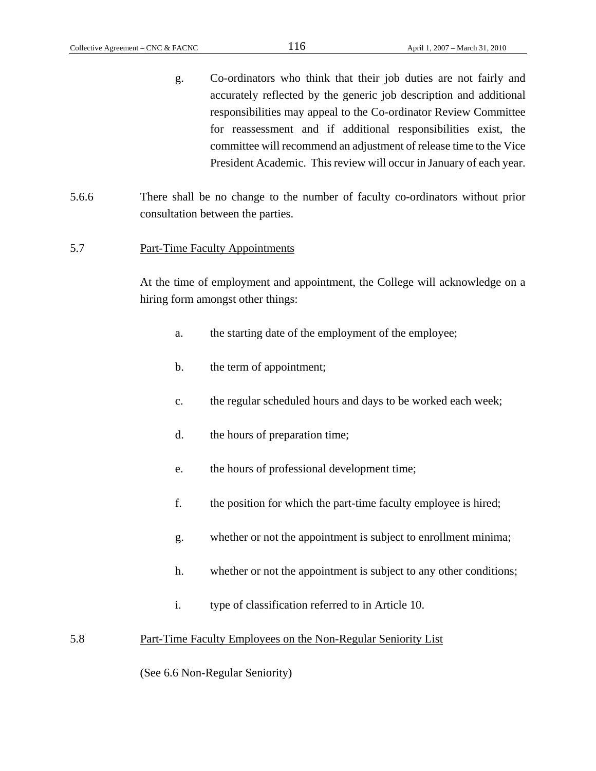g. Co-ordinators who think that their job duties are not fairly and accurately reflected by the generic job description and additional responsibilities may appeal to the Co-ordinator Review Committee for reassessment and if additional responsibilities exist, the committee will recommend an adjustment of release time to the Vice President Academic. This review will occur in January of each year.

5.6.6 There shall be no change to the number of faculty co-ordinators without prior consultation between the parties.

5.7 Part-Time Faculty Appointments

At the time of employment and appointment, the College will acknowledge on a hiring form amongst other things:

a. the starting date of the employment of the employee;

b. the term of appointment;

c. the regular scheduled hours and days to be worked each week;

d. the hours of preparation time;

e. the hours of professional development time;

f. the position for which the part-time faculty employee is hired;

g. whether or not the appointment is subject to enrollment minima;

h. whether or not the appointment is subject to any other conditions;

i. type of classification referred to in Article 10.

5.8 Part-Time Faculty Employees on the Non-Regular Seniority List

(See 6.6 Non-Regular Seniority)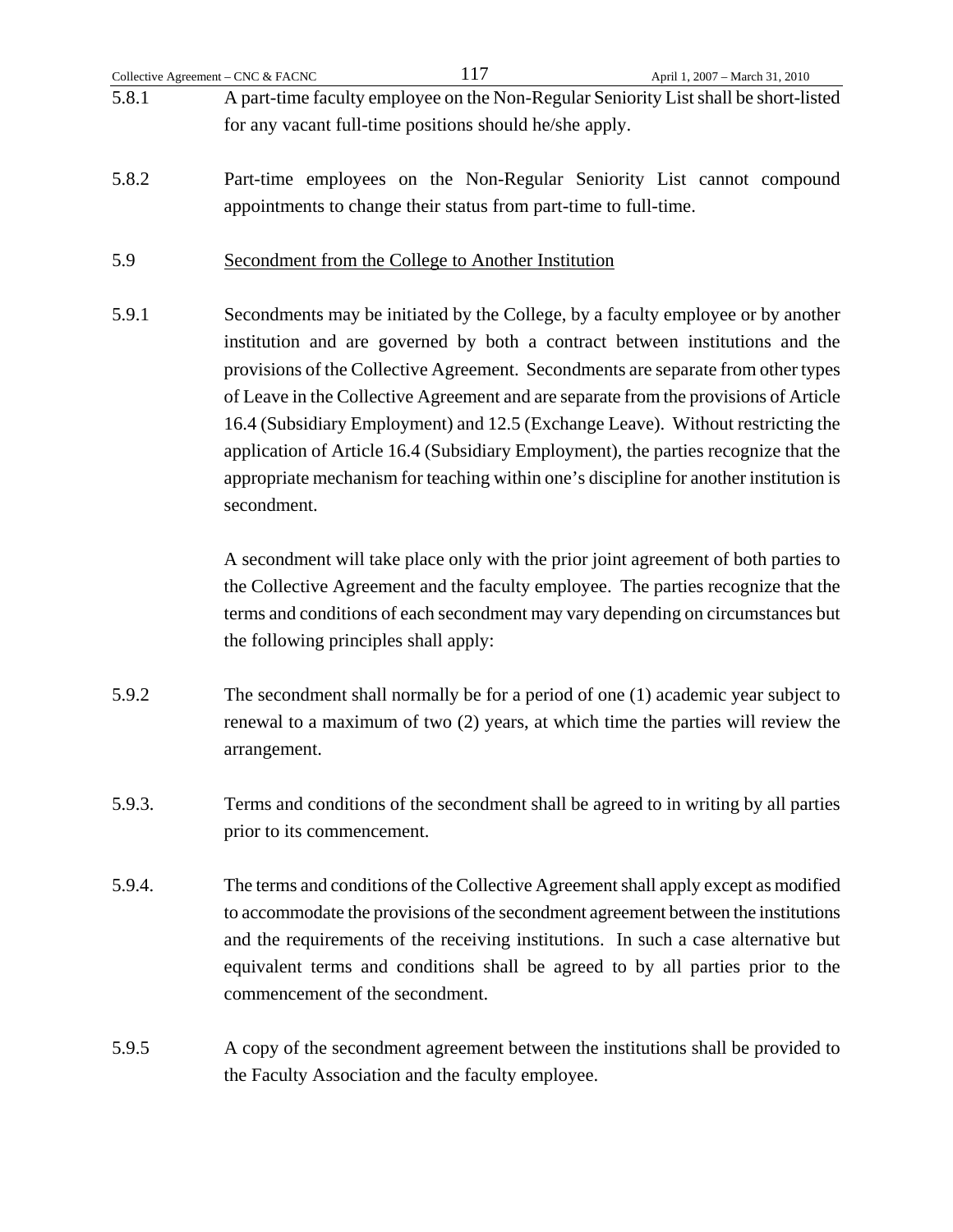5.8.1 A part-time faculty employee on the Non-Regular Seniority List shall be short-listed for any vacant full-time positions should he/she apply.

5.8.2 Part-time employees on the Non-Regular Seniority List cannot compound appointments to change their status from part-time to full-time.

5.9 <u>Secondment from the College to Another Institution</u>

5.9.1 Secondments may be initiated by the College, by a faculty employee or by another institution and are governed by both a contract between institutions and the provisions of the Collective Agreement. Secondments are separate from other types of Leave in the Collective Agreement and are separate from the provisions of Article 16.4 (Subsidiary Employment) and 12.5 (Exchange Leave). Without restricting the application of Article 16.4 (Subsidiary Employment), the parties recognize that the appropriate mechanism for teaching within one's discipline for another institution is secondment.

A secondment will take place only with the prior joint agreement of both parties to the Collective Agreement and the faculty employee. The parties recognize that the terms and conditions of each secondment may vary depending on circumstances but the following principles shall apply:

5.9.2 The secondment shall normally be for a period of one (1) academic year subject to renewal to a maximum of two (2) years, at which time the parties will review the arrangement.

5.9.3. Terms and conditions of the secondment shall be agreed to in writing by all parties prior to its commencement.

5.9.4. The terms and conditions of the Collective Agreement shall apply except as modified to accommodate the provisions of the secondment agreement between the institutions and the requirements of the receiving institutions. In such a case alternative but equivalent terms and conditions shall be agreed to by all parties prior to the commencement of the secondment.

5.9.5 A copy of the secondment agreement between the institutions shall be provided to the Faculty Association and the faculty employee.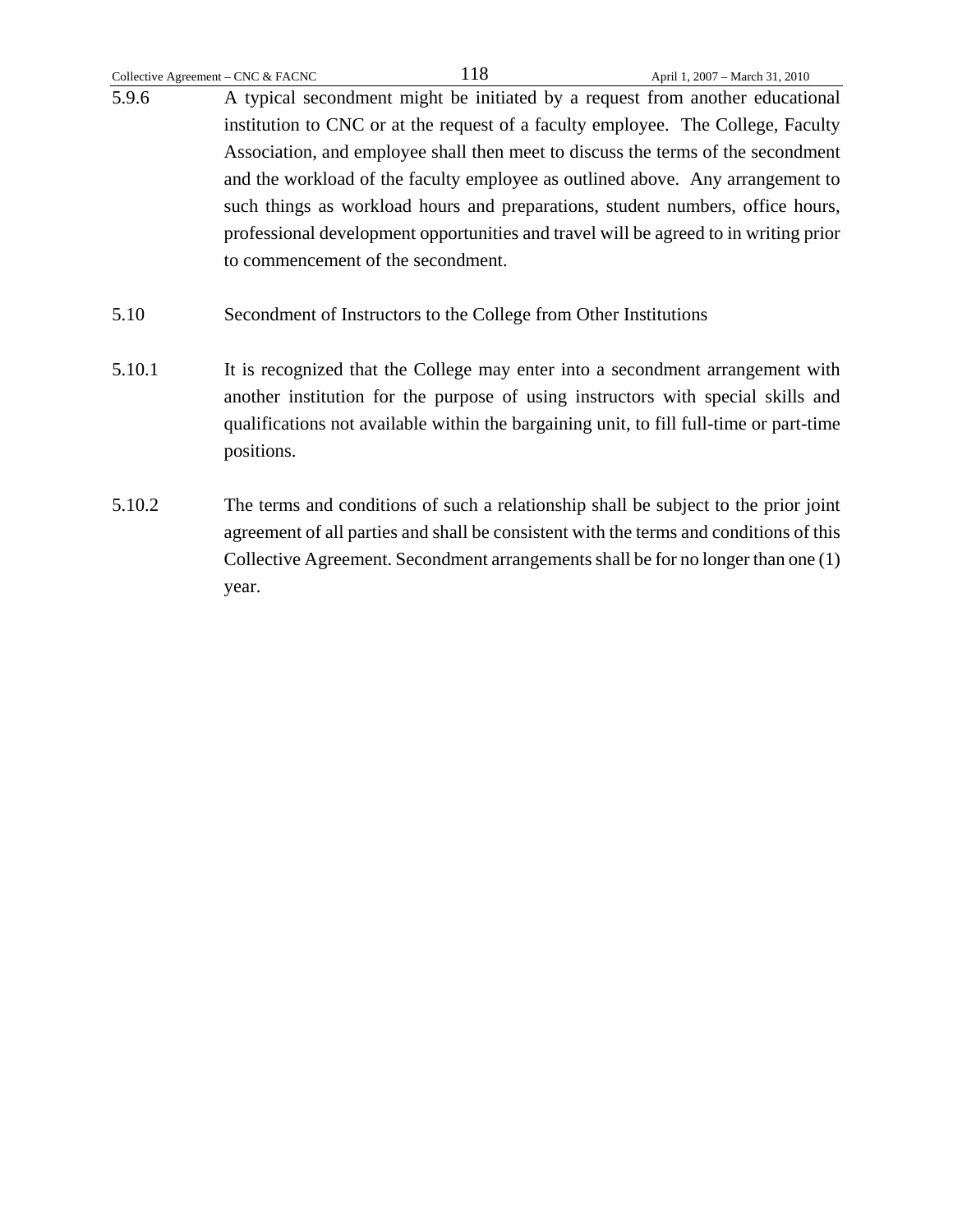5.9.6 A typical secondment might be initiated by a request from another educational institution to CNC or at the request of a faculty employee. The College, Faculty Association, and employee shall then meet to discuss the terms of the secondment and the workload of the faculty employee as outlined above. Any arrangement to such things as workload hours and preparations, student numbers, office hours, professional development opportunities and travel will be agreed to in writing prior to commencement of the secondment.

5.10 Secondment of Instructors to the College from Other Institutions

5.10.1 It is recognized that the College may enter into a secondment arrangement with another institution for the purpose of using instructors with special skills and qualifications not available within the bargaining unit, to fill full-time or part-time positions.

5.10.2 The terms and conditions of such a relationship shall be subject to the prior joint agreement of all parties and shall be consistent with the terms and conditions of this Collective Agreement. Secondment arrangements shall be for no longer than one (1) year.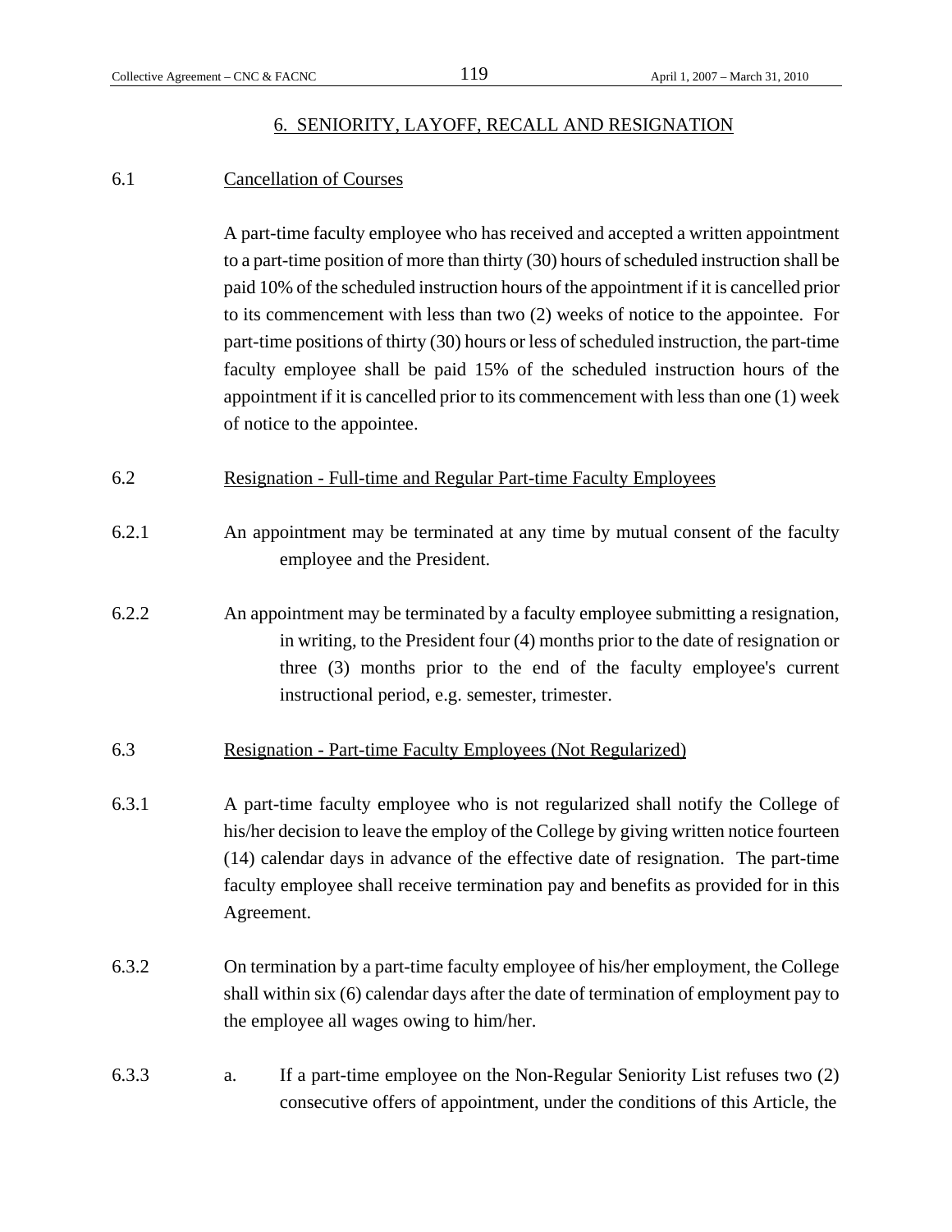## 6. SENIORITY, LAYOFF, RECALL AND RESIGNATION

6.1 Cancellation of Courses

A part-time faculty employee who has received and accepted a written appointment to a part-time position of more than thirty (30) hours of scheduled instruction shall be paid 10% of the scheduled instruction hours of the appointment if it is cancelled prior to its commencement with less than two (2) weeks of notice to the appointee. For part-time positions of thirty (30) hours or less of scheduled instruction, the part-time faculty employee shall be paid 15% of the scheduled instruction hours of the appointment if it is cancelled prior to its commencement with less than one (1) week of notice to the appointee.

6.2 Resignation - Full-time and Regular Part-time Faculty Employees

6.2.1 An appointment may be terminated at any time by mutual consent of the faculty employee and the President.

6.2.2 An appointment may be terminated by a faculty employee submitting a resignation, in writing, to the President four (4) months prior to the date of resignation or three (3) months prior to the end of the faculty employee's current instructional period, e.g. semester, trimester.

6.3 Resignation - Part-time Faculty Employees (Not Regularized)

6.3.1 A part-time faculty employee who is not regularized shall notify the College of his/her decision to leave the employ of the College by giving written notice fourteen (14) calendar days in advance of the effective date of resignation. The part-time faculty employee shall receive termination pay and benefits as provided for in this Agreement.

6.3.2 On termination by a part-time faculty employee of his/her employment, the College shall within six (6) calendar days after the date of termination of employment pay to the employee all wages owing to him/her.

6.3.3 a. If a part-time employee on the Non-Regular Seniority List refuses two (2) consecutive offers of appointment, under the conditions of this Article, the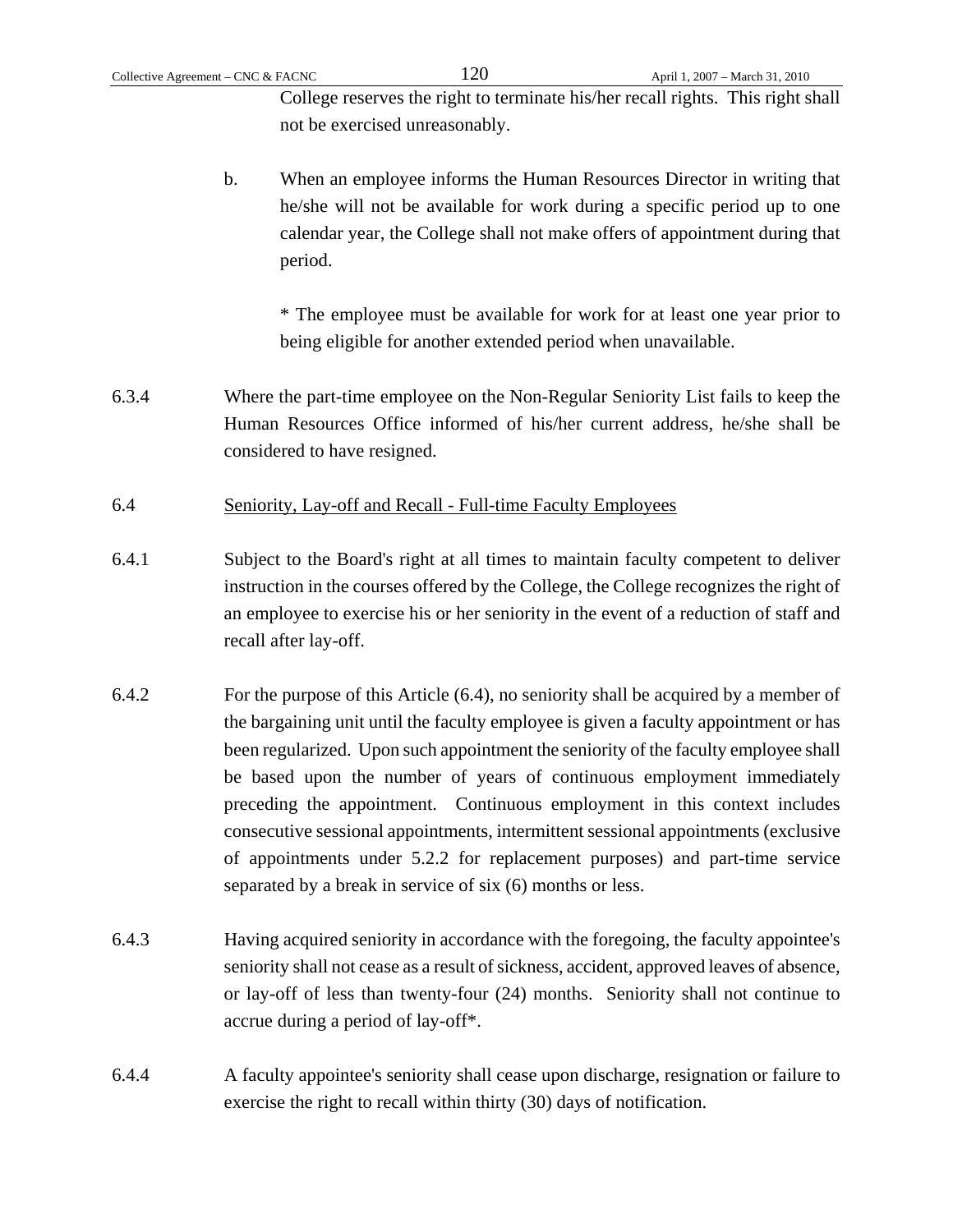College reserves the right to terminate his/her recall rights. This right shall not be exercised unreasonably.

b. When an employee informs the Human Resources Director in writing that he/she will not be available for work during a specific period up to one calendar year, the College shall not make offers of appointment during that period.

   * The employee must be available for work for at least one year prior to being eligible for another extended period when unavailable.

6.3.4 Where the part-time employee on the Non-Regular Seniority List fails to keep the Human Resources Office informed of his/her current address, he/she shall be considered to have resigned.

6.4 <u>Seniority, Lay-off and Recall - Full-time Faculty Employees</u>

6.4.1 Subject to the Board's right at all times to maintain faculty competent to deliver instruction in the courses offered by the College, the College recognizes the right of an employee to exercise his or her seniority in the event of a reduction of staff and recall after lay-off.

6.4.2 For the purpose of this Article (6.4), no seniority shall be acquired by a member of the bargaining unit until the faculty employee is given a faculty appointment or has been regularized. Upon such appointment the seniority of the faculty employee shall be based upon the number of years of continuous employment immediately preceding the appointment. Continuous employment in this context includes consecutive sessional appointments, intermittent sessional appointments (exclusive of appointments under 5.2.2 for replacement purposes) and part-time service separated by a break in service of six (6) months or less.

6.4.3 Having acquired seniority in accordance with the foregoing, the faculty appointee's seniority shall not cease as a result of sickness, accident, approved leaves of absence, or lay-off of less than twenty-four (24) months. Seniority shall not continue to accrue during a period of lay-off*.

6.4.4 A faculty appointee's seniority shall cease upon discharge, resignation or failure to exercise the right to recall within thirty (30) days of notification.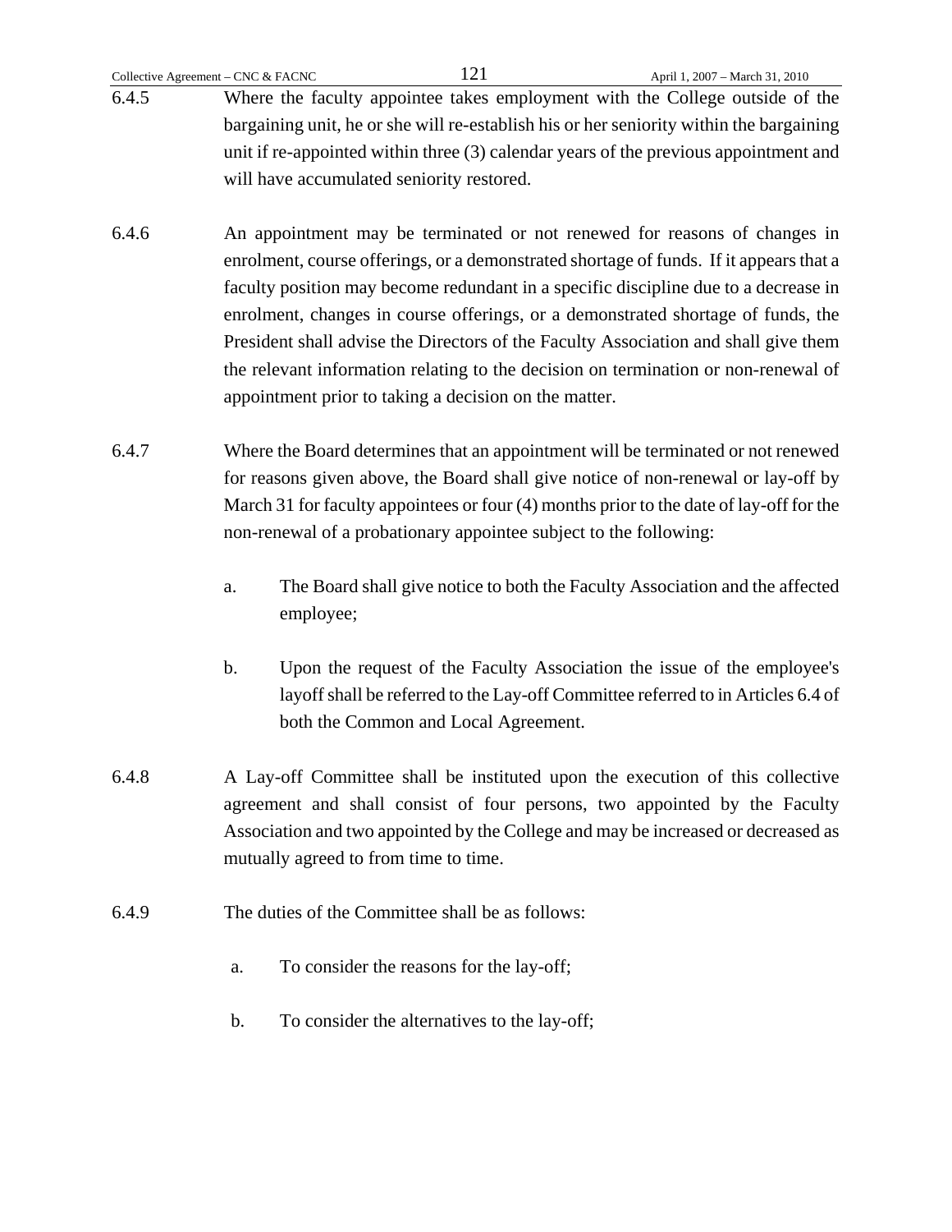6.4.5 Where the faculty appointee takes employment with the College outside of the bargaining unit, he or she will re-establish his or her seniority within the bargaining unit if re-appointed within three (3) calendar years of the previous appointment and will have accumulated seniority restored.

6.4.6 An appointment may be terminated or not renewed for reasons of changes in enrolment, course offerings, or a demonstrated shortage of funds. If it appears that a faculty position may become redundant in a specific discipline due to a decrease in enrolment, changes in course offerings, or a demonstrated shortage of funds, the President shall advise the Directors of the Faculty Association and shall give them the relevant information relating to the decision on termination or non-renewal of appointment prior to taking a decision on the matter.

6.4.7 Where the Board determines that an appointment will be terminated or not renewed for reasons given above, the Board shall give notice of non-renewal or lay-off by March 31 for faculty appointees or four (4) months prior to the date of lay-off for the non-renewal of a probationary appointee subject to the following:

a. The Board shall give notice to both the Faculty Association and the affected employee;

b. Upon the request of the Faculty Association the issue of the employee's layoff shall be referred to the Lay-off Committee referred to in Articles 6.4 of both the Common and Local Agreement.

6.4.8 A Lay-off Committee shall be instituted upon the execution of this collective agreement and shall consist of four persons, two appointed by the Faculty Association and two appointed by the College and may be increased or decreased as mutually agreed to from time to time.

6.4.9 The duties of the Committee shall be as follows:

a. To consider the reasons for the lay-off;

b. To consider the alternatives to the lay-off;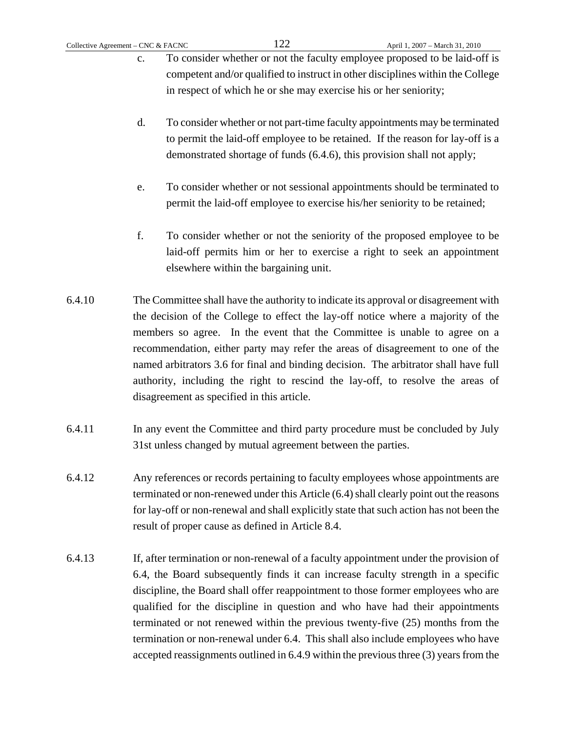c. To consider whether or not the faculty employee proposed to be laid-off is competent and/or qualified to instruct in other disciplines within the College in respect of which he or she may exercise his or her seniority;

d. To consider whether or not part-time faculty appointments may be terminated to permit the laid-off employee to be retained. If the reason for lay-off is a demonstrated shortage of funds (6.4.6), this provision shall not apply;

e. To consider whether or not sessional appointments should be terminated to permit the laid-off employee to exercise his/her seniority to be retained;

f. To consider whether or not the seniority of the proposed employee to be laid-off permits him or her to exercise a right to seek an appointment elsewhere within the bargaining unit.

6.4.10 The Committee shall have the authority to indicate its approval or disagreement with the decision of the College to effect the lay-off notice where a majority of the members so agree. In the event that the Committee is unable to agree on a recommendation, either party may refer the areas of disagreement to one of the named arbitrators 3.6 for final and binding decision. The arbitrator shall have full authority, including the right to rescind the lay-off, to resolve the areas of disagreement as specified in this article.

6.4.11 In any event the Committee and third party procedure must be concluded by July 31st unless changed by mutual agreement between the parties.

6.4.12 Any references or records pertaining to faculty employees whose appointments are terminated or non-renewed under this Article (6.4) shall clearly point out the reasons for lay-off or non-renewal and shall explicitly state that such action has not been the result of proper cause as defined in Article 8.4.

6.4.13 If, after termination or non-renewal of a faculty appointment under the provision of 6.4, the Board subsequently finds it can increase faculty strength in a specific discipline, the Board shall offer reappointment to those former employees who are qualified for the discipline in question and who have had their appointments terminated or not renewed within the previous twenty-five (25) months from the termination or non-renewal under 6.4. This shall also include employees who have accepted reassignments outlined in 6.4.9 within the previous three (3) years from the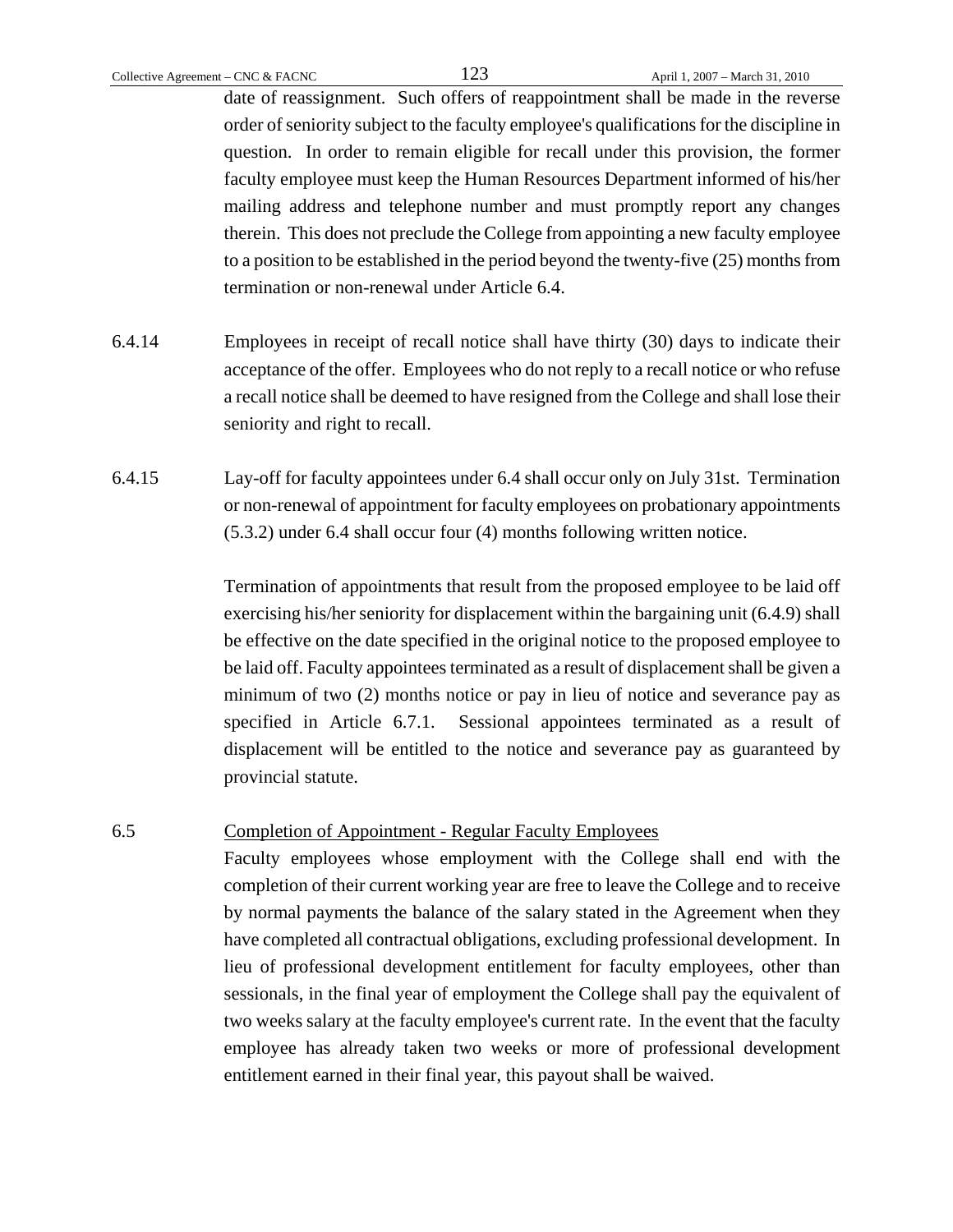date of reassignment. Such offers of reappointment shall be made in the reverse order of seniority subject to the faculty employee's qualifications for the discipline in question. In order to remain eligible for recall under this provision, the former faculty employee must keep the Human Resources Department informed of his/her mailing address and telephone number and must promptly report any changes therein. This does not preclude the College from appointing a new faculty employee to a position to be established in the period beyond the twenty-five (25) months from termination or non-renewal under Article 6.4.

6.4.14 Employees in receipt of recall notice shall have thirty (30) days to indicate their acceptance of the offer. Employees who do not reply to a recall notice or who refuse a recall notice shall be deemed to have resigned from the College and shall lose their seniority and right to recall.

6.4.15 Lay-off for faculty appointees under 6.4 shall occur only on July 31st. Termination or non-renewal of appointment for faculty employees on probationary appointments (5.3.2) under 6.4 shall occur four (4) months following written notice.

Termination of appointments that result from the proposed employee to be laid off exercising his/her seniority for displacement within the bargaining unit (6.4.9) shall be effective on the date specified in the original notice to the proposed employee to be laid off. Faculty appointees terminated as a result of displacement shall be given a minimum of two (2) months notice or pay in lieu of notice and severance pay as specified in Article 6.7.1. Sessional appointees terminated as a result of displacement will be entitled to the notice and severance pay as guaranteed by provincial statute.

6.5 Completion of Appointment - Regular Faculty Employees

Faculty employees whose employment with the College shall end with the completion of their current working year are free to leave the College and to receive by normal payments the balance of the salary stated in the Agreement when they have completed all contractual obligations, excluding professional development. In lieu of professional development entitlement for faculty employees, other than sessionals, in the final year of employment the College shall pay the equivalent of two weeks salary at the faculty employee's current rate. In the event that the faculty employee has already taken two weeks or more of professional development entitlement earned in their final year, this payout shall be waived.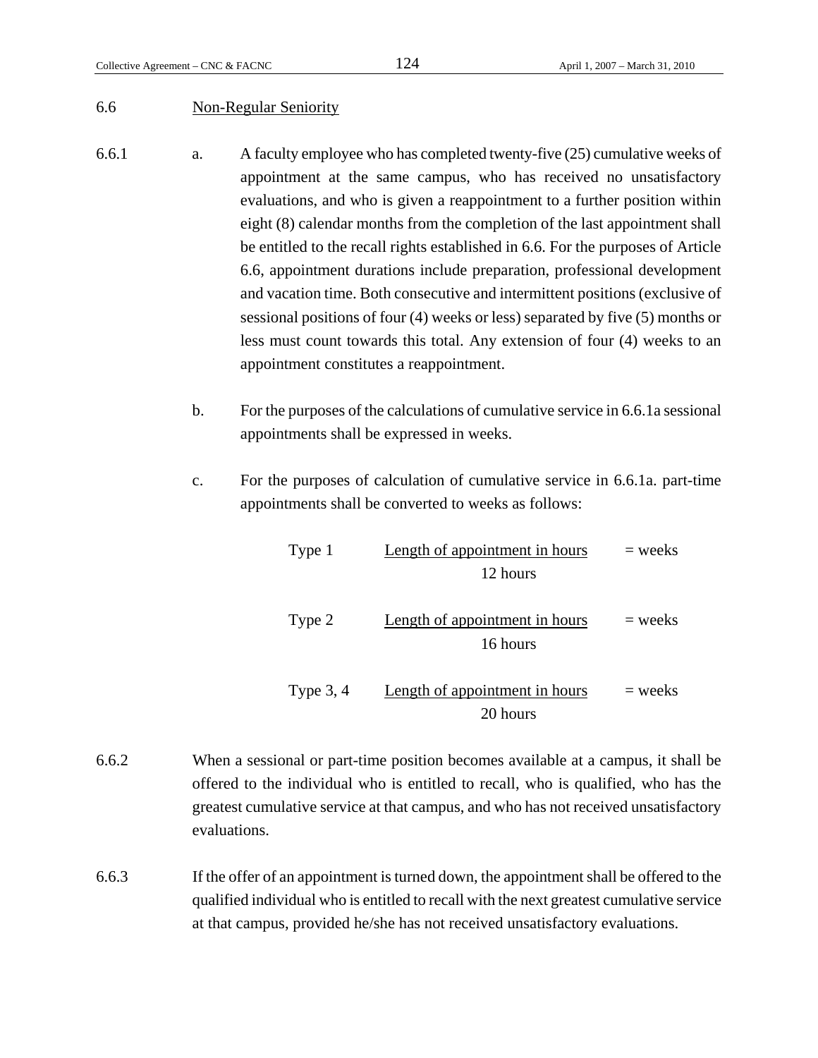### 6.6 Non-Regular Seniority

6.6.1

a. A faculty employee who has completed twenty-five (25) cumulative weeks of appointment at the same campus, who has received no unsatisfactory evaluations, and who is given a reappointment to a further position within eight (8) calendar months from the completion of the last appointment shall be entitled to the recall rights established in 6.6. For the purposes of Article 6.6, appointment durations include preparation, professional development and vacation time. Both consecutive and intermittent positions (exclusive of sessional positions of four (4) weeks or less) separated by five (5) months or less must count towards this total. Any extension of four (4) weeks to an appointment constitutes a reappointment.

b. For the purposes of the calculations of cumulative service in 6.6.1a sessional appointments shall be expressed in weeks.

c. For the purposes of calculation of cumulative service in 6.6.1a. part-time appointments shall be converted to weeks as follows:

Type 1 $\dfrac{\text{Length of appointment in hours}}{\text{12 hours}}$ = weeks

Type 2 $\dfrac{\text{Length of appointment in hours}}{\text{16 hours}}$ = weeks

Type 3, 4 $\dfrac{\text{Length of appointment in hours}}{\text{20 hours}}$ = weeks

6.6.2 When a sessional or part-time position becomes available at a campus, it shall be offered to the individual who is entitled to recall, who is qualified, who has the greatest cumulative service at that campus, and who has not received unsatisfactory evaluations.

6.6.3 If the offer of an appointment is turned down, the appointment shall be offered to the qualified individual who is entitled to recall with the next greatest cumulative service at that campus, provided he/she has not received unsatisfactory evaluations.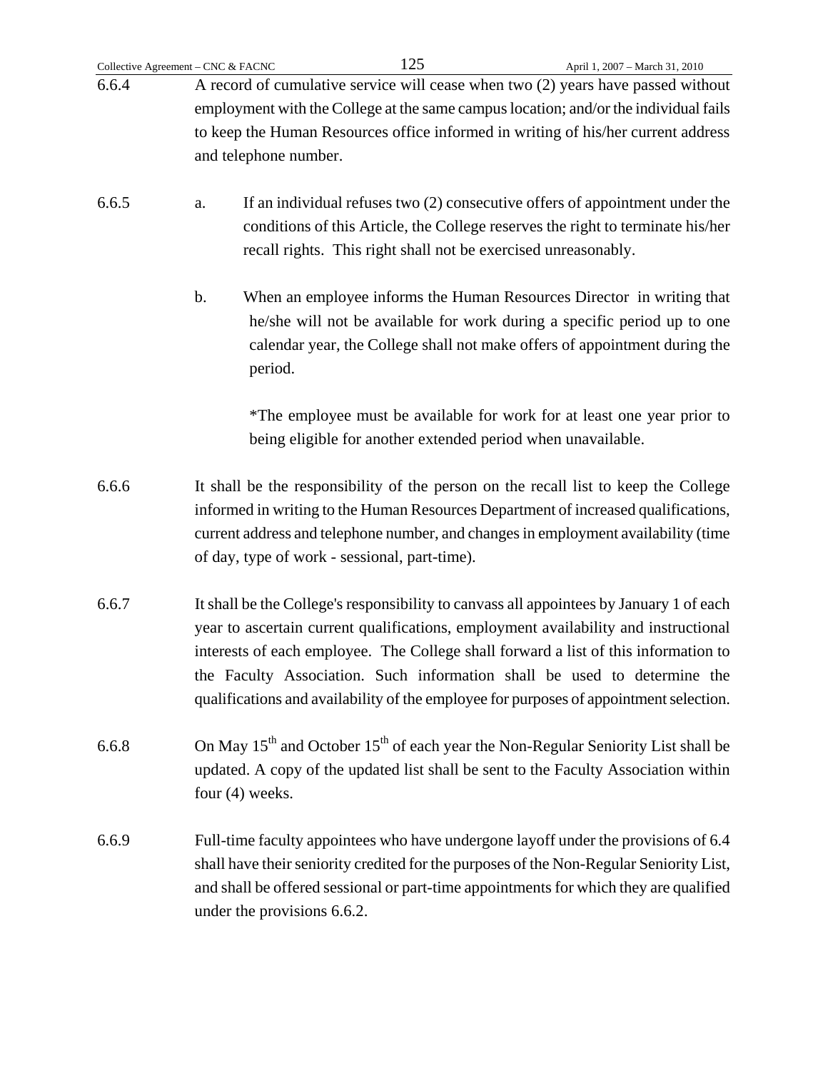6.6.4 A record of cumulative service will cease when two (2) years have passed without employment with the College at the same campus location; and/or the individual fails to keep the Human Resources office informed in writing of his/her current address and telephone number.

6.6.5 a. If an individual refuses two (2) consecutive offers of appointment under the conditions of this Article, the College reserves the right to terminate his/her recall rights. This right shall not be exercised unreasonably.

b. When an employee informs the Human Resources Director in writing that he/she will not be available for work during a specific period up to one calendar year, the College shall not make offers of appointment during the period.

*The employee must be available for work for at least one year prior to being eligible for another extended period when unavailable.

6.6.6 It shall be the responsibility of the person on the recall list to keep the College informed in writing to the Human Resources Department of increased qualifications, current address and telephone number, and changes in employment availability (time of day, type of work - sessional, part-time).

6.6.7 It shall be the College's responsibility to canvass all appointees by January 1 of each year to ascertain current qualifications, employment availability and instructional interests of each employee. The College shall forward a list of this information to the Faculty Association. Such information shall be used to determine the qualifications and availability of the employee for purposes of appointment selection.

6.6.8 On May 15th and October 15th of each year the Non-Regular Seniority List shall be updated. A copy of the updated list shall be sent to the Faculty Association within four (4) weeks.

6.6.9 Full-time faculty appointees who have undergone layoff under the provisions of 6.4 shall have their seniority credited for the purposes of the Non-Regular Seniority List, and shall be offered sessional or part-time appointments for which they are qualified under the provisions 6.6.2.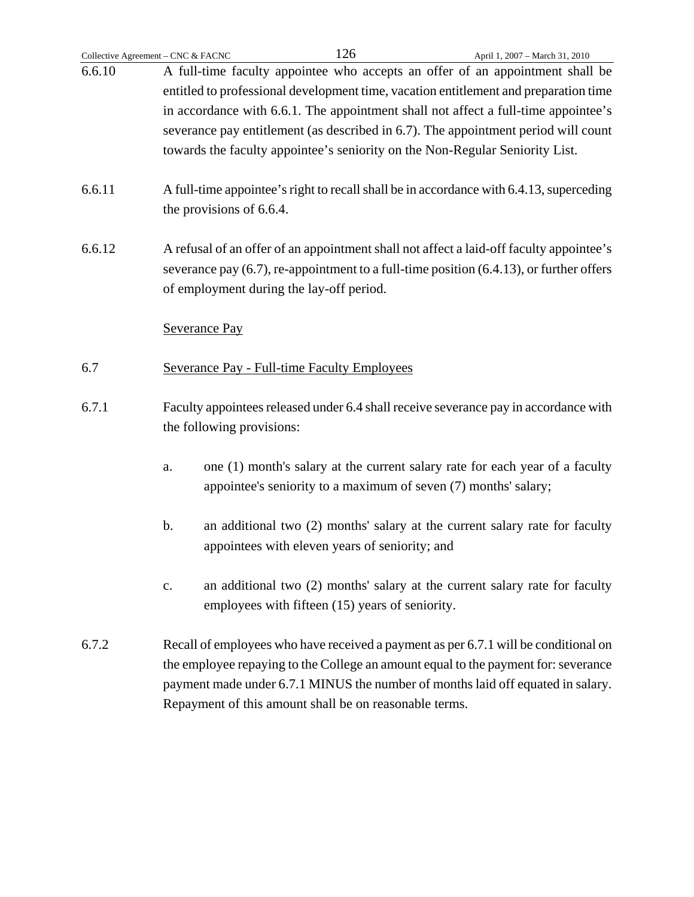6.6.10 A full-time faculty appointee who accepts an offer of an appointment shall be entitled to professional development time, vacation entitlement and preparation time in accordance with 6.6.1. The appointment shall not affect a full-time appointee's severance pay entitlement (as described in 6.7). The appointment period will count towards the faculty appointee's seniority on the Non-Regular Seniority List.

6.6.11 A full-time appointee's right to recall shall be in accordance with 6.4.13, superceding the provisions of 6.6.4.

6.6.12 A refusal of an offer of an appointment shall not affect a laid-off faculty appointee's severance pay (6.7), re-appointment to a full-time position (6.4.13), or further offers of employment during the lay-off period.

<u>Severance Pay</u>

6.7 <u>Severance Pay - Full-time Faculty Employees</u>

6.7.1 Faculty appointees released under 6.4 shall receive severance pay in accordance with the following provisions:

a. one (1) month's salary at the current salary rate for each year of a faculty appointee's seniority to a maximum of seven (7) months' salary;

b. an additional two (2) months' salary at the current salary rate for faculty appointees with eleven years of seniority; and

c. an additional two (2) months' salary at the current salary rate for faculty employees with fifteen (15) years of seniority.

6.7.2 Recall of employees who have received a payment as per 6.7.1 will be conditional on the employee repaying to the College an amount equal to the payment for: severance payment made under 6.7.1 MINUS the number of months laid off equated in salary. Repayment of this amount shall be on reasonable terms.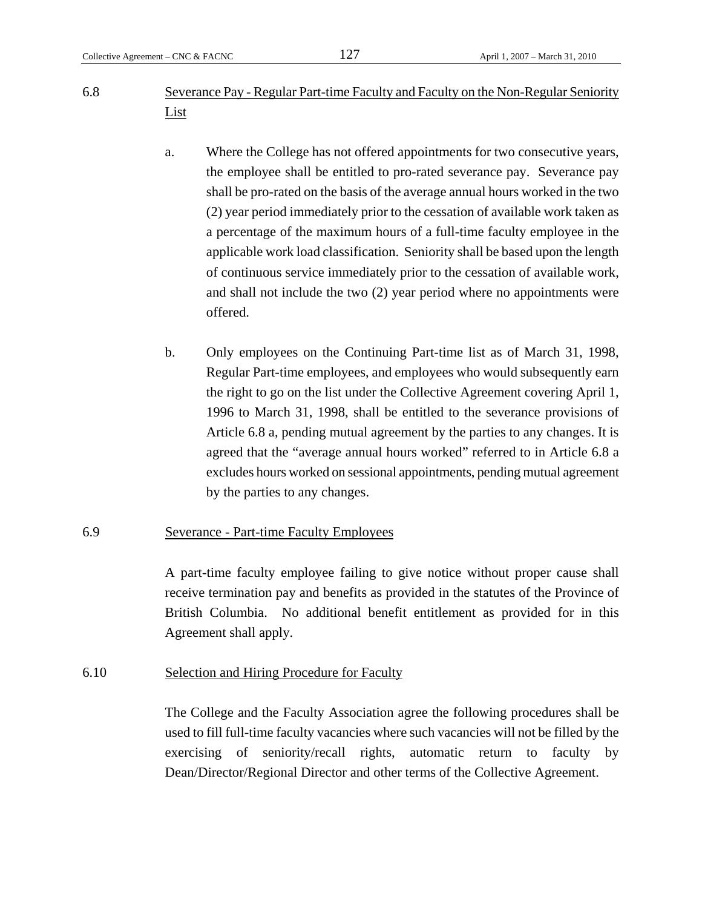6.8 Severance Pay - Regular Part-time Faculty and Faculty on the Non-Regular Seniority List

a. Where the College has not offered appointments for two consecutive years, the employee shall be entitled to pro-rated severance pay. Severance pay shall be pro-rated on the basis of the average annual hours worked in the two (2) year period immediately prior to the cessation of available work taken as a percentage of the maximum hours of a full-time faculty employee in the applicable work load classification. Seniority shall be based upon the length of continuous service immediately prior to the cessation of available work, and shall not include the two (2) year period where no appointments were offered.

b. Only employees on the Continuing Part-time list as of March 31, 1998, Regular Part-time employees, and employees who would subsequently earn the right to go on the list under the Collective Agreement covering April 1, 1996 to March 31, 1998, shall be entitled to the severance provisions of Article 6.8 a, pending mutual agreement by the parties to any changes. It is agreed that the "average annual hours worked" referred to in Article 6.8 a excludes hours worked on sessional appointments, pending mutual agreement by the parties to any changes.

6.9 Severance - Part-time Faculty Employees

A part-time faculty employee failing to give notice without proper cause shall receive termination pay and benefits as provided in the statutes of the Province of British Columbia. No additional benefit entitlement as provided for in this Agreement shall apply.

6.10 Selection and Hiring Procedure for Faculty

The College and the Faculty Association agree the following procedures shall be used to fill full-time faculty vacancies where such vacancies will not be filled by the exercising of seniority/recall rights, automatic return to faculty by Dean/Director/Regional Director and other terms of the Collective Agreement.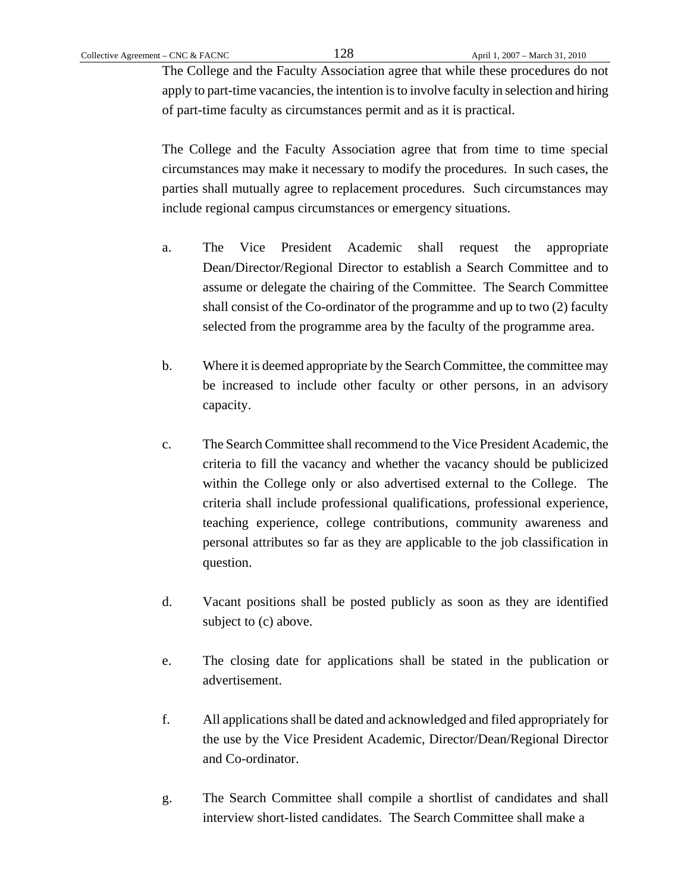The College and the Faculty Association agree that while these procedures do not apply to part-time vacancies, the intention is to involve faculty in selection and hiring of part-time faculty as circumstances permit and as it is practical.

The College and the Faculty Association agree that from time to time special circumstances may make it necessary to modify the procedures. In such cases, the parties shall mutually agree to replacement procedures. Such circumstances may include regional campus circumstances or emergency situations.

a. The Vice President Academic shall request the appropriate Dean/Director/Regional Director to establish a Search Committee and to assume or delegate the chairing of the Committee. The Search Committee shall consist of the Co-ordinator of the programme and up to two (2) faculty selected from the programme area by the faculty of the programme area.

b. Where it is deemed appropriate by the Search Committee, the committee may be increased to include other faculty or other persons, in an advisory capacity.

c. The Search Committee shall recommend to the Vice President Academic, the criteria to fill the vacancy and whether the vacancy should be publicized within the College only or also advertised external to the College. The criteria shall include professional qualifications, professional experience, teaching experience, college contributions, community awareness and personal attributes so far as they are applicable to the job classification in question.

d. Vacant positions shall be posted publicly as soon as they are identified subject to (c) above.

e. The closing date for applications shall be stated in the publication or advertisement.

f. All applications shall be dated and acknowledged and filed appropriately for the use by the Vice President Academic, Director/Dean/Regional Director and Co-ordinator.

g. The Search Committee shall compile a shortlist of candidates and shall interview short-listed candidates. The Search Committee shall make a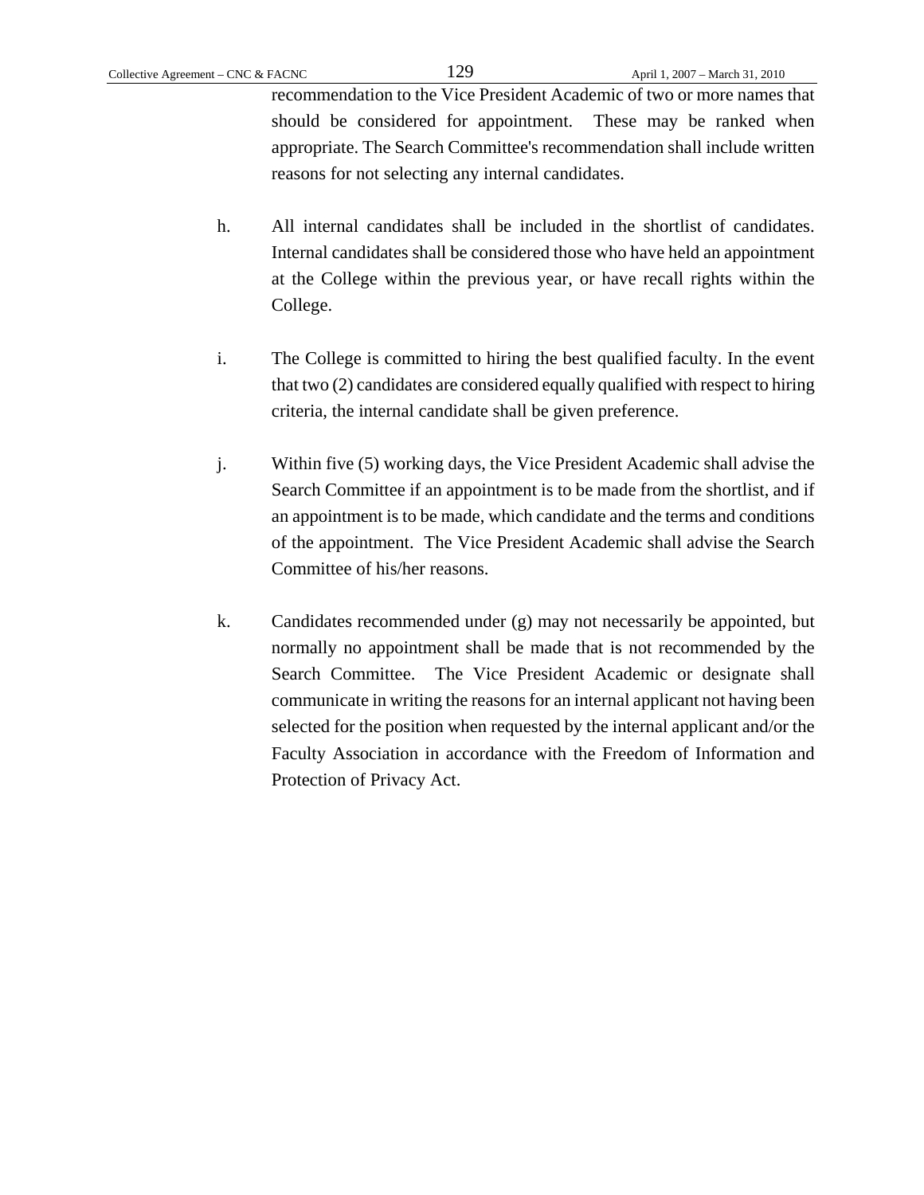recommendation to the Vice President Academic of two or more names that should be considered for appointment. These may be ranked when appropriate. The Search Committee's recommendation shall include written reasons for not selecting any internal candidates.

h. All internal candidates shall be included in the shortlist of candidates. Internal candidates shall be considered those who have held an appointment at the College within the previous year, or have recall rights within the College.

i. The College is committed to hiring the best qualified faculty. In the event that two (2) candidates are considered equally qualified with respect to hiring criteria, the internal candidate shall be given preference.

j. Within five (5) working days, the Vice President Academic shall advise the Search Committee if an appointment is to be made from the shortlist, and if an appointment is to be made, which candidate and the terms and conditions of the appointment. The Vice President Academic shall advise the Search Committee of his/her reasons.

k. Candidates recommended under (g) may not necessarily be appointed, but normally no appointment shall be made that is not recommended by the Search Committee. The Vice President Academic or designate shall communicate in writing the reasons for an internal applicant not having been selected for the position when requested by the internal applicant and/or the Faculty Association in accordance with the Freedom of Information and Protection of Privacy Act.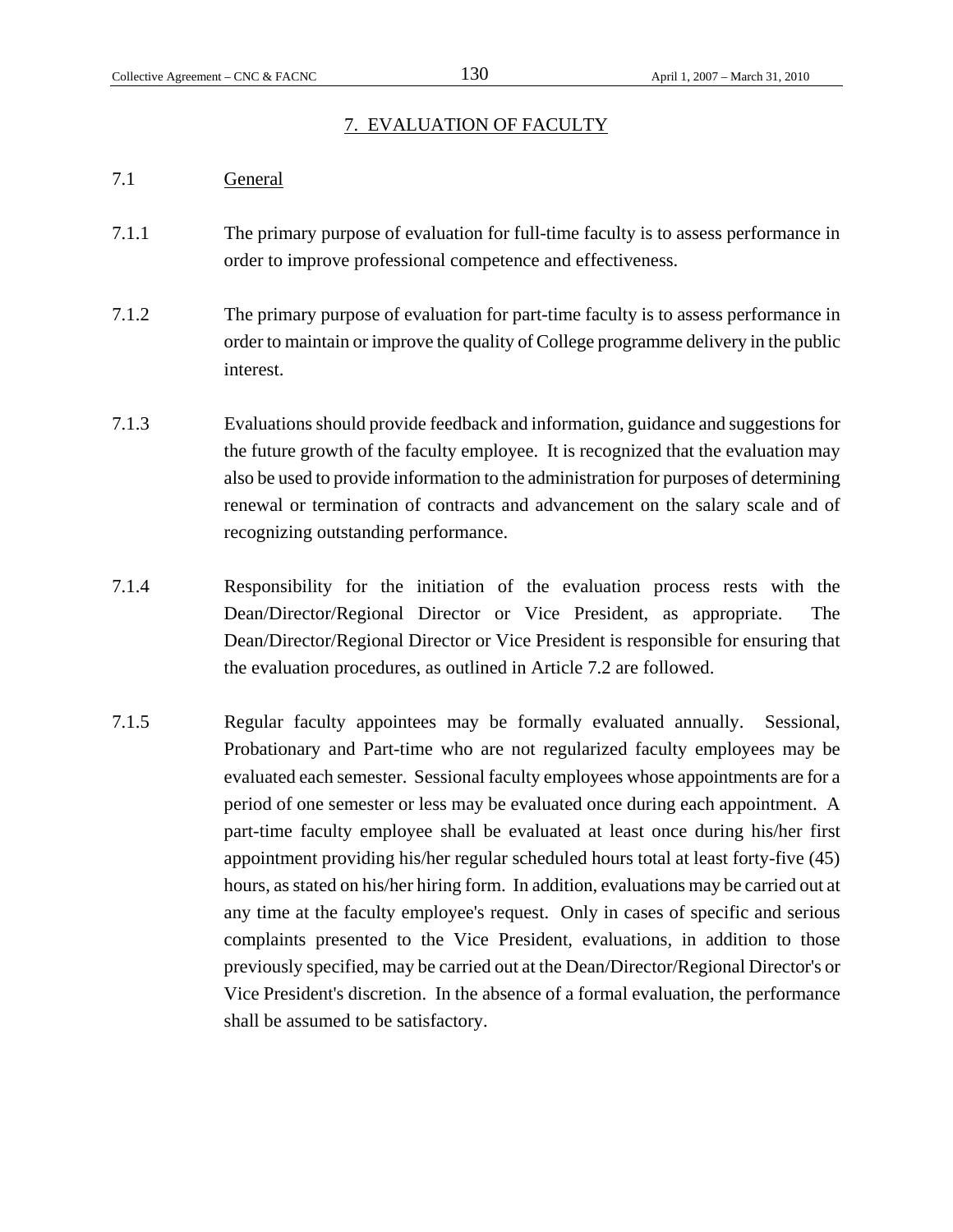## 7. EVALUATION OF FACULTY

7.1 General

7.1.1 The primary purpose of evaluation for full-time faculty is to assess performance in order to improve professional competence and effectiveness.

7.1.2 The primary purpose of evaluation for part-time faculty is to assess performance in order to maintain or improve the quality of College programme delivery in the public interest.

7.1.3 Evaluations should provide feedback and information, guidance and suggestions for the future growth of the faculty employee. It is recognized that the evaluation may also be used to provide information to the administration for purposes of determining renewal or termination of contracts and advancement on the salary scale and of recognizing outstanding performance.

7.1.4 Responsibility for the initiation of the evaluation process rests with the Dean/Director/Regional Director or Vice President, as appropriate. The Dean/Director/Regional Director or Vice President is responsible for ensuring that the evaluation procedures, as outlined in Article 7.2 are followed.

7.1.5 Regular faculty appointees may be formally evaluated annually. Sessional, Probationary and Part-time who are not regularized faculty employees may be evaluated each semester. Sessional faculty employees whose appointments are for a period of one semester or less may be evaluated once during each appointment. A part-time faculty employee shall be evaluated at least once during his/her first appointment providing his/her regular scheduled hours total at least forty-five (45) hours, as stated on his/her hiring form. In addition, evaluations may be carried out at any time at the faculty employee's request. Only in cases of specific and serious complaints presented to the Vice President, evaluations, in addition to those previously specified, may be carried out at the Dean/Director/Regional Director's or Vice President's discretion. In the absence of a formal evaluation, the performance shall be assumed to be satisfactory.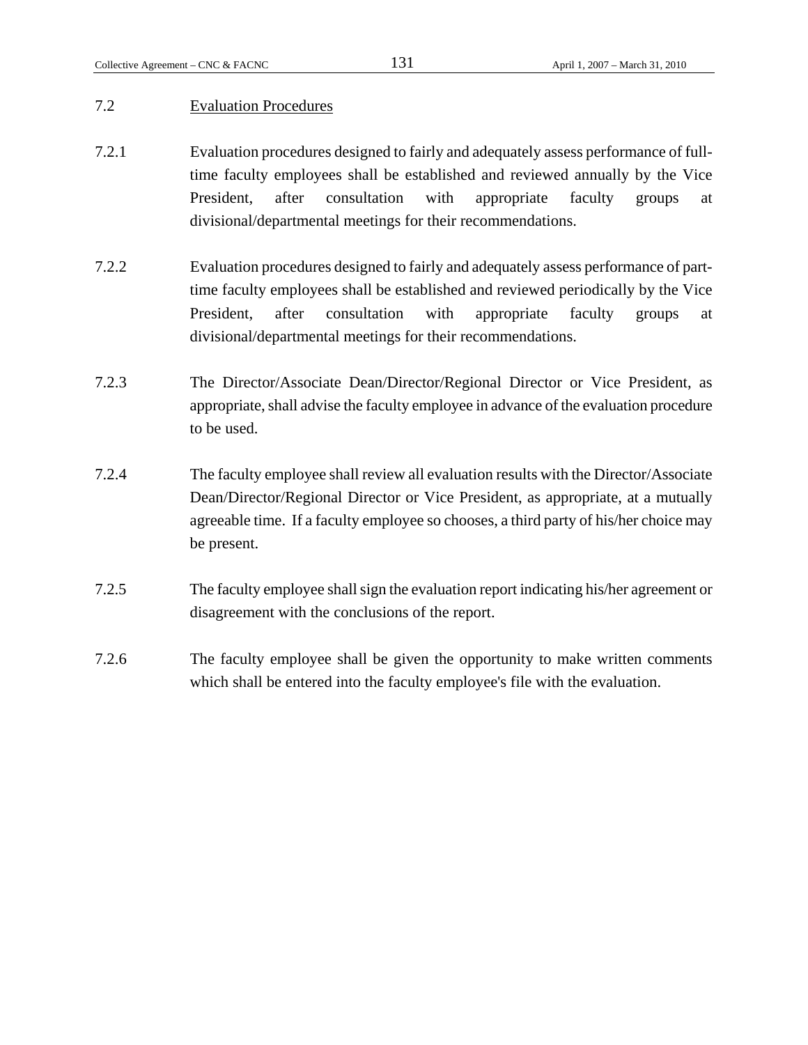## 7.2 Evaluation Procedures

7.2.1 Evaluation procedures designed to fairly and adequately assess performance of full-time faculty employees shall be established and reviewed annually by the Vice President, after consultation with appropriate faculty groups at divisional/departmental meetings for their recommendations.

7.2.2 Evaluation procedures designed to fairly and adequately assess performance of part-time faculty employees shall be established and reviewed periodically by the Vice President, after consultation with appropriate faculty groups at divisional/departmental meetings for their recommendations.

7.2.3 The Director/Associate Dean/Director/Regional Director or Vice President, as appropriate, shall advise the faculty employee in advance of the evaluation procedure to be used.

7.2.4 The faculty employee shall review all evaluation results with the Director/Associate Dean/Director/Regional Director or Vice President, as appropriate, at a mutually agreeable time. If a faculty employee so chooses, a third party of his/her choice may be present.

7.2.5 The faculty employee shall sign the evaluation report indicating his/her agreement or disagreement with the conclusions of the report.

7.2.6 The faculty employee shall be given the opportunity to make written comments which shall be entered into the faculty employee's file with the evaluation.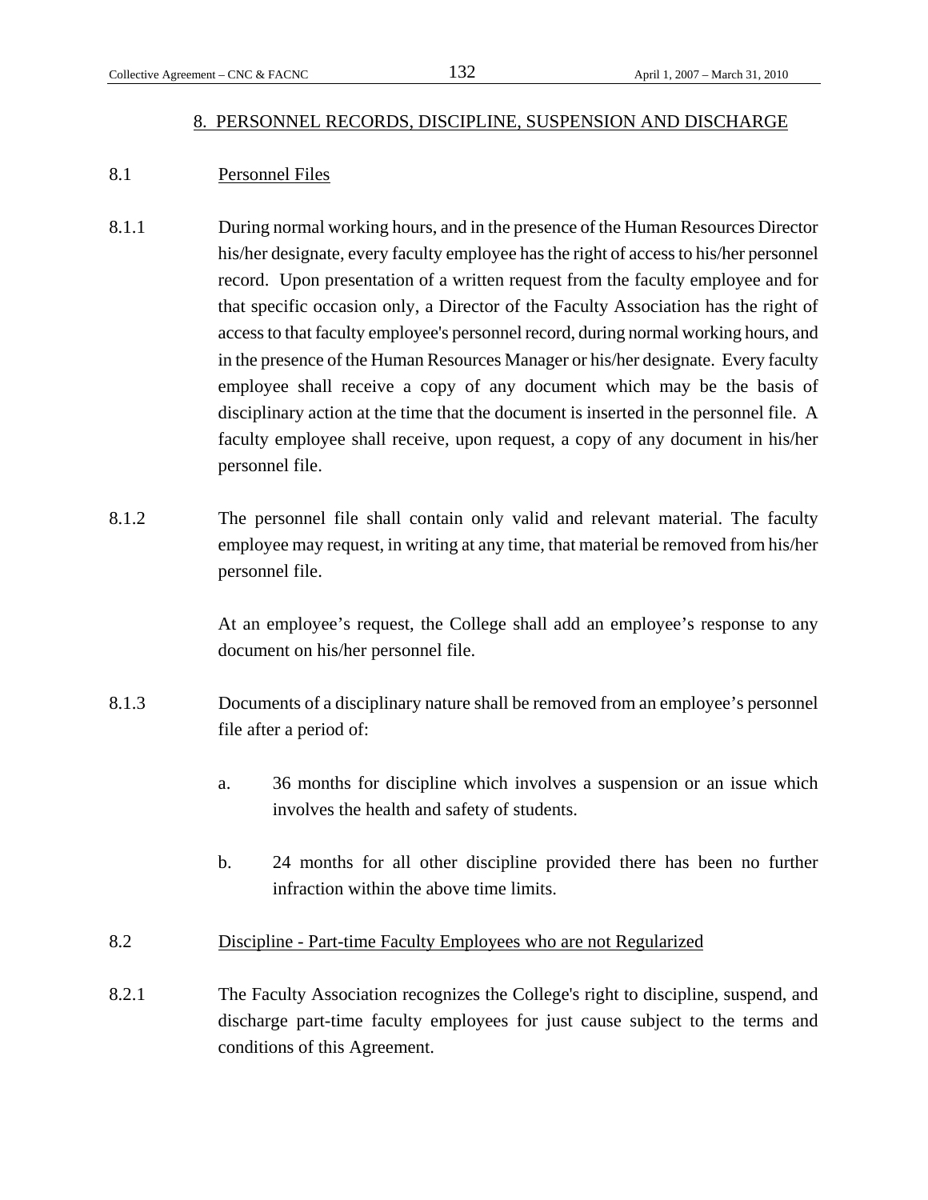## 8. PERSONNEL RECORDS, DISCIPLINE, SUSPENSION AND DISCHARGE

8.1 Personnel Files

8.1.1 During normal working hours, and in the presence of the Human Resources Director his/her designate, every faculty employee has the right of access to his/her personnel record. Upon presentation of a written request from the faculty employee and for that specific occasion only, a Director of the Faculty Association has the right of access to that faculty employee's personnel record, during normal working hours, and in the presence of the Human Resources Manager or his/her designate. Every faculty employee shall receive a copy of any document which may be the basis of disciplinary action at the time that the document is inserted in the personnel file. A faculty employee shall receive, upon request, a copy of any document in his/her personnel file.

8.1.2 The personnel file shall contain only valid and relevant material. The faculty employee may request, in writing at any time, that material be removed from his/her personnel file.

At an employee’s request, the College shall add an employee’s response to any document on his/her personnel file.

8.1.3 Documents of a disciplinary nature shall be removed from an employee’s personnel file after a period of:

a. 36 months for discipline which involves a suspension or an issue which involves the health and safety of students.

b. 24 months for all other discipline provided there has been no further infraction within the above time limits.

8.2 Discipline - Part-time Faculty Employees who are not Regularized

8.2.1 The Faculty Association recognizes the College's right to discipline, suspend, and discharge part-time faculty employees for just cause subject to the terms and conditions of this Agreement.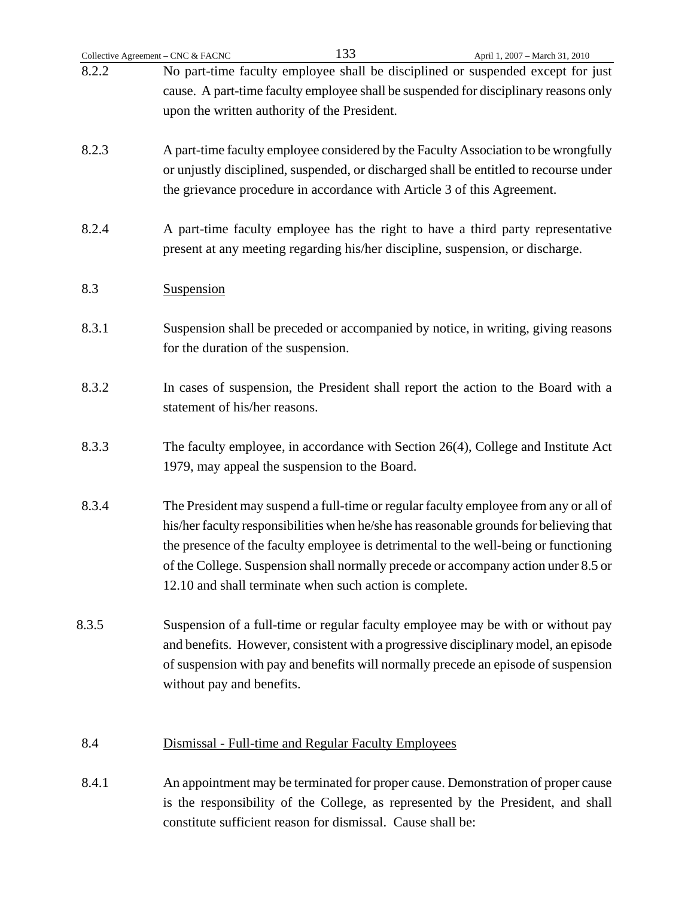8.2.2 No part-time faculty employee shall be disciplined or suspended except for just cause. A part-time faculty employee shall be suspended for disciplinary reasons only upon the written authority of the President.

8.2.3 A part-time faculty employee considered by the Faculty Association to be wrongfully or unjustly disciplined, suspended, or discharged shall be entitled to recourse under the grievance procedure in accordance with Article 3 of this Agreement.

8.2.4 A part-time faculty employee has the right to have a third party representative present at any meeting regarding his/her discipline, suspension, or discharge.

8.3 Suspension

8.3.1 Suspension shall be preceded or accompanied by notice, in writing, giving reasons for the duration of the suspension.

8.3.2 In cases of suspension, the President shall report the action to the Board with a statement of his/her reasons.

8.3.3 The faculty employee, in accordance with Section 26(4), College and Institute Act 1979, may appeal the suspension to the Board.

8.3.4 The President may suspend a full-time or regular faculty employee from any or all of his/her faculty responsibilities when he/she has reasonable grounds for believing that the presence of the faculty employee is detrimental to the well-being or functioning of the College. Suspension shall normally precede or accompany action under 8.5 or 12.10 and shall terminate when such action is complete.

8.3.5 Suspension of a full-time or regular faculty employee may be with or without pay and benefits. However, consistent with a progressive disciplinary model, an episode of suspension with pay and benefits will normally precede an episode of suspension without pay and benefits.

8.4 Dismissal - Full-time and Regular Faculty Employees

8.4.1 An appointment may be terminated for proper cause. Demonstration of proper cause is the responsibility of the College, as represented by the President, and shall constitute sufficient reason for dismissal. Cause shall be: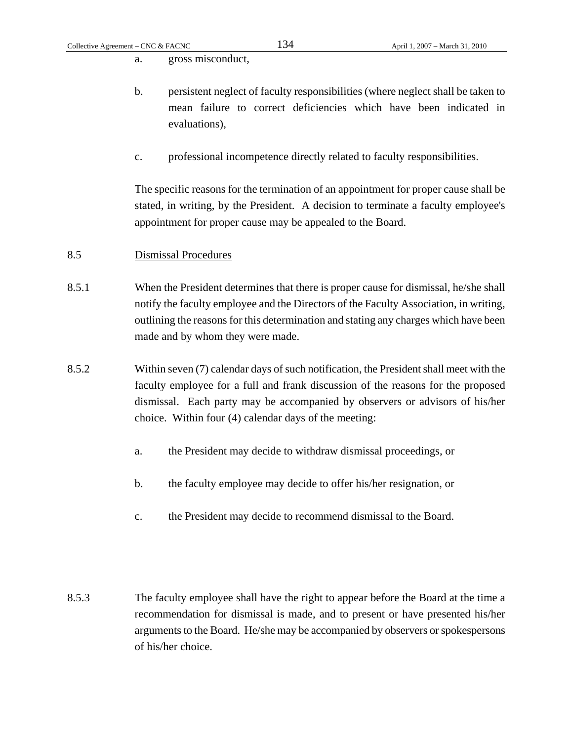a. gross misconduct,

b. persistent neglect of faculty responsibilities (where neglect shall be taken to mean failure to correct deficiencies which have been indicated in evaluations),

c. professional incompetence directly related to faculty responsibilities.

The specific reasons for the termination of an appointment for proper cause shall be stated, in writing, by the President. A decision to terminate a faculty employee's appointment for proper cause may be appealed to the Board.

8.5 <u>Dismissal Procedures</u>

8.5.1 When the President determines that there is proper cause for dismissal, he/she shall notify the faculty employee and the Directors of the Faculty Association, in writing, outlining the reasons for this determination and stating any charges which have been made and by whom they were made.

8.5.2 Within seven (7) calendar days of such notification, the President shall meet with the faculty employee for a full and frank discussion of the reasons for the proposed dismissal. Each party may be accompanied by observers or advisors of his/her choice. Within four (4) calendar days of the meeting:

a. the President may decide to withdraw dismissal proceedings, or

b. the faculty employee may decide to offer his/her resignation, or

c. the President may decide to recommend dismissal to the Board.

8.5.3 The faculty employee shall have the right to appear before the Board at the time a recommendation for dismissal is made, and to present or have presented his/her arguments to the Board. He/she may be accompanied by observers or spokespersons of his/her choice.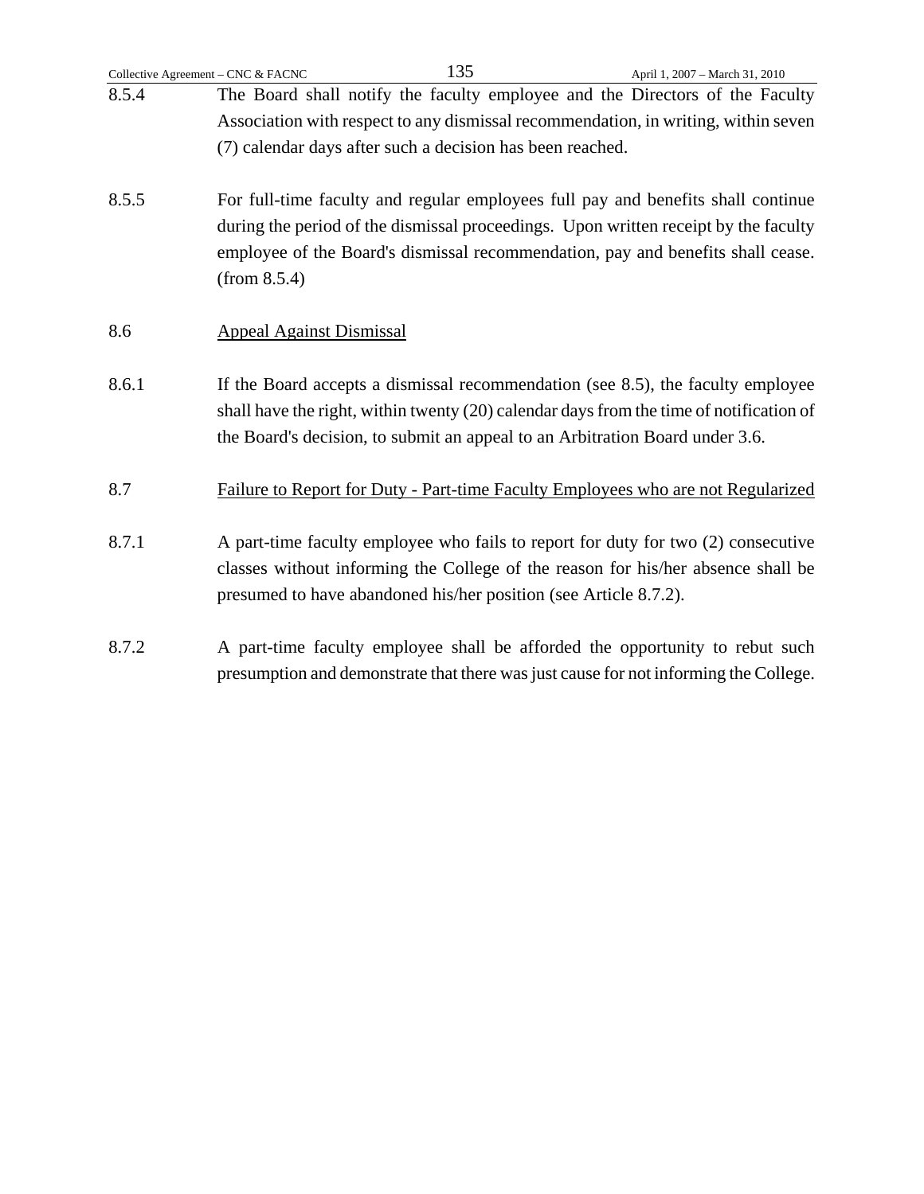8.5.4 The Board shall notify the faculty employee and the Directors of the Faculty Association with respect to any dismissal recommendation, in writing, within seven (7) calendar days after such a decision has been reached.

8.5.5 For full-time faculty and regular employees full pay and benefits shall continue during the period of the dismissal proceedings. Upon written receipt by the faculty employee of the Board's dismissal recommendation, pay and benefits shall cease. (from 8.5.4)

8.6 <u>Appeal Against Dismissal</u>

8.6.1 If the Board accepts a dismissal recommendation (see 8.5), the faculty employee shall have the right, within twenty (20) calendar days from the time of notification of the Board's decision, to submit an appeal to an Arbitration Board under 3.6.

8.7 <u>Failure to Report for Duty - Part-time Faculty Employees who are not Regularized</u>

8.7.1 A part-time faculty employee who fails to report for duty for two (2) consecutive classes without informing the College of the reason for his/her absence shall be presumed to have abandoned his/her position (see Article 8.7.2).

8.7.2 A part-time faculty employee shall be afforded the opportunity to rebut such presumption and demonstrate that there was just cause for not informing the College.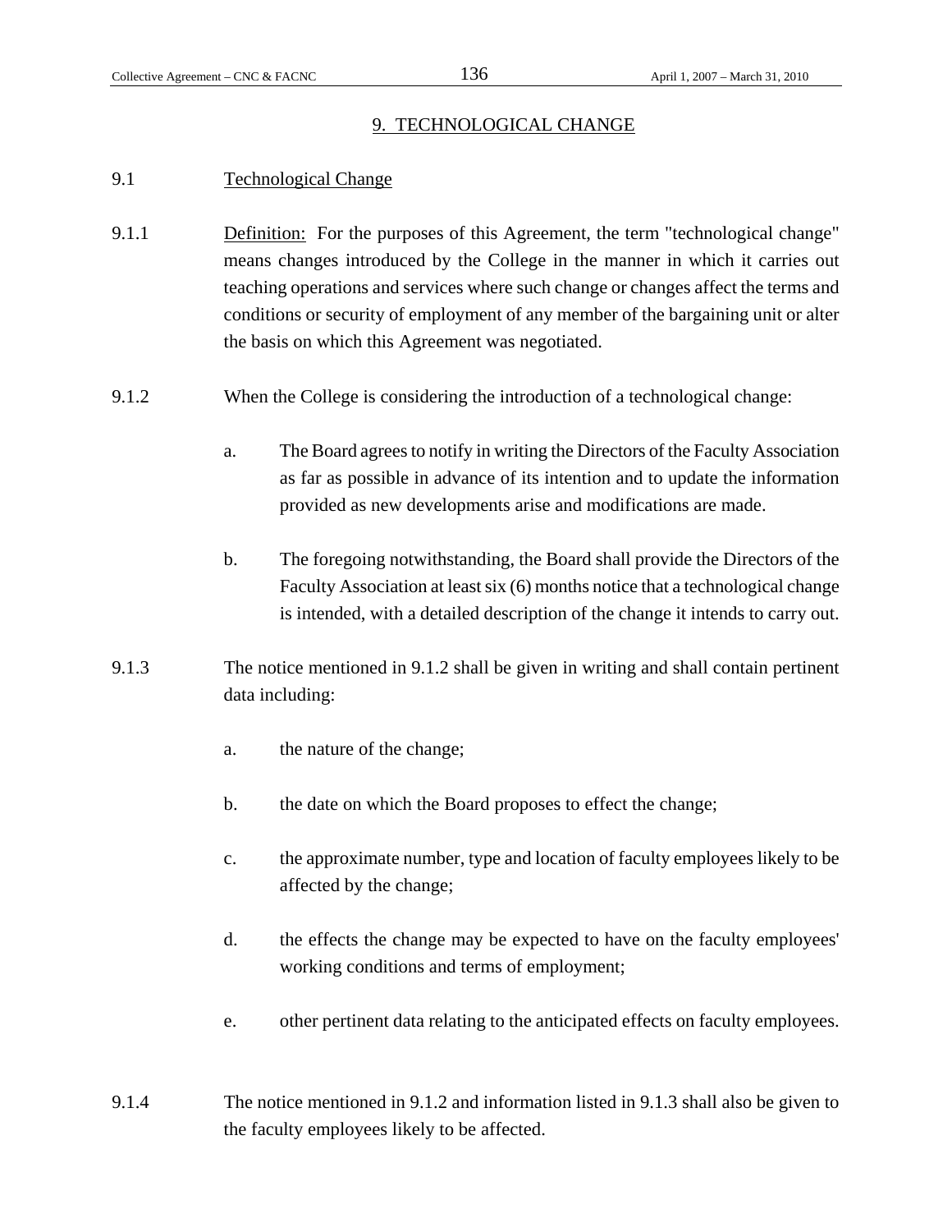# 9. TECHNOLOGICAL CHANGE

## 9.1 Technological Change

9.1.1 Definition: For the purposes of this Agreement, the term "technological change" means changes introduced by the College in the manner in which it carries out teaching operations and services where such change or changes affect the terms and conditions or security of employment of any member of the bargaining unit or alter the basis on which this Agreement was negotiated.

9.1.2 When the College is considering the introduction of a technological change:

a. The Board agrees to notify in writing the Directors of the Faculty Association as far as possible in advance of its intention and to update the information provided as new developments arise and modifications are made.

b. The foregoing notwithstanding, the Board shall provide the Directors of the Faculty Association at least six (6) months notice that a technological change is intended, with a detailed description of the change it intends to carry out.

9.1.3 The notice mentioned in 9.1.2 shall be given in writing and shall contain pertinent data including:

a. the nature of the change;

b. the date on which the Board proposes to effect the change;

c. the approximate number, type and location of faculty employees likely to be affected by the change;

d. the effects the change may be expected to have on the faculty employees' working conditions and terms of employment;

e. other pertinent data relating to the anticipated effects on faculty employees.

9.1.4 The notice mentioned in 9.1.2 and information listed in 9.1.3 shall also be given to the faculty employees likely to be affected.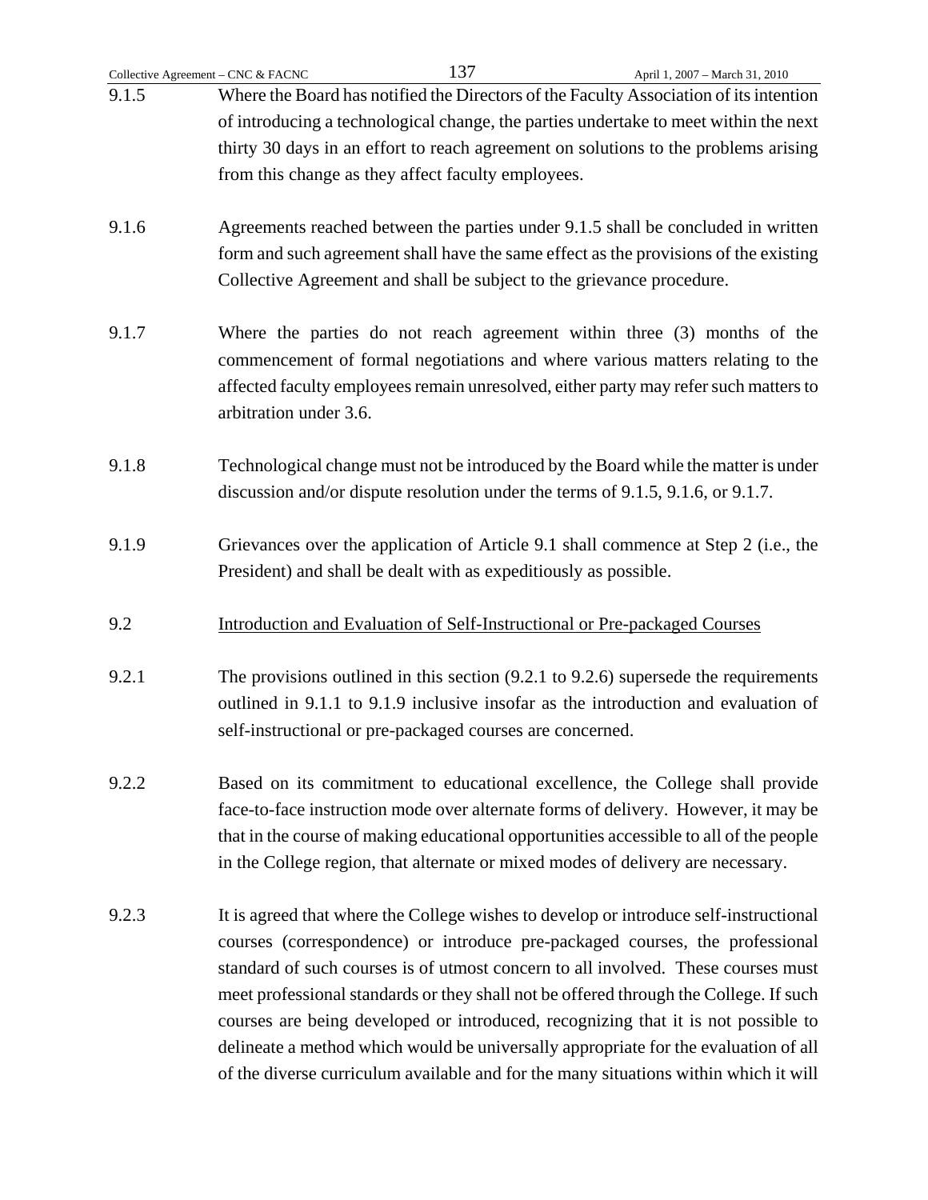9.1.5 Where the Board has notified the Directors of the Faculty Association of its intention of introducing a technological change, the parties undertake to meet within the next thirty 30 days in an effort to reach agreement on solutions to the problems arising from this change as they affect faculty employees.

9.1.6 Agreements reached between the parties under 9.1.5 shall be concluded in written form and such agreement shall have the same effect as the provisions of the existing Collective Agreement and shall be subject to the grievance procedure.

9.1.7 Where the parties do not reach agreement within three (3) months of the commencement of formal negotiations and where various matters relating to the affected faculty employees remain unresolved, either party may refer such matters to arbitration under 3.6.

9.1.8 Technological change must not be introduced by the Board while the matter is under discussion and/or dispute resolution under the terms of 9.1.5, 9.1.6, or 9.1.7.

9.1.9 Grievances over the application of Article 9.1 shall commence at Step 2 (i.e., the President) and shall be dealt with as expeditiously as possible.

9.2 Introduction and Evaluation of Self-Instructional or Pre-packaged Courses

9.2.1 The provisions outlined in this section (9.2.1 to 9.2.6) supersede the requirements outlined in 9.1.1 to 9.1.9 inclusive insofar as the introduction and evaluation of self-instructional or pre-packaged courses are concerned.

9.2.2 Based on its commitment to educational excellence, the College shall provide face-to-face instruction mode over alternate forms of delivery. However, it may be that in the course of making educational opportunities accessible to all of the people in the College region, that alternate or mixed modes of delivery are necessary.

9.2.3 It is agreed that where the College wishes to develop or introduce self-instructional courses (correspondence) or introduce pre-packaged courses, the professional standard of such courses is of utmost concern to all involved. These courses must meet professional standards or they shall not be offered through the College. If such courses are being developed or introduced, recognizing that it is not possible to delineate a method which would be universally appropriate for the evaluation of all of the diverse curriculum available and for the many situations within which it will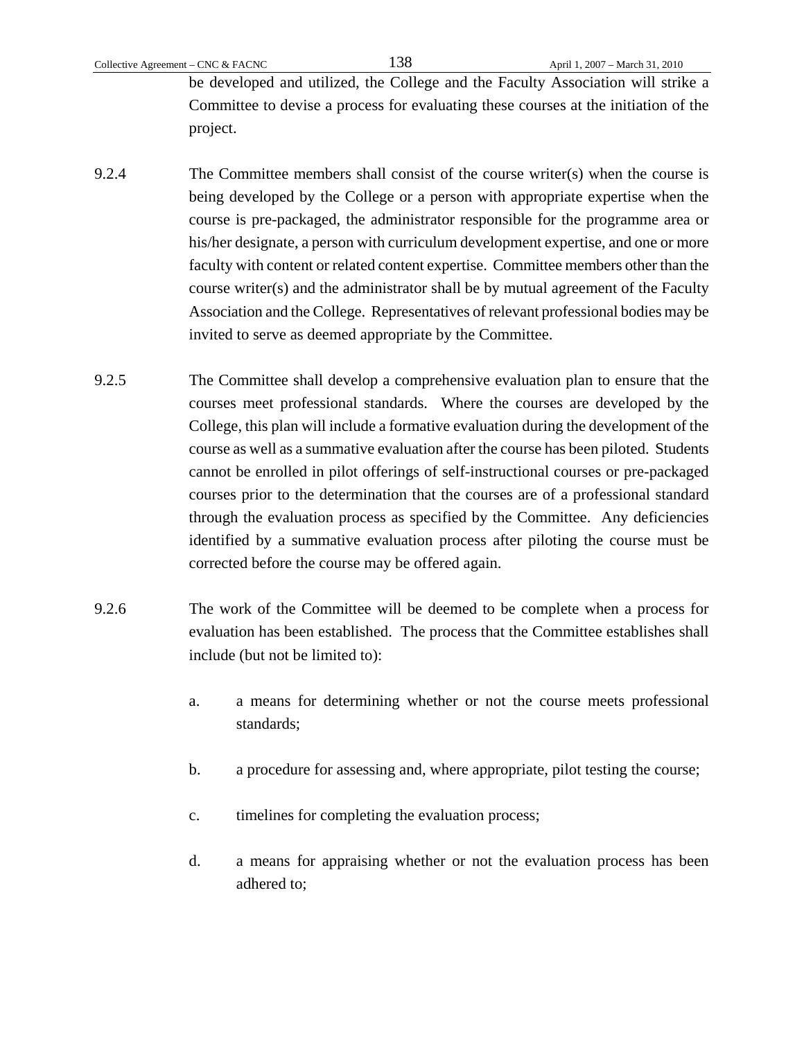be developed and utilized, the College and the Faculty Association will strike a Committee to devise a process for evaluating these courses at the initiation of the project.

9.2.4 The Committee members shall consist of the course writer(s) when the course is being developed by the College or a person with appropriate expertise when the course is pre-packaged, the administrator responsible for the programme area or his/her designate, a person with curriculum development expertise, and one or more faculty with content or related content expertise. Committee members other than the course writer(s) and the administrator shall be by mutual agreement of the Faculty Association and the College. Representatives of relevant professional bodies may be invited to serve as deemed appropriate by the Committee.

9.2.5 The Committee shall develop a comprehensive evaluation plan to ensure that the courses meet professional standards. Where the courses are developed by the College, this plan will include a formative evaluation during the development of the course as well as a summative evaluation after the course has been piloted. Students cannot be enrolled in pilot offerings of self-instructional courses or pre-packaged courses prior to the determination that the courses are of a professional standard through the evaluation process as specified by the Committee. Any deficiencies identified by a summative evaluation process after piloting the course must be corrected before the course may be offered again.

9.2.6 The work of the Committee will be deemed to be complete when a process for evaluation has been established. The process that the Committee establishes shall include (but not be limited to):

a. a means for determining whether or not the course meets professional standards;

b. a procedure for assessing and, where appropriate, pilot testing the course;

c. timelines for completing the evaluation process;

d. a means for appraising whether or not the evaluation process has been adhered to;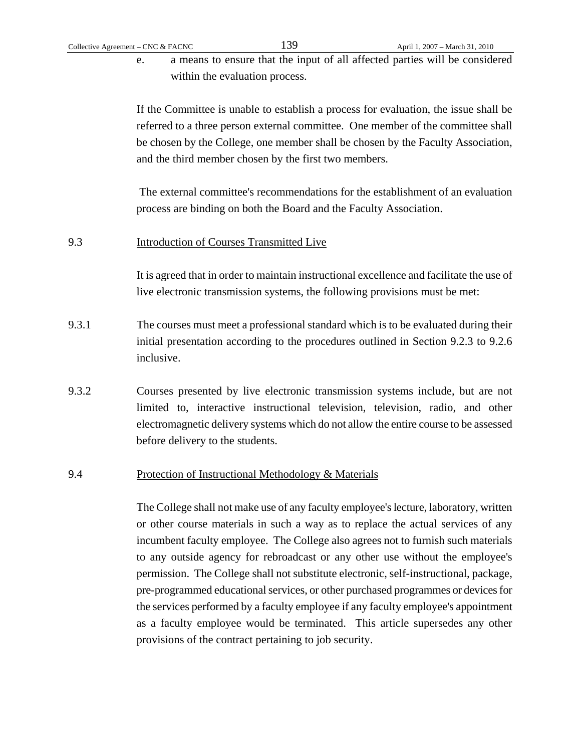e. a means to ensure that the input of all affected parties will be considered within the evaluation process.

If the Committee is unable to establish a process for evaluation, the issue shall be referred to a three person external committee. One member of the committee shall be chosen by the College, one member shall be chosen by the Faculty Association, and the third member chosen by the first two members.

The external committee's recommendations for the establishment of an evaluation process are binding on both the Board and the Faculty Association.

9.3 Introduction of Courses Transmitted Live

It is agreed that in order to maintain instructional excellence and facilitate the use of live electronic transmission systems, the following provisions must be met:

9.3.1 The courses must meet a professional standard which is to be evaluated during their initial presentation according to the procedures outlined in Section 9.2.3 to 9.2.6 inclusive.

9.3.2 Courses presented by live electronic transmission systems include, but are not limited to, interactive instructional television, television, radio, and other electromagnetic delivery systems which do not allow the entire course to be assessed before delivery to the students.

9.4 Protection of Instructional Methodology & Materials

The College shall not make use of any faculty employee's lecture, laboratory, written or other course materials in such a way as to replace the actual services of any incumbent faculty employee. The College also agrees not to furnish such materials to any outside agency for rebroadcast or any other use without the employee's permission. The College shall not substitute electronic, self-instructional, package, pre-programmed educational services, or other purchased programmes or devices for the services performed by a faculty employee if any faculty employee's appointment as a faculty employee would be terminated. This article supersedes any other provisions of the contract pertaining to job security.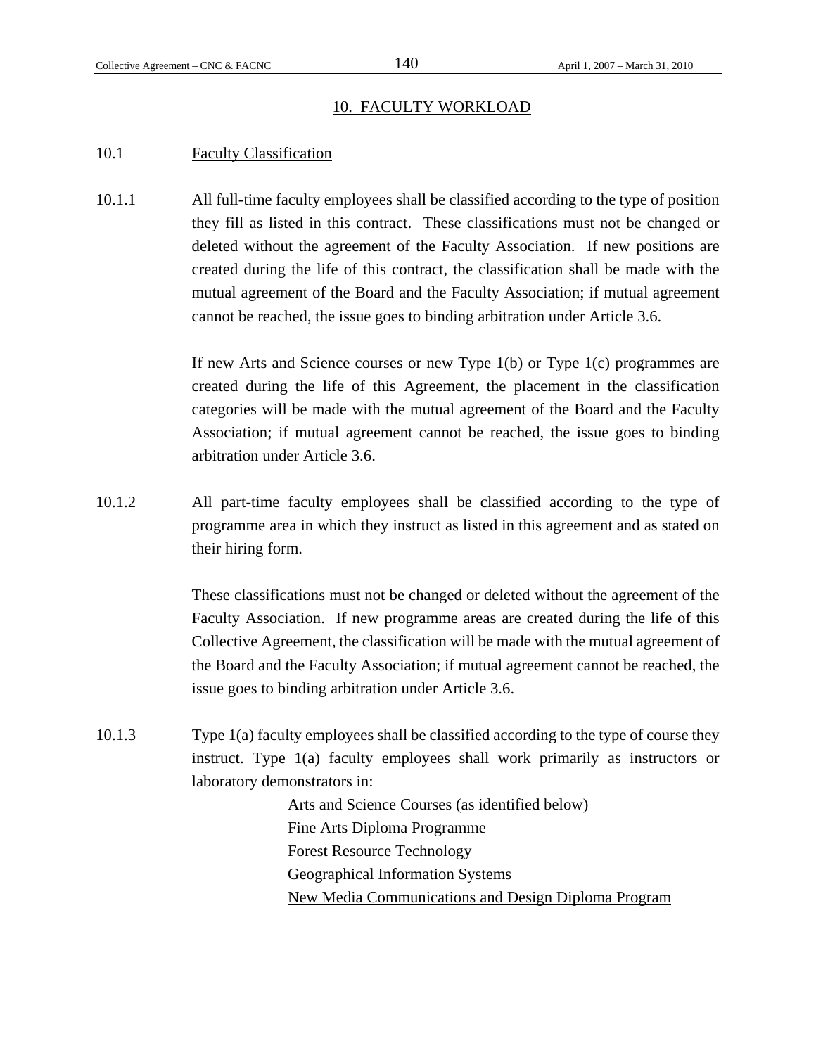## 10. FACULTY WORKLOAD

### 10.1 Faculty Classification

10.1.1 All full-time faculty employees shall be classified according to the type of position they fill as listed in this contract. These classifications must not be changed or deleted without the agreement of the Faculty Association. If new positions are created during the life of this contract, the classification shall be made with the mutual agreement of the Board and the Faculty Association; if mutual agreement cannot be reached, the issue goes to binding arbitration under Article 3.6.

If new Arts and Science courses or new Type 1(b) or Type 1(c) programmes are created during the life of this Agreement, the placement in the classification categories will be made with the mutual agreement of the Board and the Faculty Association; if mutual agreement cannot be reached, the issue goes to binding arbitration under Article 3.6.

10.1.2 All part-time faculty employees shall be classified according to the type of programme area in which they instruct as listed in this agreement and as stated on their hiring form.

These classifications must not be changed or deleted without the agreement of the Faculty Association. If new programme areas are created during the life of this Collective Agreement, the classification will be made with the mutual agreement of the Board and the Faculty Association; if mutual agreement cannot be reached, the issue goes to binding arbitration under Article 3.6.

10.1.3 Type 1(a) faculty employees shall be classified according to the type of course they instruct. Type 1(a) faculty employees shall work primarily as instructors or laboratory demonstrators in:

Arts and Science Courses (as identified below)
Fine Arts Diploma Programme
Forest Resource Technology
Geographical Information Systems
New Media Communications and Design Diploma Program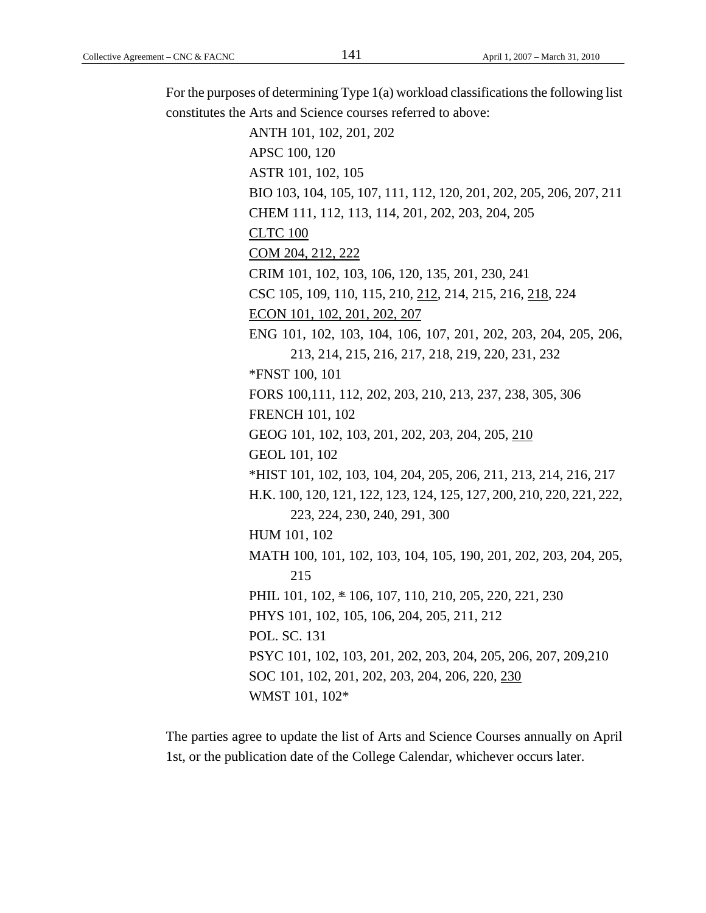For the purposes of determining Type 1(a) workload classifications the following list constitutes the Arts and Science courses referred to above:

ANTH 101, 102, 201, 202
APSC 100, 120
ASTR 101, 102, 105
BIO 103, 104, 105, 107, 111, 112, 120, 201, 202, 205, 206, 207, 211
CHEM 111, 112, 113, 114, 201, 202, 203, 204, 205
<u>CLTC 100</u>
<u>COM 204, 212, 222</u>
CRIM 101, 102, 103, 106, 120, 135, 201, 230, 241
CSC 105, 109, 110, 115, 210, <u>212</u>, 214, 215, 216, <u>218</u>, 224
<u>ECON 101, 102, 201, 202, 207</u>
ENG 101, 102, 103, 104, 106, 107, 201, 202, 203, 204, 205, 206, 213, 214, 215, 216, 217, 218, 219, 220, 231, 232
*FNST 100, 101
FORS 100,111, 112, 202, 203, 210, 213, 237, 238, 305, 306
FRENCH 101, 102
GEOG 101, 102, 103, 201, 202, 203, 204, 205, <u>210</u>
GEOL 101, 102
*HIST 101, 102, 103, 104, 204, 205, 206, 211, 213, 214, 216, 217
H.K. 100, 120, 121, 122, 123, 124, 125, 127, 200, 210, 220, 221, 222, 223, 224, 230, 240, 291, 300
HUM 101, 102
MATH 100, 101, 102, 103, 104, 105, 190, 201, 202, 203, 204, 205, 215
PHIL 101, 102, <u>*</u> 106, 107, 110, 210, 205, 220, 221, 230
PHYS 101, 102, 105, 106, 204, 205, 211, 212
POL. SC. 131
PSYC 101, 102, 103, 201, 202, 203, 204, 205, 206, 207, 209,210
SOC 101, 102, 201, 202, 203, 204, 206, 220, <u>230</u>
WMST 101, 102*

The parties agree to update the list of Arts and Science Courses annually on April 1st, or the publication date of the College Calendar, whichever occurs later.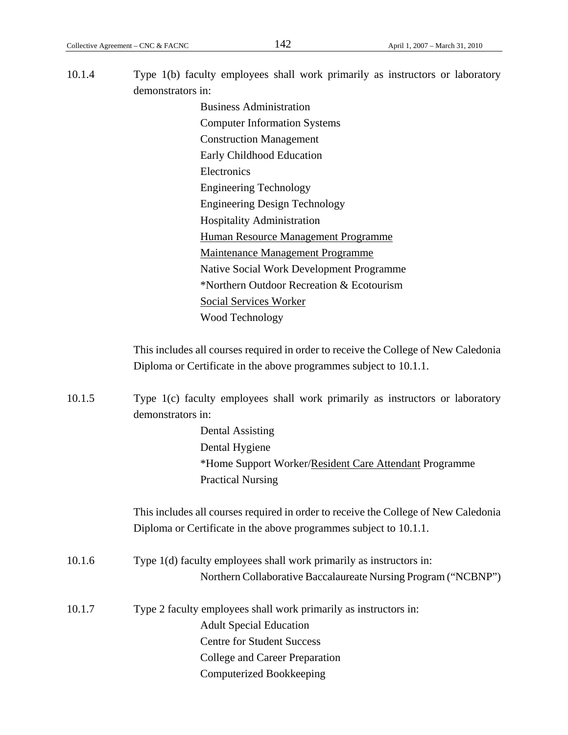10.1.4 Type 1(b) faculty employees shall work primarily as instructors or laboratory demonstrators in:

Business Administration
Computer Information Systems
Construction Management
Early Childhood Education
Electronics
Engineering Technology
Engineering Design Technology
Hospitality Administration
<u>Human Resource Management Programme</u>
<u>Maintenance Management Programme</u>
Native Social Work Development Programme
*Northern Outdoor Recreation & Ecotourism
<u>Social Services Worker</u>
Wood Technology

This includes all courses required in order to receive the College of New Caledonia Diploma or Certificate in the above programmes subject to 10.1.1.

10.1.5 Type 1(c) faculty employees shall work primarily as instructors or laboratory demonstrators in:

Dental Assisting
Dental Hygiene
*Home Support Worker/<u>Resident Care Attendant</u> Programme
Practical Nursing

This includes all courses required in order to receive the College of New Caledonia Diploma or Certificate in the above programmes subject to 10.1.1.

10.1.6 Type 1(d) faculty employees shall work primarily as instructors in:

Northern Collaborative Baccalaureate Nursing Program ("NCBNP")

10.1.7 Type 2 faculty employees shall work primarily as instructors in:

Adult Special Education
Centre for Student Success
College and Career Preparation
Computerized Bookkeeping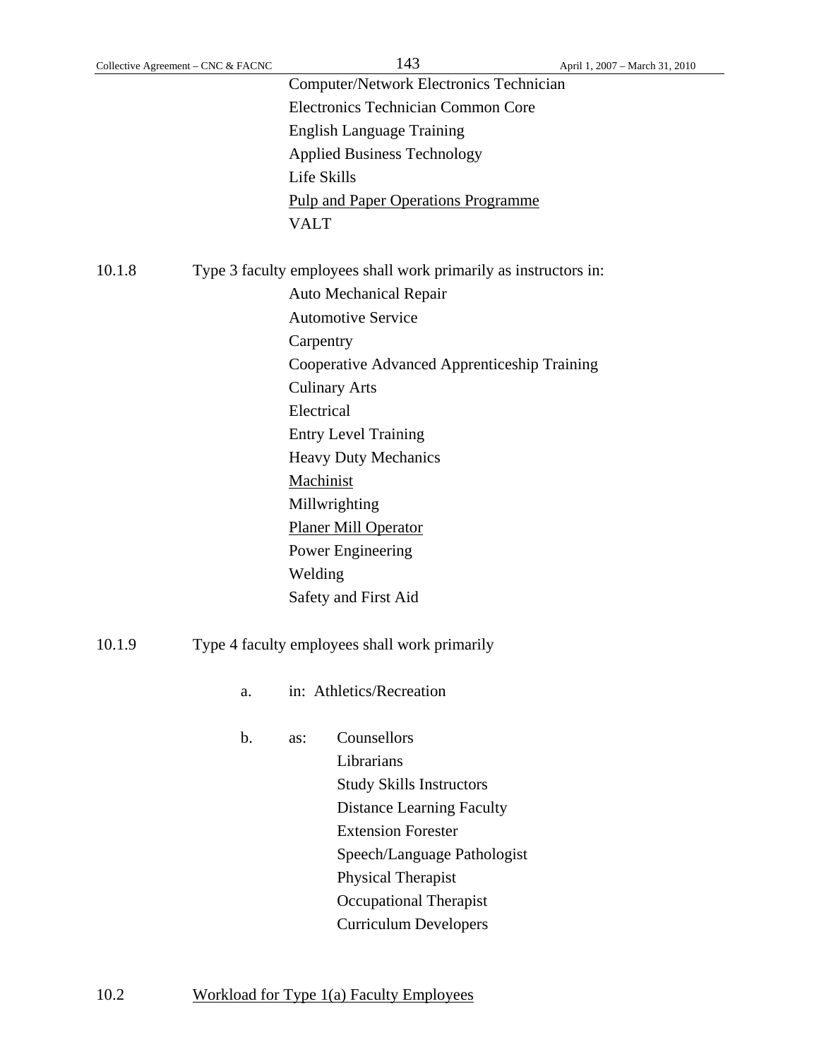Computer/Network Electronics Technician
Electronics Technician Common Core
English Language Training
Applied Business Technology
Life Skills
<u>Pulp and Paper Operations Programme</u>
VALT

10.1.8 Type 3 faculty employees shall work primarily as instructors in:

Auto Mechanical Repair
Automotive Service
Carpentry
Cooperative Advanced Apprenticeship Training
Culinary Arts
Electrical
Entry Level Training
Heavy Duty Mechanics
<u>Machinist</u>
Millwrighting
<u>Planer Mill Operator</u>
Power Engineering
Welding
Safety and First Aid

10.1.9 Type 4 faculty employees shall work primarily

a. in: Athletics/Recreation

b. as: Counsellors
Librarians
Study Skills Instructors
Distance Learning Faculty
Extension Forester
Speech/Language Pathologist
Physical Therapist
Occupational Therapist
Curriculum Developers

10.2 <u>Workload for Type 1(a) Faculty Employees</u>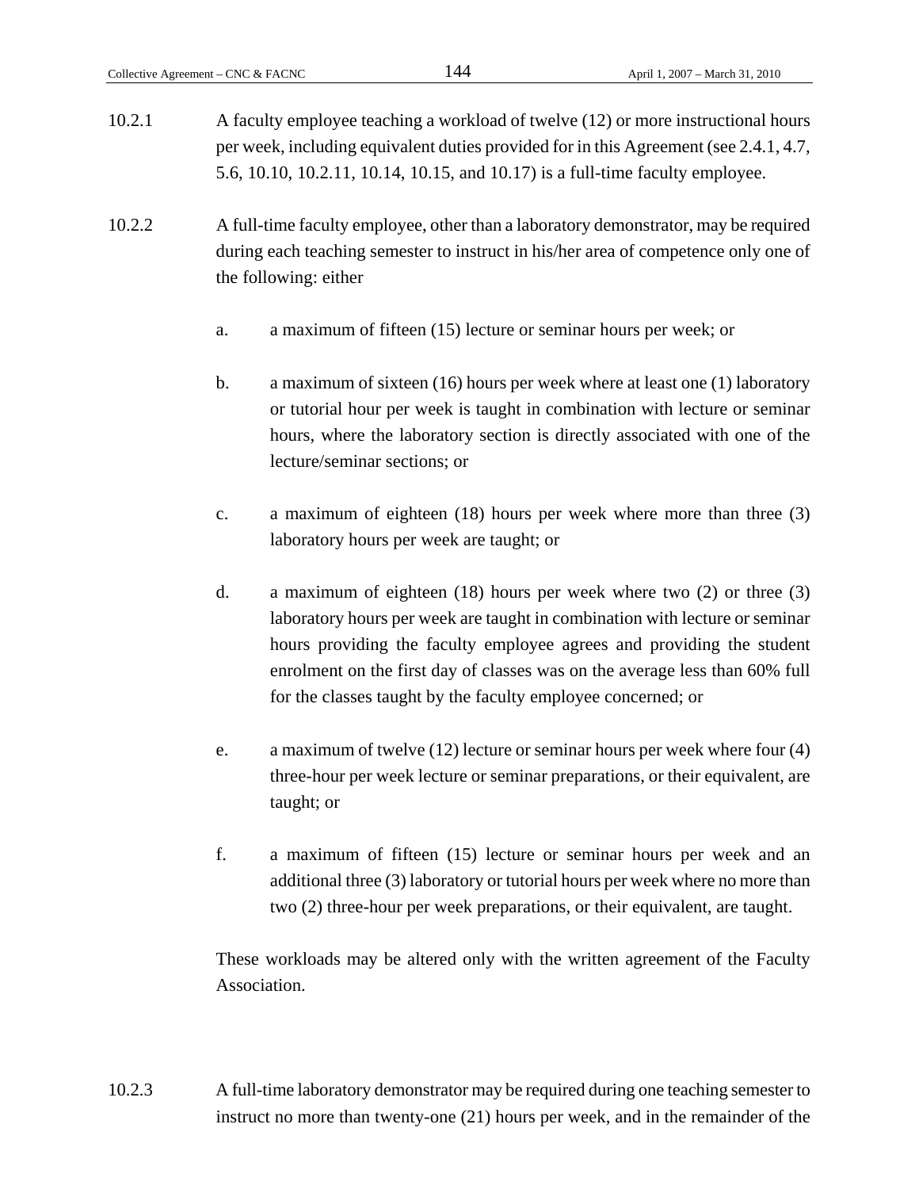10.2.1 A faculty employee teaching a workload of twelve (12) or more instructional hours per week, including equivalent duties provided for in this Agreement (see 2.4.1, 4.7, 5.6, 10.10, 10.2.11, 10.14, 10.15, and 10.17) is a full-time faculty employee.

10.2.2 A full-time faculty employee, other than a laboratory demonstrator, may be required during each teaching semester to instruct in his/her area of competence only one of the following: either

a. a maximum of fifteen (15) lecture or seminar hours per week; or

b. a maximum of sixteen (16) hours per week where at least one (1) laboratory or tutorial hour per week is taught in combination with lecture or seminar hours, where the laboratory section is directly associated with one of the lecture/seminar sections; or

c. a maximum of eighteen (18) hours per week where more than three (3) laboratory hours per week are taught; or

d. a maximum of eighteen (18) hours per week where two (2) or three (3) laboratory hours per week are taught in combination with lecture or seminar hours providing the faculty employee agrees and providing the student enrolment on the first day of classes was on the average less than 60% full for the classes taught by the faculty employee concerned; or

e. a maximum of twelve (12) lecture or seminar hours per week where four (4) three-hour per week lecture or seminar preparations, or their equivalent, are taught; or

f. a maximum of fifteen (15) lecture or seminar hours per week and an additional three (3) laboratory or tutorial hours per week where no more than two (2) three-hour per week preparations, or their equivalent, are taught.

These workloads may be altered only with the written agreement of the Faculty Association.

10.2.3 A full-time laboratory demonstrator may be required during one teaching semester to instruct no more than twenty-one (21) hours per week, and in the remainder of the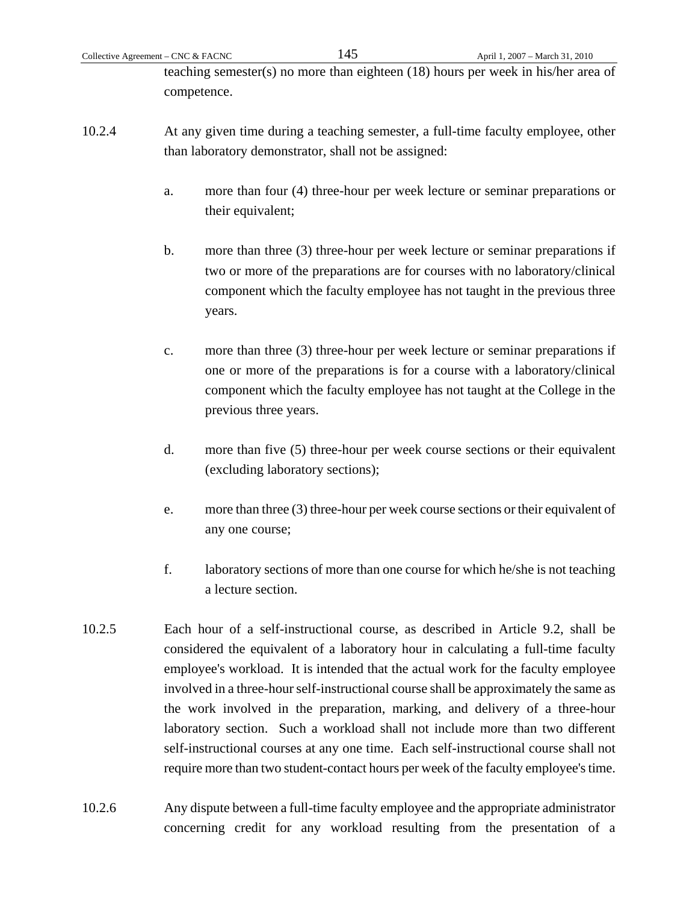teaching semester(s) no more than eighteen (18) hours per week in his/her area of competence.

10.2.4 At any given time during a teaching semester, a full-time faculty employee, other than laboratory demonstrator, shall not be assigned:

a. more than four (4) three-hour per week lecture or seminar preparations or their equivalent;

b. more than three (3) three-hour per week lecture or seminar preparations if two or more of the preparations are for courses with no laboratory/clinical component which the faculty employee has not taught in the previous three years.

c. more than three (3) three-hour per week lecture or seminar preparations if one or more of the preparations is for a course with a laboratory/clinical component which the faculty employee has not taught at the College in the previous three years.

d. more than five (5) three-hour per week course sections or their equivalent (excluding laboratory sections);

e. more than three (3) three-hour per week course sections or their equivalent of any one course;

f. laboratory sections of more than one course for which he/she is not teaching a lecture section.

10.2.5 Each hour of a self-instructional course, as described in Article 9.2, shall be considered the equivalent of a laboratory hour in calculating a full-time faculty employee's workload. It is intended that the actual work for the faculty employee involved in a three-hour self-instructional course shall be approximately the same as the work involved in the preparation, marking, and delivery of a three-hour laboratory section. Such a workload shall not include more than two different self-instructional courses at any one time. Each self-instructional course shall not require more than two student-contact hours per week of the faculty employee's time.

10.2.6 Any dispute between a full-time faculty employee and the appropriate administrator concerning credit for any workload resulting from the presentation of a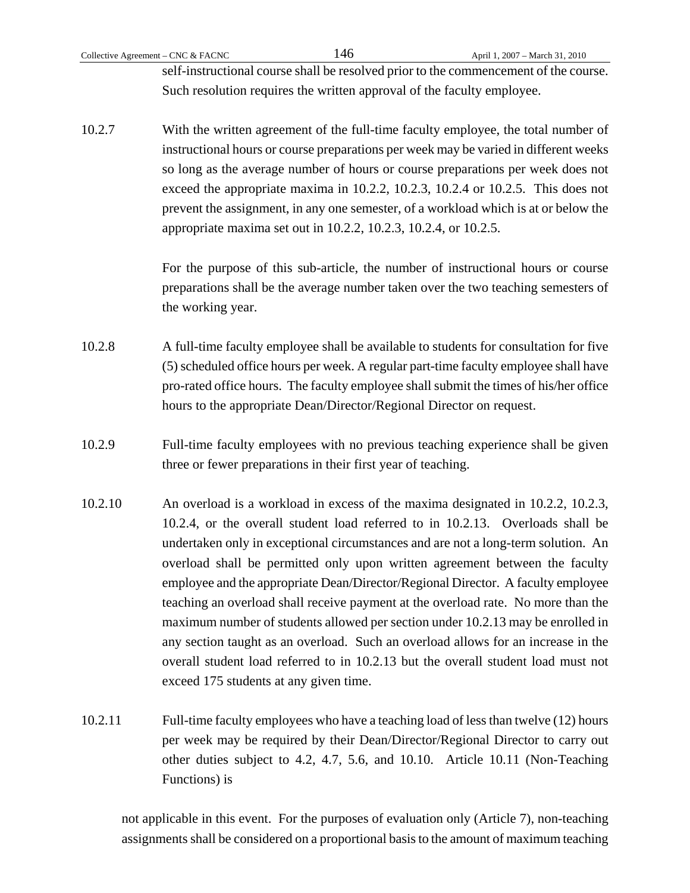self-instructional course shall be resolved prior to the commencement of the course. Such resolution requires the written approval of the faculty employee.

10.2.7 With the written agreement of the full-time faculty employee, the total number of instructional hours or course preparations per week may be varied in different weeks so long as the average number of hours or course preparations per week does not exceed the appropriate maxima in 10.2.2, 10.2.3, 10.2.4 or 10.2.5. This does not prevent the assignment, in any one semester, of a workload which is at or below the appropriate maxima set out in 10.2.2, 10.2.3, 10.2.4, or 10.2.5.

For the purpose of this sub-article, the number of instructional hours or course preparations shall be the average number taken over the two teaching semesters of the working year.

10.2.8 A full-time faculty employee shall be available to students for consultation for five (5) scheduled office hours per week. A regular part-time faculty employee shall have pro-rated office hours. The faculty employee shall submit the times of his/her office hours to the appropriate Dean/Director/Regional Director on request.

10.2.9 Full-time faculty employees with no previous teaching experience shall be given three or fewer preparations in their first year of teaching.

10.2.10 An overload is a workload in excess of the maxima designated in 10.2.2, 10.2.3, 10.2.4, or the overall student load referred to in 10.2.13. Overloads shall be undertaken only in exceptional circumstances and are not a long-term solution. An overload shall be permitted only upon written agreement between the faculty employee and the appropriate Dean/Director/Regional Director. A faculty employee teaching an overload shall receive payment at the overload rate. No more than the maximum number of students allowed per section under 10.2.13 may be enrolled in any section taught as an overload. Such an overload allows for an increase in the overall student load referred to in 10.2.13 but the overall student load must not exceed 175 students at any given time.

10.2.11 Full-time faculty employees who have a teaching load of less than twelve (12) hours per week may be required by their Dean/Director/Regional Director to carry out other duties subject to 4.2, 4.7, 5.6, and 10.10. Article 10.11 (Non-Teaching Functions) is

not applicable in this event. For the purposes of evaluation only (Article 7), non-teaching assignments shall be considered on a proportional basis to the amount of maximum teaching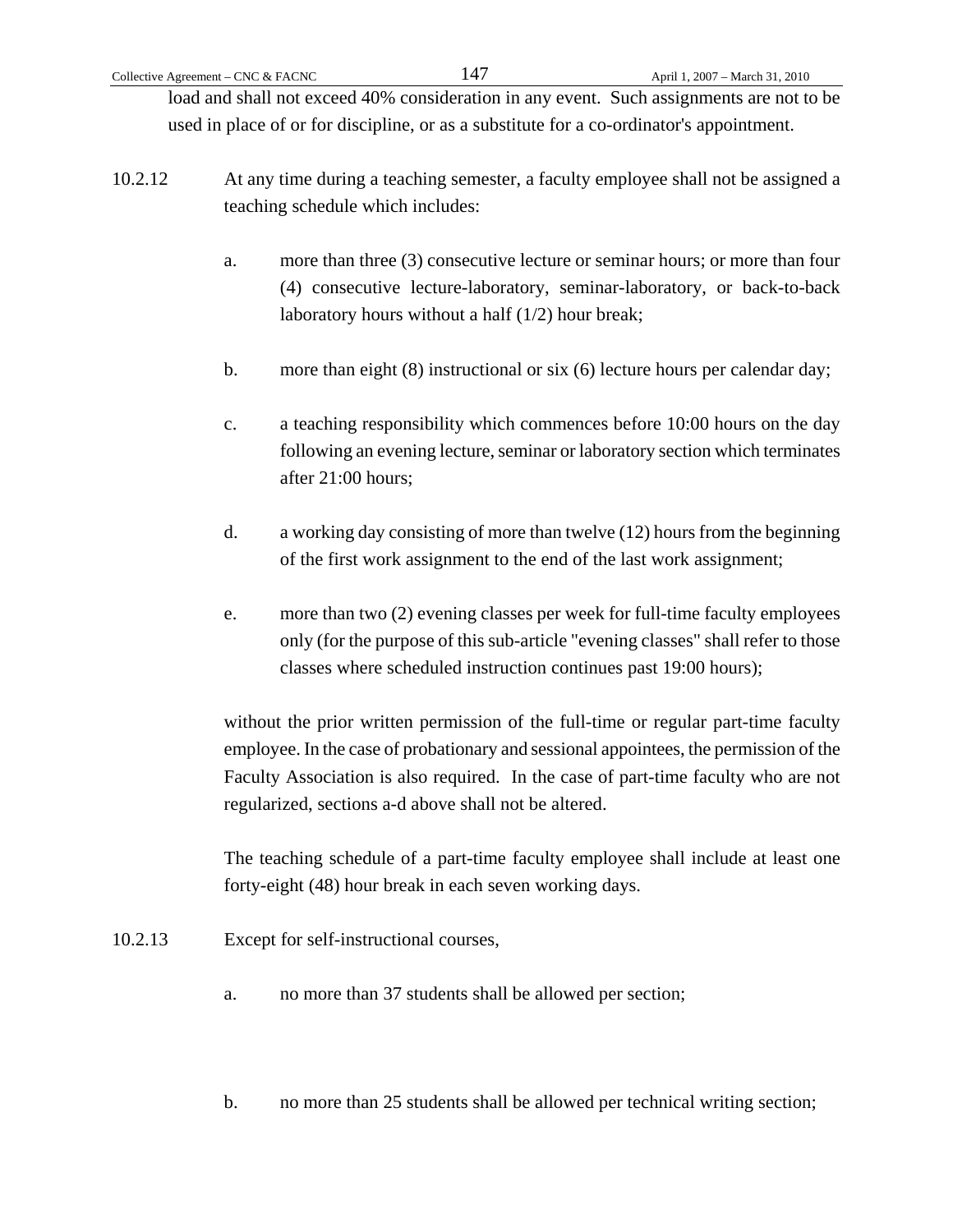load and shall not exceed 40% consideration in any event. Such assignments are not to be used in place of or for discipline, or as a substitute for a co-ordinator's appointment.

10.2.12 At any time during a teaching semester, a faculty employee shall not be assigned a teaching schedule which includes:

a. more than three (3) consecutive lecture or seminar hours; or more than four (4) consecutive lecture-laboratory, seminar-laboratory, or back-to-back laboratory hours without a half (1/2) hour break;

b. more than eight (8) instructional or six (6) lecture hours per calendar day;

c. a teaching responsibility which commences before 10:00 hours on the day following an evening lecture, seminar or laboratory section which terminates after 21:00 hours;

d. a working day consisting of more than twelve (12) hours from the beginning of the first work assignment to the end of the last work assignment;

e. more than two (2) evening classes per week for full-time faculty employees only (for the purpose of this sub-article "evening classes" shall refer to those classes where scheduled instruction continues past 19:00 hours);

without the prior written permission of the full-time or regular part-time faculty employee. In the case of probationary and sessional appointees, the permission of the Faculty Association is also required. In the case of part-time faculty who are not regularized, sections a-d above shall not be altered.

The teaching schedule of a part-time faculty employee shall include at least one forty-eight (48) hour break in each seven working days.

10.2.13 Except for self-instructional courses,

a. no more than 37 students shall be allowed per section;

b. no more than 25 students shall be allowed per technical writing section;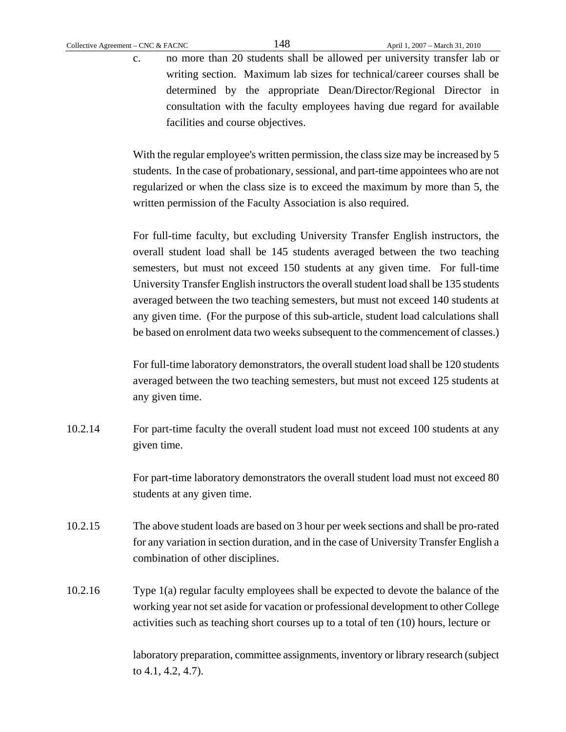c. no more than 20 students shall be allowed per university transfer lab or writing section. Maximum lab sizes for technical/career courses shall be determined by the appropriate Dean/Director/Regional Director in consultation with the faculty employees having due regard for available facilities and course objectives.

With the regular employee's written permission, the class size may be increased by 5 students. In the case of probationary, sessional, and part-time appointees who are not regularized or when the class size is to exceed the maximum by more than 5, the written permission of the Faculty Association is also required.

For full-time faculty, but excluding University Transfer English instructors, the overall student load shall be 145 students averaged between the two teaching semesters, but must not exceed 150 students at any given time. For full-time University Transfer English instructors the overall student load shall be 135 students averaged between the two teaching semesters, but must not exceed 140 students at any given time. (For the purpose of this sub-article, student load calculations shall be based on enrolment data two weeks subsequent to the commencement of classes.)

For full-time laboratory demonstrators, the overall student load shall be 120 students averaged between the two teaching semesters, but must not exceed 125 students at any given time.

10.2.14 For part-time faculty the overall student load must not exceed 100 students at any given time.

For part-time laboratory demonstrators the overall student load must not exceed 80 students at any given time.

10.2.15 The above student loads are based on 3 hour per week sections and shall be pro-rated for any variation in section duration, and in the case of University Transfer English a combination of other disciplines.

10.2.16 Type 1(a) regular faculty employees shall be expected to devote the balance of the working year not set aside for vacation or professional development to other College activities such as teaching short courses up to a total of ten (10) hours, lecture or laboratory preparation, committee assignments, inventory or library research (subject to 4.1, 4.2, 4.7).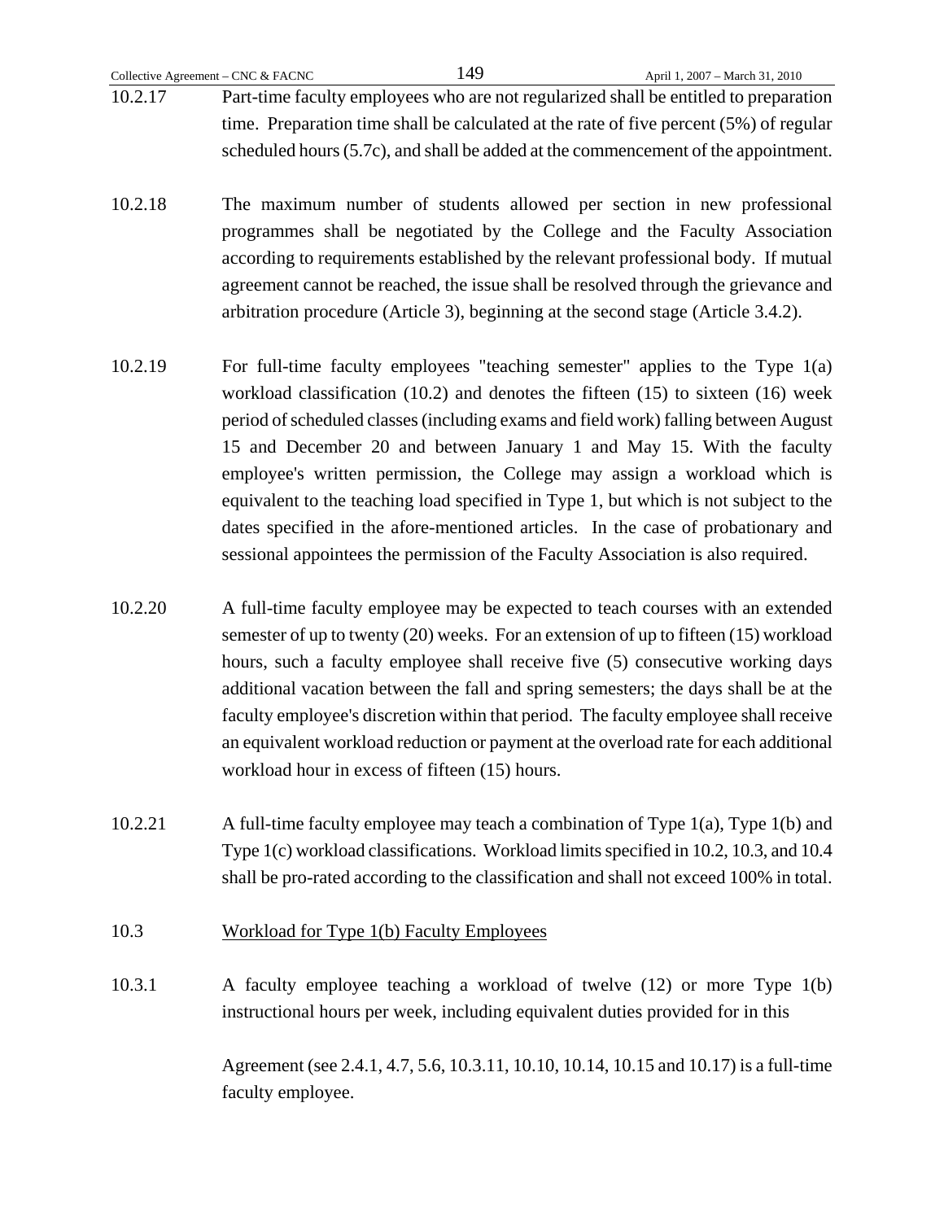10.2.17 Part-time faculty employees who are not regularized shall be entitled to preparation time. Preparation time shall be calculated at the rate of five percent (5%) of regular scheduled hours (5.7c), and shall be added at the commencement of the appointment.

10.2.18 The maximum number of students allowed per section in new professional programmes shall be negotiated by the College and the Faculty Association according to requirements established by the relevant professional body. If mutual agreement cannot be reached, the issue shall be resolved through the grievance and arbitration procedure (Article 3), beginning at the second stage (Article 3.4.2).

10.2.19 For full-time faculty employees "teaching semester" applies to the Type 1(a) workload classification (10.2) and denotes the fifteen (15) to sixteen (16) week period of scheduled classes (including exams and field work) falling between August 15 and December 20 and between January 1 and May 15. With the faculty employee's written permission, the College may assign a workload which is equivalent to the teaching load specified in Type 1, but which is not subject to the dates specified in the afore-mentioned articles. In the case of probationary and sessional appointees the permission of the Faculty Association is also required.

10.2.20 A full-time faculty employee may be expected to teach courses with an extended semester of up to twenty (20) weeks. For an extension of up to fifteen (15) workload hours, such a faculty employee shall receive five (5) consecutive working days additional vacation between the fall and spring semesters; the days shall be at the faculty employee's discretion within that period. The faculty employee shall receive an equivalent workload reduction or payment at the overload rate for each additional workload hour in excess of fifteen (15) hours.

10.2.21 A full-time faculty employee may teach a combination of Type 1(a), Type 1(b) and Type 1(c) workload classifications. Workload limits specified in 10.2, 10.3, and 10.4 shall be pro-rated according to the classification and shall not exceed 100% in total.

10.3 <u>Workload for Type 1(b) Faculty Employees</u>

10.3.1 A faculty employee teaching a workload of twelve (12) or more Type 1(b) instructional hours per week, including equivalent duties provided for in this

Agreement (see 2.4.1, 4.7, 5.6, 10.3.11, 10.10, 10.14, 10.15 and 10.17) is a full-time faculty employee.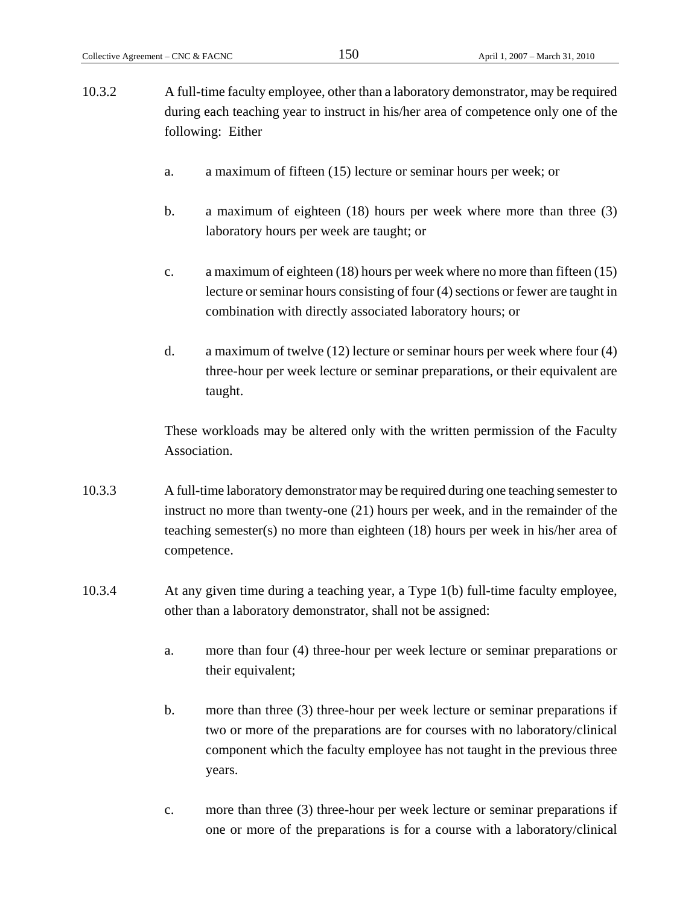10.3.2 A full-time faculty employee, other than a laboratory demonstrator, may be required during each teaching year to instruct in his/her area of competence only one of the following: Either

a. a maximum of fifteen (15) lecture or seminar hours per week; or

b. a maximum of eighteen (18) hours per week where more than three (3) laboratory hours per week are taught; or

c. a maximum of eighteen (18) hours per week where no more than fifteen (15) lecture or seminar hours consisting of four (4) sections or fewer are taught in combination with directly associated laboratory hours; or

d. a maximum of twelve (12) lecture or seminar hours per week where four (4) three-hour per week lecture or seminar preparations, or their equivalent are taught.

These workloads may be altered only with the written permission of the Faculty Association.

10.3.3 A full-time laboratory demonstrator may be required during one teaching semester to instruct no more than twenty-one (21) hours per week, and in the remainder of the teaching semester(s) no more than eighteen (18) hours per week in his/her area of competence.

10.3.4 At any given time during a teaching year, a Type 1(b) full-time faculty employee, other than a laboratory demonstrator, shall not be assigned:

a. more than four (4) three-hour per week lecture or seminar preparations or their equivalent;

b. more than three (3) three-hour per week lecture or seminar preparations if two or more of the preparations are for courses with no laboratory/clinical component which the faculty employee has not taught in the previous three years.

c. more than three (3) three-hour per week lecture or seminar preparations if one or more of the preparations is for a course with a laboratory/clinical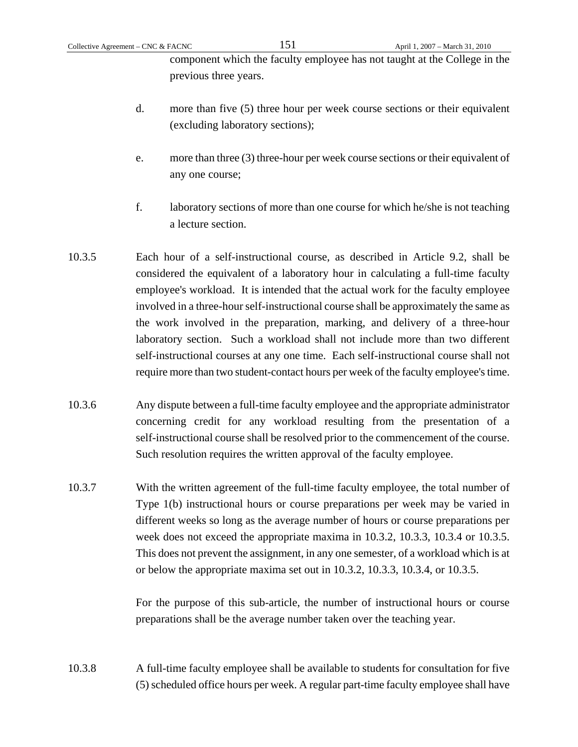component which the faculty employee has not taught at the College in the previous three years.

d. more than five (5) three hour per week course sections or their equivalent (excluding laboratory sections);

e. more than three (3) three-hour per week course sections or their equivalent of any one course;

f. laboratory sections of more than one course for which he/she is not teaching a lecture section.

10.3.5 Each hour of a self-instructional course, as described in Article 9.2, shall be considered the equivalent of a laboratory hour in calculating a full-time faculty employee's workload. It is intended that the actual work for the faculty employee involved in a three-hour self-instructional course shall be approximately the same as the work involved in the preparation, marking, and delivery of a three-hour laboratory section. Such a workload shall not include more than two different self-instructional courses at any one time. Each self-instructional course shall not require more than two student-contact hours per week of the faculty employee's time.

10.3.6 Any dispute between a full-time faculty employee and the appropriate administrator concerning credit for any workload resulting from the presentation of a self-instructional course shall be resolved prior to the commencement of the course. Such resolution requires the written approval of the faculty employee.

10.3.7 With the written agreement of the full-time faculty employee, the total number of Type 1(b) instructional hours or course preparations per week may be varied in different weeks so long as the average number of hours or course preparations per week does not exceed the appropriate maxima in 10.3.2, 10.3.3, 10.3.4 or 10.3.5. This does not prevent the assignment, in any one semester, of a workload which is at or below the appropriate maxima set out in 10.3.2, 10.3.3, 10.3.4, or 10.3.5.

For the purpose of this sub-article, the number of instructional hours or course preparations shall be the average number taken over the teaching year.

10.3.8 A full-time faculty employee shall be available to students for consultation for five (5) scheduled office hours per week. A regular part-time faculty employee shall have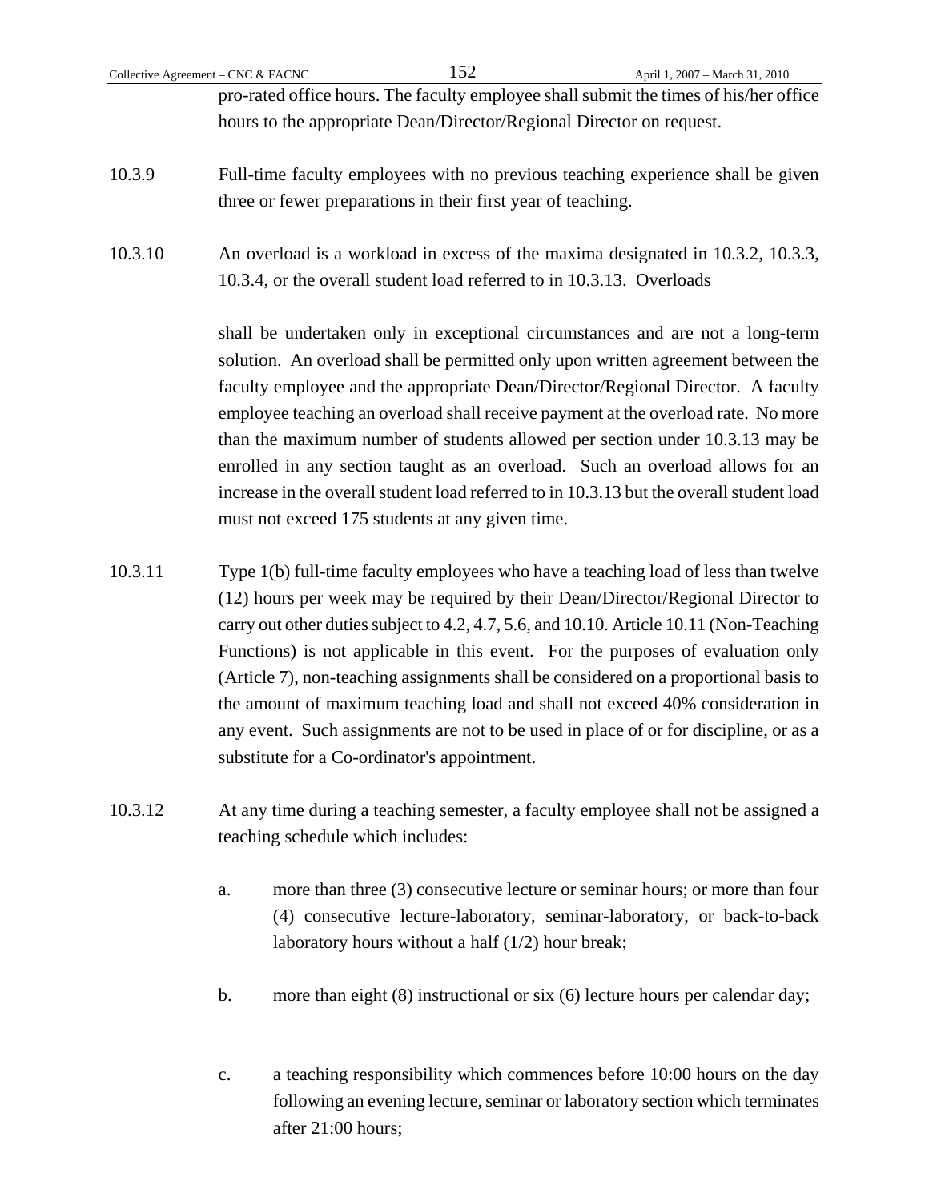pro-rated office hours. The faculty employee shall submit the times of his/her office hours to the appropriate Dean/Director/Regional Director on request.

10.3.9 Full-time faculty employees with no previous teaching experience shall be given three or fewer preparations in their first year of teaching.

10.3.10 An overload is a workload in excess of the maxima designated in 10.3.2, 10.3.3, 10.3.4, or the overall student load referred to in 10.3.13. Overloads

shall be undertaken only in exceptional circumstances and are not a long-term solution. An overload shall be permitted only upon written agreement between the faculty employee and the appropriate Dean/Director/Regional Director. A faculty employee teaching an overload shall receive payment at the overload rate. No more than the maximum number of students allowed per section under 10.3.13 may be enrolled in any section taught as an overload. Such an overload allows for an increase in the overall student load referred to in 10.3.13 but the overall student load must not exceed 175 students at any given time.

10.3.11 Type 1(b) full-time faculty employees who have a teaching load of less than twelve (12) hours per week may be required by their Dean/Director/Regional Director to carry out other duties subject to 4.2, 4.7, 5.6, and 10.10. Article 10.11 (Non-Teaching Functions) is not applicable in this event. For the purposes of evaluation only (Article 7), non-teaching assignments shall be considered on a proportional basis to the amount of maximum teaching load and shall not exceed 40% consideration in any event. Such assignments are not to be used in place of or for discipline, or as a substitute for a Co-ordinator's appointment.

10.3.12 At any time during a teaching semester, a faculty employee shall not be assigned a teaching schedule which includes:

a. more than three (3) consecutive lecture or seminar hours; or more than four (4) consecutive lecture-laboratory, seminar-laboratory, or back-to-back laboratory hours without a half (1/2) hour break;

b. more than eight (8) instructional or six (6) lecture hours per calendar day;

c. a teaching responsibility which commences before 10:00 hours on the day following an evening lecture, seminar or laboratory section which terminates after 21:00 hours;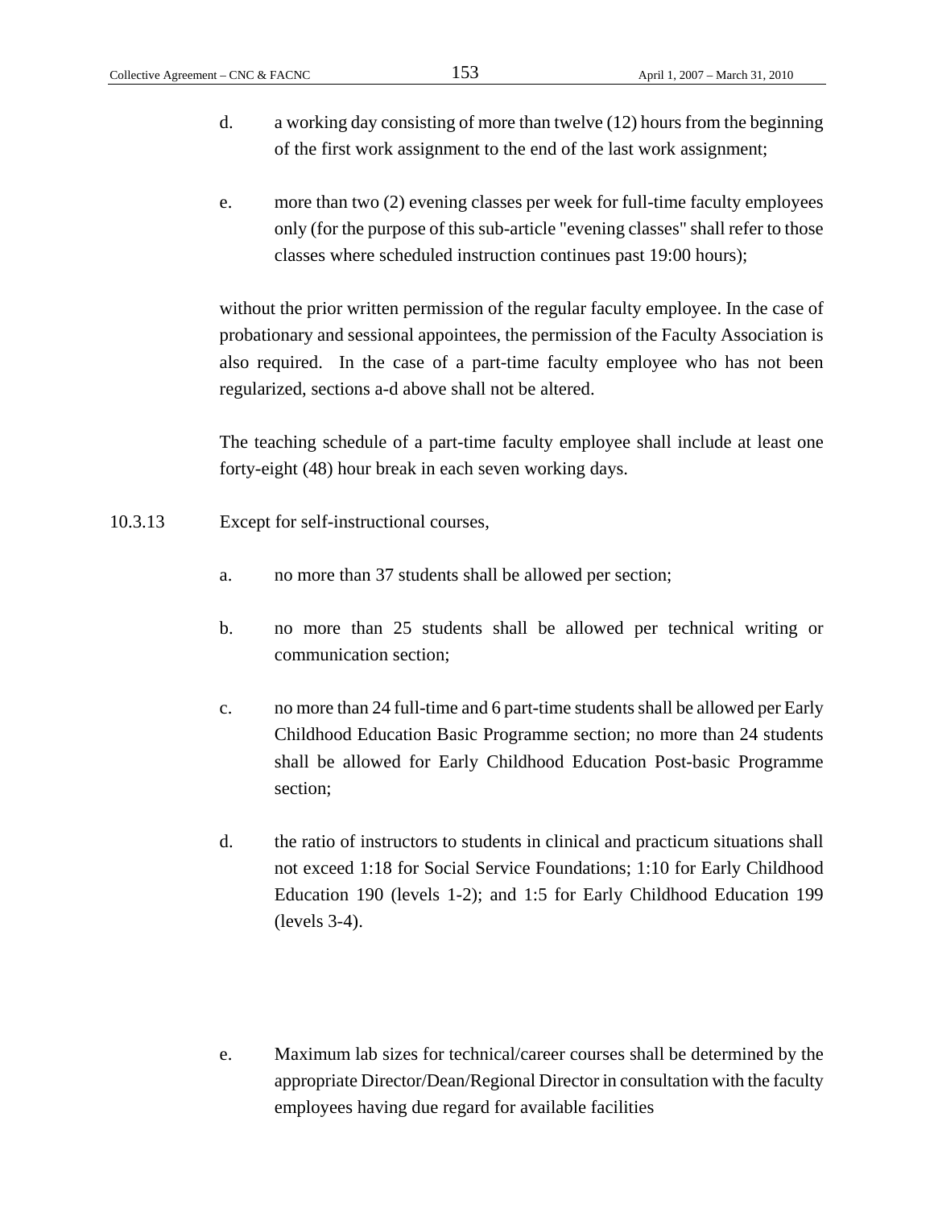d. a working day consisting of more than twelve (12) hours from the beginning of the first work assignment to the end of the last work assignment;

e. more than two (2) evening classes per week for full-time faculty employees only (for the purpose of this sub-article "evening classes" shall refer to those classes where scheduled instruction continues past 19:00 hours);

without the prior written permission of the regular faculty employee. In the case of probationary and sessional appointees, the permission of the Faculty Association is also required. In the case of a part-time faculty employee who has not been regularized, sections a-d above shall not be altered.

The teaching schedule of a part-time faculty employee shall include at least one forty-eight (48) hour break in each seven working days.

10.3.13 Except for self-instructional courses,

a. no more than 37 students shall be allowed per section;

b. no more than 25 students shall be allowed per technical writing or communication section;

c. no more than 24 full-time and 6 part-time students shall be allowed per Early Childhood Education Basic Programme section; no more than 24 students shall be allowed for Early Childhood Education Post-basic Programme section;

d. the ratio of instructors to students in clinical and practicum situations shall not exceed 1:18 for Social Service Foundations; 1:10 for Early Childhood Education 190 (levels 1-2); and 1:5 for Early Childhood Education 199 (levels 3-4).

e. Maximum lab sizes for technical/career courses shall be determined by the appropriate Director/Dean/Regional Director in consultation with the faculty employees having due regard for available facilities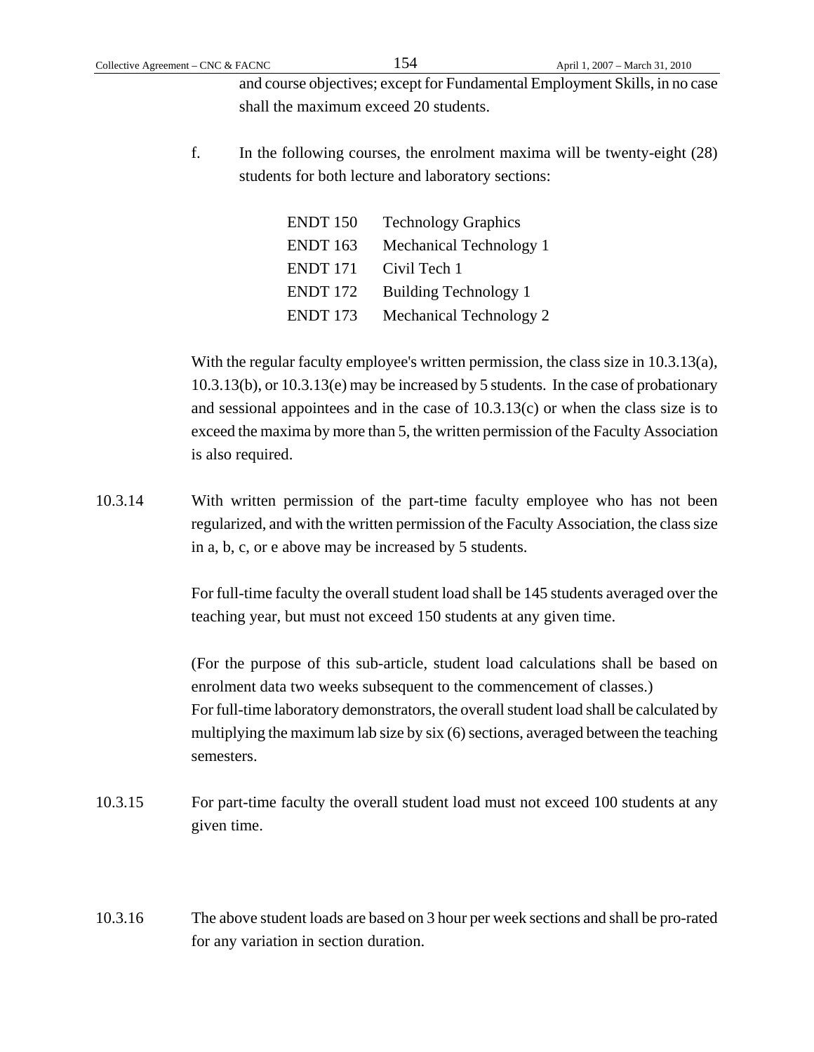and course objectives; except for Fundamental Employment Skills, in no case shall the maximum exceed 20 students.

f. In the following courses, the enrolment maxima will be twenty-eight (28) students for both lecture and laboratory sections:

| | |
|---|---|
| ENDT 150 | Technology Graphics |
| ENDT 163 | Mechanical Technology 1 |
| ENDT 171 | Civil Tech 1 |
| ENDT 172 | Building Technology 1 |
| ENDT 173 | Mechanical Technology 2 |

With the regular faculty employee's written permission, the class size in 10.3.13(a), 10.3.13(b), or 10.3.13(e) may be increased by 5 students. In the case of probationary and sessional appointees and in the case of 10.3.13(c) or when the class size is to exceed the maxima by more than 5, the written permission of the Faculty Association is also required.

10.3.14 With written permission of the part-time faculty employee who has not been regularized, and with the written permission of the Faculty Association, the class size in a, b, c, or e above may be increased by 5 students.

For full-time faculty the overall student load shall be 145 students averaged over the teaching year, but must not exceed 150 students at any given time.

(For the purpose of this sub-article, student load calculations shall be based on enrolment data two weeks subsequent to the commencement of classes.)
For full-time laboratory demonstrators, the overall student load shall be calculated by multiplying the maximum lab size by six (6) sections, averaged between the teaching semesters.

10.3.15 For part-time faculty the overall student load must not exceed 100 students at any given time.

10.3.16 The above student loads are based on 3 hour per week sections and shall be pro-rated for any variation in section duration.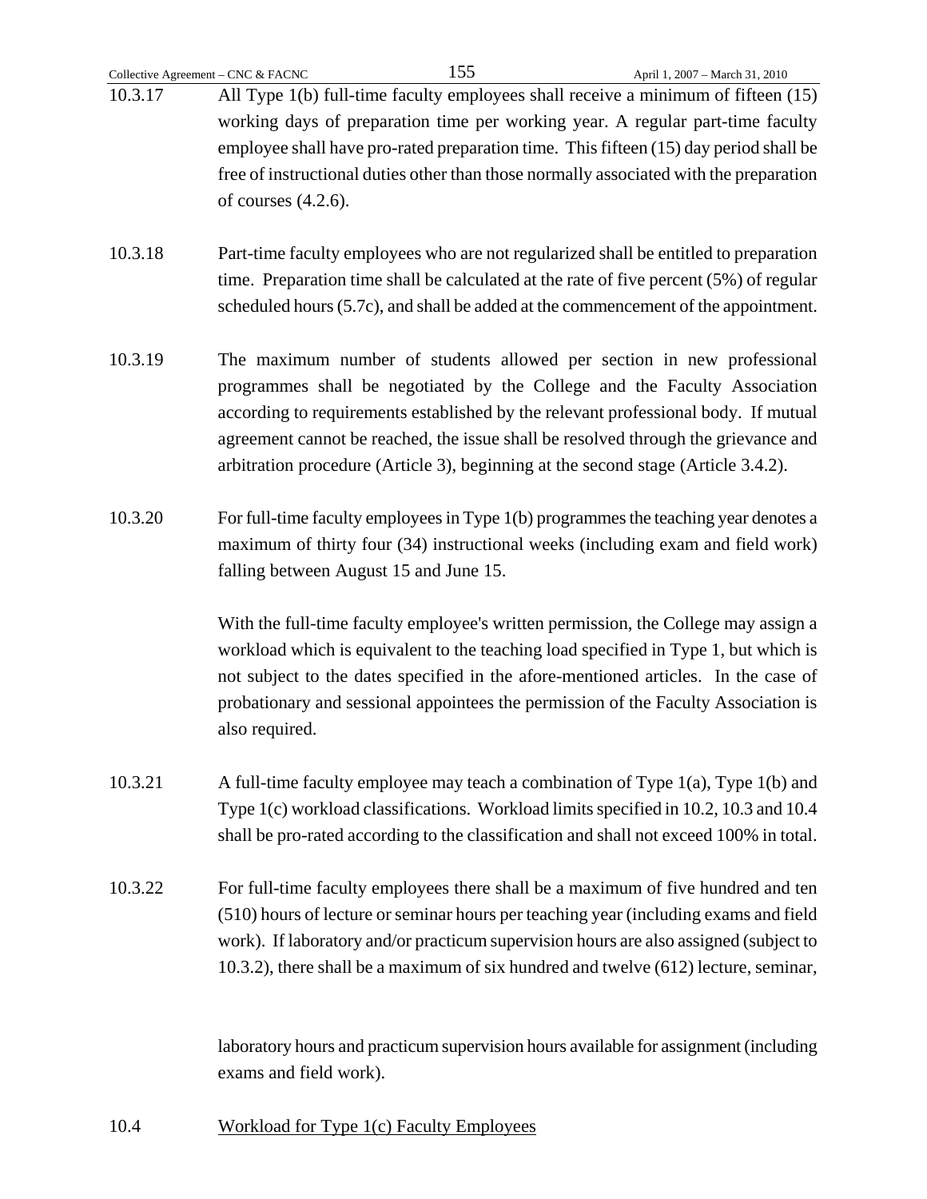10.3.17 All Type 1(b) full-time faculty employees shall receive a minimum of fifteen (15) working days of preparation time per working year. A regular part-time faculty employee shall have pro-rated preparation time. This fifteen (15) day period shall be free of instructional duties other than those normally associated with the preparation of courses (4.2.6).

10.3.18 Part-time faculty employees who are not regularized shall be entitled to preparation time. Preparation time shall be calculated at the rate of five percent (5%) of regular scheduled hours (5.7c), and shall be added at the commencement of the appointment.

10.3.19 The maximum number of students allowed per section in new professional programmes shall be negotiated by the College and the Faculty Association according to requirements established by the relevant professional body. If mutual agreement cannot be reached, the issue shall be resolved through the grievance and arbitration procedure (Article 3), beginning at the second stage (Article 3.4.2).

10.3.20 For full-time faculty employees in Type 1(b) programmes the teaching year denotes a maximum of thirty four (34) instructional weeks (including exam and field work) falling between August 15 and June 15.

With the full-time faculty employee's written permission, the College may assign a workload which is equivalent to the teaching load specified in Type 1, but which is not subject to the dates specified in the afore-mentioned articles. In the case of probationary and sessional appointees the permission of the Faculty Association is also required.

10.3.21 A full-time faculty employee may teach a combination of Type 1(a), Type 1(b) and Type 1(c) workload classifications. Workload limits specified in 10.2, 10.3 and 10.4 shall be pro-rated according to the classification and shall not exceed 100% in total.

10.3.22 For full-time faculty employees there shall be a maximum of five hundred and ten (510) hours of lecture or seminar hours per teaching year (including exams and field work). If laboratory and/or practicum supervision hours are also assigned (subject to 10.3.2), there shall be a maximum of six hundred and twelve (612) lecture, seminar, laboratory hours and practicum supervision hours available for assignment (including exams and field work).

## 10.4 Workload for Type 1(c) Faculty Employees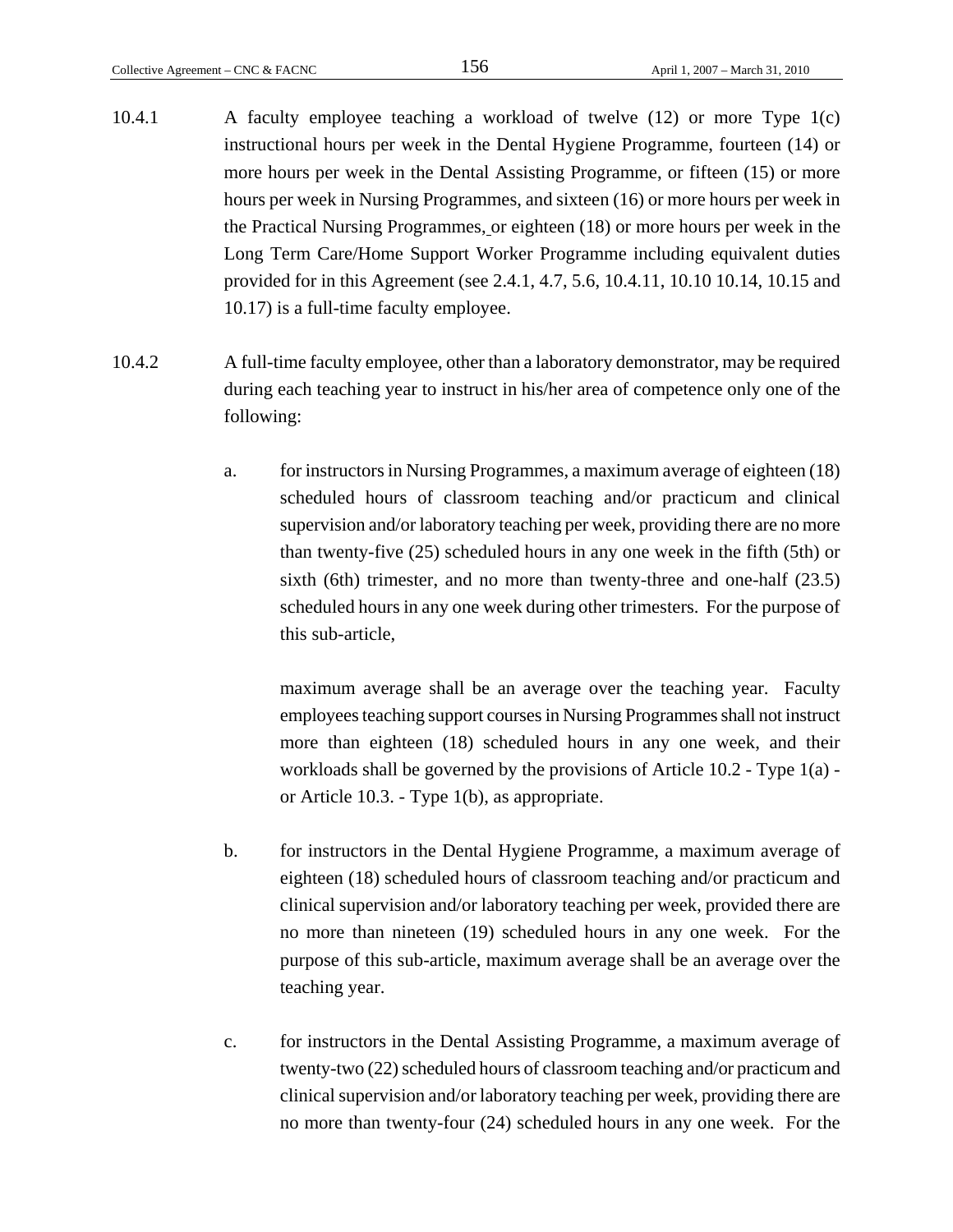10.4.1 A faculty employee teaching a workload of twelve (12) or more Type 1(c) instructional hours per week in the Dental Hygiene Programme, fourteen (14) or more hours per week in the Dental Assisting Programme, or fifteen (15) or more hours per week in Nursing Programmes, and sixteen (16) or more hours per week in the Practical Nursing Programmes, or eighteen (18) or more hours per week in the Long Term Care/Home Support Worker Programme including equivalent duties provided for in this Agreement (see 2.4.1, 4.7, 5.6, 10.4.11, 10.10 10.14, 10.15 and 10.17) is a full-time faculty employee.

10.4.2 A full-time faculty employee, other than a laboratory demonstrator, may be required during each teaching year to instruct in his/her area of competence only one of the following:

a. for instructors in Nursing Programmes, a maximum average of eighteen (18) scheduled hours of classroom teaching and/or practicum and clinical supervision and/or laboratory teaching per week, providing there are no more than twenty-five (25) scheduled hours in any one week in the fifth (5th) or sixth (6th) trimester, and no more than twenty-three and one-half (23.5) scheduled hours in any one week during other trimesters. For the purpose of this sub-article,

   maximum average shall be an average over the teaching year. Faculty employees teaching support courses in Nursing Programmes shall not instruct more than eighteen (18) scheduled hours in any one week, and their workloads shall be governed by the provisions of Article 10.2 - Type 1(a) - or Article 10.3. - Type 1(b), as appropriate.

b. for instructors in the Dental Hygiene Programme, a maximum average of eighteen (18) scheduled hours of classroom teaching and/or practicum and clinical supervision and/or laboratory teaching per week, provided there are no more than nineteen (19) scheduled hours in any one week. For the purpose of this sub-article, maximum average shall be an average over the teaching year.

c. for instructors in the Dental Assisting Programme, a maximum average of twenty-two (22) scheduled hours of classroom teaching and/or practicum and clinical supervision and/or laboratory teaching per week, providing there are no more than twenty-four (24) scheduled hours in any one week. For the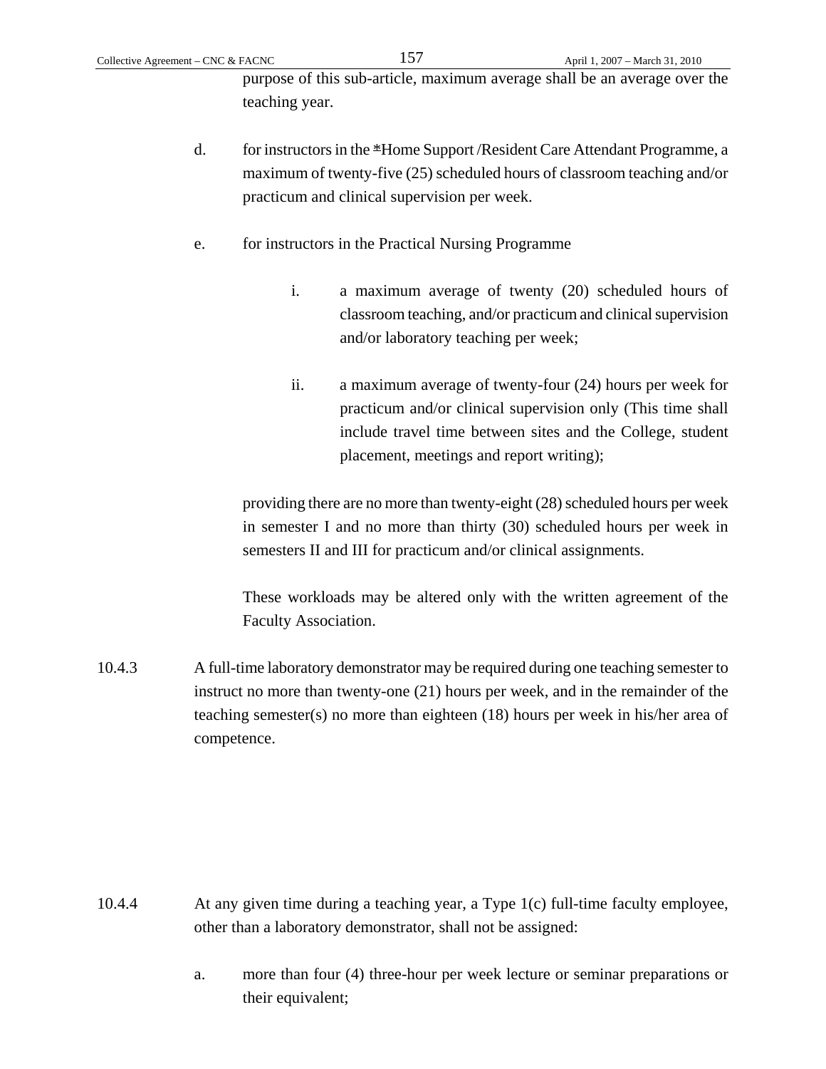purpose of this sub-article, maximum average shall be an average over the teaching year.

d. for instructors in the *Home Support /Resident Care Attendant Programme, a maximum of twenty-five (25) scheduled hours of classroom teaching and/or practicum and clinical supervision per week.

e. for instructors in the Practical Nursing Programme

   i. a maximum average of twenty (20) scheduled hours of classroom teaching, and/or practicum and clinical supervision and/or laboratory teaching per week;

   ii. a maximum average of twenty-four (24) hours per week for practicum and/or clinical supervision only (This time shall include travel time between sites and the College, student placement, meetings and report writing);

providing there are no more than twenty-eight (28) scheduled hours per week in semester I and no more than thirty (30) scheduled hours per week in semesters II and III for practicum and/or clinical assignments.

These workloads may be altered only with the written agreement of the Faculty Association.

10.4.3 A full-time laboratory demonstrator may be required during one teaching semester to instruct no more than twenty-one (21) hours per week, and in the remainder of the teaching semester(s) no more than eighteen (18) hours per week in his/her area of competence.

10.4.4 At any given time during a teaching year, a Type 1(c) full-time faculty employee, other than a laboratory demonstrator, shall not be assigned:

a. more than four (4) three-hour per week lecture or seminar preparations or their equivalent;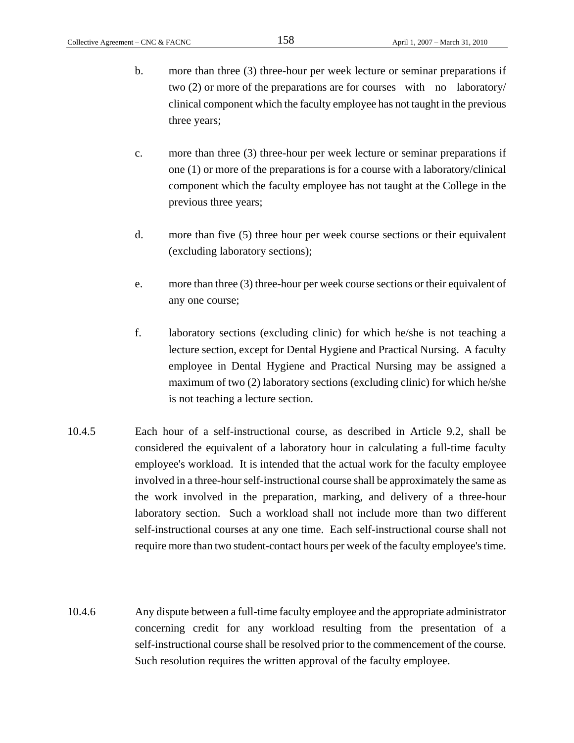b. more than three (3) three-hour per week lecture or seminar preparations if two (2) or more of the preparations are for courses with no laboratory/ clinical component which the faculty employee has not taught in the previous three years;

c. more than three (3) three-hour per week lecture or seminar preparations if one (1) or more of the preparations is for a course with a laboratory/clinical component which the faculty employee has not taught at the College in the previous three years;

d. more than five (5) three hour per week course sections or their equivalent (excluding laboratory sections);

e. more than three (3) three-hour per week course sections or their equivalent of any one course;

f. laboratory sections (excluding clinic) for which he/she is not teaching a lecture section, except for Dental Hygiene and Practical Nursing. A faculty employee in Dental Hygiene and Practical Nursing may be assigned a maximum of two (2) laboratory sections (excluding clinic) for which he/she is not teaching a lecture section.

10.4.5 Each hour of a self-instructional course, as described in Article 9.2, shall be considered the equivalent of a laboratory hour in calculating a full-time faculty employee's workload. It is intended that the actual work for the faculty employee involved in a three-hour self-instructional course shall be approximately the same as the work involved in the preparation, marking, and delivery of a three-hour laboratory section. Such a workload shall not include more than two different self-instructional courses at any one time. Each self-instructional course shall not require more than two student-contact hours per week of the faculty employee's time.

10.4.6 Any dispute between a full-time faculty employee and the appropriate administrator concerning credit for any workload resulting from the presentation of a self-instructional course shall be resolved prior to the commencement of the course. Such resolution requires the written approval of the faculty employee.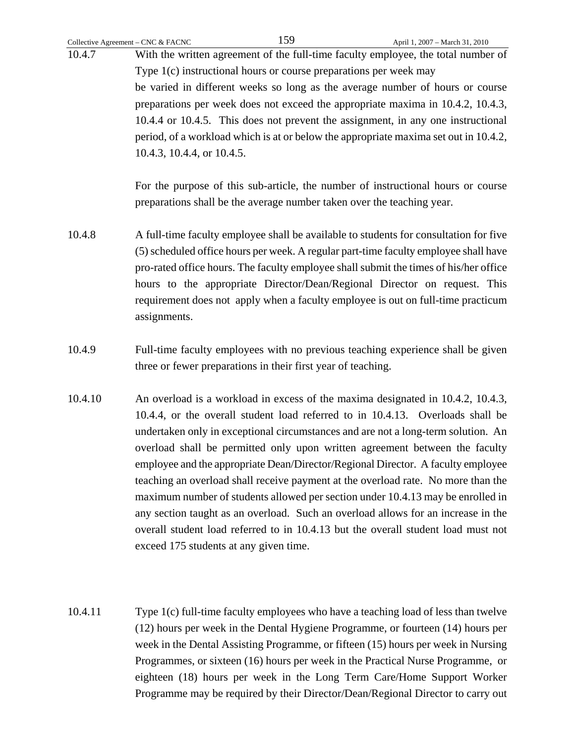10.4.7 With the written agreement of the full-time faculty employee, the total number of Type 1(c) instructional hours or course preparations per week may be varied in different weeks so long as the average number of hours or course preparations per week does not exceed the appropriate maxima in 10.4.2, 10.4.3, 10.4.4 or 10.4.5. This does not prevent the assignment, in any one instructional period, of a workload which is at or below the appropriate maxima set out in 10.4.2, 10.4.3, 10.4.4, or 10.4.5.

For the purpose of this sub-article, the number of instructional hours or course preparations shall be the average number taken over the teaching year.

10.4.8 A full-time faculty employee shall be available to students for consultation for five (5) scheduled office hours per week. A regular part-time faculty employee shall have pro-rated office hours. The faculty employee shall submit the times of his/her office hours to the appropriate Director/Dean/Regional Director on request. This requirement does not apply when a faculty employee is out on full-time practicum assignments.

10.4.9 Full-time faculty employees with no previous teaching experience shall be given three or fewer preparations in their first year of teaching.

10.4.10 An overload is a workload in excess of the maxima designated in 10.4.2, 10.4.3, 10.4.4, or the overall student load referred to in 10.4.13. Overloads shall be undertaken only in exceptional circumstances and are not a long-term solution. An overload shall be permitted only upon written agreement between the faculty employee and the appropriate Dean/Director/Regional Director. A faculty employee teaching an overload shall receive payment at the overload rate. No more than the maximum number of students allowed per section under 10.4.13 may be enrolled in any section taught as an overload. Such an overload allows for an increase in the overall student load referred to in 10.4.13 but the overall student load must not exceed 175 students at any given time.

10.4.11 Type 1(c) full-time faculty employees who have a teaching load of less than twelve (12) hours per week in the Dental Hygiene Programme, or fourteen (14) hours per week in the Dental Assisting Programme, or fifteen (15) hours per week in Nursing Programmes, or sixteen (16) hours per week in the Practical Nurse Programme, or eighteen (18) hours per week in the Long Term Care/Home Support Worker Programme may be required by their Director/Dean/Regional Director to carry out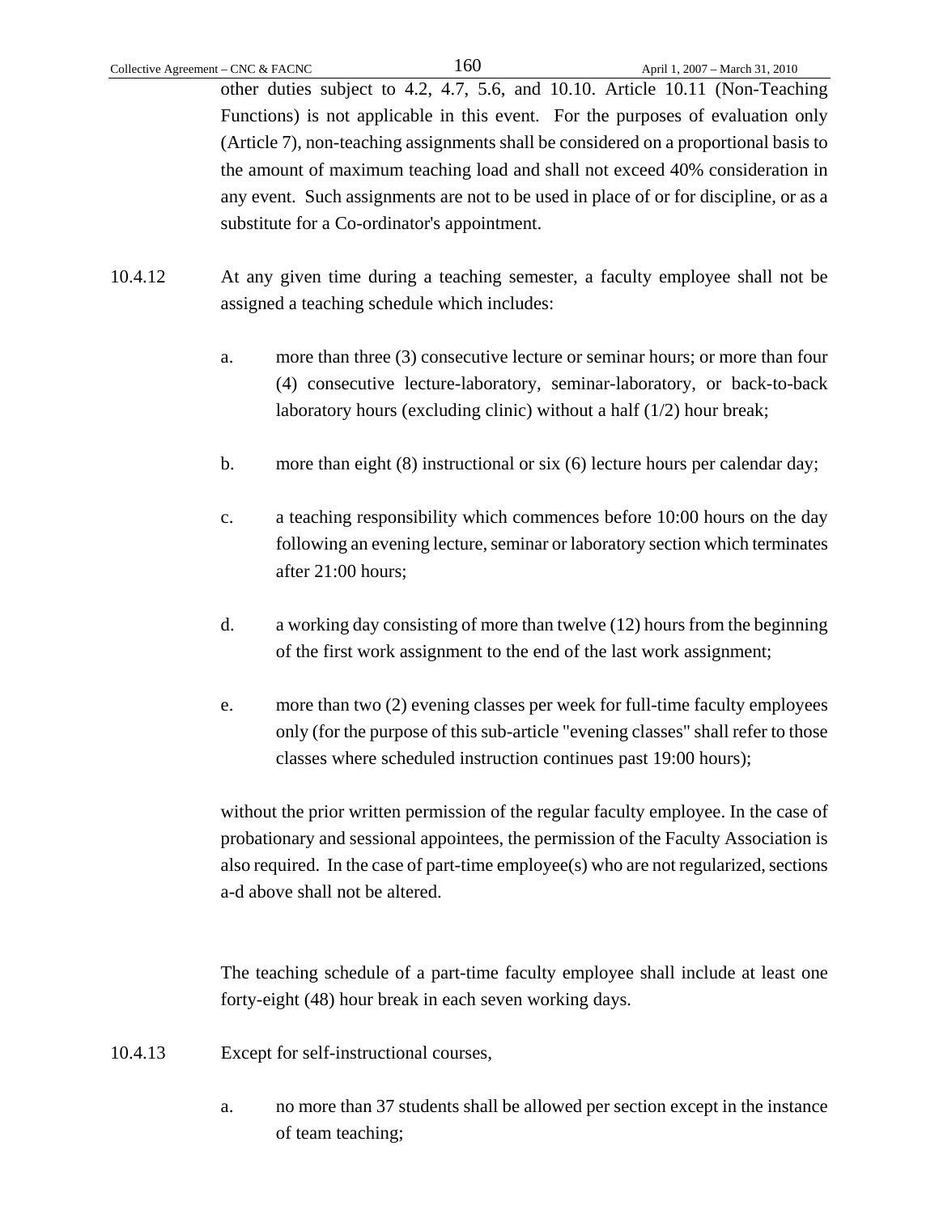other duties subject to 4.2, 4.7, 5.6, and 10.10. Article 10.11 (Non-Teaching Functions) is not applicable in this event. For the purposes of evaluation only (Article 7), non-teaching assignments shall be considered on a proportional basis to the amount of maximum teaching load and shall not exceed 40% consideration in any event. Such assignments are not to be used in place of or for discipline, or as a substitute for a Co-ordinator's appointment.

10.4.12 At any given time during a teaching semester, a faculty employee shall not be assigned a teaching schedule which includes:

a. more than three (3) consecutive lecture or seminar hours; or more than four (4) consecutive lecture-laboratory, seminar-laboratory, or back-to-back laboratory hours (excluding clinic) without a half (1/2) hour break;

b. more than eight (8) instructional or six (6) lecture hours per calendar day;

c. a teaching responsibility which commences before 10:00 hours on the day following an evening lecture, seminar or laboratory section which terminates after 21:00 hours;

d. a working day consisting of more than twelve (12) hours from the beginning of the first work assignment to the end of the last work assignment;

e. more than two (2) evening classes per week for full-time faculty employees only (for the purpose of this sub-article "evening classes" shall refer to those classes where scheduled instruction continues past 19:00 hours);

without the prior written permission of the regular faculty employee. In the case of probationary and sessional appointees, the permission of the Faculty Association is also required. In the case of part-time employee(s) who are not regularized, sections a-d above shall not be altered.

The teaching schedule of a part-time faculty employee shall include at least one forty-eight (48) hour break in each seven working days.

10.4.13 Except for self-instructional courses,

a. no more than 37 students shall be allowed per section except in the instance of team teaching;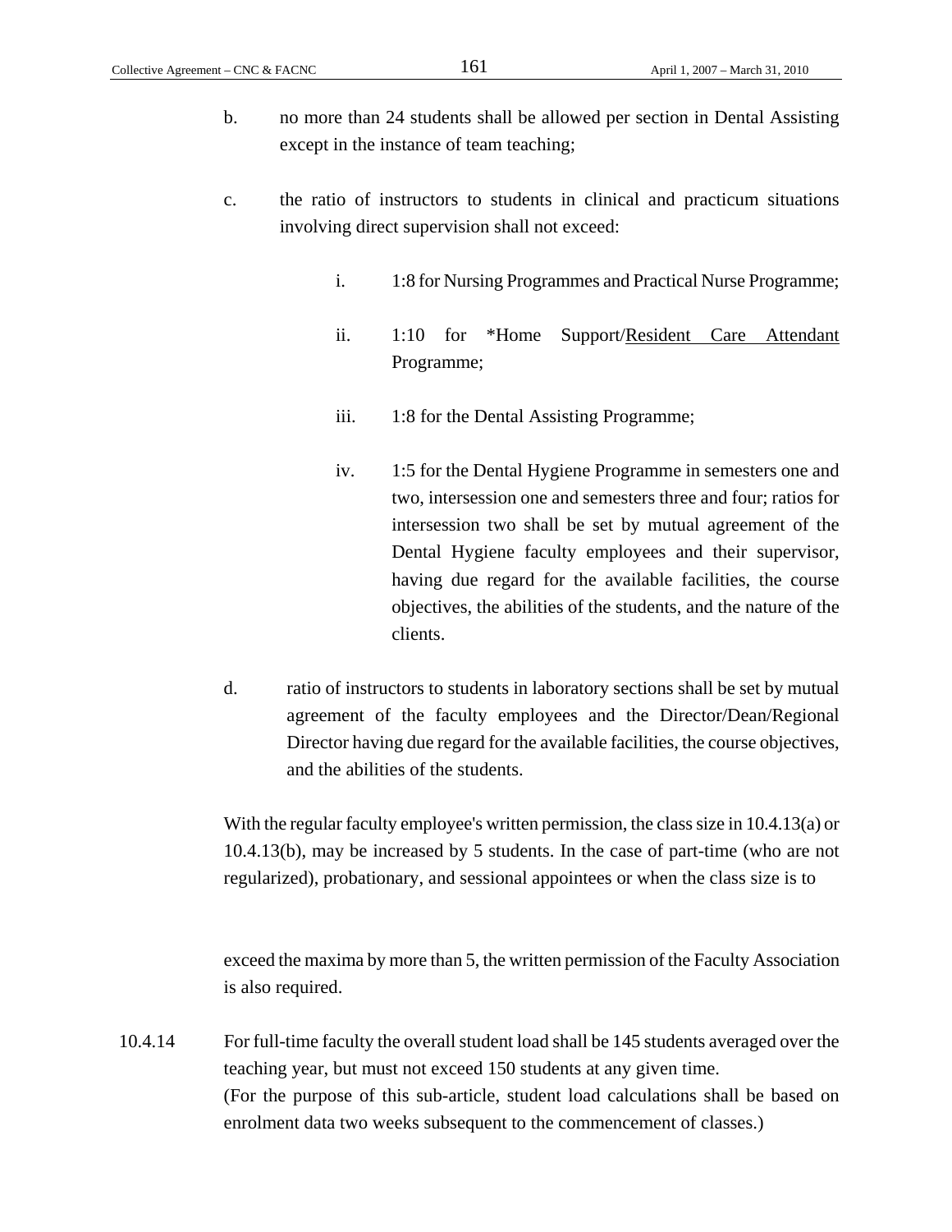b. no more than 24 students shall be allowed per section in Dental Assisting except in the instance of team teaching;

c. the ratio of instructors to students in clinical and practicum situations involving direct supervision shall not exceed:

   i. 1:8 for Nursing Programmes and Practical Nurse Programme;

   ii. 1:10 for *Home Support/Resident Care Attendant Programme;

   iii. 1:8 for the Dental Assisting Programme;

   iv. 1:5 for the Dental Hygiene Programme in semesters one and two, intersession one and semesters three and four; ratios for intersession two shall be set by mutual agreement of the Dental Hygiene faculty employees and their supervisor, having due regard for the available facilities, the course objectives, the abilities of the students, and the nature of the clients.

d. ratio of instructors to students in laboratory sections shall be set by mutual agreement of the faculty employees and the Director/Dean/Regional Director having due regard for the available facilities, the course objectives, and the abilities of the students.

With the regular faculty employee's written permission, the class size in 10.4.13(a) or 10.4.13(b), may be increased by 5 students. In the case of part-time (who are not regularized), probationary, and sessional appointees or when the class size is to exceed the maxima by more than 5, the written permission of the Faculty Association is also required.

10.4.14 For full-time faculty the overall student load shall be 145 students averaged over the teaching year, but must not exceed 150 students at any given time.
(For the purpose of this sub-article, student load calculations shall be based on enrolment data two weeks subsequent to the commencement of classes.)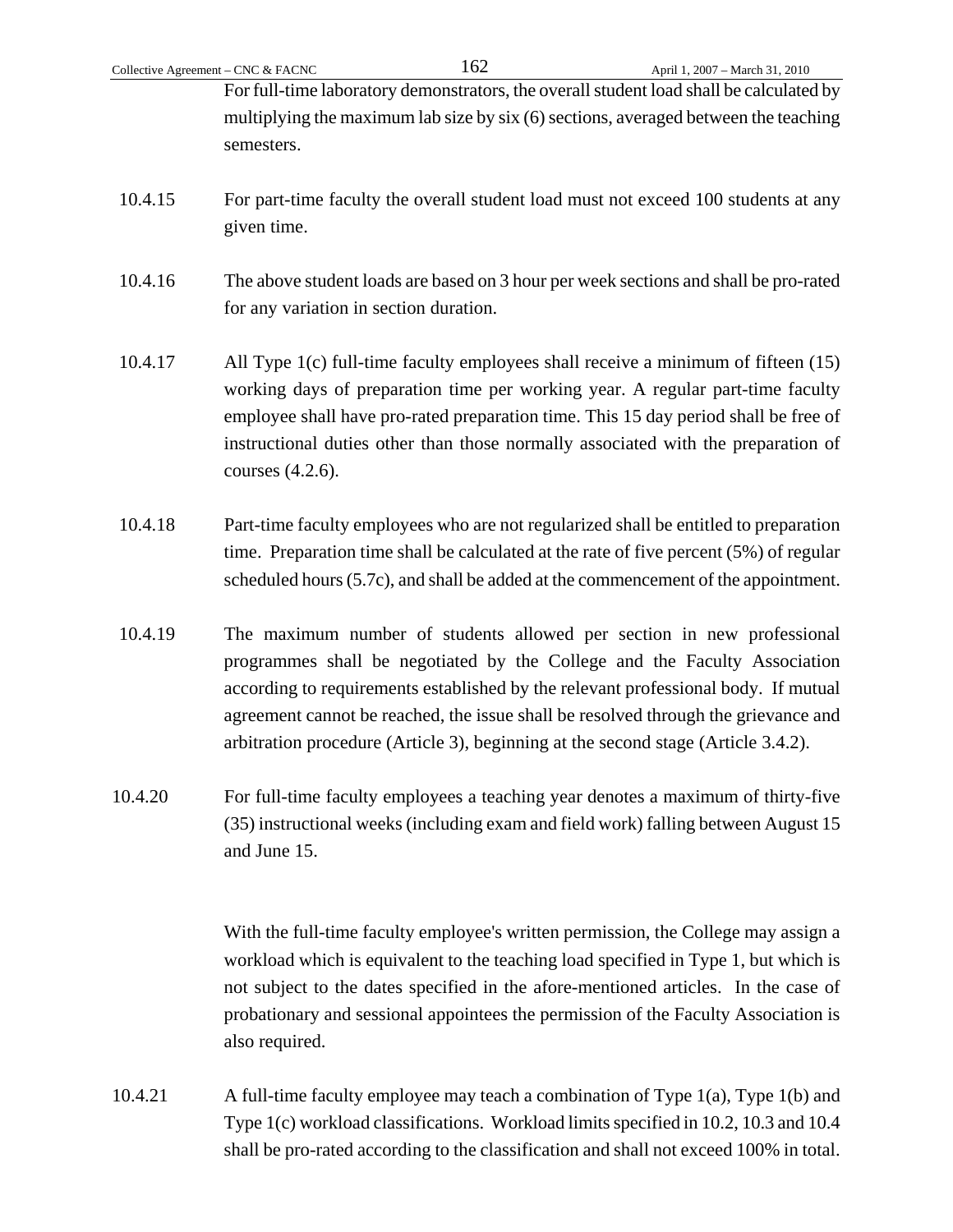For full-time laboratory demonstrators, the overall student load shall be calculated by multiplying the maximum lab size by six (6) sections, averaged between the teaching semesters.

10.4.15 For part-time faculty the overall student load must not exceed 100 students at any given time.

10.4.16 The above student loads are based on 3 hour per week sections and shall be pro-rated for any variation in section duration.

10.4.17 All Type 1(c) full-time faculty employees shall receive a minimum of fifteen (15) working days of preparation time per working year. A regular part-time faculty employee shall have pro-rated preparation time. This 15 day period shall be free of instructional duties other than those normally associated with the preparation of courses (4.2.6).

10.4.18 Part-time faculty employees who are not regularized shall be entitled to preparation time. Preparation time shall be calculated at the rate of five percent (5%) of regular scheduled hours (5.7c), and shall be added at the commencement of the appointment.

10.4.19 The maximum number of students allowed per section in new professional programmes shall be negotiated by the College and the Faculty Association according to requirements established by the relevant professional body. If mutual agreement cannot be reached, the issue shall be resolved through the grievance and arbitration procedure (Article 3), beginning at the second stage (Article 3.4.2).

10.4.20 For full-time faculty employees a teaching year denotes a maximum of thirty-five (35) instructional weeks (including exam and field work) falling between August 15 and June 15.

With the full-time faculty employee's written permission, the College may assign a workload which is equivalent to the teaching load specified in Type 1, but which is not subject to the dates specified in the afore-mentioned articles. In the case of probationary and sessional appointees the permission of the Faculty Association is also required.

10.4.21 A full-time faculty employee may teach a combination of Type 1(a), Type 1(b) and Type 1(c) workload classifications. Workload limits specified in 10.2, 10.3 and 10.4 shall be pro-rated according to the classification and shall not exceed 100% in total.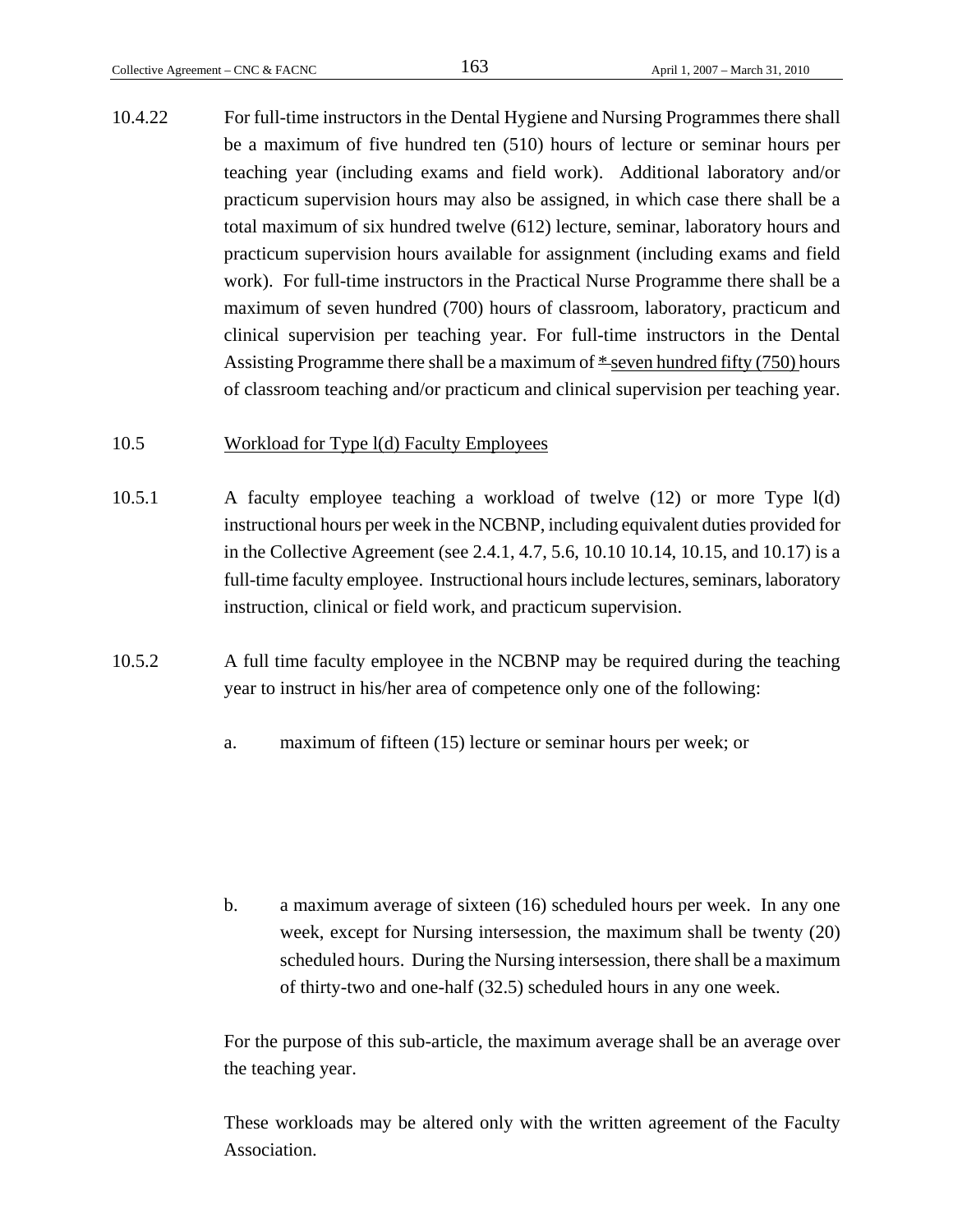10.4.22 For full-time instructors in the Dental Hygiene and Nursing Programmes there shall be a maximum of five hundred ten (510) hours of lecture or seminar hours per teaching year (including exams and field work). Additional laboratory and/or practicum supervision hours may also be assigned, in which case there shall be a total maximum of six hundred twelve (612) lecture, seminar, laboratory hours and practicum supervision hours available for assignment (including exams and field work). For full-time instructors in the Practical Nurse Programme there shall be a maximum of seven hundred (700) hours of classroom, laboratory, practicum and clinical supervision per teaching year. For full-time instructors in the Dental Assisting Programme there shall be a maximum of * seven hundred fifty (750) hours of classroom teaching and/or practicum and clinical supervision per teaching year.

10.5 Workload for Type l(d) Faculty Employees

10.5.1 A faculty employee teaching a workload of twelve (12) or more Type l(d) instructional hours per week in the NCBNP, including equivalent duties provided for in the Collective Agreement (see 2.4.1, 4.7, 5.6, 10.10 10.14, 10.15, and 10.17) is a full-time faculty employee. Instructional hours include lectures, seminars, laboratory instruction, clinical or field work, and practicum supervision.

10.5.2 A full time faculty employee in the NCBNP may be required during the teaching year to instruct in his/her area of competence only one of the following:

a. maximum of fifteen (15) lecture or seminar hours per week; or

b. a maximum average of sixteen (16) scheduled hours per week. In any one week, except for Nursing intersession, the maximum shall be twenty (20) scheduled hours. During the Nursing intersession, there shall be a maximum of thirty-two and one-half (32.5) scheduled hours in any one week.

For the purpose of this sub-article, the maximum average shall be an average over the teaching year.

These workloads may be altered only with the written agreement of the Faculty Association.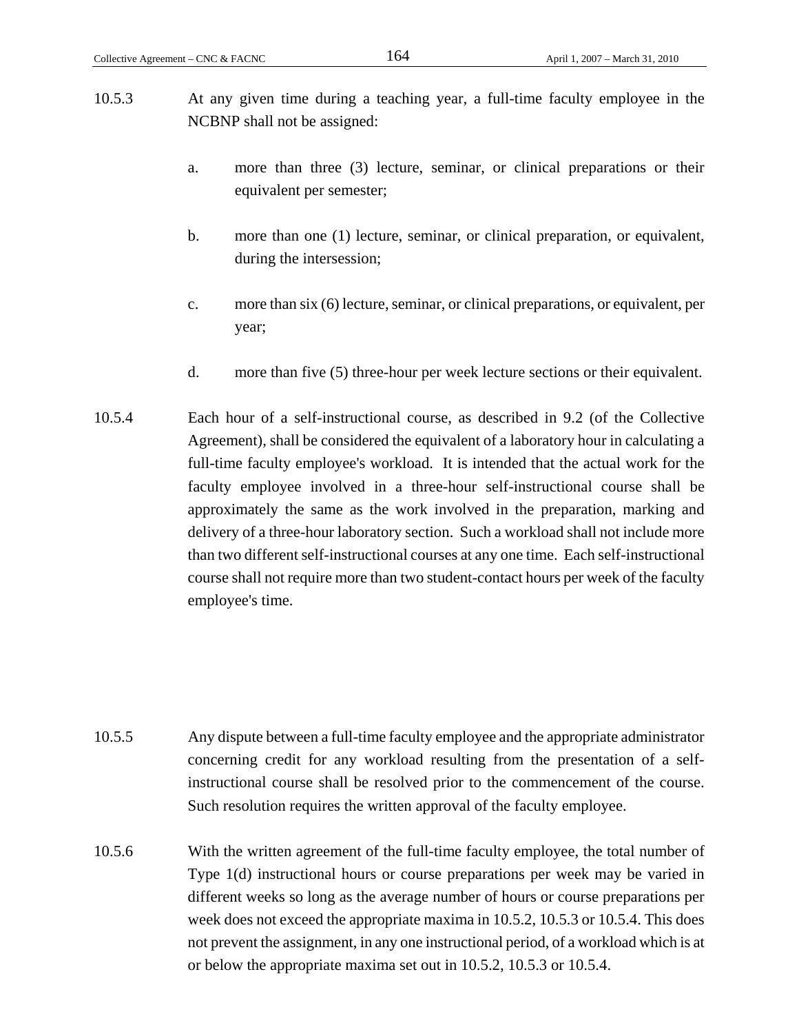10.5.3 At any given time during a teaching year, a full-time faculty employee in the NCBNP shall not be assigned:

a. more than three (3) lecture, seminar, or clinical preparations or their equivalent per semester;

b. more than one (1) lecture, seminar, or clinical preparation, or equivalent, during the intersession;

c. more than six (6) lecture, seminar, or clinical preparations, or equivalent, per year;

d. more than five (5) three-hour per week lecture sections or their equivalent.

10.5.4 Each hour of a self-instructional course, as described in 9.2 (of the Collective Agreement), shall be considered the equivalent of a laboratory hour in calculating a full-time faculty employee's workload. It is intended that the actual work for the faculty employee involved in a three-hour self-instructional course shall be approximately the same as the work involved in the preparation, marking and delivery of a three-hour laboratory section. Such a workload shall not include more than two different self-instructional courses at any one time. Each self-instructional course shall not require more than two student-contact hours per week of the faculty employee's time.

10.5.5 Any dispute between a full-time faculty employee and the appropriate administrator concerning credit for any workload resulting from the presentation of a self-instructional course shall be resolved prior to the commencement of the course. Such resolution requires the written approval of the faculty employee.

10.5.6 With the written agreement of the full-time faculty employee, the total number of Type 1(d) instructional hours or course preparations per week may be varied in different weeks so long as the average number of hours or course preparations per week does not exceed the appropriate maxima in 10.5.2, 10.5.3 or 10.5.4. This does not prevent the assignment, in any one instructional period, of a workload which is at or below the appropriate maxima set out in 10.5.2, 10.5.3 or 10.5.4.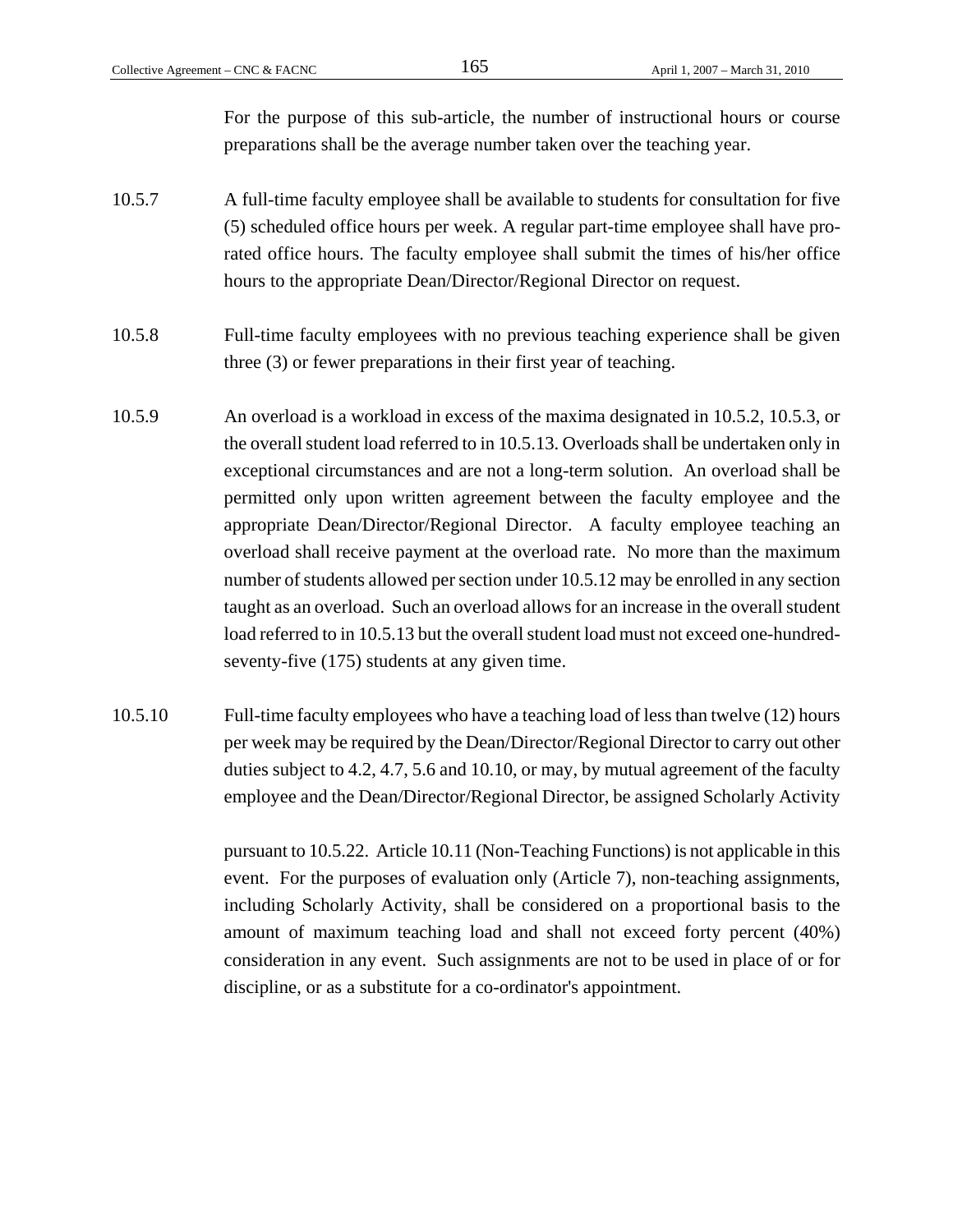For the purpose of this sub-article, the number of instructional hours or course preparations shall be the average number taken over the teaching year.

10.5.7 A full-time faculty employee shall be available to students for consultation for five (5) scheduled office hours per week. A regular part-time employee shall have pro-rated office hours. The faculty employee shall submit the times of his/her office hours to the appropriate Dean/Director/Regional Director on request.

10.5.8 Full-time faculty employees with no previous teaching experience shall be given three (3) or fewer preparations in their first year of teaching.

10.5.9 An overload is a workload in excess of the maxima designated in 10.5.2, 10.5.3, or the overall student load referred to in 10.5.13. Overloads shall be undertaken only in exceptional circumstances and are not a long-term solution. An overload shall be permitted only upon written agreement between the faculty employee and the appropriate Dean/Director/Regional Director. A faculty employee teaching an overload shall receive payment at the overload rate. No more than the maximum number of students allowed per section under 10.5.12 may be enrolled in any section taught as an overload. Such an overload allows for an increase in the overall student load referred to in 10.5.13 but the overall student load must not exceed one-hundred-seventy-five (175) students at any given time.

10.5.10 Full-time faculty employees who have a teaching load of less than twelve (12) hours per week may be required by the Dean/Director/Regional Director to carry out other duties subject to 4.2, 4.7, 5.6 and 10.10, or may, by mutual agreement of the faculty employee and the Dean/Director/Regional Director, be assigned Scholarly Activity pursuant to 10.5.22. Article 10.11 (Non-Teaching Functions) is not applicable in this event. For the purposes of evaluation only (Article 7), non-teaching assignments, including Scholarly Activity, shall be considered on a proportional basis to the amount of maximum teaching load and shall not exceed forty percent (40%) consideration in any event. Such assignments are not to be used in place of or for discipline, or as a substitute for a co-ordinator's appointment.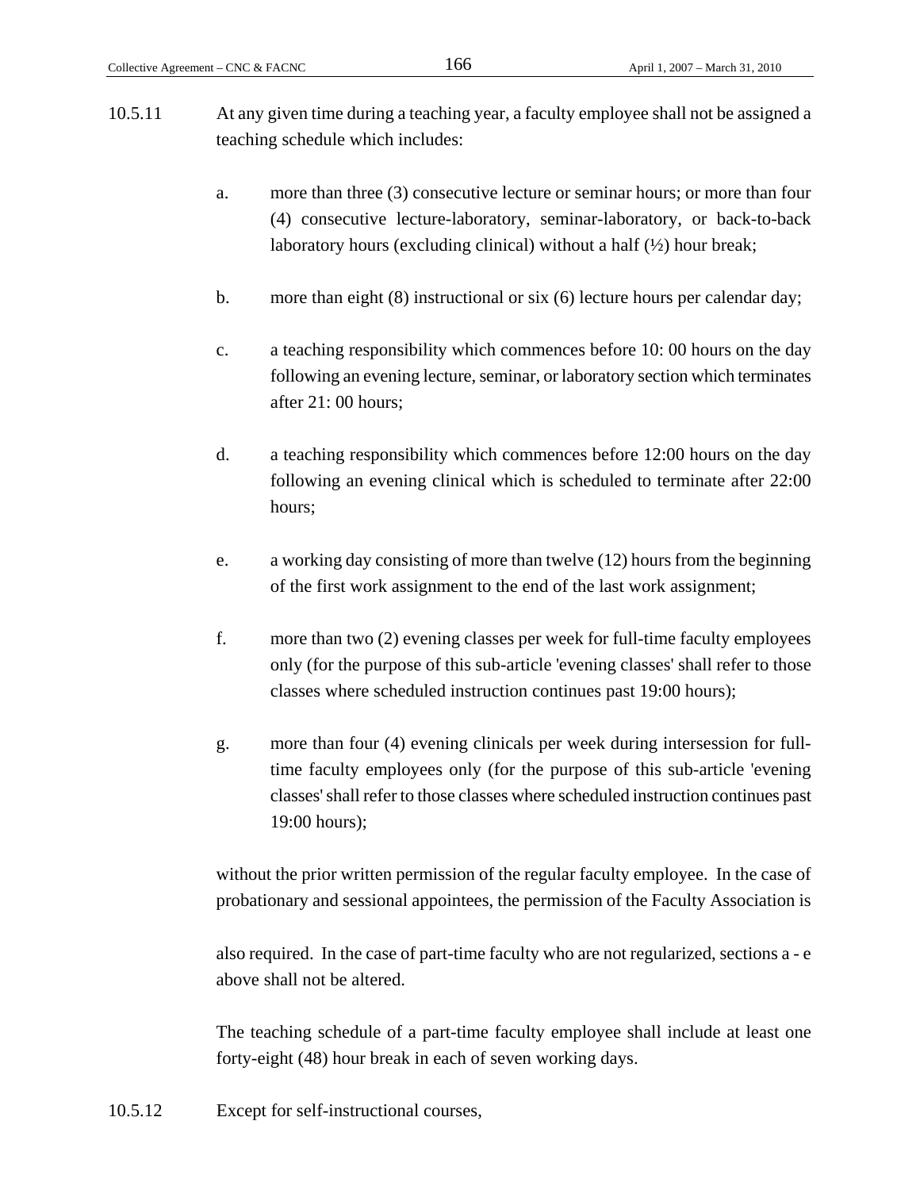10.5.11 At any given time during a teaching year, a faculty employee shall not be assigned a teaching schedule which includes:

a. more than three (3) consecutive lecture or seminar hours; or more than four (4) consecutive lecture-laboratory, seminar-laboratory, or back-to-back laboratory hours (excluding clinical) without a half (½) hour break;

b. more than eight (8) instructional or six (6) lecture hours per calendar day;

c. a teaching responsibility which commences before 10: 00 hours on the day following an evening lecture, seminar, or laboratory section which terminates after 21: 00 hours;

d. a teaching responsibility which commences before 12:00 hours on the day following an evening clinical which is scheduled to terminate after 22:00 hours;

e. a working day consisting of more than twelve (12) hours from the beginning of the first work assignment to the end of the last work assignment;

f. more than two (2) evening classes per week for full-time faculty employees only (for the purpose of this sub-article 'evening classes' shall refer to those classes where scheduled instruction continues past 19:00 hours);

g. more than four (4) evening clinicals per week during intersession for full-time faculty employees only (for the purpose of this sub-article 'evening classes' shall refer to those classes where scheduled instruction continues past 19:00 hours);

without the prior written permission of the regular faculty employee. In the case of probationary and sessional appointees, the permission of the Faculty Association is

also required. In the case of part-time faculty who are not regularized, sections a - e above shall not be altered.

The teaching schedule of a part-time faculty employee shall include at least one forty-eight (48) hour break in each of seven working days.

10.5.12 Except for self-instructional courses,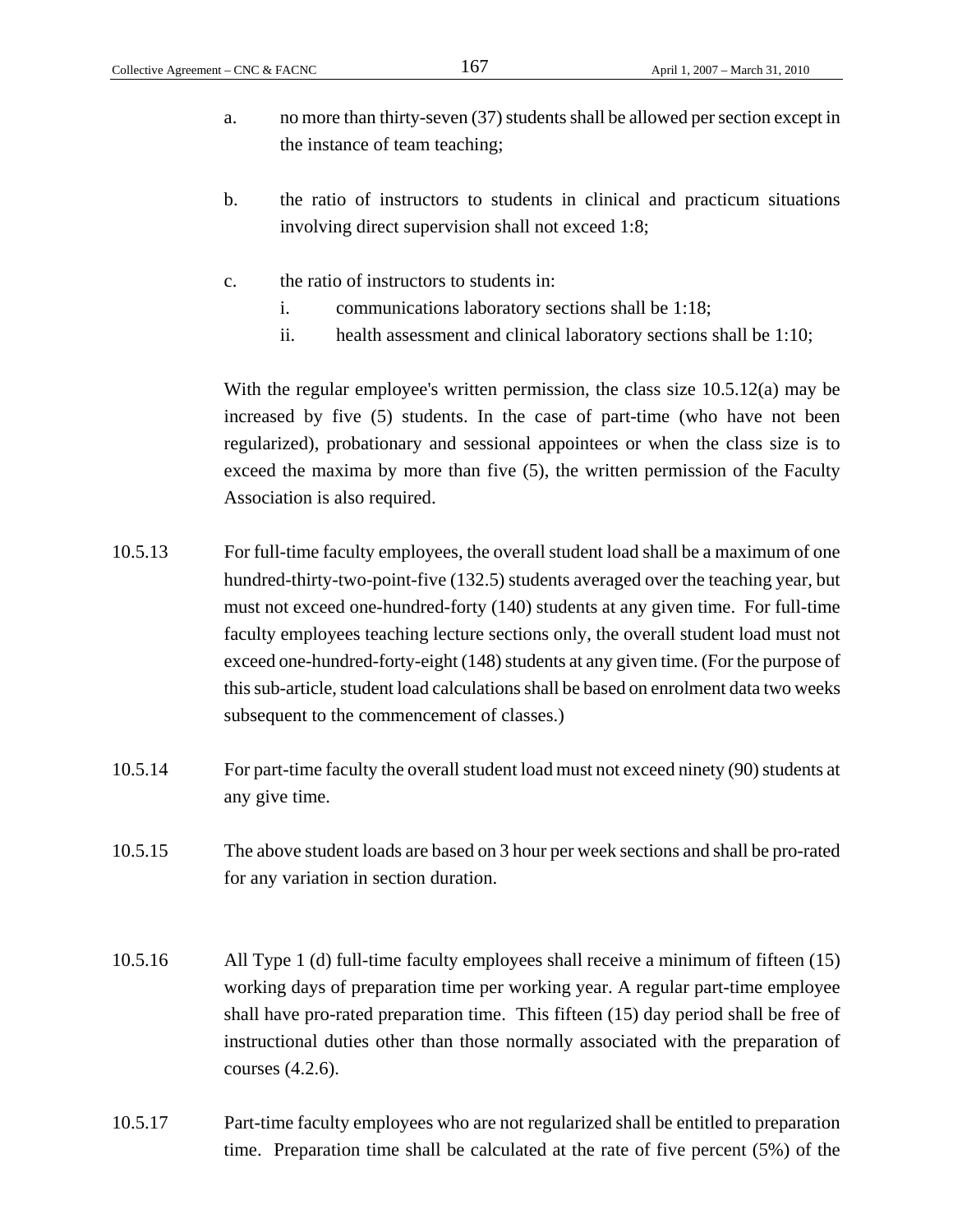a. no more than thirty-seven (37) students shall be allowed per section except in the instance of team teaching;

b. the ratio of instructors to students in clinical and practicum situations involving direct supervision shall not exceed 1:8;

c. the ratio of instructors to students in:
   i. communications laboratory sections shall be 1:18;
   ii. health assessment and clinical laboratory sections shall be 1:10;

With the regular employee's written permission, the class size 10.5.12(a) may be increased by five (5) students. In the case of part-time (who have not been regularized), probationary and sessional appointees or when the class size is to exceed the maxima by more than five (5), the written permission of the Faculty Association is also required.

10.5.13 For full-time faculty employees, the overall student load shall be a maximum of one hundred-thirty-two-point-five (132.5) students averaged over the teaching year, but must not exceed one-hundred-forty (140) students at any given time. For full-time faculty employees teaching lecture sections only, the overall student load must not exceed one-hundred-forty-eight (148) students at any given time. (For the purpose of this sub-article, student load calculations shall be based on enrolment data two weeks subsequent to the commencement of classes.)

10.5.14 For part-time faculty the overall student load must not exceed ninety (90) students at any give time.

10.5.15 The above student loads are based on 3 hour per week sections and shall be pro-rated for any variation in section duration.

10.5.16 All Type 1 (d) full-time faculty employees shall receive a minimum of fifteen (15) working days of preparation time per working year. A regular part-time employee shall have pro-rated preparation time. This fifteen (15) day period shall be free of instructional duties other than those normally associated with the preparation of courses (4.2.6).

10.5.17 Part-time faculty employees who are not regularized shall be entitled to preparation time. Preparation time shall be calculated at the rate of five percent (5%) of the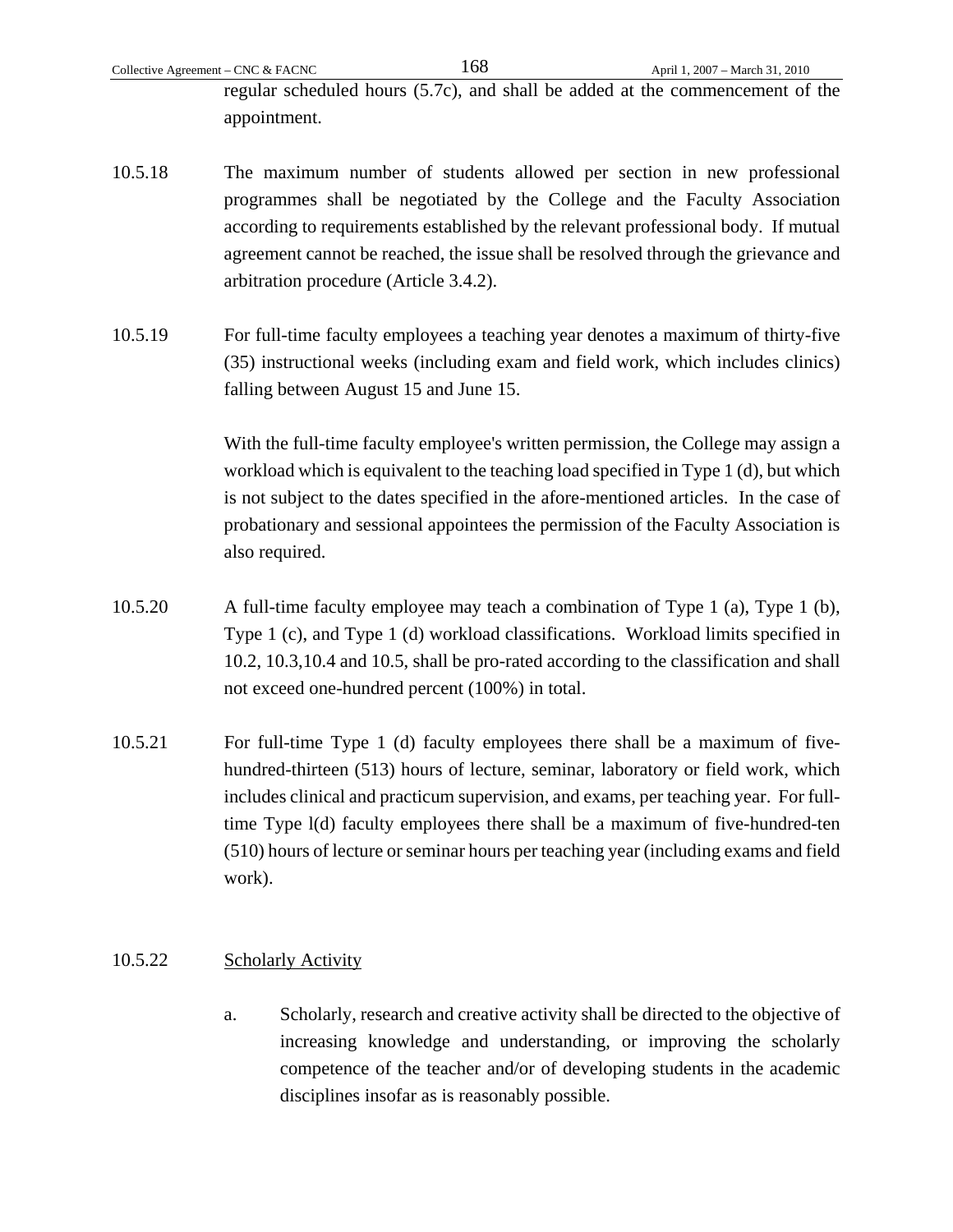regular scheduled hours (5.7c), and shall be added at the commencement of the appointment.

10.5.18 The maximum number of students allowed per section in new professional programmes shall be negotiated by the College and the Faculty Association according to requirements established by the relevant professional body. If mutual agreement cannot be reached, the issue shall be resolved through the grievance and arbitration procedure (Article 3.4.2).

10.5.19 For full-time faculty employees a teaching year denotes a maximum of thirty-five (35) instructional weeks (including exam and field work, which includes clinics) falling between August 15 and June 15.

With the full-time faculty employee's written permission, the College may assign a workload which is equivalent to the teaching load specified in Type 1 (d), but which is not subject to the dates specified in the afore-mentioned articles. In the case of probationary and sessional appointees the permission of the Faculty Association is also required.

10.5.20 A full-time faculty employee may teach a combination of Type 1 (a), Type 1 (b), Type 1 (c), and Type 1 (d) workload classifications. Workload limits specified in 10.2, 10.3,10.4 and 10.5, shall be pro-rated according to the classification and shall not exceed one-hundred percent (100%) in total.

10.5.21 For full-time Type 1 (d) faculty employees there shall be a maximum of five-hundred-thirteen (513) hours of lecture, seminar, laboratory or field work, which includes clinical and practicum supervision, and exams, per teaching year. For full-time Type l(d) faculty employees there shall be a maximum of five-hundred-ten (510) hours of lecture or seminar hours per teaching year (including exams and field work).

10.5.22 Scholarly Activity

a. Scholarly, research and creative activity shall be directed to the objective of increasing knowledge and understanding, or improving the scholarly competence of the teacher and/or of developing students in the academic disciplines insofar as is reasonably possible.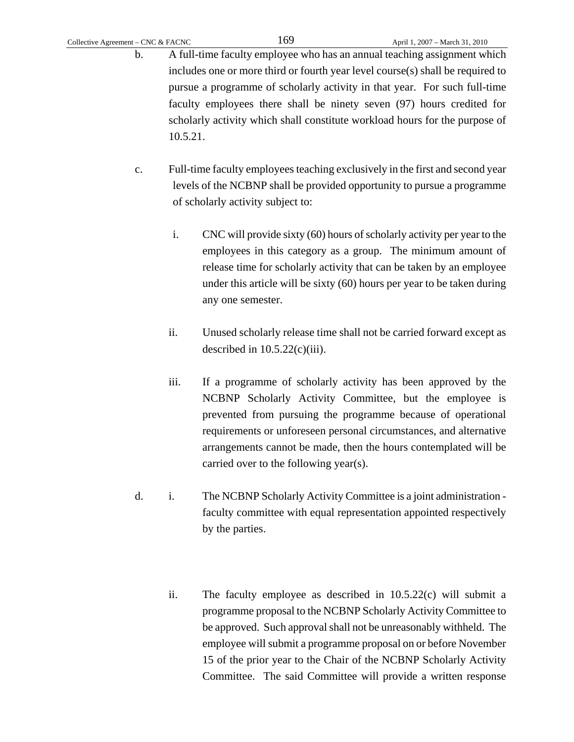b. A full-time faculty employee who has an annual teaching assignment which includes one or more third or fourth year level course(s) shall be required to pursue a programme of scholarly activity in that year. For such full-time faculty employees there shall be ninety seven (97) hours credited for scholarly activity which shall constitute workload hours for the purpose of 10.5.21.

c. Full-time faculty employees teaching exclusively in the first and second year levels of the NCBNP shall be provided opportunity to pursue a programme of scholarly activity subject to:

i. CNC will provide sixty (60) hours of scholarly activity per year to the employees in this category as a group. The minimum amount of release time for scholarly activity that can be taken by an employee under this article will be sixty (60) hours per year to be taken during any one semester.

ii. Unused scholarly release time shall not be carried forward except as described in 10.5.22(c)(iii).

iii. If a programme of scholarly activity has been approved by the NCBNP Scholarly Activity Committee, but the employee is prevented from pursuing the programme because of operational requirements or unforeseen personal circumstances, and alternative arrangements cannot be made, then the hours contemplated will be carried over to the following year(s).

d. i. The NCBNP Scholarly Activity Committee is a joint administration - faculty committee with equal representation appointed respectively by the parties.

ii. The faculty employee as described in 10.5.22(c) will submit a programme proposal to the NCBNP Scholarly Activity Committee to be approved. Such approval shall not be unreasonably withheld. The employee will submit a programme proposal on or before November 15 of the prior year to the Chair of the NCBNP Scholarly Activity Committee. The said Committee will provide a written response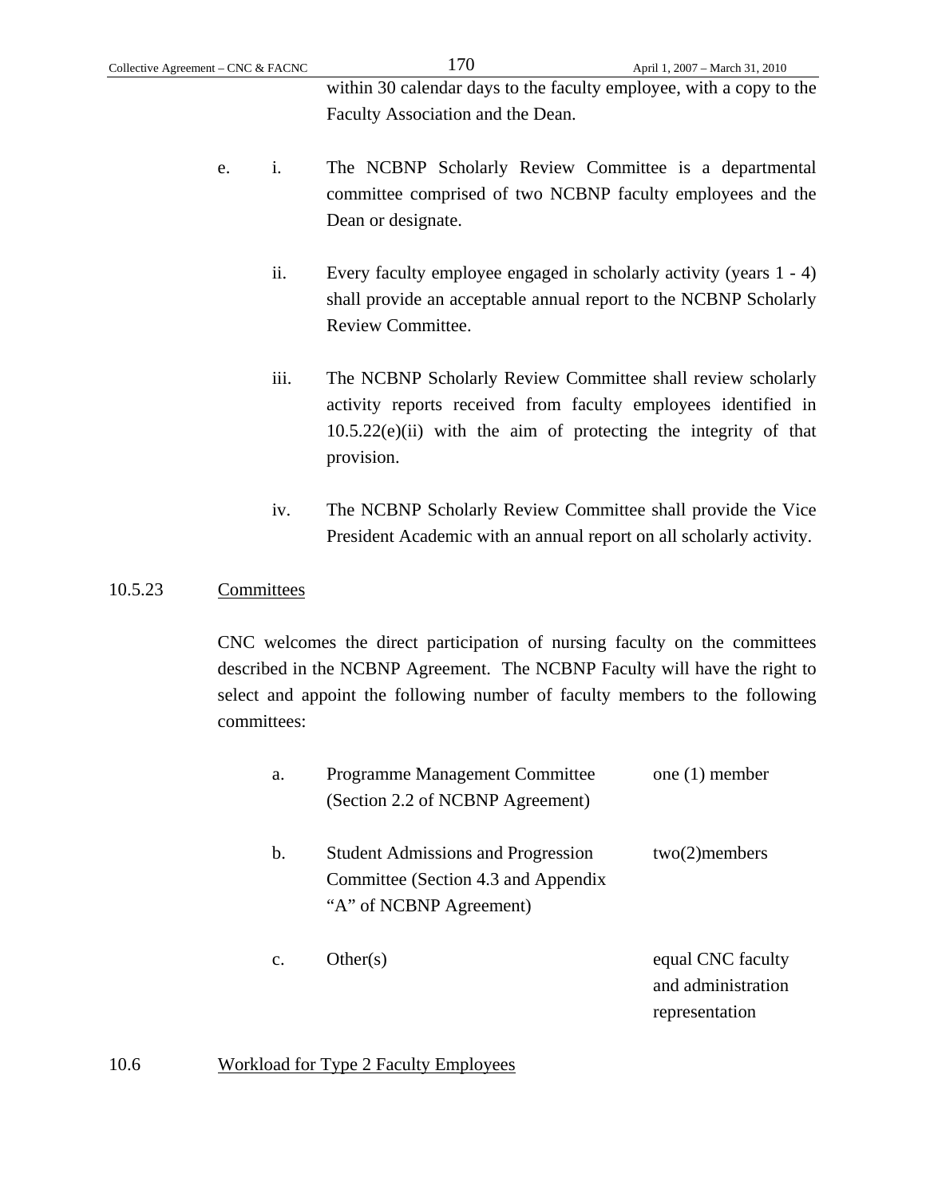within 30 calendar days to the faculty employee, with a copy to the Faculty Association and the Dean.

e. i. The NCBNP Scholarly Review Committee is a departmental committee comprised of two NCBNP faculty employees and the Dean or designate.

ii. Every faculty employee engaged in scholarly activity (years 1 - 4) shall provide an acceptable annual report to the NCBNP Scholarly Review Committee.

iii. The NCBNP Scholarly Review Committee shall review scholarly activity reports received from faculty employees identified in 10.5.22(e)(ii) with the aim of protecting the integrity of that provision.

iv. The NCBNP Scholarly Review Committee shall provide the Vice President Academic with an annual report on all scholarly activity.

10.5.23 Committees

CNC welcomes the direct participation of nursing faculty on the committees described in the NCBNP Agreement. The NCBNP Faculty will have the right to select and appoint the following number of faculty members to the following committees:

| | Committee | Members |
|---|---|---|
| a. | Programme Management Committee (Section 2.2 of NCBNP Agreement) | one (1) member |
| b. | Student Admissions and Progression Committee (Section 4.3 and Appendix "A" of NCBNP Agreement) | two(2)members |
| c. | Other(s) | equal CNC faculty and administration representation |

10.6 Workload for Type 2 Faculty Employees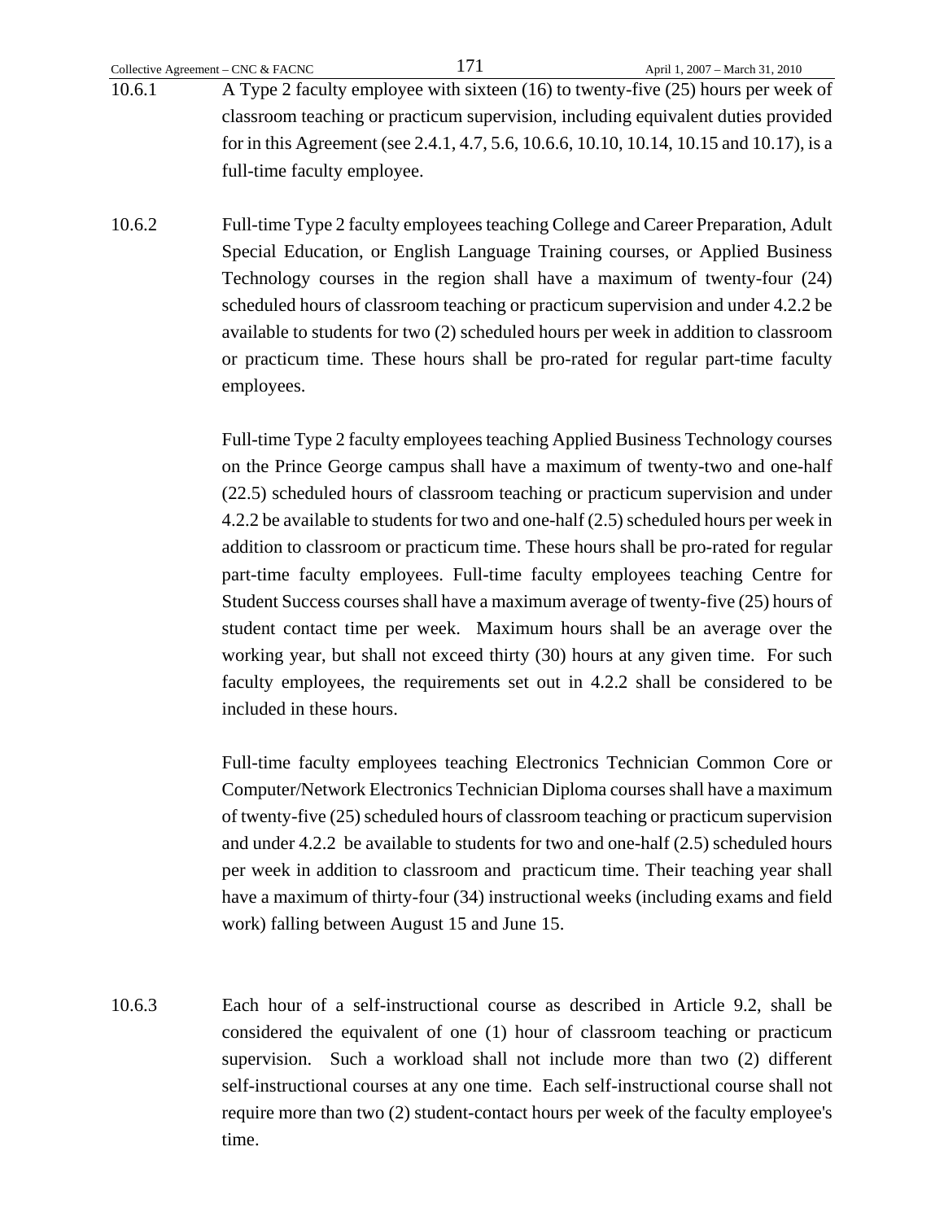10.6.1 A Type 2 faculty employee with sixteen (16) to twenty-five (25) hours per week of classroom teaching or practicum supervision, including equivalent duties provided for in this Agreement (see 2.4.1, 4.7, 5.6, 10.6.6, 10.10, 10.14, 10.15 and 10.17), is a full-time faculty employee.

10.6.2 Full-time Type 2 faculty employees teaching College and Career Preparation, Adult Special Education, or English Language Training courses, or Applied Business Technology courses in the region shall have a maximum of twenty-four (24) scheduled hours of classroom teaching or practicum supervision and under 4.2.2 be available to students for two (2) scheduled hours per week in addition to classroom or practicum time. These hours shall be pro-rated for regular part-time faculty employees.

Full-time Type 2 faculty employees teaching Applied Business Technology courses on the Prince George campus shall have a maximum of twenty-two and one-half (22.5) scheduled hours of classroom teaching or practicum supervision and under 4.2.2 be available to students for two and one-half (2.5) scheduled hours per week in addition to classroom or practicum time. These hours shall be pro-rated for regular part-time faculty employees. Full-time faculty employees teaching Centre for Student Success courses shall have a maximum average of twenty-five (25) hours of student contact time per week. Maximum hours shall be an average over the working year, but shall not exceed thirty (30) hours at any given time. For such faculty employees, the requirements set out in 4.2.2 shall be considered to be included in these hours.

Full-time faculty employees teaching Electronics Technician Common Core or Computer/Network Electronics Technician Diploma courses shall have a maximum of twenty-five (25) scheduled hours of classroom teaching or practicum supervision and under 4.2.2 be available to students for two and one-half (2.5) scheduled hours per week in addition to classroom and practicum time. Their teaching year shall have a maximum of thirty-four (34) instructional weeks (including exams and field work) falling between August 15 and June 15.

10.6.3 Each hour of a self-instructional course as described in Article 9.2, shall be considered the equivalent of one (1) hour of classroom teaching or practicum supervision. Such a workload shall not include more than two (2) different self-instructional courses at any one time. Each self-instructional course shall not require more than two (2) student-contact hours per week of the faculty employee's time.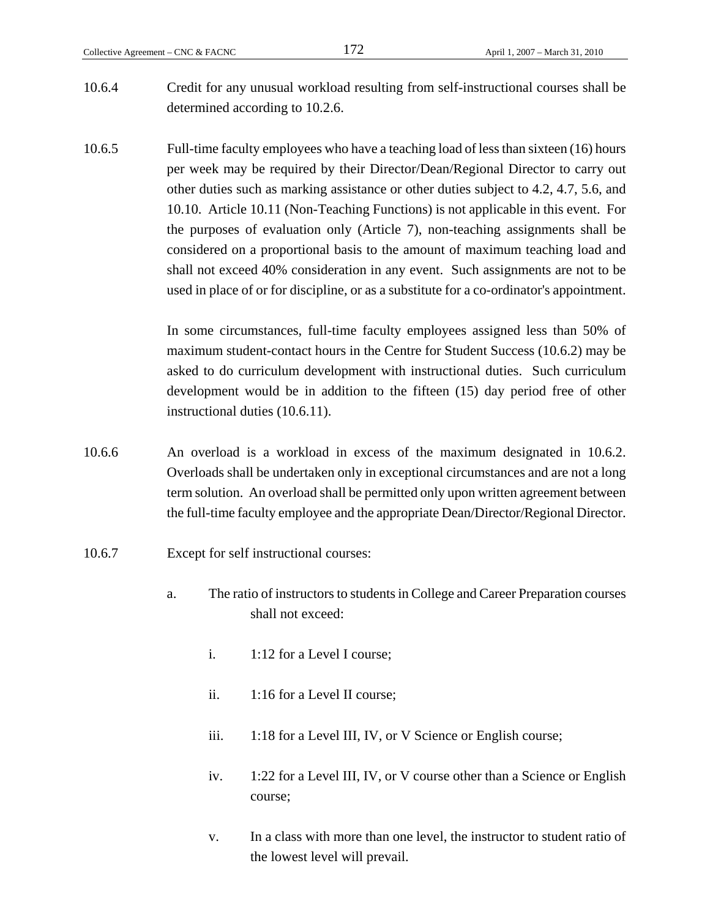10.6.4 Credit for any unusual workload resulting from self-instructional courses shall be determined according to 10.2.6.

10.6.5 Full-time faculty employees who have a teaching load of less than sixteen (16) hours per week may be required by their Director/Dean/Regional Director to carry out other duties such as marking assistance or other duties subject to 4.2, 4.7, 5.6, and 10.10. Article 10.11 (Non-Teaching Functions) is not applicable in this event. For the purposes of evaluation only (Article 7), non-teaching assignments shall be considered on a proportional basis to the amount of maximum teaching load and shall not exceed 40% consideration in any event. Such assignments are not to be used in place of or for discipline, or as a substitute for a co-ordinator's appointment.

In some circumstances, full-time faculty employees assigned less than 50% of maximum student-contact hours in the Centre for Student Success (10.6.2) may be asked to do curriculum development with instructional duties. Such curriculum development would be in addition to the fifteen (15) day period free of other instructional duties (10.6.11).

10.6.6 An overload is a workload in excess of the maximum designated in 10.6.2. Overloads shall be undertaken only in exceptional circumstances and are not a long term solution. An overload shall be permitted only upon written agreement between the full-time faculty employee and the appropriate Dean/Director/Regional Director.

10.6.7 Except for self instructional courses:

a. The ratio of instructors to students in College and Career Preparation courses shall not exceed:

   i. 1:12 for a Level I course;

   ii. 1:16 for a Level II course;

   iii. 1:18 for a Level III, IV, or V Science or English course;

   iv. 1:22 for a Level III, IV, or V course other than a Science or English course;

   v. In a class with more than one level, the instructor to student ratio of the lowest level will prevail.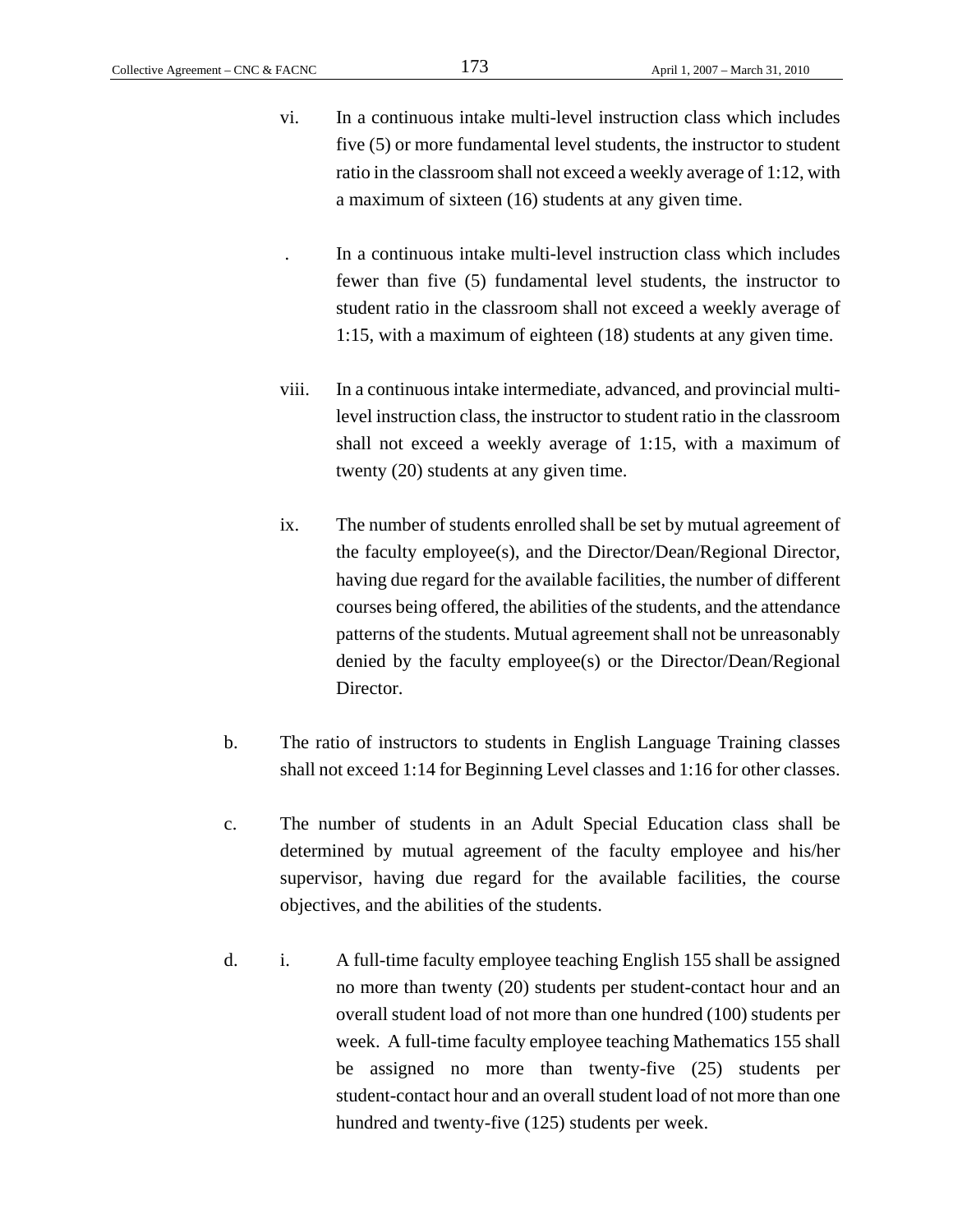vi. In a continuous intake multi-level instruction class which includes five (5) or more fundamental level students, the instructor to student ratio in the classroom shall not exceed a weekly average of 1:12, with a maximum of sixteen (16) students at any given time.

. In a continuous intake multi-level instruction class which includes fewer than five (5) fundamental level students, the instructor to student ratio in the classroom shall not exceed a weekly average of 1:15, with a maximum of eighteen (18) students at any given time.

viii. In a continuous intake intermediate, advanced, and provincial multi-level instruction class, the instructor to student ratio in the classroom shall not exceed a weekly average of 1:15, with a maximum of twenty (20) students at any given time.

ix. The number of students enrolled shall be set by mutual agreement of the faculty employee(s), and the Director/Dean/Regional Director, having due regard for the available facilities, the number of different courses being offered, the abilities of the students, and the attendance patterns of the students. Mutual agreement shall not be unreasonably denied by the faculty employee(s) or the Director/Dean/Regional Director.

b. The ratio of instructors to students in English Language Training classes shall not exceed 1:14 for Beginning Level classes and 1:16 for other classes.

c. The number of students in an Adult Special Education class shall be determined by mutual agreement of the faculty employee and his/her supervisor, having due regard for the available facilities, the course objectives, and the abilities of the students.

d. i. A full-time faculty employee teaching English 155 shall be assigned no more than twenty (20) students per student-contact hour and an overall student load of not more than one hundred (100) students per week. A full-time faculty employee teaching Mathematics 155 shall be assigned no more than twenty-five (25) students per student-contact hour and an overall student load of not more than one hundred and twenty-five (125) students per week.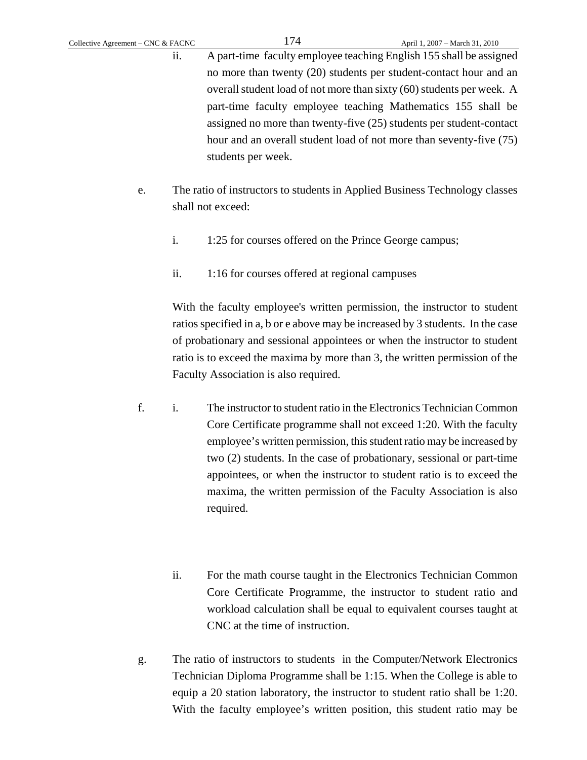ii. A part-time faculty employee teaching English 155 shall be assigned no more than twenty (20) students per student-contact hour and an overall student load of not more than sixty (60) students per week. A part-time faculty employee teaching Mathematics 155 shall be assigned no more than twenty-five (25) students per student-contact hour and an overall student load of not more than seventy-five (75) students per week.

e. The ratio of instructors to students in Applied Business Technology classes shall not exceed:

i. 1:25 for courses offered on the Prince George campus;

ii. 1:16 for courses offered at regional campuses

With the faculty employee's written permission, the instructor to student ratios specified in a, b or e above may be increased by 3 students. In the case of probationary and sessional appointees or when the instructor to student ratio is to exceed the maxima by more than 3, the written permission of the Faculty Association is also required.

f. i. The instructor to student ratio in the Electronics Technician Common Core Certificate programme shall not exceed 1:20. With the faculty employee's written permission, this student ratio may be increased by two (2) students. In the case of probationary, sessional or part-time appointees, or when the instructor to student ratio is to exceed the maxima, the written permission of the Faculty Association is also required.

ii. For the math course taught in the Electronics Technician Common Core Certificate Programme, the instructor to student ratio and workload calculation shall be equal to equivalent courses taught at CNC at the time of instruction.

g. The ratio of instructors to students in the Computer/Network Electronics Technician Diploma Programme shall be 1:15. When the College is able to equip a 20 station laboratory, the instructor to student ratio shall be 1:20. With the faculty employee's written position, this student ratio may be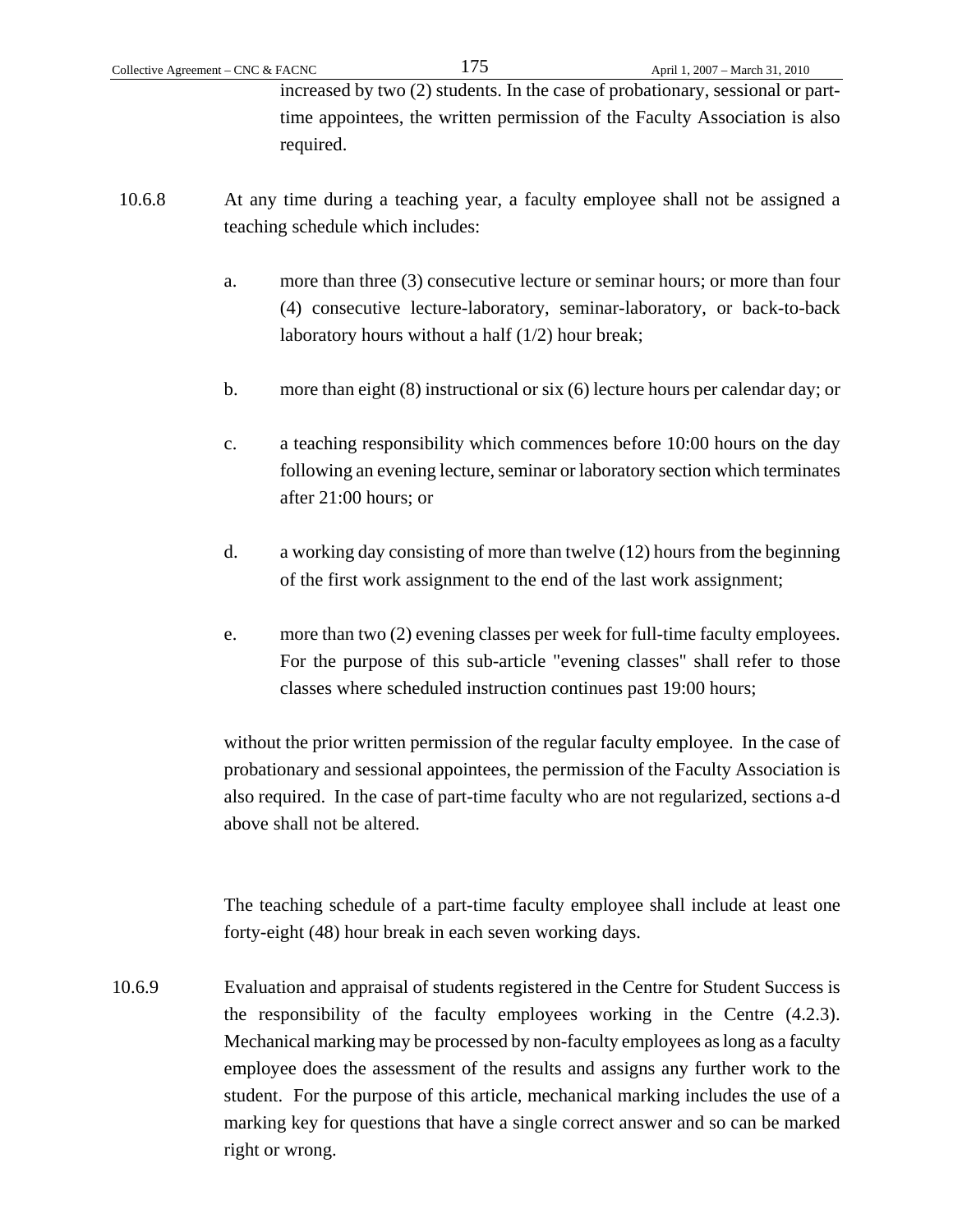increased by two (2) students. In the case of probationary, sessional or part-time appointees, the written permission of the Faculty Association is also required.

10.6.8 At any time during a teaching year, a faculty employee shall not be assigned a teaching schedule which includes:

a. more than three (3) consecutive lecture or seminar hours; or more than four (4) consecutive lecture-laboratory, seminar-laboratory, or back-to-back laboratory hours without a half (1/2) hour break;

b. more than eight (8) instructional or six (6) lecture hours per calendar day; or

c. a teaching responsibility which commences before 10:00 hours on the day following an evening lecture, seminar or laboratory section which terminates after 21:00 hours; or

d. a working day consisting of more than twelve (12) hours from the beginning of the first work assignment to the end of the last work assignment;

e. more than two (2) evening classes per week for full-time faculty employees. For the purpose of this sub-article "evening classes" shall refer to those classes where scheduled instruction continues past 19:00 hours;

without the prior written permission of the regular faculty employee. In the case of probationary and sessional appointees, the permission of the Faculty Association is also required. In the case of part-time faculty who are not regularized, sections a-d above shall not be altered.

The teaching schedule of a part-time faculty employee shall include at least one forty-eight (48) hour break in each seven working days.

10.6.9 Evaluation and appraisal of students registered in the Centre for Student Success is the responsibility of the faculty employees working in the Centre (4.2.3). Mechanical marking may be processed by non-faculty employees as long as a faculty employee does the assessment of the results and assigns any further work to the student. For the purpose of this article, mechanical marking includes the use of a marking key for questions that have a single correct answer and so can be marked right or wrong.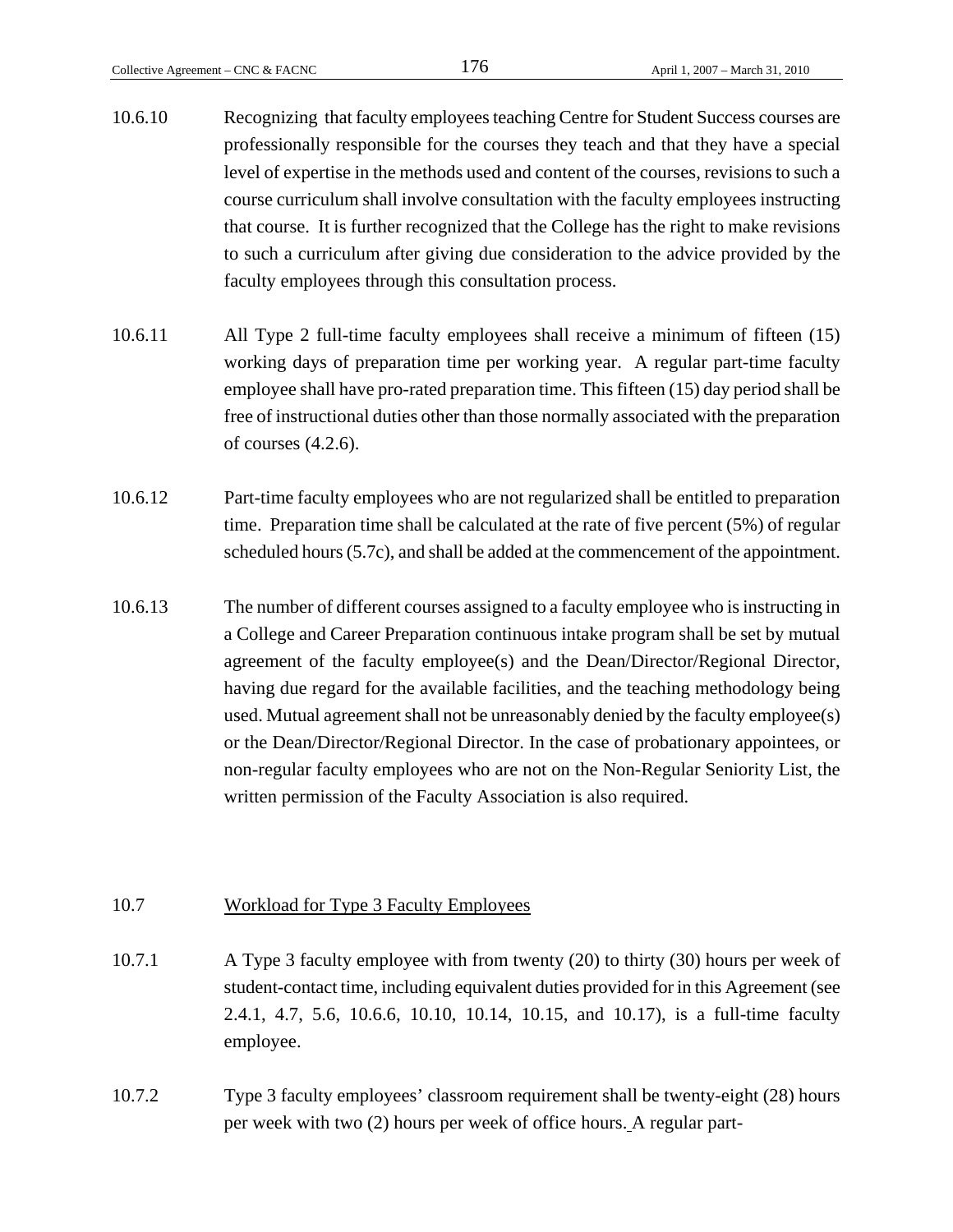10.6.10 Recognizing that faculty employees teaching Centre for Student Success courses are professionally responsible for the courses they teach and that they have a special level of expertise in the methods used and content of the courses, revisions to such a course curriculum shall involve consultation with the faculty employees instructing that course. It is further recognized that the College has the right to make revisions to such a curriculum after giving due consideration to the advice provided by the faculty employees through this consultation process.

10.6.11 All Type 2 full-time faculty employees shall receive a minimum of fifteen (15) working days of preparation time per working year. A regular part-time faculty employee shall have pro-rated preparation time. This fifteen (15) day period shall be free of instructional duties other than those normally associated with the preparation of courses (4.2.6).

10.6.12 Part-time faculty employees who are not regularized shall be entitled to preparation time. Preparation time shall be calculated at the rate of five percent (5%) of regular scheduled hours (5.7c), and shall be added at the commencement of the appointment.

10.6.13 The number of different courses assigned to a faculty employee who is instructing in a College and Career Preparation continuous intake program shall be set by mutual agreement of the faculty employee(s) and the Dean/Director/Regional Director, having due regard for the available facilities, and the teaching methodology being used. Mutual agreement shall not be unreasonably denied by the faculty employee(s) or the Dean/Director/Regional Director. In the case of probationary appointees, or non-regular faculty employees who are not on the Non-Regular Seniority List, the written permission of the Faculty Association is also required.

## 10.7 Workload for Type 3 Faculty Employees

10.7.1 A Type 3 faculty employee with from twenty (20) to thirty (30) hours per week of student-contact time, including equivalent duties provided for in this Agreement (see 2.4.1, 4.7, 5.6, 10.6.6, 10.10, 10.14, 10.15, and 10.17), is a full-time faculty employee.

10.7.2 Type 3 faculty employees' classroom requirement shall be twenty-eight (28) hours per week with two (2) hours per week of office hours. A regular part-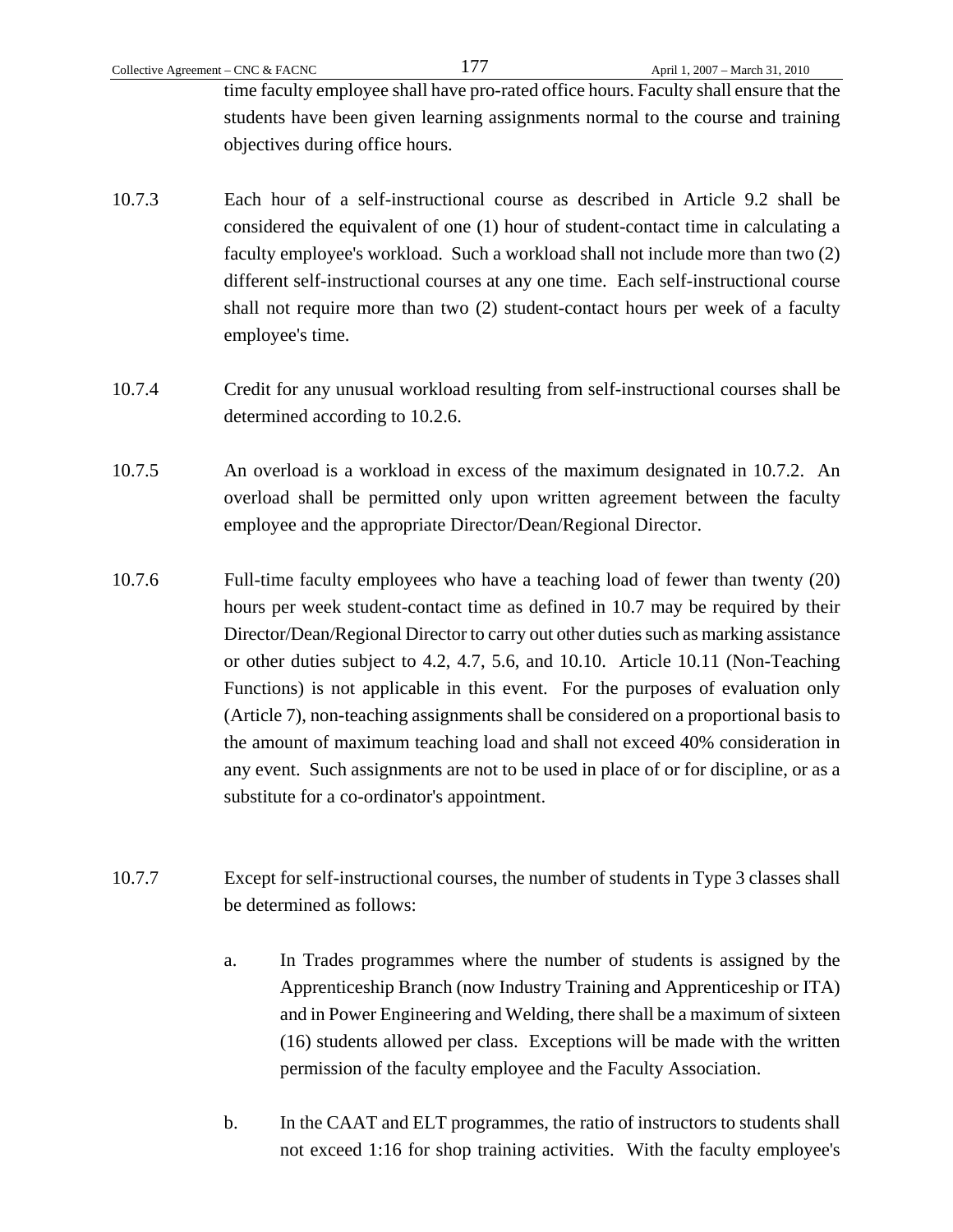time faculty employee shall have pro-rated office hours. Faculty shall ensure that the students have been given learning assignments normal to the course and training objectives during office hours.

10.7.3 Each hour of a self-instructional course as described in Article 9.2 shall be considered the equivalent of one (1) hour of student-contact time in calculating a faculty employee's workload. Such a workload shall not include more than two (2) different self-instructional courses at any one time. Each self-instructional course shall not require more than two (2) student-contact hours per week of a faculty employee's time.

10.7.4 Credit for any unusual workload resulting from self-instructional courses shall be determined according to 10.2.6.

10.7.5 An overload is a workload in excess of the maximum designated in 10.7.2. An overload shall be permitted only upon written agreement between the faculty employee and the appropriate Director/Dean/Regional Director.

10.7.6 Full-time faculty employees who have a teaching load of fewer than twenty (20) hours per week student-contact time as defined in 10.7 may be required by their Director/Dean/Regional Director to carry out other duties such as marking assistance or other duties subject to 4.2, 4.7, 5.6, and 10.10. Article 10.11 (Non-Teaching Functions) is not applicable in this event. For the purposes of evaluation only (Article 7), non-teaching assignments shall be considered on a proportional basis to the amount of maximum teaching load and shall not exceed 40% consideration in any event. Such assignments are not to be used in place of or for discipline, or as a substitute for a co-ordinator's appointment.

10.7.7 Except for self-instructional courses, the number of students in Type 3 classes shall be determined as follows:

a. In Trades programmes where the number of students is assigned by the Apprenticeship Branch (now Industry Training and Apprenticeship or ITA) and in Power Engineering and Welding, there shall be a maximum of sixteen (16) students allowed per class. Exceptions will be made with the written permission of the faculty employee and the Faculty Association.

b. In the CAAT and ELT programmes, the ratio of instructors to students shall not exceed 1:16 for shop training activities. With the faculty employee's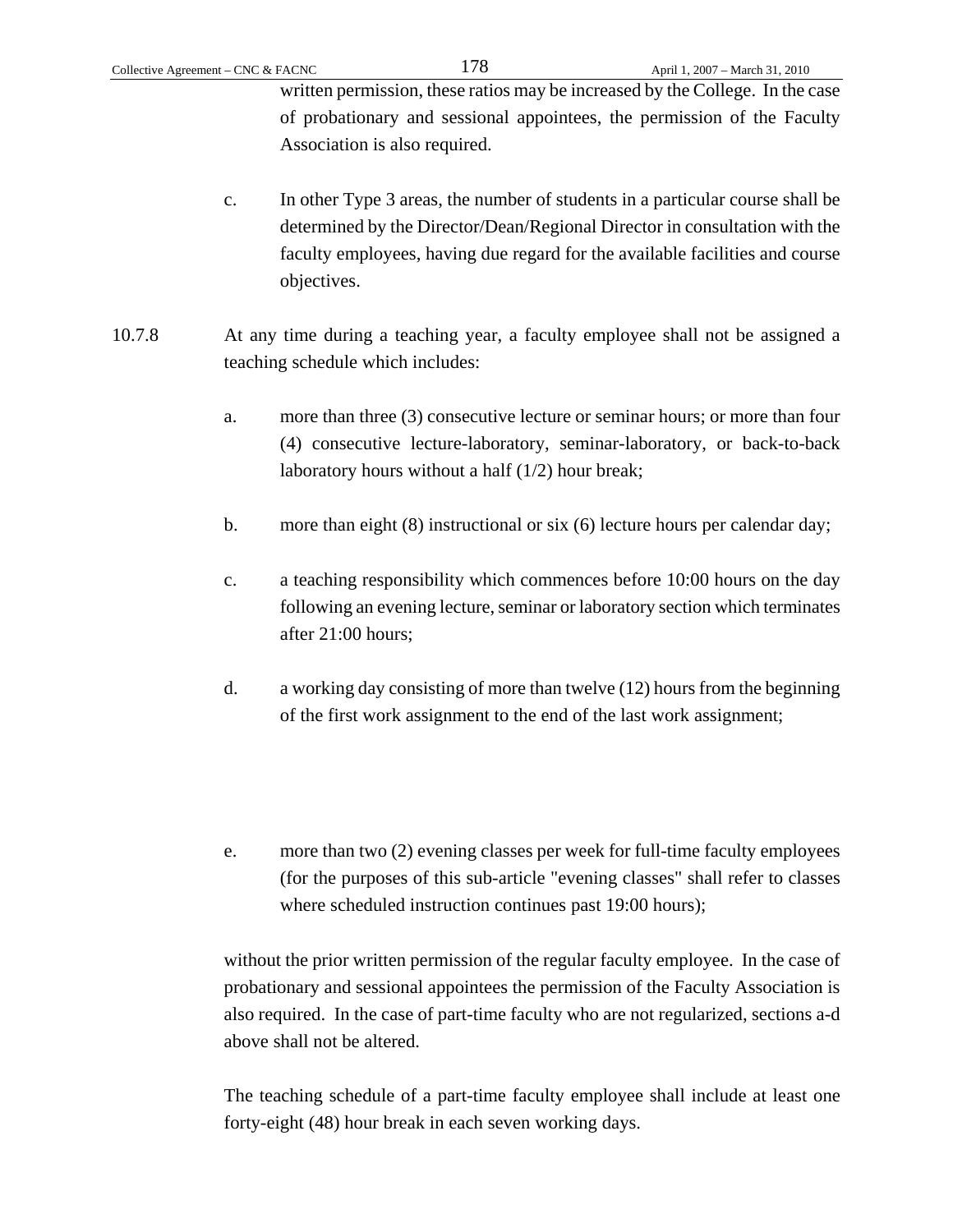written permission, these ratios may be increased by the College. In the case of probationary and sessional appointees, the permission of the Faculty Association is also required.

c. In other Type 3 areas, the number of students in a particular course shall be determined by the Director/Dean/Regional Director in consultation with the faculty employees, having due regard for the available facilities and course objectives.

10.7.8 At any time during a teaching year, a faculty employee shall not be assigned a teaching schedule which includes:

a. more than three (3) consecutive lecture or seminar hours; or more than four (4) consecutive lecture-laboratory, seminar-laboratory, or back-to-back laboratory hours without a half (1/2) hour break;

b. more than eight (8) instructional or six (6) lecture hours per calendar day;

c. a teaching responsibility which commences before 10:00 hours on the day following an evening lecture, seminar or laboratory section which terminates after 21:00 hours;

d. a working day consisting of more than twelve (12) hours from the beginning of the first work assignment to the end of the last work assignment;

e. more than two (2) evening classes per week for full-time faculty employees (for the purposes of this sub-article "evening classes" shall refer to classes where scheduled instruction continues past 19:00 hours);

without the prior written permission of the regular faculty employee. In the case of probationary and sessional appointees the permission of the Faculty Association is also required. In the case of part-time faculty who are not regularized, sections a-d above shall not be altered.

The teaching schedule of a part-time faculty employee shall include at least one forty-eight (48) hour break in each seven working days.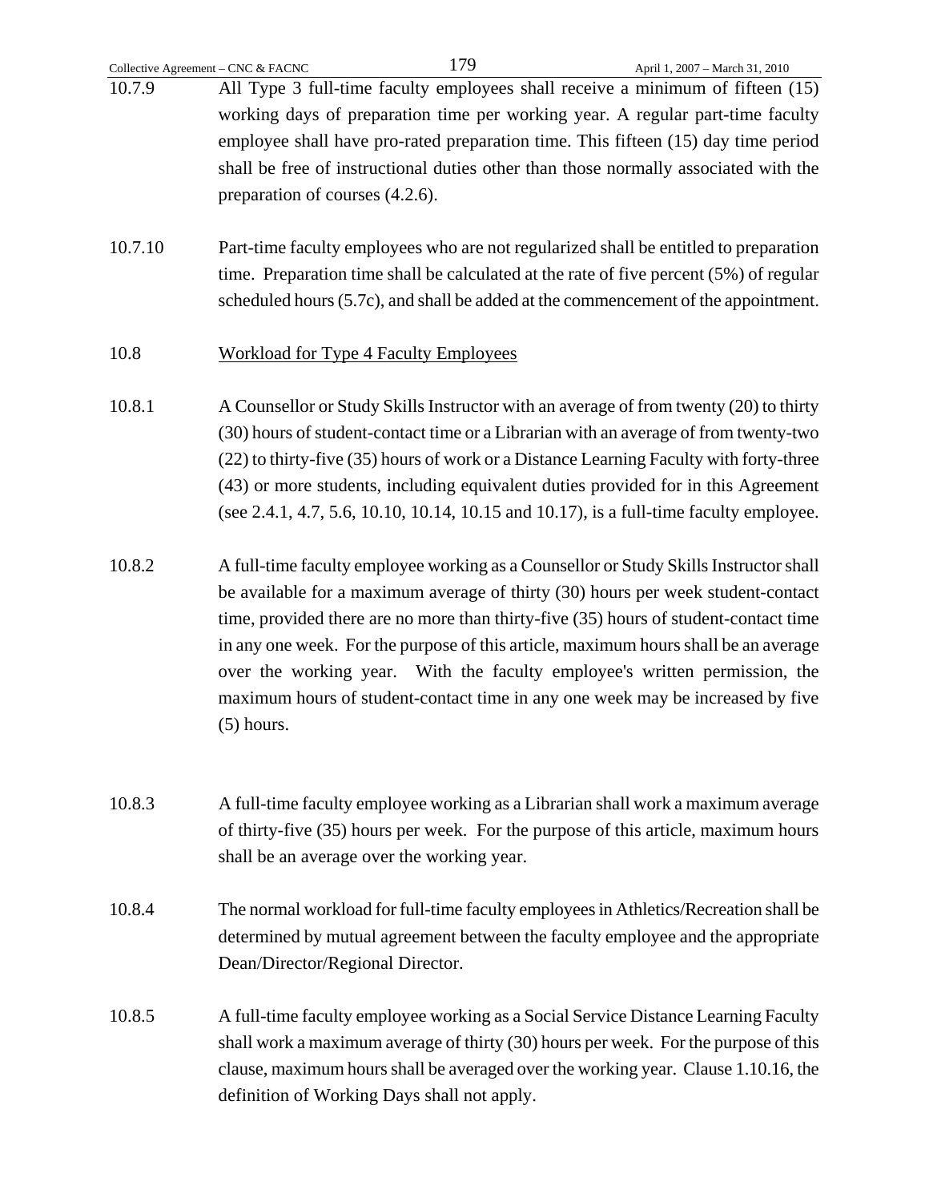10.7.9 All Type 3 full-time faculty employees shall receive a minimum of fifteen (15) working days of preparation time per working year. A regular part-time faculty employee shall have pro-rated preparation time. This fifteen (15) day time period shall be free of instructional duties other than those normally associated with the preparation of courses (4.2.6).

10.7.10 Part-time faculty employees who are not regularized shall be entitled to preparation time. Preparation time shall be calculated at the rate of five percent (5%) of regular scheduled hours (5.7c), and shall be added at the commencement of the appointment.

10.8 Workload for Type 4 Faculty Employees

10.8.1 A Counsellor or Study Skills Instructor with an average of from twenty (20) to thirty (30) hours of student-contact time or a Librarian with an average of from twenty-two (22) to thirty-five (35) hours of work or a Distance Learning Faculty with forty-three (43) or more students, including equivalent duties provided for in this Agreement (see 2.4.1, 4.7, 5.6, 10.10, 10.14, 10.15 and 10.17), is a full-time faculty employee.

10.8.2 A full-time faculty employee working as a Counsellor or Study Skills Instructor shall be available for a maximum average of thirty (30) hours per week student-contact time, provided there are no more than thirty-five (35) hours of student-contact time in any one week. For the purpose of this article, maximum hours shall be an average over the working year. With the faculty employee's written permission, the maximum hours of student-contact time in any one week may be increased by five (5) hours.

10.8.3 A full-time faculty employee working as a Librarian shall work a maximum average of thirty-five (35) hours per week. For the purpose of this article, maximum hours shall be an average over the working year.

10.8.4 The normal workload for full-time faculty employees in Athletics/Recreation shall be determined by mutual agreement between the faculty employee and the appropriate Dean/Director/Regional Director.

10.8.5 A full-time faculty employee working as a Social Service Distance Learning Faculty shall work a maximum average of thirty (30) hours per week. For the purpose of this clause, maximum hours shall be averaged over the working year. Clause 1.10.16, the definition of Working Days shall not apply.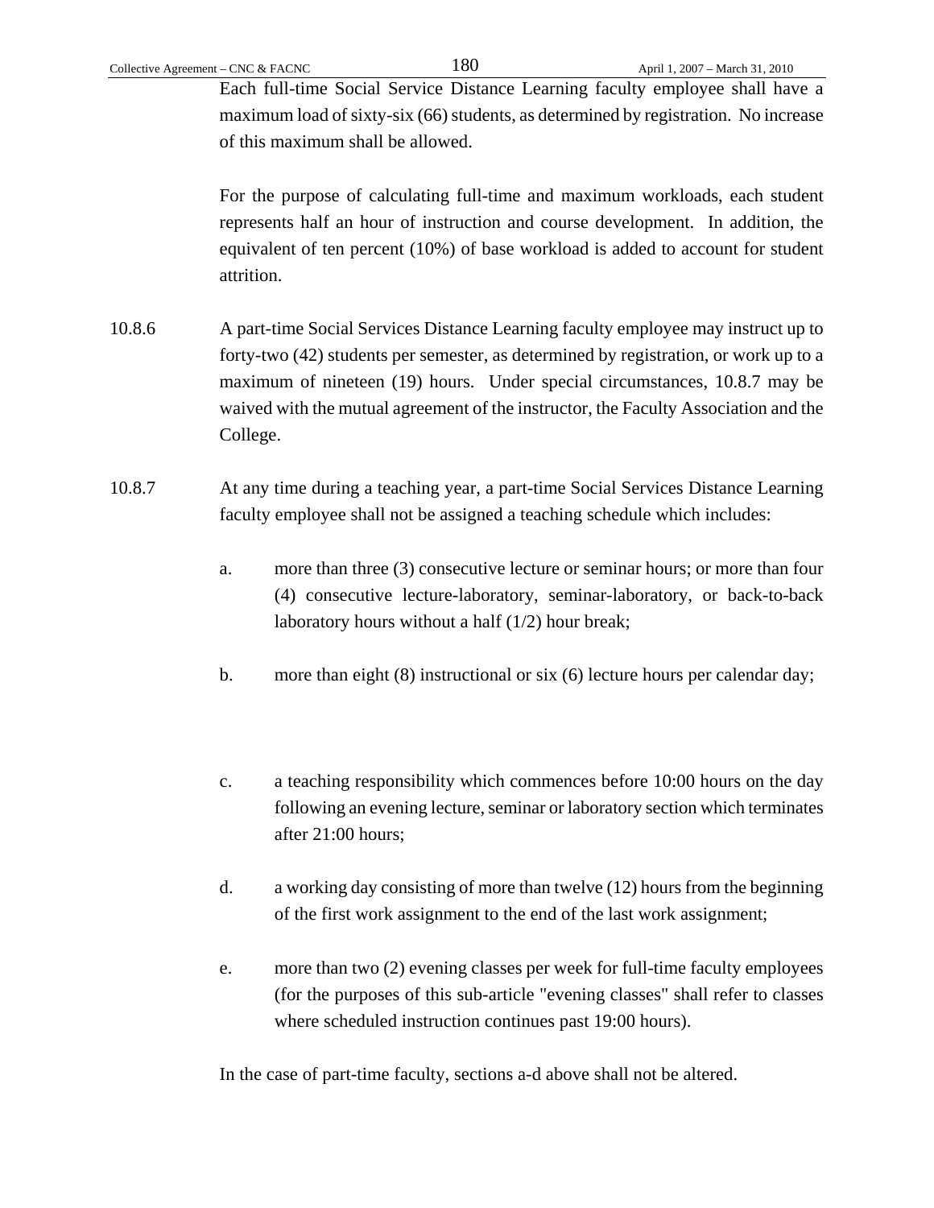Each full-time Social Service Distance Learning faculty employee shall have a maximum load of sixty-six (66) students, as determined by registration. No increase of this maximum shall be allowed.

For the purpose of calculating full-time and maximum workloads, each student represents half an hour of instruction and course development. In addition, the equivalent of ten percent (10%) of base workload is added to account for student attrition.

10.8.6 A part-time Social Services Distance Learning faculty employee may instruct up to forty-two (42) students per semester, as determined by registration, or work up to a maximum of nineteen (19) hours. Under special circumstances, 10.8.7 may be waived with the mutual agreement of the instructor, the Faculty Association and the College.

10.8.7 At any time during a teaching year, a part-time Social Services Distance Learning faculty employee shall not be assigned a teaching schedule which includes:

a. more than three (3) consecutive lecture or seminar hours; or more than four (4) consecutive lecture-laboratory, seminar-laboratory, or back-to-back laboratory hours without a half (1/2) hour break;

b. more than eight (8) instructional or six (6) lecture hours per calendar day;

c. a teaching responsibility which commences before 10:00 hours on the day following an evening lecture, seminar or laboratory section which terminates after 21:00 hours;

d. a working day consisting of more than twelve (12) hours from the beginning of the first work assignment to the end of the last work assignment;

e. more than two (2) evening classes per week for full-time faculty employees (for the purposes of this sub-article "evening classes" shall refer to classes where scheduled instruction continues past 19:00 hours).

In the case of part-time faculty, sections a-d above shall not be altered.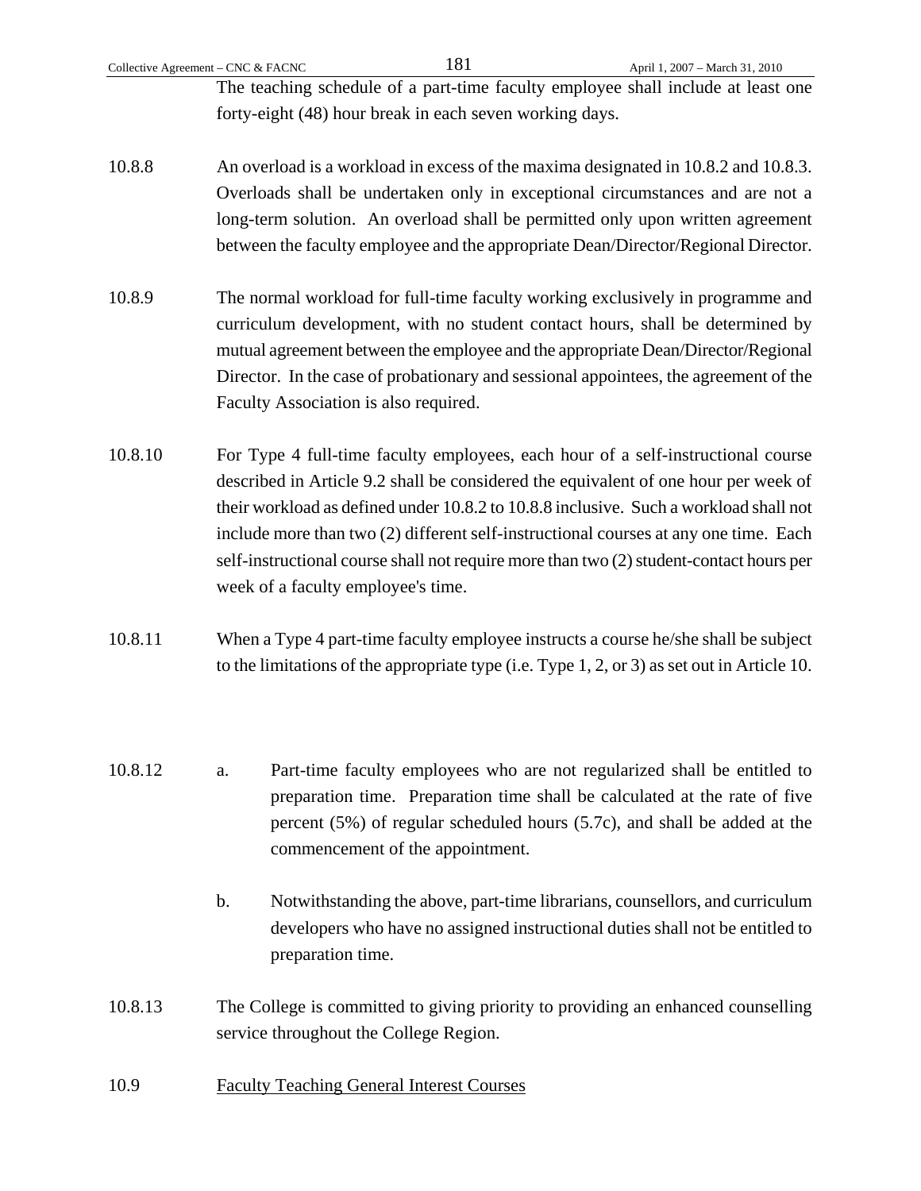The teaching schedule of a part-time faculty employee shall include at least one forty-eight (48) hour break in each seven working days.

10.8.8 An overload is a workload in excess of the maxima designated in 10.8.2 and 10.8.3. Overloads shall be undertaken only in exceptional circumstances and are not a long-term solution. An overload shall be permitted only upon written agreement between the faculty employee and the appropriate Dean/Director/Regional Director.

10.8.9 The normal workload for full-time faculty working exclusively in programme and curriculum development, with no student contact hours, shall be determined by mutual agreement between the employee and the appropriate Dean/Director/Regional Director. In the case of probationary and sessional appointees, the agreement of the Faculty Association is also required.

10.8.10 For Type 4 full-time faculty employees, each hour of a self-instructional course described in Article 9.2 shall be considered the equivalent of one hour per week of their workload as defined under 10.8.2 to 10.8.8 inclusive. Such a workload shall not include more than two (2) different self-instructional courses at any one time. Each self-instructional course shall not require more than two (2) student-contact hours per week of a faculty employee's time.

10.8.11 When a Type 4 part-time faculty employee instructs a course he/she shall be subject to the limitations of the appropriate type (i.e. Type 1, 2, or 3) as set out in Article 10.

10.8.12

a. Part-time faculty employees who are not regularized shall be entitled to preparation time. Preparation time shall be calculated at the rate of five percent (5%) of regular scheduled hours (5.7c), and shall be added at the commencement of the appointment.

b. Notwithstanding the above, part-time librarians, counsellors, and curriculum developers who have no assigned instructional duties shall not be entitled to preparation time.

10.8.13 The College is committed to giving priority to providing an enhanced counselling service throughout the College Region.

10.9 Faculty Teaching General Interest Courses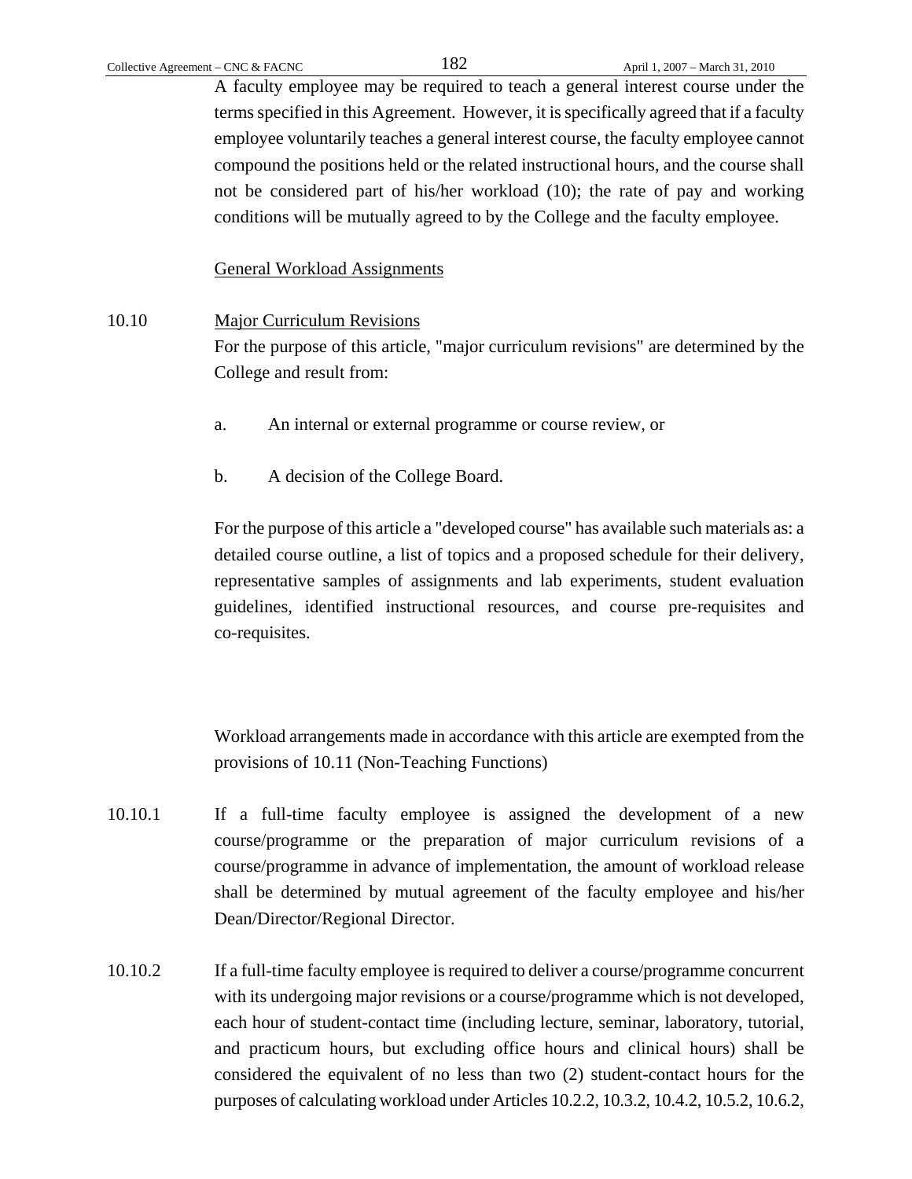A faculty employee may be required to teach a general interest course under the terms specified in this Agreement. However, it is specifically agreed that if a faculty employee voluntarily teaches a general interest course, the faculty employee cannot compound the positions held or the related instructional hours, and the course shall not be considered part of his/her workload (10); the rate of pay and working conditions will be mutually agreed to by the College and the faculty employee.

General Workload Assignments

10.10 Major Curriculum Revisions

For the purpose of this article, "major curriculum revisions" are determined by the College and result from:

a. An internal or external programme or course review, or

b. A decision of the College Board.

For the purpose of this article a "developed course" has available such materials as: a detailed course outline, a list of topics and a proposed schedule for their delivery, representative samples of assignments and lab experiments, student evaluation guidelines, identified instructional resources, and course pre-requisites and co-requisites.

Workload arrangements made in accordance with this article are exempted from the provisions of 10.11 (Non-Teaching Functions)

10.10.1 If a full-time faculty employee is assigned the development of a new course/programme or the preparation of major curriculum revisions of a course/programme in advance of implementation, the amount of workload release shall be determined by mutual agreement of the faculty employee and his/her Dean/Director/Regional Director.

10.10.2 If a full-time faculty employee is required to deliver a course/programme concurrent with its undergoing major revisions or a course/programme which is not developed, each hour of student-contact time (including lecture, seminar, laboratory, tutorial, and practicum hours, but excluding office hours and clinical hours) shall be considered the equivalent of no less than two (2) student-contact hours for the purposes of calculating workload under Articles 10.2.2, 10.3.2, 10.4.2, 10.5.2, 10.6.2,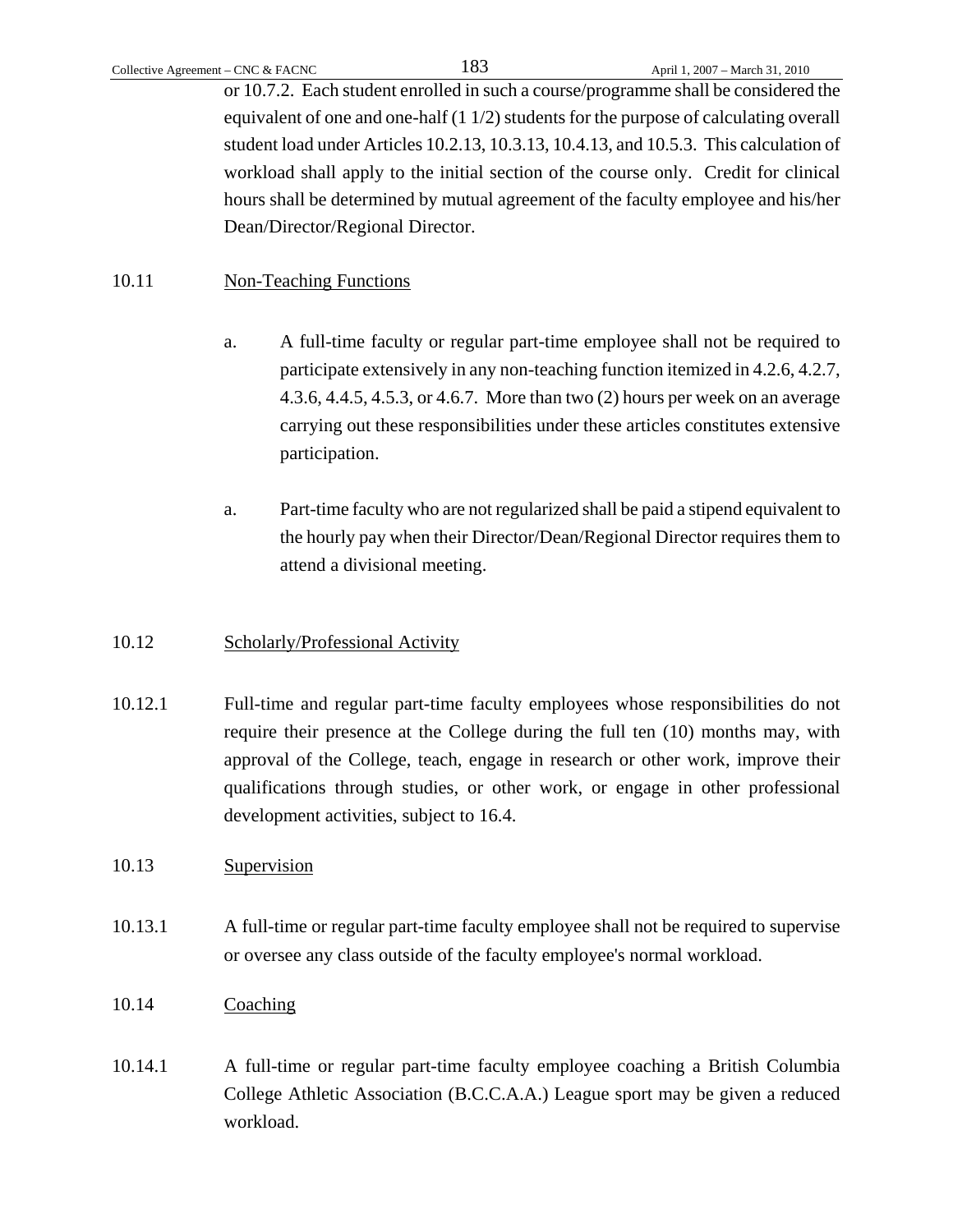or 10.7.2. Each student enrolled in such a course/programme shall be considered the equivalent of one and one-half (1 1/2) students for the purpose of calculating overall student load under Articles 10.2.13, 10.3.13, 10.4.13, and 10.5.3. This calculation of workload shall apply to the initial section of the course only. Credit for clinical hours shall be determined by mutual agreement of the faculty employee and his/her Dean/Director/Regional Director.

10.11 Non-Teaching Functions

a. A full-time faculty or regular part-time employee shall not be required to participate extensively in any non-teaching function itemized in 4.2.6, 4.2.7, 4.3.6, 4.4.5, 4.5.3, or 4.6.7. More than two (2) hours per week on an average carrying out these responsibilities under these articles constitutes extensive participation.

a. Part-time faculty who are not regularized shall be paid a stipend equivalent to the hourly pay when their Director/Dean/Regional Director requires them to attend a divisional meeting.

10.12 Scholarly/Professional Activity

10.12.1 Full-time and regular part-time faculty employees whose responsibilities do not require their presence at the College during the full ten (10) months may, with approval of the College, teach, engage in research or other work, improve their qualifications through studies, or other work, or engage in other professional development activities, subject to 16.4.

10.13 Supervision

10.13.1 A full-time or regular part-time faculty employee shall not be required to supervise or oversee any class outside of the faculty employee's normal workload.

10.14 Coaching

10.14.1 A full-time or regular part-time faculty employee coaching a British Columbia College Athletic Association (B.C.C.A.A.) League sport may be given a reduced workload.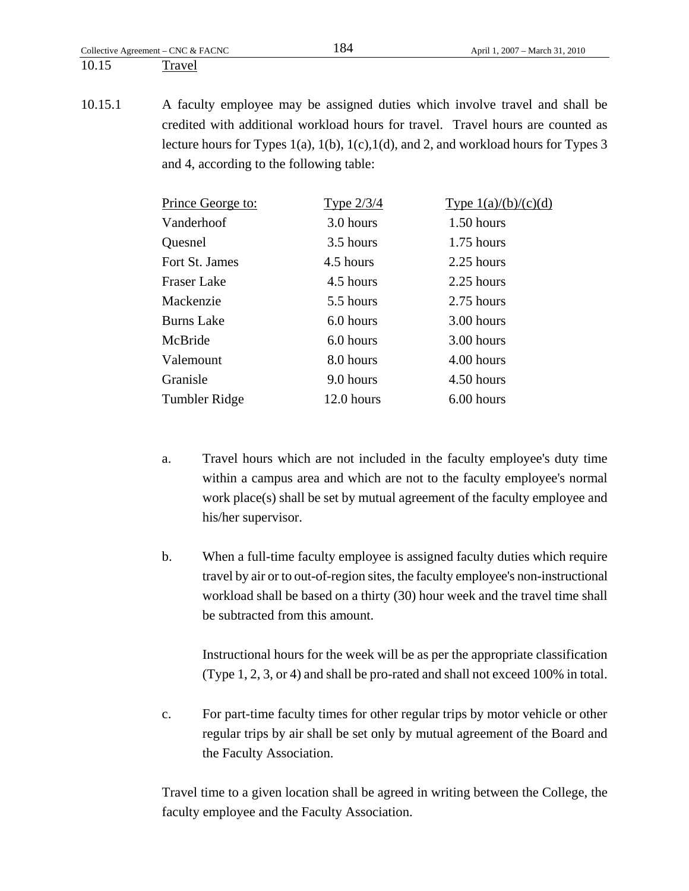## 10.15 Travel

10.15.1 A faculty employee may be assigned duties which involve travel and shall be credited with additional workload hours for travel. Travel hours are counted as lecture hours for Types 1(a), 1(b), 1(c),1(d), and 2, and workload hours for Types 3 and 4, according to the following table:

| Prince George to: | Type 2/3/4 | Type 1(a)/(b)/(c)(d) |
|---|---|---|
| Vanderhoof | 3.0 hours | 1.50 hours |
| Quesnel | 3.5 hours | 1.75 hours |
| Fort St. James | 4.5 hours | 2.25 hours |
| Fraser Lake | 4.5 hours | 2.25 hours |
| Mackenzie | 5.5 hours | 2.75 hours |
| Burns Lake | 6.0 hours | 3.00 hours |
| McBride | 6.0 hours | 3.00 hours |
| Valemount | 8.0 hours | 4.00 hours |
| Granisle | 9.0 hours | 4.50 hours |
| Tumbler Ridge | 12.0 hours | 6.00 hours |

a. Travel hours which are not included in the faculty employee's duty time within a campus area and which are not to the faculty employee's normal work place(s) shall be set by mutual agreement of the faculty employee and his/her supervisor.

b. When a full-time faculty employee is assigned faculty duties which require travel by air or to out-of-region sites, the faculty employee's non-instructional workload shall be based on a thirty (30) hour week and the travel time shall be subtracted from this amount.

   Instructional hours for the week will be as per the appropriate classification (Type 1, 2, 3, or 4) and shall be pro-rated and shall not exceed 100% in total.

c. For part-time faculty times for other regular trips by motor vehicle or other regular trips by air shall be set only by mutual agreement of the Board and the Faculty Association.

Travel time to a given location shall be agreed in writing between the College, the faculty employee and the Faculty Association.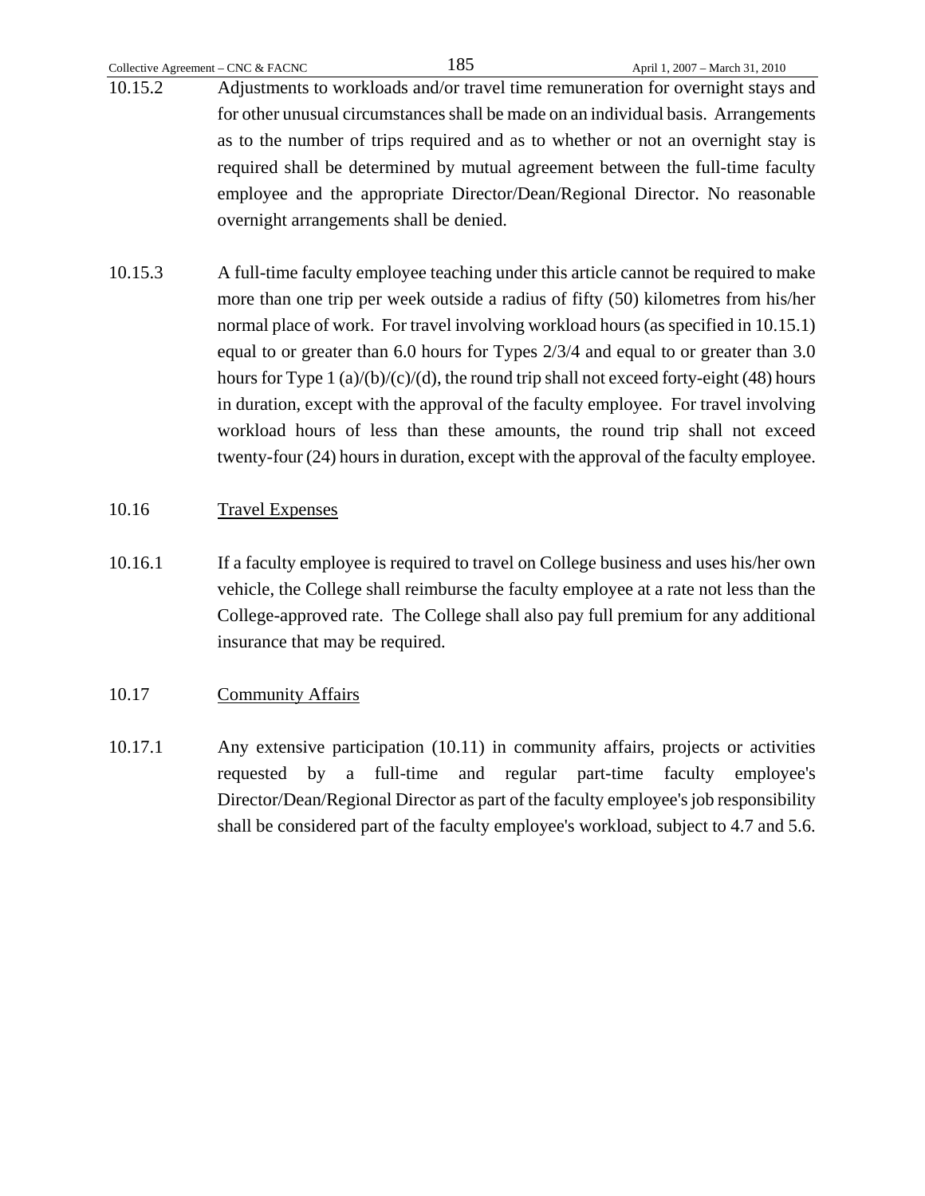10.15.2 Adjustments to workloads and/or travel time remuneration for overnight stays and for other unusual circumstances shall be made on an individual basis. Arrangements as to the number of trips required and as to whether or not an overnight stay is required shall be determined by mutual agreement between the full-time faculty employee and the appropriate Director/Dean/Regional Director. No reasonable overnight arrangements shall be denied.

10.15.3 A full-time faculty employee teaching under this article cannot be required to make more than one trip per week outside a radius of fifty (50) kilometres from his/her normal place of work. For travel involving workload hours (as specified in 10.15.1) equal to or greater than 6.0 hours for Types 2/3/4 and equal to or greater than 3.0 hours for Type 1 (a)/(b)/(c)/(d), the round trip shall not exceed forty-eight (48) hours in duration, except with the approval of the faculty employee. For travel involving workload hours of less than these amounts, the round trip shall not exceed twenty-four (24) hours in duration, except with the approval of the faculty employee.

10.16 <u>Travel Expenses</u>

10.16.1 If a faculty employee is required to travel on College business and uses his/her own vehicle, the College shall reimburse the faculty employee at a rate not less than the College-approved rate. The College shall also pay full premium for any additional insurance that may be required.

10.17 <u>Community Affairs</u>

10.17.1 Any extensive participation (10.11) in community affairs, projects or activities requested by a full-time and regular part-time faculty employee's Director/Dean/Regional Director as part of the faculty employee's job responsibility shall be considered part of the faculty employee's workload, subject to 4.7 and 5.6.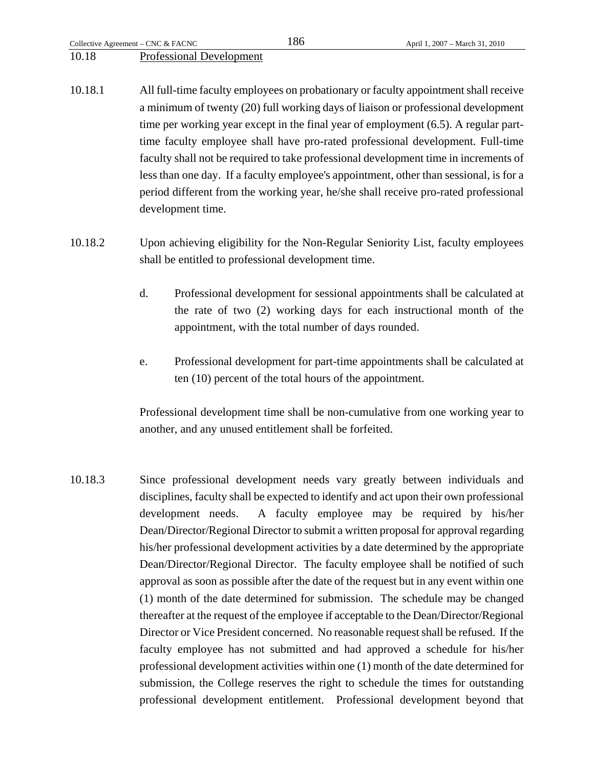## 10.18 Professional Development

10.18.1 All full-time faculty employees on probationary or faculty appointment shall receive a minimum of twenty (20) full working days of liaison or professional development time per working year except in the final year of employment (6.5). A regular part-time faculty employee shall have pro-rated professional development. Full-time faculty shall not be required to take professional development time in increments of less than one day. If a faculty employee's appointment, other than sessional, is for a period different from the working year, he/she shall receive pro-rated professional development time.

10.18.2 Upon achieving eligibility for the Non-Regular Seniority List, faculty employees shall be entitled to professional development time.

d. Professional development for sessional appointments shall be calculated at the rate of two (2) working days for each instructional month of the appointment, with the total number of days rounded.

e. Professional development for part-time appointments shall be calculated at ten (10) percent of the total hours of the appointment.

Professional development time shall be non-cumulative from one working year to another, and any unused entitlement shall be forfeited.

10.18.3 Since professional development needs vary greatly between individuals and disciplines, faculty shall be expected to identify and act upon their own professional development needs. A faculty employee may be required by his/her Dean/Director/Regional Director to submit a written proposal for approval regarding his/her professional development activities by a date determined by the appropriate Dean/Director/Regional Director. The faculty employee shall be notified of such approval as soon as possible after the date of the request but in any event within one (1) month of the date determined for submission. The schedule may be changed thereafter at the request of the employee if acceptable to the Dean/Director/Regional Director or Vice President concerned. No reasonable request shall be refused. If the faculty employee has not submitted and had approved a schedule for his/her professional development activities within one (1) month of the date determined for submission, the College reserves the right to schedule the times for outstanding professional development entitlement. Professional development beyond that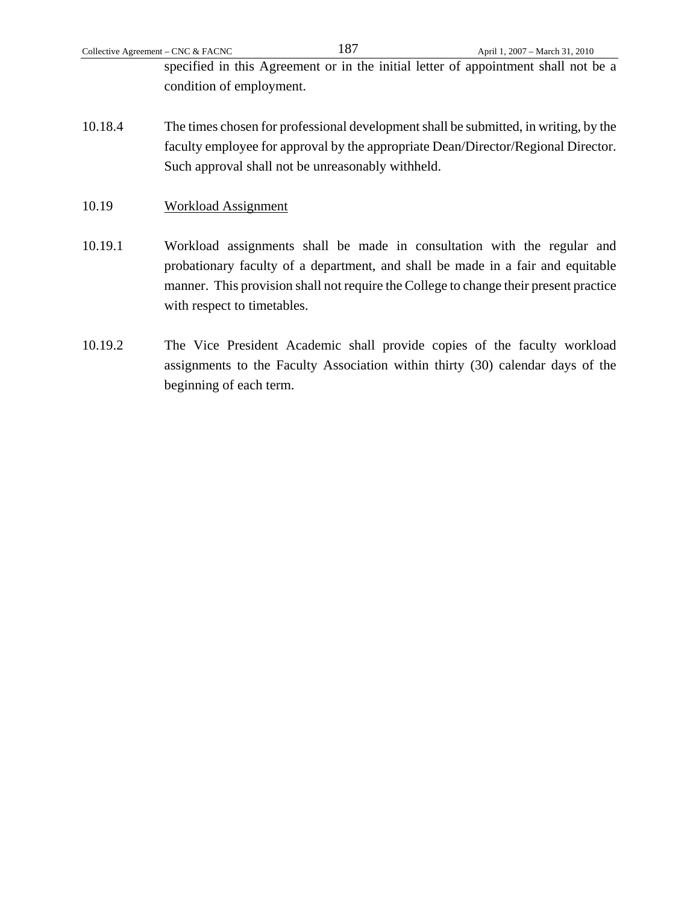specified in this Agreement or in the initial letter of appointment shall not be a condition of employment.

10.18.4 The times chosen for professional development shall be submitted, in writing, by the faculty employee for approval by the appropriate Dean/Director/Regional Director. Such approval shall not be unreasonably withheld.

10.19 Workload Assignment

10.19.1 Workload assignments shall be made in consultation with the regular and probationary faculty of a department, and shall be made in a fair and equitable manner. This provision shall not require the College to change their present practice with respect to timetables.

10.19.2 The Vice President Academic shall provide copies of the faculty workload assignments to the Faculty Association within thirty (30) calendar days of the beginning of each term.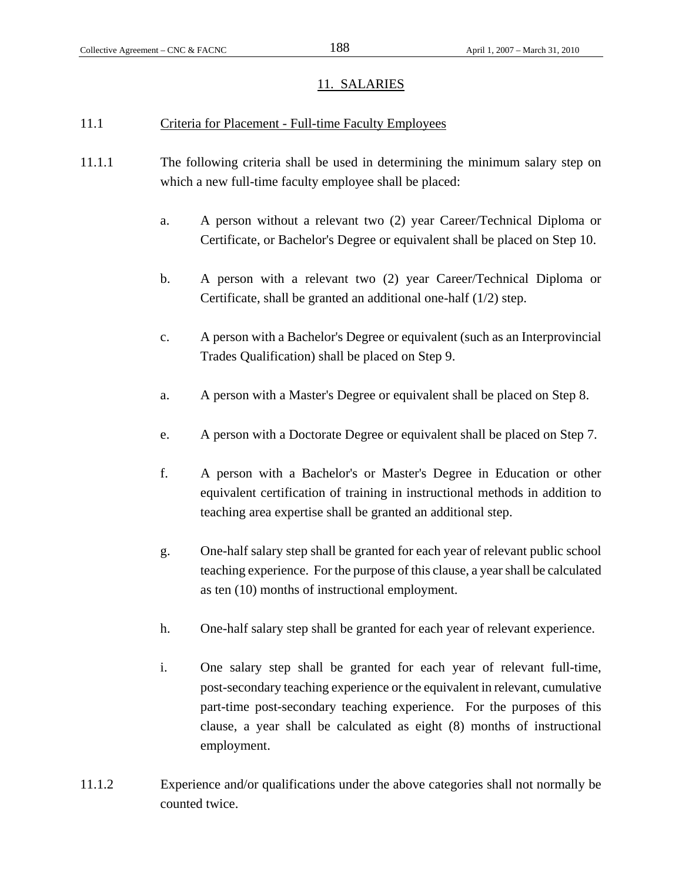## 11. SALARIES

### 11.1 Criteria for Placement - Full-time Faculty Employees

11.1.1 The following criteria shall be used in determining the minimum salary step on which a new full-time faculty employee shall be placed:

a. A person without a relevant two (2) year Career/Technical Diploma or Certificate, or Bachelor's Degree or equivalent shall be placed on Step 10.

b. A person with a relevant two (2) year Career/Technical Diploma or Certificate, shall be granted an additional one-half (1/2) step.

c. A person with a Bachelor's Degree or equivalent (such as an Interprovincial Trades Qualification) shall be placed on Step 9.

a. A person with a Master's Degree or equivalent shall be placed on Step 8.

e. A person with a Doctorate Degree or equivalent shall be placed on Step 7.

f. A person with a Bachelor's or Master's Degree in Education or other equivalent certification of training in instructional methods in addition to teaching area expertise shall be granted an additional step.

g. One-half salary step shall be granted for each year of relevant public school teaching experience. For the purpose of this clause, a year shall be calculated as ten (10) months of instructional employment.

h. One-half salary step shall be granted for each year of relevant experience.

i. One salary step shall be granted for each year of relevant full-time, post-secondary teaching experience or the equivalent in relevant, cumulative part-time post-secondary teaching experience. For the purposes of this clause, a year shall be calculated as eight (8) months of instructional employment.

11.1.2 Experience and/or qualifications under the above categories shall not normally be counted twice.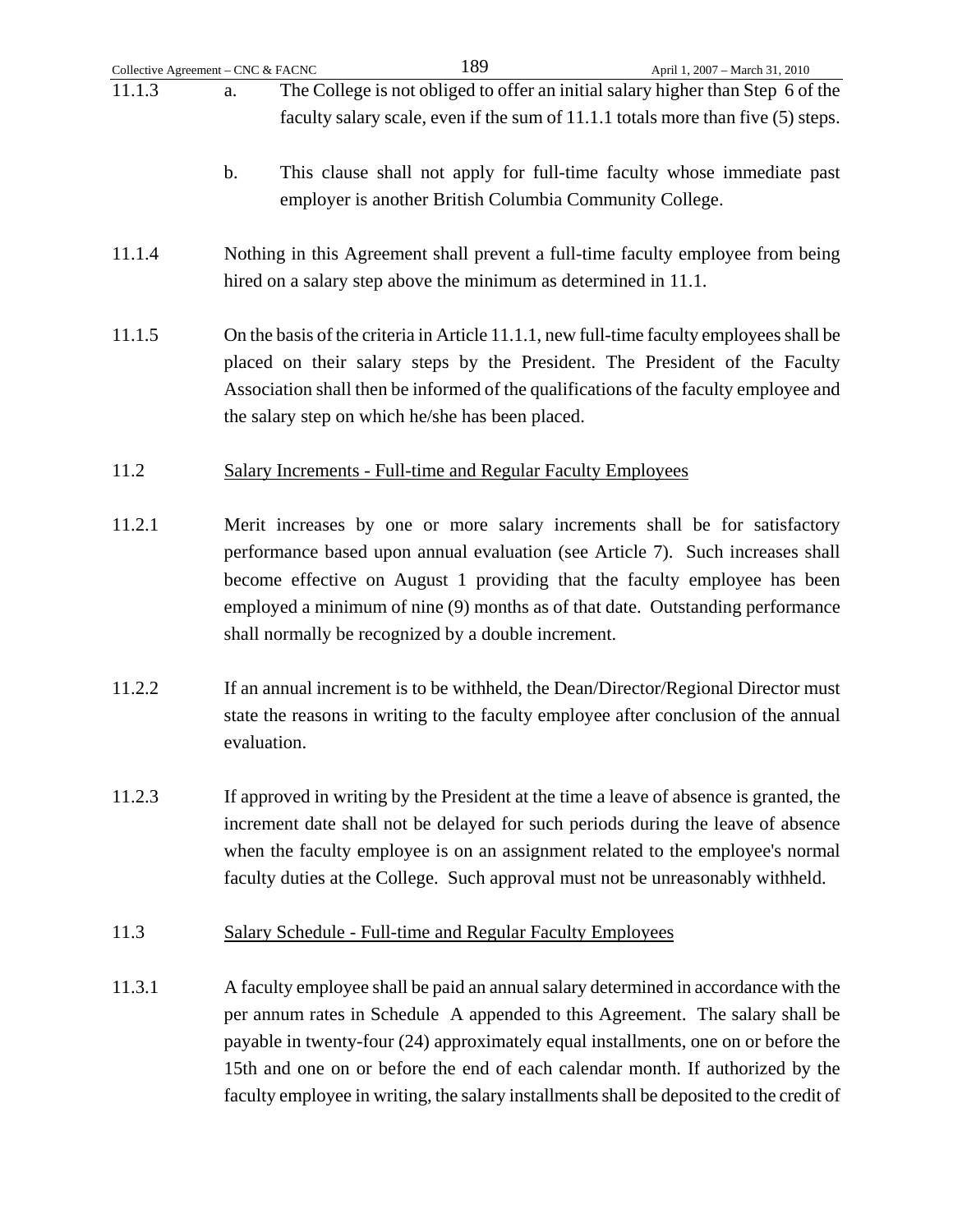11.1.3 a. The College is not obliged to offer an initial salary higher than Step 6 of the faculty salary scale, even if the sum of 11.1.1 totals more than five (5) steps.

b. This clause shall not apply for full-time faculty whose immediate past employer is another British Columbia Community College.

11.1.4 Nothing in this Agreement shall prevent a full-time faculty employee from being hired on a salary step above the minimum as determined in 11.1.

11.1.5 On the basis of the criteria in Article 11.1.1, new full-time faculty employees shall be placed on their salary steps by the President. The President of the Faculty Association shall then be informed of the qualifications of the faculty employee and the salary step on which he/she has been placed.

11.2 Salary Increments - Full-time and Regular Faculty Employees

11.2.1 Merit increases by one or more salary increments shall be for satisfactory performance based upon annual evaluation (see Article 7). Such increases shall become effective on August 1 providing that the faculty employee has been employed a minimum of nine (9) months as of that date. Outstanding performance shall normally be recognized by a double increment.

11.2.2 If an annual increment is to be withheld, the Dean/Director/Regional Director must state the reasons in writing to the faculty employee after conclusion of the annual evaluation.

11.2.3 If approved in writing by the President at the time a leave of absence is granted, the increment date shall not be delayed for such periods during the leave of absence when the faculty employee is on an assignment related to the employee's normal faculty duties at the College. Such approval must not be unreasonably withheld.

11.3 Salary Schedule - Full-time and Regular Faculty Employees

11.3.1 A faculty employee shall be paid an annual salary determined in accordance with the per annum rates in Schedule A appended to this Agreement. The salary shall be payable in twenty-four (24) approximately equal installments, one on or before the 15th and one on or before the end of each calendar month. If authorized by the faculty employee in writing, the salary installments shall be deposited to the credit of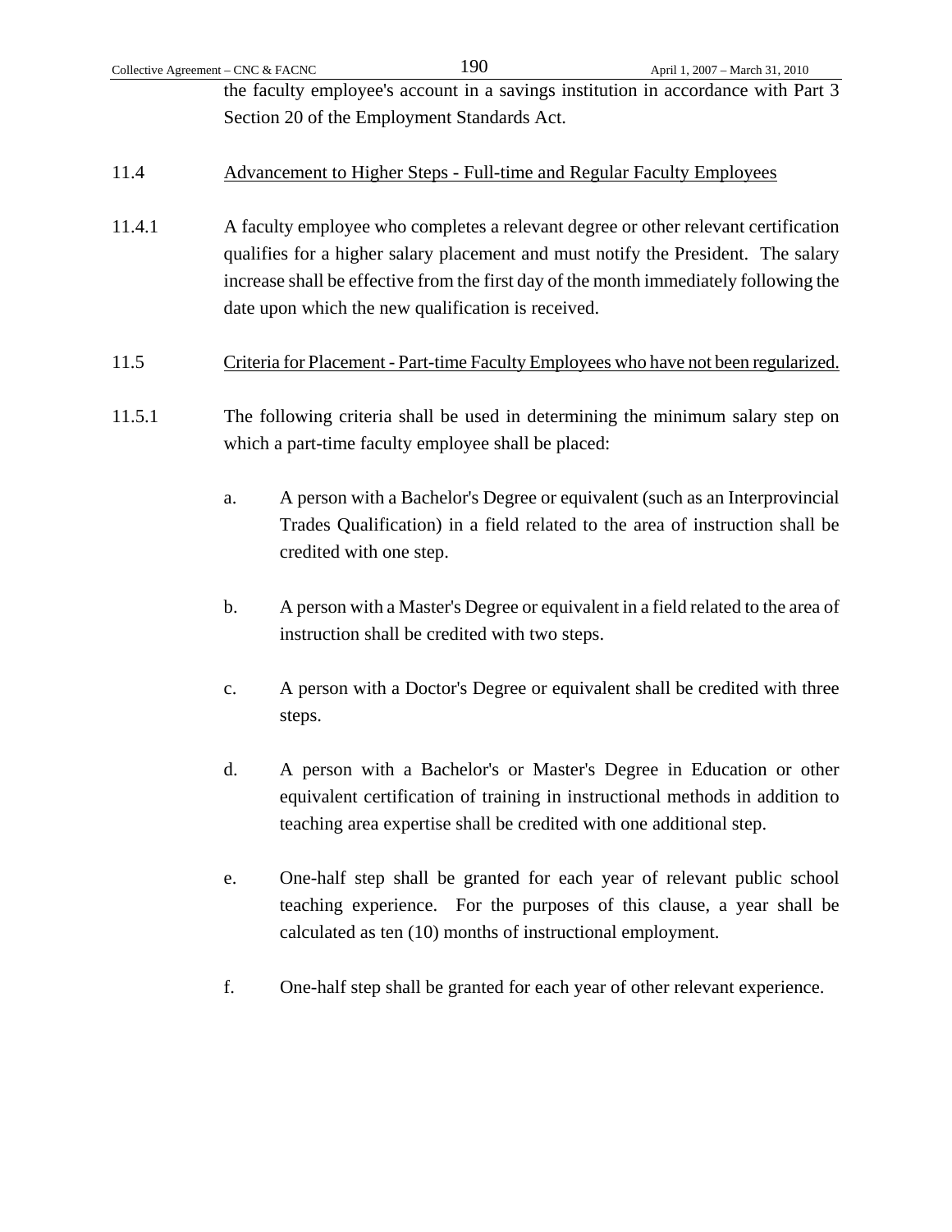the faculty employee's account in a savings institution in accordance with Part 3 Section 20 of the Employment Standards Act.

11.4 Advancement to Higher Steps - Full-time and Regular Faculty Employees

11.4.1 A faculty employee who completes a relevant degree or other relevant certification qualifies for a higher salary placement and must notify the President. The salary increase shall be effective from the first day of the month immediately following the date upon which the new qualification is received.

11.5 Criteria for Placement - Part-time Faculty Employees who have not been regularized.

11.5.1 The following criteria shall be used in determining the minimum salary step on which a part-time faculty employee shall be placed:

a. A person with a Bachelor's Degree or equivalent (such as an Interprovincial Trades Qualification) in a field related to the area of instruction shall be credited with one step.

b. A person with a Master's Degree or equivalent in a field related to the area of instruction shall be credited with two steps.

c. A person with a Doctor's Degree or equivalent shall be credited with three steps.

d. A person with a Bachelor's or Master's Degree in Education or other equivalent certification of training in instructional methods in addition to teaching area expertise shall be credited with one additional step.

e. One-half step shall be granted for each year of relevant public school teaching experience. For the purposes of this clause, a year shall be calculated as ten (10) months of instructional employment.

f. One-half step shall be granted for each year of other relevant experience.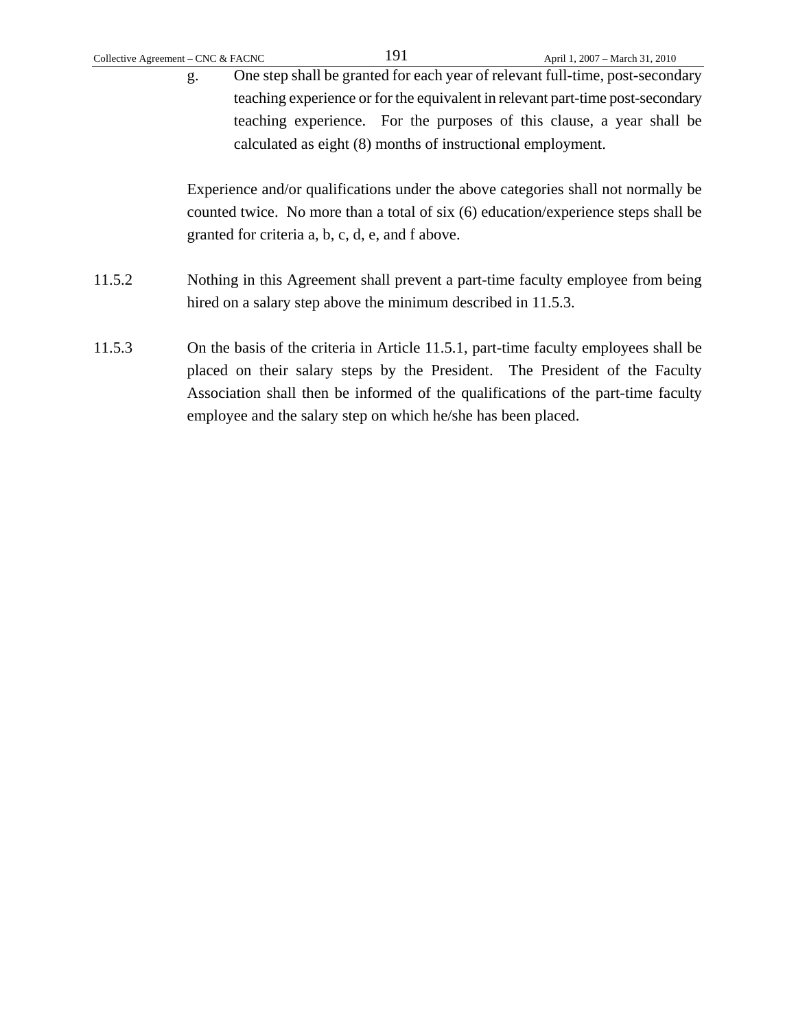g. One step shall be granted for each year of relevant full-time, post-secondary teaching experience or for the equivalent in relevant part-time post-secondary teaching experience. For the purposes of this clause, a year shall be calculated as eight (8) months of instructional employment.

Experience and/or qualifications under the above categories shall not normally be counted twice. No more than a total of six (6) education/experience steps shall be granted for criteria a, b, c, d, e, and f above.

11.5.2 Nothing in this Agreement shall prevent a part-time faculty employee from being hired on a salary step above the minimum described in 11.5.3.

11.5.3 On the basis of the criteria in Article 11.5.1, part-time faculty employees shall be placed on their salary steps by the President. The President of the Faculty Association shall then be informed of the qualifications of the part-time faculty employee and the salary step on which he/she has been placed.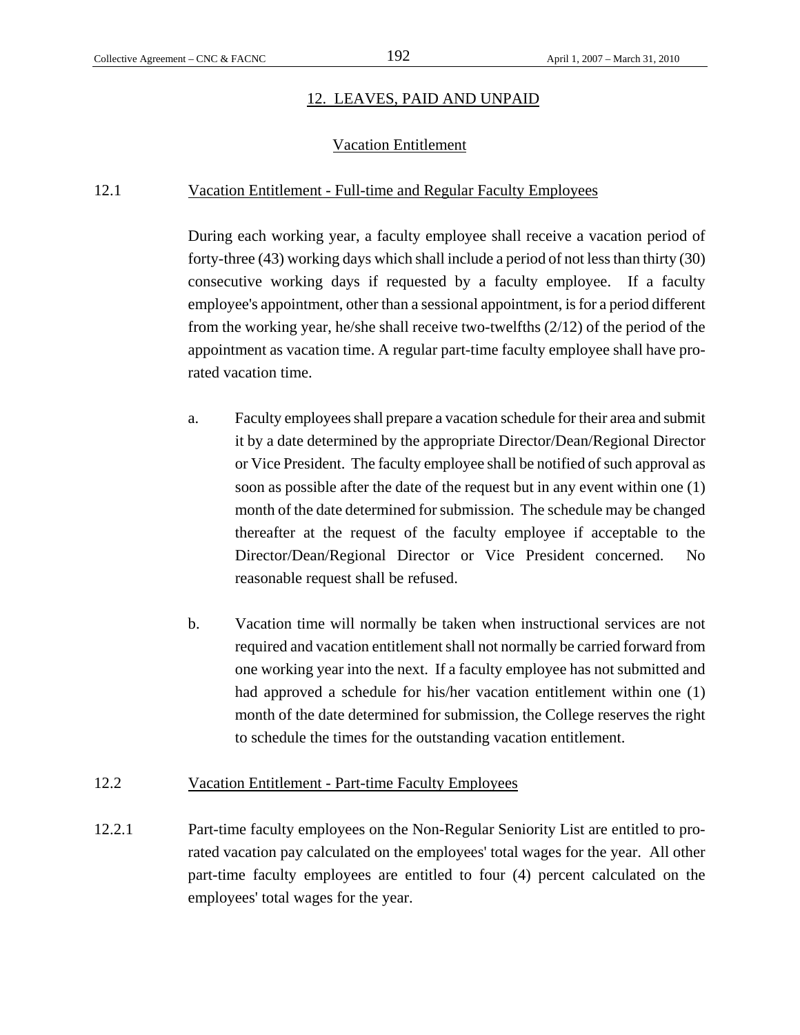## 12. LEAVES, PAID AND UNPAID

### Vacation Entitlement

12.1 Vacation Entitlement - Full-time and Regular Faculty Employees

During each working year, a faculty employee shall receive a vacation period of forty-three (43) working days which shall include a period of not less than thirty (30) consecutive working days if requested by a faculty employee. If a faculty employee's appointment, other than a sessional appointment, is for a period different from the working year, he/she shall receive two-twelfths (2/12) of the period of the appointment as vacation time. A regular part-time faculty employee shall have pro-rated vacation time.

a. Faculty employees shall prepare a vacation schedule for their area and submit it by a date determined by the appropriate Director/Dean/Regional Director or Vice President. The faculty employee shall be notified of such approval as soon as possible after the date of the request but in any event within one (1) month of the date determined for submission. The schedule may be changed thereafter at the request of the faculty employee if acceptable to the Director/Dean/Regional Director or Vice President concerned. No reasonable request shall be refused.

b. Vacation time will normally be taken when instructional services are not required and vacation entitlement shall not normally be carried forward from one working year into the next. If a faculty employee has not submitted and had approved a schedule for his/her vacation entitlement within one (1) month of the date determined for submission, the College reserves the right to schedule the times for the outstanding vacation entitlement.

12.2 Vacation Entitlement - Part-time Faculty Employees

12.2.1 Part-time faculty employees on the Non-Regular Seniority List are entitled to pro-rated vacation pay calculated on the employees' total wages for the year. All other part-time faculty employees are entitled to four (4) percent calculated on the employees' total wages for the year.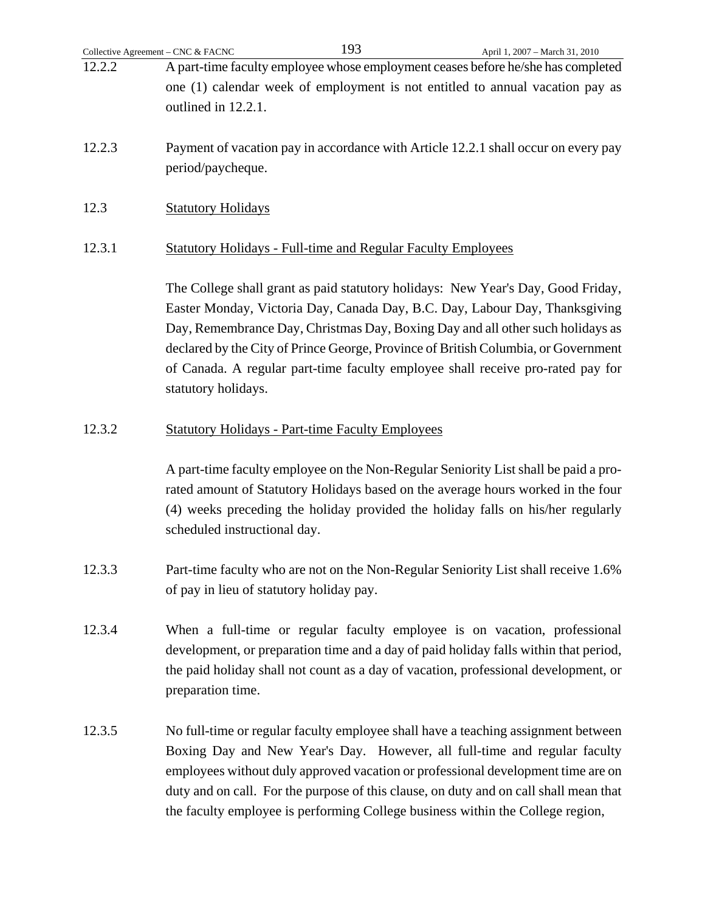12.2.2 A part-time faculty employee whose employment ceases before he/she has completed one (1) calendar week of employment is not entitled to annual vacation pay as outlined in 12.2.1.

12.2.3 Payment of vacation pay in accordance with Article 12.2.1 shall occur on every pay period/paycheque.

12.3 <u>Statutory Holidays</u>

12.3.1 <u>Statutory Holidays - Full-time and Regular Faculty Employees</u>

The College shall grant as paid statutory holidays: New Year's Day, Good Friday, Easter Monday, Victoria Day, Canada Day, B.C. Day, Labour Day, Thanksgiving Day, Remembrance Day, Christmas Day, Boxing Day and all other such holidays as declared by the City of Prince George, Province of British Columbia, or Government of Canada. A regular part-time faculty employee shall receive pro-rated pay for statutory holidays.

12.3.2 <u>Statutory Holidays - Part-time Faculty Employees</u>

A part-time faculty employee on the Non-Regular Seniority List shall be paid a pro-rated amount of Statutory Holidays based on the average hours worked in the four (4) weeks preceding the holiday provided the holiday falls on his/her regularly scheduled instructional day.

12.3.3 Part-time faculty who are not on the Non-Regular Seniority List shall receive 1.6% of pay in lieu of statutory holiday pay.

12.3.4 When a full-time or regular faculty employee is on vacation, professional development, or preparation time and a day of paid holiday falls within that period, the paid holiday shall not count as a day of vacation, professional development, or preparation time.

12.3.5 No full-time or regular faculty employee shall have a teaching assignment between Boxing Day and New Year's Day. However, all full-time and regular faculty employees without duly approved vacation or professional development time are on duty and on call. For the purpose of this clause, on duty and on call shall mean that the faculty employee is performing College business within the College region,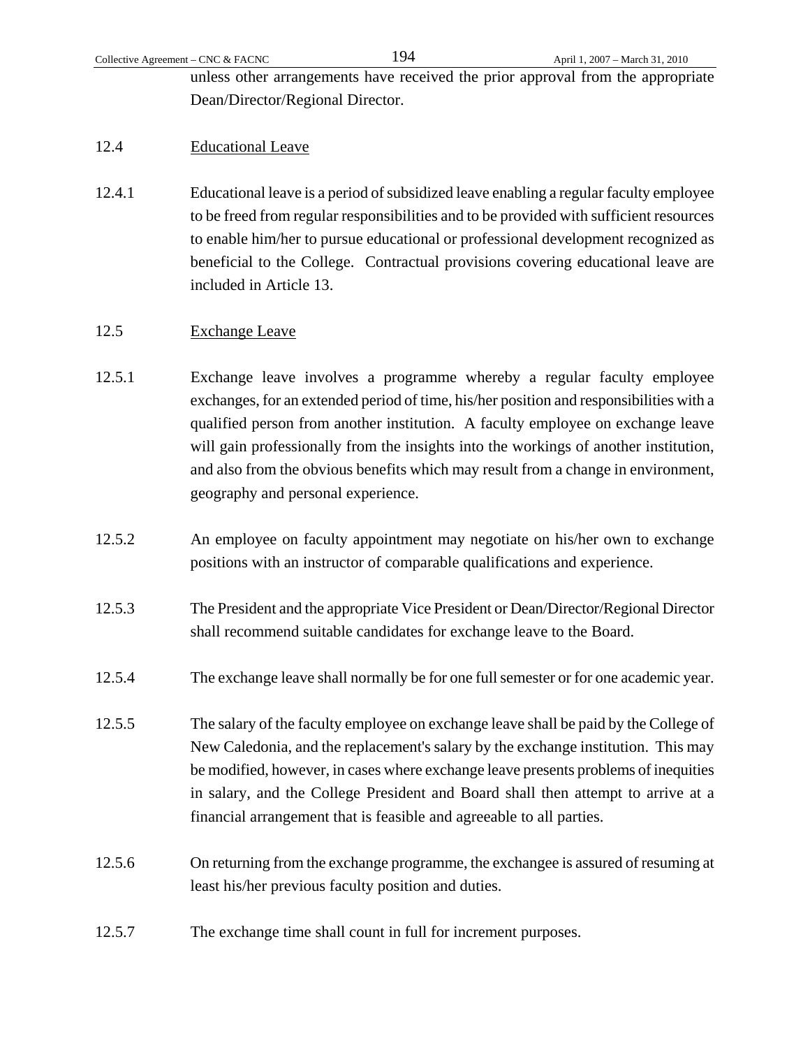unless other arrangements have received the prior approval from the appropriate Dean/Director/Regional Director.

12.4 Educational Leave

12.4.1 Educational leave is a period of subsidized leave enabling a regular faculty employee to be freed from regular responsibilities and to be provided with sufficient resources to enable him/her to pursue educational or professional development recognized as beneficial to the College. Contractual provisions covering educational leave are included in Article 13.

12.5 Exchange Leave

12.5.1 Exchange leave involves a programme whereby a regular faculty employee exchanges, for an extended period of time, his/her position and responsibilities with a qualified person from another institution. A faculty employee on exchange leave will gain professionally from the insights into the workings of another institution, and also from the obvious benefits which may result from a change in environment, geography and personal experience.

12.5.2 An employee on faculty appointment may negotiate on his/her own to exchange positions with an instructor of comparable qualifications and experience.

12.5.3 The President and the appropriate Vice President or Dean/Director/Regional Director shall recommend suitable candidates for exchange leave to the Board.

12.5.4 The exchange leave shall normally be for one full semester or for one academic year.

12.5.5 The salary of the faculty employee on exchange leave shall be paid by the College of New Caledonia, and the replacement's salary by the exchange institution. This may be modified, however, in cases where exchange leave presents problems of inequities in salary, and the College President and Board shall then attempt to arrive at a financial arrangement that is feasible and agreeable to all parties.

12.5.6 On returning from the exchange programme, the exchangee is assured of resuming at least his/her previous faculty position and duties.

12.5.7 The exchange time shall count in full for increment purposes.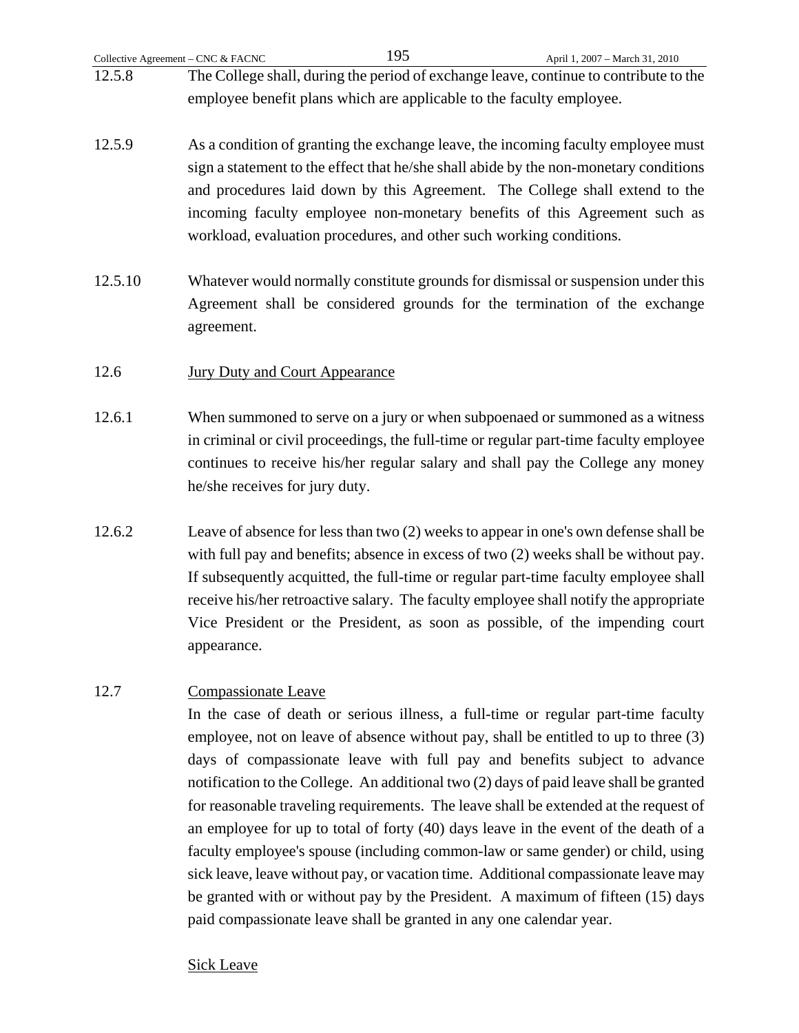12.5.8 The College shall, during the period of exchange leave, continue to contribute to the employee benefit plans which are applicable to the faculty employee.

12.5.9 As a condition of granting the exchange leave, the incoming faculty employee must sign a statement to the effect that he/she shall abide by the non-monetary conditions and procedures laid down by this Agreement. The College shall extend to the incoming faculty employee non-monetary benefits of this Agreement such as workload, evaluation procedures, and other such working conditions.

12.5.10 Whatever would normally constitute grounds for dismissal or suspension under this Agreement shall be considered grounds for the termination of the exchange agreement.

12.6 Jury Duty and Court Appearance

12.6.1 When summoned to serve on a jury or when subpoenaed or summoned as a witness in criminal or civil proceedings, the full-time or regular part-time faculty employee continues to receive his/her regular salary and shall pay the College any money he/she receives for jury duty.

12.6.2 Leave of absence for less than two (2) weeks to appear in one's own defense shall be with full pay and benefits; absence in excess of two (2) weeks shall be without pay. If subsequently acquitted, the full-time or regular part-time faculty employee shall receive his/her retroactive salary. The faculty employee shall notify the appropriate Vice President or the President, as soon as possible, of the impending court appearance.

12.7 Compassionate Leave

In the case of death or serious illness, a full-time or regular part-time faculty employee, not on leave of absence without pay, shall be entitled to up to three (3) days of compassionate leave with full pay and benefits subject to advance notification to the College. An additional two (2) days of paid leave shall be granted for reasonable traveling requirements. The leave shall be extended at the request of an employee for up to total of forty (40) days leave in the event of the death of a faculty employee's spouse (including common-law or same gender) or child, using sick leave, leave without pay, or vacation time. Additional compassionate leave may be granted with or without pay by the President. A maximum of fifteen (15) days paid compassionate leave shall be granted in any one calendar year.

Sick Leave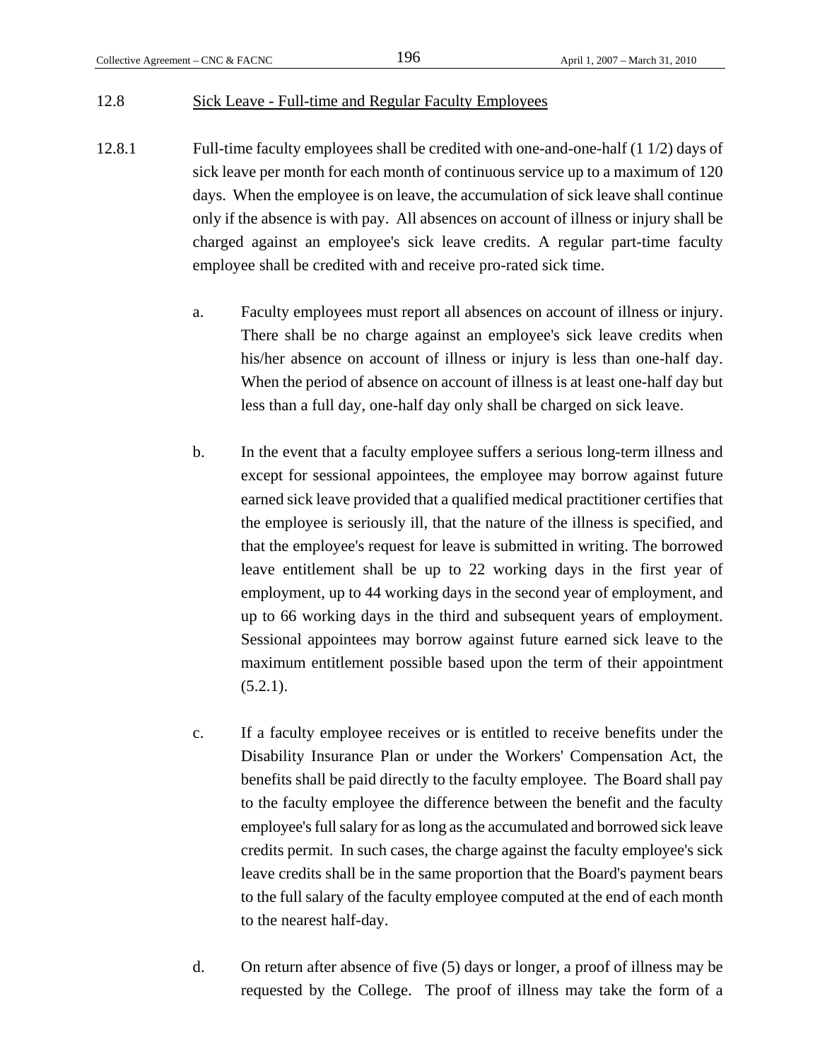## 12.8 Sick Leave - Full-time and Regular Faculty Employees

12.8.1 Full-time faculty employees shall be credited with one-and-one-half (1 1/2) days of sick leave per month for each month of continuous service up to a maximum of 120 days. When the employee is on leave, the accumulation of sick leave shall continue only if the absence is with pay. All absences on account of illness or injury shall be charged against an employee's sick leave credits. A regular part-time faculty employee shall be credited with and receive pro-rated sick time.

a. Faculty employees must report all absences on account of illness or injury. There shall be no charge against an employee's sick leave credits when his/her absence on account of illness or injury is less than one-half day. When the period of absence on account of illness is at least one-half day but less than a full day, one-half day only shall be charged on sick leave.

b. In the event that a faculty employee suffers a serious long-term illness and except for sessional appointees, the employee may borrow against future earned sick leave provided that a qualified medical practitioner certifies that the employee is seriously ill, that the nature of the illness is specified, and that the employee's request for leave is submitted in writing. The borrowed leave entitlement shall be up to 22 working days in the first year of employment, up to 44 working days in the second year of employment, and up to 66 working days in the third and subsequent years of employment. Sessional appointees may borrow against future earned sick leave to the maximum entitlement possible based upon the term of their appointment (5.2.1).

c. If a faculty employee receives or is entitled to receive benefits under the Disability Insurance Plan or under the Workers' Compensation Act, the benefits shall be paid directly to the faculty employee. The Board shall pay to the faculty employee the difference between the benefit and the faculty employee's full salary for as long as the accumulated and borrowed sick leave credits permit. In such cases, the charge against the faculty employee's sick leave credits shall be in the same proportion that the Board's payment bears to the full salary of the faculty employee computed at the end of each month to the nearest half-day.

d. On return after absence of five (5) days or longer, a proof of illness may be requested by the College. The proof of illness may take the form of a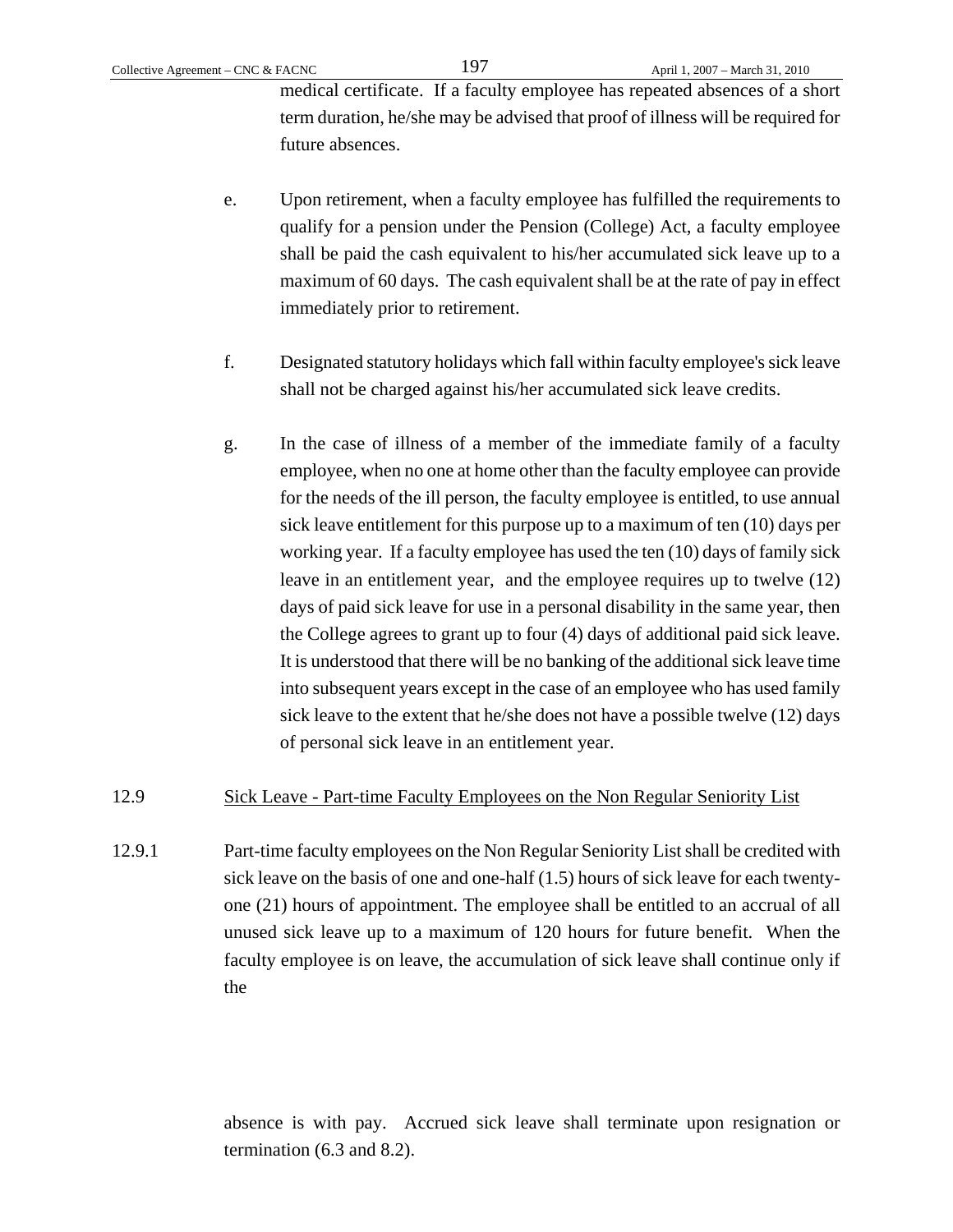medical certificate. If a faculty employee has repeated absences of a short term duration, he/she may be advised that proof of illness will be required for future absences.

e. Upon retirement, when a faculty employee has fulfilled the requirements to qualify for a pension under the Pension (College) Act, a faculty employee shall be paid the cash equivalent to his/her accumulated sick leave up to a maximum of 60 days. The cash equivalent shall be at the rate of pay in effect immediately prior to retirement.

f. Designated statutory holidays which fall within faculty employee's sick leave shall not be charged against his/her accumulated sick leave credits.

g. In the case of illness of a member of the immediate family of a faculty employee, when no one at home other than the faculty employee can provide for the needs of the ill person, the faculty employee is entitled, to use annual sick leave entitlement for this purpose up to a maximum of ten (10) days per working year. If a faculty employee has used the ten (10) days of family sick leave in an entitlement year, and the employee requires up to twelve (12) days of paid sick leave for use in a personal disability in the same year, then the College agrees to grant up to four (4) days of additional paid sick leave. It is understood that there will be no banking of the additional sick leave time into subsequent years except in the case of an employee who has used family sick leave to the extent that he/she does not have a possible twelve (12) days of personal sick leave in an entitlement year.

12.9 Sick Leave - Part-time Faculty Employees on the Non Regular Seniority List

12.9.1 Part-time faculty employees on the Non Regular Seniority List shall be credited with sick leave on the basis of one and one-half (1.5) hours of sick leave for each twenty-one (21) hours of appointment. The employee shall be entitled to an accrual of all unused sick leave up to a maximum of 120 hours for future benefit. When the faculty employee is on leave, the accumulation of sick leave shall continue only if the absence is with pay. Accrued sick leave shall terminate upon resignation or termination (6.3 and 8.2).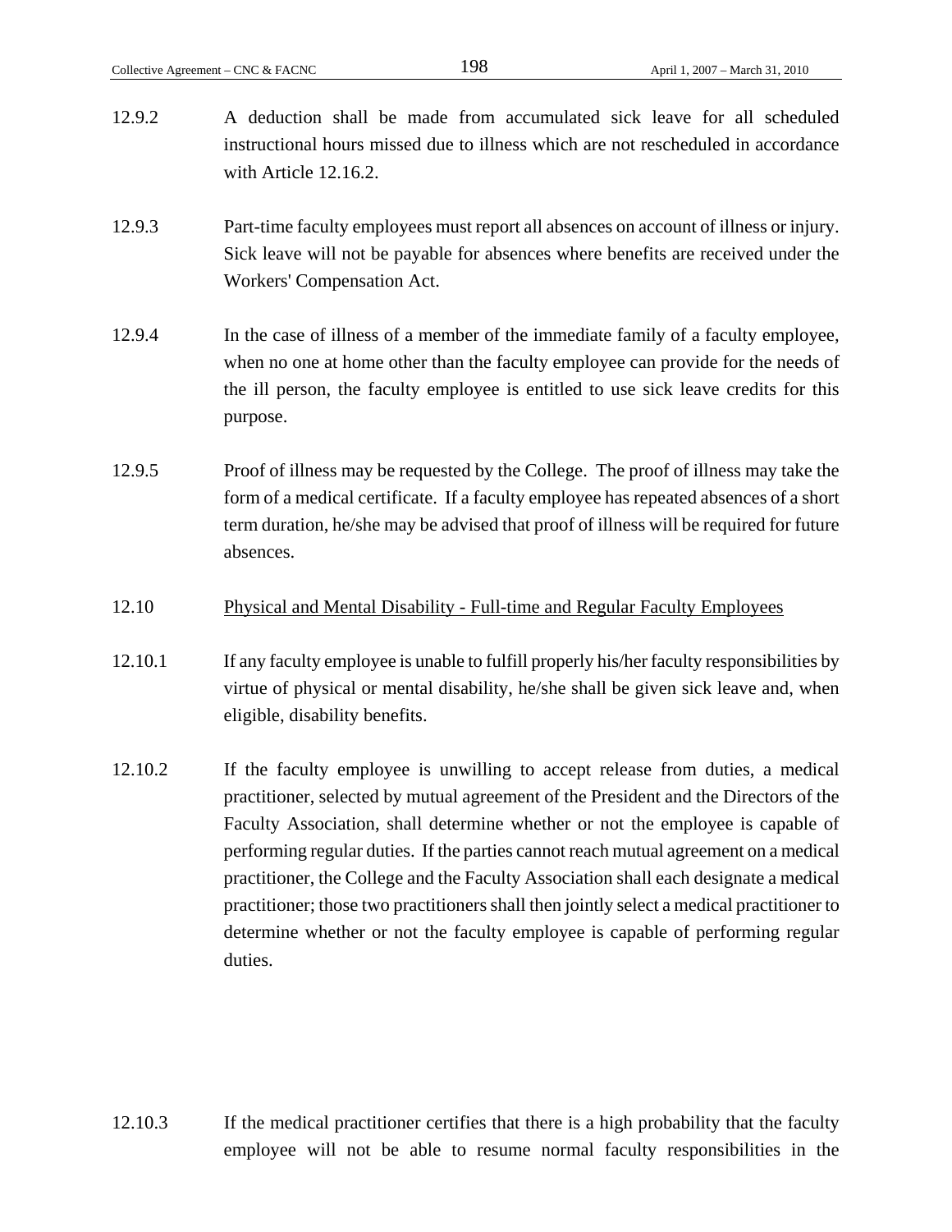12.9.2 A deduction shall be made from accumulated sick leave for all scheduled instructional hours missed due to illness which are not rescheduled in accordance with Article 12.16.2.

12.9.3 Part-time faculty employees must report all absences on account of illness or injury. Sick leave will not be payable for absences where benefits are received under the Workers' Compensation Act.

12.9.4 In the case of illness of a member of the immediate family of a faculty employee, when no one at home other than the faculty employee can provide for the needs of the ill person, the faculty employee is entitled to use sick leave credits for this purpose.

12.9.5 Proof of illness may be requested by the College. The proof of illness may take the form of a medical certificate. If a faculty employee has repeated absences of a short term duration, he/she may be advised that proof of illness will be required for future absences.

12.10 Physical and Mental Disability - Full-time and Regular Faculty Employees

12.10.1 If any faculty employee is unable to fulfill properly his/her faculty responsibilities by virtue of physical or mental disability, he/she shall be given sick leave and, when eligible, disability benefits.

12.10.2 If the faculty employee is unwilling to accept release from duties, a medical practitioner, selected by mutual agreement of the President and the Directors of the Faculty Association, shall determine whether or not the employee is capable of performing regular duties. If the parties cannot reach mutual agreement on a medical practitioner, the College and the Faculty Association shall each designate a medical practitioner; those two practitioners shall then jointly select a medical practitioner to determine whether or not the faculty employee is capable of performing regular duties.

12.10.3 If the medical practitioner certifies that there is a high probability that the faculty employee will not be able to resume normal faculty responsibilities in the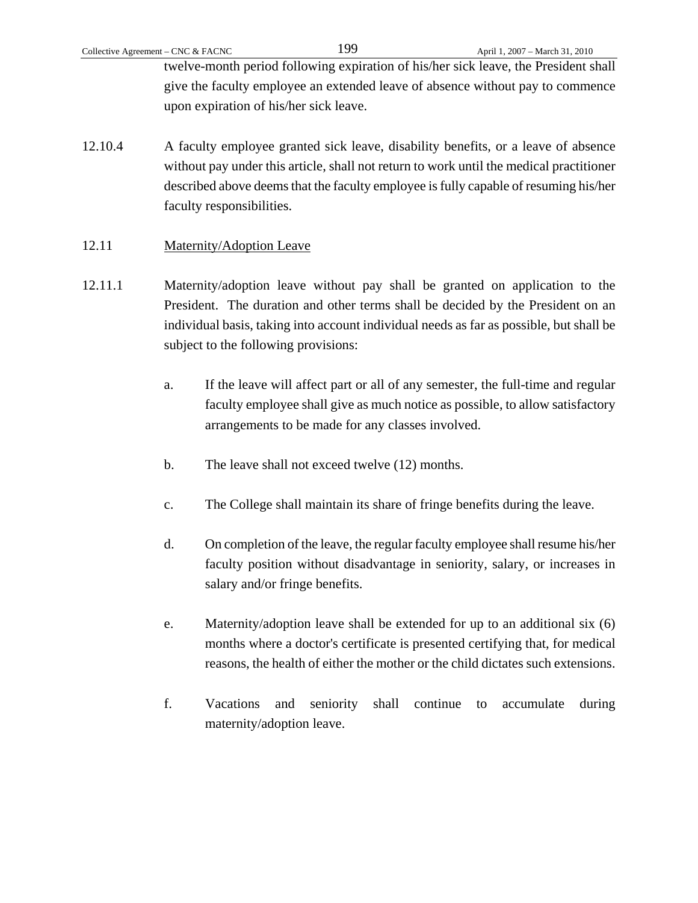twelve-month period following expiration of his/her sick leave, the President shall give the faculty employee an extended leave of absence without pay to commence upon expiration of his/her sick leave.

12.10.4 A faculty employee granted sick leave, disability benefits, or a leave of absence without pay under this article, shall not return to work until the medical practitioner described above deems that the faculty employee is fully capable of resuming his/her faculty responsibilities.

12.11 Maternity/Adoption Leave

12.11.1 Maternity/adoption leave without pay shall be granted on application to the President. The duration and other terms shall be decided by the President on an individual basis, taking into account individual needs as far as possible, but shall be subject to the following provisions:

a. If the leave will affect part or all of any semester, the full-time and regular faculty employee shall give as much notice as possible, to allow satisfactory arrangements to be made for any classes involved.

b. The leave shall not exceed twelve (12) months.

c. The College shall maintain its share of fringe benefits during the leave.

d. On completion of the leave, the regular faculty employee shall resume his/her faculty position without disadvantage in seniority, salary, or increases in salary and/or fringe benefits.

e. Maternity/adoption leave shall be extended for up to an additional six (6) months where a doctor's certificate is presented certifying that, for medical reasons, the health of either the mother or the child dictates such extensions.

f. Vacations and seniority shall continue to accumulate during maternity/adoption leave.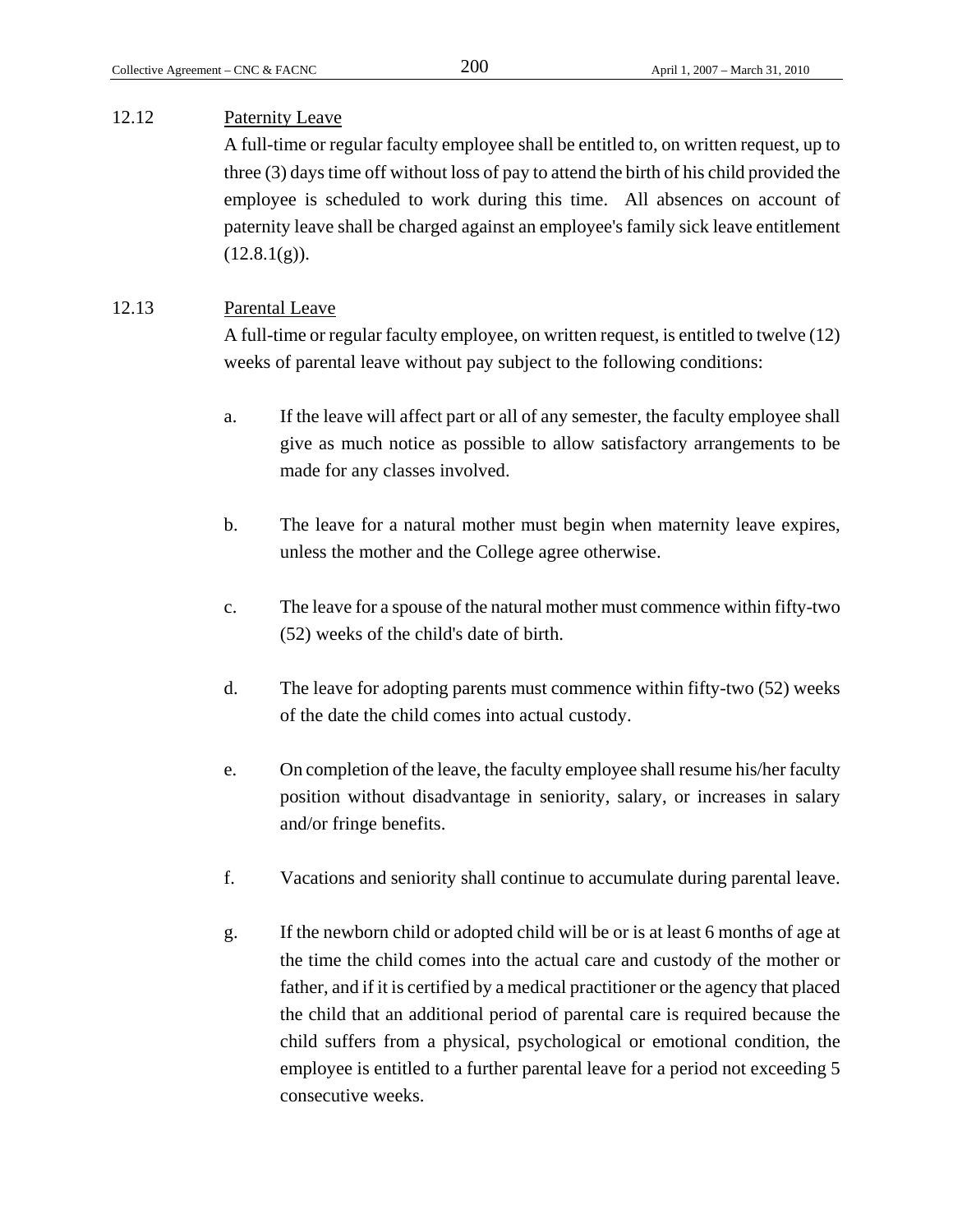12.12 Paternity Leave

A full-time or regular faculty employee shall be entitled to, on written request, up to three (3) days time off without loss of pay to attend the birth of his child provided the employee is scheduled to work during this time. All absences on account of paternity leave shall be charged against an employee's family sick leave entitlement (12.8.1(g)).

12.13 Parental Leave

A full-time or regular faculty employee, on written request, is entitled to twelve (12) weeks of parental leave without pay subject to the following conditions:

a. If the leave will affect part or all of any semester, the faculty employee shall give as much notice as possible to allow satisfactory arrangements to be made for any classes involved.

b. The leave for a natural mother must begin when maternity leave expires, unless the mother and the College agree otherwise.

c. The leave for a spouse of the natural mother must commence within fifty-two (52) weeks of the child's date of birth.

d. The leave for adopting parents must commence within fifty-two (52) weeks of the date the child comes into actual custody.

e. On completion of the leave, the faculty employee shall resume his/her faculty position without disadvantage in seniority, salary, or increases in salary and/or fringe benefits.

f. Vacations and seniority shall continue to accumulate during parental leave.

g. If the newborn child or adopted child will be or is at least 6 months of age at the time the child comes into the actual care and custody of the mother or father, and if it is certified by a medical practitioner or the agency that placed the child that an additional period of parental care is required because the child suffers from a physical, psychological or emotional condition, the employee is entitled to a further parental leave for a period not exceeding 5 consecutive weeks.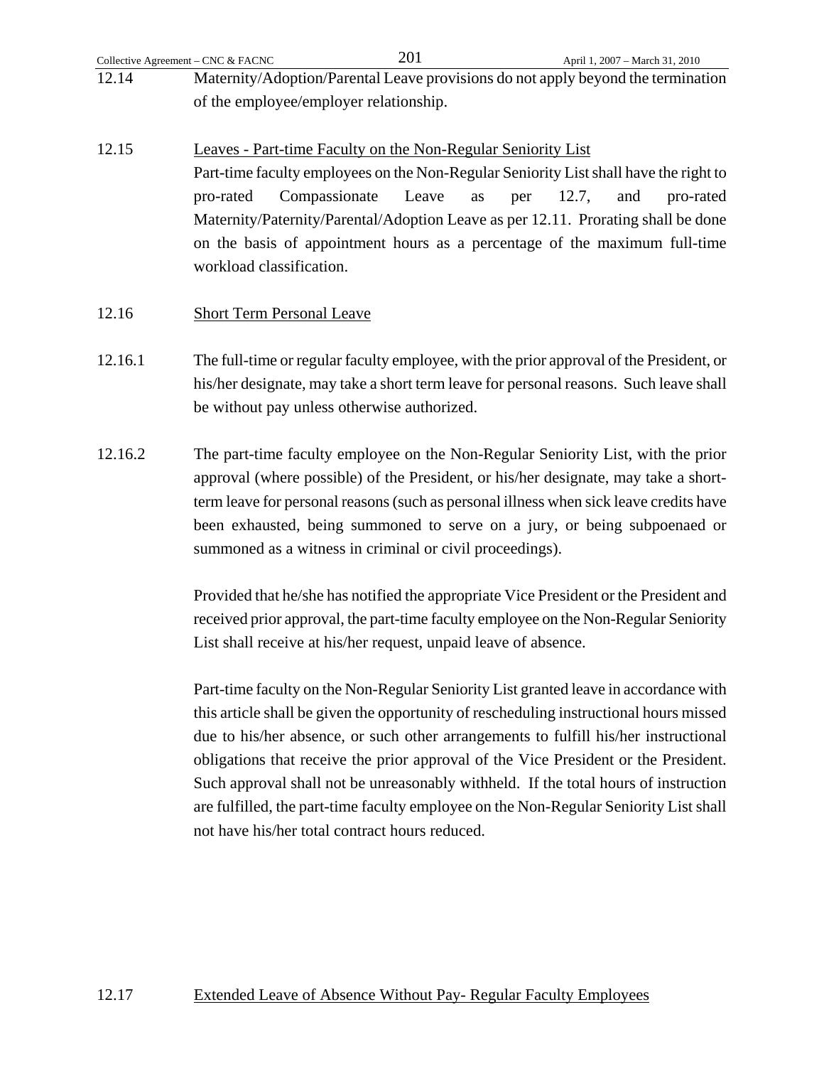12.14 Maternity/Adoption/Parental Leave provisions do not apply beyond the termination of the employee/employer relationship.

12.15 Leaves - Part-time Faculty on the Non-Regular Seniority List

Part-time faculty employees on the Non-Regular Seniority List shall have the right to pro-rated Compassionate Leave as per 12.7, and pro-rated Maternity/Paternity/Parental/Adoption Leave as per 12.11. Prorating shall be done on the basis of appointment hours as a percentage of the maximum full-time workload classification.

12.16 Short Term Personal Leave

12.16.1 The full-time or regular faculty employee, with the prior approval of the President, or his/her designate, may take a short term leave for personal reasons. Such leave shall be without pay unless otherwise authorized.

12.16.2 The part-time faculty employee on the Non-Regular Seniority List, with the prior approval (where possible) of the President, or his/her designate, may take a short-term leave for personal reasons (such as personal illness when sick leave credits have been exhausted, being summoned to serve on a jury, or being subpoenaed or summoned as a witness in criminal or civil proceedings).

Provided that he/she has notified the appropriate Vice President or the President and received prior approval, the part-time faculty employee on the Non-Regular Seniority List shall receive at his/her request, unpaid leave of absence.

Part-time faculty on the Non-Regular Seniority List granted leave in accordance with this article shall be given the opportunity of rescheduling instructional hours missed due to his/her absence, or such other arrangements to fulfill his/her instructional obligations that receive the prior approval of the Vice President or the President. Such approval shall not be unreasonably withheld. If the total hours of instruction are fulfilled, the part-time faculty employee on the Non-Regular Seniority List shall not have his/her total contract hours reduced.

12.17 Extended Leave of Absence Without Pay- Regular Faculty Employees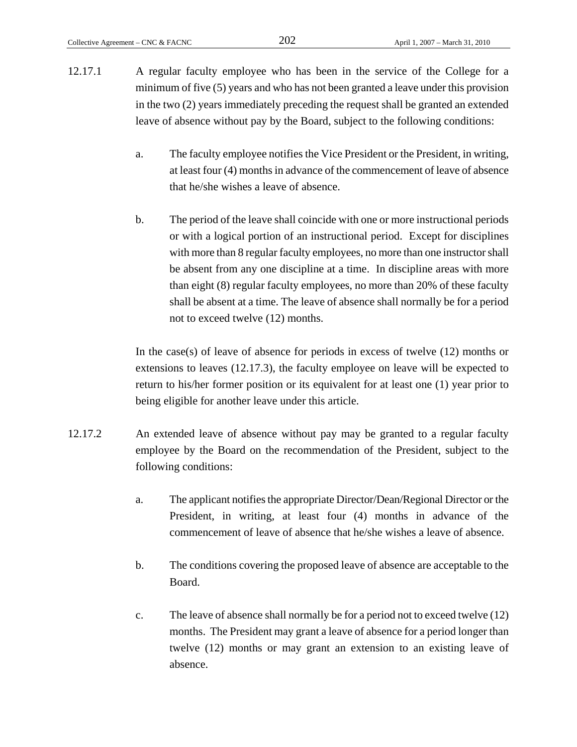12.17.1 A regular faculty employee who has been in the service of the College for a minimum of five (5) years and who has not been granted a leave under this provision in the two (2) years immediately preceding the request shall be granted an extended leave of absence without pay by the Board, subject to the following conditions:

a. The faculty employee notifies the Vice President or the President, in writing, at least four (4) months in advance of the commencement of leave of absence that he/she wishes a leave of absence.

b. The period of the leave shall coincide with one or more instructional periods or with a logical portion of an instructional period. Except for disciplines with more than 8 regular faculty employees, no more than one instructor shall be absent from any one discipline at a time. In discipline areas with more than eight (8) regular faculty employees, no more than 20% of these faculty shall be absent at a time. The leave of absence shall normally be for a period not to exceed twelve (12) months.

In the case(s) of leave of absence for periods in excess of twelve (12) months or extensions to leaves (12.17.3), the faculty employee on leave will be expected to return to his/her former position or its equivalent for at least one (1) year prior to being eligible for another leave under this article.

12.17.2 An extended leave of absence without pay may be granted to a regular faculty employee by the Board on the recommendation of the President, subject to the following conditions:

a. The applicant notifies the appropriate Director/Dean/Regional Director or the President, in writing, at least four (4) months in advance of the commencement of leave of absence that he/she wishes a leave of absence.

b. The conditions covering the proposed leave of absence are acceptable to the Board.

c. The leave of absence shall normally be for a period not to exceed twelve (12) months. The President may grant a leave of absence for a period longer than twelve (12) months or may grant an extension to an existing leave of absence.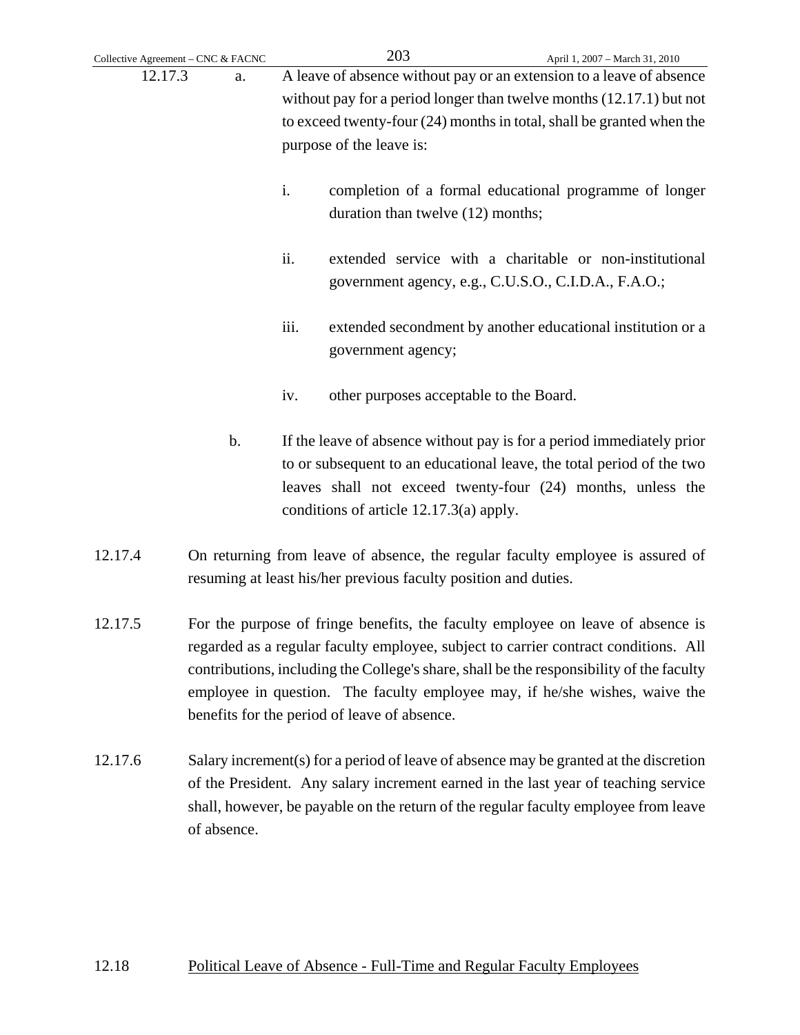12.17.3 a. A leave of absence without pay or an extension to a leave of absence without pay for a period longer than twelve months (12.17.1) but not to exceed twenty-four (24) months in total, shall be granted when the purpose of the leave is:

i. completion of a formal educational programme of longer duration than twelve (12) months;

ii. extended service with a charitable or non-institutional government agency, e.g., C.U.S.O., C.I.D.A., F.A.O.;

iii. extended secondment by another educational institution or a government agency;

iv. other purposes acceptable to the Board.

b. If the leave of absence without pay is for a period immediately prior to or subsequent to an educational leave, the total period of the two leaves shall not exceed twenty-four (24) months, unless the conditions of article 12.17.3(a) apply.

12.17.4 On returning from leave of absence, the regular faculty employee is assured of resuming at least his/her previous faculty position and duties.

12.17.5 For the purpose of fringe benefits, the faculty employee on leave of absence is regarded as a regular faculty employee, subject to carrier contract conditions. All contributions, including the College's share, shall be the responsibility of the faculty employee in question. The faculty employee may, if he/she wishes, waive the benefits for the period of leave of absence.

12.17.6 Salary increment(s) for a period of leave of absence may be granted at the discretion of the President. Any salary increment earned in the last year of teaching service shall, however, be payable on the return of the regular faculty employee from leave of absence.

## 12.18 Political Leave of Absence - Full-Time and Regular Faculty Employees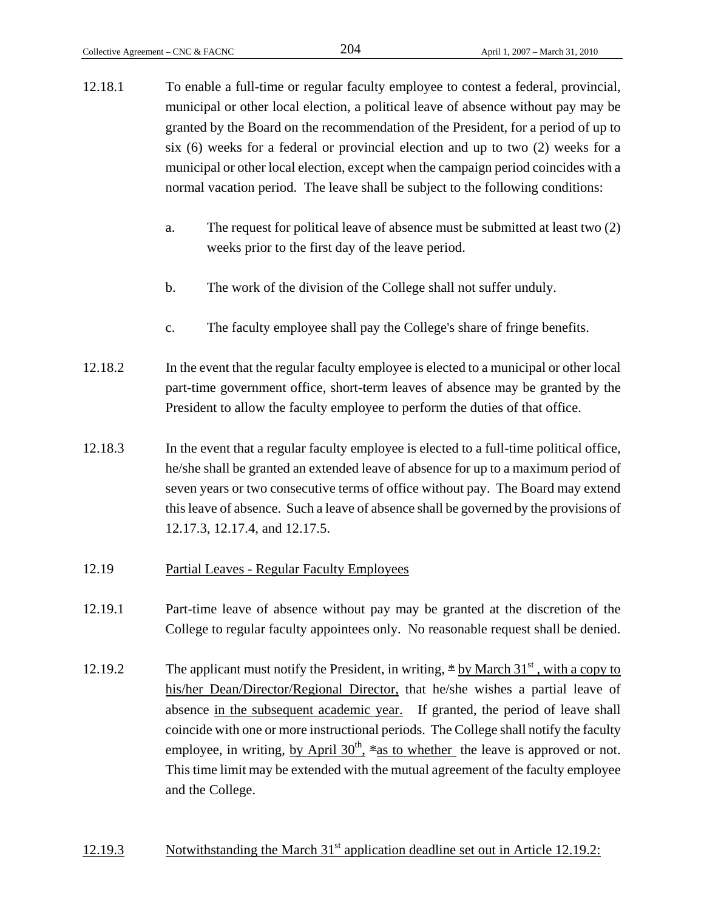12.18.1 To enable a full-time or regular faculty employee to contest a federal, provincial, municipal or other local election, a political leave of absence without pay may be granted by the Board on the recommendation of the President, for a period of up to six (6) weeks for a federal or provincial election and up to two (2) weeks for a municipal or other local election, except when the campaign period coincides with a normal vacation period. The leave shall be subject to the following conditions:

a. The request for political leave of absence must be submitted at least two (2) weeks prior to the first day of the leave period.

b. The work of the division of the College shall not suffer unduly.

c. The faculty employee shall pay the College's share of fringe benefits.

12.18.2 In the event that the regular faculty employee is elected to a municipal or other local part-time government office, short-term leaves of absence may be granted by the President to allow the faculty employee to perform the duties of that office.

12.18.3 In the event that a regular faculty employee is elected to a full-time political office, he/she shall be granted an extended leave of absence for up to a maximum period of seven years or two consecutive terms of office without pay. The Board may extend this leave of absence. Such a leave of absence shall be governed by the provisions of 12.17.3, 12.17.4, and 12.17.5.

12.19 <u>Partial Leaves - Regular Faculty Employees</u>

12.19.1 Part-time leave of absence without pay may be granted at the discretion of the College to regular faculty appointees only. No reasonable request shall be denied.

12.19.2 The applicant must notify the President, in writing, <u>* by March 31st , with a copy to his/her Dean/Director/Regional Director,</u> that he/she wishes a partial leave of absence <u>in the subsequent academic year.</u> If granted, the period of leave shall coincide with one or more instructional periods. The College shall notify the faculty employee, in writing, <u>by April 30th, *as to whether</u> the leave is approved or not. This time limit may be extended with the mutual agreement of the faculty employee and the College.

<u>12.19.3</u> <u>Notwithstanding the March 31st application deadline set out in Article 12.19.2:</u>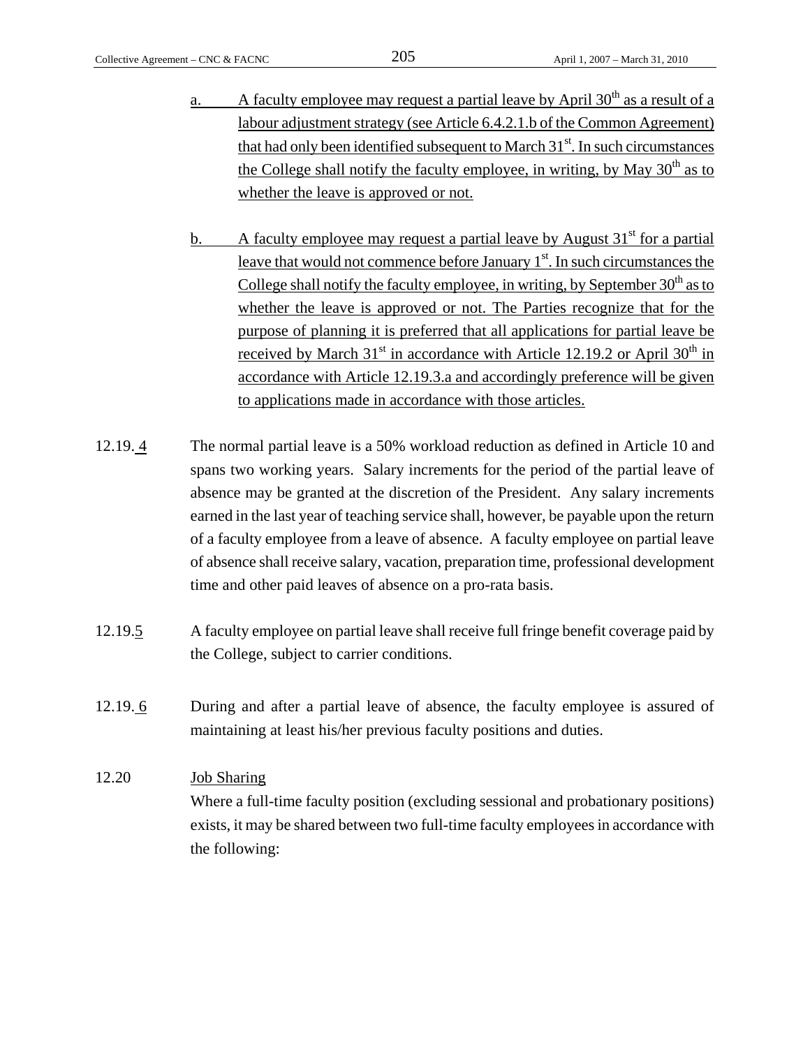a. A faculty employee may request a partial leave by April 30th as a result of a labour adjustment strategy (see Article 6.4.2.1.b of the Common Agreement) that had only been identified subsequent to March 31st. In such circumstances the College shall notify the faculty employee, in writing, by May 30th as to whether the leave is approved or not.

b. A faculty employee may request a partial leave by August 31st for a partial leave that would not commence before January 1st. In such circumstances the College shall notify the faculty employee, in writing, by September 30th as to whether the leave is approved or not. The Parties recognize that for the purpose of planning it is preferred that all applications for partial leave be received by March 31st in accordance with Article 12.19.2 or April 30th in accordance with Article 12.19.3.a and accordingly preference will be given to applications made in accordance with those articles.

12.19.4 The normal partial leave is a 50% workload reduction as defined in Article 10 and spans two working years. Salary increments for the period of the partial leave of absence may be granted at the discretion of the President. Any salary increments earned in the last year of teaching service shall, however, be payable upon the return of a faculty employee from a leave of absence. A faculty employee on partial leave of absence shall receive salary, vacation, preparation time, professional development time and other paid leaves of absence on a pro-rata basis.

12.19.5 A faculty employee on partial leave shall receive full fringe benefit coverage paid by the College, subject to carrier conditions.

12.19.6 During and after a partial leave of absence, the faculty employee is assured of maintaining at least his/her previous faculty positions and duties.

12.20 Job Sharing

Where a full-time faculty position (excluding sessional and probationary positions) exists, it may be shared between two full-time faculty employees in accordance with the following: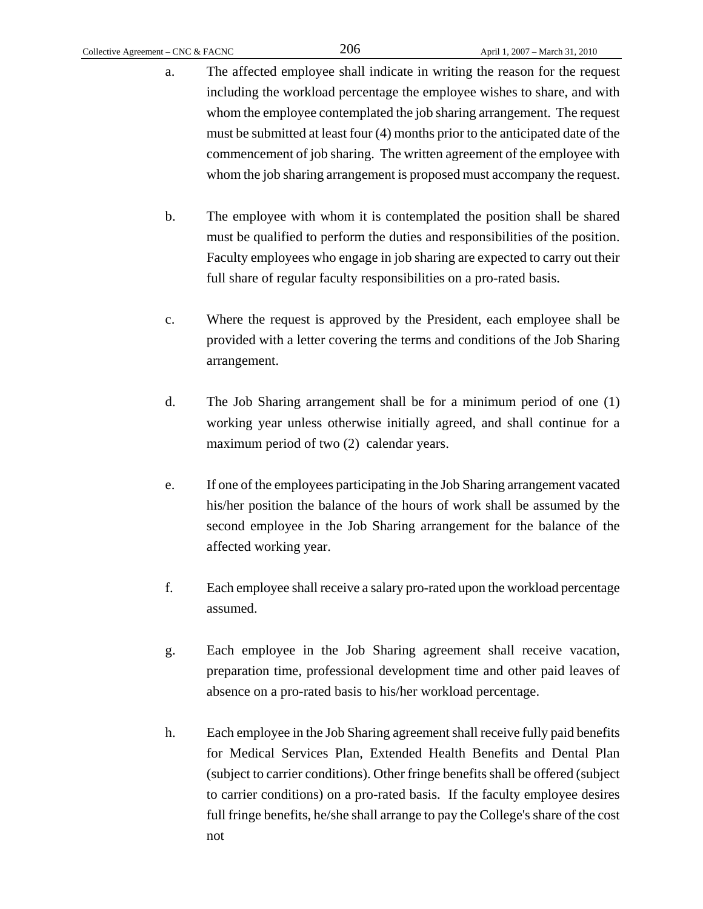a. The affected employee shall indicate in writing the reason for the request including the workload percentage the employee wishes to share, and with whom the employee contemplated the job sharing arrangement. The request must be submitted at least four (4) months prior to the anticipated date of the commencement of job sharing. The written agreement of the employee with whom the job sharing arrangement is proposed must accompany the request.

b. The employee with whom it is contemplated the position shall be shared must be qualified to perform the duties and responsibilities of the position. Faculty employees who engage in job sharing are expected to carry out their full share of regular faculty responsibilities on a pro-rated basis.

c. Where the request is approved by the President, each employee shall be provided with a letter covering the terms and conditions of the Job Sharing arrangement.

d. The Job Sharing arrangement shall be for a minimum period of one (1) working year unless otherwise initially agreed, and shall continue for a maximum period of two (2) calendar years.

e. If one of the employees participating in the Job Sharing arrangement vacated his/her position the balance of the hours of work shall be assumed by the second employee in the Job Sharing arrangement for the balance of the affected working year.

f. Each employee shall receive a salary pro-rated upon the workload percentage assumed.

g. Each employee in the Job Sharing agreement shall receive vacation, preparation time, professional development time and other paid leaves of absence on a pro-rated basis to his/her workload percentage.

h. Each employee in the Job Sharing agreement shall receive fully paid benefits for Medical Services Plan, Extended Health Benefits and Dental Plan (subject to carrier conditions). Other fringe benefits shall be offered (subject to carrier conditions) on a pro-rated basis. If the faculty employee desires full fringe benefits, he/she shall arrange to pay the College's share of the cost not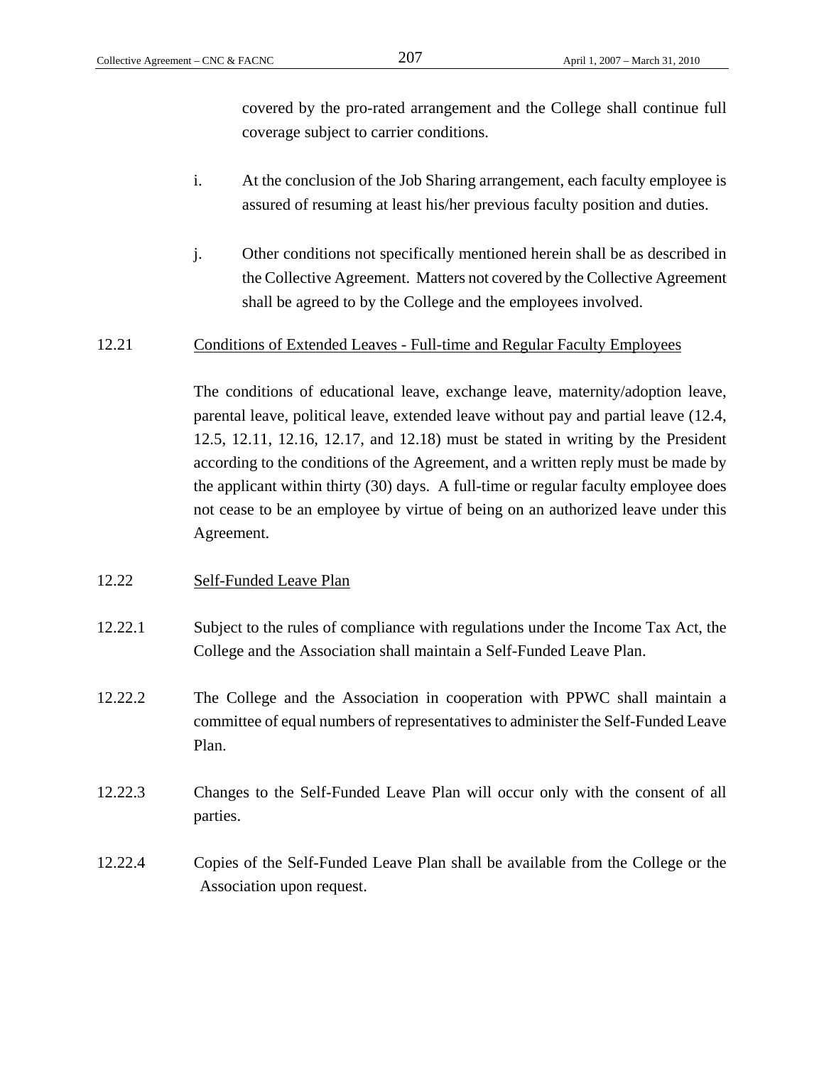covered by the pro-rated arrangement and the College shall continue full coverage subject to carrier conditions.

i. At the conclusion of the Job Sharing arrangement, each faculty employee is assured of resuming at least his/her previous faculty position and duties.

j. Other conditions not specifically mentioned herein shall be as described in the Collective Agreement. Matters not covered by the Collective Agreement shall be agreed to by the College and the employees involved.

12.21 Conditions of Extended Leaves - Full-time and Regular Faculty Employees

The conditions of educational leave, exchange leave, maternity/adoption leave, parental leave, political leave, extended leave without pay and partial leave (12.4, 12.5, 12.11, 12.16, 12.17, and 12.18) must be stated in writing by the President according to the conditions of the Agreement, and a written reply must be made by the applicant within thirty (30) days. A full-time or regular faculty employee does not cease to be an employee by virtue of being on an authorized leave under this Agreement.

12.22 Self-Funded Leave Plan

12.22.1 Subject to the rules of compliance with regulations under the Income Tax Act, the College and the Association shall maintain a Self-Funded Leave Plan.

12.22.2 The College and the Association in cooperation with PPWC shall maintain a committee of equal numbers of representatives to administer the Self-Funded Leave Plan.

12.22.3 Changes to the Self-Funded Leave Plan will occur only with the consent of all parties.

12.22.4 Copies of the Self-Funded Leave Plan shall be available from the College or the Association upon request.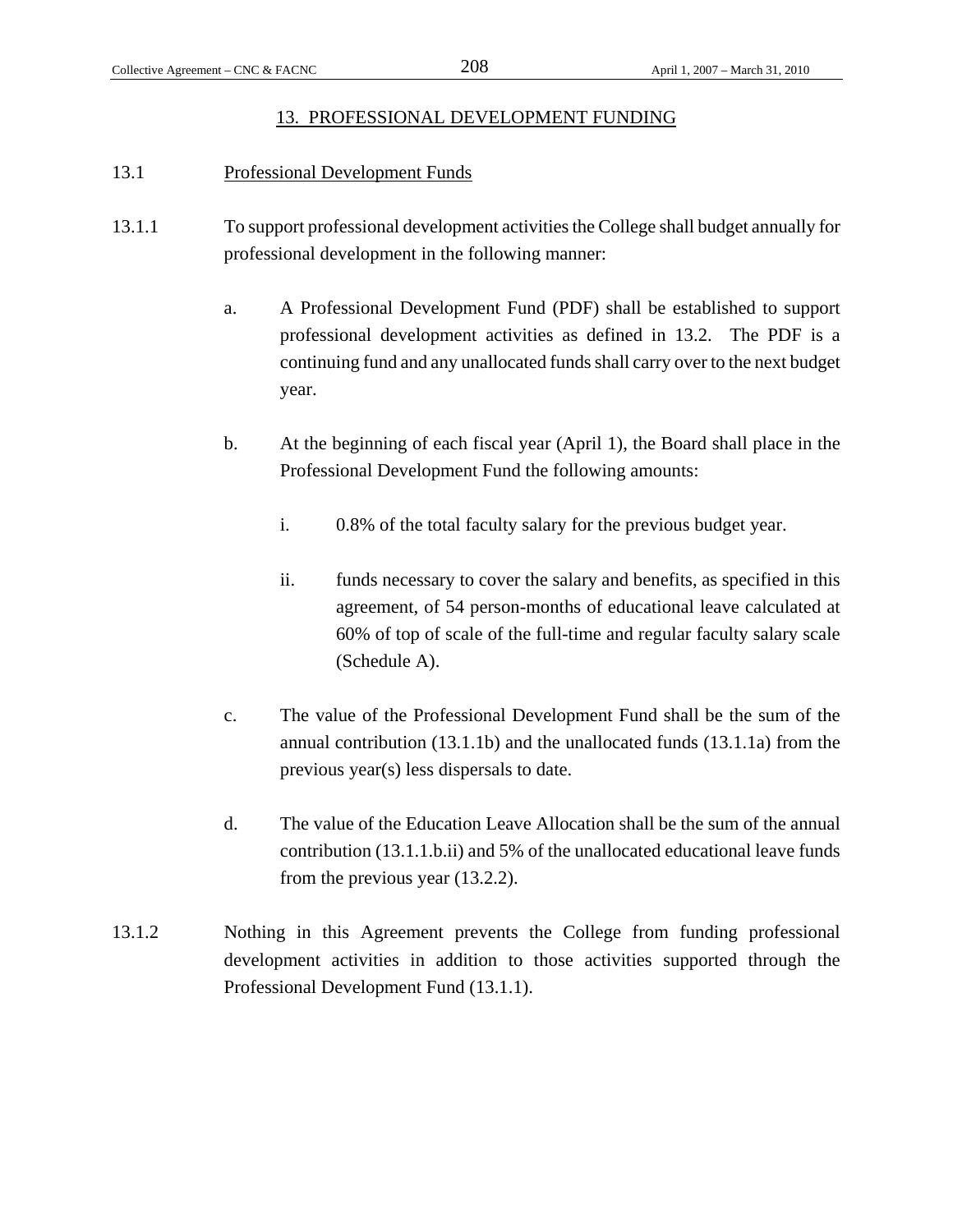## 13. PROFESSIONAL DEVELOPMENT FUNDING

### 13.1 Professional Development Funds

13.1.1 To support professional development activities the College shall budget annually for professional development in the following manner:

a. A Professional Development Fund (PDF) shall be established to support professional development activities as defined in 13.2. The PDF is a continuing fund and any unallocated funds shall carry over to the next budget year.

b. At the beginning of each fiscal year (April 1), the Board shall place in the Professional Development Fund the following amounts:

   i. 0.8% of the total faculty salary for the previous budget year.

   ii. funds necessary to cover the salary and benefits, as specified in this agreement, of 54 person-months of educational leave calculated at 60% of top of scale of the full-time and regular faculty salary scale (Schedule A).

c. The value of the Professional Development Fund shall be the sum of the annual contribution (13.1.1b) and the unallocated funds (13.1.1a) from the previous year(s) less dispersals to date.

d. The value of the Education Leave Allocation shall be the sum of the annual contribution (13.1.1.b.ii) and 5% of the unallocated educational leave funds from the previous year (13.2.2).

13.1.2 Nothing in this Agreement prevents the College from funding professional development activities in addition to those activities supported through the Professional Development Fund (13.1.1).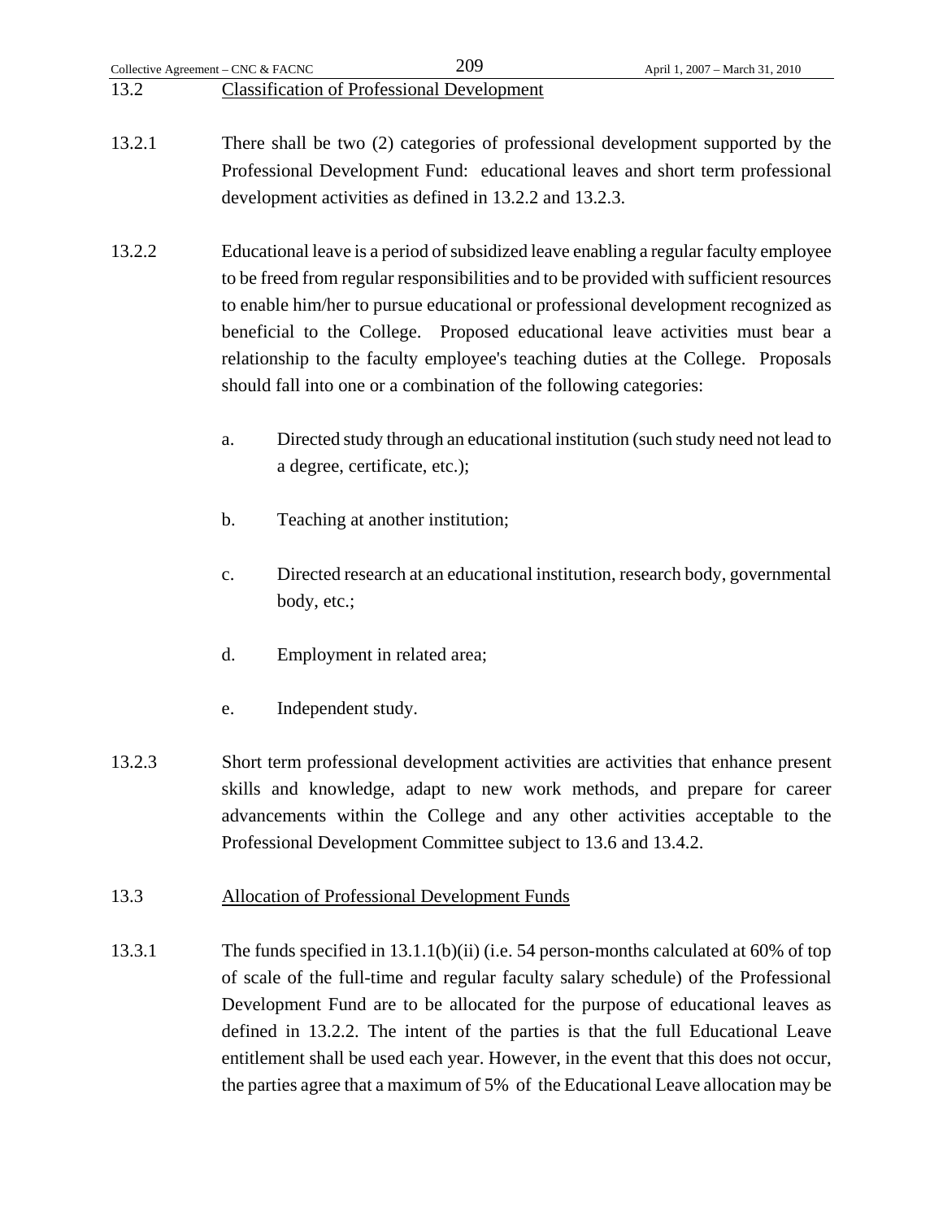13.2 Classification of Professional Development

13.2.1 There shall be two (2) categories of professional development supported by the Professional Development Fund: educational leaves and short term professional development activities as defined in 13.2.2 and 13.2.3.

13.2.2 Educational leave is a period of subsidized leave enabling a regular faculty employee to be freed from regular responsibilities and to be provided with sufficient resources to enable him/her to pursue educational or professional development recognized as beneficial to the College. Proposed educational leave activities must bear a relationship to the faculty employee's teaching duties at the College. Proposals should fall into one or a combination of the following categories:

a. Directed study through an educational institution (such study need not lead to a degree, certificate, etc.);

b. Teaching at another institution;

c. Directed research at an educational institution, research body, governmental body, etc.;

d. Employment in related area;

e. Independent study.

13.2.3 Short term professional development activities are activities that enhance present skills and knowledge, adapt to new work methods, and prepare for career advancements within the College and any other activities acceptable to the Professional Development Committee subject to 13.6 and 13.4.2.

13.3 Allocation of Professional Development Funds

13.3.1 The funds specified in 13.1.1(b)(ii) (i.e. 54 person-months calculated at 60% of top of scale of the full-time and regular faculty salary schedule) of the Professional Development Fund are to be allocated for the purpose of educational leaves as defined in 13.2.2. The intent of the parties is that the full Educational Leave entitlement shall be used each year. However, in the event that this does not occur, the parties agree that a maximum of 5% of the Educational Leave allocation may be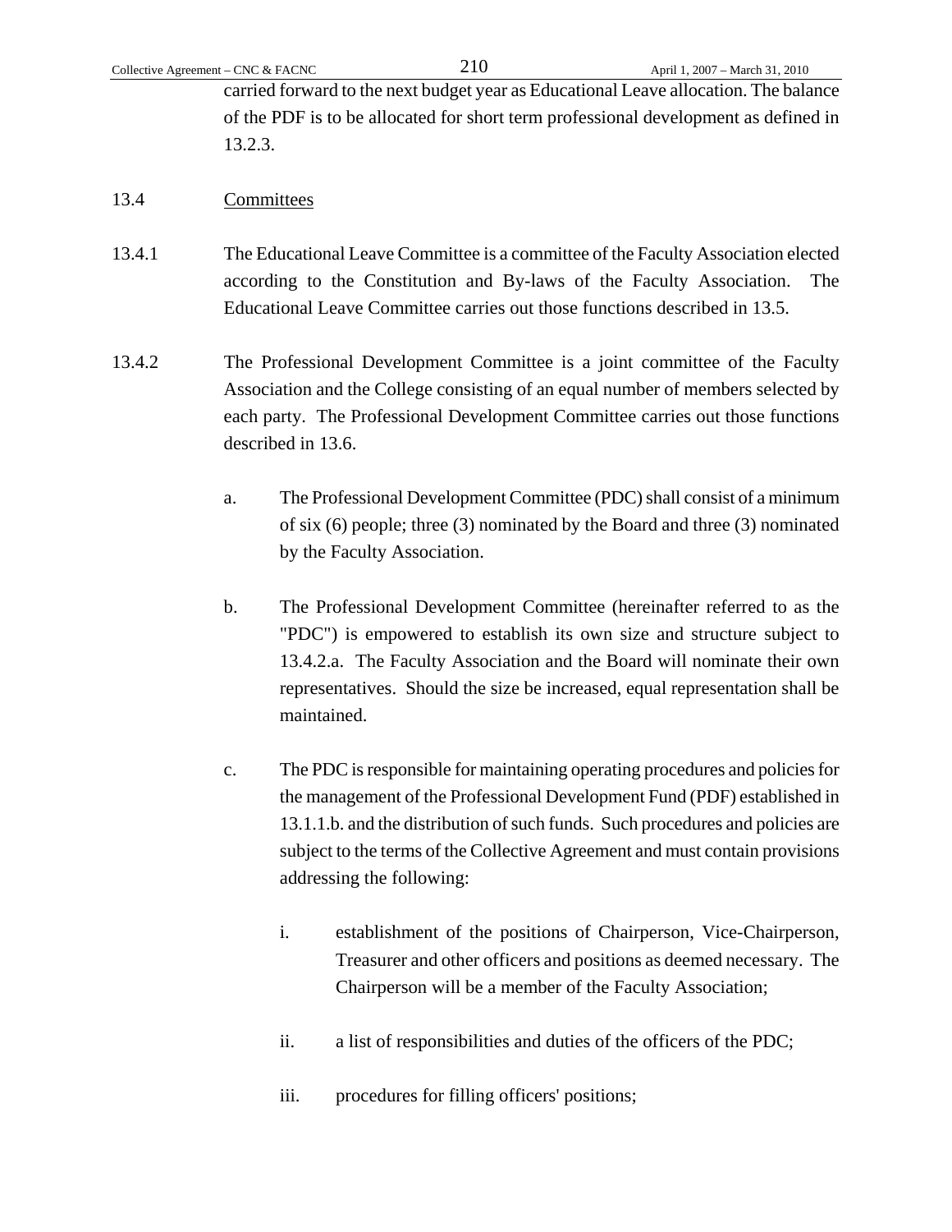carried forward to the next budget year as Educational Leave allocation. The balance of the PDF is to be allocated for short term professional development as defined in 13.2.3.

13.4 Committees

13.4.1 The Educational Leave Committee is a committee of the Faculty Association elected according to the Constitution and By-laws of the Faculty Association. The Educational Leave Committee carries out those functions described in 13.5.

13.4.2 The Professional Development Committee is a joint committee of the Faculty Association and the College consisting of an equal number of members selected by each party. The Professional Development Committee carries out those functions described in 13.6.

a. The Professional Development Committee (PDC) shall consist of a minimum of six (6) people; three (3) nominated by the Board and three (3) nominated by the Faculty Association.

b. The Professional Development Committee (hereinafter referred to as the "PDC") is empowered to establish its own size and structure subject to 13.4.2.a. The Faculty Association and the Board will nominate their own representatives. Should the size be increased, equal representation shall be maintained.

c. The PDC is responsible for maintaining operating procedures and policies for the management of the Professional Development Fund (PDF) established in 13.1.1.b. and the distribution of such funds. Such procedures and policies are subject to the terms of the Collective Agreement and must contain provisions addressing the following:

i. establishment of the positions of Chairperson, Vice-Chairperson, Treasurer and other officers and positions as deemed necessary. The Chairperson will be a member of the Faculty Association;

ii. a list of responsibilities and duties of the officers of the PDC;

iii. procedures for filling officers' positions;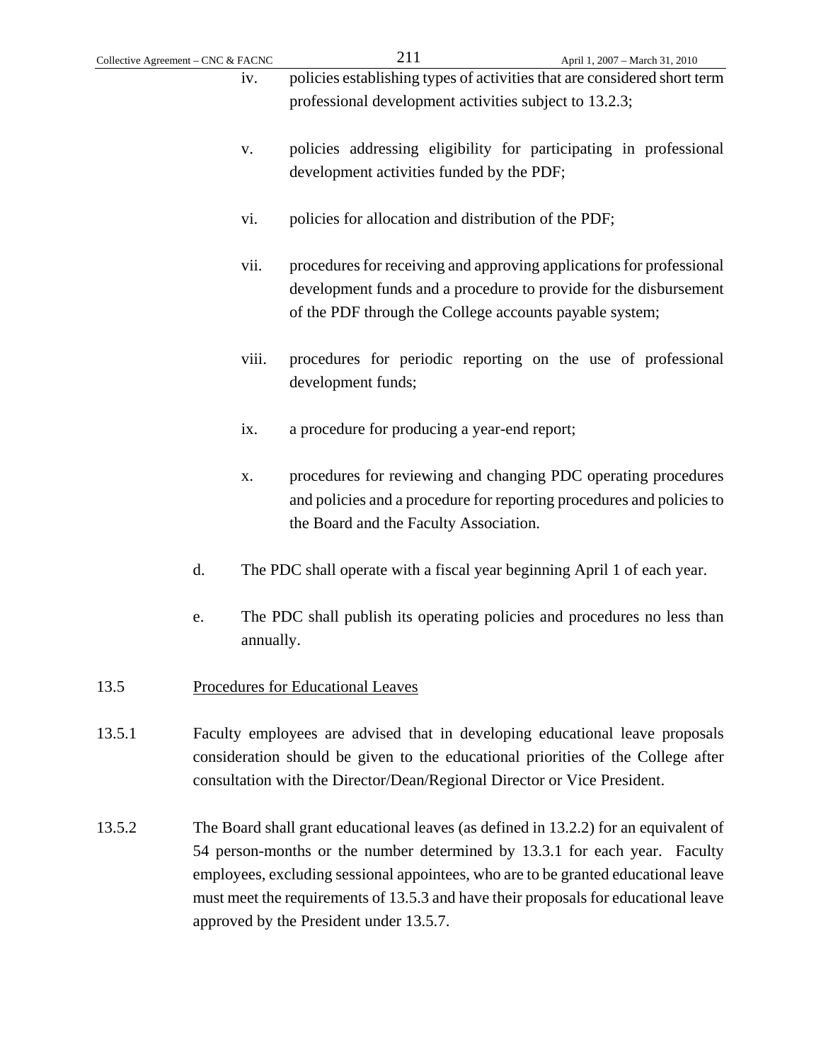iv. policies establishing types of activities that are considered short term professional development activities subject to 13.2.3;

v. policies addressing eligibility for participating in professional development activities funded by the PDF;

vi. policies for allocation and distribution of the PDF;

vii. procedures for receiving and approving applications for professional development funds and a procedure to provide for the disbursement of the PDF through the College accounts payable system;

viii. procedures for periodic reporting on the use of professional development funds;

ix. a procedure for producing a year-end report;

x. procedures for reviewing and changing PDC operating procedures and policies and a procedure for reporting procedures and policies to the Board and the Faculty Association.

d. The PDC shall operate with a fiscal year beginning April 1 of each year.

e. The PDC shall publish its operating policies and procedures no less than annually.

13.5 Procedures for Educational Leaves

13.5.1 Faculty employees are advised that in developing educational leave proposals consideration should be given to the educational priorities of the College after consultation with the Director/Dean/Regional Director or Vice President.

13.5.2 The Board shall grant educational leaves (as defined in 13.2.2) for an equivalent of 54 person-months or the number determined by 13.3.1 for each year. Faculty employees, excluding sessional appointees, who are to be granted educational leave must meet the requirements of 13.5.3 and have their proposals for educational leave approved by the President under 13.5.7.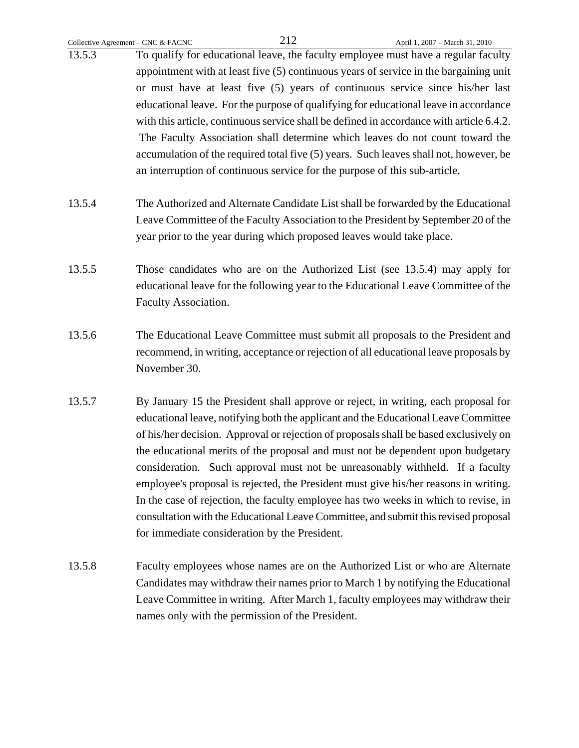13.5.3 To qualify for educational leave, the faculty employee must have a regular faculty appointment with at least five (5) continuous years of service in the bargaining unit or must have at least five (5) years of continuous service since his/her last educational leave. For the purpose of qualifying for educational leave in accordance with this article, continuous service shall be defined in accordance with article 6.4.2. The Faculty Association shall determine which leaves do not count toward the accumulation of the required total five (5) years. Such leaves shall not, however, be an interruption of continuous service for the purpose of this sub-article.

13.5.4 The Authorized and Alternate Candidate List shall be forwarded by the Educational Leave Committee of the Faculty Association to the President by September 20 of the year prior to the year during which proposed leaves would take place.

13.5.5 Those candidates who are on the Authorized List (see 13.5.4) may apply for educational leave for the following year to the Educational Leave Committee of the Faculty Association.

13.5.6 The Educational Leave Committee must submit all proposals to the President and recommend, in writing, acceptance or rejection of all educational leave proposals by November 30.

13.5.7 By January 15 the President shall approve or reject, in writing, each proposal for educational leave, notifying both the applicant and the Educational Leave Committee of his/her decision. Approval or rejection of proposals shall be based exclusively on the educational merits of the proposal and must not be dependent upon budgetary consideration. Such approval must not be unreasonably withheld. If a faculty employee's proposal is rejected, the President must give his/her reasons in writing. In the case of rejection, the faculty employee has two weeks in which to revise, in consultation with the Educational Leave Committee, and submit this revised proposal for immediate consideration by the President.

13.5.8 Faculty employees whose names are on the Authorized List or who are Alternate Candidates may withdraw their names prior to March 1 by notifying the Educational Leave Committee in writing. After March 1, faculty employees may withdraw their names only with the permission of the President.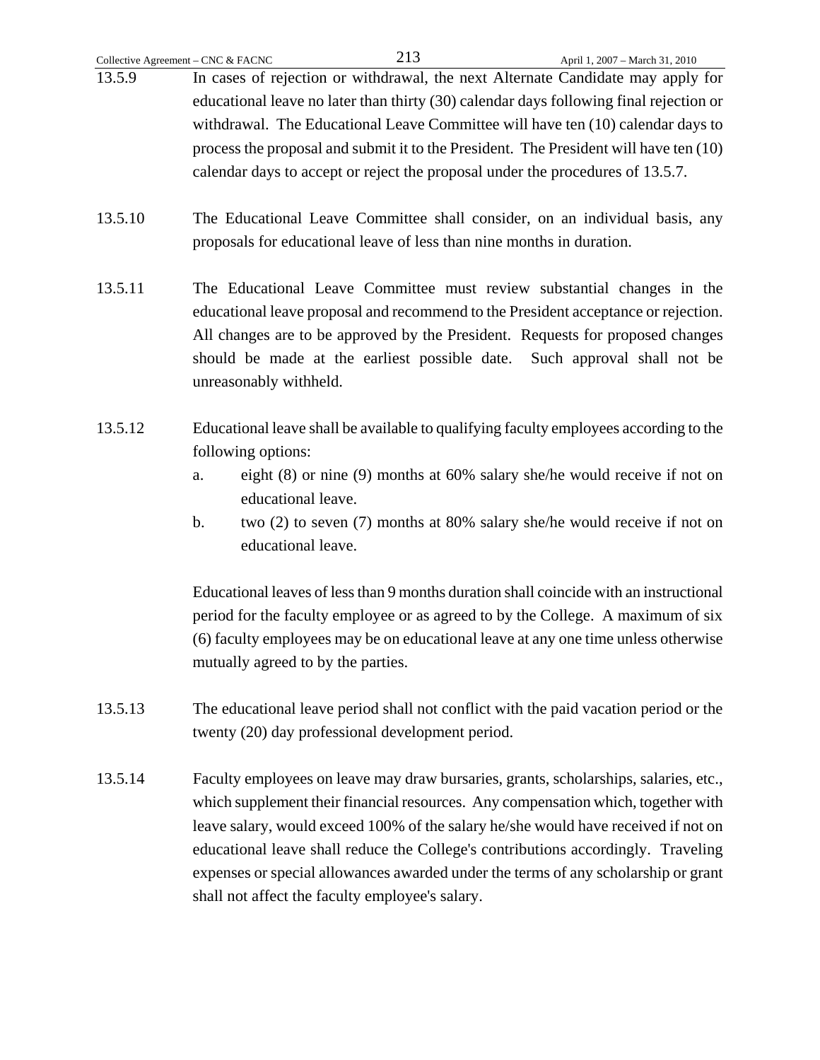13.5.9 In cases of rejection or withdrawal, the next Alternate Candidate may apply for educational leave no later than thirty (30) calendar days following final rejection or withdrawal. The Educational Leave Committee will have ten (10) calendar days to process the proposal and submit it to the President. The President will have ten (10) calendar days to accept or reject the proposal under the procedures of 13.5.7.

13.5.10 The Educational Leave Committee shall consider, on an individual basis, any proposals for educational leave of less than nine months in duration.

13.5.11 The Educational Leave Committee must review substantial changes in the educational leave proposal and recommend to the President acceptance or rejection. All changes are to be approved by the President. Requests for proposed changes should be made at the earliest possible date. Such approval shall not be unreasonably withheld.

13.5.12 Educational leave shall be available to qualifying faculty employees according to the following options:

a. eight (8) or nine (9) months at 60% salary she/he would receive if not on educational leave.

b. two (2) to seven (7) months at 80% salary she/he would receive if not on educational leave.

Educational leaves of less than 9 months duration shall coincide with an instructional period for the faculty employee or as agreed to by the College. A maximum of six (6) faculty employees may be on educational leave at any one time unless otherwise mutually agreed to by the parties.

13.5.13 The educational leave period shall not conflict with the paid vacation period or the twenty (20) day professional development period.

13.5.14 Faculty employees on leave may draw bursaries, grants, scholarships, salaries, etc., which supplement their financial resources. Any compensation which, together with leave salary, would exceed 100% of the salary he/she would have received if not on educational leave shall reduce the College's contributions accordingly. Traveling expenses or special allowances awarded under the terms of any scholarship or grant shall not affect the faculty employee's salary.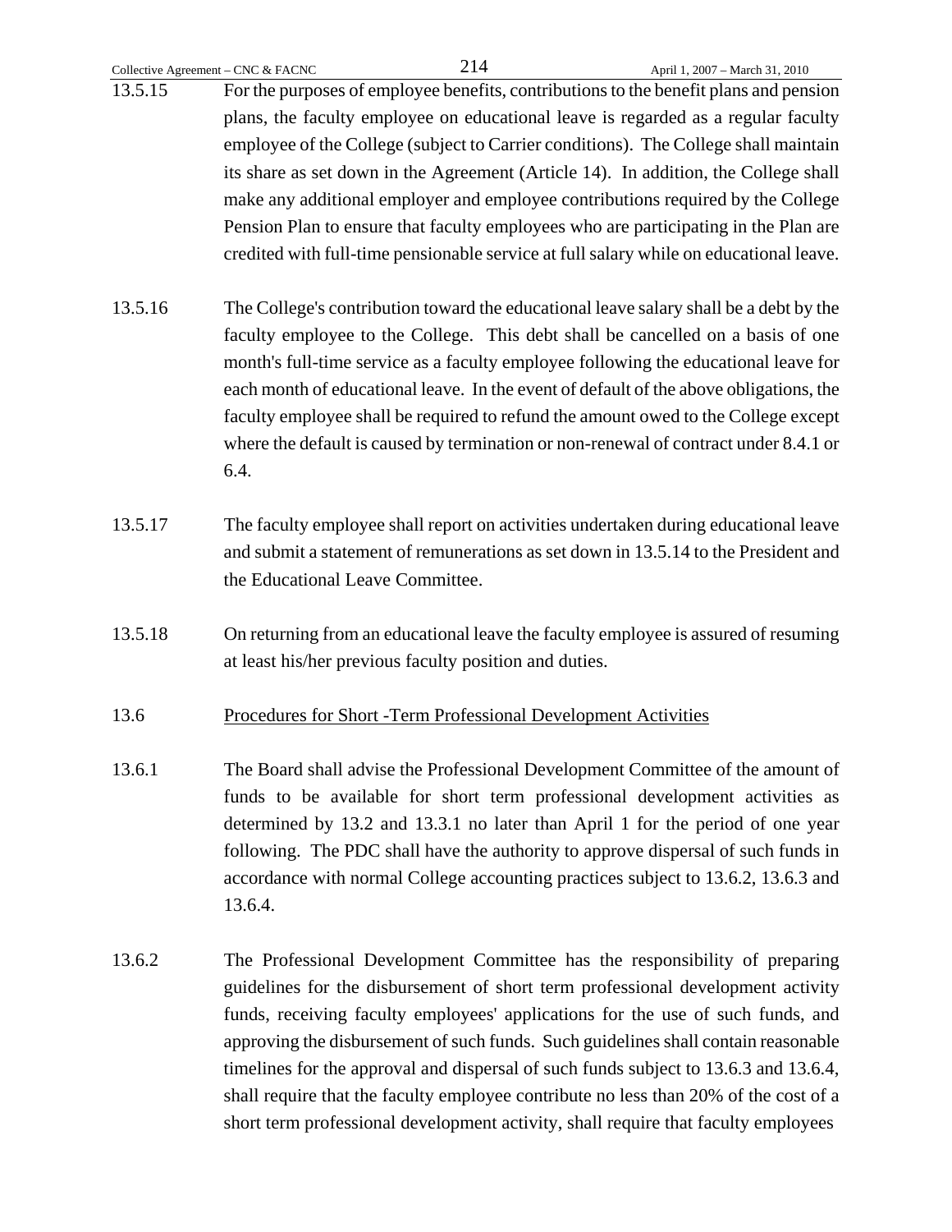13.5.15 For the purposes of employee benefits, contributions to the benefit plans and pension plans, the faculty employee on educational leave is regarded as a regular faculty employee of the College (subject to Carrier conditions). The College shall maintain its share as set down in the Agreement (Article 14). In addition, the College shall make any additional employer and employee contributions required by the College Pension Plan to ensure that faculty employees who are participating in the Plan are credited with full-time pensionable service at full salary while on educational leave.

13.5.16 The College's contribution toward the educational leave salary shall be a debt by the faculty employee to the College. This debt shall be cancelled on a basis of one month's full-time service as a faculty employee following the educational leave for each month of educational leave. In the event of default of the above obligations, the faculty employee shall be required to refund the amount owed to the College except where the default is caused by termination or non-renewal of contract under 8.4.1 or 6.4.

13.5.17 The faculty employee shall report on activities undertaken during educational leave and submit a statement of remunerations as set down in 13.5.14 to the President and the Educational Leave Committee.

13.5.18 On returning from an educational leave the faculty employee is assured of resuming at least his/her previous faculty position and duties.

13.6 <u>Procedures for Short -Term Professional Development Activities</u>

13.6.1 The Board shall advise the Professional Development Committee of the amount of funds to be available for short term professional development activities as determined by 13.2 and 13.3.1 no later than April 1 for the period of one year following. The PDC shall have the authority to approve dispersal of such funds in accordance with normal College accounting practices subject to 13.6.2, 13.6.3 and 13.6.4.

13.6.2 The Professional Development Committee has the responsibility of preparing guidelines for the disbursement of short term professional development activity funds, receiving faculty employees' applications for the use of such funds, and approving the disbursement of such funds. Such guidelines shall contain reasonable timelines for the approval and dispersal of such funds subject to 13.6.3 and 13.6.4, shall require that the faculty employee contribute no less than 20% of the cost of a short term professional development activity, shall require that faculty employees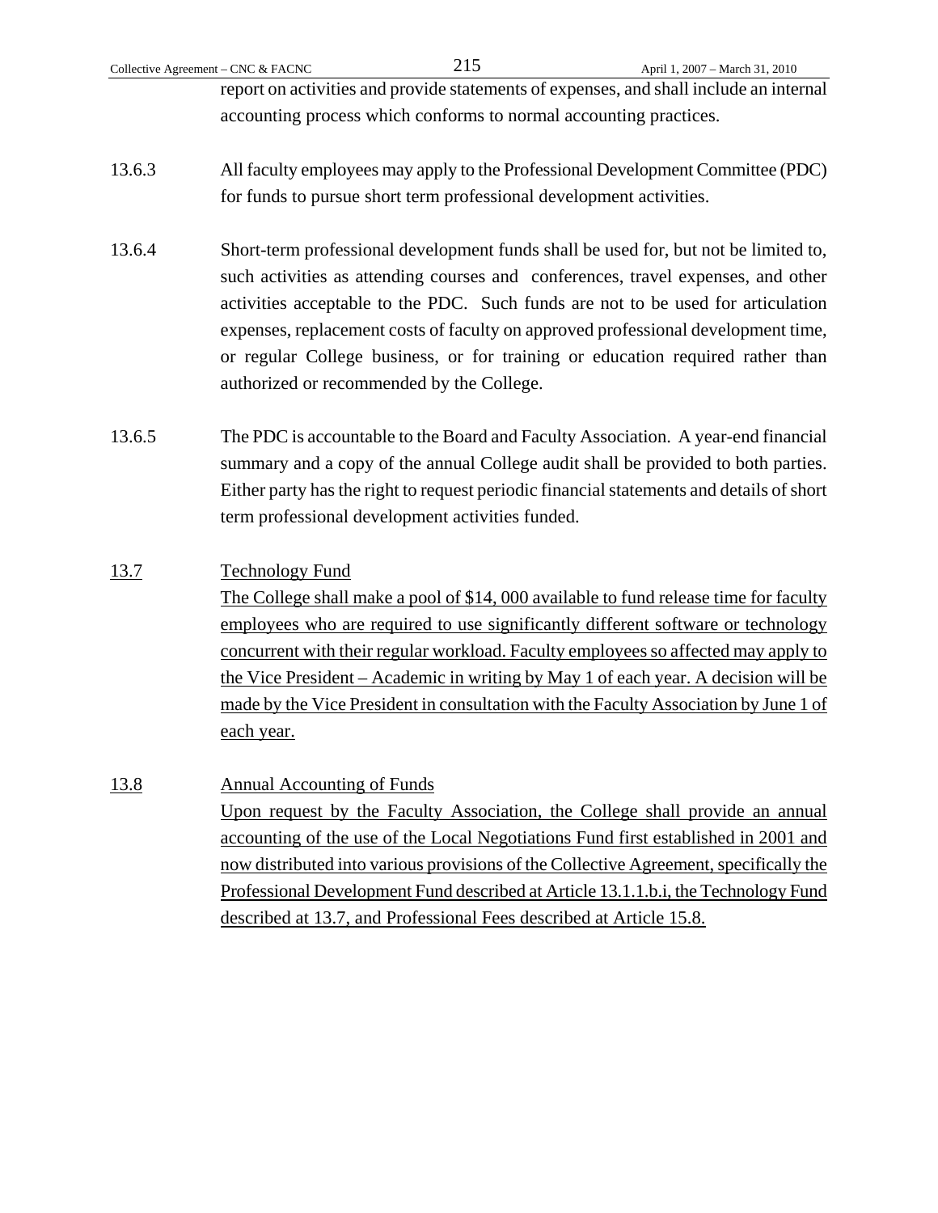report on activities and provide statements of expenses, and shall include an internal accounting process which conforms to normal accounting practices.

13.6.3 All faculty employees may apply to the Professional Development Committee (PDC) for funds to pursue short term professional development activities.

13.6.4 Short-term professional development funds shall be used for, but not be limited to, such activities as attending courses and conferences, travel expenses, and other activities acceptable to the PDC. Such funds are not to be used for articulation expenses, replacement costs of faculty on approved professional development time, or regular College business, or for training or education required rather than authorized or recommended by the College.

13.6.5 The PDC is accountable to the Board and Faculty Association. A year-end financial summary and a copy of the annual College audit shall be provided to both parties. Either party has the right to request periodic financial statements and details of short term professional development activities funded.

<u>13.7</u> <u>Technology Fund</u>

<u>The College shall make a pool of $14, 000 available to fund release time for faculty employees who are required to use significantly different software or technology concurrent with their regular workload. Faculty employees so affected may apply to the Vice President – Academic in writing by May 1 of each year. A decision will be made by the Vice President in consultation with the Faculty Association by June 1 of each year.</u>

<u>13.8</u> <u>Annual Accounting of Funds</u>

<u>Upon request by the Faculty Association, the College shall provide an annual accounting of the use of the Local Negotiations Fund first established in 2001 and now distributed into various provisions of the Collective Agreement, specifically the Professional Development Fund described at Article 13.1.1.b.i, the Technology Fund described at 13.7, and Professional Fees described at Article 15.8.</u>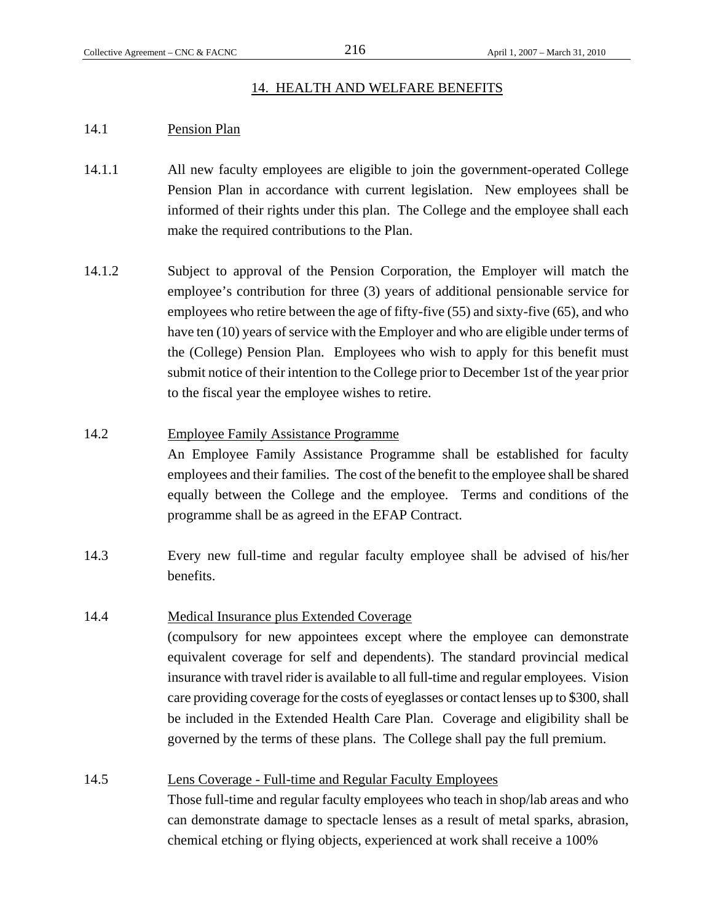## 14. HEALTH AND WELFARE BENEFITS

14.1 Pension Plan

14.1.1 All new faculty employees are eligible to join the government-operated College Pension Plan in accordance with current legislation. New employees shall be informed of their rights under this plan. The College and the employee shall each make the required contributions to the Plan.

14.1.2 Subject to approval of the Pension Corporation, the Employer will match the employee's contribution for three (3) years of additional pensionable service for employees who retire between the age of fifty-five (55) and sixty-five (65), and who have ten (10) years of service with the Employer and who are eligible under terms of the (College) Pension Plan. Employees who wish to apply for this benefit must submit notice of their intention to the College prior to December 1st of the year prior to the fiscal year the employee wishes to retire.

14.2 Employee Family Assistance Programme

An Employee Family Assistance Programme shall be established for faculty employees and their families. The cost of the benefit to the employee shall be shared equally between the College and the employee. Terms and conditions of the programme shall be as agreed in the EFAP Contract.

14.3 Every new full-time and regular faculty employee shall be advised of his/her benefits.

14.4 Medical Insurance plus Extended Coverage

(compulsory for new appointees except where the employee can demonstrate equivalent coverage for self and dependents). The standard provincial medical insurance with travel rider is available to all full-time and regular employees. Vision care providing coverage for the costs of eyeglasses or contact lenses up to $300, shall be included in the Extended Health Care Plan. Coverage and eligibility shall be governed by the terms of these plans. The College shall pay the full premium.

14.5 Lens Coverage - Full-time and Regular Faculty Employees

Those full-time and regular faculty employees who teach in shop/lab areas and who can demonstrate damage to spectacle lenses as a result of metal sparks, abrasion, chemical etching or flying objects, experienced at work shall receive a 100%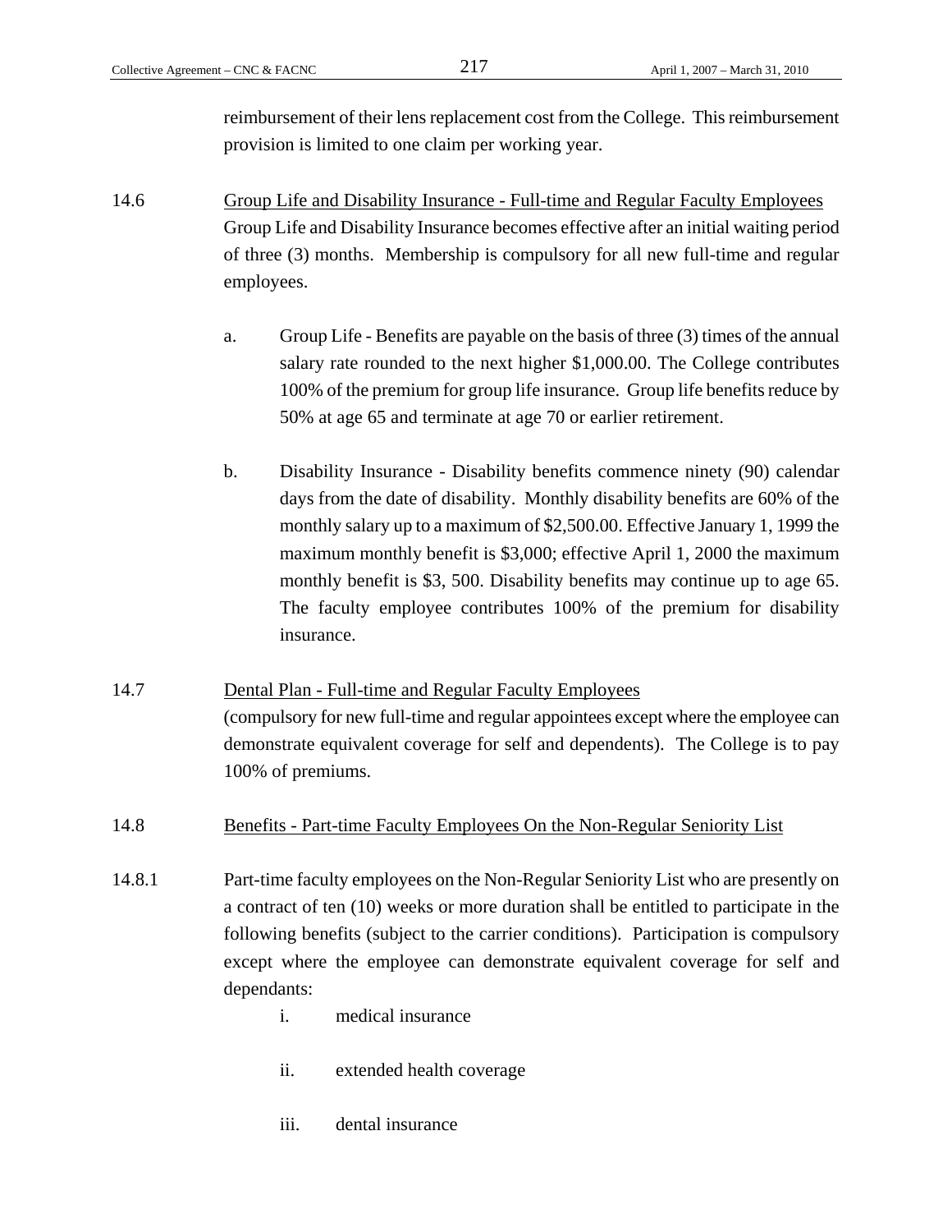reimbursement of their lens replacement cost from the College. This reimbursement provision is limited to one claim per working year.

14.6 Group Life and Disability Insurance - Full-time and Regular Faculty Employees

Group Life and Disability Insurance becomes effective after an initial waiting period of three (3) months. Membership is compulsory for all new full-time and regular employees.

a. Group Life - Benefits are payable on the basis of three (3) times of the annual salary rate rounded to the next higher $1,000.00. The College contributes 100% of the premium for group life insurance. Group life benefits reduce by 50% at age 65 and terminate at age 70 or earlier retirement.

b. Disability Insurance - Disability benefits commence ninety (90) calendar days from the date of disability. Monthly disability benefits are 60% of the monthly salary up to a maximum of $2,500.00. Effective January 1, 1999 the maximum monthly benefit is $3,000; effective April 1, 2000 the maximum monthly benefit is $3, 500. Disability benefits may continue up to age 65. The faculty employee contributes 100% of the premium for disability insurance.

14.7 Dental Plan - Full-time and Regular Faculty Employees

(compulsory for new full-time and regular appointees except where the employee can demonstrate equivalent coverage for self and dependents). The College is to pay 100% of premiums.

14.8 Benefits - Part-time Faculty Employees On the Non-Regular Seniority List

14.8.1 Part-time faculty employees on the Non-Regular Seniority List who are presently on a contract of ten (10) weeks or more duration shall be entitled to participate in the following benefits (subject to the carrier conditions). Participation is compulsory except where the employee can demonstrate equivalent coverage for self and dependants:

i. medical insurance

ii. extended health coverage

iii. dental insurance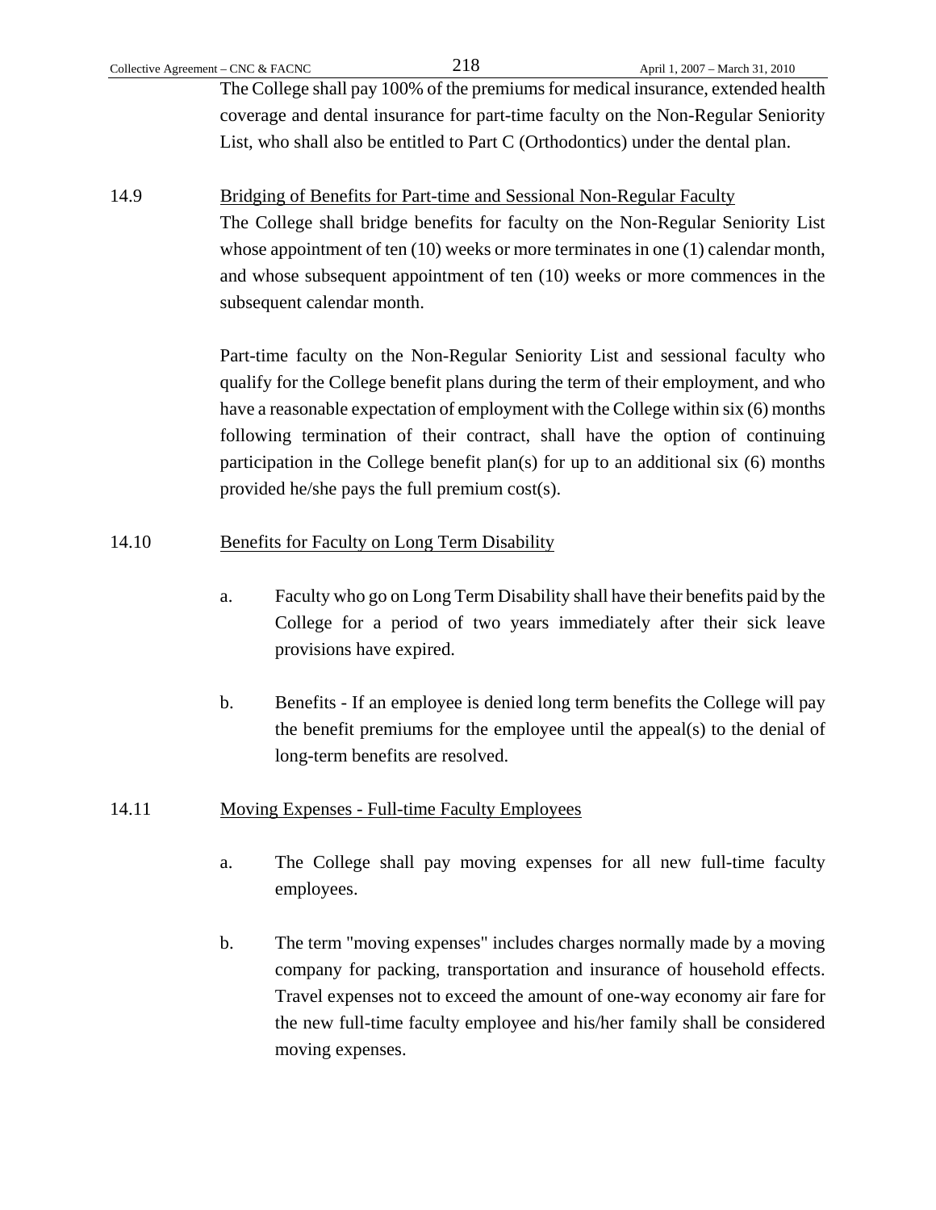The College shall pay 100% of the premiums for medical insurance, extended health coverage and dental insurance for part-time faculty on the Non-Regular Seniority List, who shall also be entitled to Part C (Orthodontics) under the dental plan.

14.9 Bridging of Benefits for Part-time and Sessional Non-Regular Faculty

The College shall bridge benefits for faculty on the Non-Regular Seniority List whose appointment of ten (10) weeks or more terminates in one (1) calendar month, and whose subsequent appointment of ten (10) weeks or more commences in the subsequent calendar month.

Part-time faculty on the Non-Regular Seniority List and sessional faculty who qualify for the College benefit plans during the term of their employment, and who have a reasonable expectation of employment with the College within six (6) months following termination of their contract, shall have the option of continuing participation in the College benefit plan(s) for up to an additional six (6) months provided he/she pays the full premium cost(s).

14.10 Benefits for Faculty on Long Term Disability

a. Faculty who go on Long Term Disability shall have their benefits paid by the College for a period of two years immediately after their sick leave provisions have expired.

b. Benefits - If an employee is denied long term benefits the College will pay the benefit premiums for the employee until the appeal(s) to the denial of long-term benefits are resolved.

14.11 Moving Expenses - Full-time Faculty Employees

a. The College shall pay moving expenses for all new full-time faculty employees.

b. The term "moving expenses" includes charges normally made by a moving company for packing, transportation and insurance of household effects. Travel expenses not to exceed the amount of one-way economy air fare for the new full-time faculty employee and his/her family shall be considered moving expenses.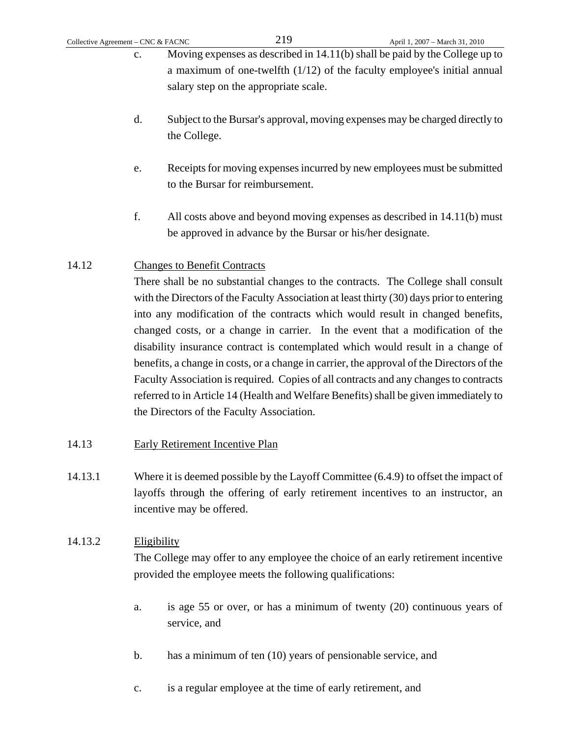c. Moving expenses as described in 14.11(b) shall be paid by the College up to a maximum of one-twelfth (1/12) of the faculty employee's initial annual salary step on the appropriate scale.

d. Subject to the Bursar's approval, moving expenses may be charged directly to the College.

e. Receipts for moving expenses incurred by new employees must be submitted to the Bursar for reimbursement.

f. All costs above and beyond moving expenses as described in 14.11(b) must be approved in advance by the Bursar or his/her designate.

14.12 Changes to Benefit Contracts

There shall be no substantial changes to the contracts. The College shall consult with the Directors of the Faculty Association at least thirty (30) days prior to entering into any modification of the contracts which would result in changed benefits, changed costs, or a change in carrier. In the event that a modification of the disability insurance contract is contemplated which would result in a change of benefits, a change in costs, or a change in carrier, the approval of the Directors of the Faculty Association is required. Copies of all contracts and any changes to contracts referred to in Article 14 (Health and Welfare Benefits) shall be given immediately to the Directors of the Faculty Association.

14.13 Early Retirement Incentive Plan

14.13.1 Where it is deemed possible by the Layoff Committee (6.4.9) to offset the impact of layoffs through the offering of early retirement incentives to an instructor, an incentive may be offered.

14.13.2 Eligibility

The College may offer to any employee the choice of an early retirement incentive provided the employee meets the following qualifications:

a. is age 55 or over, or has a minimum of twenty (20) continuous years of service, and

b. has a minimum of ten (10) years of pensionable service, and

c. is a regular employee at the time of early retirement, and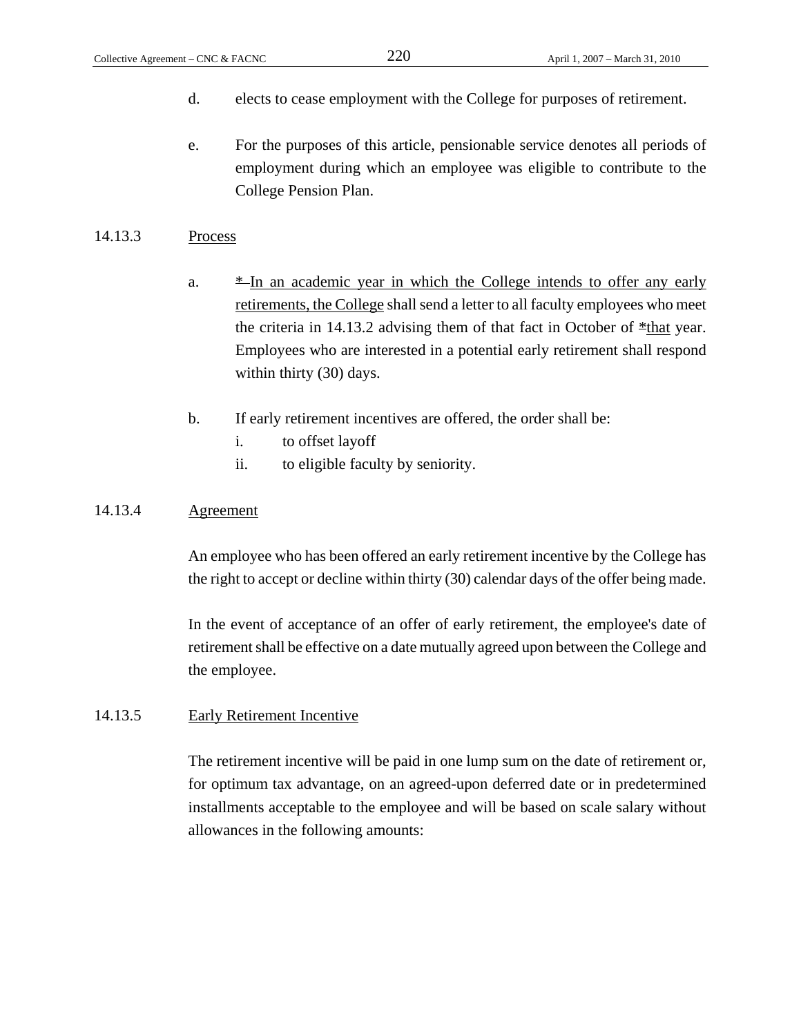d. elects to cease employment with the College for purposes of retirement.

e. For the purposes of this article, pensionable service denotes all periods of employment during which an employee was eligible to contribute to the College Pension Plan.

14.13.3 Process

a. * In an academic year in which the College intends to offer any early retirements, the College shall send a letter to all faculty employees who meet the criteria in 14.13.2 advising them of that fact in October of *that year. Employees who are interested in a potential early retirement shall respond within thirty (30) days.

b. If early retirement incentives are offered, the order shall be:
   i. to offset layoff
   ii. to eligible faculty by seniority.

14.13.4 Agreement

An employee who has been offered an early retirement incentive by the College has the right to accept or decline within thirty (30) calendar days of the offer being made.

In the event of acceptance of an offer of early retirement, the employee's date of retirement shall be effective on a date mutually agreed upon between the College and the employee.

14.13.5 Early Retirement Incentive

The retirement incentive will be paid in one lump sum on the date of retirement or, for optimum tax advantage, on an agreed-upon deferred date or in predetermined installments acceptable to the employee and will be based on scale salary without allowances in the following amounts: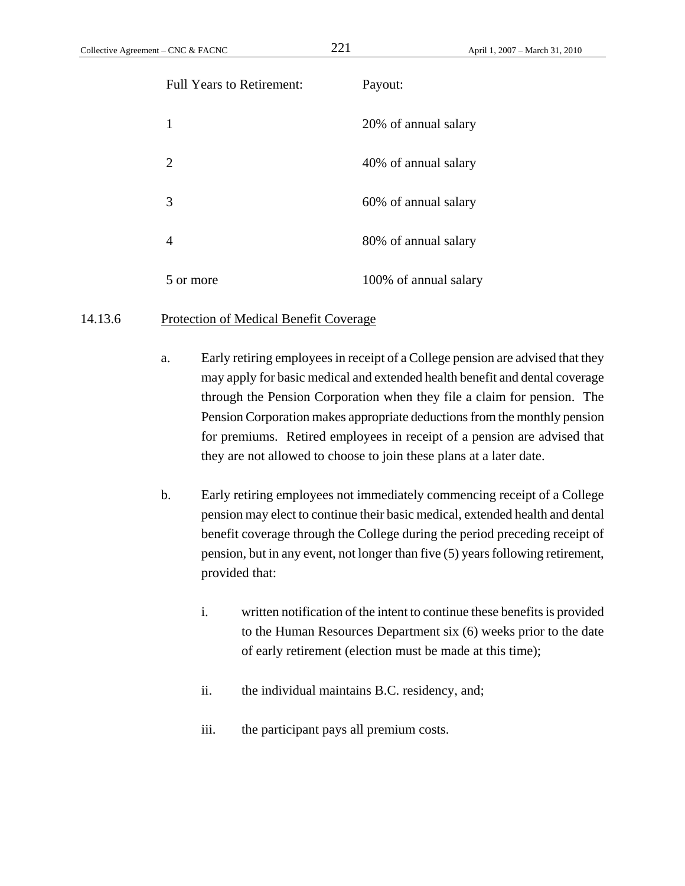| Full Years to Retirement: | Payout: |
|---|---|
| 1 | 20% of annual salary |
| 2 | 40% of annual salary |
| 3 | 60% of annual salary |
| 4 | 80% of annual salary |
| 5 or more | 100% of annual salary |

14.13.6 Protection of Medical Benefit Coverage

a. Early retiring employees in receipt of a College pension are advised that they may apply for basic medical and extended health benefit and dental coverage through the Pension Corporation when they file a claim for pension. The Pension Corporation makes appropriate deductions from the monthly pension for premiums. Retired employees in receipt of a pension are advised that they are not allowed to choose to join these plans at a later date.

b. Early retiring employees not immediately commencing receipt of a College pension may elect to continue their basic medical, extended health and dental benefit coverage through the College during the period preceding receipt of pension, but in any event, not longer than five (5) years following retirement, provided that:

   i. written notification of the intent to continue these benefits is provided to the Human Resources Department six (6) weeks prior to the date of early retirement (election must be made at this time);

   ii. the individual maintains B.C. residency, and;

   iii. the participant pays all premium costs.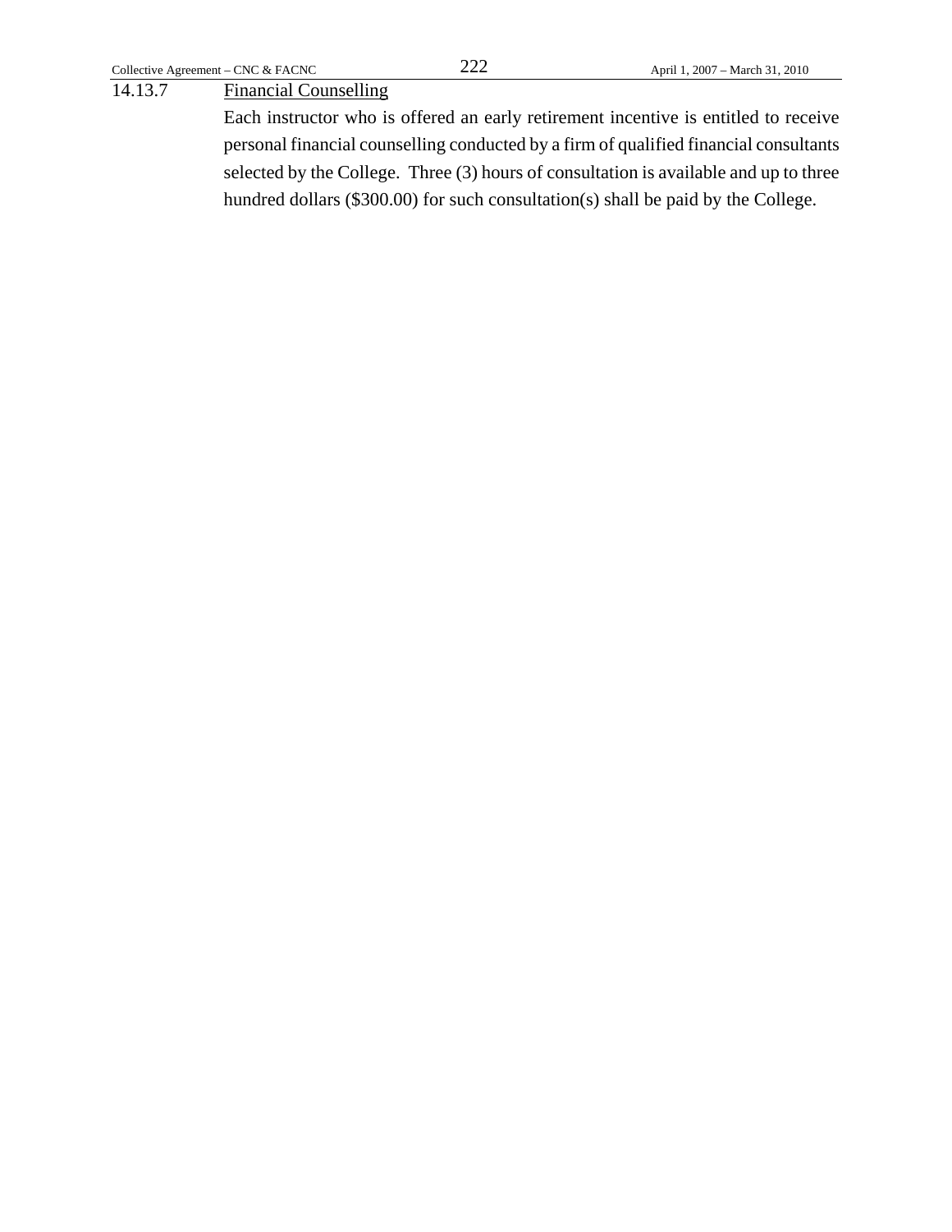14.13.7 <u>Financial Counselling</u>

Each instructor who is offered an early retirement incentive is entitled to receive personal financial counselling conducted by a firm of qualified financial consultants selected by the College. Three (3) hours of consultation is available and up to three hundred dollars ($300.00) for such consultation(s) shall be paid by the College.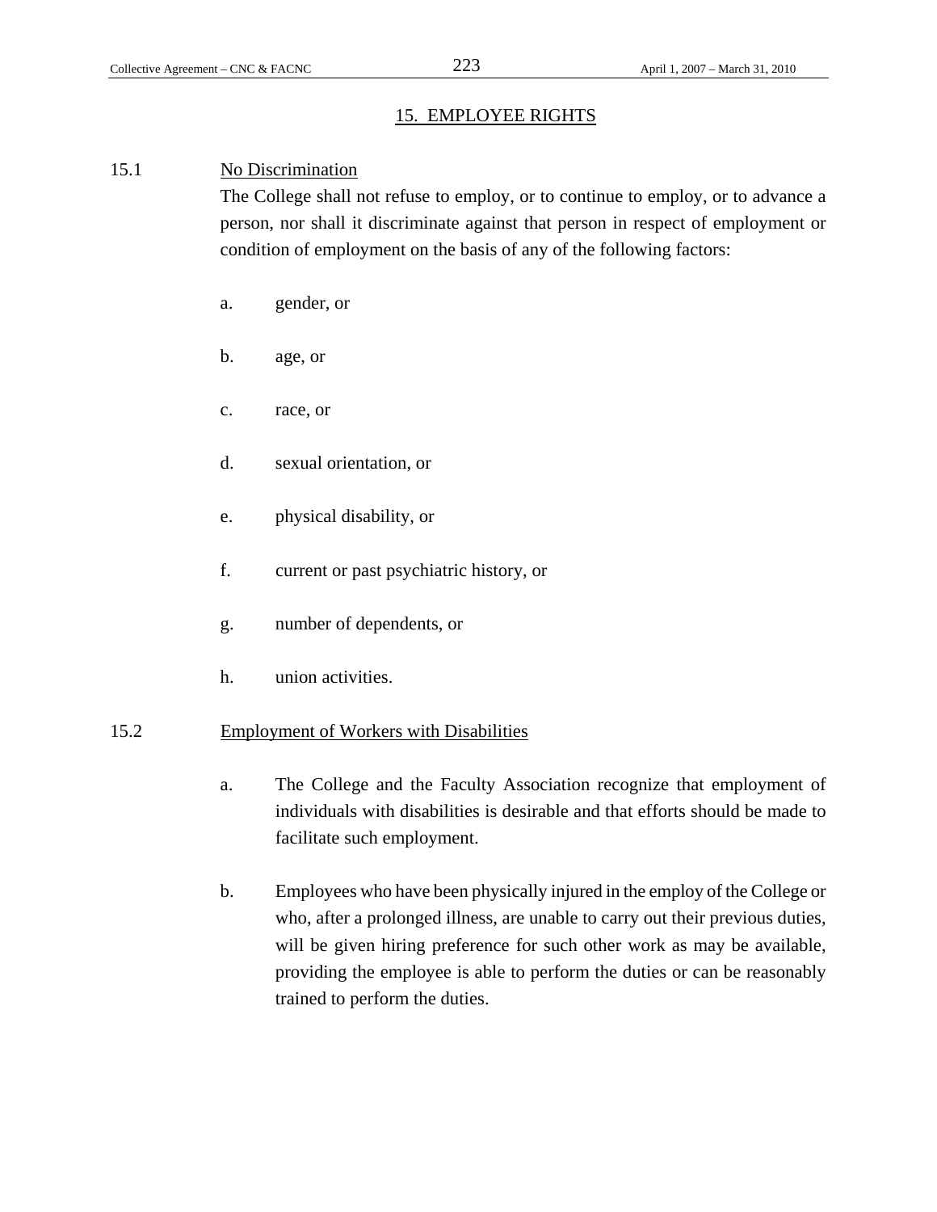## 15. EMPLOYEE RIGHTS

15.1 No Discrimination

The College shall not refuse to employ, or to continue to employ, or to advance a person, nor shall it discriminate against that person in respect of employment or condition of employment on the basis of any of the following factors:

a. gender, or

b. age, or

c. race, or

d. sexual orientation, or

e. physical disability, or

f. current or past psychiatric history, or

g. number of dependents, or

h. union activities.

15.2 Employment of Workers with Disabilities

a. The College and the Faculty Association recognize that employment of individuals with disabilities is desirable and that efforts should be made to facilitate such employment.

b. Employees who have been physically injured in the employ of the College or who, after a prolonged illness, are unable to carry out their previous duties, will be given hiring preference for such other work as may be available, providing the employee is able to perform the duties or can be reasonably trained to perform the duties.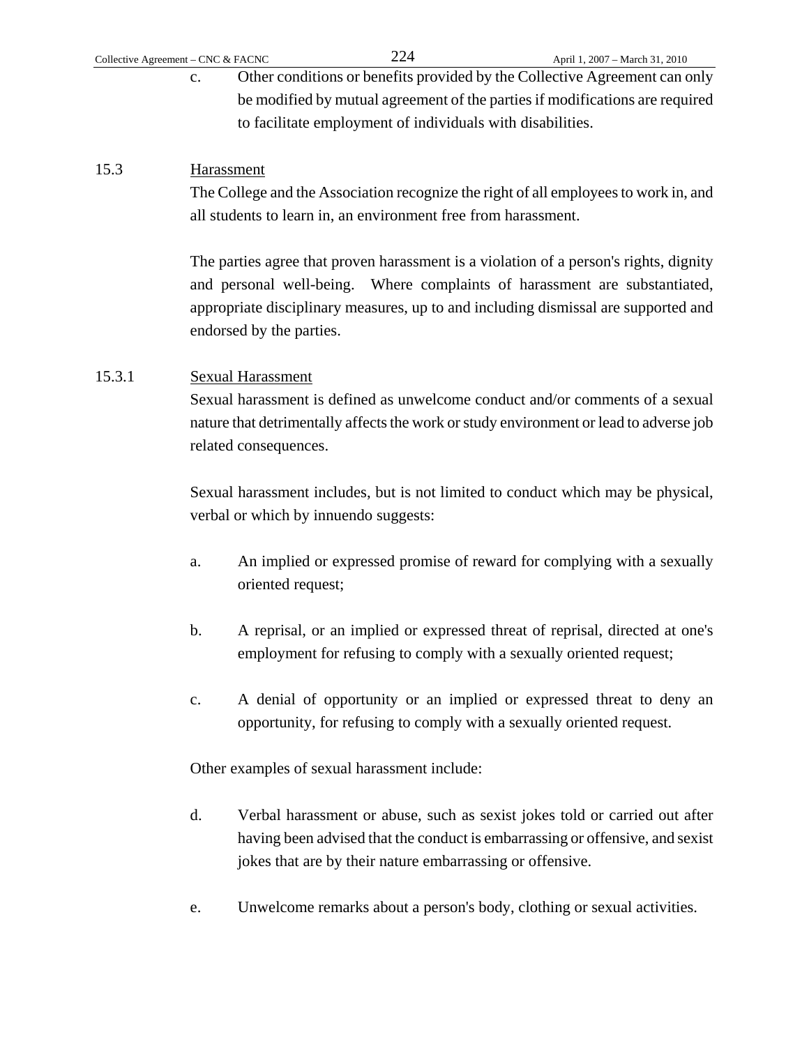c. Other conditions or benefits provided by the Collective Agreement can only be modified by mutual agreement of the parties if modifications are required to facilitate employment of individuals with disabilities.

15.3 Harassment

The College and the Association recognize the right of all employees to work in, and all students to learn in, an environment free from harassment.

The parties agree that proven harassment is a violation of a person's rights, dignity and personal well-being. Where complaints of harassment are substantiated, appropriate disciplinary measures, up to and including dismissal are supported and endorsed by the parties.

15.3.1 Sexual Harassment

Sexual harassment is defined as unwelcome conduct and/or comments of a sexual nature that detrimentally affects the work or study environment or lead to adverse job related consequences.

Sexual harassment includes, but is not limited to conduct which may be physical, verbal or which by innuendo suggests:

a. An implied or expressed promise of reward for complying with a sexually oriented request;

b. A reprisal, or an implied or expressed threat of reprisal, directed at one's employment for refusing to comply with a sexually oriented request;

c. A denial of opportunity or an implied or expressed threat to deny an opportunity, for refusing to comply with a sexually oriented request.

Other examples of sexual harassment include:

d. Verbal harassment or abuse, such as sexist jokes told or carried out after having been advised that the conduct is embarrassing or offensive, and sexist jokes that are by their nature embarrassing or offensive.

e. Unwelcome remarks about a person's body, clothing or sexual activities.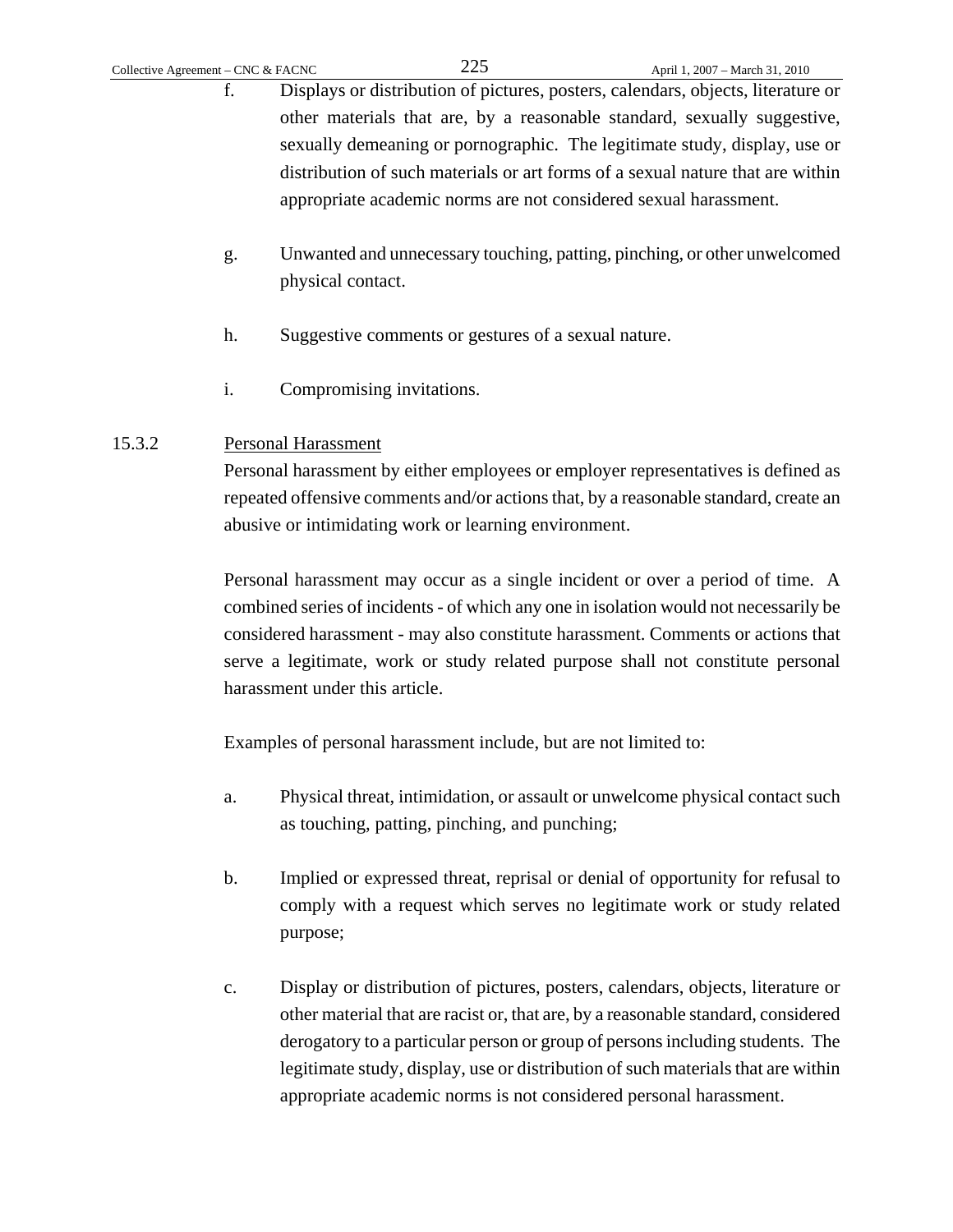f. Displays or distribution of pictures, posters, calendars, objects, literature or other materials that are, by a reasonable standard, sexually suggestive, sexually demeaning or pornographic. The legitimate study, display, use or distribution of such materials or art forms of a sexual nature that are within appropriate academic norms are not considered sexual harassment.

g. Unwanted and unnecessary touching, patting, pinching, or other unwelcomed physical contact.

h. Suggestive comments or gestures of a sexual nature.

i. Compromising invitations.

15.3.2 Personal Harassment

Personal harassment by either employees or employer representatives is defined as repeated offensive comments and/or actions that, by a reasonable standard, create an abusive or intimidating work or learning environment.

Personal harassment may occur as a single incident or over a period of time. A combined series of incidents - of which any one in isolation would not necessarily be considered harassment - may also constitute harassment. Comments or actions that serve a legitimate, work or study related purpose shall not constitute personal harassment under this article.

Examples of personal harassment include, but are not limited to:

a. Physical threat, intimidation, or assault or unwelcome physical contact such as touching, patting, pinching, and punching;

b. Implied or expressed threat, reprisal or denial of opportunity for refusal to comply with a request which serves no legitimate work or study related purpose;

c. Display or distribution of pictures, posters, calendars, objects, literature or other material that are racist or, that are, by a reasonable standard, considered derogatory to a particular person or group of persons including students. The legitimate study, display, use or distribution of such materials that are within appropriate academic norms is not considered personal harassment.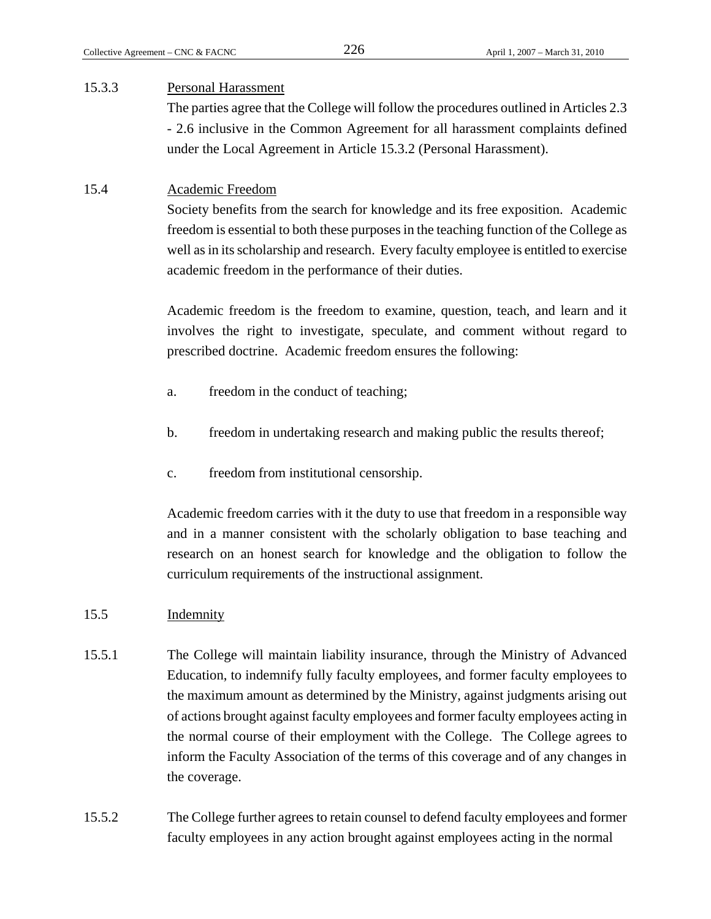15.3.3 Personal Harassment

The parties agree that the College will follow the procedures outlined in Articles 2.3 - 2.6 inclusive in the Common Agreement for all harassment complaints defined under the Local Agreement in Article 15.3.2 (Personal Harassment).

15.4 Academic Freedom

Society benefits from the search for knowledge and its free exposition. Academic freedom is essential to both these purposes in the teaching function of the College as well as in its scholarship and research. Every faculty employee is entitled to exercise academic freedom in the performance of their duties.

Academic freedom is the freedom to examine, question, teach, and learn and it involves the right to investigate, speculate, and comment without regard to prescribed doctrine. Academic freedom ensures the following:

a. freedom in the conduct of teaching;

b. freedom in undertaking research and making public the results thereof;

c. freedom from institutional censorship.

Academic freedom carries with it the duty to use that freedom in a responsible way and in a manner consistent with the scholarly obligation to base teaching and research on an honest search for knowledge and the obligation to follow the curriculum requirements of the instructional assignment.

15.5 Indemnity

15.5.1 The College will maintain liability insurance, through the Ministry of Advanced Education, to indemnify fully faculty employees, and former faculty employees to the maximum amount as determined by the Ministry, against judgments arising out of actions brought against faculty employees and former faculty employees acting in the normal course of their employment with the College. The College agrees to inform the Faculty Association of the terms of this coverage and of any changes in the coverage.

15.5.2 The College further agrees to retain counsel to defend faculty employees and former faculty employees in any action brought against employees acting in the normal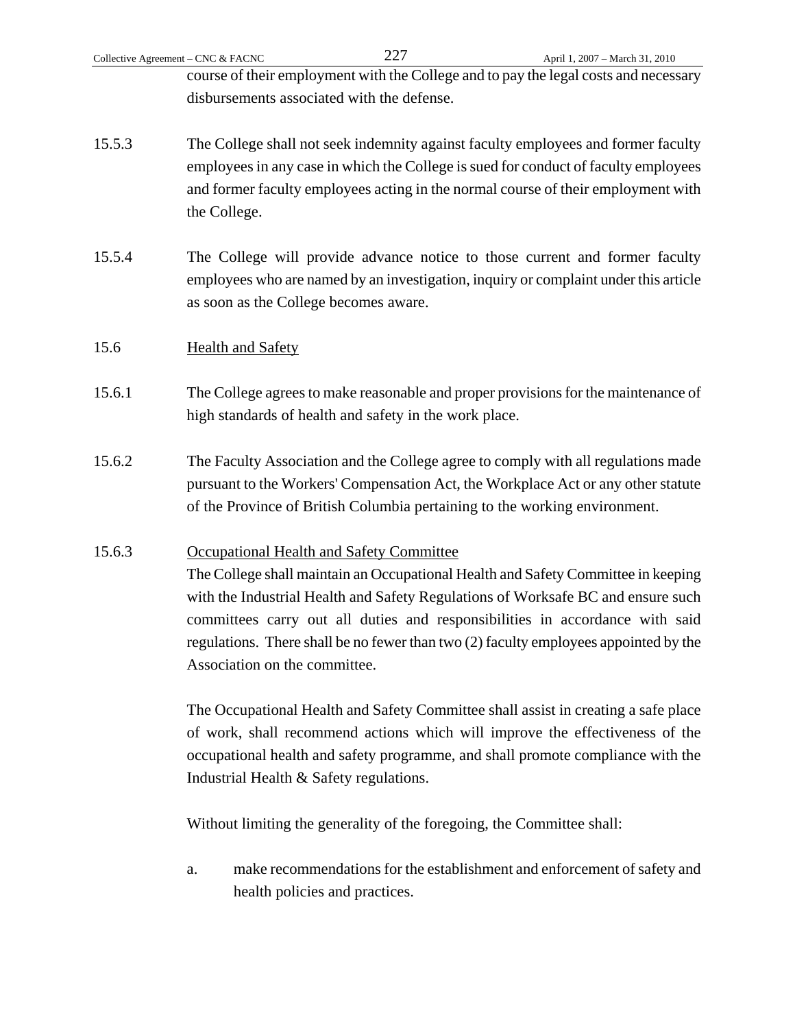course of their employment with the College and to pay the legal costs and necessary disbursements associated with the defense.

15.5.3 The College shall not seek indemnity against faculty employees and former faculty employees in any case in which the College is sued for conduct of faculty employees and former faculty employees acting in the normal course of their employment with the College.

15.5.4 The College will provide advance notice to those current and former faculty employees who are named by an investigation, inquiry or complaint under this article as soon as the College becomes aware.

15.6 Health and Safety

15.6.1 The College agrees to make reasonable and proper provisions for the maintenance of high standards of health and safety in the work place.

15.6.2 The Faculty Association and the College agree to comply with all regulations made pursuant to the Workers' Compensation Act, the Workplace Act or any other statute of the Province of British Columbia pertaining to the working environment.

15.6.3 Occupational Health and Safety Committee

The College shall maintain an Occupational Health and Safety Committee in keeping with the Industrial Health and Safety Regulations of Worksafe BC and ensure such committees carry out all duties and responsibilities in accordance with said regulations. There shall be no fewer than two (2) faculty employees appointed by the Association on the committee.

The Occupational Health and Safety Committee shall assist in creating a safe place of work, shall recommend actions which will improve the effectiveness of the occupational health and safety programme, and shall promote compliance with the Industrial Health & Safety regulations.

Without limiting the generality of the foregoing, the Committee shall:

a. make recommendations for the establishment and enforcement of safety and health policies and practices.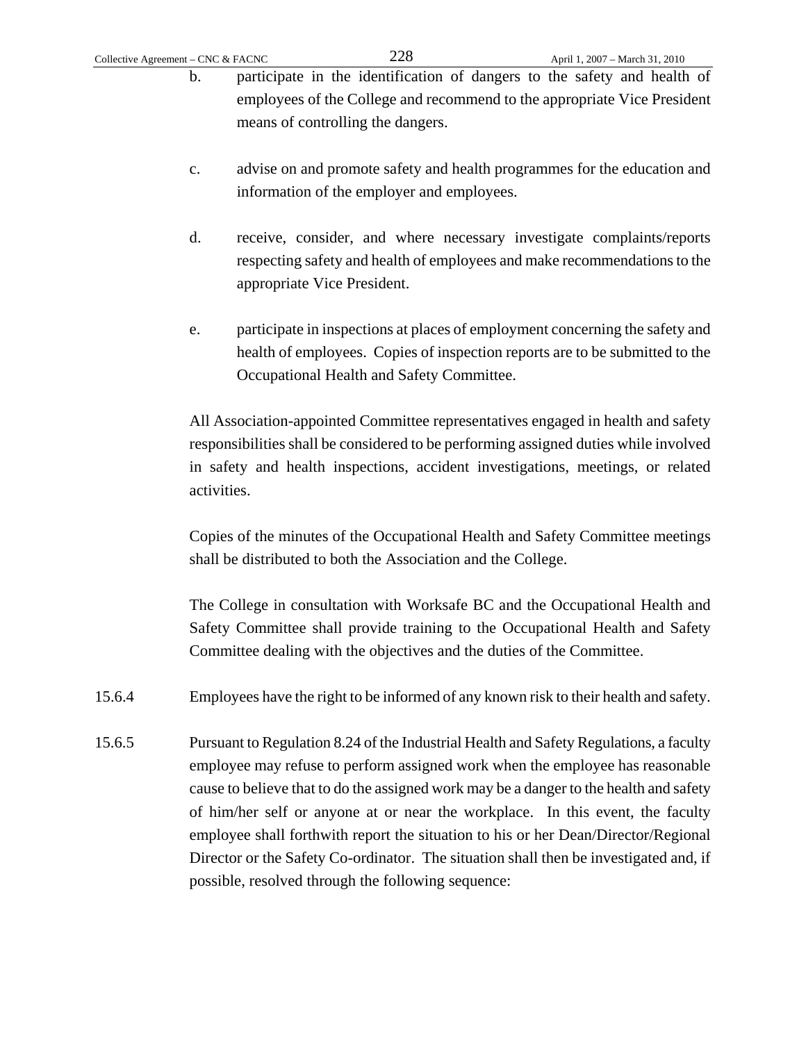b. participate in the identification of dangers to the safety and health of employees of the College and recommend to the appropriate Vice President means of controlling the dangers.

c. advise on and promote safety and health programmes for the education and information of the employer and employees.

d. receive, consider, and where necessary investigate complaints/reports respecting safety and health of employees and make recommendations to the appropriate Vice President.

e. participate in inspections at places of employment concerning the safety and health of employees. Copies of inspection reports are to be submitted to the Occupational Health and Safety Committee.

All Association-appointed Committee representatives engaged in health and safety responsibilities shall be considered to be performing assigned duties while involved in safety and health inspections, accident investigations, meetings, or related activities.

Copies of the minutes of the Occupational Health and Safety Committee meetings shall be distributed to both the Association and the College.

The College in consultation with Worksafe BC and the Occupational Health and Safety Committee shall provide training to the Occupational Health and Safety Committee dealing with the objectives and the duties of the Committee.

15.6.4 Employees have the right to be informed of any known risk to their health and safety.

15.6.5 Pursuant to Regulation 8.24 of the Industrial Health and Safety Regulations, a faculty employee may refuse to perform assigned work when the employee has reasonable cause to believe that to do the assigned work may be a danger to the health and safety of him/her self or anyone at or near the workplace. In this event, the faculty employee shall forthwith report the situation to his or her Dean/Director/Regional Director or the Safety Co-ordinator. The situation shall then be investigated and, if possible, resolved through the following sequence: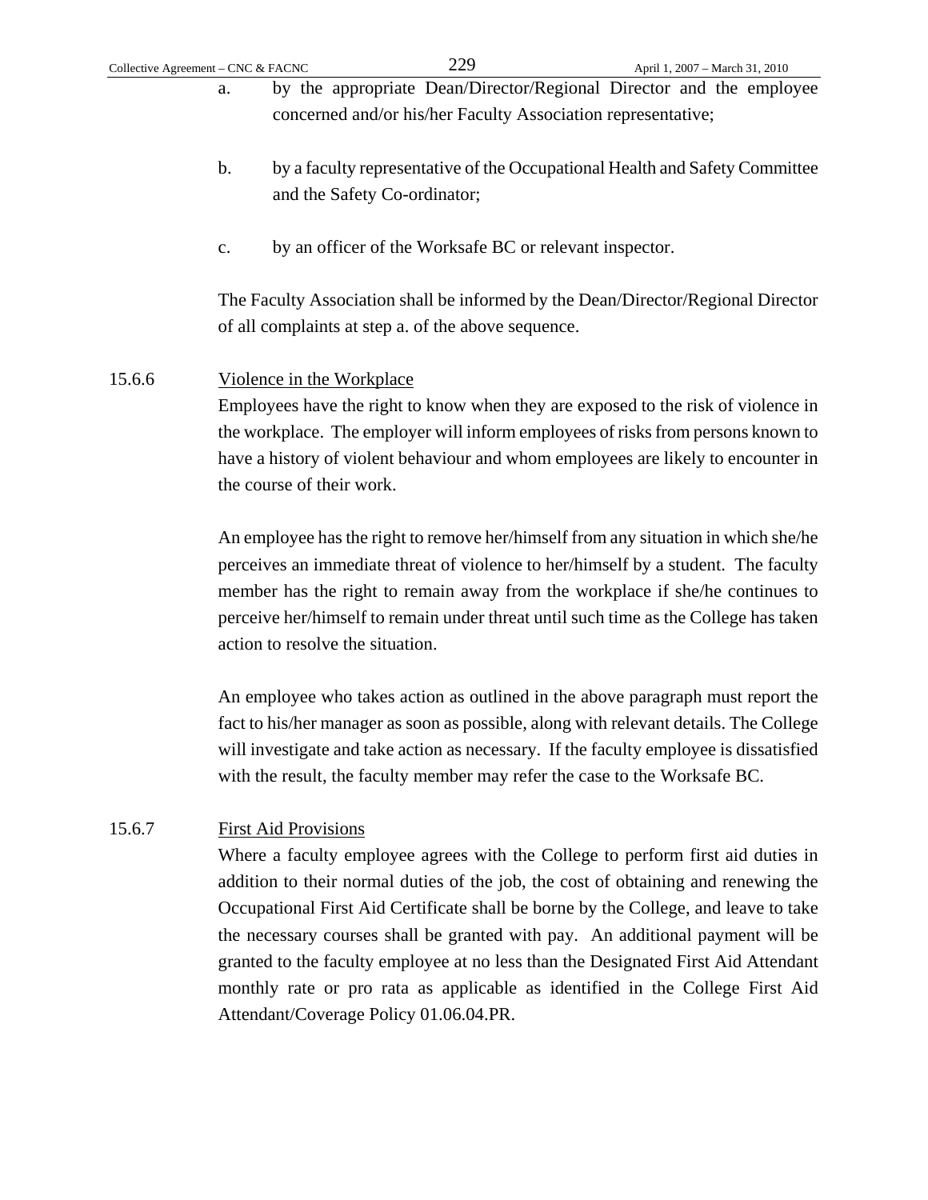a. by the appropriate Dean/Director/Regional Director and the employee concerned and/or his/her Faculty Association representative;

b. by a faculty representative of the Occupational Health and Safety Committee and the Safety Co-ordinator;

c. by an officer of the Worksafe BC or relevant inspector.

The Faculty Association shall be informed by the Dean/Director/Regional Director of all complaints at step a. of the above sequence.

15.6.6 Violence in the Workplace

Employees have the right to know when they are exposed to the risk of violence in the workplace. The employer will inform employees of risks from persons known to have a history of violent behaviour and whom employees are likely to encounter in the course of their work.

An employee has the right to remove her/himself from any situation in which she/he perceives an immediate threat of violence to her/himself by a student. The faculty member has the right to remain away from the workplace if she/he continues to perceive her/himself to remain under threat until such time as the College has taken action to resolve the situation.

An employee who takes action as outlined in the above paragraph must report the fact to his/her manager as soon as possible, along with relevant details. The College will investigate and take action as necessary. If the faculty employee is dissatisfied with the result, the faculty member may refer the case to the Worksafe BC.

15.6.7 First Aid Provisions

Where a faculty employee agrees with the College to perform first aid duties in addition to their normal duties of the job, the cost of obtaining and renewing the Occupational First Aid Certificate shall be borne by the College, and leave to take the necessary courses shall be granted with pay. An additional payment will be granted to the faculty employee at no less than the Designated First Aid Attendant monthly rate or pro rata as applicable as identified in the College First Aid Attendant/Coverage Policy 01.06.04.PR.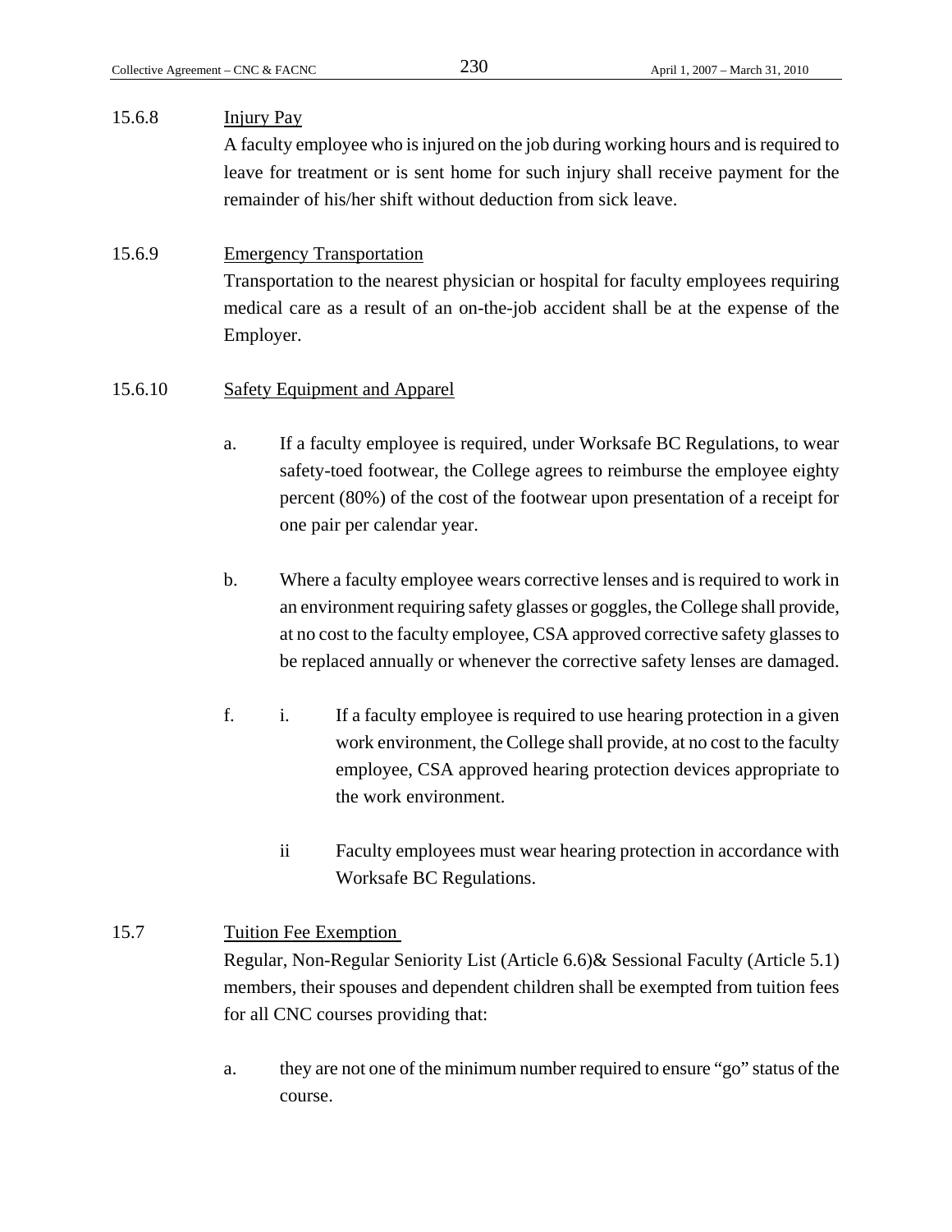15.6.8 Injury Pay

A faculty employee who is injured on the job during working hours and is required to leave for treatment or is sent home for such injury shall receive payment for the remainder of his/her shift without deduction from sick leave.

15.6.9 Emergency Transportation

Transportation to the nearest physician or hospital for faculty employees requiring medical care as a result of an on-the-job accident shall be at the expense of the Employer.

15.6.10 Safety Equipment and Apparel

a. If a faculty employee is required, under Worksafe BC Regulations, to wear safety-toed footwear, the College agrees to reimburse the employee eighty percent (80%) of the cost of the footwear upon presentation of a receipt for one pair per calendar year.

b. Where a faculty employee wears corrective lenses and is required to work in an environment requiring safety glasses or goggles, the College shall provide, at no cost to the faculty employee, CSA approved corrective safety glasses to be replaced annually or whenever the corrective safety lenses are damaged.

f. i. If a faculty employee is required to use hearing protection in a given work environment, the College shall provide, at no cost to the faculty employee, CSA approved hearing protection devices appropriate to the work environment.

ii Faculty employees must wear hearing protection in accordance with Worksafe BC Regulations.

15.7 Tuition Fee Exemption

Regular, Non-Regular Seniority List (Article 6.6)& Sessional Faculty (Article 5.1) members, their spouses and dependent children shall be exempted from tuition fees for all CNC courses providing that:

a. they are not one of the minimum number required to ensure "go" status of the course.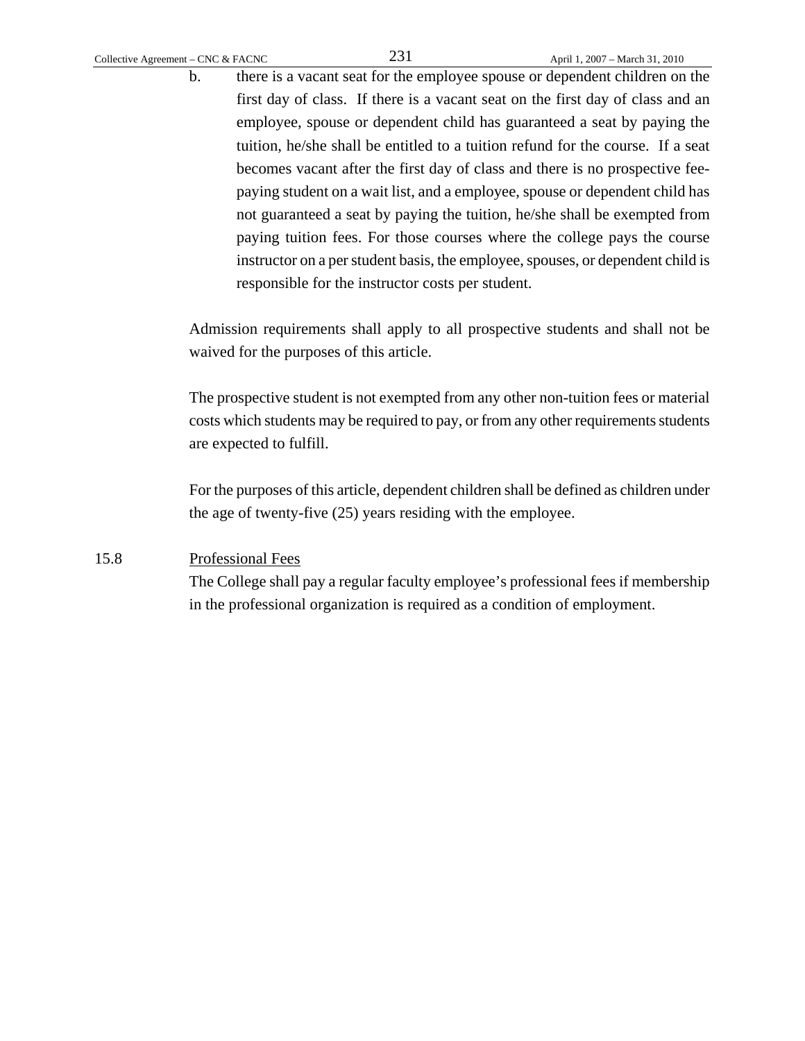b. there is a vacant seat for the employee spouse or dependent children on the first day of class. If there is a vacant seat on the first day of class and an employee, spouse or dependent child has guaranteed a seat by paying the tuition, he/she shall be entitled to a tuition refund for the course. If a seat becomes vacant after the first day of class and there is no prospective fee-paying student on a wait list, and a employee, spouse or dependent child has not guaranteed a seat by paying the tuition, he/she shall be exempted from paying tuition fees. For those courses where the college pays the course instructor on a per student basis, the employee, spouses, or dependent child is responsible for the instructor costs per student.

Admission requirements shall apply to all prospective students and shall not be waived for the purposes of this article.

The prospective student is not exempted from any other non-tuition fees or material costs which students may be required to pay, or from any other requirements students are expected to fulfill.

For the purposes of this article, dependent children shall be defined as children under the age of twenty-five (25) years residing with the employee.

15.8 Professional Fees

The College shall pay a regular faculty employee's professional fees if membership in the professional organization is required as a condition of employment.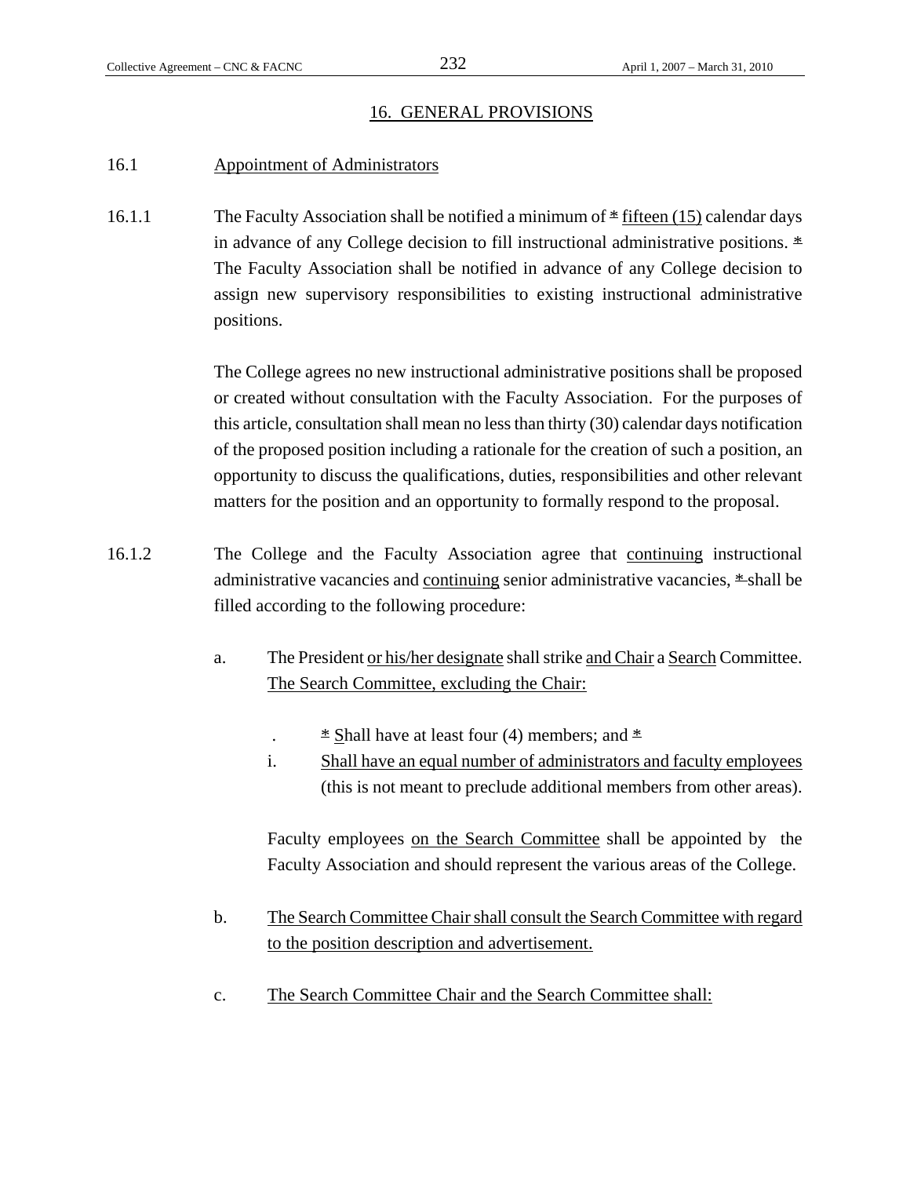## 16. GENERAL PROVISIONS

### 16.1 Appointment of Administrators

16.1.1 The Faculty Association shall be notified a minimum of * fifteen (15) calendar days in advance of any College decision to fill instructional administrative positions. * The Faculty Association shall be notified in advance of any College decision to assign new supervisory responsibilities to existing instructional administrative positions.

The College agrees no new instructional administrative positions shall be proposed or created without consultation with the Faculty Association. For the purposes of this article, consultation shall mean no less than thirty (30) calendar days notification of the proposed position including a rationale for the creation of such a position, an opportunity to discuss the qualifications, duties, responsibilities and other relevant matters for the position and an opportunity to formally respond to the proposal.

16.1.2 The College and the Faculty Association agree that continuing instructional administrative vacancies and continuing senior administrative vacancies, * shall be filled according to the following procedure:

a. The President or his/her designate shall strike and Chair a Search Committee. The Search Committee, excluding the Chair:

. * Shall have at least four (4) members; and *

i. Shall have an equal number of administrators and faculty employees (this is not meant to preclude additional members from other areas).

Faculty employees on the Search Committee shall be appointed by the Faculty Association and should represent the various areas of the College.

b. The Search Committee Chair shall consult the Search Committee with regard to the position description and advertisement.

c. The Search Committee Chair and the Search Committee shall: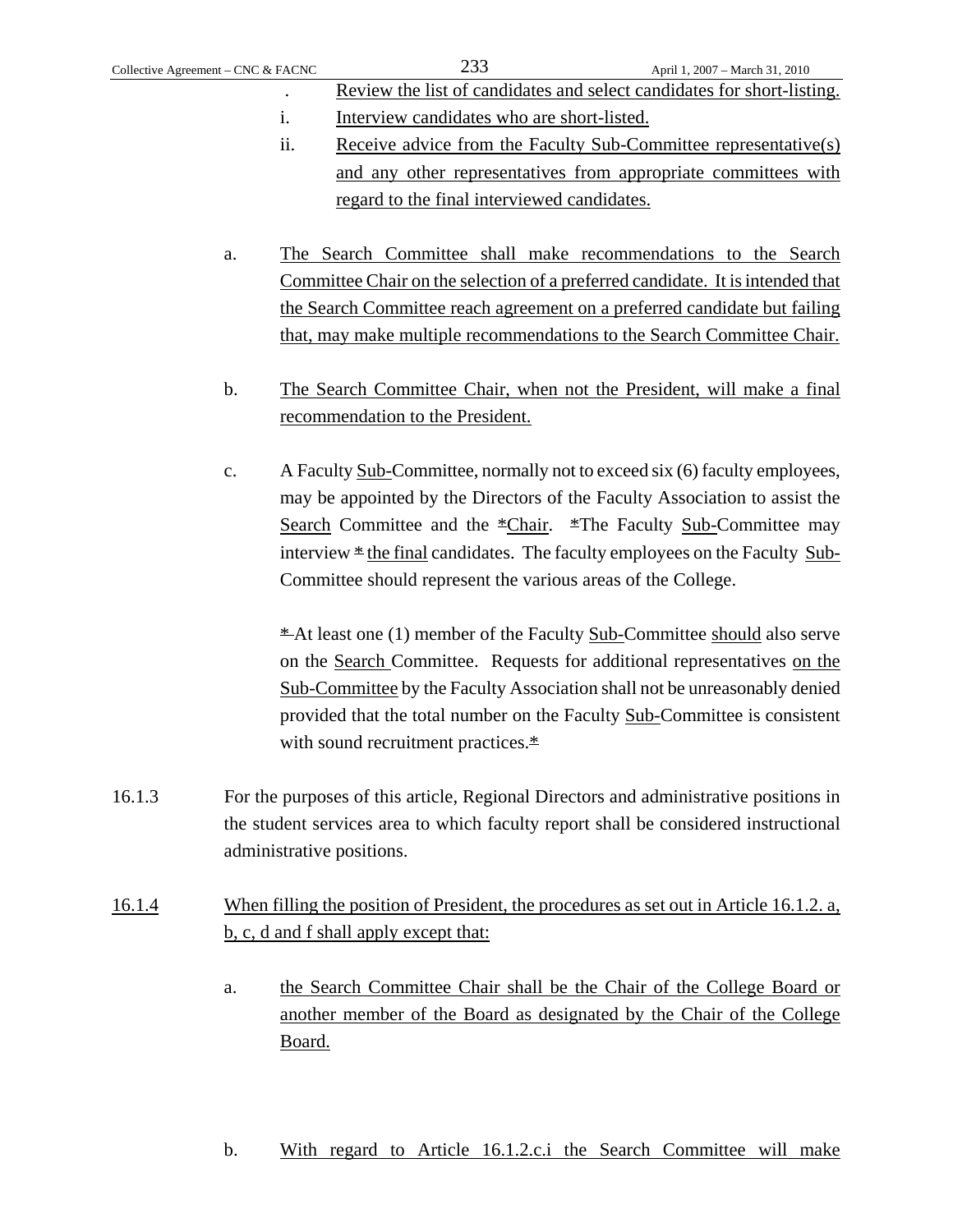. Review the list of candidates and select candidates for short-listing.

i. Interview candidates who are short-listed.

ii. Receive advice from the Faculty Sub-Committee representative(s) and any other representatives from appropriate committees with regard to the final interviewed candidates.

a. The Search Committee shall make recommendations to the Search Committee Chair on the selection of a preferred candidate. It is intended that the Search Committee reach agreement on a preferred candidate but failing that, may make multiple recommendations to the Search Committee Chair.

b. The Search Committee Chair, when not the President, will make a final recommendation to the President.

c. A Faculty Sub-Committee, normally not to exceed six (6) faculty employees, may be appointed by the Directors of the Faculty Association to assist the Search Committee and the *Chair. *The Faculty Sub-Committee may interview * the final candidates. The faculty employees on the Faculty Sub-Committee should represent the various areas of the College.

* At least one (1) member of the Faculty Sub-Committee should also serve on the Search Committee. Requests for additional representatives on the Sub-Committee by the Faculty Association shall not be unreasonably denied provided that the total number on the Faculty Sub-Committee is consistent with sound recruitment practices.*

16.1.3 For the purposes of this article, Regional Directors and administrative positions in the student services area to which faculty report shall be considered instructional administrative positions.

16.1.4 When filling the position of President, the procedures as set out in Article 16.1.2. a, b, c, d and f shall apply except that:

a. the Search Committee Chair shall be the Chair of the College Board or another member of the Board as designated by the Chair of the College Board.

b. With regard to Article 16.1.2.c.i the Search Committee will make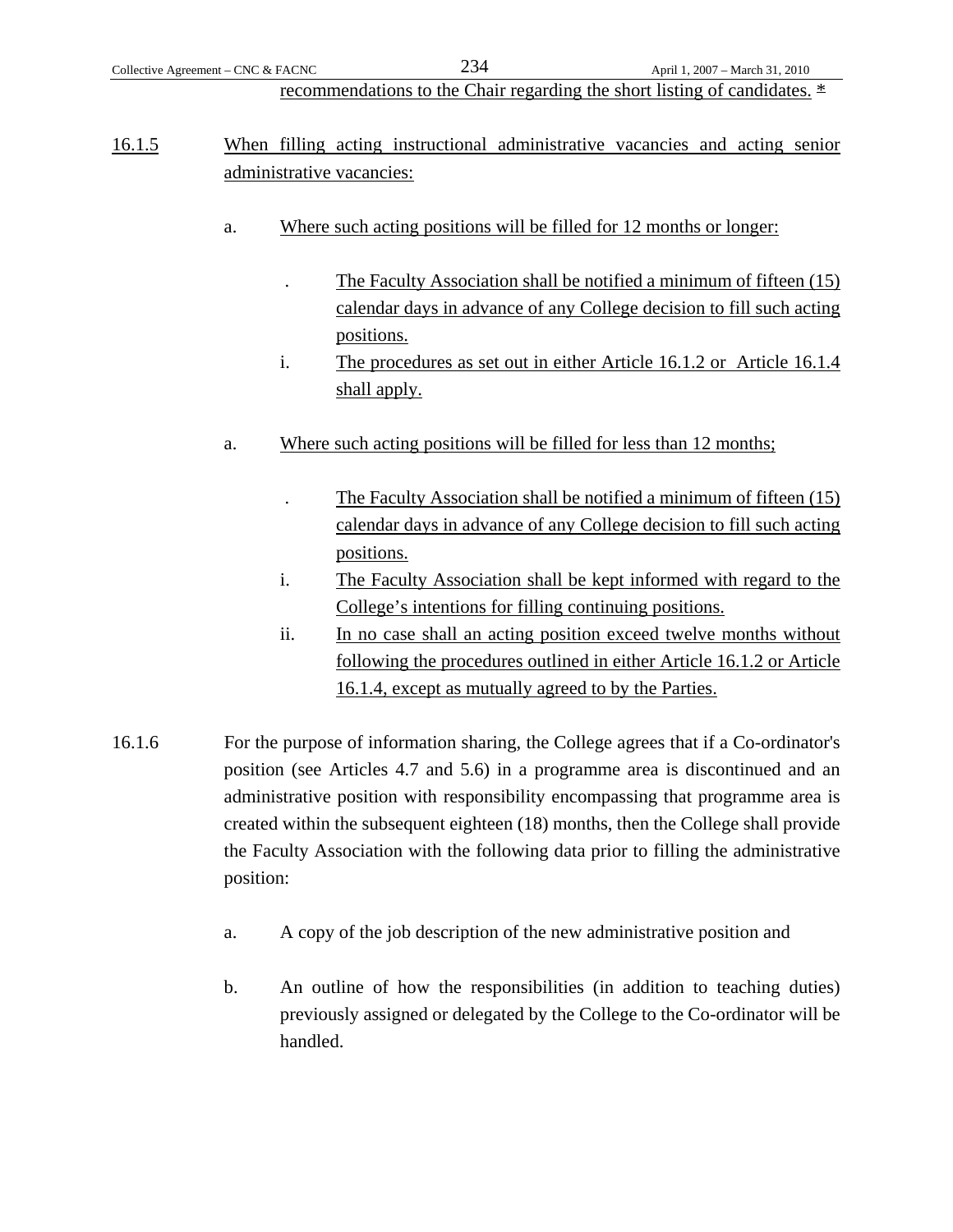recommendations to the Chair regarding the short listing of candidates. *

16.1.5 When filling acting instructional administrative vacancies and acting senior administrative vacancies:

a. Where such acting positions will be filled for 12 months or longer:

. The Faculty Association shall be notified a minimum of fifteen (15) calendar days in advance of any College decision to fill such acting positions.

i. The procedures as set out in either Article 16.1.2 or Article 16.1.4 shall apply.

a. Where such acting positions will be filled for less than 12 months;

. The Faculty Association shall be notified a minimum of fifteen (15) calendar days in advance of any College decision to fill such acting positions.

i. The Faculty Association shall be kept informed with regard to the College's intentions for filling continuing positions.

ii. In no case shall an acting position exceed twelve months without following the procedures outlined in either Article 16.1.2 or Article 16.1.4, except as mutually agreed to by the Parties.

16.1.6 For the purpose of information sharing, the College agrees that if a Co-ordinator's position (see Articles 4.7 and 5.6) in a programme area is discontinued and an administrative position with responsibility encompassing that programme area is created within the subsequent eighteen (18) months, then the College shall provide the Faculty Association with the following data prior to filling the administrative position:

a. A copy of the job description of the new administrative position and

b. An outline of how the responsibilities (in addition to teaching duties) previously assigned or delegated by the College to the Co-ordinator will be handled.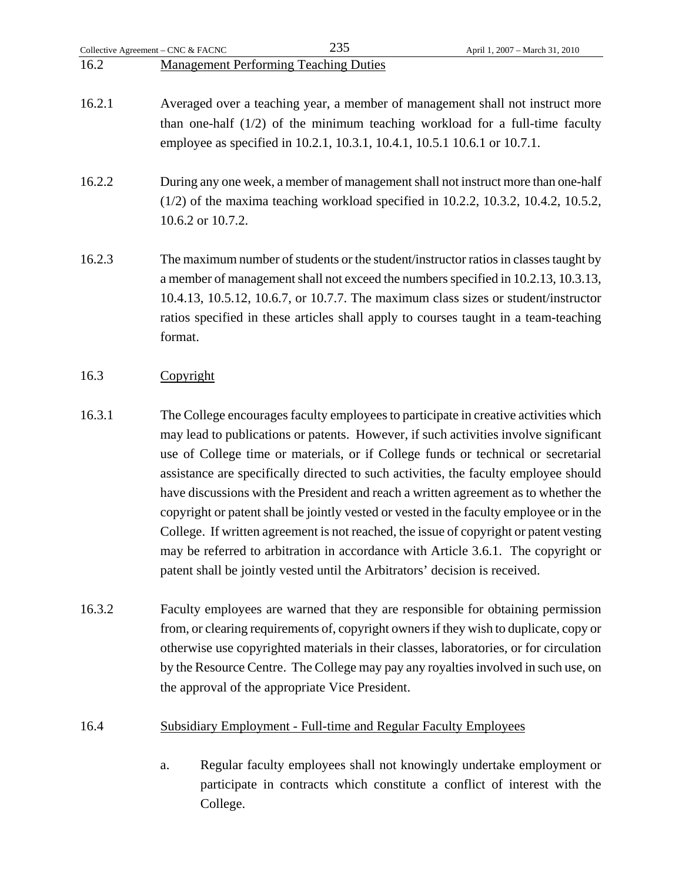## 16.2 Management Performing Teaching Duties

16.2.1 Averaged over a teaching year, a member of management shall not instruct more than one-half (1/2) of the minimum teaching workload for a full-time faculty employee as specified in 10.2.1, 10.3.1, 10.4.1, 10.5.1 10.6.1 or 10.7.1.

16.2.2 During any one week, a member of management shall not instruct more than one-half (1/2) of the maxima teaching workload specified in 10.2.2, 10.3.2, 10.4.2, 10.5.2, 10.6.2 or 10.7.2.

16.2.3 The maximum number of students or the student/instructor ratios in classes taught by a member of management shall not exceed the numbers specified in 10.2.13, 10.3.13, 10.4.13, 10.5.12, 10.6.7, or 10.7.7. The maximum class sizes or student/instructor ratios specified in these articles shall apply to courses taught in a team-teaching format.

## 16.3 Copyright

16.3.1 The College encourages faculty employees to participate in creative activities which may lead to publications or patents. However, if such activities involve significant use of College time or materials, or if College funds or technical or secretarial assistance are specifically directed to such activities, the faculty employee should have discussions with the President and reach a written agreement as to whether the copyright or patent shall be jointly vested or vested in the faculty employee or in the College. If written agreement is not reached, the issue of copyright or patent vesting may be referred to arbitration in accordance with Article 3.6.1. The copyright or patent shall be jointly vested until the Arbitrators' decision is received.

16.3.2 Faculty employees are warned that they are responsible for obtaining permission from, or clearing requirements of, copyright owners if they wish to duplicate, copy or otherwise use copyrighted materials in their classes, laboratories, or for circulation by the Resource Centre. The College may pay any royalties involved in such use, on the approval of the appropriate Vice President.

## 16.4 Subsidiary Employment - Full-time and Regular Faculty Employees

a. Regular faculty employees shall not knowingly undertake employment or participate in contracts which constitute a conflict of interest with the College.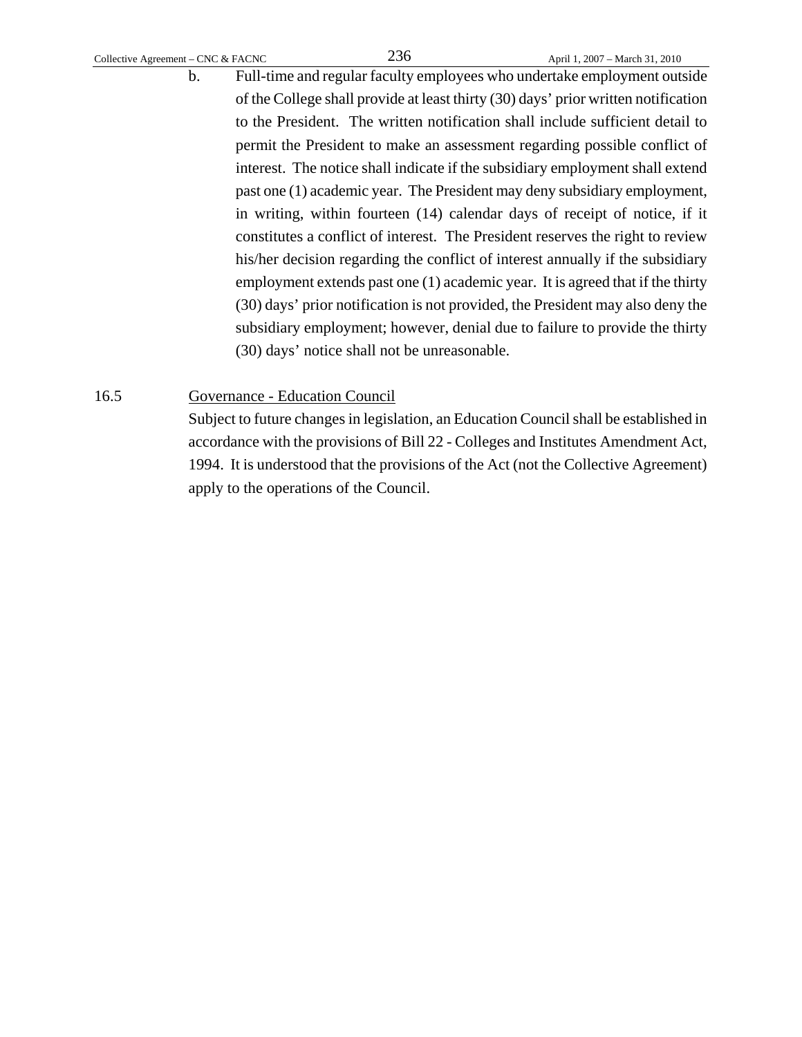b. Full-time and regular faculty employees who undertake employment outside of the College shall provide at least thirty (30) days' prior written notification to the President. The written notification shall include sufficient detail to permit the President to make an assessment regarding possible conflict of interest. The notice shall indicate if the subsidiary employment shall extend past one (1) academic year. The President may deny subsidiary employment, in writing, within fourteen (14) calendar days of receipt of notice, if it constitutes a conflict of interest. The President reserves the right to review his/her decision regarding the conflict of interest annually if the subsidiary employment extends past one (1) academic year. It is agreed that if the thirty (30) days' prior notification is not provided, the President may also deny the subsidiary employment; however, denial due to failure to provide the thirty (30) days' notice shall not be unreasonable.

16.5 Governance - Education Council

Subject to future changes in legislation, an Education Council shall be established in accordance with the provisions of Bill 22 - Colleges and Institutes Amendment Act, 1994. It is understood that the provisions of the Act (not the Collective Agreement) apply to the operations of the Council.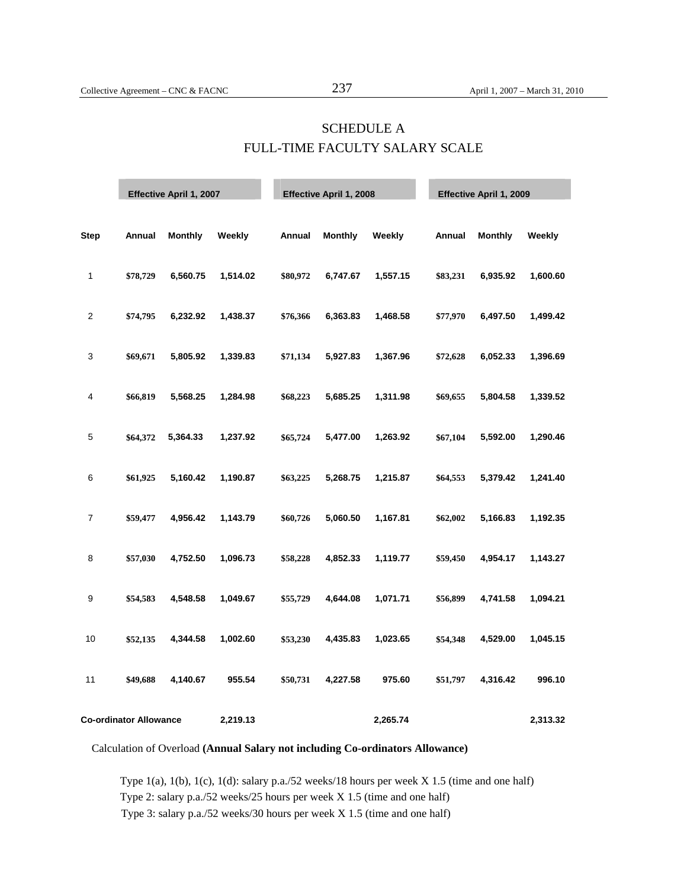# SCHEDULE A
## FULL-TIME FACULTY SALARY SCALE

| | Effective April 1, 2007 | | | Effective April 1, 2008 | | | Effective April 1, 2009 | | |
|---|---|---|---|---|---|---|---|---|---|
| **Step** | **Annual** | **Monthly** | **Weekly** | **Annual** | **Monthly** | **Weekly** | **Annual** | **Monthly** | **Weekly** |
| 1 | $78,729 | 6,560.75 | 1,514.02 | $80,972 | 6,747.67 | 1,557.15 | $83,231 | 6,935.92 | 1,600.60 |
| 2 | $74,795 | 6,232.92 | 1,438.37 | $76,366 | 6,363.83 | 1,468.58 | $77,970 | 6,497.50 | 1,499.42 |
| 3 | $69,671 | 5,805.92 | 1,339.83 | $71,134 | 5,927.83 | 1,367.96 | $72,628 | 6,052.33 | 1,396.69 |
| 4 | $66,819 | 5,568.25 | 1,284.98 | $68,223 | 5,685.25 | 1,311.98 | $69,655 | 5,804.58 | 1,339.52 |
| 5 | $64,372 | 5,364.33 | 1,237.92 | $65,724 | 5,477.00 | 1,263.92 | $67,104 | 5,592.00 | 1,290.46 |
| 6 | $61,925 | 5,160.42 | 1,190.87 | $63,225 | 5,268.75 | 1,215.87 | $64,553 | 5,379.42 | 1,241.40 |
| 7 | $59,477 | 4,956.42 | 1,143.79 | $60,726 | 5,060.50 | 1,167.81 | $62,002 | 5,166.83 | 1,192.35 |
| 8 | $57,030 | 4,752.50 | 1,096.73 | $58,228 | 4,852.33 | 1,119.77 | $59,450 | 4,954.17 | 1,143.27 |
| 9 | $54,583 | 4,548.58 | 1,049.67 | $55,729 | 4,644.08 | 1,071.71 | $56,899 | 4,741.58 | 1,094.21 |
| 10 | $52,135 | 4,344.58 | 1,002.60 | $53,230 | 4,435.83 | 1,023.65 | $54,348 | 4,529.00 | 1,045.15 |
| 11 | $49,688 | 4,140.67 | 955.54 | $50,731 | 4,227.58 | 975.60 | $51,797 | 4,316.42 | 996.10 |
| **Co-ordinator Allowance** | | | 2,219.13 | | | 2,265.74 | | | 2,313.32 |

Calculation of Overload **(Annual Salary not including Co-ordinators Allowance)**

Type 1(a), 1(b), 1(c), 1(d): salary p.a./52 weeks/18 hours per week X 1.5 (time and one half)
Type 2: salary p.a./52 weeks/25 hours per week X 1.5 (time and one half)
Type 3: salary p.a./52 weeks/30 hours per week X 1.5 (time and one half)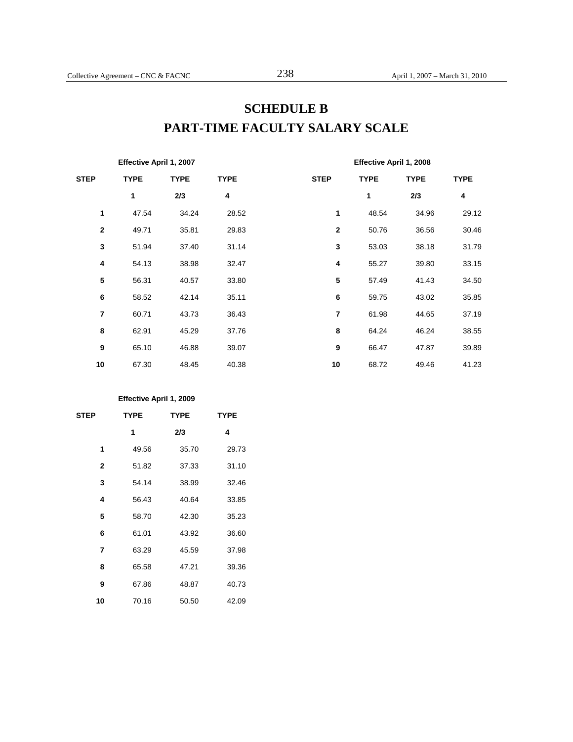# SCHEDULE B
# PART-TIME FACULTY SALARY SCALE

**Effective April 1, 2007**

| STEP | TYPE 1 | TYPE 2/3 | TYPE 4 |
|---|---|---|---|
| **1** | 47.54 | 34.24 | 28.52 |
| **2** | 49.71 | 35.81 | 29.83 |
| **3** | 51.94 | 37.40 | 31.14 |
| **4** | 54.13 | 38.98 | 32.47 |
| **5** | 56.31 | 40.57 | 33.80 |
| **6** | 58.52 | 42.14 | 35.11 |
| **7** | 60.71 | 43.73 | 36.43 |
| **8** | 62.91 | 45.29 | 37.76 |
| **9** | 65.10 | 46.88 | 39.07 |
| **10** | 67.30 | 48.45 | 40.38 |

**Effective April 1, 2008**

| STEP | TYPE 1 | TYPE 2/3 | TYPE 4 |
|---|---|---|---|
| **1** | 48.54 | 34.96 | 29.12 |
| **2** | 50.76 | 36.56 | 30.46 |
| **3** | 53.03 | 38.18 | 31.79 |
| **4** | 55.27 | 39.80 | 33.15 |
| **5** | 57.49 | 41.43 | 34.50 |
| **6** | 59.75 | 43.02 | 35.85 |
| **7** | 61.98 | 44.65 | 37.19 |
| **8** | 64.24 | 46.24 | 38.55 |
| **9** | 66.47 | 47.87 | 39.89 |
| **10** | 68.72 | 49.46 | 41.23 |

**Effective April 1, 2009**

| STEP | TYPE 1 | TYPE 2/3 | TYPE 4 |
|---|---|---|---|
| **1** | 49.56 | 35.70 | 29.73 |
| **2** | 51.82 | 37.33 | 31.10 |
| **3** | 54.14 | 38.99 | 32.46 |
| **4** | 56.43 | 40.64 | 33.85 |
| **5** | 58.70 | 42.30 | 35.23 |
| **6** | 61.01 | 43.92 | 36.60 |
| **7** | 63.29 | 45.59 | 37.98 |
| **8** | 65.58 | 47.21 | 39.36 |
| **9** | 67.86 | 48.87 | 40.73 |
| **10** | 70.16 | 50.50 | 42.09 |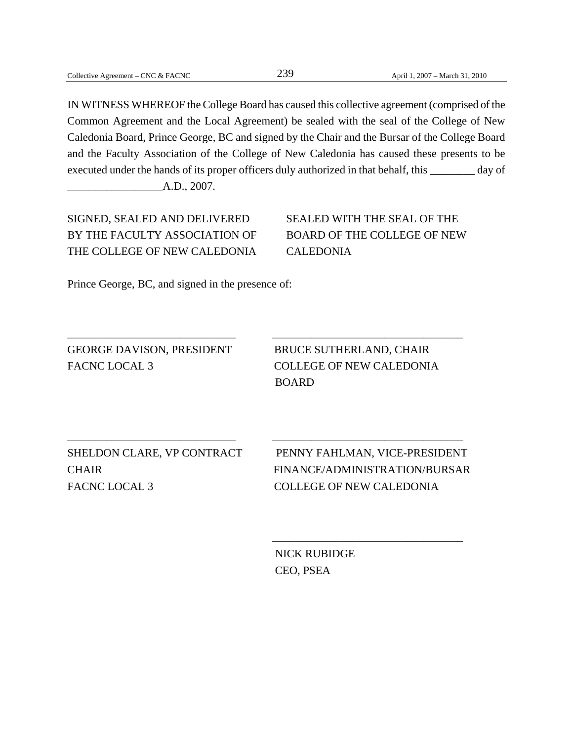IN WITNESS WHEREOF the College Board has caused this collective agreement (comprised of the Common Agreement and the Local Agreement) be sealed with the seal of the College of New Caledonia Board, Prince George, BC and signed by the Chair and the Bursar of the College Board and the Faculty Association of the College of New Caledonia has caused these presents to be executed under the hands of its proper officers duly authorized in that behalf, this ________ day of _________________A.D., 2007.

| SIGNED, SEALED AND DELIVERED BY THE FACULTY ASSOCIATION OF THE COLLEGE OF NEW CALEDONIA | SEALED WITH THE SEAL OF THE BOARD OF THE COLLEGE OF NEW CALEDONIA |
|---|---|

Prince George, BC, and signed in the presence of:

| _____________________________ | _________________________________ |
|---|---|
| GEORGE DAVISON, PRESIDENT<br>FACNC LOCAL 3 | BRUCE SUTHERLAND, CHAIR<br>COLLEGE OF NEW CALEDONIA BOARD |
| _____________________________ | _________________________________ |
| SHELDON CLARE, VP CONTRACT CHAIR<br>FACNC LOCAL 3 | PENNY FAHLMAN, VICE-PRESIDENT FINANCE/ADMINISTRATION/BURSAR<br>COLLEGE OF NEW CALEDONIA |
| | _________________________________ |
| | NICK RUBIDGE<br>CEO, PSEA |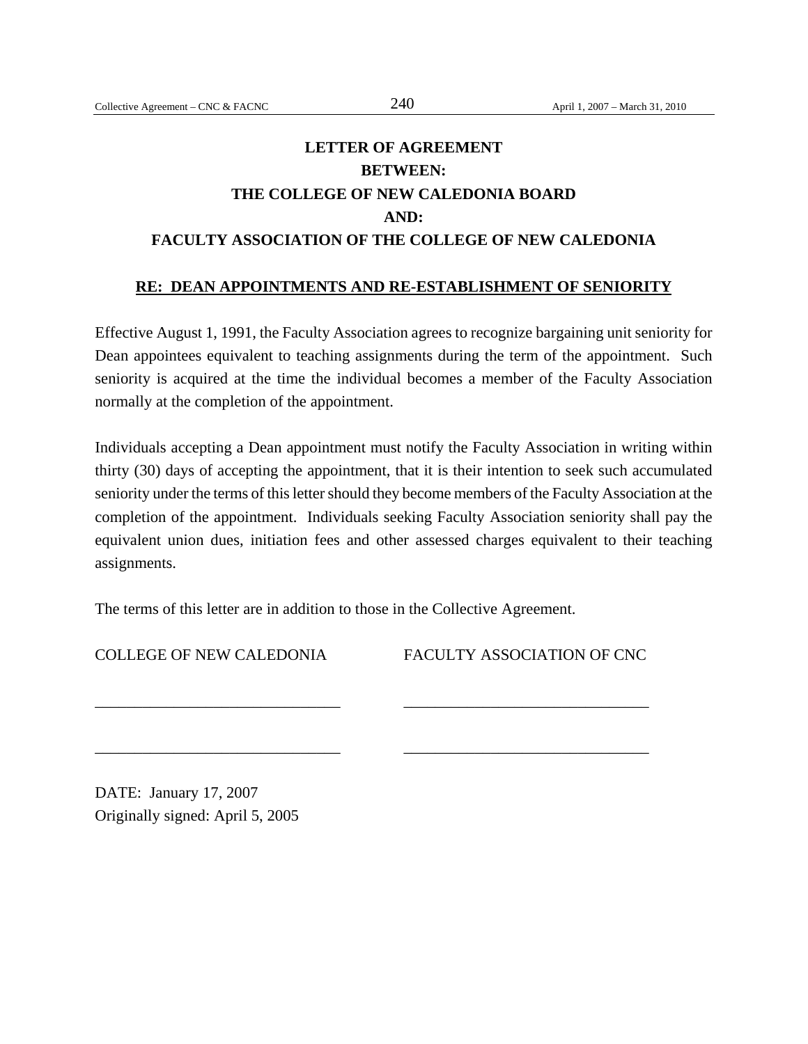# LETTER OF AGREEMENT
## BETWEEN:
## THE COLLEGE OF NEW CALEDONIA BOARD
## AND:
## FACULTY ASSOCIATION OF THE COLLEGE OF NEW CALEDONIA

**RE: DEAN APPOINTMENTS AND RE-ESTABLISHMENT OF SENIORITY**

Effective August 1, 1991, the Faculty Association agrees to recognize bargaining unit seniority for Dean appointees equivalent to teaching assignments during the term of the appointment. Such seniority is acquired at the time the individual becomes a member of the Faculty Association normally at the completion of the appointment.

Individuals accepting a Dean appointment must notify the Faculty Association in writing within thirty (30) days of accepting the appointment, that it is their intention to seek such accumulated seniority under the terms of this letter should they become members of the Faculty Association at the completion of the appointment. Individuals seeking Faculty Association seniority shall pay the equivalent union dues, initiation fees and other assessed charges equivalent to their teaching assignments.

The terms of this letter are in addition to those in the Collective Agreement.

| COLLEGE OF NEW CALEDONIA | FACULTY ASSOCIATION OF CNC |
|---|---|
| _______________________________ | _______________________________ |
| _______________________________ | _______________________________ |

DATE: January 17, 2007
Originally signed: April 5, 2005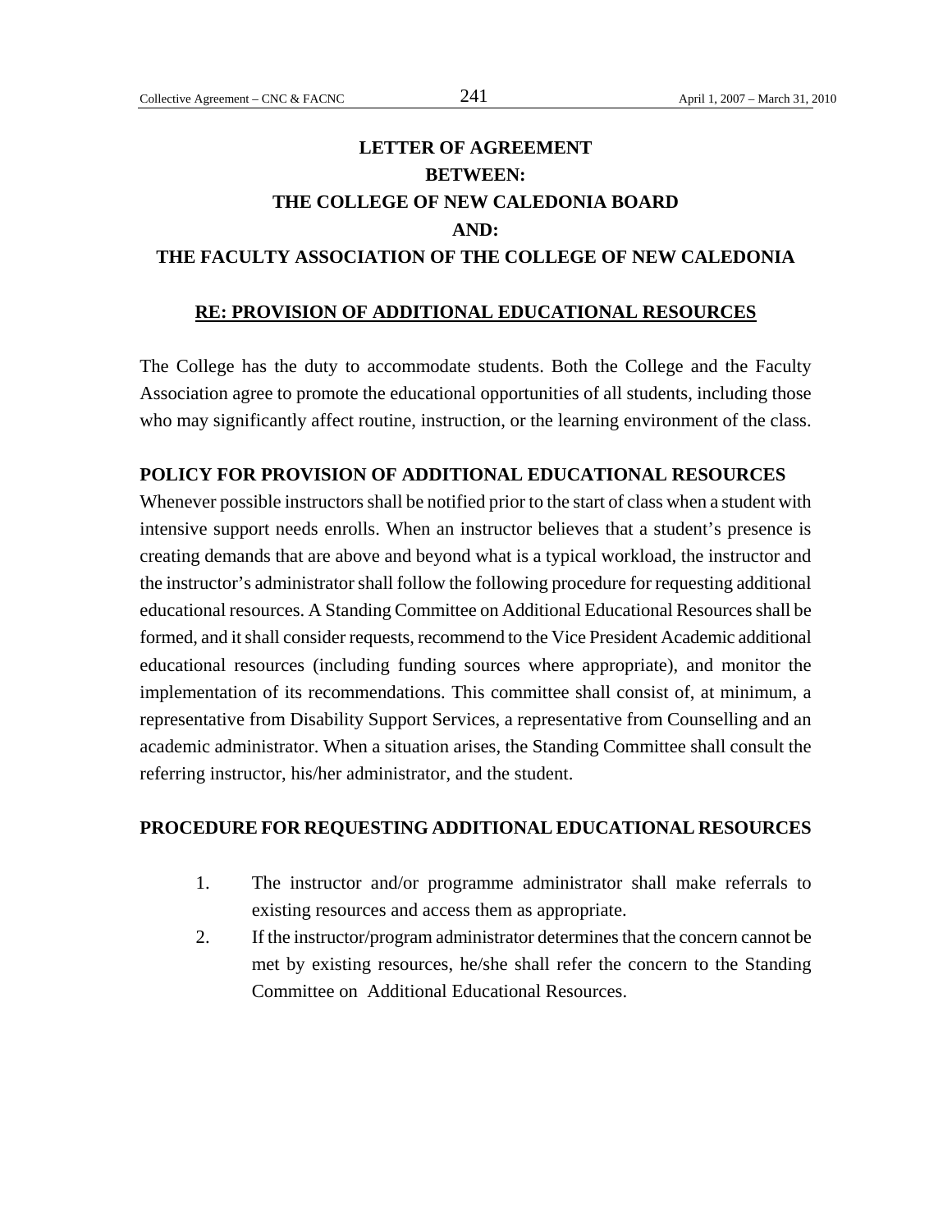# LETTER OF AGREEMENT
# BETWEEN:
# THE COLLEGE OF NEW CALEDONIA BOARD
# AND:
# THE FACULTY ASSOCIATION OF THE COLLEGE OF NEW CALEDONIA

## RE: PROVISION OF ADDITIONAL EDUCATIONAL RESOURCES

The College has the duty to accommodate students. Both the College and the Faculty Association agree to promote the educational opportunities of all students, including those who may significantly affect routine, instruction, or the learning environment of the class.

### POLICY FOR PROVISION OF ADDITIONAL EDUCATIONAL RESOURCES

Whenever possible instructors shall be notified prior to the start of class when a student with intensive support needs enrolls. When an instructor believes that a student's presence is creating demands that are above and beyond what is a typical workload, the instructor and the instructor's administrator shall follow the following procedure for requesting additional educational resources. A Standing Committee on Additional Educational Resources shall be formed, and it shall consider requests, recommend to the Vice President Academic additional educational resources (including funding sources where appropriate), and monitor the implementation of its recommendations. This committee shall consist of, at minimum, a representative from Disability Support Services, a representative from Counselling and an academic administrator. When a situation arises, the Standing Committee shall consult the referring instructor, his/her administrator, and the student.

### PROCEDURE FOR REQUESTING ADDITIONAL EDUCATIONAL RESOURCES

1. The instructor and/or programme administrator shall make referrals to existing resources and access them as appropriate.
2. If the instructor/program administrator determines that the concern cannot be met by existing resources, he/she shall refer the concern to the Standing Committee on Additional Educational Resources.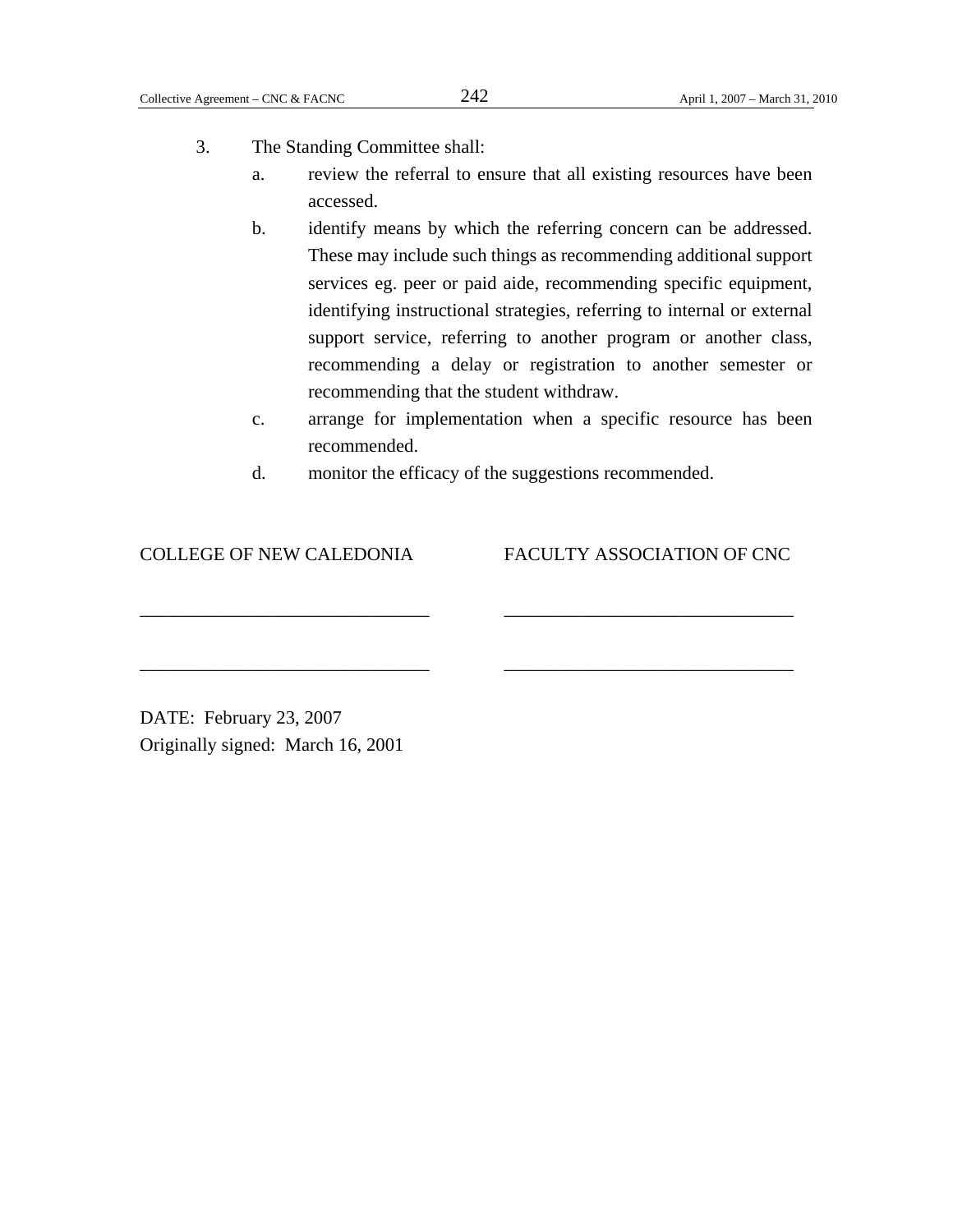3. The Standing Committee shall:
   a. review the referral to ensure that all existing resources have been accessed.
   b. identify means by which the referring concern can be addressed. These may include such things as recommending additional support services eg. peer or paid aide, recommending specific equipment, identifying instructional strategies, referring to internal or external support service, referring to another program or another class, recommending a delay or registration to another semester or recommending that the student withdraw.
   c. arrange for implementation when a specific resource has been recommended.
   d. monitor the efficacy of the suggestions recommended.

| COLLEGE OF NEW CALEDONIA | FACULTY ASSOCIATION OF CNC |
|---|---|
| _______________________________ | _______________________________ |
| _______________________________ | _______________________________ |

DATE: February 23, 2007
Originally signed: March 16, 2001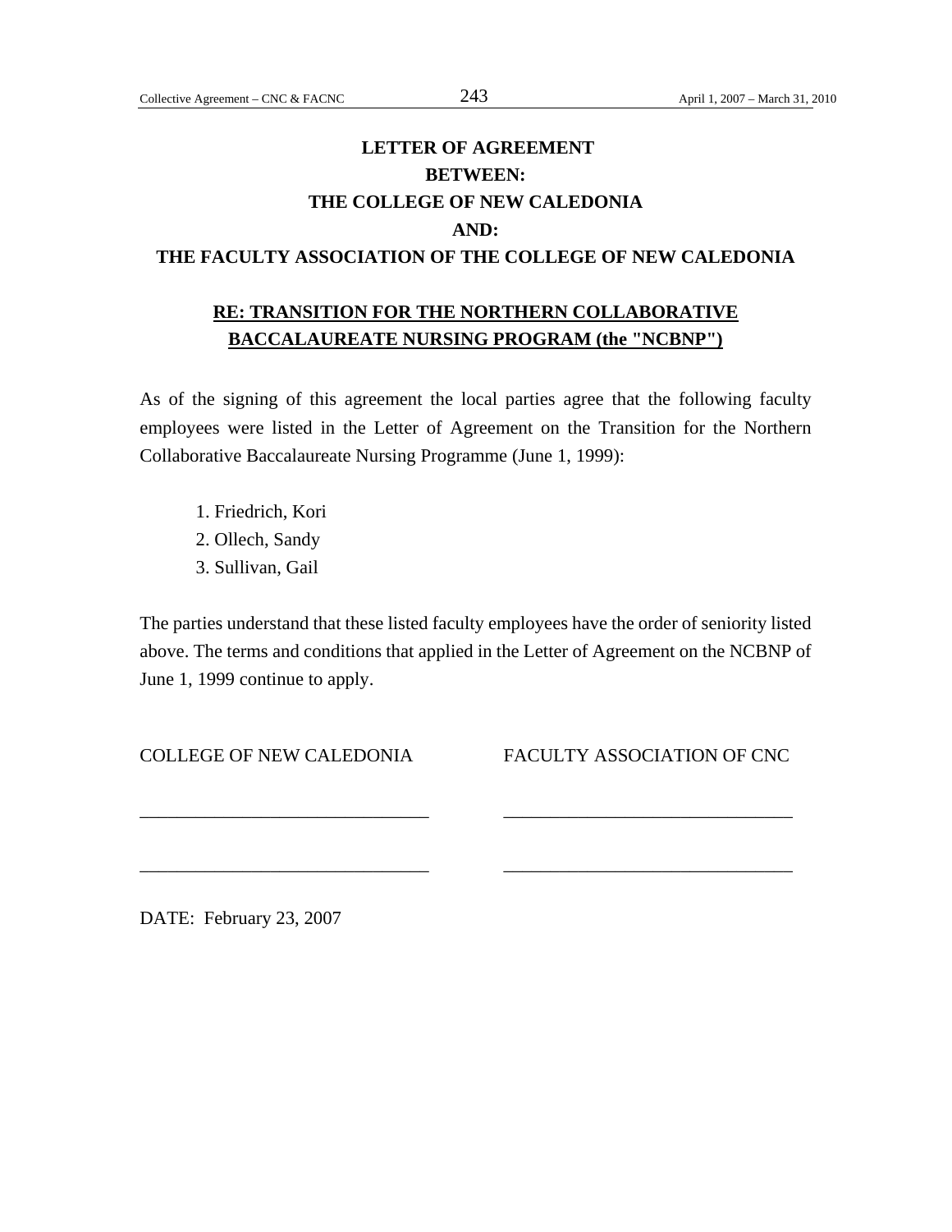# LETTER OF AGREEMENT
# BETWEEN:
# THE COLLEGE OF NEW CALEDONIA
# AND:
# THE FACULTY ASSOCIATION OF THE COLLEGE OF NEW CALEDONIA

## RE: TRANSITION FOR THE NORTHERN COLLABORATIVE BACCALAUREATE NURSING PROGRAM (the "NCBNP")

As of the signing of this agreement the local parties agree that the following faculty employees were listed in the Letter of Agreement on the Transition for the Northern Collaborative Baccalaureate Nursing Programme (June 1, 1999):

1. Friedrich, Kori
2. Ollech, Sandy
3. Sullivan, Gail

The parties understand that these listed faculty employees have the order of seniority listed above. The terms and conditions that applied in the Letter of Agreement on the NCBNP of June 1, 1999 continue to apply.

| COLLEGE OF NEW CALEDONIA | FACULTY ASSOCIATION OF CNC |
|---|---|
| _______________________________ | _______________________________ |
| _______________________________ | _______________________________ |

DATE: February 23, 2007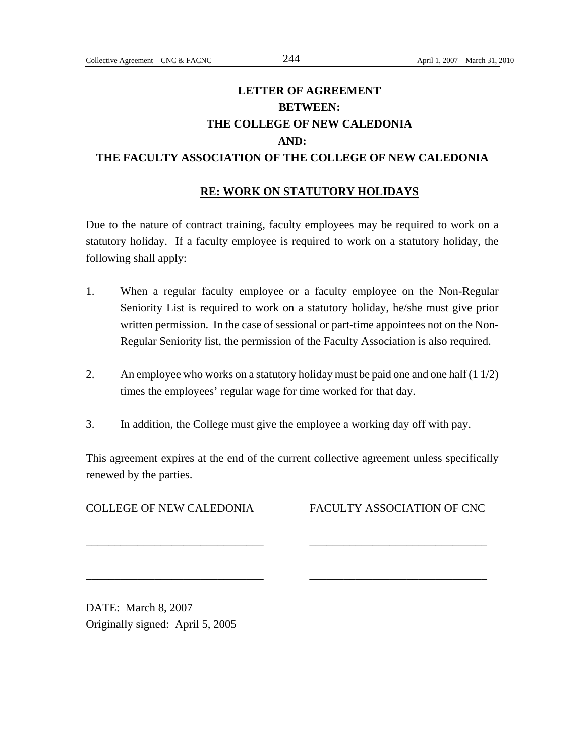# LETTER OF AGREEMENT
# BETWEEN:
# THE COLLEGE OF NEW CALEDONIA
# AND:
# THE FACULTY ASSOCIATION OF THE COLLEGE OF NEW CALEDONIA

## RE: WORK ON STATUTORY HOLIDAYS

Due to the nature of contract training, faculty employees may be required to work on a statutory holiday. If a faculty employee is required to work on a statutory holiday, the following shall apply:

1. When a regular faculty employee or a faculty employee on the Non-Regular Seniority List is required to work on a statutory holiday, he/she must give prior written permission. In the case of sessional or part-time appointees not on the Non-Regular Seniority list, the permission of the Faculty Association is also required.

2. An employee who works on a statutory holiday must be paid one and one half (1 1/2) times the employees' regular wage for time worked for that day.

3. In addition, the College must give the employee a working day off with pay.

This agreement expires at the end of the current collective agreement unless specifically renewed by the parties.

| COLLEGE OF NEW CALEDONIA | FACULTY ASSOCIATION OF CNC |
|---|---|
| ______________________________ | ______________________________ |
| ______________________________ | ______________________________ |

DATE: March 8, 2007
Originally signed: April 5, 2005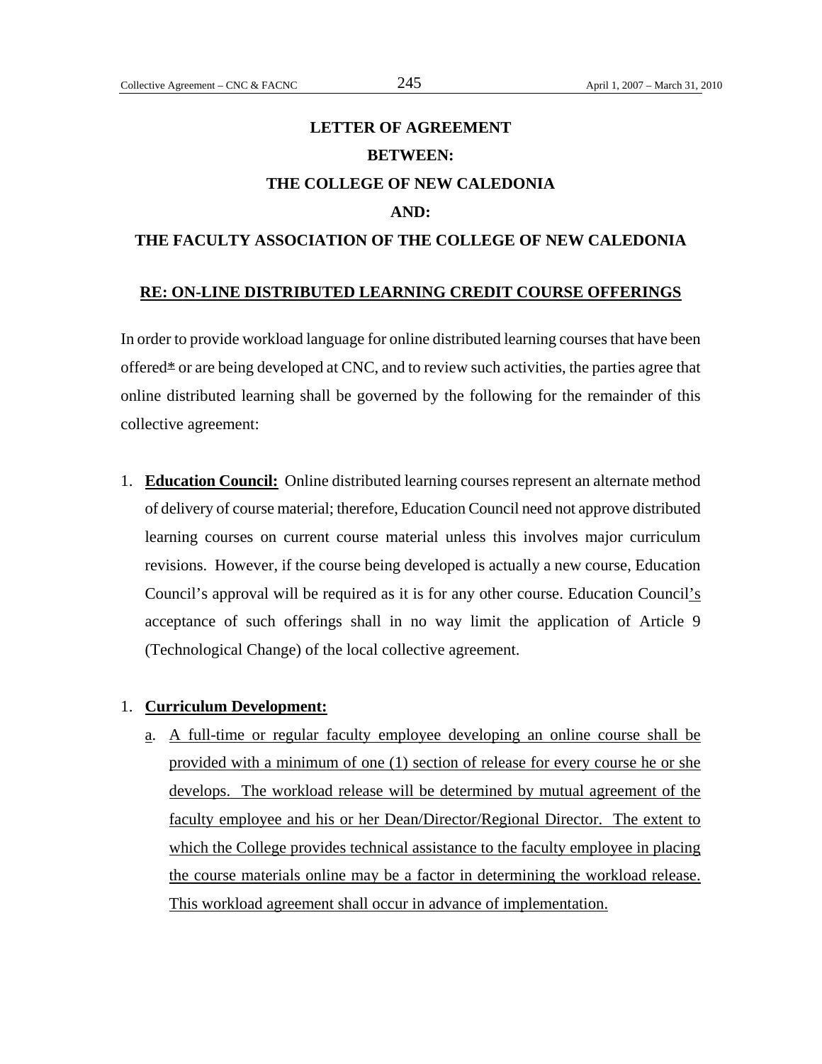**LETTER OF AGREEMENT**

**BETWEEN:**

**THE COLLEGE OF NEW CALEDONIA**

**AND:**

**THE FACULTY ASSOCIATION OF THE COLLEGE OF NEW CALEDONIA**

**RE: ON-LINE DISTRIBUTED LEARNING CREDIT COURSE OFFERINGS**

In order to provide workload language for online distributed learning courses that have been offered* or are being developed at CNC, and to review such activities, the parties agree that online distributed learning shall be governed by the following for the remainder of this collective agreement:

1. **Education Council:** Online distributed learning courses represent an alternate method of delivery of course material; therefore, Education Council need not approve distributed learning courses on current course material unless this involves major curriculum revisions. However, if the course being developed is actually a new course, Education Council's approval will be required as it is for any other course. Education Council's acceptance of such offerings shall in no way limit the application of Article 9 (Technological Change) of the local collective agreement.

1. **Curriculum Development:**
   a. A full-time or regular faculty employee developing an online course shall be provided with a minimum of one (1) section of release for every course he or she develops. The workload release will be determined by mutual agreement of the faculty employee and his or her Dean/Director/Regional Director. The extent to which the College provides technical assistance to the faculty employee in placing the course materials online may be a factor in determining the workload release. This workload agreement shall occur in advance of implementation.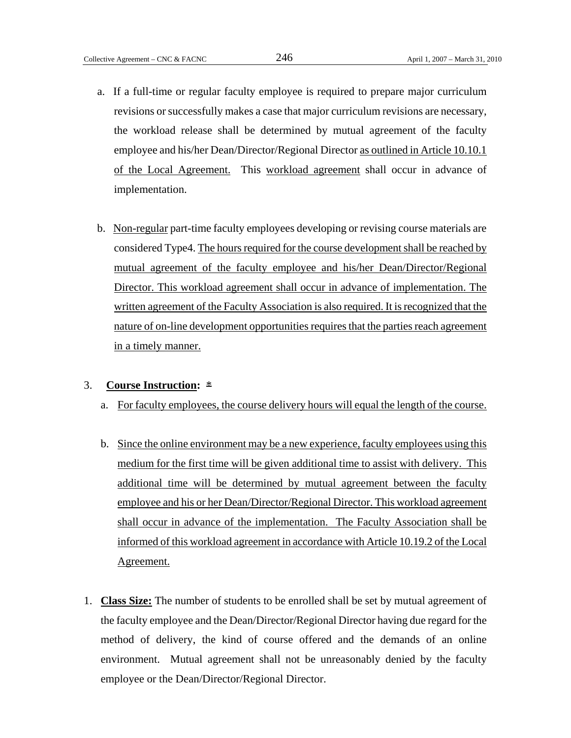a. If a full-time or regular faculty employee is required to prepare major curriculum revisions or successfully makes a case that major curriculum revisions are necessary, the workload release shall be determined by mutual agreement of the faculty employee and his/her Dean/Director/Regional Director <u>as outlined in Article 10.10.1 of the Local Agreement.</u> This <u>workload agreement</u> shall occur in advance of implementation.

b. <u>Non-regular</u> part-time faculty employees developing or revising course materials are considered Type4. <u>The hours required for the course development shall be reached by mutual agreement of the faculty employee and his/her Dean/Director/Regional Director. This workload agreement shall occur in advance of implementation. The written agreement of the Faculty Association is also required. It is recognized that the nature of on-line development opportunities requires that the parties reach agreement in a timely manner.</u>

3. <u>**Course Instruction:**</u> <u>*</u>

   a. <u>For faculty employees, the course delivery hours will equal the length of the course.</u>

   b. <u>Since the online environment may be a new experience, faculty employees using this medium for the first time will be given additional time to assist with delivery. This additional time will be determined by mutual agreement between the faculty employee and his or her Dean/Director/Regional Director. This workload agreement shall occur in advance of the implementation. The Faculty Association shall be informed of this workload agreement in accordance with Article 10.19.2 of the Local Agreement.</u>

1. <u>**Class Size:**</u> The number of students to be enrolled shall be set by mutual agreement of the faculty employee and the Dean/Director/Regional Director having due regard for the method of delivery, the kind of course offered and the demands of an online environment. Mutual agreement shall not be unreasonably denied by the faculty employee or the Dean/Director/Regional Director.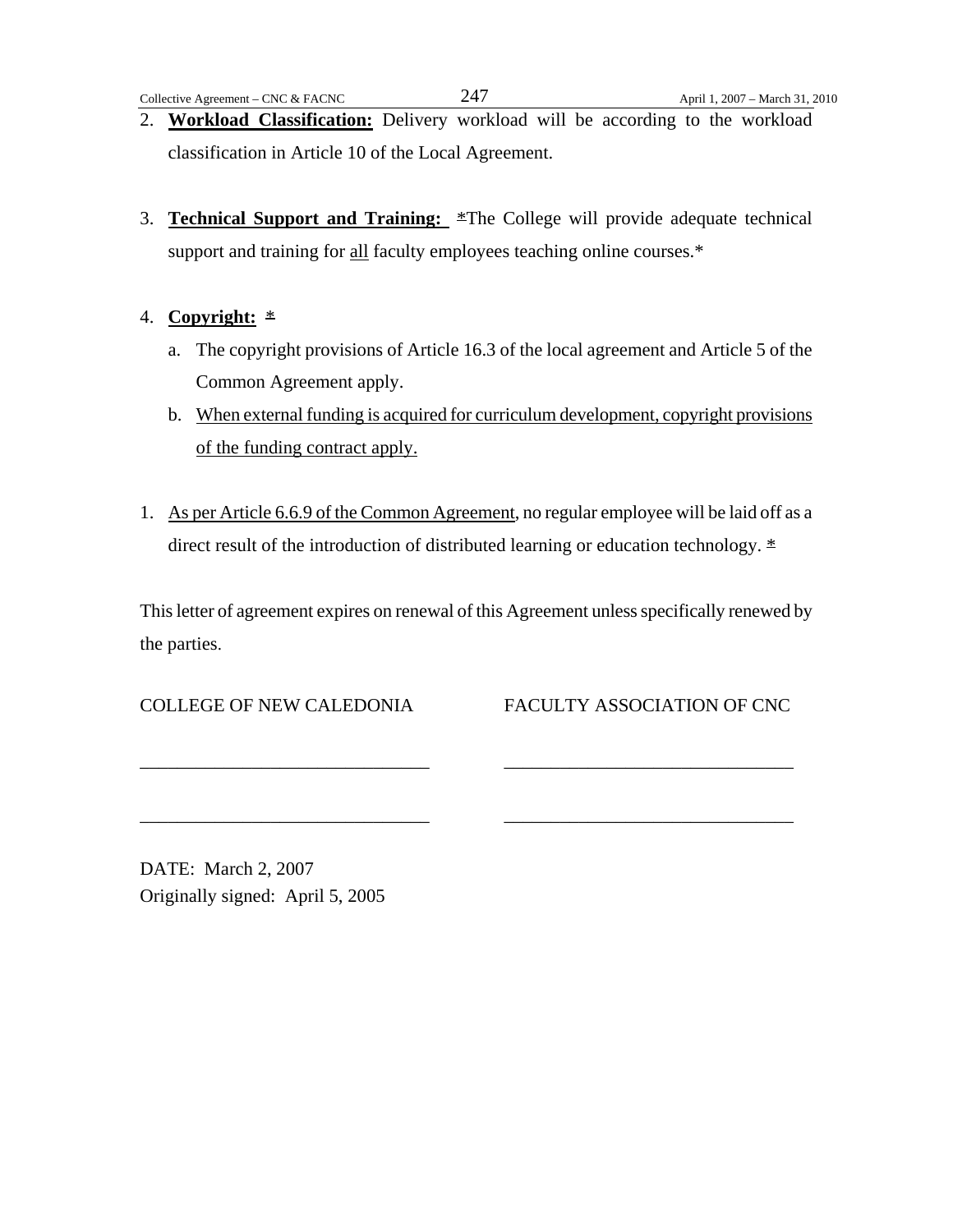2. **Workload Classification:** Delivery workload will be according to the workload classification in Article 10 of the Local Agreement.

3. **Technical Support and Training:** *The College will provide adequate technical support and training for all faculty employees teaching online courses.*

4. **Copyright:** *
   a. The copyright provisions of Article 16.3 of the local agreement and Article 5 of the Common Agreement apply.
   b. When external funding is acquired for curriculum development, copyright provisions of the funding contract apply.

1. As per Article 6.6.9 of the Common Agreement, no regular employee will be laid off as a direct result of the introduction of distributed learning or education technology. *

This letter of agreement expires on renewal of this Agreement unless specifically renewed by the parties.

| COLLEGE OF NEW CALEDONIA | FACULTY ASSOCIATION OF CNC |
|---|---|
| ______________________________ | ______________________________ |
| ______________________________ | ______________________________ |

DATE: March 2, 2007
Originally signed: April 5, 2005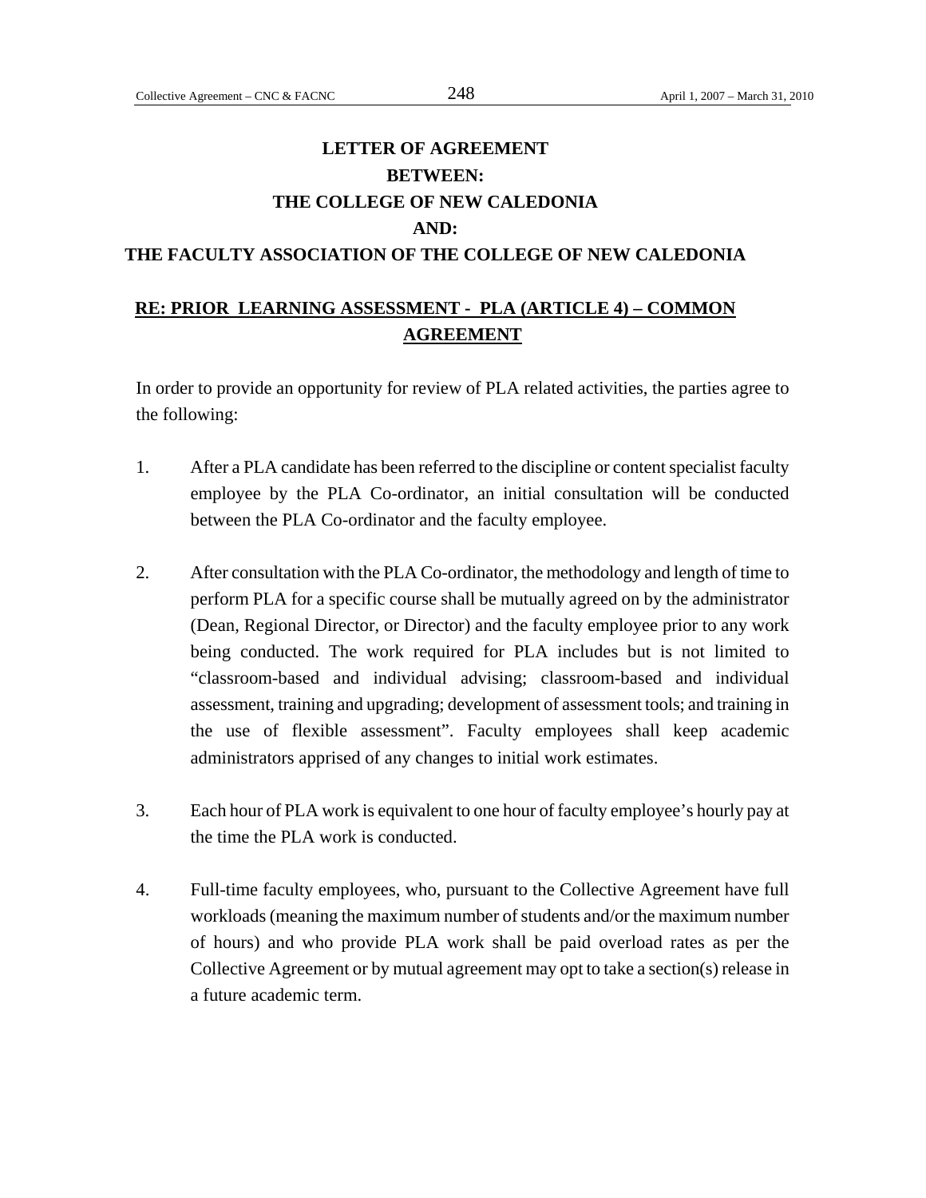# LETTER OF AGREEMENT
# BETWEEN:
# THE COLLEGE OF NEW CALEDONIA
# AND:
# THE FACULTY ASSOCIATION OF THE COLLEGE OF NEW CALEDONIA

## RE: PRIOR LEARNING ASSESSMENT - PLA (ARTICLE 4) – COMMON AGREEMENT

In order to provide an opportunity for review of PLA related activities, the parties agree to the following:

1. After a PLA candidate has been referred to the discipline or content specialist faculty employee by the PLA Co-ordinator, an initial consultation will be conducted between the PLA Co-ordinator and the faculty employee.

2. After consultation with the PLA Co-ordinator, the methodology and length of time to perform PLA for a specific course shall be mutually agreed on by the administrator (Dean, Regional Director, or Director) and the faculty employee prior to any work being conducted. The work required for PLA includes but is not limited to "classroom-based and individual advising; classroom-based and individual assessment, training and upgrading; development of assessment tools; and training in the use of flexible assessment". Faculty employees shall keep academic administrators apprised of any changes to initial work estimates.

3. Each hour of PLA work is equivalent to one hour of faculty employee's hourly pay at the time the PLA work is conducted.

4. Full-time faculty employees, who, pursuant to the Collective Agreement have full workloads (meaning the maximum number of students and/or the maximum number of hours) and who provide PLA work shall be paid overload rates as per the Collective Agreement or by mutual agreement may opt to take a section(s) release in a future academic term.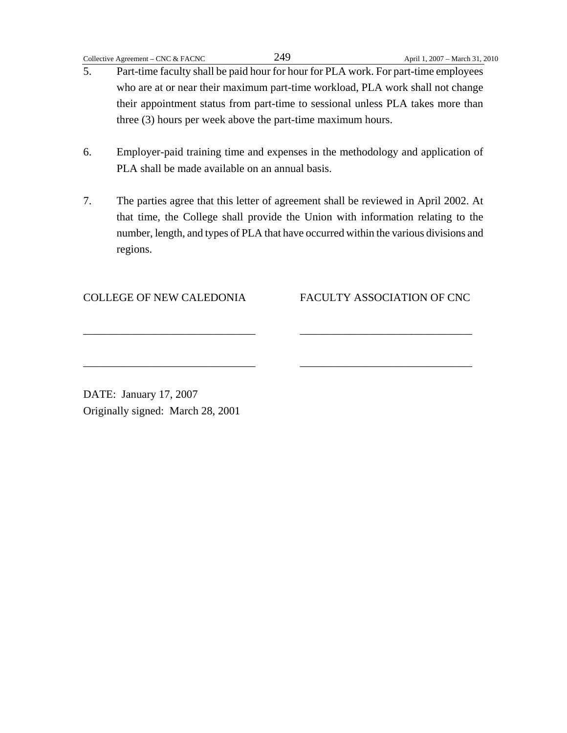5. Part-time faculty shall be paid hour for hour for PLA work. For part-time employees who are at or near their maximum part-time workload, PLA work shall not change their appointment status from part-time to sessional unless PLA takes more than three (3) hours per week above the part-time maximum hours.

6. Employer-paid training time and expenses in the methodology and application of PLA shall be made available on an annual basis.

7. The parties agree that this letter of agreement shall be reviewed in April 2002. At that time, the College shall provide the Union with information relating to the number, length, and types of PLA that have occurred within the various divisions and regions.

| COLLEGE OF NEW CALEDONIA | FACULTY ASSOCIATION OF CNC |
| --- | --- |
| ______________________________ | ______________________________ |
| ______________________________ | ______________________________ |

DATE: January 17, 2007
Originally signed: March 28, 2001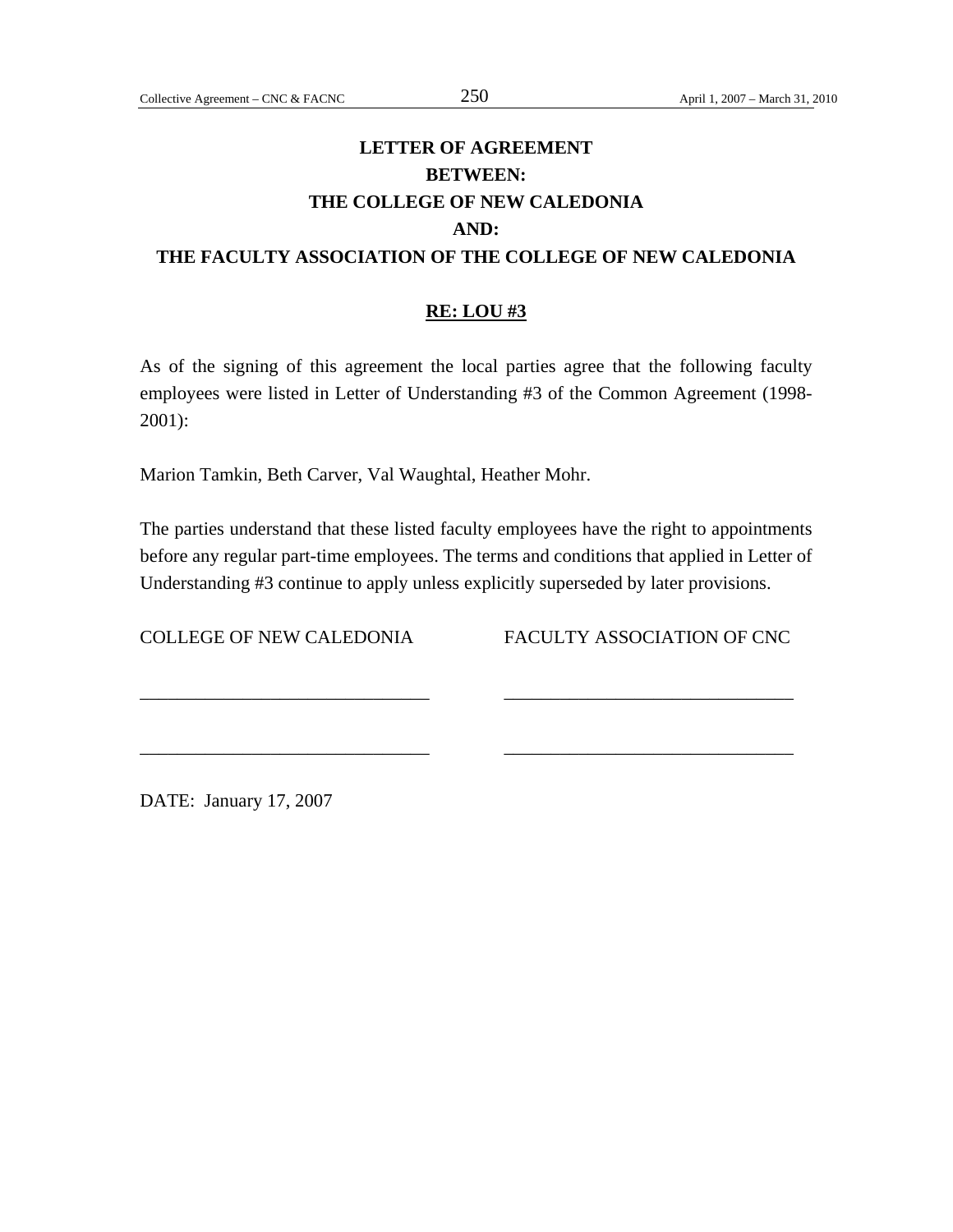# LETTER OF AGREEMENT
# BETWEEN:
# THE COLLEGE OF NEW CALEDONIA
# AND:
# THE FACULTY ASSOCIATION OF THE COLLEGE OF NEW CALEDONIA

## RE: LOU #3

As of the signing of this agreement the local parties agree that the following faculty employees were listed in Letter of Understanding #3 of the Common Agreement (1998-2001):

Marion Tamkin, Beth Carver, Val Waughtal, Heather Mohr.

The parties understand that these listed faculty employees have the right to appointments before any regular part-time employees. The terms and conditions that applied in Letter of Understanding #3 continue to apply unless explicitly superseded by later provisions.

| COLLEGE OF NEW CALEDONIA | FACULTY ASSOCIATION OF CNC |
|---|---|
| _______________________________ | _______________________________ |
| _______________________________ | _______________________________ |

DATE: January 17, 2007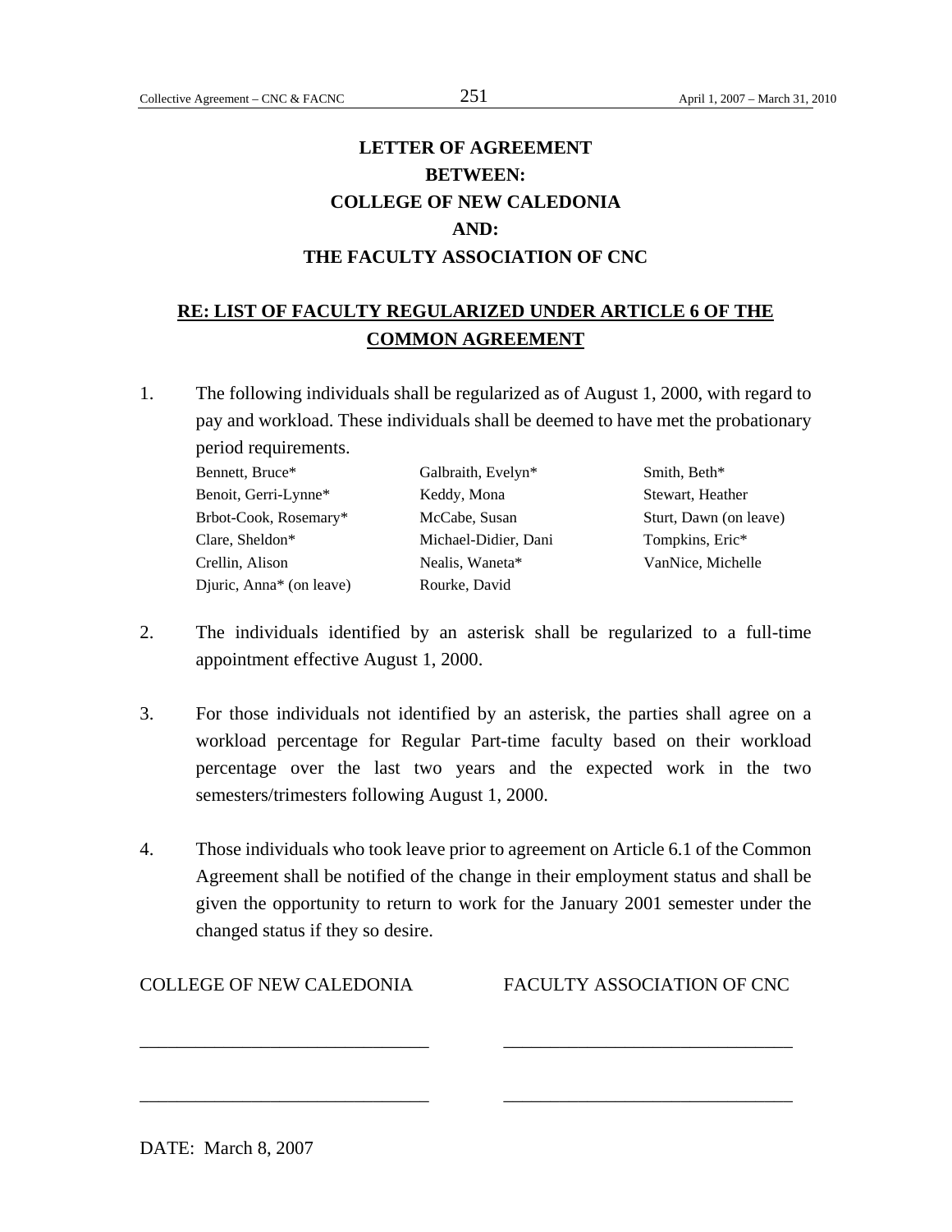# LETTER OF AGREEMENT
# BETWEEN:
# COLLEGE OF NEW CALEDONIA
# AND:
# THE FACULTY ASSOCIATION OF CNC

## RE: LIST OF FACULTY REGULARIZED UNDER ARTICLE 6 OF THE COMMON AGREEMENT

1. The following individuals shall be regularized as of August 1, 2000, with regard to pay and workload. These individuals shall be deemed to have met the probationary period requirements.

| | | |
|---|---|---|
| Bennett, Bruce* | Galbraith, Evelyn* | Smith, Beth* |
| Benoit, Gerri-Lynne* | Keddy, Mona | Stewart, Heather |
| Brbot-Cook, Rosemary* | McCabe, Susan | Sturt, Dawn (on leave) |
| Clare, Sheldon* | Michael-Didier, Dani | Tompkins, Eric* |
| Crellin, Alison | Nealis, Waneta* | VanNice, Michelle |
| Djuric, Anna* (on leave) | Rourke, David | |

2. The individuals identified by an asterisk shall be regularized to a full-time appointment effective August 1, 2000.

3. For those individuals not identified by an asterisk, the parties shall agree on a workload percentage for Regular Part-time faculty based on their workload percentage over the last two years and the expected work in the two semesters/trimesters following August 1, 2000.

4. Those individuals who took leave prior to agreement on Article 6.1 of the Common Agreement shall be notified of the change in their employment status and shall be given the opportunity to return to work for the January 2001 semester under the changed status if they so desire.

| COLLEGE OF NEW CALEDONIA | FACULTY ASSOCIATION OF CNC |
|---|---|
| _______________________________ | _______________________________ |
| _______________________________ | _______________________________ |

DATE: March 8, 2007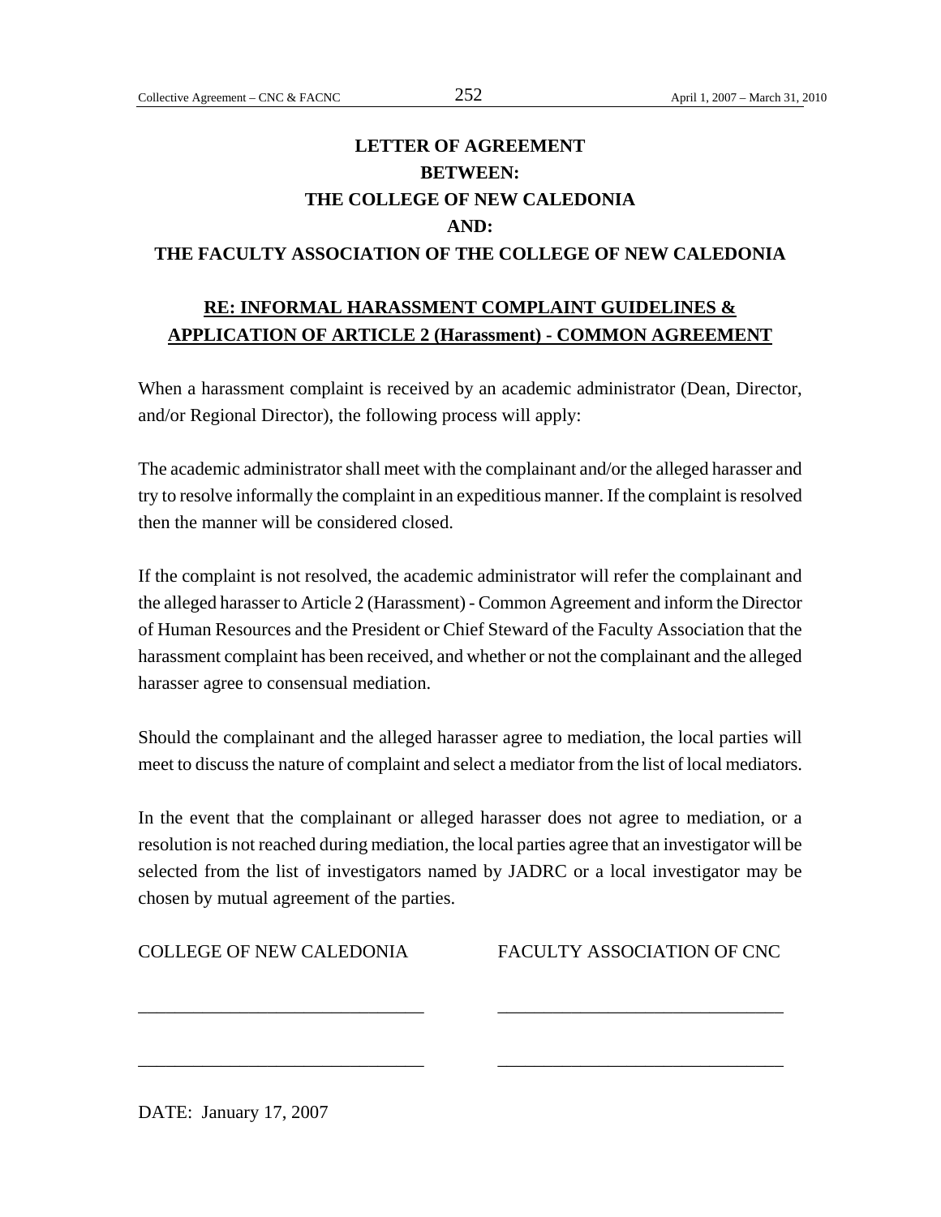**LETTER OF AGREEMENT**
**BETWEEN:**
**THE COLLEGE OF NEW CALEDONIA**
**AND:**
**THE FACULTY ASSOCIATION OF THE COLLEGE OF NEW CALEDONIA**

**RE: INFORMAL HARASSMENT COMPLAINT GUIDELINES & APPLICATION OF ARTICLE 2 (Harassment) - COMMON AGREEMENT**

When a harassment complaint is received by an academic administrator (Dean, Director, and/or Regional Director), the following process will apply:

The academic administrator shall meet with the complainant and/or the alleged harasser and try to resolve informally the complaint in an expeditious manner. If the complaint is resolved then the manner will be considered closed.

If the complaint is not resolved, the academic administrator will refer the complainant and the alleged harasser to Article 2 (Harassment) - Common Agreement and inform the Director of Human Resources and the President or Chief Steward of the Faculty Association that the harassment complaint has been received, and whether or not the complainant and the alleged harasser agree to consensual mediation.

Should the complainant and the alleged harasser agree to mediation, the local parties will meet to discuss the nature of complaint and select a mediator from the list of local mediators.

In the event that the complainant or alleged harasser does not agree to mediation, or a resolution is not reached during mediation, the local parties agree that an investigator will be selected from the list of investigators named by JADRC or a local investigator may be chosen by mutual agreement of the parties.

| COLLEGE OF NEW CALEDONIA | FACULTY ASSOCIATION OF CNC |
|---|---|
| ______________________________ | ______________________________ |
| ______________________________ | ______________________________ |

DATE: January 17, 2007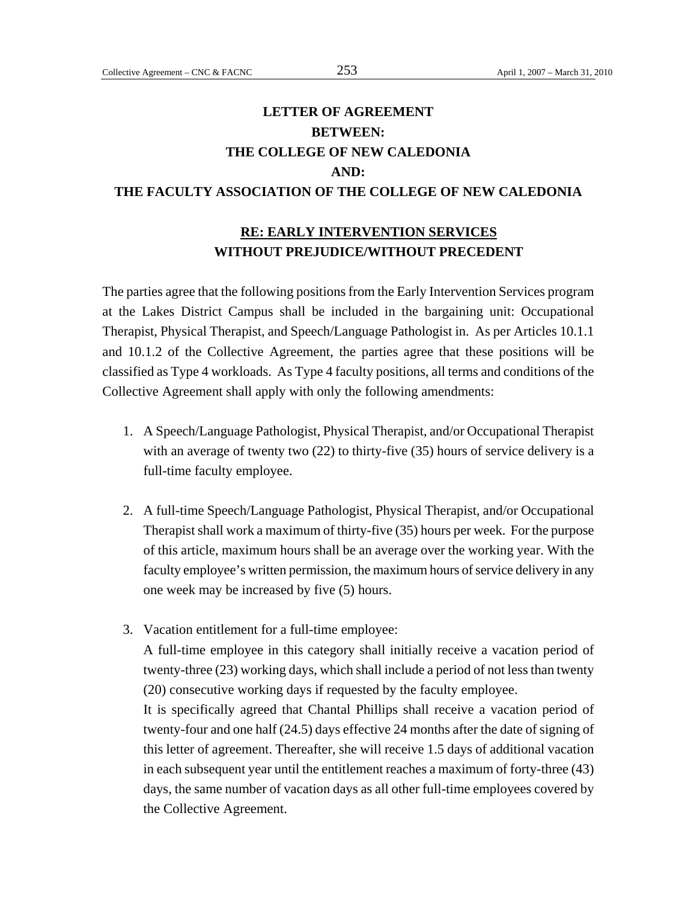# LETTER OF AGREEMENT
# BETWEEN:
# THE COLLEGE OF NEW CALEDONIA
# AND:
# THE FACULTY ASSOCIATION OF THE COLLEGE OF NEW CALEDONIA

## RE: EARLY INTERVENTION SERVICES
## WITHOUT PREJUDICE/WITHOUT PRECEDENT

The parties agree that the following positions from the Early Intervention Services program at the Lakes District Campus shall be included in the bargaining unit: Occupational Therapist, Physical Therapist, and Speech/Language Pathologist in. As per Articles 10.1.1 and 10.1.2 of the Collective Agreement, the parties agree that these positions will be classified as Type 4 workloads. As Type 4 faculty positions, all terms and conditions of the Collective Agreement shall apply with only the following amendments:

1. A Speech/Language Pathologist, Physical Therapist, and/or Occupational Therapist with an average of twenty two (22) to thirty-five (35) hours of service delivery is a full-time faculty employee.

2. A full-time Speech/Language Pathologist, Physical Therapist, and/or Occupational Therapist shall work a maximum of thirty-five (35) hours per week. For the purpose of this article, maximum hours shall be an average over the working year. With the faculty employee's written permission, the maximum hours of service delivery in any one week may be increased by five (5) hours.

3. Vacation entitlement for a full-time employee:
   A full-time employee in this category shall initially receive a vacation period of twenty-three (23) working days, which shall include a period of not less than twenty (20) consecutive working days if requested by the faculty employee.
   It is specifically agreed that Chantal Phillips shall receive a vacation period of twenty-four and one half (24.5) days effective 24 months after the date of signing of this letter of agreement. Thereafter, she will receive 1.5 days of additional vacation in each subsequent year until the entitlement reaches a maximum of forty-three (43) days, the same number of vacation days as all other full-time employees covered by the Collective Agreement.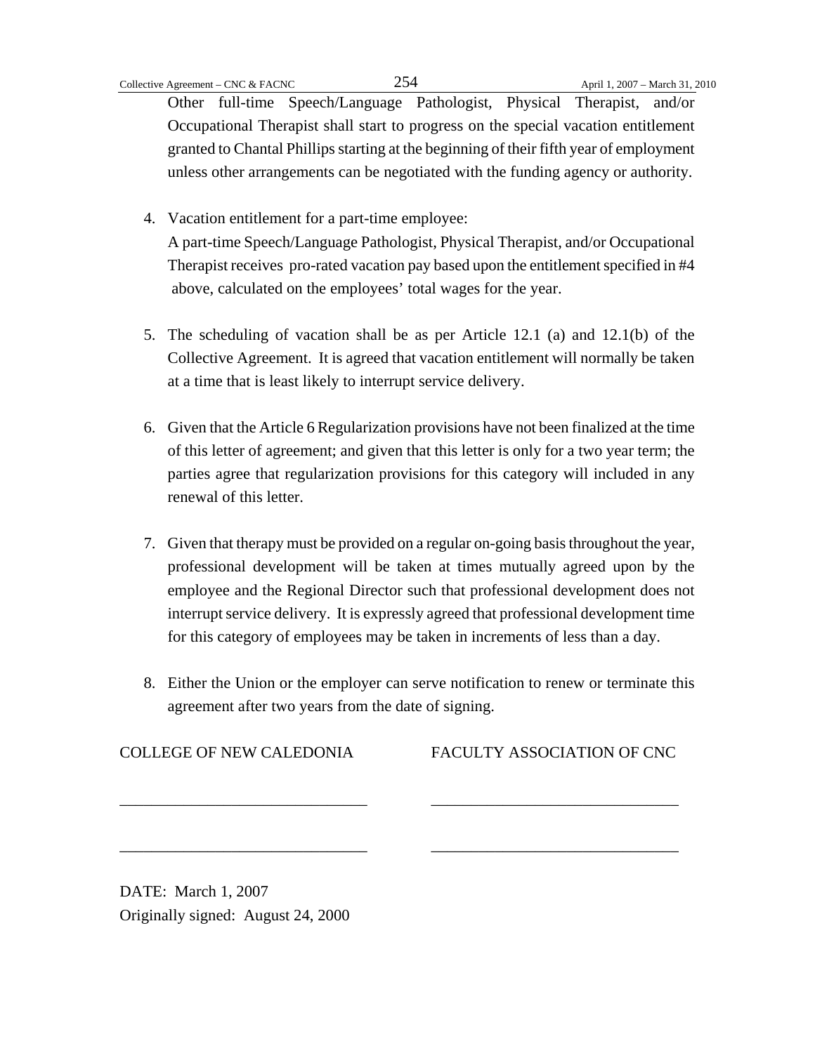Other full-time Speech/Language Pathologist, Physical Therapist, and/or Occupational Therapist shall start to progress on the special vacation entitlement granted to Chantal Phillips starting at the beginning of their fifth year of employment unless other arrangements can be negotiated with the funding agency or authority.

4. Vacation entitlement for a part-time employee:
   A part-time Speech/Language Pathologist, Physical Therapist, and/or Occupational Therapist receives pro-rated vacation pay based upon the entitlement specified in #4 above, calculated on the employees' total wages for the year.

5. The scheduling of vacation shall be as per Article 12.1 (a) and 12.1(b) of the Collective Agreement. It is agreed that vacation entitlement will normally be taken at a time that is least likely to interrupt service delivery.

6. Given that the Article 6 Regularization provisions have not been finalized at the time of this letter of agreement; and given that this letter is only for a two year term; the parties agree that regularization provisions for this category will included in any renewal of this letter.

7. Given that therapy must be provided on a regular on-going basis throughout the year, professional development will be taken at times mutually agreed upon by the employee and the Regional Director such that professional development does not interrupt service delivery. It is expressly agreed that professional development time for this category of employees may be taken in increments of less than a day.

8. Either the Union or the employer can serve notification to renew or terminate this agreement after two years from the date of signing.

| COLLEGE OF NEW CALEDONIA | FACULTY ASSOCIATION OF CNC |
|---|---|
| ______________________________ | ______________________________ |
| ______________________________ | ______________________________ |

DATE: March 1, 2007
Originally signed: August 24, 2000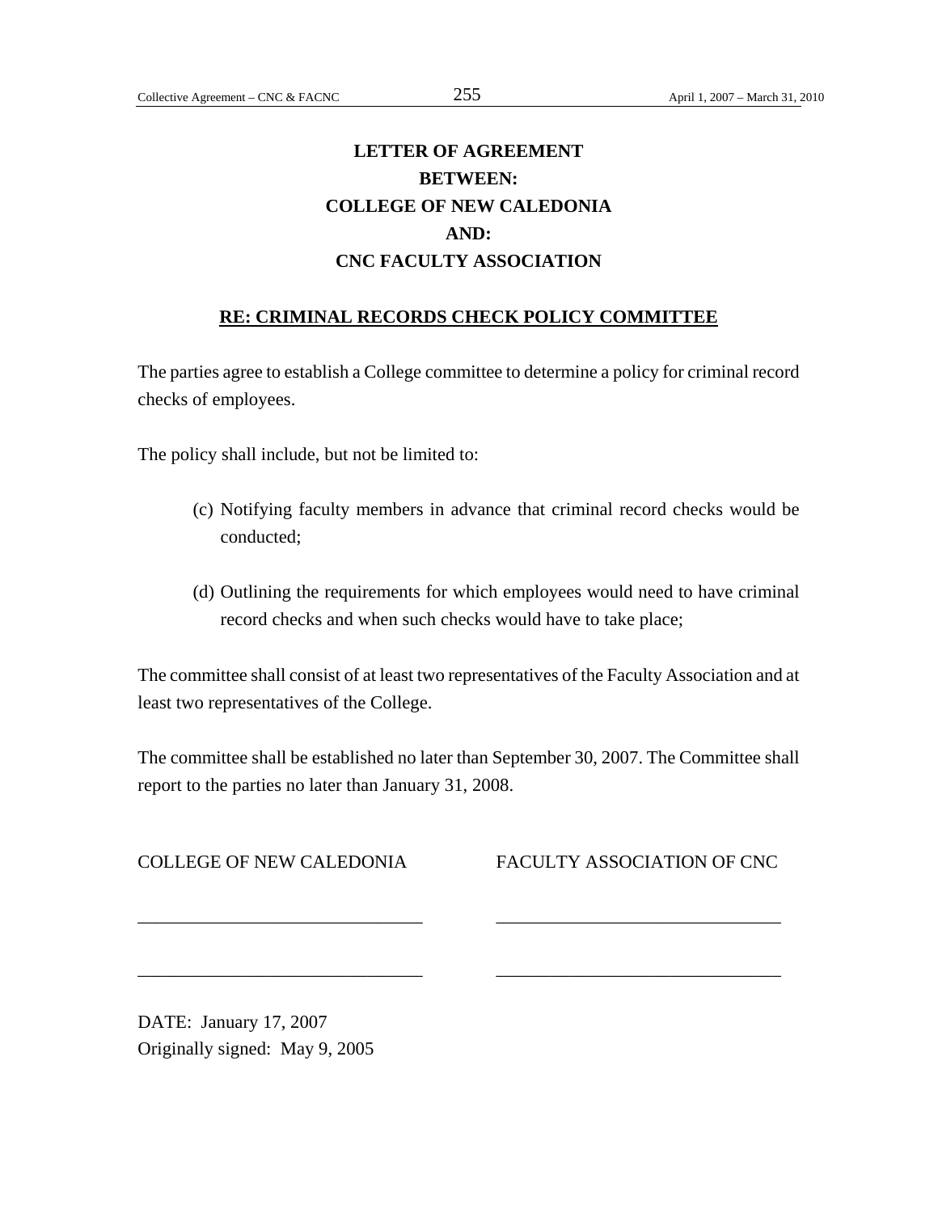**LETTER OF AGREEMENT**
**BETWEEN:**
**COLLEGE OF NEW CALEDONIA**
**AND:**
**CNC FACULTY ASSOCIATION**

**RE: CRIMINAL RECORDS CHECK POLICY COMMITTEE**

The parties agree to establish a College committee to determine a policy for criminal record checks of employees.

The policy shall include, but not be limited to:

(c) Notifying faculty members in advance that criminal record checks would be conducted;

(d) Outlining the requirements for which employees would need to have criminal record checks and when such checks would have to take place;

The committee shall consist of at least two representatives of the Faculty Association and at least two representatives of the College.

The committee shall be established no later than September 30, 2007. The Committee shall report to the parties no later than January 31, 2008.

| COLLEGE OF NEW CALEDONIA | FACULTY ASSOCIATION OF CNC |
| --- | --- |
| ______________________________ | ______________________________ |
| ______________________________ | ______________________________ |

DATE: January 17, 2007
Originally signed: May 9, 2005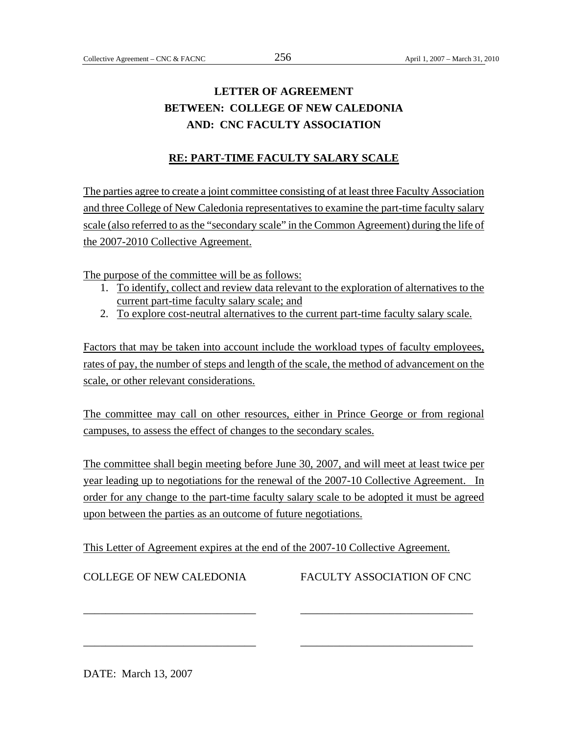# LETTER OF AGREEMENT
# BETWEEN: COLLEGE OF NEW CALEDONIA
# AND: CNC FACULTY ASSOCIATION

## RE: PART-TIME FACULTY SALARY SCALE

The parties agree to create a joint committee consisting of at least three Faculty Association and three College of New Caledonia representatives to examine the part-time faculty salary scale (also referred to as the "secondary scale" in the Common Agreement) during the life of the 2007-2010 Collective Agreement.

The purpose of the committee will be as follows:

1. To identify, collect and review data relevant to the exploration of alternatives to the current part-time faculty salary scale; and
2. To explore cost-neutral alternatives to the current part-time faculty salary scale.

Factors that may be taken into account include the workload types of faculty employees, rates of pay, the number of steps and length of the scale, the method of advancement on the scale, or other relevant considerations.

The committee may call on other resources, either in Prince George or from regional campuses, to assess the effect of changes to the secondary scales.

The committee shall begin meeting before June 30, 2007, and will meet at least twice per year leading up to negotiations for the renewal of the 2007-10 Collective Agreement. In order for any change to the part-time faculty salary scale to be adopted it must be agreed upon between the parties as an outcome of future negotiations.

This Letter of Agreement expires at the end of the 2007-10 Collective Agreement.

| COLLEGE OF NEW CALEDONIA | FACULTY ASSOCIATION OF CNC |
|---|---|
| _______________________________ | _______________________________ |
| _______________________________ | _______________________________ |

DATE: March 13, 2007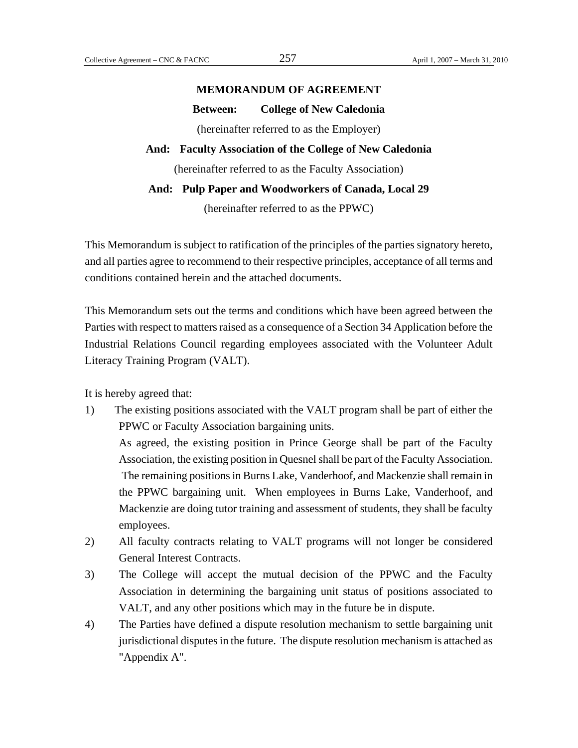**MEMORANDUM OF AGREEMENT**

**Between: College of New Caledonia**

(hereinafter referred to as the Employer)

**And: Faculty Association of the College of New Caledonia**

(hereinafter referred to as the Faculty Association)

**And: Pulp Paper and Woodworkers of Canada, Local 29**

(hereinafter referred to as the PPWC)

This Memorandum is subject to ratification of the principles of the parties signatory hereto, and all parties agree to recommend to their respective principles, acceptance of all terms and conditions contained herein and the attached documents.

This Memorandum sets out the terms and conditions which have been agreed between the Parties with respect to matters raised as a consequence of a Section 34 Application before the Industrial Relations Council regarding employees associated with the Volunteer Adult Literacy Training Program (VALT).

It is hereby agreed that:

1) The existing positions associated with the VALT program shall be part of either the PPWC or Faculty Association bargaining units.

   As agreed, the existing position in Prince George shall be part of the Faculty Association, the existing position in Quesnel shall be part of the Faculty Association. The remaining positions in Burns Lake, Vanderhoof, and Mackenzie shall remain in the PPWC bargaining unit. When employees in Burns Lake, Vanderhoof, and Mackenzie are doing tutor training and assessment of students, they shall be faculty employees.

2) All faculty contracts relating to VALT programs will not longer be considered General Interest Contracts.

3) The College will accept the mutual decision of the PPWC and the Faculty Association in determining the bargaining unit status of positions associated to VALT, and any other positions which may in the future be in dispute.

4) The Parties have defined a dispute resolution mechanism to settle bargaining unit jurisdictional disputes in the future. The dispute resolution mechanism is attached as "Appendix A".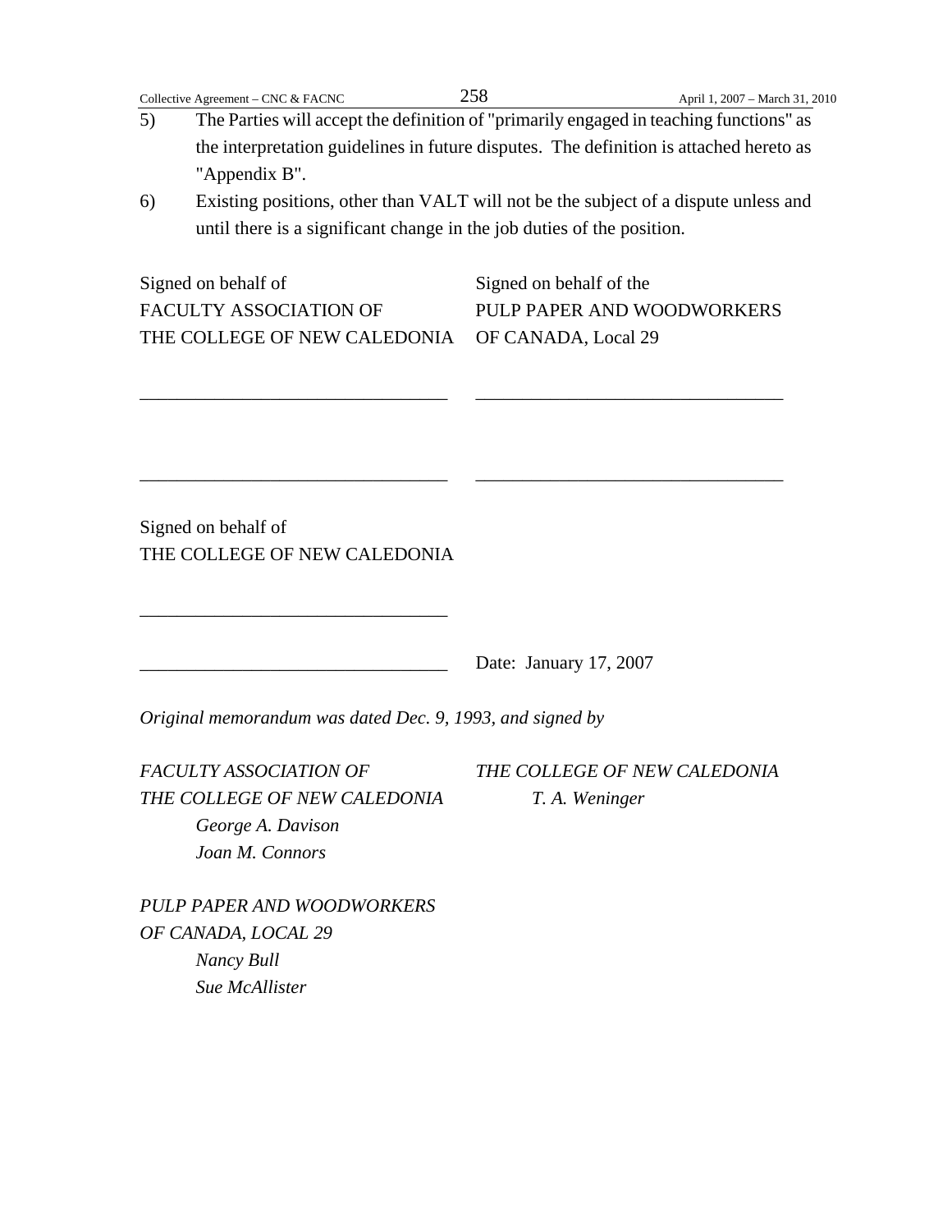5) The Parties will accept the definition of "primarily engaged in teaching functions" as the interpretation guidelines in future disputes. The definition is attached hereto as "Appendix B".

6) Existing positions, other than VALT will not be the subject of a dispute unless and until there is a significant change in the job duties of the position.

| Signed on behalf of<br>FACULTY ASSOCIATION OF<br>THE COLLEGE OF NEW CALEDONIA | Signed on behalf of the<br>PULP PAPER AND WOODWORKERS<br>OF CANADA, Local 29 |
|---|---|
| ________________________________ | ________________________________ |
| ________________________________ | ________________________________ |

Signed on behalf of
THE COLLEGE OF NEW CALEDONIA

________________________________

________________________________ Date: January 17, 2007

*Original memorandum was dated Dec. 9, 1993, and signed by*

| *FACULTY ASSOCIATION OF<br>THE COLLEGE OF NEW CALEDONIA*<br>*George A. Davison*<br>*Joan M. Connors* | *THE COLLEGE OF NEW CALEDONIA*<br>*T. A. Weninger* |
|---|---|

*PULP PAPER AND WOODWORKERS*
*OF CANADA, LOCAL 29*
*Nancy Bull*
*Sue McAllister*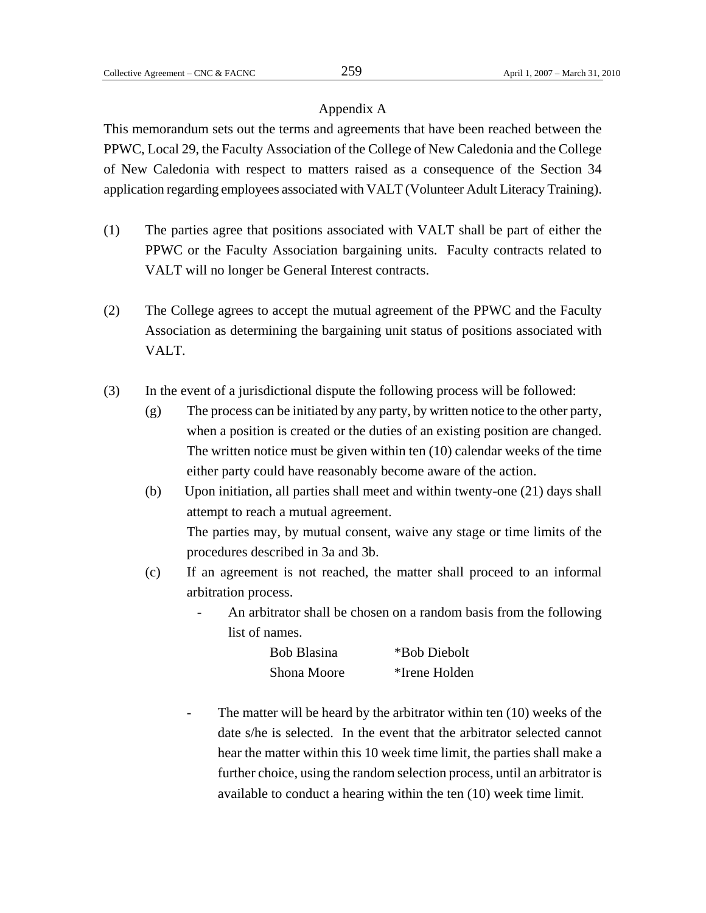## Appendix A

This memorandum sets out the terms and agreements that have been reached between the PPWC, Local 29, the Faculty Association of the College of New Caledonia and the College of New Caledonia with respect to matters raised as a consequence of the Section 34 application regarding employees associated with VALT (Volunteer Adult Literacy Training).

(1) The parties agree that positions associated with VALT shall be part of either the PPWC or the Faculty Association bargaining units. Faculty contracts related to VALT will no longer be General Interest contracts.

(2) The College agrees to accept the mutual agreement of the PPWC and the Faculty Association as determining the bargaining unit status of positions associated with VALT.

(3) In the event of a jurisdictional dispute the following process will be followed:

  (g) The process can be initiated by any party, by written notice to the other party, when a position is created or the duties of an existing position are changed. The written notice must be given within ten (10) calendar weeks of the time either party could have reasonably become aware of the action.

  (b) Upon initiation, all parties shall meet and within twenty-one (21) days shall attempt to reach a mutual agreement.
  The parties may, by mutual consent, waive any stage or time limits of the procedures described in 3a and 3b.

  (c) If an agreement is not reached, the matter shall proceed to an informal arbitration process.

  - An arbitrator shall be chosen on a random basis from the following list of names.

| | |
|---|---|
| Bob Blasina | *Bob Diebolt |
| Shona Moore | *Irene Holden |

  - The matter will be heard by the arbitrator within ten (10) weeks of the date s/he is selected. In the event that the arbitrator selected cannot hear the matter within this 10 week time limit, the parties shall make a further choice, using the random selection process, until an arbitrator is available to conduct a hearing within the ten (10) week time limit.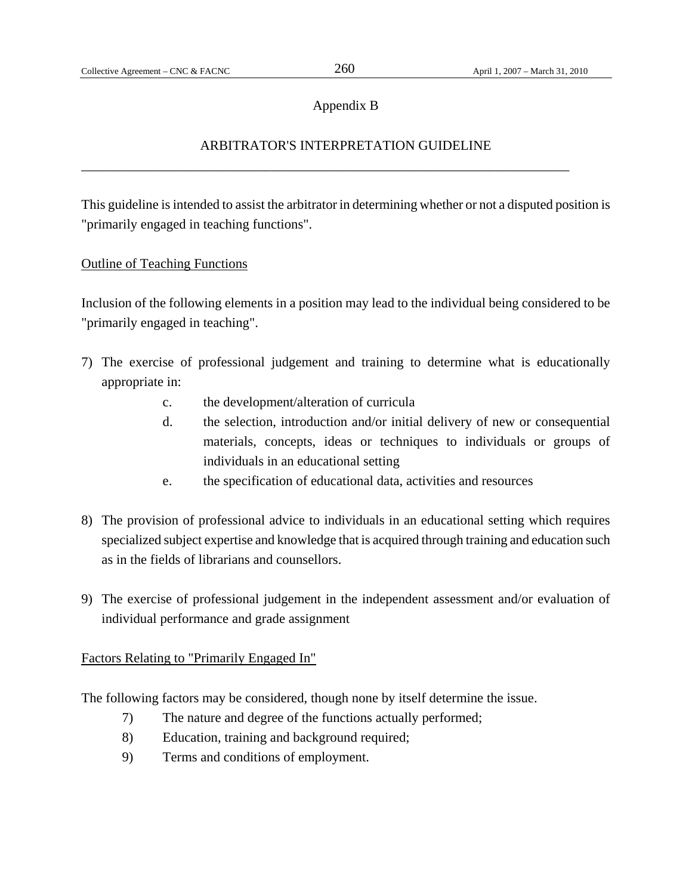# Appendix B

## ARBITRATOR'S INTERPRETATION GUIDELINE

---

This guideline is intended to assist the arbitrator in determining whether or not a disputed position is "primarily engaged in teaching functions".

<u>Outline of Teaching Functions</u>

Inclusion of the following elements in a position may lead to the individual being considered to be "primarily engaged in teaching".

7) The exercise of professional judgement and training to determine what is educationally appropriate in:
   - c. the development/alteration of curricula
   - d. the selection, introduction and/or initial delivery of new or consequential materials, concepts, ideas or techniques to individuals or groups of individuals in an educational setting
   - e. the specification of educational data, activities and resources

8) The provision of professional advice to individuals in an educational setting which requires specialized subject expertise and knowledge that is acquired through training and education such as in the fields of librarians and counsellors.

9) The exercise of professional judgement in the independent assessment and/or evaluation of individual performance and grade assignment

<u>Factors Relating to "Primarily Engaged In"</u>

The following factors may be considered, though none by itself determine the issue.

7) The nature and degree of the functions actually performed;
8) Education, training and background required;
9) Terms and conditions of employment.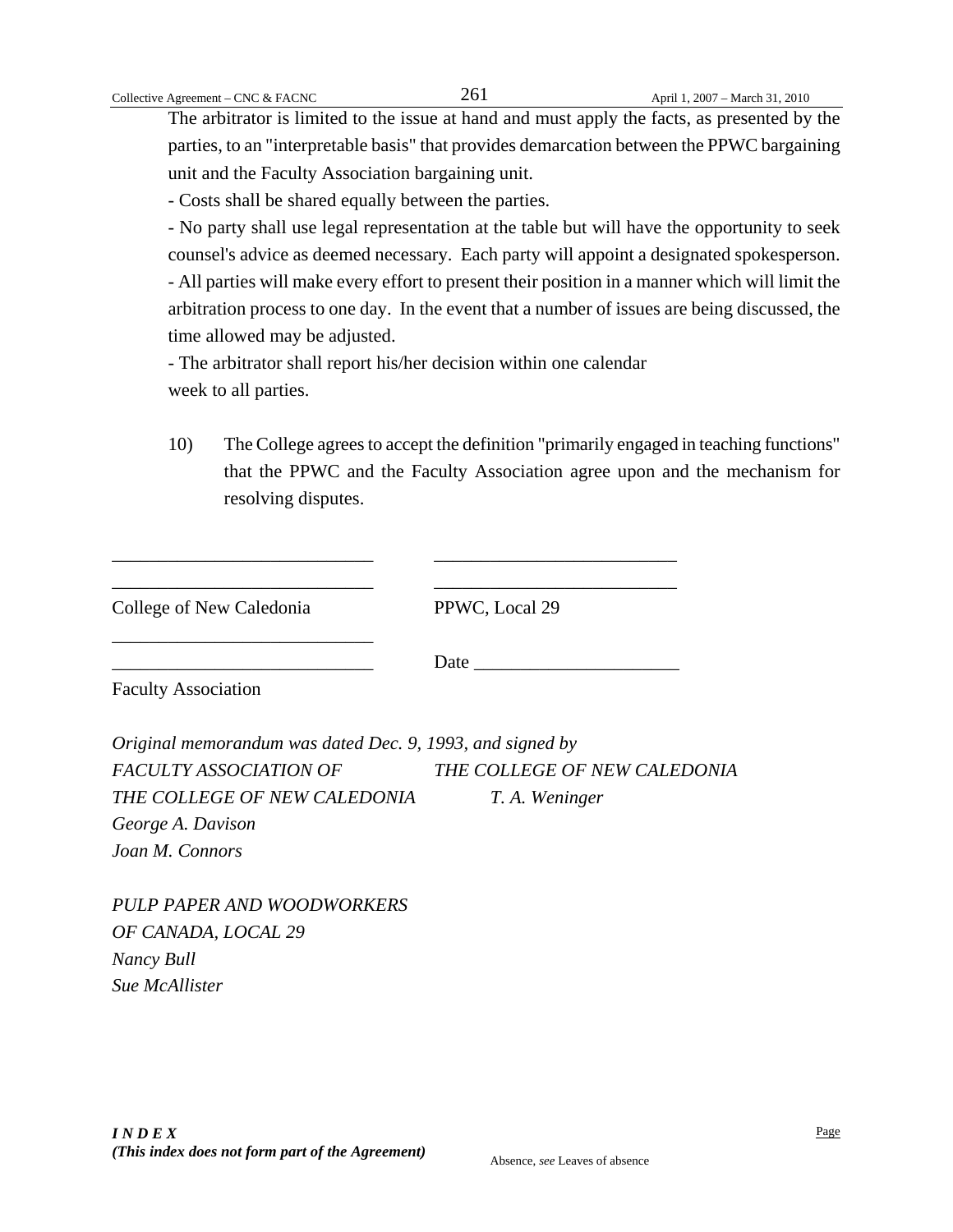The arbitrator is limited to the issue at hand and must apply the facts, as presented by the parties, to an "interpretable basis" that provides demarcation between the PPWC bargaining unit and the Faculty Association bargaining unit.

- Costs shall be shared equally between the parties.
- No party shall use legal representation at the table but will have the opportunity to seek counsel's advice as deemed necessary. Each party will appoint a designated spokesperson.
- All parties will make every effort to present their position in a manner which will limit the arbitration process to one day. In the event that a number of issues are being discussed, the time allowed may be adjusted.
- The arbitrator shall report his/her decision within one calendar week to all parties.

10) The College agrees to accept the definition "primarily engaged in teaching functions" that the PPWC and the Faculty Association agree upon and the mechanism for resolving disputes.

____________________________ ____________________________

____________________________ ____________________________

College of New Caledonia PPWC, Local 29

____________________________

____________________________ Date ______________________

Faculty Association

*Original memorandum was dated Dec. 9, 1993, and signed by*

*FACULTY ASSOCIATION OF THE COLLEGE OF NEW CALEDONIA*
*George A. Davison*
*Joan M. Connors*

*THE COLLEGE OF NEW CALEDONIA*
*T. A. Weninger*

*PULP PAPER AND WOODWORKERS OF CANADA, LOCAL 29*
*Nancy Bull*
*Sue McAllister*

***I N D E X***
***(This index does not form part of the Agreement)***

Page

Absence, *see* Leaves of absence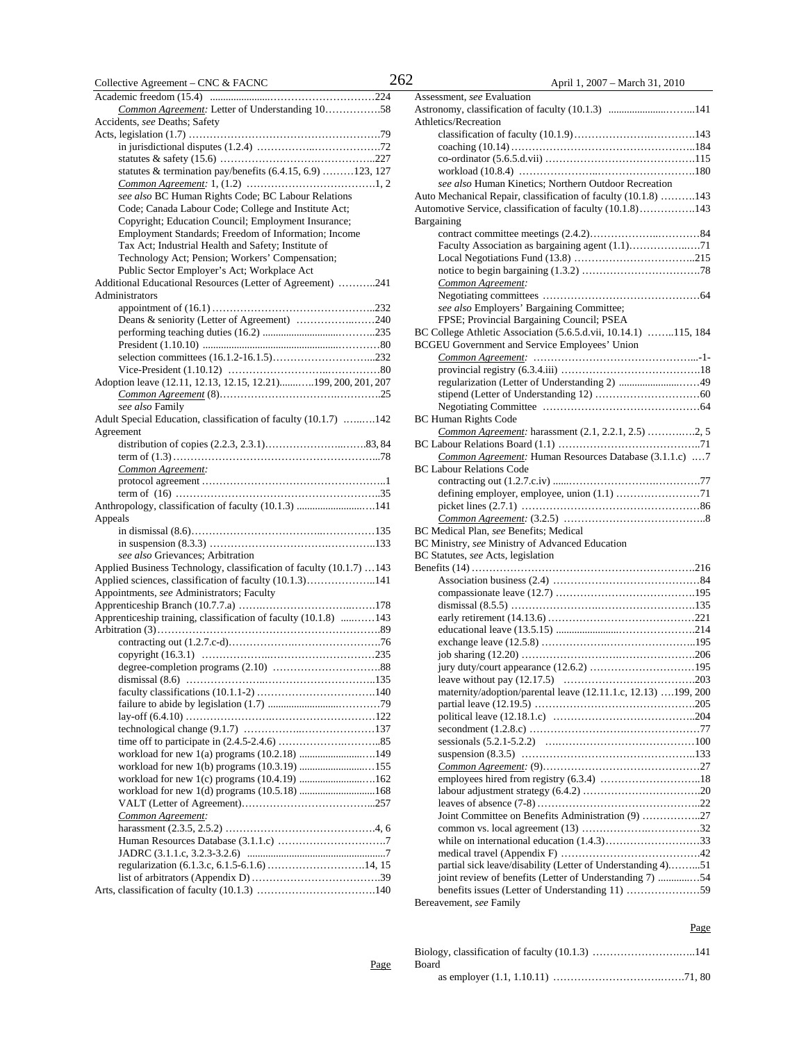Academic freedom (15.4) ........................................................224
    *Common Agreement:* Letter of Understanding 10.................58
Accidents, *see* Deaths; Safety
Acts, legislation (1.7) ..........................................................79
    in jurisdictional disputes (1.2.4) .....................................72
    statutes & safety (15.6) ..................................................227
    statutes & termination pay/benefits (6.4.15, 6.9) .........123, 127
    *Common Agreement:* 1, (1.2) .........................................1, 2
    *see also* BC Human Rights Code; BC Labour Relations Code; Canada Labour Code; College and Institute Act; Copyright; Education Council; Employment Insurance; Employment Standards; Freedom of Information; Income Tax Act; Industrial Health and Safety; Institute of Technology Act; Pension; Workers' Compensation; Public Sector Employer's Act; Workplace Act
Additional Educational Resources (Letter of Agreement) ..........241
Administrators
    appointment of (16.1) ....................................................232
    Deans & seniority (Letter of Agreement) .......................240
    performing teaching duties (16.2) ..................................235
    President (1.10.10) ........................................................80
    selection committees (16.1.2-16.1.5)..............................232
    Vice-President (1.10.12) .................................................80
Adoption leave (12.11, 12.13, 12.15, 12.21)..........199, 200, 201, 207
    *Common Agreement* (8).................................................25
    *see also* Family
Adult Special Education, classification of faculty (10.1.7) .........142
Agreement
    distribution of copies (2.2.3, 2.3.1)..............................83, 84
    term of (1.3) ..................................................................78
    *Common Agreement:*
    protocol agreement ..........................................................1
    term of (16) ..................................................................35
Anthropology, classification of faculty (10.1.3) ..........................141
Appeals
    in dismissal (8.6)............................................................135
    in suspension (8.3.3) .....................................................133
    *see also* Grievances; Arbitration
Applied Business Technology, classification of faculty (10.1.7) ...143
Applied sciences, classification of faculty (10.1.3)...................141
Appointments, *see* Administrators; Faculty
Apprenticeship Branch (10.7.7.a) ...........................................178
Apprenticeship training, classification of faculty (10.1.8) ..........143
Arbitration (3)............................................................................89
    contracting out (1.2.7.c-d)...............................................76
    copyright (16.3.1) .........................................................235
    degree-completion programs (2.10) ..................................88
    dismissal (8.6) ...............................................................135
    faculty classifications (10.1.1-2) .....................................140
    failure to abide by legislation (1.7) ..................................79
    lay-off (6.4.10) ..............................................................122
    technological change (9.1.7) .........................................137
    time off to participate in (2.4.5-2.4.6) ..............................85
    workload for new 1(a) programs (10.2.18) ......................149
    workload for new 1(b) programs (10.3.19) ......................155
    workload for new 1(c) programs (10.4.19) ......................162
    workload for new 1(d) programs (10.5.18) ......................168
    VALT (Letter of Agreement)...........................................257
    *Common Agreement:*
    harassment (2.3.5, 2.5.2) ............................................4, 6
    Human Resources Database (3.1.1.c) ..............................7
    JADRC (3.1.1.c, 3.2.3-3.2.6) ...........................................7
    regularization (6.1.3.c, 6.1.5-6.1.6) ..........................14, 15
    list of arbitrators (Appendix D) .......................................39
Arts, classification of faculty (10.1.3) ......................................140

Assessment, *see* Evaluation
Astronomy, classification of faculty (10.1.3) ............................141
Athletics/Recreation
    classification of faculty (10.1.9).......................................143
    coaching (10.14) ...........................................................184
    co-ordinator (5.6.5.d.vii) ...............................................115
    workload (10.8.4) ..........................................................180
    *see also* Human Kinetics; Northern Outdoor Recreation
Auto Mechanical Repair, classification of faculty (10.1.8) ..........143
Automotive Service, classification of faculty (10.1.8)................143
Bargaining
    contract committee meetings (2.4.2)..................................84
    Faculty Association as bargaining agent (1.1)....................71
    Local Negotiations Fund (13.8) .......................................215
    notice to begin bargaining (1.3.2) ....................................78
    *Common Agreement:*
    Negotiating committees ..................................................64
    *see also* Employers' Bargaining Committee; FPSE; Provincial Bargaining Council; PSEA
BC College Athletic Association (5.6.5.d.vii, 10.14.3) ........115, 184
BCGEU Government and Service Employees' Union
    *Common Agreement:* ..................................................-1-
    provincial registry (6.3.4.iii) ..........................................18
    regularization (Letter of Understanding 2) .......................49
    stipend (Letter of Understanding 12) ................................60
    Negotiating Committee ....................................................64
BC Human Rights Code
    *Common Agreement:* harassment (2.1, 2.2.1, 2.5) .............2, 5
BC Labour Relations Board (1.1) ............................................71
    *Common Agreement:* Human Resources Database (3.1.1.c) ....7
BC Labour Relations Code
    contracting out (1.2.7.c.iv) ..............................................77
    defining employer, employee, union (1.1) .........................71
    picket lines (2.7.1) ..........................................................86
    *Common Agreement:* (3.2.5) ..............................................8
BC Medical Plan, *see* Benefits; Medical
BC Ministry, *see* Ministry of Advanced Education
BC Statutes, *see* Acts, legislation
Benefits (14) ..........................................................................216
    Association business (2.4) ..............................................84
    compassionate leave (12.7) ............................................195
    dismissal (8.5.5) ...........................................................135
    early retirement (14.13.6) .............................................221
    educational leave (13.5.15) ............................................214
    exchange leave (12.5.8) ..................................................195
    job sharing (12.20) .......................................................206
    jury duty/court appearance (12.6.2) ...............................195
    leave without pay (12.17.5) ...........................................203
    maternity/adoption/parental leave (12.11.1.c, 12.13) ....199, 200
    partial leave (12.19.5) ..................................................205
    political leave (12.18.1.c) .............................................204
    secondment (1.2.8.c) .......................................................77
    sessionals (5.2.1-5.2.2) ..................................................100
    suspension (8.3.5) ........................................................133
    *Common Agreement:* (9)...................................................27
    employees hired from registry (6.3.4) ...............................18
    labour adjustment strategy (6.4.2) ....................................20
    leaves of absence (7-8) ...................................................22
    Joint Committee on Benefits Administration (9) ................27
    common vs. local agreement (13) ......................................32
    while on international education (1.4.3)...........................33
    medical travel (Appendix F) .............................................42
    partial sick leave/disability (Letter of Understanding 4)..........51
    joint review of benefits (Letter of Understanding 7) ..............54
    benefits issues (Letter of Understanding 11) .....................59
Bereavement, *see* Family

Biology, classification of faculty (10.1.3) ................................141
Board
    as employer (1.1, 1.10.11) ..........................................71, 80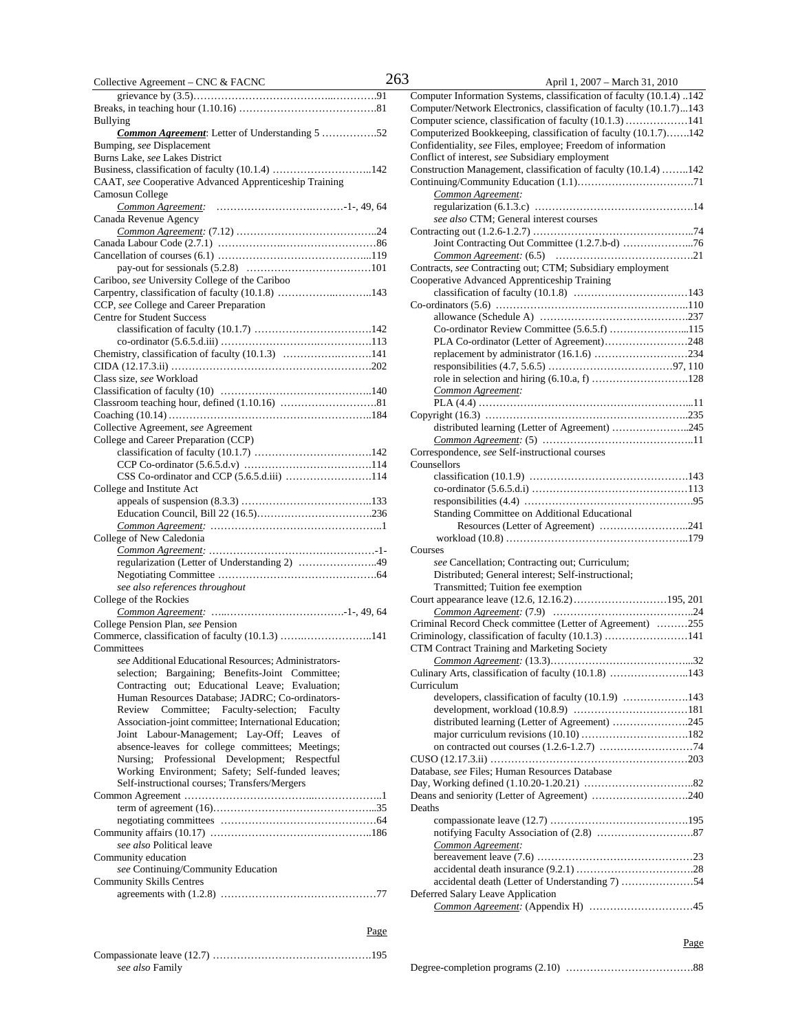grievance by (3.5)……………………………………..…………..91
Breaks, in teaching hour (1.10.16) …………………………………81
Bullying
 ***Common Agreement***: Letter of Understanding 5 …………….52
Bumping, *see* Displacement
Burns Lake, *see* Lakes District
Business, classification of faculty (10.1.4) ………………………..142
CAAT, *see* Cooperative Advanced Apprenticeship Training
Camosun College
 *Common Agreement:* ……………………….………-1-, 49, 64
Canada Revenue Agency
 *Common Agreement:* (7.12) …………………………………..24
Canada Labour Code (2.7.1) …………….………………………86
Cancellation of courses (6.1) ……………………………………..119
 pay-out for sessionals (5.2.8) ………………………………101
Cariboo, *see* University College of the Cariboo
Carpentry, classification of faculty (10.1.8) …………….………..143
CCP, *see* College and Career Preparation
Centre for Student Success
 classification of faculty (10.1.7) ……………………………142
 co-ordinator (5.6.5.d.iii) ……………………….………………113
Chemistry, classification of faculty (10.1.3) ……………….………141
CIDA (12.17.3.ii) …………………………………………………..202
Class size, *see* Workload
Classification of faculty (10) ……………………………………..140
Classroom teaching hour, defined (1.10.16) ………………………81
Coaching (10.14) ……………………………………………………184
Collective Agreement, *see* Agreement
College and Career Preparation (CCP)
 classification of faculty (10.1.7) ……………………………142
 CCP Co-ordinator (5.6.5.d.v) ………………………………114
 CSS Co-ordinator and CCP (5.6.5.d.iii) ……………………114
College and Institute Act
 appeals of suspension (8.3.3) ………………………………..133
 Education Council, Bill 22 (16.5)……………………………..236
 *Common Agreement:* …………………………………………..1
College of New Caledonia
 *Common Agreement:* …………………………………………-1-
 regularization (Letter of Understanding 2) …………………..49
 Negotiating Committee ………………………………………..64
 *see also references throughout*
College of the Rockies
 *Common Agreement:* …..…………………………….-1-, 49, 64
College Pension Plan, *see* Pension
Commerce, classification of faculty (10.1.3) …….………………..141
Committees
 *see* Additional Educational Resources; Administrators-selection; Bargaining; Benefits-Joint Committee; Contracting out; Educational Leave; Evaluation; Human Resources Database; JADRC; Co-ordinators-Review Committee; Faculty-selection; Faculty Association-joint committee; International Education; Joint Labour-Management; Lay-Off; Leaves of absence-leaves for college committees; Meetings; Nursing; Professional Development; Respectful Working Environment; Safety; Self-funded leaves; Self-instructional courses; Transfers/Mergers
Common Agreement ……………………………..………………..1
 term of agreement (16)………………………………………...35
 negotiating committees ………………………………………64
Community affairs (10.17) ………………………………………..186
 *see also* Political leave
Community education
 *see* Continuing/Community Education
Community Skills Centres
 agreements with (1.2.8) ………………………………………77

Compassionate leave (12.7) ………………………………………195
 *see also* Family

Computer Information Systems, classification of faculty (10.1.4) ..142
Computer/Network Electronics, classification of faculty (10.1.7)...143
Computer science, classification of faculty (10.1.3) ………………141
Computerized Bookkeeping, classification of faculty (10.1.7)…….142
Confidentiality, *see* Files, employee; Freedom of information
Conflict of interest, *see* Subsidiary employment
Construction Management, classification of faculty (10.1.4) ……..142
Continuing/Community Education (1.1)…………………………….71
 *Common Agreement:*
 regularization (6.1.3.c) ……………………………………….14
 *see also* CTM; General interest courses
Contracting out (1.2.6-1.2.7) ………………………………………..74
 Joint Contracting Out Committee (1.2.7.b-d) ………………...76
 *Common Agreement:* (6.5) ………………………………….21
Contracts, *see* Contracting out; CTM; Subsidiary employment
Cooperative Advanced Apprenticeship Training
 classification of faculty (10.1.8) ……………………………143
Co-ordinators (5.6) ………………………………………………..110
 allowance (Schedule A) ……………………………………237
 Co-ordinator Review Committee (5.6.5.f) …………………...115
 PLA Co-ordinator (Letter of Agreement)……………………248
 replacement by administrator (16.1.6) ………………………234
 responsibilities (4.7, 5.6.5) ………………………………97, 110
 role in selection and hiring (6.10.a, f) ……………………….128
 *Common Agreement:*
 PLA (4.4) ……………………………………………………...11
Copyright (16.3) …………………………………………………..235
 distributed learning (Letter of Agreement) …………………..245
 *Common Agreement:* (5) ……………………………………..11
Correspondence, *see* Self-instructional courses
Counsellors
 classification (10.1.9) ………………………………………143
 co-ordinator (5.6.5.d.i) ………………………………………113
 responsibilities (4.4) …………………………………………95
 Standing Committee on Additional Educational Resources (Letter of Agreement) ……………………..241
 workload (10.8) ……………………………………………..179
Courses
 *see* Cancellation; Contracting out; Curriculum; Distributed; General interest; Self-instructional; Transmitted; Tuition fee exemption
Court appearance leave (12.6, 12.16.2)………………………195, 201
 *Common Agreement:* (7.9) …………………………………..24
Criminal Record Check committee (Letter of Agreement) ………255
Criminology, classification of faculty (10.1.3) ……………………141
CTM Contract Training and Marketing Society
 *Common Agreement:* (13.3)…………………………………...32
Culinary Arts, classification of faculty (10.1.8) …………………..143
Curriculum
 developers, classification of faculty (10.1.9) ………………143
 development, workload (10.8.9) ……………………………181
 distributed learning (Letter of Agreement) …………………245
 major curriculum revisions (10.10) …………………………182
 on contracted out courses (1.2.6-1.2.7) ………………………74
CUSO (12.17.3.ii) …………………………………………………203
Database, *see* Files; Human Resources Database
Day, Working defined (1.10.20-1.20.21) …………………………..82
Deans and seniority (Letter of Agreement) ………………………240
Deaths
 compassionate leave (12.7) …………………………………195
 notifying Faculty Association of (2.8) ………………………87
 *Common Agreement:*
 bereavement leave (7.6) ………………………………………23
 accidental death insurance (9.2.1) ……………………………28
 accidental death (Letter of Understanding 7) …………………54
Deferred Salary Leave Application
 *Common Agreement:* (Appendix H) …………………………45

Degree-completion programs (2.10) ………………………………88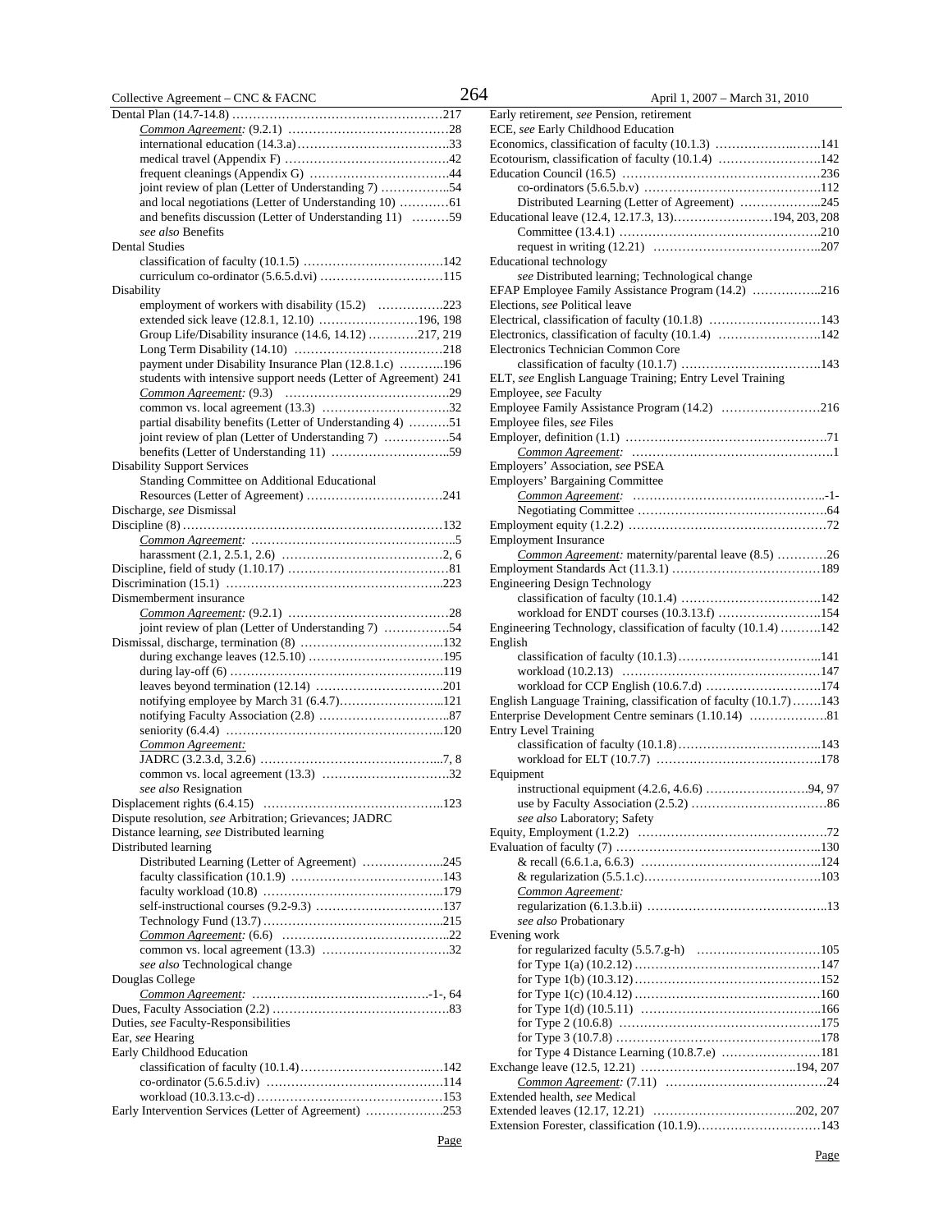Dental Plan (14.7-14.8) ....................................................217
*Common Agreement:* (9.2.1) ........................................28
international education (14.3.a) ......................................33
medical travel (Appendix F) ..........................................42
frequent cleanings (Appendix G) ...................................44
joint review of plan (Letter of Understanding 7) .................54
and local negotiations (Letter of Understanding 10) ............61
and benefits discussion (Letter of Understanding 11) .........59
*see also* Benefits

Dental Studies
classification of faculty (10.1.5) ....................................142
curriculum co-ordinator (5.6.5.d.vi) ..............................115

Disability
employment of workers with disability (15.2) .................223
extended sick leave (12.8.1, 12.10) ........................196, 198
Group Life/Disability insurance (14.6, 14.12) ............217, 219
Long Term Disability (14.10) .......................................218
payment under Disability Insurance Plan (12.8.1.c) ...........196
students with intensive support needs (Letter of Agreement) 241
*Common Agreement:* (9.3) ..........................................29
common vs. local agreement (13.3) ...............................32
partial disability benefits (Letter of Understanding 4) ..........51
joint review of plan (Letter of Understanding 7) ................54
benefits (Letter of Understanding 11) .............................59

Disability Support Services
Standing Committee on Additional Educational Resources (Letter of Agreement) .................................241

Discharge, *see* Dismissal

Discipline (8) ..................................................................132
*Common Agreement:* ...................................................5
harassment (2.1, 2.5.1, 2.6) ......................................2, 6

Discipline, field of study (1.10.17) ......................................81

Discrimination (15.1) ......................................................223

Dismemberment insurance
*Common Agreement:* (9.2.1) ........................................28
joint review of plan (Letter of Understanding 7) ................54

Dismissal, discharge, termination (8) ..................................132
during exchange leaves (12.5.10) ..................................195
during lay-off (6) .....................................................119
leaves beyond termination (12.14) ...............................201
notifying employee by March 31 (6.4.7)..........................121
notifying Faculty Association (2.8) ................................87
seniority (6.4.4) .......................................................120
*Common Agreement:*
JADRC (3.2.3.d, 3.2.6) .............................................7, 8
common vs. local agreement (13.3) ...............................32
*see also* Resignation

Displacement rights (6.4.15) ............................................123

Dispute resolution, *see* Arbitration; Grievances; JADRC

Distance learning, *see* Distributed learning

Distributed learning
Distributed Learning (Letter of Agreement) ....................245
faculty classification (10.1.9) .....................................143
faculty workload (10.8) ............................................179
self-instructional courses (9.2-9.3) ...............................137
Technology Fund (13.7) ............................................215
*Common Agreement:* (6.6) .........................................22
common vs. local agreement (13.3) ...............................32
*see also* Technological change

Douglas College
*Common Agreement:* ..........................................-1-, 64

Dues, Faculty Association (2.2) ..........................................83

Duties, *see* Faculty-Responsibilities

Ear, *see* Hearing

Early Childhood Education
classification of faculty (10.1.4)...................................142
co-ordinator (5.6.5.d.iv) ...........................................114
workload (10.3.13.c-d) ..............................................153

Early Intervention Services (Letter of Agreement) ...................253

Early retirement, *see* Pension, retirement

ECE, *see* Early Childhood Education

Economics, classification of faculty (10.1.3) ..........................141

Ecotourism, classification of faculty (10.1.4) .........................142

Education Council (16.5) ...................................................236
co-ordinators (5.6.5.b.v) ...........................................112
Distributed Learning (Letter of Agreement) ....................245

Educational leave (12.4, 12.17.3, 13)........................194, 203, 208
Committee (13.4.1) ..................................................210
request in writing (12.21) .........................................207

Educational technology
*see* Distributed learning; Technological change

EFAP Employee Family Assistance Program (14.2) .................216

Elections, *see* Political leave

Electrical, classification of faculty (10.1.8) ...........................143

Electronics, classification of faculty (10.1.4) .........................142

Electronics Technician Common Core
classification of faculty (10.1.7) ..................................143

ELT, *see* English Language Training; Entry Level Training

Employee, *see* Faculty

Employee Family Assistance Program (14.2) ........................216

Employee files, *see* Files

Employer, definition (1.1) ..................................................71
*Common Agreement:* ..................................................1

Employers' Association, *see* PSEA

Employers' Bargaining Committee
*Common Agreement:* ...............................................-1-
Negotiating Committee ...............................................64

Employment equity (1.2.2) .................................................72

Employment Insurance
*Common Agreement:* maternity/parental leave (8.5) ............26

Employment Standards Act (11.3.1) ....................................189

Engineering Design Technology
classification of faculty (10.1.4) ..................................142
workload for ENDT courses (10.3.13.f) .........................154

Engineering Technology, classification of faculty (10.1.4) ..........142

English
classification of faculty (10.1.3)...................................141
workload (10.2.13) ..................................................147
workload for CCP English (10.6.7.d) ............................174

English Language Training, classification of faculty (10.1.7) .......143

Enterprise Development Centre seminars (1.10.14) ...................81

Entry Level Training
classification of faculty (10.1.8)...................................143
workload for ELT (10.7.7) ..........................................178

Equipment
instructional equipment (4.2.6, 4.6.6) .........................94, 97
use by Faculty Association (2.5.2) ................................86
*see also* Laboratory; Safety

Equity, Employment (1.2.2) ...............................................72

Evaluation of faculty (7) ..................................................130
& recall (6.6.1.a, 6.6.3) ............................................124
& regularization (5.5.1.c)...........................................103
*Common Agreement:*
regularization (6.1.3.b.ii) ..........................................13
*see also* Probationary

Evening work
for regularized faculty (5.5.7.g-h) ..............................105
for Type 1(a) (10.2.12) .............................................147
for Type 1(b) (10.3.12).............................................152
for Type 1(c) (10.4.12).............................................160
for Type 1(d) (10.5.11) ............................................166
for Type 2 (10.6.8) .................................................175
for Type 3 (10.7.8) .................................................178
for Type 4 Distance Learning (10.8.7.e) .........................181

Exchange leave (12.5, 12.21) .......................................194, 207
*Common Agreement:* (7.11) ........................................24

Extended health, *see* Medical

Extended leaves (12.17, 12.21) ...................................202, 207

Extension Forester, classification (10.1.9)...............................143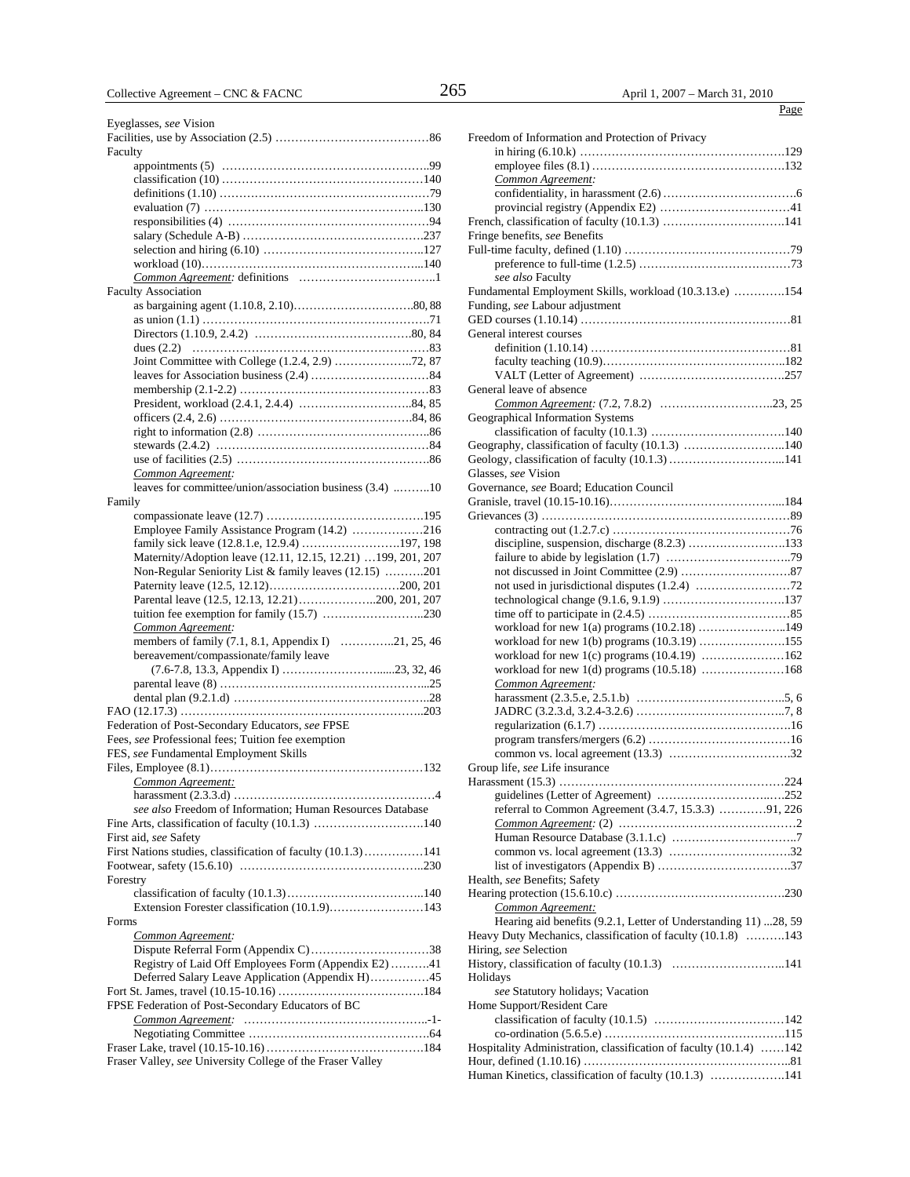Eyeglasses, *see* Vision
Facilities, use by Association (2.5) ……………………………………86
Faculty
- appointments (5) ……………………………………………..99
- classification (10) ……………………………………………140
- definitions (1.10) ………………………………………………79
- evaluation (7) …………………………………………………130
- responsibilities (4) ……………………………………………94
- salary (Schedule A-B) ………………………………………237
- selection and hiring (6.10) …………………………………127
- workload (10)…………………………………………………140
- *Common Agreement:* definitions ……………………………1

Faculty Association
- as bargaining agent (1.10.8, 2.10)…………………………80, 88
- as union (1.1) …………………………………………………71
- Directors (1.10.9, 2.4.2) ……………………………………80, 84
- dues (2.2) ………………………………………………………83
- Joint Committee with College (1.2.4, 2.9) ………………72, 87
- leaves for Association business (2.4) ………………………84
- membership (2.1-2.2) …………………………………………83
- President, workload (2.4.1, 2.4.4) ………………………84, 85
- officers (2.4, 2.6) ……………………………………………84, 86
- right to information (2.8) ……………………………………86
- stewards (2.4.2) ………………………………………………84
- use of facilities (2.5) …………………………………………86
- *Common Agreement:*
  - leaves for committee/union/association business (3.4) ..……..10

Family
- compassionate leave (12.7) …………………………………195
- Employee Family Assistance Program (14.2) ………………216
- family sick leave (12.8.1.e, 12.9.4) ……………………197, 198
- Maternity/Adoption leave (12.11, 12.15, 12.21) …199, 201, 207
- Non-Regular Seniority List & family leaves (12.15) ……….201
- Paternity leave (12.5, 12.12)…………………………200, 201
- Parental leave (12.5, 12.13, 12.21)………………..200, 201, 207
- tuition fee exemption for family (15.7) ……………………..230
- *Common Agreement:*
  - members of family (7.1, 8.1, Appendix I) …………..21, 25, 46
  - bereavement/compassionate/family leave
    - (7.6-7.8, 13.3, Appendix I) ……………………......23, 32, 46
  - parental leave (8) ……………………………………………...25
  - dental plan (9.2.1.d) …………………………………………28

FAO (12.17.3) ……………………………………………………..203
Federation of Post-Secondary Educators, *see* FPSE
Fees, *see* Professional fees; Tuition fee exemption
FES, *see* Fundamental Employment Skills
Files, Employee (8.1)………………………………………………132
- *Common Agreement:*
  - harassment (2.3.3.d) …………………………………………4
- *see also* Freedom of Information; Human Resources Database

Fine Arts, classification of faculty (10.1.3) ………………………140
First aid, *see* Safety
First Nations studies, classification of faculty (10.1.3)……………141
Footwear, safety (15.6.10) …………………………………………..230
Forestry
- classification of faculty (10.1.3)……………………………..140
- Extension Forester classification (10.1.9)……………………143

Forms
- *Common Agreement:*
  - Dispute Referral Form (Appendix C)…………………………38
  - Registry of Laid Off Employees Form (Appendix E2) ……….41
  - Deferred Salary Leave Application (Appendix H)……………45

Fort St. James, travel (10.15-10.16) ………………………………184
FPSE Federation of Post-Secondary Educators of BC
- *Common Agreement:* ………………………………………..-1-
- Negotiating Committee ……………………………………….64

Fraser Lake, travel (10.15-10.16)……………………………………184
Fraser Valley, *see* University College of the Fraser Valley

Freedom of Information and Protection of Privacy
- in hiring (6.10.k) ……………………………………………129
- employee files (8.1) …………………………………………132
- *Common Agreement:*
  - confidentiality, in harassment (2.6) …………………………6
  - provincial registry (Appendix E2) ……………………………41

French, classification of faculty (10.1.3) …………………………141
Fringe benefits, *see* Benefits
Full-time faculty, defined (1.10) ……………………………………79
- preference to full-time (1.2.5) …………………………………73
- *see also* Faculty

Fundamental Employment Skills, workload (10.3.13.e) ………….154
Funding, *see* Labour adjustment
GED courses (1.10.14) ……………………………………………81
General interest courses
- definition (1.10.14) ……………………………………………81
- faculty teaching (10.9)………………………………………..182
- VALT (Letter of Agreement) ………………………………257

General leave of absence
- *Common Agreement:* (7.2, 7.8.2) ………………………..23, 25

Geographical Information Systems
- classification of faculty (10.1.3) ……………………………140

Geography, classification of faculty (10.1.3) ……………………..140
Geology, classification of faculty (10.1.3) ………………………...141
Glasses, *see* Vision
Governance, *see* Board; Education Council
Granisle, travel (10.15-10.16)………………………………………...184
Grievances (3) ………………………………………………………89
- contracting out (1.2.7.c) ………………………………………76
- discipline, suspension, discharge (8.2.3) ……………………133
- failure to abide by legislation (1.7) …………………………..79
- not discussed in Joint Committee (2.9) ………………………87
- not used in jurisdictional disputes (1.2.4) ……………………72
- technological change (9.1.6, 9.1.9) …………………………137
- time off to participate in (2.4.5) ………………………………85
- workload for new 1(a) programs (10.2.18) …………………..149
- workload for new 1(b) programs (10.3.19) …………………155
- workload for new 1(c) programs (10.4.19) …………………162
- workload for new 1(d) programs (10.5.18) …………………168
- *Common Agreement:*
  - harassment (2.3.5.e, 2.5.1.b) ………………………………..5, 6
  - JADRC (3.2.3.d, 3.2.4-3.2.6) ………………………………..7, 8
  - regularization (6.1.7) …………………………………………16
  - program transfers/mergers (6.2) ………………………………16
  - common vs. local agreement (13.3) ………………………….32

Group life, *see* Life insurance
Harassment (15.3) …………………………………………………224
- guidelines (Letter of Agreement) ………………………..….252
- referral to Common Agreement (3.4.7, 15.3.3) …………91, 226
- *Common Agreement:* (2) ………………………………………2
  - Human Resource Database (3.1.1.c) …………………………7
  - common vs. local agreement (13.3) ………………………….32
  - list of investigators (Appendix B) ……………………………37

Health, *see* Benefits; Safety
Hearing protection (15.6.10.c) ……………………………………230
- *Common Agreement:*
  - Hearing aid benefits (9.2.1, Letter of Understanding 11) ...28, 59

Heavy Duty Mechanics, classification of faculty (10.1.8) ……….143
Hiring, *see* Selection
History, classification of faculty (10.1.3) ………………………..141
Holidays
- *see* Statutory holidays; Vacation

Home Support/Resident Care
- classification of faculty (10.1.5) ……………………………142
- co-ordination (5.6.5.e) ………………………………………115

Hospitality Administration, classification of faculty (10.1.4) ……142
Hour, defined (1.10.16) ……………………………………………..81
Human Kinetics, classification of faculty (10.1.3) ………………141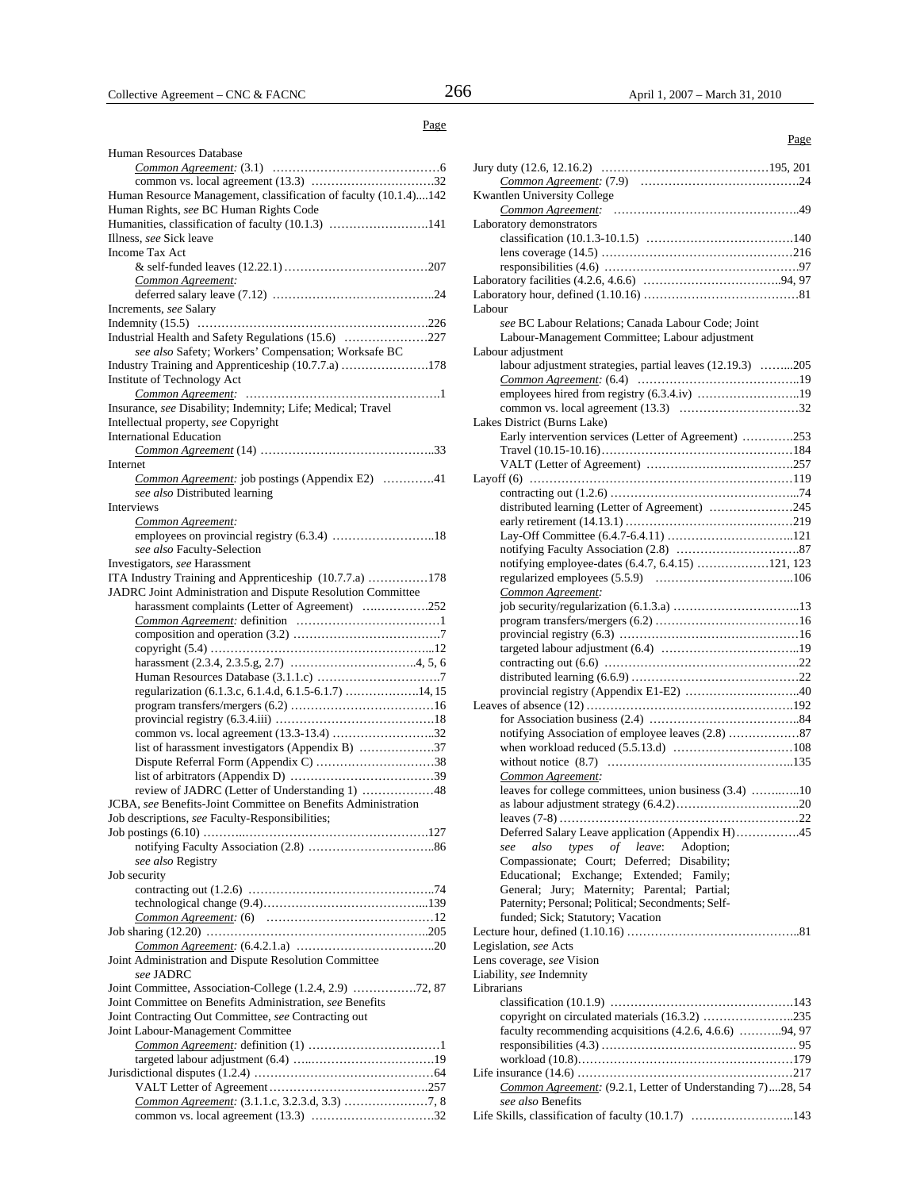Page

Human Resources Database
- *Common Agreement:* (3.1) ……………………………………6
- common vs. local agreement (13.3) ………………………….32

Human Resource Management, classification of faculty (10.1.4)....142
Human Rights, *see* BC Human Rights Code
Humanities, classification of faculty (10.1.3) …………………….141
Illness, *see* Sick leave
Income Tax Act
- & self-funded leaves (12.22.1) ………………………………207
- *Common Agreement:*
  - deferred salary leave (7.12) …………………………………..24

Increments, *see* Salary
Indemnity (15.5) ………………………………………………….226
Industrial Health and Safety Regulations (15.6) …………………227
- *see also* Safety; Workers' Compensation; Worksafe BC

Industry Training and Apprenticeship (10.7.7.a) …………………178
Institute of Technology Act
- *Common Agreement:* ………………………………………….1

Insurance, *see* Disability; Indemnity; Life; Medical; Travel
Intellectual property, *see* Copyright
International Education
- *Common Agreement* (14) ……………………………………..33

Internet
- *Common Agreement:* job postings (Appendix E2) ………….41
- *see also* Distributed learning

Interviews
- *Common Agreement:*
  - employees on provincial registry (6.3.4) ……………………..18
- *see also* Faculty-Selection

Investigators, *see* Harassment
ITA Industry Training and Apprenticeship (10.7.7.a) ……………178
JADRC Joint Administration and Dispute Resolution Committee
- harassment complaints (Letter of Agreement) ….……………252
- *Common Agreement:* definition ………………………………1
- composition and operation (3.2) ………………………………7
- copyright (5.4) …………………………………………………..12
- harassment (2.3.4, 2.3.5.g, 2.7) …………………………..4, 5, 6
- Human Resources Database (3.1.1.c) …………………………7
- regularization (6.1.3.c, 6.1.4.d, 6.1.5-6.1.7) ………………..14, 15
- program transfers/mergers (6.2) ………………………………16
- provincial registry (6.3.4.iii) ……………………………………18
- common vs. local agreement (13.3-13.4) ……………………..32
- list of harassment investigators (Appendix B) ……………….37
- Dispute Referral Form (Appendix C) …………………………38
- list of arbitrators (Appendix D) ………………………………39
- review of JADRC (Letter of Understanding 1) ………………48

JCBA, *see* Benefits-Joint Committee on Benefits Administration
Job descriptions, *see* Faculty-Responsibilities;
Job postings (6.10) ………..……………………………………….127
- notifying Faculty Association (2.8) …………………………..86
- *see also* Registry

Job security
- contracting out (1.2.6) ………………………………………..74
- technological change (9.4)…………………………………...139
- *Common Agreement:* (6) ……………………………………12

Job sharing (12.20) ………………………………………………..205
- *Common Agreement:* (6.4.2.1.a) ……………………………..20

Joint Administration and Dispute Resolution Committee
- *see* JADRC

Joint Committee, Association-College (1.2.4, 2.9) …………….72, 87
Joint Committee on Benefits Administration, *see* Benefits
Joint Contracting Out Committee, *see* Contracting out
Joint Labour-Management Committee
- *Common Agreement:* definition (1) ……………………………1
- targeted labour adjustment (6.4) …..…………………………19

Jurisdictional disputes (1.2.4) ………………………………………64
- VALT Letter of Agreement……………………………………257
- *Common Agreement:* (3.1.1.c, 3.2.3.d, 3.3) …………………7, 8
- common vs. local agreement (13.3) …………………………32

Page

Jury duty (12.6, 12.16.2) ……………………………………195, 201
- *Common Agreement:* (7.9) ………………………………….24

Kwantlen University College
- *Common Agreement:* ………………………………………..49

Laboratory demonstrators
- classification (10.1.3-10.1.5) ………………………………140
- lens coverage (14.5) …………………………………………216
- responsibilities (4.6) ………………………………………….97

Laboratory facilities (4.2.6, 4.6.6) ……………………………..94, 97
Laboratory hour, defined (1.10.16) ………………………………81
Labour
- *see* BC Labour Relations; Canada Labour Code; Joint Labour-Management Committee; Labour adjustment

Labour adjustment
- labour adjustment strategies, partial leaves (12.19.3) ……...205
- *Common Agreement:* (6.4) …………………………………..19
- employees hired from registry (6.3.4.iv) ……………………..19
- common vs. local agreement (13.3) …………………………32

Lakes District (Burns Lake)
- Early intervention services (Letter of Agreement) ………….253
- Travel (10.15-10.16)…………………………………………184
- VALT (Letter of Agreement) ………………………………257

Layoff (6) …………………………………………………………119
- contracting out (1.2.6) ………………………………………...74
- distributed learning (Letter of Agreement) …………………245
- early retirement (14.13.1) ……………………………………219
- Lay-Off Committee (6.4.7-6.4.11) …………………………..121
- notifying Faculty Association (2.8) …………………………..87
- notifying employee-dates (6.4.7, 6.4.15) ………………121, 123
- regularized employees (5.5.9) ……………………………..106
- *Common Agreement:*
  - job security/regularization (6.1.3.a) …………………………..13
  - program transfers/mergers (6.2) ………………………………16
  - provincial registry (6.3) ………………………………………16
  - targeted labour adjustment (6.4) ……………………………..19
  - contracting out (6.6) ………………………………………….22
  - distributed learning (6.6.9) ……………………………………22
  - provincial registry (Appendix E1-E2) ………………………..40

Leaves of absence (12) ……………………………………………192
- for Association business (2.4) ………………………………..84
- notifying Association of employee leaves (2.8) ………………87
- when workload reduced (5.5.13.d) …………………………108
- without notice (8.7) ………………………………………..135
- *Common Agreement:*
  - leaves for college committees, union business (3.4) ……..…..10
  - as labour adjustment strategy (6.4.2)…………………………..20
  - leaves (7-8) ……………………………………………………22
  - Deferred Salary Leave application (Appendix H)…………….45
- *see also types of leave*: Adoption; Compassionate; Court; Deferred; Disability; Educational; Exchange; Extended; Family; General; Jury; Maternity; Parental; Partial; Paternity; Personal; Political; Secondments; Self-funded; Sick; Statutory; Vacation

Lecture hour, defined (1.10.16) ……………………………………..81
Legislation, *see* Acts
Lens coverage, *see* Vision
Liability, *see* Indemnity
Librarians
- classification (10.1.9) ………………………………………143
- copyright on circulated materials (16.3.2) …………………..235
- faculty recommending acquisitions (4.2.6, 4.6.6) ………..94, 97
- responsibilities (4.3) ………………………………………… 95
- workload (10.8)………………………………………………179

Life insurance (14.6) ………………………………………………217
- *Common Agreement:* (9.2.1, Letter of Understanding 7)....28, 54
- *see also* Benefits

Life Skills, classification of faculty (10.1.7) ……………………..143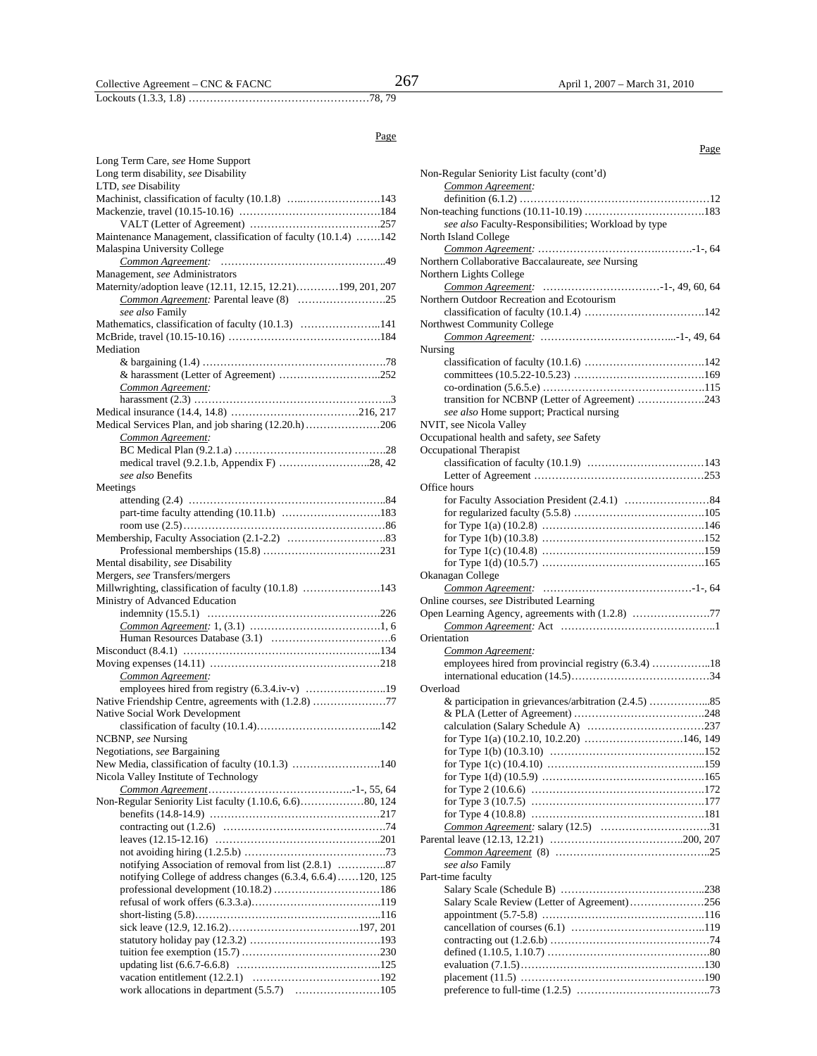Lockouts (1.3.3, 1.8) ……………………………………………78, 79

Page

Long Term Care, *see* Home Support
Long term disability, *see* Disability
LTD, *see* Disability
Machinist, classification of faculty (10.1.8) …..…………………143
Mackenzie, travel (10.15-10.16) …………………………………184
  VALT (Letter of Agreement) ………………………………257
Maintenance Management, classification of faculty (10.1.4) …….142
Malaspina University College
  *Common Agreement:* ………………………………………..49
Management, *see* Administrators
Maternity/adoption leave (12.11, 12.15, 12.21)…………199, 201, 207
  *Common Agreement:* Parental leave (8) …………………….25
  *see also* Family
Mathematics, classification of faculty (10.1.3) …………………..141
McBride, travel (10.15-10.16) ……………………………………184
Mediation
  & bargaining (1.4) ……………………………………………78
  & harassment (Letter of Agreement) ……………………….252
  *Common Agreement:*
  harassment (2.3) ………………………………………………..3
Medical insurance (14.4, 14.8) ………………………………216, 217
Medical Services Plan, and job sharing (12.20.h)…………………206
  *Common Agreement:*
  BC Medical Plan (9.2.1.a) ……………………………………28
  medical travel (9.2.1.b, Appendix F) ……………………..28, 42
  *see also* Benefits
Meetings
  attending (2.4) ………………………………………………..84
  part-time faculty attending (10.11.b) ………………………183
  room use (2.5)…………………………………………………86
Membership, Faculty Association (2.1-2.2) ……………………….83
  Professional memberships (15.8) ……………………………231
Mental disability, *see* Disability
Mergers, *see* Transfers/mergers
Millwrighting, classification of faculty (10.1.8) …………………143
Ministry of Advanced Education
  indemnity (15.5.1) …………………………………………..226
  *Common Agreement:* 1, (3.1) ………………………………1, 6
  Human Resources Database (3.1) ……………………………6
Misconduct (8.4.1) ………………………………………………..134
Moving expenses (14.11) …………………………………………218
  *Common Agreement:*
  employees hired from registry (6.3.4.iv-v) …………………..19
Native Friendship Centre, agreements with (1.2.8) ………………77
Native Social Work Development
  classification of faculty (10.1.4)……………………………...142
NCBNP, *see* Nursing
Negotiations, *see* Bargaining
New Media, classification of faculty (10.1.3) ……………………140
Nicola Valley Institute of Technology
  *Common Agreement*…………………………………..-1-, 55, 64
Non-Regular Seniority List faculty (1.10.6, 6.6)………………80, 124
  benefits (14.8-14.9) …………………………………………217
  contracting out (1.2.6) ………………………………………74
  leaves (12.15-12.16) …………………………………………..201
  not avoiding hiring (1.2.5.b) …………………………………73
  notifying Association of removal from list (2.8.1) …………..87
  notifying College of address changes (6.3.4, 6.6.4)……120, 125
  professional development (10.18.2) …………………………186
  refusal of work offers (6.3.3.a)………………………………119
  short-listing (5.8)………………………………………………116
  sick leave (12.9, 12.16.2)………………………………197, 201
  statutory holiday pay (12.3.2) ………………………………193
  tuition fee exemption (15.7) …………………………………230
  updating list (6.6.7-6.6.8) ……………………………………125
  vacation entitlement (12.2.1) ………………………………192
  work allocations in department (5.5.7) ……………………105

Page

Non-Regular Seniority List faculty (cont'd)
  *Common Agreement:*
  definition (6.1.2) ………………………………………………12
Non-teaching functions (10.11-10.19) ……………………………183
  *see also* Faculty-Responsibilities; Workload by type
North Island College
  *Common Agreement:* ……………………………….……….-1-, 64
Northern Collaborative Baccalaureate, *see* Nursing
Northern Lights College
  *Common Agreement:* …………………………-1-, 49, 60, 64
Northern Outdoor Recreation and Ecotourism
  classification of faculty (10.1.4) ……………………………142
Northwest Community College
  *Common Agreement:* ………………………………...-1-, 49, 64
Nursing
  classification of faculty (10.1.6) ……………………………142
  committees (10.5.22-10.5.23) ………………………………169
  co-ordination (5.6.5.e) ………………………………………115
  transition for NCBNP (Letter of Agreement) ………………243
  *see also* Home support; Practical nursing
NVIT, see Nicola Valley
Occupational health and safety, *see* Safety
Occupational Therapist
  classification of faculty (10.1.9) ……………………………143
  Letter of Agreement …………………………………………253
Office hours
  for Faculty Association President (2.4.1) ……………………84
  for regularized faculty (5.5.8) ………………………………105
  for Type 1(a) (10.2.8) ………………………………………146
  for Type 1(b) (10.3.8) ………………………………………152
  for Type 1(c) (10.4.8) ………………………………………159
  for Type 1(d) (10.5.7) ………………………………………165
Okanagan College
  *Common Agreement:* ……………………………………-1-, 64
Online courses, *see* Distributed Learning
Open Learning Agency, agreements with (1.2.8) …………………77
  *Common Agreement:* Act ……………………………………..1
Orientation
  *Common Agreement:*
  employees hired from provincial registry (6.3.4) ……………..18
  international education (14.5)…………………………………34
Overload
  & participation in grievances/arbitration (2.4.5) ……………...85
  & PLA (Letter of Agreement) ………………………………248
  calculation (Salary Schedule A) ……………………………237
  for Type 1(a) (10.2.10, 10.2.20) ………………………146, 149
  for Type 1(b) (10.3.10) ……………………………………..152
  for Type 1(c) (10.4.10) ……………………………………...159
  for Type 1(d) (10.5.9) ………………………………………165
  for Type 2 (10.6.6) …………………………………………172
  for Type 3 (10.7.5) …………………………………………177
  for Type 4 (10.8.8) …………………………………………181
  *Common Agreement:* salary (12.5) …………………………31
Parental leave (12.13, 12.21) ………………………………..200, 207
  *Common Agreement* (8) ……………………………………..25
  *see also* Family
Part-time faculty
  Salary Scale (Schedule B) …………………………………..238
  Salary Scale Review (Letter of Agreement)…………………256
  appointment (5.7-5.8) ………………………………………116
  cancellation of courses (6.1) ……………………………….119
  contracting out (1.2.6.b) ……………………………………74
  defined (1.10.5, 1.10.7) ……………………………………80
  evaluation (7.1.5)……………………………………………130
  placement (11.5) ……………………………………………190
  preference to full-time (1.2.5) ……………………………..73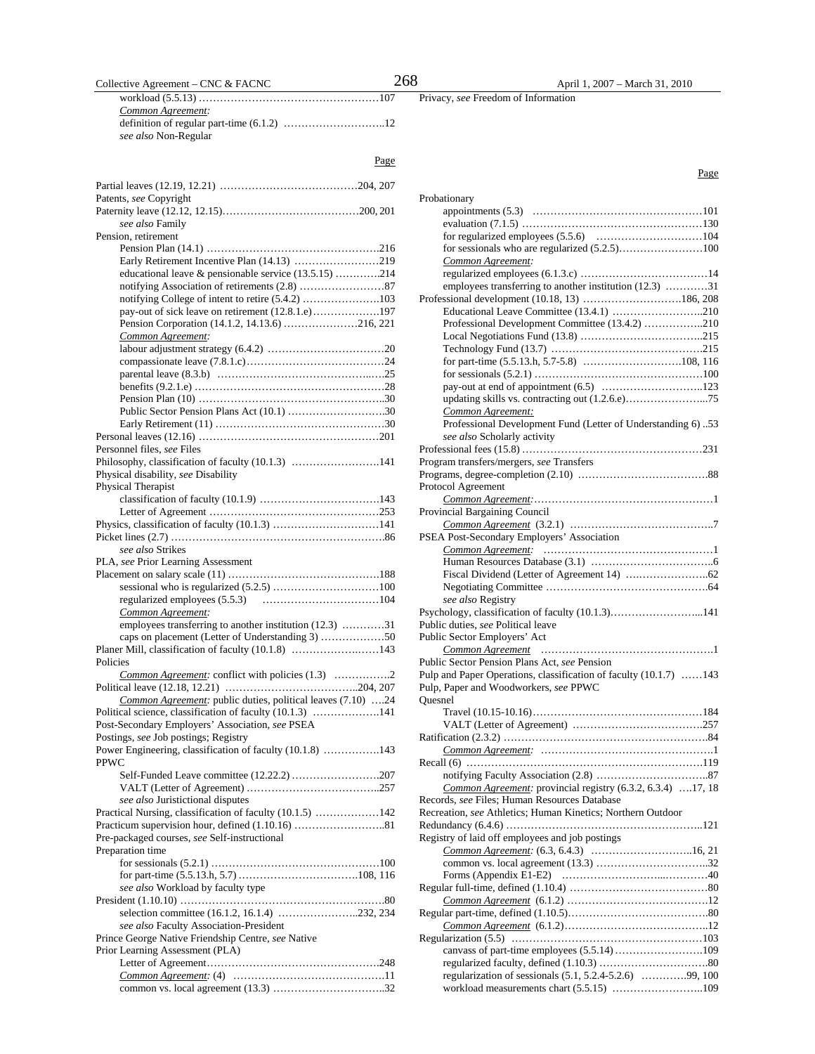workload (5.5.13) ……………………………………………107
*Common Agreement:*
definition of regular part-time (6.1.2) ………………………..12
*see also* Non-Regular

Page

Partial leaves (12.19, 12.21) …………………………………204, 207
Patents, *see* Copyright
Paternity leave (12.12, 12.15)…………………………………200, 201
*see also* Family
Pension, retirement
Pension Plan (14.1) …………………………………………..216
Early Retirement Incentive Plan (14.13) ……………………219
educational leave & pensionable service (13.5.15) ………...214
notifying Association of retirements (2.8) ……………………87
notifying College of intent to retire (5.4.2) ………………….103
pay-out of sick leave on retirement (12.8.1.e)……………….197
Pension Corporation (14.1.2, 14.13.6) …………………216, 221
*Common Agreement:*
labour adjustment strategy (6.4.2) ……………………………20
compassionate leave (7.8.1.c)…………………………………24
parental leave (8.3.b) ……………………………………..….25
benefits (9.2.1.e) ………………………………………………28
Pension Plan (10) ……………………………………………..30
Public Sector Pension Plans Act (10.1) ……………………….30
Early Retirement (11) …………………………………………30
Personal leaves (12.16) ……………………………………………201
Personnel files, *see* Files
Philosophy, classification of faculty (10.1.3) ……………………141
Physical disability, *see* Disability
Physical Therapist
classification of faculty (10.1.9) ……………………………143
Letter of Agreement …………………………………………253
Physics, classification of faculty (10.1.3) …………………………141
Picket lines (2.7) ……………………………………………………86
*see also* Strikes
PLA, *see* Prior Learning Assessment
Placement on salary scale (11) ……………………………………188
sessional who is regularized (5.2.5) …………………………100
regularized employees (5.5.3) ……………………………104
*Common Agreement:*
employees transferring to another institution (12.3) …………31
caps on placement (Letter of Understanding 3) ………………50
Planer Mill, classification of faculty (10.1.8) ……………………143
Policies
*Common Agreement:* conflict with policies (1.3) …………….2
Political leave (12.18, 12.21) ………………………………..204, 207
*Common Agreement:* public duties, political leaves (7.10) ….24
Political science, classification of faculty (10.1.3) ……………….141
Post-Secondary Employers' Association, *see* PSEA
Postings, *see* Job postings; Registry
Power Engineering, classification of faculty (10.1.8) …………….143
PPWC
Self-Funded Leave committee (12.22.2) …………………….207
VALT (Letter of Agreement) ………………………………..257
*see also* Juristictional disputes
Practical Nursing, classification of faculty (10.1.5) ………………142
Practicum supervision hour, defined (1.10.16) ……………………..81
Pre-packaged courses, *see* Self-instructional
Preparation time
for sessionals (5.2.1) …………………………………………100
for part-time (5.5.13.h, 5.7) ……………………………108, 116
*see also* Workload by faculty type
President (1.10.10) …………………………………………………80
selection committee (16.1.2, 16.1.4) …………………..232, 234
*see also* Faculty Association-President
Prince George Native Friendship Centre, *see* Native
Prior Learning Assessment (PLA)
Letter of Agreement…………………………………………..248
*Common Agreement:* (4) ……………………………………11
common vs. local agreement (13.3) …………………………..32

Privacy, *see* Freedom of Information

Page

Probationary
appointments (5.3) …………………………………………101
evaluation (7.1.5) ……………………………………………130
for regularized employees (5.5.6) …………………………104
for sessionals who are regularized (5.2.5)……………………100
*Common Agreement:*
regularized employees (6.1.3.c) ………………………………14
employees transferring to another institution (12.3) …………31
Professional development (10.18, 13) ……………………….186, 208
Educational Leave Committee (13.4.1) ……………………..210
Professional Development Committee (13.4.2) ……………..210
Local Negotiations Fund (13.8) ……………………………..215
Technology Fund (13.7) ……………………………………..215
for part-time (5.5.13.h, 5.7-5.8) ……………………….108, 116
for sessionals (5.2.1) …………………………………………100
pay-out at end of appointment (6.5) ………………………..123
updating skills vs. contracting out (1.2.6.e)…………………...75
*Common Agreement:*
Professional Development Fund (Letter of Understanding 6) ..53
*see also* Scholarly activity
Professional fees (15.8) ……………………………………………231
Program transfers/mergers, *see* Transfers
Programs, degree-completion (2.10) ……………………………….88
Protocol Agreement
*Common Agreement:*……………………………………………1
Provincial Bargaining Council
*Common Agreement* (3.2.1) …………………………………..7
PSEA Post-Secondary Employers' Association
*Common Agreement:* …………………………………………1
Human Resources Database (3.1) ……………………………..6
Fiscal Dividend (Letter of Agreement 14) …………………..62
Negotiating Committee ………………………………………64
*see also* Registry
Psychology, classification of faculty (10.1.3)……………………...141
Public duties, *see* Political leave
Public Sector Employers' Act
*Common Agreement* …………………………………………1
Public Sector Pension Plans Act, *see* Pension
Pulp and Paper Operations, classification of faculty (10.1.7) ……143
Pulp, Paper and Woodworkers, *see* PPWC
Quesnel
Travel (10.15-10.16)…………………………………………184
VALT (Letter of Agreement) ………………………………..257
Ratification (2.3.2) ………………………………………………….84
*Common Agreement:* …………………………………………1
Recall (6) ……………………………………………………………119
notifying Faculty Association (2.8) ………………………….87
*Common Agreement:* provincial registry (6.3.2, 6.3.4) ….17, 18
Records, *see* Files; Human Resources Database
Recreation, *see* Athletics; Human Kinetics; Northern Outdoor
Redundancy (6.4.6) ………………………………………………..121
Registry of laid off employees and job postings
*Common Agreement:* (6.3, 6.4.3) ……………………….16, 21
common vs. local agreement (13.3) ………………………….32
Forms (Appendix E1-E2) ……………………...………..40
Regular full-time, defined (1.10.4) …………………………………80
*Common Agreement* (6.1.2) …………………………………12
Regular part-time, defined (1.10.5)…………………………………80
*Common Agreement* (6.1.2)…………………………………..12
Regularization (5.5) ………………………………………………103
canvass of part-time employees (5.5.14) ……………………109
regularized faculty, defined (1.10.3) …………………………80
regularization of sessionals (5.1, 5.2.4-5.2.6) ………….99, 100
workload measurements chart (5.5.15) ……………………..109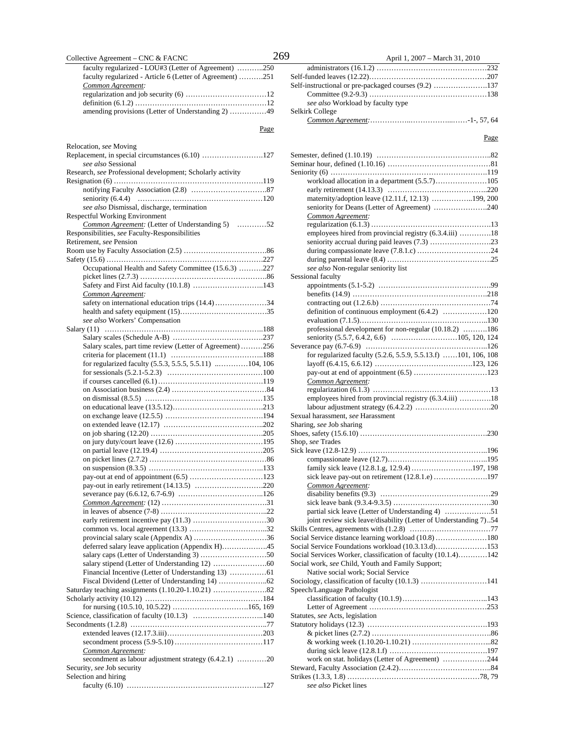faculty regularized - LOU#3 (Letter of Agreement) ………..250
faculty regularized - Article 6 (Letter of Agreement) ……….251
*Common Agreement:*
regularization and job security (6) ……………………………12
definition (6.1.2) ………………………………………………12
amending provisions (Letter of Understanding 2) ……………49

Page

Relocation, *see* Moving
Replacement, in special circumstances (6.10) …………………….127
*see also* Sessional
Research, *see* Professional development; Scholarly activity
Resignation (6) ……………………………………………………119
notifying Faculty Association (2.8) …………………………..87
seniority (6.4.4) ……………………………………………120
*see also* Dismissal, discharge, termination
Respectful Working Environment
*Common Agreement:* (Letter of Understanding 5) …………52
Responsibilities, *see* Faculty-Responsibilities
Retirement, *see* Pension
Room use by Faculty Association (2.5) ……………………………86
Safety (15.6) ……………………………………………………….227
Occupational Health and Safety Committee (15.6.3) ……….227
picket lines (2.7.3) ……………………………………………86
Safety and First Aid faculty (10.1.8) ………………………..143
*Common Agreement:*
safety on international education trips (14.4) …………………34
health and safety equipment (15)………………………………35
*see also* Workers' Compensation
Salary (11) ………………………………………………………..188
Salary scales (Schedule A-B) ……………………………….237
Salary scales, part time review (Letter of Agreement) ………256
criteria for placement (11.1) ………………………………..188
for regularized faculty (5.5.3, 5.5.5, 5.5.11) …………104, 106
for sessionals (5.2.1-5.2.3) ……………………………….100
if courses cancelled (6.1)……………………………………119
on Association business (2.4) ………………………………84
on dismissal (8.5.5) ………………………………………135
on educational leave (13.5.12)………………………………213
on exchange leave (12.5.5) …………………………………194
on extended leave (12.17) …………………………………..202
on job sharing (12.20) ……………………………………205
on jury duty/court leave (12.6) ……………………………195
on partial leave (12.19.4) …………………………………205
on picket lines (2.7.2) ………………………………………86
on suspension (8.3.5) ……………………………………..133
pay-out at end of appointment (6.5) ………………………123
pay-out in early retirement (14.13.5) ……………………..220
severance pay (6.6.12, 6.7-6.9) ……………………………..126
*Common Agreement:* (12) ……………………………………31
in leaves of absence (7-8) …………………………………...22
early retirement incentive pay (11.3) ………………………30
common vs. local agreement (13.3) …………………………..32
provincial salary scale (Appendix A) ………………………..36
deferred salary leave application (Appendix H)………………45
salary caps (Letter of Understanding 3) ……………………50
salary stipend (Letter of Understanding 12) …………………60
Financial Incentive (Letter of Understanding 13) ……………61
Fiscal Dividend (Letter of Understanding 14) ………………..62
Saturday teaching assignments (1.10.20-1.10.21) ……………………82
Scholarly activity (10.12) …………………………………………184
for nursing (10.5.10, 10.5.22) …………………………165, 169
Science, classification of faculty (10.1.3) ………………………..140
Secondments (1.2.8) ………………………………………………..77
extended leaves (12.17.3.iii)…………………………………203
secondment process (5.9-5.10)………………………………117
*Common Agreement:*
secondment as labour adjustment strategy (6.4.2.1) …………20
Security, *see* Job security
Selection and hiring
faculty (6.10) ………………………………………………..127

administrators (16.1.2) ………………………………………232
Self-funded leaves (12.22)…………………………………………207
Self-instructional or pre-packaged courses (9.2) …………………137
Committee (9.2-9.3) …………………………………………138
*see also* Workload by faculty type
Selkirk College
*Common Agreement:*…………….……………...……-1-, 57, 64

Page

Semester, defined (1.10.19) ………………………………………..82
Seminar hour, defined (1.10.16) …………………………………81
Seniority (6) ………………………………………………………119
workload allocation in a department (5.5.7)…………………105
early retirement (14.13.3) …………………………………..220
maternity/adoption leave (12.11.f, 12.13) ……………..199, 200
seniority for Deans (Letter of Agreement) ………………….240
*Common Agreement:*
regularization (6.1.3) …………………………………………..13
employees hired from provincial registry (6.3.4.iii) ………….18
seniority accrual during paid leaves (7.3) ……………………..23
during compassionate leave (7.8.1.c) …………………………24
during parental leave (8.4) ……………………………………..25
*see also* Non-regular seniority list
Sessional faculty
appointments (5.1-5.2) ………………………………………99
benefits (14.9) ………………………………………………218
contracting out (1.2.6.b) ……………………………………74
definition of continuous employment (6.4.2) ………………120
evaluation (7.1.5)……………………………………………..130
professional development for non-regular (10.18.2) ……….186
seniority (5.5.7, 6.4.2, 6.6) ………………………105, 120, 124
Severance pay (6.7-6.9) …………………………………………..126
for regularized faculty (5.2.6, 5.5.9, 5.5.13.f) ……101, 106, 108
layoff (6.4.15, 6.6.12) …………………………………123, 126
pay-out at end of appointment (6.5) …………………………123
*Common Agreement:*
regularization (6.1.3) …………………………………………13
employees hired from provincial registry (6.3.4.iii) ………….18
labour adjustment strategy (6.4.2.2) …………………………20
Sexual harassment, *see* Harassment
Sharing, *see* Job sharing
Shoes, safety (15.6.10) ……………………………………………230
Shop, *see* Trades
Sick leave (12.8-12.9) …………………………………………….196
compassionate leave (12.7)…………………………………..195
family sick leave (12.8.1.g, 12.9.4) ……………………197, 198
sick leave pay-out on retirement (12.8.1.e) …………………197
*Common Agreement:*
disability benefits (9.3) ………………………………………29
sick leave bank (9.3.4-9.3.5) …………………………………30
partial sick leave (Letter of Understanding 4) ……………….51
joint review sick leave/disability (Letter of Understanding 7)..54
Skills Centres, agreements with (1.2.8) ……………………………77
Social Service distance learning workload (10.8) …………………180
Social Service Foundations workload (10.3.13.d)…………………153
Social Services Worker, classification of faculty (10.1.4)…………142
Social work, *see* Child, Youth and Family Support;
Native social work; Social Service
Sociology, classification of faculty (10.1.3) ………………………141
Speech/Language Pathologist
classification of faculty (10.1.9)……………………………..143
Letter of Agreement …………………………………………253
Statutes, *see* Acts, legislation
Statutory holidays (12.3) …………………………………………193
& picket lines (2.7.2) …………………………………………..86
& working week (1.10.20-1.10.21) …………………………...82
during sick leave (12.8.1.f) …………………………………197
work on stat. holidays (Letter of Agreement) ………………244
Steward, Faculty Association (2.4.2)……………………………..84
Strikes (1.3.3, 1.8) ……………………………………………78, 79
*see also* Picket lines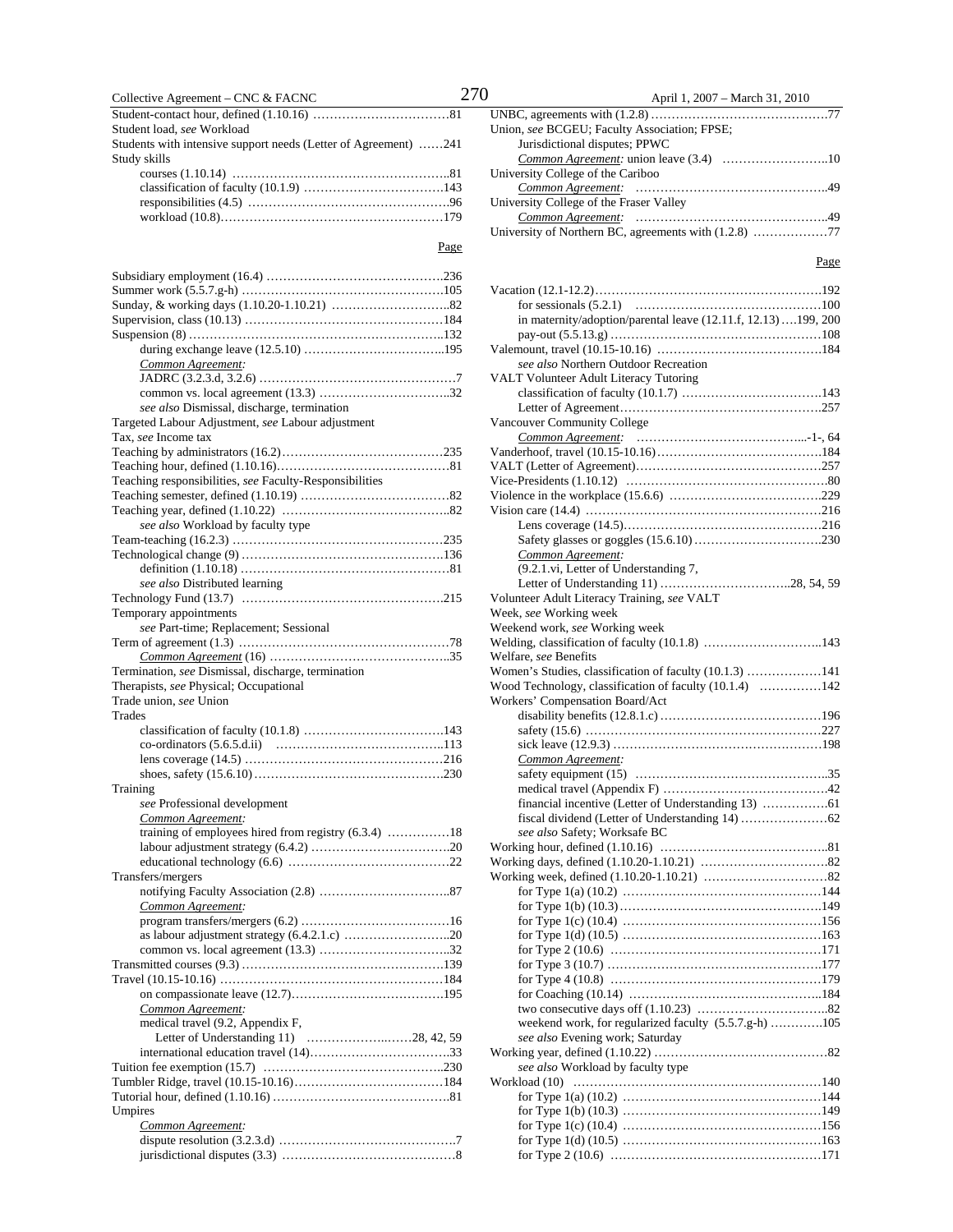Student-contact hour, defined (1.10.16) ....................................81
Student load, *see* Workload
Students with intensive support needs (Letter of Agreement) ......241
Study skills
  courses (1.10.14) ....................................................81
  classification of faculty (10.1.9) ....................................143
  responsibilities (4.5) ................................................96
  workload (10.8).......................................................179

Page

Subsidiary employment (16.4) ..........................................236
Summer work (5.5.7.g-h) ................................................105
Sunday, & working days (1.10.20-1.10.21) ..............................82
Supervision, class (10.13) ..............................................184
Suspension (8) ...........................................................132
  during exchange leave (12.5.10) ......................................195
  *Common Agreement:*
  JADRC (3.2.3.d, 3.2.6) ...............................................7
  common vs. local agreement (13.3) ....................................32
  *see also* Dismissal, discharge, termination
Targeted Labour Adjustment, *see* Labour adjustment
Tax, *see* Income tax
Teaching by administrators (16.2).......................................235
Teaching hour, defined (1.10.16).........................................81
Teaching responsibilities, *see* Faculty-Responsibilities
Teaching semester, defined (1.10.19) ...................................82
Teaching year, defined (1.10.22) ........................................82
  *see also* Workload by faculty type
Team-teaching (16.2.3) ..................................................235
Technological change (9) ................................................136
  definition (1.10.18) ..................................................81
  *see also* Distributed learning
Technology Fund (13.7) ..................................................215
Temporary appointments
  *see* Part-time; Replacement; Sessional
Term of agreement (1.3) .................................................78
  *Common Agreement* (16) ..............................................35
Termination, *see* Dismissal, discharge, termination
Therapists, *see* Physical; Occupational
Trade union, *see* Union
Trades
  classification of faculty (10.1.8) ....................................143
  co-ordinators (5.6.5.d.ii) ............................................113
  lens coverage (14.5) .................................................216
  shoes, safety (15.6.10)...............................................230
Training
  *see* Professional development
  *Common Agreement:*
  training of employees hired from registry (6.3.4) ...............18
  labour adjustment strategy (6.4.2) ...................................20
  educational technology (6.6) .........................................22
Transfers/mergers
  notifying Faculty Association (2.8) ..................................87
  *Common Agreement:*
  program transfers/mergers (6.2) .......................................16
  as labour adjustment strategy (6.4.2.1.c) ............................20
  common vs. local agreement (13.3) ....................................32
Transmitted courses (9.3) ...............................................139
Travel (10.15-10.16) .....................................................184
  on compassionate leave (12.7).........................................195
  *Common Agreement:*
  medical travel (9.2, Appendix F,
    Letter of Understanding 11) ..............................28, 42, 59
  international education travel (14)...................................33
Tuition fee exemption (15.7) ............................................230
Tumbler Ridge, travel (10.15-10.16).....................................184
Tutorial hour, defined (1.10.16) ........................................81
Umpires
  *Common Agreement:*
  dispute resolution (3.2.3.d) .........................................7
  jurisdictional disputes (3.3) .........................................8

UNBC, agreements with (1.2.8) ...........................................77
Union, *see* BCGEU; Faculty Association; FPSE;
  Jurisdictional disputes; PPWC
  *Common Agreement:* union leave (3.4) ................................10
University College of the Cariboo
  *Common Agreement:* ..................................................49
University College of the Fraser Valley
  *Common Agreement:* ..................................................49
University of Northern BC, agreements with (1.2.8) ...................77

Page

Vacation (12.1-12.2).....................................................192
  for sessionals (5.2.1) ...............................................100
  in maternity/adoption/parental leave (12.11.f, 12.13)....199, 200
  pay-out (5.5.13.g) ....................................................108
Valemount, travel (10.15-10.16) .........................................184
  *see also* Northern Outdoor Recreation
VALT Volunteer Adult Literacy Tutoring
  classification of faculty (10.1.7) ....................................143
  Letter of Agreement...................................................257
Vancouver Community College
  *Common Agreement:* ..............................................-1-, 64
Vanderhoof, travel (10.15-10.16)........................................184
VALT (Letter of Agreement)..............................................257
Vice-Presidents (1.10.12) ................................................80
Violence in the workplace (15.6.6) .....................................229
Vision care (14.4) .......................................................216
  Lens coverage (14.5)..................................................216
  Safety glasses or goggles (15.6.10)...................................230
  *Common Agreement:*
  (9.2.1.vi, Letter of Understanding 7,
    Letter of Understanding 11) ................................28, 54, 59
Volunteer Adult Literacy Training, *see* VALT
Week, *see* Working week
Weekend work, *see* Working week
Welding, classification of faculty (10.1.8) ...........................143
Welfare, *see* Benefits
Women's Studies, classification of faculty (10.1.3) ..................141
Wood Technology, classification of faculty (10.1.4) ..................142
Workers' Compensation Board/Act
  disability benefits (12.8.1.c) .......................................196
  safety (15.6) .........................................................227
  sick leave (12.9.3) ...................................................198
  *Common Agreement:*
  safety equipment (15) ................................................35
  medical travel (Appendix F) ..........................................42
  financial incentive (Letter of Understanding 13) ....................61
  fiscal dividend (Letter of Understanding 14) .........................62
  *see also* Safety; Worksafe BC
Working hour, defined (1.10.16) ........................................81
Working days, defined (1.10.20-1.10.21) ...............................82
Working week, defined (1.10.20-1.10.21) ...............................82
  for Type 1(a) (10.2) ................................................144
  for Type 1(b) (10.3)..................................................149
  for Type 1(c) (10.4) ................................................156
  for Type 1(d) (10.5) ................................................163
  for Type 2 (10.6) ....................................................171
  for Type 3 (10.7) ....................................................177
  for Type 4 (10.8) ....................................................179
  for Coaching (10.14) .................................................184
  two consecutive days off (1.10.23) ...................................82
  weekend work, for regularized faculty (5.5.7.g-h) ..................105
  *see also* Evening work; Saturday
Working year, defined (1.10.22) .........................................82
  *see also* Workload by faculty type
Workload (10) ............................................................140
  for Type 1(a) (10.2) ................................................144
  for Type 1(b) (10.3) ................................................149
  for Type 1(c) (10.4) ................................................156
  for Type 1(d) (10.5) ................................................163
  for Type 2 (10.6) ....................................................171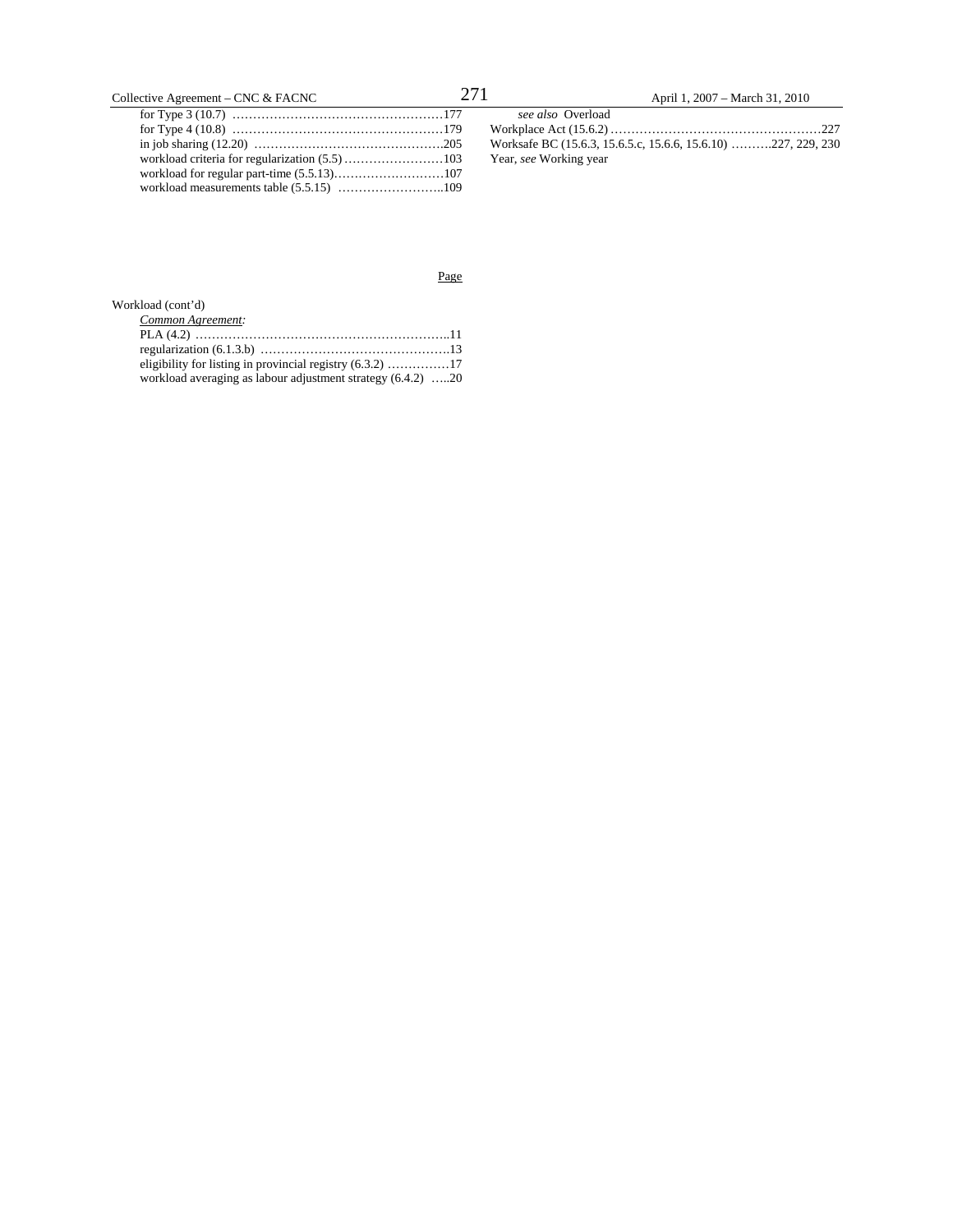for Type 3 (10.7) ……………………………………………177
for Type 4 (10.8) ……………………………………………179
in job sharing (12.20) ………………………………………205
workload criteria for regularization (5.5) ……………………103
workload for regular part-time (5.5.13)………………………107
workload measurements table (5.5.15) ……………………..109

*see also* Overload
Workplace Act (15.6.2) ……………………………………………227
Worksafe BC (15.6.3, 15.6.5.c, 15.6.6, 15.6.10) ……….227, 229, 230
Year, *see* Working year

Page

Workload (cont'd)
*Common Agreement:*
PLA (4.2) ……………………………………………………..11
regularization (6.1.3.b) ……………………………………….13
eligibility for listing in provincial registry (6.3.2) ……………17
workload averaging as labour adjustment strategy (6.4.2) …..20